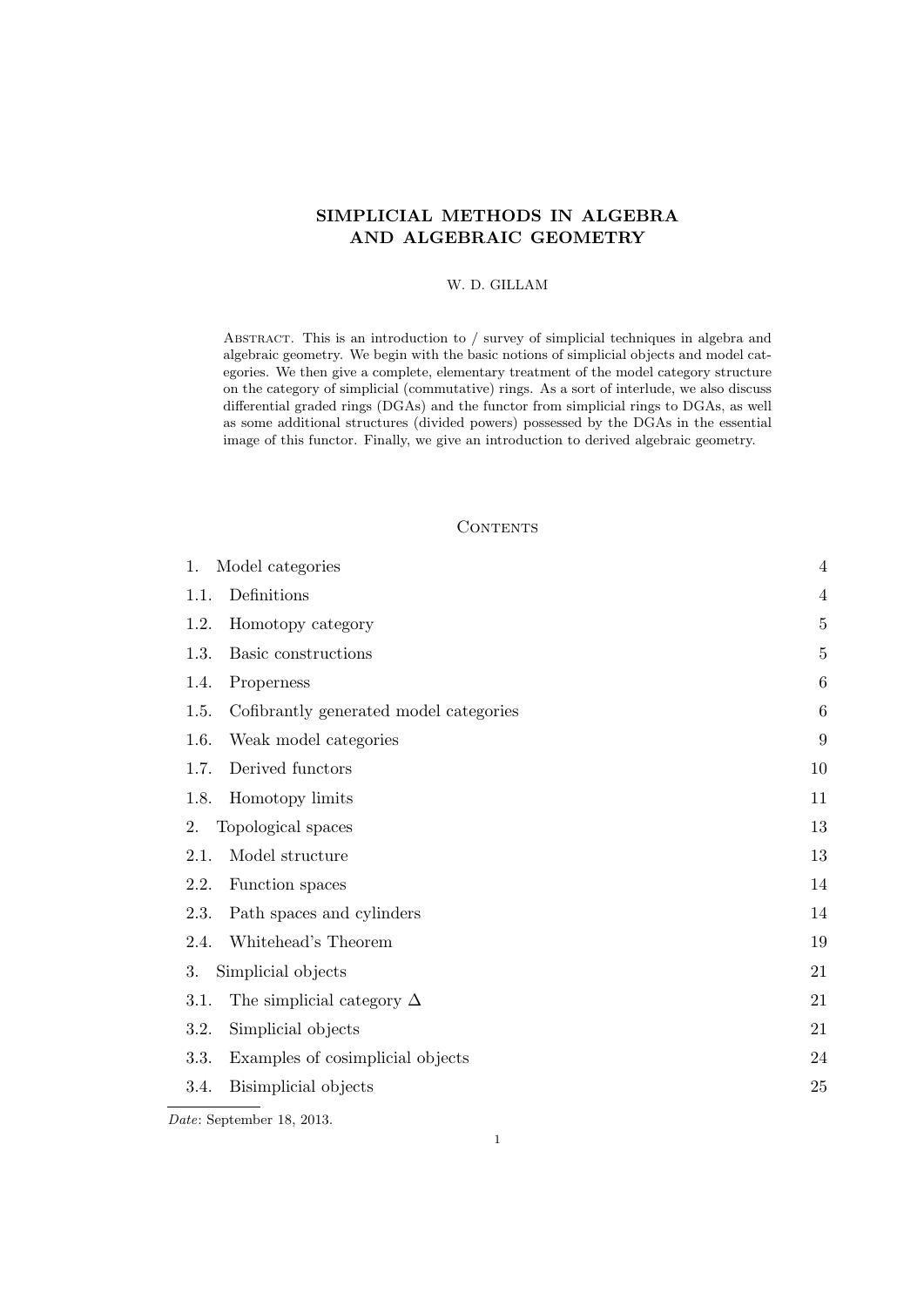# SIMPLICIAL METHODS IN ALGEBRA AND ALGEBRAIC GEOMETRY

W. D. GILLAM

Abstract. This is an introduction to / survey of simplicial techniques in algebra and algebraic geometry. We begin with the basic notions of simplicial objects and model categories. We then give a complete, elementary treatment of the model category structure on the category of simplicial (commutative) rings. As a sort of interlude, we also discuss differential graded rings (DGAs) and the functor from simplicial rings to DGAs, as well as some additional structures (divided powers) possessed by the DGAs in the essential image of this functor. Finally, we give an introduction to derived algebraic geometry.

## Contents

| | |
|---|---|
| 1. Model categories | 4 |
| 1.1. Definitions | 4 |
| 1.2. Homotopy category | 5 |
| 1.3. Basic constructions | 5 |
| 1.4. Properness | 6 |
| 1.5. Cofibrantly generated model categories | 6 |
| 1.6. Weak model categories | 9 |
| 1.7. Derived functors | 10 |
| 1.8. Homotopy limits | 11 |
| 2. Topological spaces | 13 |
| 2.1. Model structure | 13 |
| 2.2. Function spaces | 14 |
| 2.3. Path spaces and cylinders | 14 |
| 2.4. Whitehead's Theorem | 19 |
| 3. Simplicial objects | 21 |
| 3.1. The simplicial category $\Delta$ | 21 |
| 3.2. Simplicial objects | 21 |
| 3.3. Examples of cosimplicial objects | 24 |
| 3.4. Bisimplicial objects | 25 |

*Date*: September 18, 2013.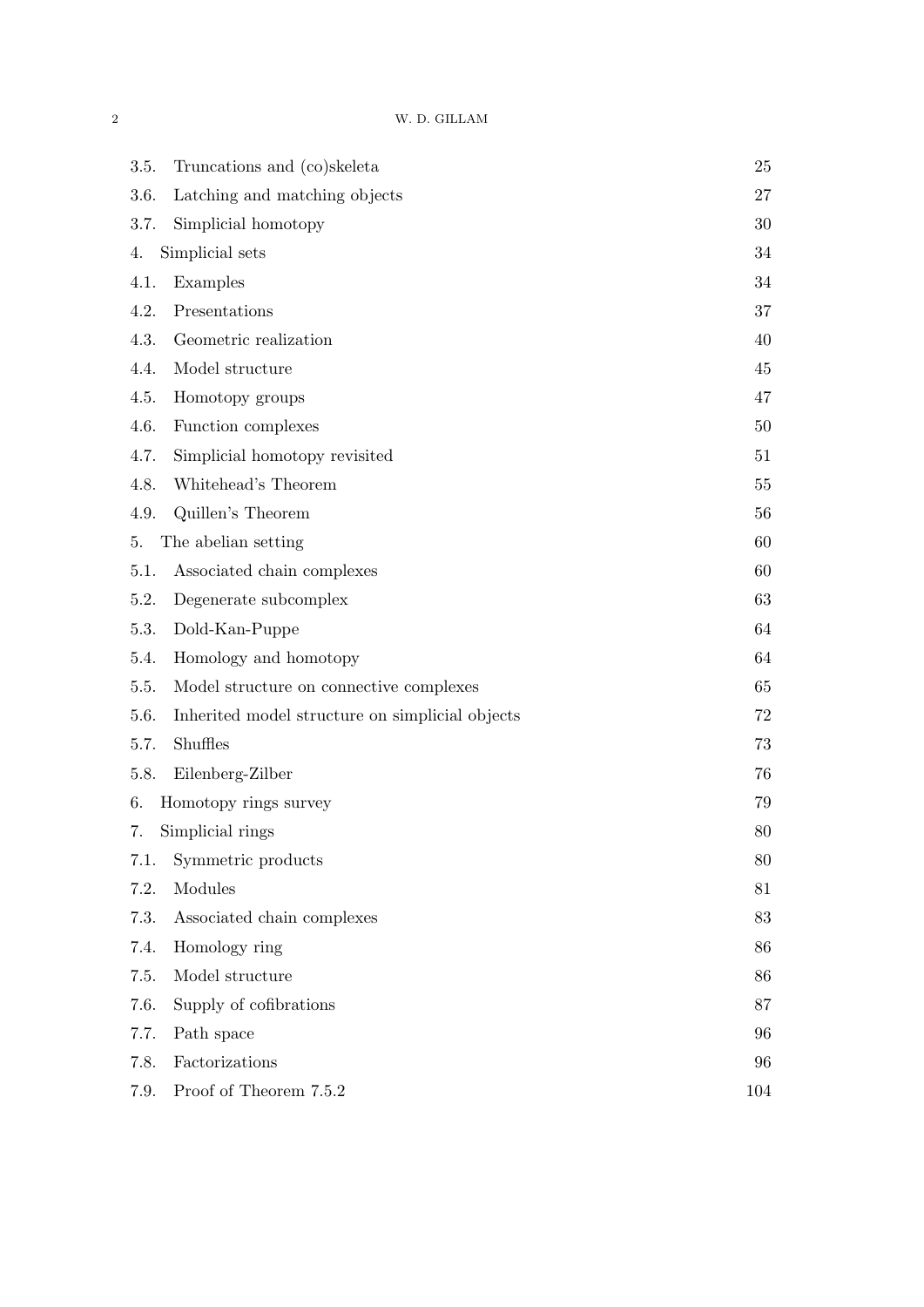| | |
|---|---|
| 3.5. Truncations and (co)skeleta | 25 |
| 3.6. Latching and matching objects | 27 |
| 3.7. Simplicial homotopy | 30 |
| 4. Simplicial sets | 34 |
| 4.1. Examples | 34 |
| 4.2. Presentations | 37 |
| 4.3. Geometric realization | 40 |
| 4.4. Model structure | 45 |
| 4.5. Homotopy groups | 47 |
| 4.6. Function complexes | 50 |
| 4.7. Simplicial homotopy revisited | 51 |
| 4.8. Whitehead's Theorem | 55 |
| 4.9. Quillen's Theorem | 56 |
| 5. The abelian setting | 60 |
| 5.1. Associated chain complexes | 60 |
| 5.2. Degenerate subcomplex | 63 |
| 5.3. Dold-Kan-Puppe | 64 |
| 5.4. Homology and homotopy | 64 |
| 5.5. Model structure on connective complexes | 65 |
| 5.6. Inherited model structure on simplicial objects | 72 |
| 5.7. Shuffles | 73 |
| 5.8. Eilenberg-Zilber | 76 |
| 6. Homotopy rings survey | 79 |
| 7. Simplicial rings | 80 |
| 7.1. Symmetric products | 80 |
| 7.2. Modules | 81 |
| 7.3. Associated chain complexes | 83 |
| 7.4. Homology ring | 86 |
| 7.5. Model structure | 86 |
| 7.6. Supply of cofibrations | 87 |
| 7.7. Path space | 96 |
| 7.8. Factorizations | 96 |
| 7.9. Proof of Theorem 7.5.2 | 104 |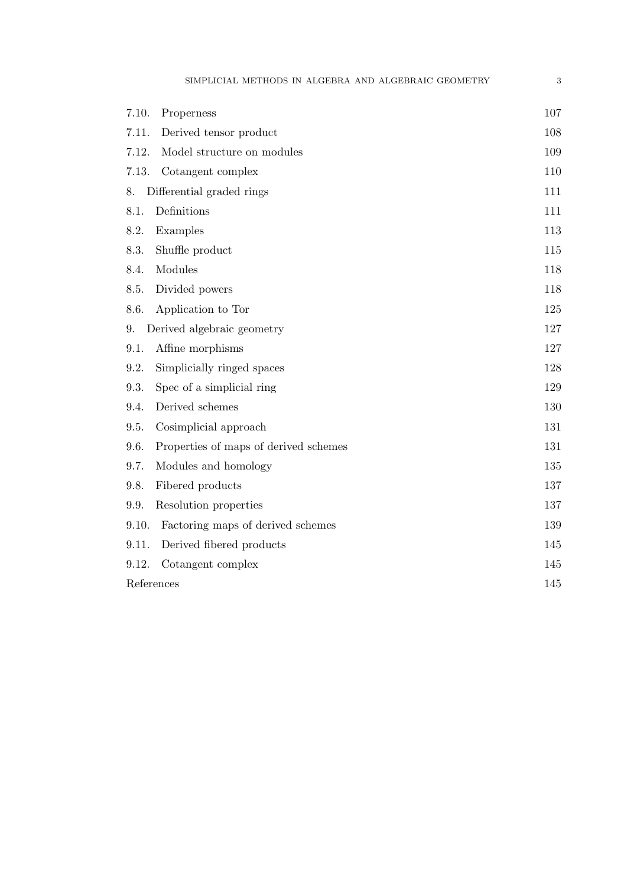7.10. Properness 107
7.11. Derived tensor product 108
7.12. Model structure on modules 109
7.13. Cotangent complex 110
8. Differential graded rings 111
8.1. Definitions 111
8.2. Examples 113
8.3. Shuffle product 115
8.4. Modules 118
8.5. Divided powers 118
8.6. Application to Tor 125
9. Derived algebraic geometry 127
9.1. Affine morphisms 127
9.2. Simplicially ringed spaces 128
9.3. Spec of a simplicial ring 129
9.4. Derived schemes 130
9.5. Cosimplicial approach 131
9.6. Properties of maps of derived schemes 131
9.7. Modules and homology 135
9.8. Fibered products 137
9.9. Resolution properties 137
9.10. Factoring maps of derived schemes 139
9.11. Derived fibered products 145
9.12. Cotangent complex 145
References 145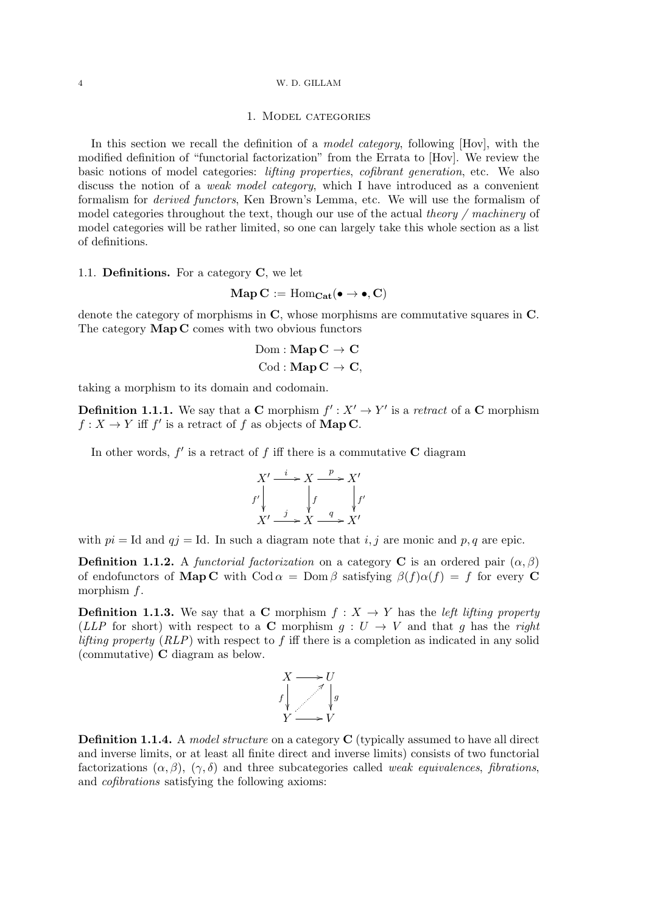## 1. Model categories

In this section we recall the definition of a *model category*, following [Hov], with the modified definition of "functorial factorization" from the Errata to [Hov]. We review the basic notions of model categories: *lifting properties*, *cofibrant generation*, etc. We also discuss the notion of a *weak model category*, which I have introduced as a convenient formalism for *derived functors*, Ken Brown's Lemma, etc. We will use the formalism of model categories throughout the text, though our use of the actual *theory / machinery* of model categories will be rather limited, so one can largely take this whole section as a list of definitions.

### 1.1. Definitions.

For a category $\mathbf{C}$, we let

$$\mathbf{Map}\,\mathbf{C} := \mathrm{Hom}_{\mathbf{Cat}}(\bullet \to \bullet, \mathbf{C})$$

denote the category of morphisms in $\mathbf{C}$, whose morphisms are commutative squares in $\mathbf{C}$. The category $\mathbf{Map}\,\mathbf{C}$ comes with two obvious functors

$$\mathrm{Dom} : \mathbf{Map}\,\mathbf{C} \to \mathbf{C}$$
$$\mathrm{Cod} : \mathbf{Map}\,\mathbf{C} \to \mathbf{C},$$

taking a morphism to its domain and codomain.

**Definition 1.1.1.** We say that a $\mathbf{C}$ morphism $f' : X' \to Y'$ is a *retract* of a $\mathbf{C}$ morphism $f : X \to Y$ iff $f'$ is a retract of $f$ as objects of $\mathbf{Map}\,\mathbf{C}$.

In other words, $f'$ is a retract of $f$ iff there is a commutative $\mathbf{C}$ diagram

$$\begin{array}{ccccc} X' & \xrightarrow{i} & X & \xrightarrow{p} & X' \\ {\scriptstyle f'}\downarrow & & \downarrow{\scriptstyle f} & & \downarrow{\scriptstyle f'} \\ X' & \xrightarrow{j} & X & \xrightarrow{q} & X' \end{array}$$

with $pi = \mathrm{Id}$ and $qj = \mathrm{Id}$. In such a diagram note that $i, j$ are monic and $p, q$ are epic.

**Definition 1.1.2.** A *functorial factorization* on a category $\mathbf{C}$ is an ordered pair $(\alpha, \beta)$ of endofunctors of $\mathbf{Map}\,\mathbf{C}$ with $\mathrm{Cod}\,\alpha = \mathrm{Dom}\,\beta$ satisfying $\beta(f)\alpha(f) = f$ for every $\mathbf{C}$ morphism $f$.

**Definition 1.1.3.** We say that a $\mathbf{C}$ morphism $f : X \to Y$ has the *left lifting property* (*LLP* for short) with respect to a $\mathbf{C}$ morphism $g : U \to V$ and that $g$ has the *right lifting property* (*RLP*) with respect to $f$ iff there is a completion as indicated in any solid (commutative) $\mathbf{C}$ diagram as below.

$$\begin{array}{ccc} X & \longrightarrow & U \\ {\scriptstyle f}\downarrow & \nearrow & \downarrow{\scriptstyle g} \\ Y & \longrightarrow & V \end{array}$$

**Definition 1.1.4.** A *model structure* on a category $\mathbf{C}$ (typically assumed to have all direct and inverse limits, or at least all finite direct and inverse limits) consists of two functorial factorizations $(\alpha, \beta)$, $(\gamma, \delta)$ and three subcategories called *weak equivalences*, *fibrations*, and *cofibrations* satisfying the following axioms: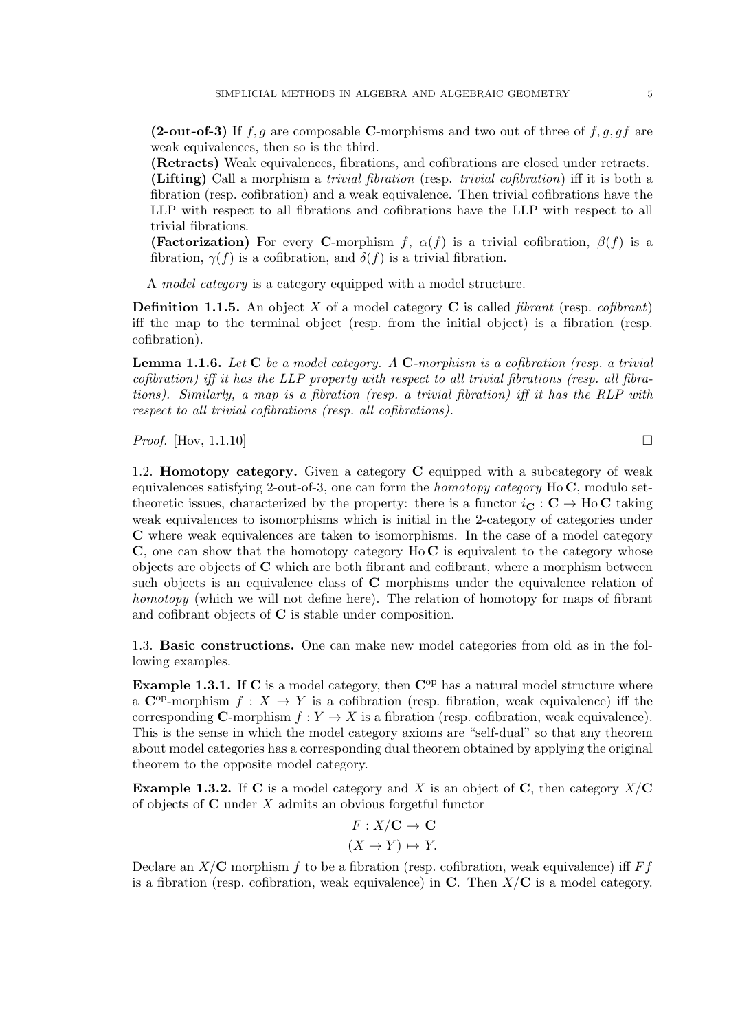**(2-out-of-3)** If $f, g$ are composable **C**-morphisms and two out of three of $f, g, gf$ are weak equivalences, then so is the third.

**(Retracts)** Weak equivalences, fibrations, and cofibrations are closed under retracts.

**(Lifting)** Call a morphism a *trivial fibration* (resp. *trivial cofibration*) iff it is both a fibration (resp. cofibration) and a weak equivalence. Then trivial cofibrations have the LLP with respect to all fibrations and cofibrations have the LLP with respect to all trivial fibrations.

**(Factorization)** For every **C**-morphism $f$, $\alpha(f)$ is a trivial cofibration, $\beta(f)$ is a fibration, $\gamma(f)$ is a cofibration, and $\delta(f)$ is a trivial fibration.

A *model category* is a category equipped with a model structure.

**Definition 1.1.5.** An object $X$ of a model category $\mathbf{C}$ is called *fibrant* (resp. *cofibrant*) iff the map to the terminal object (resp. from the initial object) is a fibration (resp. cofibration).

**Lemma 1.1.6.** *Let $\mathbf{C}$ be a model category. A $\mathbf{C}$-morphism is a cofibration (resp. a trivial cofibration) iff it has the LLP property with respect to all trivial fibrations (resp. all fibrations). Similarly, a map is a fibration (resp. a trivial fibration) iff it has the RLP with respect to all trivial cofibrations (resp. all cofibrations).*

*Proof.* [Hov, 1.1.10] □

1.2. **Homotopy category.** Given a category $\mathbf{C}$ equipped with a subcategory of weak equivalences satisfying 2-out-of-3, one can form the *homotopy category* $\operatorname{Ho}\mathbf{C}$, modulo set-theoretic issues, characterized by the property: there is a functor $i_{\mathbf{C}} : \mathbf{C} \to \operatorname{Ho}\mathbf{C}$ taking weak equivalences to isomorphisms which is initial in the 2-category of categories under $\mathbf{C}$ where weak equivalences are taken to isomorphisms. In the case of a model category $\mathbf{C}$, one can show that the homotopy category $\operatorname{Ho}\mathbf{C}$ is equivalent to the category whose objects are objects of $\mathbf{C}$ which are both fibrant and cofibrant, where a morphism between such objects is an equivalence class of $\mathbf{C}$ morphisms under the equivalence relation of *homotopy* (which we will not define here). The relation of homotopy for maps of fibrant and cofibrant objects of $\mathbf{C}$ is stable under composition.

1.3. **Basic constructions.** One can make new model categories from old as in the following examples.

**Example 1.3.1.** If $\mathbf{C}$ is a model category, then $\mathbf{C}^{\text{op}}$ has a natural model structure where a $\mathbf{C}^{\text{op}}$-morphism $f : X \to Y$ is a cofibration (resp. fibration, weak equivalence) iff the corresponding $\mathbf{C}$-morphism $f : Y \to X$ is a fibration (resp. cofibration, weak equivalence). This is the sense in which the model category axioms are "self-dual" so that any theorem about model categories has a corresponding dual theorem obtained by applying the original theorem to the opposite model category.

**Example 1.3.2.** If $\mathbf{C}$ is a model category and $X$ is an object of $\mathbf{C}$, then category $X/\mathbf{C}$ of objects of $\mathbf{C}$ under $X$ admits an obvious forgetful functor

$$F : X/\mathbf{C} \to \mathbf{C}$$
$$(X \to Y) \mapsto Y.$$

Declare an $X/\mathbf{C}$ morphism $f$ to be a fibration (resp. cofibration, weak equivalence) iff $Ff$ is a fibration (resp. cofibration, weak equivalence) in $\mathbf{C}$. Then $X/\mathbf{C}$ is a model category.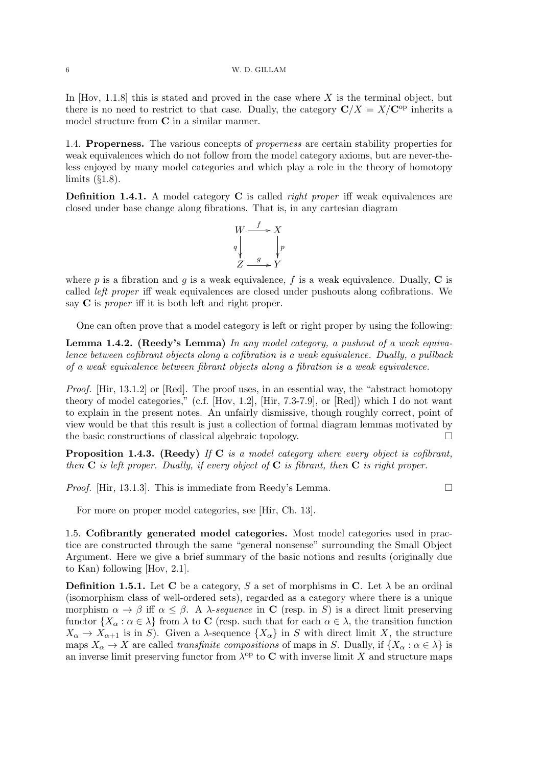In [Hov, 1.1.8] this is stated and proved in the case where $X$ is the terminal object, but there is no need to restrict to that case. Dually, the category $\mathbf{C}/X = X/\mathbf{C}^{\mathrm{op}}$ inherits a model structure from $\mathbf{C}$ in a similar manner.

### 1.4. Properness.

The various concepts of *properness* are certain stability properties for weak equivalences which do not follow from the model category axioms, but are never-the-less enjoyed by many model categories and which play a role in the theory of homotopy limits (§1.8).

**Definition 1.4.1.** A model category $\mathbf{C}$ is called *right proper* iff weak equivalences are closed under base change along fibrations. That is, in any cartesian diagram

$$\begin{array}{ccc} W & \xrightarrow{f} & X \\ {\scriptstyle q}\downarrow & & \downarrow{\scriptstyle p} \\ Z & \xrightarrow{g} & Y \end{array}$$

where $p$ is a fibration and $g$ is a weak equivalence, $f$ is a weak equivalence. Dually, $\mathbf{C}$ is called *left proper* iff weak equivalences are closed under pushouts along cofibrations. We say $\mathbf{C}$ is *proper* iff it is both left and right proper.

One can often prove that a model category is left or right proper by using the following:

**Lemma 1.4.2. (Reedy's Lemma)** *In any model category, a pushout of a weak equivalence between cofibrant objects along a cofibration is a weak equivalence. Dually, a pullback of a weak equivalence between fibrant objects along a fibration is a weak equivalence.*

*Proof.* [Hir, 13.1.2] or [Red]. The proof uses, in an essential way, the "abstract homotopy theory of model categories," (c.f. [Hov, 1.2], [Hir, 7.3-7.9], or [Red]) which I do not want to explain in the present notes. An unfairly dismissive, though roughly correct, point of view would be that this result is just a collection of formal diagram lemmas motivated by the basic constructions of classical algebraic topology. □

**Proposition 1.4.3. (Reedy)** *If $\mathbf{C}$ is a model category where every object is cofibrant, then $\mathbf{C}$ is left proper. Dually, if every object of $\mathbf{C}$ is fibrant, then $\mathbf{C}$ is right proper.*

*Proof.* [Hir, 13.1.3]. This is immediate from Reedy's Lemma. □

For more on proper model categories, see [Hir, Ch. 13].

### 1.5. Cofibrantly generated model categories.

Most model categories used in practice are constructed through the same "general nonsense" surrounding the Small Object Argument. Here we give a brief summary of the basic notions and results (originally due to Kan) following [Hov, 2.1].

**Definition 1.5.1.** Let $\mathbf{C}$ be a category, $S$ a set of morphisms in $\mathbf{C}$. Let $\lambda$ be an ordinal (isomorphism class of well-ordered sets), regarded as a category where there is a unique morphism $\alpha \to \beta$ iff $\alpha \leq \beta$. A $\lambda$-*sequence* in $\mathbf{C}$ (resp. in $S$) is a direct limit preserving functor $\{X_\alpha : \alpha \in \lambda\}$ from $\lambda$ to $\mathbf{C}$ (resp. such that for each $\alpha \in \lambda$, the transition function $X_\alpha \to X_{\alpha+1}$ is in $S$). Given a $\lambda$-sequence $\{X_\alpha\}$ in $S$ with direct limit $X$, the structure maps $X_\alpha \to X$ are called *transfinite compositions* of maps in $S$. Dually, if $\{X_\alpha : \alpha \in \lambda\}$ is an inverse limit preserving functor from $\lambda^{\mathrm{op}}$ to $\mathbf{C}$ with inverse limit $X$ and structure maps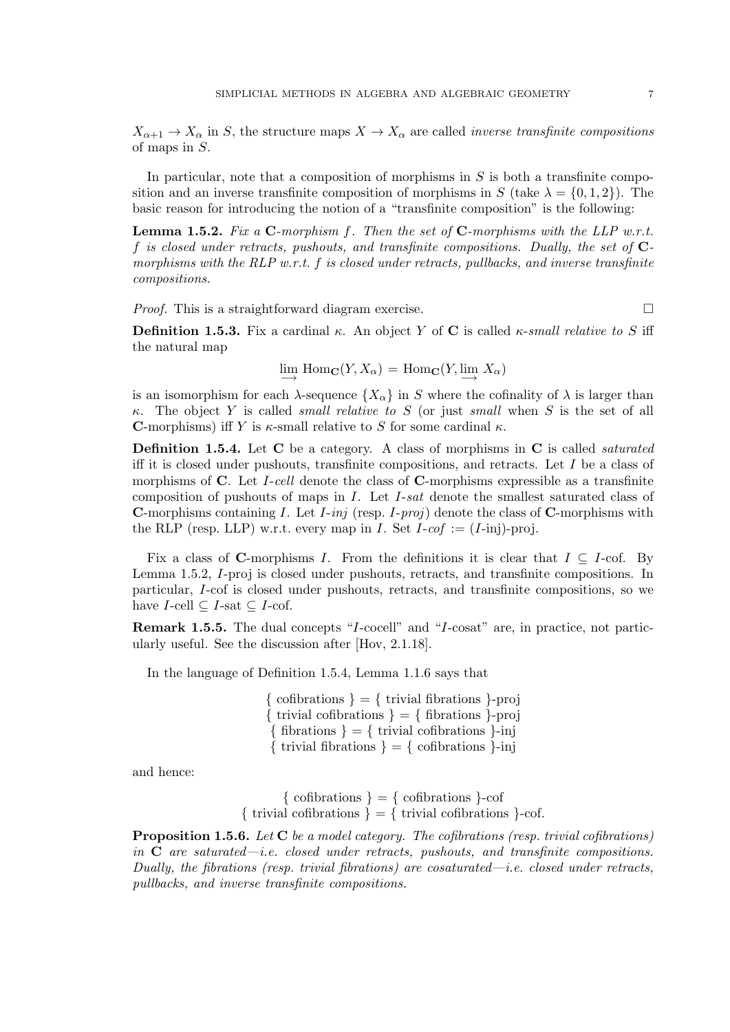$X_{\alpha+1} \to X_\alpha$ in $S$, the structure maps $X \to X_\alpha$ are called *inverse transfinite compositions* of maps in $S$.

In particular, note that a composition of morphisms in $S$ is both a transfinite composition and an inverse transfinite composition of morphisms in $S$ (take $\lambda = \{0, 1, 2\}$). The basic reason for introducing the notion of a "transfinite composition" is the following:

**Lemma 1.5.2.** *Fix a* $\mathbf{C}$*-morphism* $f$*. Then the set of* $\mathbf{C}$*-morphisms with the LLP w.r.t.* $f$ *is closed under retracts, pushouts, and transfinite compositions. Dually, the set of* $\mathbf{C}$*-morphisms with the RLP w.r.t.* $f$ *is closed under retracts, pullbacks, and inverse transfinite compositions.*

*Proof.* This is a straightforward diagram exercise. □

**Definition 1.5.3.** Fix a cardinal $\kappa$. An object $Y$ of $\mathbf{C}$ is called *$\kappa$-small relative to $S$* iff the natural map

$$\varinjlim \operatorname{Hom}_{\mathbf{C}}(Y, X_\alpha) = \operatorname{Hom}_{\mathbf{C}}(Y, \varinjlim X_\alpha)$$

is an isomorphism for each $\lambda$-sequence $\{X_\alpha\}$ in $S$ where the cofinality of $\lambda$ is larger than $\kappa$. The object $Y$ is called *small relative to $S$* (or just *small* when $S$ is the set of all $\mathbf{C}$-morphisms) iff $Y$ is $\kappa$-small relative to $S$ for some cardinal $\kappa$.

**Definition 1.5.4.** Let $\mathbf{C}$ be a category. A class of morphisms in $\mathbf{C}$ is called *saturated* iff it is closed under pushouts, transfinite compositions, and retracts. Let $I$ be a class of morphisms of $\mathbf{C}$. Let *$I$-cell* denote the class of $\mathbf{C}$-morphisms expressible as a transfinite composition of pushouts of maps in $I$. Let *$I$-sat* denote the smallest saturated class of $\mathbf{C}$-morphisms containing $I$. Let *$I$-inj* (resp. *$I$-proj*) denote the class of $\mathbf{C}$-morphisms with the RLP (resp. LLP) w.r.t. every map in $I$. Set *$I$-cof* $:= (I\text{-inj})\text{-proj}$.

Fix a class of $\mathbf{C}$-morphisms $I$. From the definitions it is clear that $I \subseteq I$-cof. By Lemma 1.5.2, $I$-proj is closed under pushouts, retracts, and transfinite compositions. In particular, $I$-cof is closed under pushouts, retracts, and transfinite compositions, so we have $I\text{-cell} \subseteq I\text{-sat} \subseteq I\text{-cof}$.

**Remark 1.5.5.** The dual concepts "$I$-cocell" and "$I$-cosat" are, in practice, not particularly useful. See the discussion after [Hov, 2.1.18].

In the language of Definition 1.5.4, Lemma 1.1.6 says that

$$\begin{aligned}
\{ \text{ cofibrations } \} &= \{ \text{ trivial fibrations } \}\text{-proj} \\
\{ \text{ trivial cofibrations } \} &= \{ \text{ fibrations } \}\text{-proj} \\
\{ \text{ fibrations } \} &= \{ \text{ trivial cofibrations } \}\text{-inj} \\
\{ \text{ trivial fibrations } \} &= \{ \text{ cofibrations } \}\text{-inj}
\end{aligned}$$

and hence:

$$\begin{aligned}
\{ \text{ cofibrations } \} &= \{ \text{ cofibrations } \}\text{-cof} \\
\{ \text{ trivial cofibrations } \} &= \{ \text{ trivial cofibrations } \}\text{-cof.}
\end{aligned}$$

**Proposition 1.5.6.** *Let* $\mathbf{C}$ *be a model category. The cofibrations (resp. trivial cofibrations) in* $\mathbf{C}$ *are saturated—i.e. closed under retracts, pushouts, and transfinite compositions. Dually, the fibrations (resp. trivial fibrations) are cosaturated—i.e. closed under retracts, pullbacks, and inverse transfinite compositions.*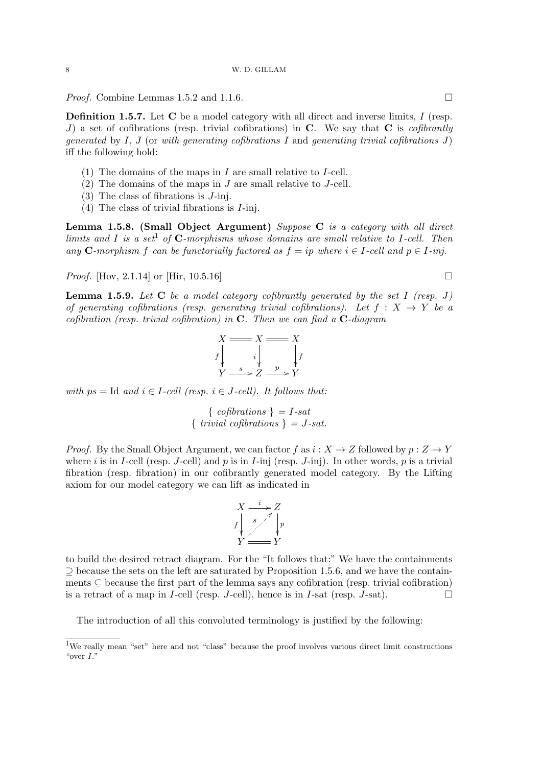*Proof.* Combine Lemmas 1.5.2 and 1.1.6. □

**Definition 1.5.7.** Let $\mathbf{C}$ be a model category with all direct and inverse limits, $I$ (resp. $J$) a set of cofibrations (resp. trivial cofibrations) in $\mathbf{C}$. We say that $\mathbf{C}$ is *cofibrantly generated* by $I$, $J$ (or *with generating cofibrations* $I$ and *generating trivial cofibrations* $J$) iff the following hold:

1. The domains of the maps in $I$ are small relative to $I$-cell.
2. The domains of the maps in $J$ are small relative to $J$-cell.
3. The class of fibrations is $J$-inj.
4. The class of trivial fibrations is $I$-inj.

**Lemma 1.5.8. (Small Object Argument)** *Suppose $\mathbf{C}$ is a category with all direct limits and $I$ is a set*[1] *of $\mathbf{C}$-morphisms whose domains are small relative to $I$-cell. Then any $\mathbf{C}$-morphism $f$ can be functorially factored as $f = ip$ where $i \in I$-cell and $p \in I$-inj.*

*Proof.* [Hov, 2.1.14] or [Hir, 10.5.16] □

**Lemma 1.5.9.** *Let $\mathbf{C}$ be a model category cofibrantly generated by the set $I$ (resp. $J$) of generating cofibrations (resp. generating trivial cofibrations). Let $f : X \to Y$ be a cofibration (resp. trivial cofibration) in $\mathbf{C}$. Then we can find a $\mathbf{C}$-diagram*

$$\begin{array}{ccccc} X & = & X & = & X \\ {\scriptstyle f}\downarrow & & {\scriptstyle i}\downarrow & & \downarrow{\scriptstyle f} \\ Y & \xrightarrow{s} & Z & \xrightarrow{p} & Y \end{array}$$

*with $ps = \mathrm{Id}$ and $i \in I$-cell (resp. $i \in J$-cell). It follows that:*

$$\{ \text{ cofibrations } \} = I\text{-sat}$$
$$\{ \text{ trivial cofibrations } \} = J\text{-sat}.$$

*Proof.* By the Small Object Argument, we can factor $f$ as $i : X \to Z$ followed by $p : Z \to Y$ where $i$ is in $I$-cell (resp. $J$-cell) and $p$ is in $I$-inj (resp. $J$-inj). In other words, $p$ is a trivial fibration (resp. fibration) in our cofibrantly generated model category. By the Lifting axiom for our model category we can lift as indicated in

$$\begin{array}{ccc} X & \xrightarrow{i} & Z \\ {\scriptstyle f}\downarrow & \overset{s}{\nearrow} & \downarrow{\scriptstyle p} \\ Y & = & Y \end{array}$$

to build the desired retract diagram. For the "It follows that:" We have the containments $\supseteq$ because the sets on the left are saturated by Proposition 1.5.6, and we have the containments $\subseteq$ because the first part of the lemma says any cofibration (resp. trivial cofibration) is a retract of a map in $I$-cell (resp. $J$-cell), hence is in $I$-sat (resp. $J$-sat). □

The introduction of all this convoluted terminology is justified by the following:

[1] We really mean "set" here and not "class" because the proof involves various direct limit constructions "over $I$."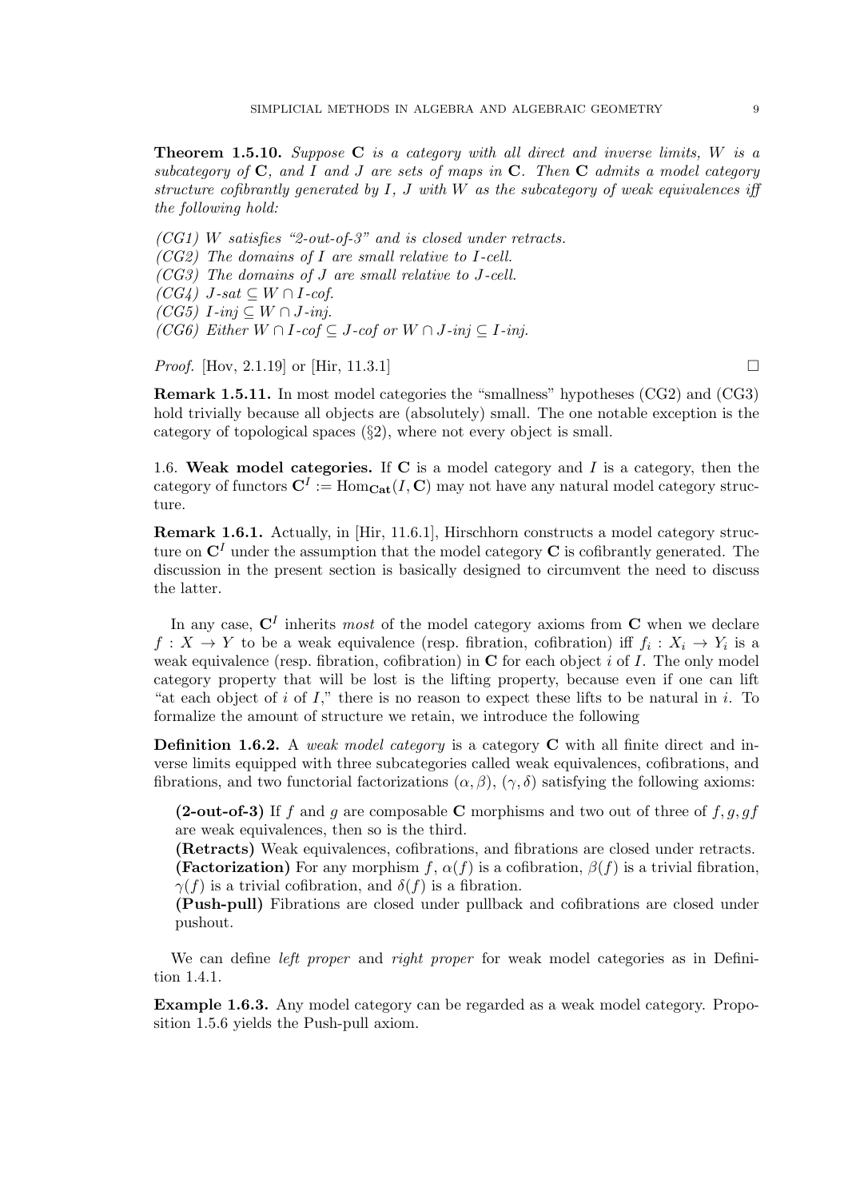**Theorem 1.5.10.** *Suppose* $\mathbf{C}$ *is a category with all direct and inverse limits,* $W$ *is a subcategory of* $\mathbf{C}$*, and* $I$ *and* $J$ *are sets of maps in* $\mathbf{C}$*. Then* $\mathbf{C}$ *admits a model category structure cofibrantly generated by* $I$*,* $J$ *with* $W$ *as the subcategory of weak equivalences iff the following hold:*

*(CG1)* $W$ *satisfies "2-out-of-3" and is closed under retracts.*
*(CG2) The domains of* $I$ *are small relative to* $I$*-cell.*
*(CG3) The domains of* $J$ *are small relative to* $J$*-cell.*
*(CG4)* $J$*-sat* $\subseteq W \cap I$*-cof.*
*(CG5)* $I$*-inj* $\subseteq W \cap J$*-inj.*
*(CG6) Either* $W \cap I$*-cof* $\subseteq J$*-cof or* $W \cap J$*-inj* $\subseteq I$*-inj.*

*Proof.* [Hov, 2.1.19] or [Hir, 11.3.1] □

**Remark 1.5.11.** In most model categories the "smallness" hypotheses (CG2) and (CG3) hold trivially because all objects are (absolutely) small. The one notable exception is the category of topological spaces (§2), where not every object is small.

1.6. **Weak model categories.** If $\mathbf{C}$ is a model category and $I$ is a category, then the category of functors $\mathbf{C}^I := \mathrm{Hom}_{\mathbf{Cat}}(I, \mathbf{C})$ may not have any natural model category structure.

**Remark 1.6.1.** Actually, in [Hir, 11.6.1], Hirschhorn constructs a model category structure on $\mathbf{C}^I$ under the assumption that the model category $\mathbf{C}$ is cofibrantly generated. The discussion in the present section is basically designed to circumvent the need to discuss the latter.

In any case, $\mathbf{C}^I$ inherits *most* of the model category axioms from $\mathbf{C}$ when we declare $f : X \to Y$ to be a weak equivalence (resp. fibration, cofibration) iff $f_i : X_i \to Y_i$ is a weak equivalence (resp. fibration, cofibration) in $\mathbf{C}$ for each object $i$ of $I$. The only model category property that will be lost is the lifting property, because even if one can lift "at each object of $i$ of $I$," there is no reason to expect these lifts to be natural in $i$. To formalize the amount of structure we retain, we introduce the following

**Definition 1.6.2.** A *weak model category* is a category $\mathbf{C}$ with all finite direct and inverse limits equipped with three subcategories called weak equivalences, cofibrations, and fibrations, and two functorial factorizations $(\alpha, \beta)$, $(\gamma, \delta)$ satisfying the following axioms:

> **(2-out-of-3)** If $f$ and $g$ are composable $\mathbf{C}$ morphisms and two out of three of $f, g, gf$ are weak equivalences, then so is the third.
> **(Retracts)** Weak equivalences, cofibrations, and fibrations are closed under retracts.
> **(Factorization)** For any morphism $f$, $\alpha(f)$ is a cofibration, $\beta(f)$ is a trivial fibration, $\gamma(f)$ is a trivial cofibration, and $\delta(f)$ is a fibration.
> **(Push-pull)** Fibrations are closed under pullback and cofibrations are closed under pushout.

We can define *left proper* and *right proper* for weak model categories as in Definition 1.4.1.

**Example 1.6.3.** Any model category can be regarded as a weak model category. Proposition 1.5.6 yields the Push-pull axiom.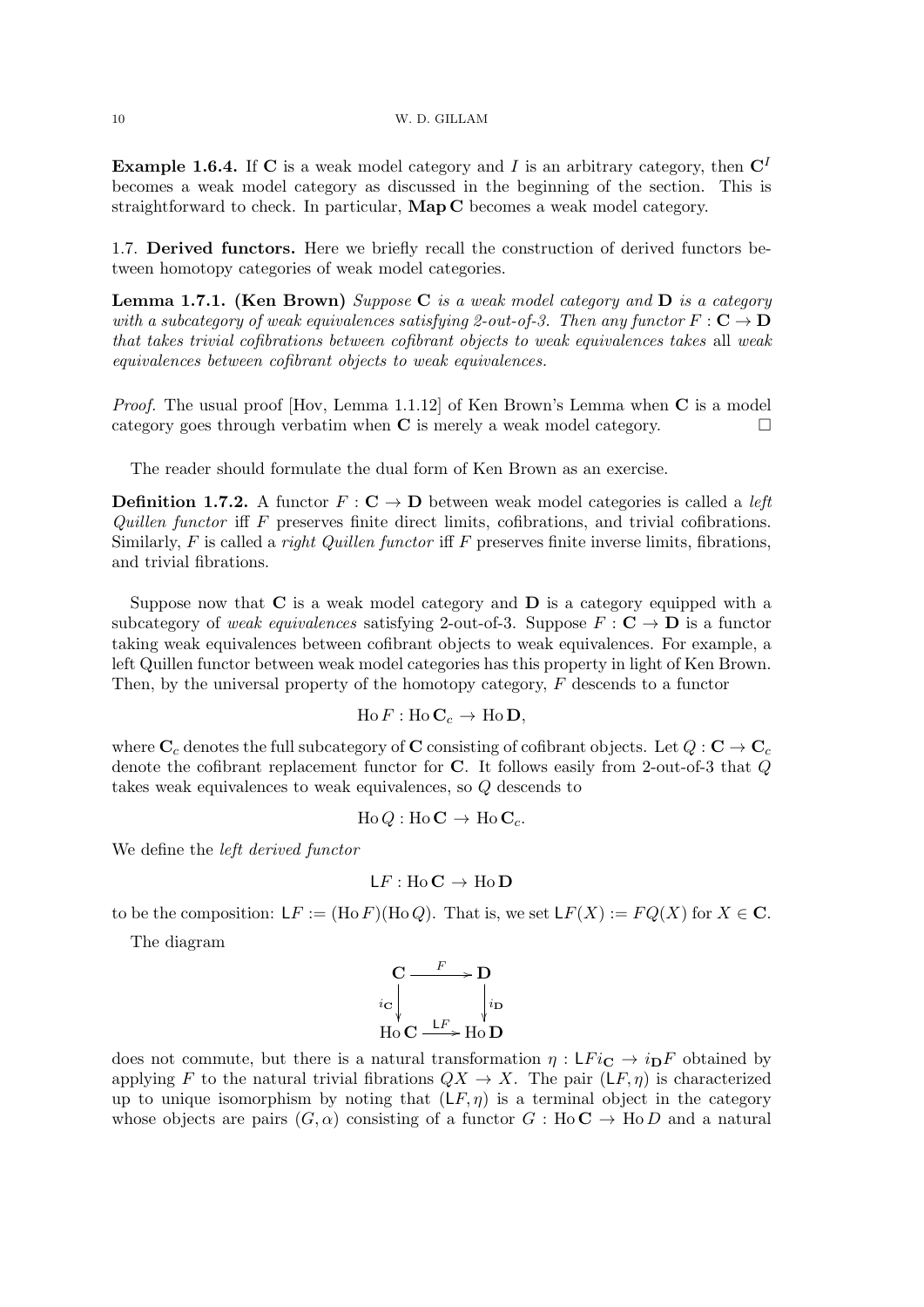**Example 1.6.4.** If $\mathbf{C}$ is a weak model category and $I$ is an arbitrary category, then $\mathbf{C}^I$ becomes a weak model category as discussed in the beginning of the section. This is straightforward to check. In particular, $\mathbf{Map}\,\mathbf{C}$ becomes a weak model category.

## 1.7. Derived functors.

Here we briefly recall the construction of derived functors between homotopy categories of weak model categories.

**Lemma 1.7.1. (Ken Brown)** *Suppose $\mathbf{C}$ is a weak model category and $\mathbf{D}$ is a category with a subcategory of weak equivalences satisfying 2-out-of-3. Then any functor $F : \mathbf{C} \to \mathbf{D}$ that takes trivial cofibrations between cofibrant objects to weak equivalences takes* all *weak equivalences between cofibrant objects to weak equivalences.*

*Proof.* The usual proof [Hov, Lemma 1.1.12] of Ken Brown's Lemma when $\mathbf{C}$ is a model category goes through verbatim when $\mathbf{C}$ is merely a weak model category. □

The reader should formulate the dual form of Ken Brown as an exercise.

**Definition 1.7.2.** A functor $F : \mathbf{C} \to \mathbf{D}$ between weak model categories is called a *left Quillen functor* iff $F$ preserves finite direct limits, cofibrations, and trivial cofibrations. Similarly, $F$ is called a *right Quillen functor* iff $F$ preserves finite inverse limits, fibrations, and trivial fibrations.

Suppose now that $\mathbf{C}$ is a weak model category and $\mathbf{D}$ is a category equipped with a subcategory of *weak equivalences* satisfying 2-out-of-3. Suppose $F : \mathbf{C} \to \mathbf{D}$ is a functor taking weak equivalences between cofibrant objects to weak equivalences. For example, a left Quillen functor between weak model categories has this property in light of Ken Brown. Then, by the universal property of the homotopy category, $F$ descends to a functor

$$\operatorname{Ho} F : \operatorname{Ho} \mathbf{C}_c \to \operatorname{Ho} \mathbf{D},$$

where $\mathbf{C}_c$ denotes the full subcategory of $\mathbf{C}$ consisting of cofibrant objects. Let $Q : \mathbf{C} \to \mathbf{C}_c$ denote the cofibrant replacement functor for $\mathbf{C}$. It follows easily from 2-out-of-3 that $Q$ takes weak equivalences to weak equivalences, so $Q$ descends to

$$\operatorname{Ho} Q : \operatorname{Ho} \mathbf{C} \to \operatorname{Ho} \mathbf{C}_c.$$

We define the *left derived functor*

$$\mathsf{L}F : \operatorname{Ho} \mathbf{C} \to \operatorname{Ho} \mathbf{D}$$

to be the composition: $\mathsf{L}F := (\operatorname{Ho} F)(\operatorname{Ho} Q)$. That is, we set $\mathsf{L}F(X) := FQ(X)$ for $X \in \mathbf{C}$.

The diagram

$$\begin{array}{ccc} \mathbf{C} & \xrightarrow{F} & \mathbf{D} \\ {\scriptstyle i_{\mathbf{C}}}\downarrow & & \downarrow{\scriptstyle i_{\mathbf{D}}} \\ \operatorname{Ho} \mathbf{C} & \xrightarrow{\mathsf{L}F} & \operatorname{Ho} \mathbf{D} \end{array}$$

does not commute, but there is a natural transformation $\eta : \mathsf{L}F i_{\mathbf{C}} \to i_{\mathbf{D}} F$ obtained by applying $F$ to the natural trivial fibrations $QX \to X$. The pair $(\mathsf{L}F, \eta)$ is characterized up to unique isomorphism by noting that $(\mathsf{L}F, \eta)$ is a terminal object in the category whose objects are pairs $(G, \alpha)$ consisting of a functor $G : \operatorname{Ho} \mathbf{C} \to \operatorname{Ho} D$ and a natural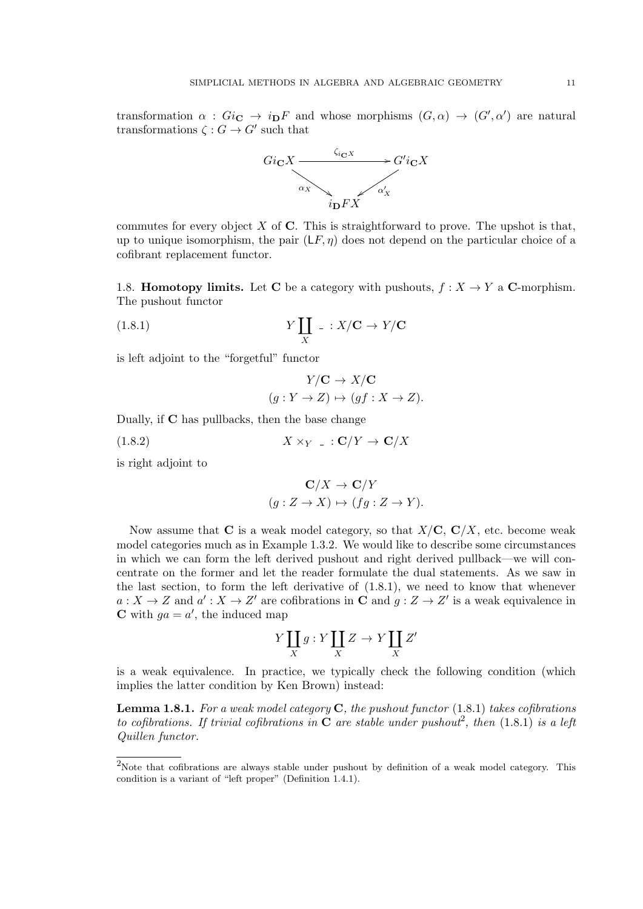transformation $\alpha : Gi_{\mathbf{C}} \to i_{\mathbf{D}}F$ and whose morphisms $(G, \alpha) \to (G', \alpha')$ are natural transformations $\zeta : G \to G'$ such that

$$
\begin{array}{ccc}
Gi_{\mathbf{C}}X & \xrightarrow{\zeta_{i_{\mathbf{C}}X}} & G'i_{\mathbf{C}}X \\
& {\scriptstyle \alpha_X} \searrow \quad \swarrow {\scriptstyle \alpha'_X} & \\
& i_{\mathbf{D}}FX &
\end{array}
$$

commutes for every object $X$ of $\mathbf{C}$. This is straightforward to prove. The upshot is that, up to unique isomorphism, the pair $(\mathsf{L}F, \eta)$ does not depend on the particular choice of a cofibrant replacement functor.

1.8. **Homotopy limits.** Let $\mathbf{C}$ be a category with pushouts, $f : X \to Y$ a $\mathbf{C}$-morphism. The pushout functor

$$Y \coprod_X \_ : X/\mathbf{C} \to Y/\mathbf{C} \tag{1.8.1}$$

is left adjoint to the "forgetful" functor

$$
\begin{gathered}
Y/\mathbf{C} \to X/\mathbf{C} \\
(g : Y \to Z) \mapsto (gf : X \to Z).
\end{gathered}
$$

Dually, if $\mathbf{C}$ has pullbacks, then the base change

$$X \times_Y \_ : \mathbf{C}/Y \to \mathbf{C}/X \tag{1.8.2}$$

is right adjoint to

$$
\begin{gathered}
\mathbf{C}/X \to \mathbf{C}/Y \\
(g : Z \to X) \mapsto (fg : Z \to Y).
\end{gathered}
$$

Now assume that $\mathbf{C}$ is a weak model category, so that $X/\mathbf{C}$, $\mathbf{C}/X$, etc. become weak model categories much as in Example 1.3.2. We would like to describe some circumstances in which we can form the left derived pushout and right derived pullback—we will concentrate on the former and let the reader formulate the dual statements. As we saw in the last section, to form the left derivative of (1.8.1), we need to know that whenever $a : X \to Z$ and $a' : X \to Z'$ are cofibrations in $\mathbf{C}$ and $g : Z \to Z'$ is a weak equivalence in $\mathbf{C}$ with $ga = a'$, the induced map

$$Y \coprod_X g : Y \coprod_X Z \to Y \coprod_X Z'$$

is a weak equivalence. In practice, we typically check the following condition (which implies the latter condition by Ken Brown) instead:

**Lemma 1.8.1.** *For a weak model category $\mathbf{C}$, the pushout functor (1.8.1) takes cofibrations to cofibrations. If trivial cofibrations in $\mathbf{C}$ are stable under pushout*[2]*, then (1.8.1) is a left Quillen functor.*

---

[2]Note that cofibrations are always stable under pushout by definition of a weak model category. This condition is a variant of "left proper" (Definition 1.4.1).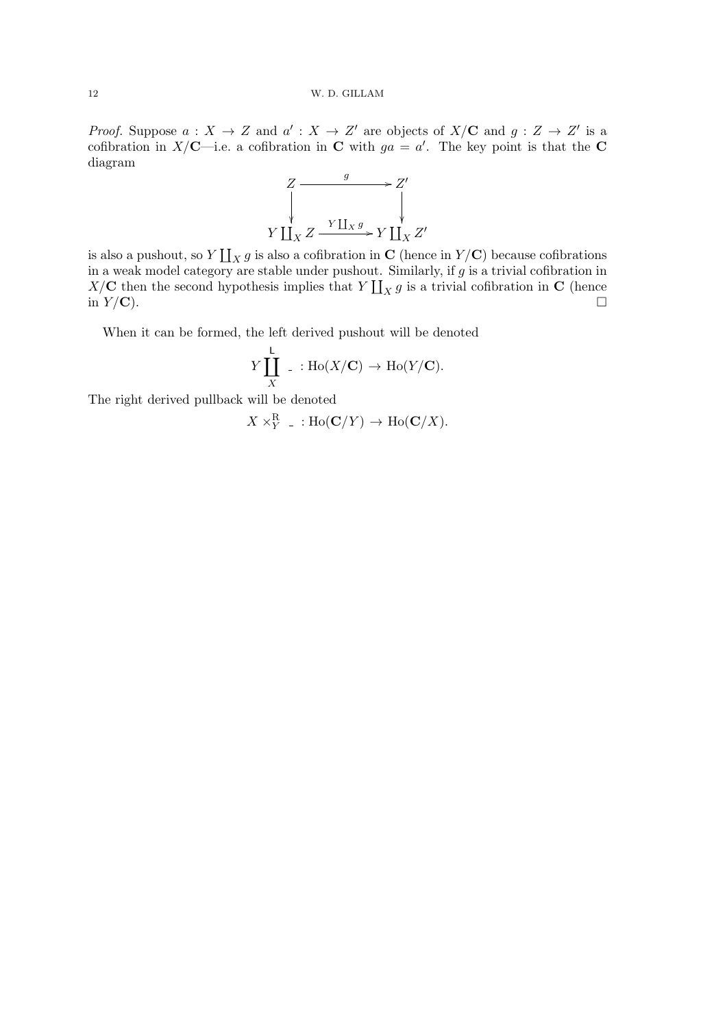*Proof.* Suppose $a : X \to Z$ and $a' : X \to Z'$ are objects of $X/\mathbf{C}$ and $g : Z \to Z'$ is a cofibration in $X/\mathbf{C}$—i.e. a cofibration in $\mathbf{C}$ with $ga = a'$. The key point is that the $\mathbf{C}$ diagram

$$\begin{array}{ccc} Z & \xrightarrow{\quad g \quad} & Z' \\ \downarrow & & \downarrow \\ Y \coprod_X Z & \xrightarrow{Y \coprod_X g} & Y \coprod_X Z' \end{array}$$

is also a pushout, so $Y \coprod_X g$ is also a cofibration in $\mathbf{C}$ (hence in $Y/\mathbf{C}$) because cofibrations in a weak model category are stable under pushout. Similarly, if $g$ is a trivial cofibration in $X/\mathbf{C}$ then the second hypothesis implies that $Y \coprod_X g$ is a trivial cofibration in $\mathbf{C}$ (hence in $Y/\mathbf{C}$). $\square$

When it can be formed, the left derived pushout will be denoted

$$Y \coprod_X^{\mathsf{L}} \_ : \mathrm{Ho}(X/\mathbf{C}) \to \mathrm{Ho}(Y/\mathbf{C}).$$

The right derived pullback will be denoted

$$X \times_Y^{\mathrm{R}} \_ : \mathrm{Ho}(\mathbf{C}/Y) \to \mathrm{Ho}(\mathbf{C}/X).$$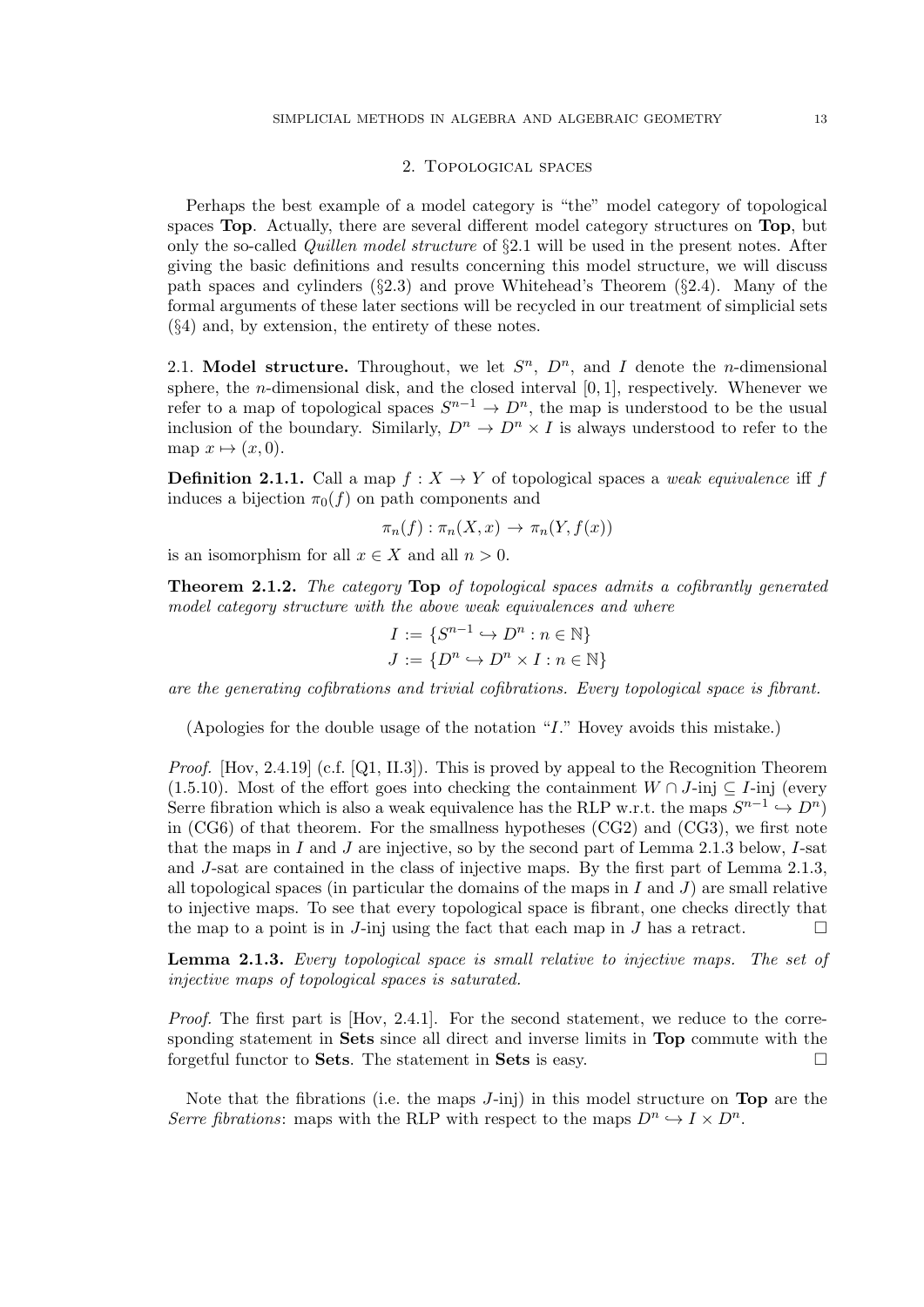## 2. Topological spaces

Perhaps the best example of a model category is "the" model category of topological spaces **Top**. Actually, there are several different model category structures on **Top**, but only the so-called *Quillen model structure* of §2.1 will be used in the present notes. After giving the basic definitions and results concerning this model structure, we will discuss path spaces and cylinders (§2.3) and prove Whitehead's Theorem (§2.4). Many of the formal arguments of these later sections will be recycled in our treatment of simplicial sets (§4) and, by extension, the entirety of these notes.

### 2.1. Model structure.

Throughout, we let $S^n$, $D^n$, and $I$ denote the $n$-dimensional sphere, the $n$-dimensional disk, and the closed interval $[0,1]$, respectively. Whenever we refer to a map of topological spaces $S^{n-1} \to D^n$, the map is understood to be the usual inclusion of the boundary. Similarly, $D^n \to D^n \times I$ is always understood to refer to the map $x \mapsto (x, 0)$.

**Definition 2.1.1.** Call a map $f : X \to Y$ of topological spaces a *weak equivalence* iff $f$ induces a bijection $\pi_0(f)$ on path components and

$$\pi_n(f) : \pi_n(X, x) \to \pi_n(Y, f(x))$$

is an isomorphism for all $x \in X$ and all $n > 0$.

**Theorem 2.1.2.** *The category* **Top** *of topological spaces admits a cofibrantly generated model category structure with the above weak equivalences and where*

$$I := \{S^{n-1} \hookrightarrow D^n : n \in \mathbb{N}\}$$
$$J := \{D^n \hookrightarrow D^n \times I : n \in \mathbb{N}\}$$

*are the generating cofibrations and trivial cofibrations. Every topological space is fibrant.*

(Apologies for the double usage of the notation "$I$." Hovey avoids this mistake.)

*Proof.* [Hov, 2.4.19] (c.f. [Q1, II.3]). This is proved by appeal to the Recognition Theorem (1.5.10). Most of the effort goes into checking the containment $W \cap J\text{-inj} \subseteq I\text{-inj}$ (every Serre fibration which is also a weak equivalence has the RLP w.r.t. the maps $S^{n-1} \hookrightarrow D^n$) in (CG6) of that theorem. For the smallness hypotheses (CG2) and (CG3), we first note that the maps in $I$ and $J$ are injective, so by the second part of Lemma 2.1.3 below, $I$-sat and $J$-sat are contained in the class of injective maps. By the first part of Lemma 2.1.3, all topological spaces (in particular the domains of the maps in $I$ and $J$) are small relative to injective maps. To see that every topological space is fibrant, one checks directly that the map to a point is in $J$-inj using the fact that each map in $J$ has a retract. □

**Lemma 2.1.3.** *Every topological space is small relative to injective maps. The set of injective maps of topological spaces is saturated.*

*Proof.* The first part is [Hov, 2.4.1]. For the second statement, we reduce to the corresponding statement in **Sets** since all direct and inverse limits in **Top** commute with the forgetful functor to **Sets**. The statement in **Sets** is easy. □

Note that the fibrations (i.e. the maps $J$-inj) in this model structure on **Top** are the *Serre fibrations*: maps with the RLP with respect to the maps $D^n \hookrightarrow I \times D^n$.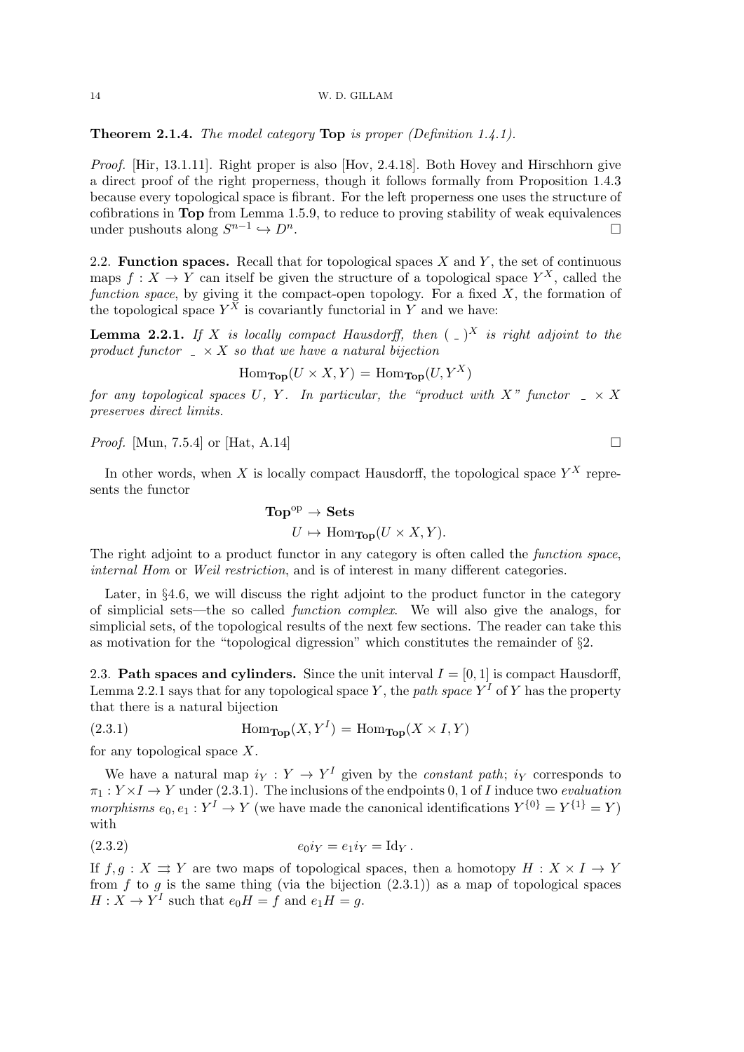**Theorem 2.1.4.** *The model category* **Top** *is proper (Definition 1.4.1).*

*Proof.* [Hir, 13.1.11]. Right proper is also [Hov, 2.4.18]. Both Hovey and Hirschhorn give a direct proof of the right properness, though it follows formally from Proposition 1.4.3 because every topological space is fibrant. For the left properness one uses the structure of cofibrations in **Top** from Lemma 1.5.9, to reduce to proving stability of weak equivalences under pushouts along $S^{n-1} \hookrightarrow D^n$. $\square$

**2.2. Function spaces.** Recall that for topological spaces $X$ and $Y$, the set of continuous maps $f : X \to Y$ can itself be given the structure of a topological space $Y^X$, called the *function space*, by giving it the compact-open topology. For a fixed $X$, the formation of the topological space $Y^X$ is covariantly functorial in $Y$ and we have:

**Lemma 2.2.1.** *If $X$ is locally compact Hausdorff, then $(\_)^X$ is right adjoint to the product functor $\_ \times X$ so that we have a natural bijection*

$$\mathrm{Hom}_{\mathbf{Top}}(U \times X, Y) = \mathrm{Hom}_{\mathbf{Top}}(U, Y^X)$$

*for any topological spaces $U$, $Y$. In particular, the "product with $X$" functor $\_ \times X$ preserves direct limits.*

*Proof.* [Mun, 7.5.4] or [Hat, A.14] $\square$

In other words, when $X$ is locally compact Hausdorff, the topological space $Y^X$ represents the functor

$$\begin{aligned} \mathbf{Top}^{\mathrm{op}} &\to \mathbf{Sets} \\ U &\mapsto \mathrm{Hom}_{\mathbf{Top}}(U \times X, Y). \end{aligned}$$

The right adjoint to a product functor in any category is often called the *function space*, *internal Hom* or *Weil restriction*, and is of interest in many different categories.

Later, in §4.6, we will discuss the right adjoint to the product functor in the category of simplicial sets—the so called *function complex*. We will also give the analogs, for simplicial sets, of the topological results of the next few sections. The reader can take this as motivation for the "topological digression" which constitutes the remainder of §2.

**2.3. Path spaces and cylinders.** Since the unit interval $I = [0, 1]$ is compact Hausdorff, Lemma 2.2.1 says that for any topological space $Y$, the *path space* $Y^I$ of $Y$ has the property that there is a natural bijection

$$\mathrm{Hom}_{\mathbf{Top}}(X, Y^I) = \mathrm{Hom}_{\mathbf{Top}}(X \times I, Y) \tag{2.3.1}$$

for any topological space $X$.

We have a natural map $i_Y : Y \to Y^I$ given by the *constant path*; $i_Y$ corresponds to $\pi_1 : Y \times I \to Y$ under (2.3.1). The inclusions of the endpoints $0, 1$ of $I$ induce two *evaluation morphisms* $e_0, e_1 : Y^I \to Y$ (we have made the canonical identifications $Y^{\{0\}} = Y^{\{1\}} = Y$) with

$$e_0 i_Y = e_1 i_Y = \mathrm{Id}_Y. \tag{2.3.2}$$

If $f, g : X \rightrightarrows Y$ are two maps of topological spaces, then a homotopy $H : X \times I \to Y$ from $f$ to $g$ is the same thing (via the bijection (2.3.1)) as a map of topological spaces $H : X \to Y^I$ such that $e_0 H = f$ and $e_1 H = g$.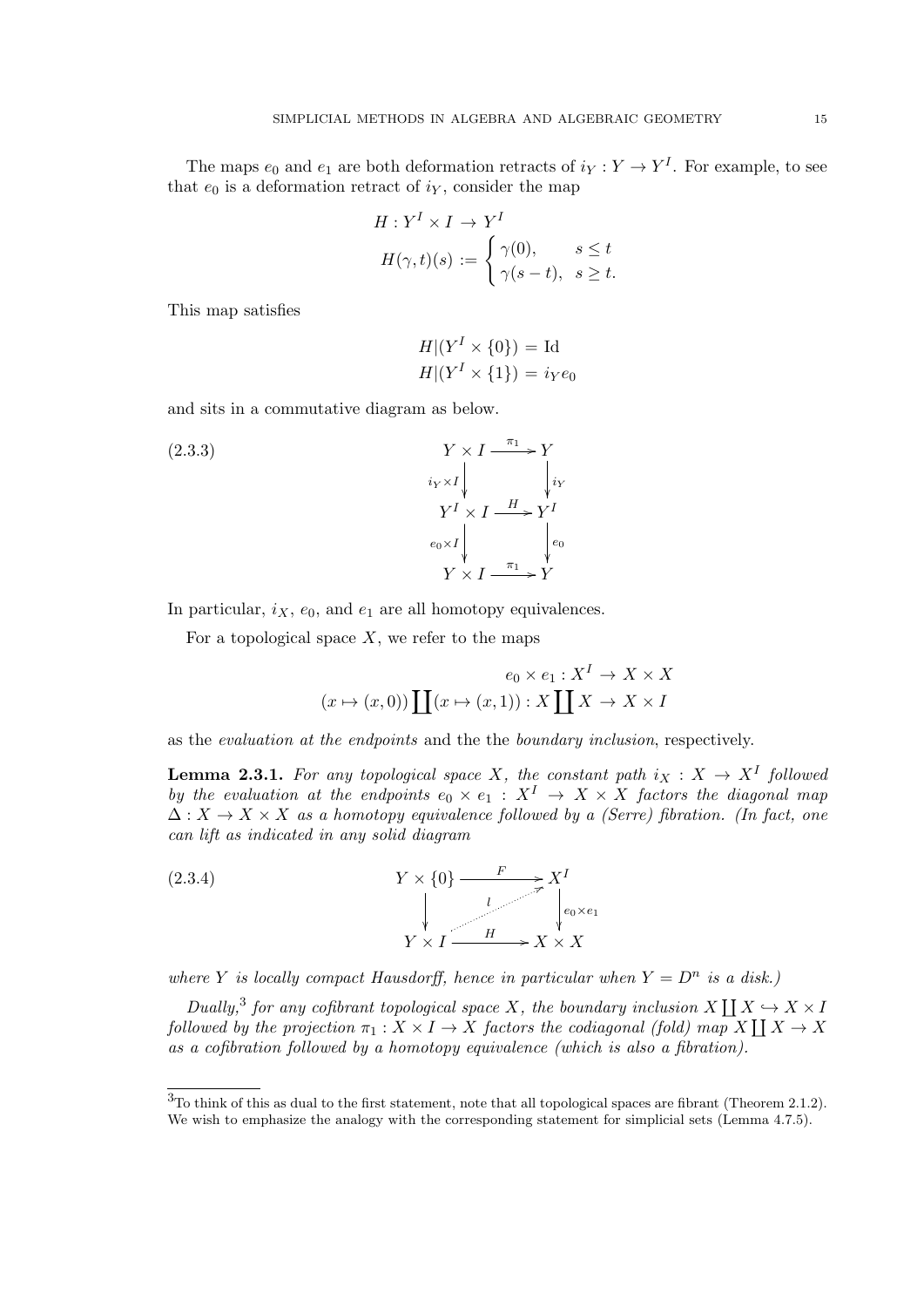The maps $e_0$ and $e_1$ are both deformation retracts of $i_Y : Y \to Y^I$. For example, to see that $e_0$ is a deformation retract of $i_Y$, consider the map

$$
\begin{aligned}
H &: Y^I \times I \to Y^I \\
H(\gamma, t)(s) &:= \begin{cases} \gamma(0), & s \leq t \\ \gamma(s-t), & s \geq t. \end{cases}
\end{aligned}
$$

This map satisfies

$$
\begin{aligned}
H|(Y^I \times \{0\}) &= \mathrm{Id} \\
H|(Y^I \times \{1\}) &= i_Y e_0
\end{aligned}
$$

and sits in a commutative diagram as below.

$$
\begin{array}{ccc}
Y \times I & \xrightarrow{\pi_1} & Y \\
\downarrow{\scriptstyle i_Y \times I} & & \downarrow{\scriptstyle i_Y} \\
Y^I \times I & \xrightarrow{H} & Y^I \\
\downarrow{\scriptstyle e_0 \times I} & & \downarrow{\scriptstyle e_0} \\
Y \times I & \xrightarrow{\pi_1} & Y
\end{array}
\tag{2.3.3}
$$

In particular, $i_X$, $e_0$, and $e_1$ are all homotopy equivalences.

For a topological space $X$, we refer to the maps

$$
\begin{aligned}
e_0 \times e_1 : X^I &\to X \times X \\
(x \mapsto (x,0)) \coprod (x \mapsto (x,1)) : X \coprod X &\to X \times I
\end{aligned}
$$

as the *evaluation at the endpoints* and the the *boundary inclusion*, respectively.

**Lemma 2.3.1.** *For any topological space $X$, the constant path $i_X : X \to X^I$ followed by the evaluation at the endpoints $e_0 \times e_1 : X^I \to X \times X$ factors the diagonal map $\Delta : X \to X \times X$ as a homotopy equivalence followed by a (Serre) fibration. (In fact, one can lift as indicated in any solid diagram*

$$
\begin{array}{ccc}
Y \times \{0\} & \xrightarrow{F} & X^I \\
\downarrow & \overset{l}{\nearrow} & \downarrow{\scriptstyle e_0 \times e_1} \\
Y \times I & \xrightarrow{H} & X \times X
\end{array}
\tag{2.3.4}
$$

*where $Y$ is locally compact Hausdorff, hence in particular when $Y = D^n$ is a disk.)*

*Dually,*[3] *for any cofibrant topological space $X$, the boundary inclusion $X \coprod X \hookrightarrow X \times I$ followed by the projection $\pi_1 : X \times I \to X$ factors the codiagonal (fold) map $X \coprod X \to X$ as a cofibration followed by a homotopy equivalence (which is also a fibration).*

[3] To think of this as dual to the first statement, note that all topological spaces are fibrant (Theorem 2.1.2). We wish to emphasize the analogy with the corresponding statement for simplicial sets (Lemma 4.7.5).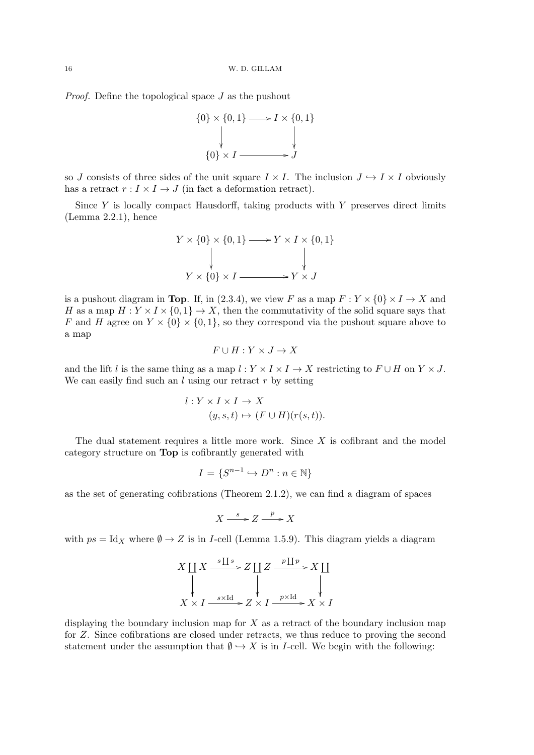*Proof.* Define the topological space $J$ as the pushout

$$\begin{array}{ccc} \{0\} \times \{0,1\} & \longrightarrow & I \times \{0,1\} \\ \downarrow & & \downarrow \\ \{0\} \times I & \longrightarrow & J \end{array}$$

so $J$ consists of three sides of the unit square $I \times I$. The inclusion $J \hookrightarrow I \times I$ obviously has a retract $r : I \times I \to J$ (in fact a deformation retract).

Since $Y$ is locally compact Hausdorff, taking products with $Y$ preserves direct limits (Lemma 2.2.1), hence

$$\begin{array}{ccc} Y \times \{0\} \times \{0,1\} & \longrightarrow & Y \times I \times \{0,1\} \\ \downarrow & & \downarrow \\ Y \times \{0\} \times I & \longrightarrow & Y \times J \end{array}$$

is a pushout diagram in **Top**. If, in (2.3.4), we view $F$ as a map $F : Y \times \{0\} \times I \to X$ and $H$ as a map $H : Y \times I \times \{0,1\} \to X$, then the commutativity of the solid square says that $F$ and $H$ agree on $Y \times \{0\} \times \{0,1\}$, so they correspond via the pushout square above to a map

$$F \cup H : Y \times J \to X$$

and the lift $l$ is the same thing as a map $l : Y \times I \times I \to X$ restricting to $F \cup H$ on $Y \times J$. We can easily find such an $l$ using our retract $r$ by setting

$$\begin{aligned} l : Y \times I \times I &\to X \\ (y, s, t) &\mapsto (F \cup H)(r(s,t)). \end{aligned}$$

The dual statement requires a little more work. Since $X$ is cofibrant and the model category structure on **Top** is cofibrantly generated with

$$I = \{S^{n-1} \hookrightarrow D^n : n \in \mathbb{N}\}$$

as the set of generating cofibrations (Theorem 2.1.2), we can find a diagram of spaces

$$X \xrightarrow{s} Z \xrightarrow{p} X$$

with $ps = \mathrm{Id}_X$ where $\emptyset \to Z$ is in $I$-cell (Lemma 1.5.9). This diagram yields a diagram

$$\begin{array}{ccccc} X \coprod X & \xrightarrow{s \coprod s} & Z \coprod Z & \xrightarrow{p \coprod p} & X \coprod \\ \downarrow & & \downarrow & & \downarrow \\ X \times I & \xrightarrow{s \times \mathrm{Id}} & Z \times I & \xrightarrow{p \times \mathrm{Id}} & X \times I \end{array}$$

displaying the boundary inclusion map for $X$ as a retract of the boundary inclusion map for $Z$. Since cofibrations are closed under retracts, we thus reduce to proving the second statement under the assumption that $\emptyset \hookrightarrow X$ is in $I$-cell. We begin with the following: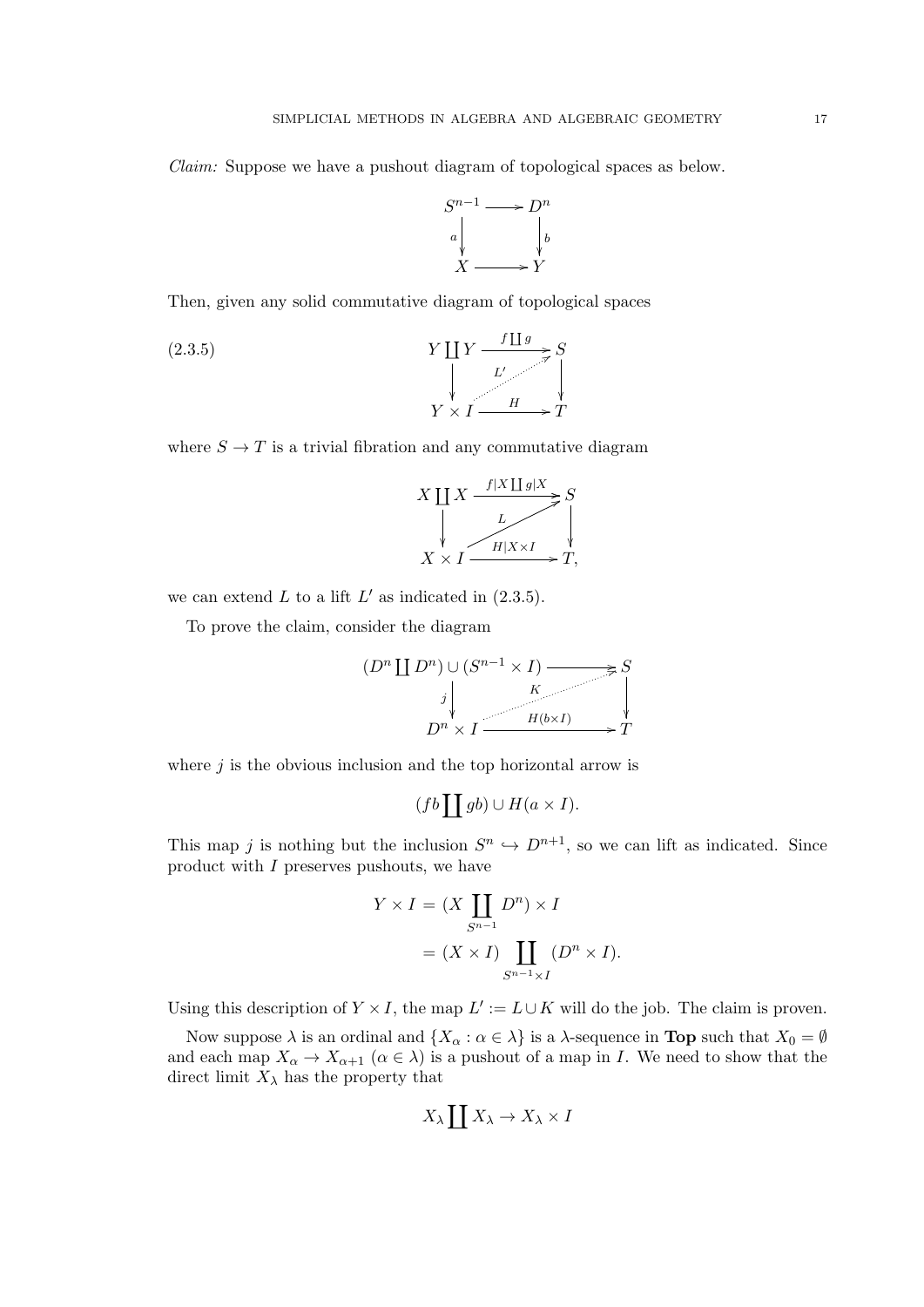*Claim:* Suppose we have a pushout diagram of topological spaces as below.

$$\begin{array}{ccc} S^{n-1} & \longrightarrow & D^n \\ {\scriptstyle a}\downarrow & & \downarrow{\scriptstyle b} \\ X & \longrightarrow & Y \end{array}$$

Then, given any solid commutative diagram of topological spaces

$$\begin{array}{ccc} Y \coprod Y & \xrightarrow{f \coprod g} & S \\ \downarrow & \overset{L'}{\nearrow} & \downarrow \\ Y \times I & \xrightarrow{H} & T \end{array} \tag{2.3.5}$$

where $S \to T$ is a trivial fibration and any commutative diagram

$$\begin{array}{ccc} X \coprod X & \xrightarrow{f|X \coprod g|X} & S \\ \downarrow & \overset{L}{\nearrow} & \downarrow \\ X \times I & \xrightarrow{H|X \times I} & T, \end{array}$$

we can extend $L$ to a lift $L'$ as indicated in (2.3.5).

To prove the claim, consider the diagram

$$\begin{array}{ccc} (D^n \coprod D^n) \cup (S^{n-1} \times I) & \longrightarrow & S \\ {\scriptstyle j}\downarrow & \overset{K}{\nearrow} & \downarrow \\ D^n \times I & \xrightarrow{H(b \times I)} & T \end{array}$$

where $j$ is the obvious inclusion and the top horizontal arrow is

$$(fb \coprod gb) \cup H(a \times I).$$

This map $j$ is nothing but the inclusion $S^n \hookrightarrow D^{n+1}$, so we can lift as indicated. Since product with $I$ preserves pushouts, we have

$$\begin{aligned} Y \times I &= (X \coprod_{S^{n-1}} D^n) \times I \\ &= (X \times I) \coprod_{S^{n-1} \times I} (D^n \times I). \end{aligned}$$

Using this description of $Y \times I$, the map $L' := L \cup K$ will do the job. The claim is proven.

Now suppose $\lambda$ is an ordinal and $\{X_\alpha : \alpha \in \lambda\}$ is a $\lambda$-sequence in **Top** such that $X_0 = \emptyset$ and each map $X_\alpha \to X_{\alpha+1}$ ($\alpha \in \lambda$) is a pushout of a map in $I$. We need to show that the direct limit $X_\lambda$ has the property that

$$X_\lambda \coprod X_\lambda \to X_\lambda \times I$$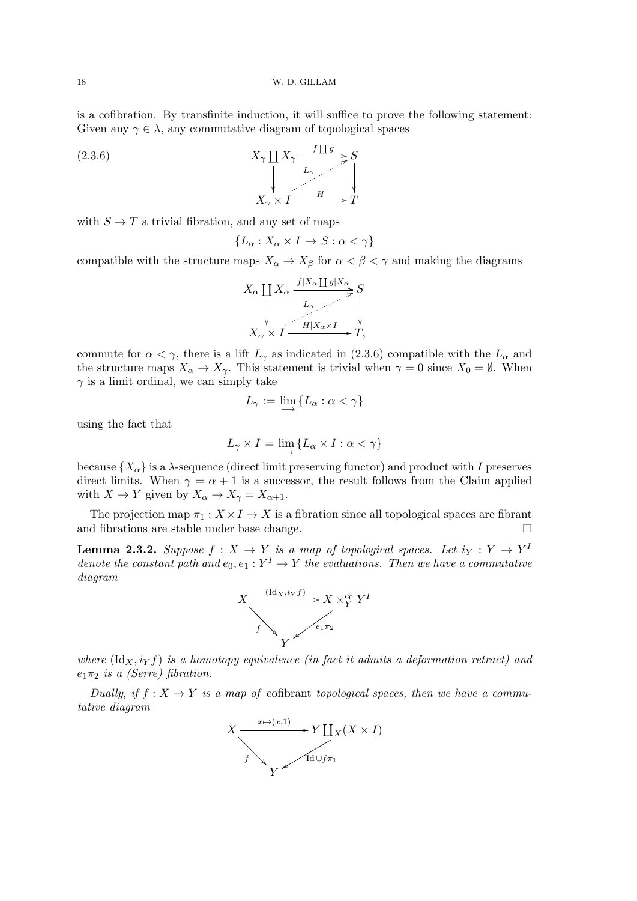is a cofibration. By transfinite induction, it will suffice to prove the following statement: Given any $\gamma \in \lambda$, any commutative diagram of topological spaces

$$\begin{array}{ccc} X_\gamma \coprod X_\gamma & \xrightarrow{f \coprod g} & S \\ \downarrow & \overset{L_\gamma}{\nearrow} & \downarrow \\ X_\gamma \times I & \xrightarrow{H} & T \end{array} \tag{2.3.6}$$

with $S \to T$ a trivial fibration, and any set of maps

$$\{L_\alpha : X_\alpha \times I \to S : \alpha < \gamma\}$$

compatible with the structure maps $X_\alpha \to X_\beta$ for $\alpha < \beta < \gamma$ and making the diagrams

$$\begin{array}{ccc} X_\alpha \coprod X_\alpha & \xrightarrow{f|X_\alpha \coprod g|X_\alpha} & S \\ \downarrow & \overset{L_\alpha}{\nearrow} & \downarrow \\ X_\alpha \times I & \xrightarrow{H|X_\alpha \times I} & T, \end{array}$$

commute for $\alpha < \gamma$, there is a lift $L_\gamma$ as indicated in (2.3.6) compatible with the $L_\alpha$ and the structure maps $X_\alpha \to X_\gamma$. This statement is trivial when $\gamma = 0$ since $X_0 = \emptyset$. When $\gamma$ is a limit ordinal, we can simply take

$$L_\gamma := \varinjlim \{L_\alpha : \alpha < \gamma\}$$

using the fact that

$$L_\gamma \times I = \varinjlim \{L_\alpha \times I : \alpha < \gamma\}$$

because $\{X_\alpha\}$ is a $\lambda$-sequence (direct limit preserving functor) and product with $I$ preserves direct limits. When $\gamma = \alpha + 1$ is a successor, the result follows from the Claim applied with $X \to Y$ given by $X_\alpha \to X_\gamma = X_{\alpha+1}$.

The projection map $\pi_1 : X \times I \to X$ is a fibration since all topological spaces are fibrant and fibrations are stable under base change. $\square$

**Lemma 2.3.2.** *Suppose $f : X \to Y$ is a map of topological spaces. Let $i_Y : Y \to Y^I$ denote the constant path and $e_0, e_1 : Y^I \to Y$ the evaluations. Then we have a commutative diagram*

$$\begin{array}{ccc} X & \xrightarrow{(\mathrm{Id}_X, i_Y f)} & X \times_Y^{e_0} Y^I \\ & {\scriptstyle f}\searrow & \swarrow{\scriptstyle e_1 \pi_2} \\ & Y & \end{array}$$

*where $(\mathrm{Id}_X, i_Y f)$ is a homotopy equivalence (in fact it admits a deformation retract) and $e_1 \pi_2$ is a (Serre) fibration.*

*Dually, if $f : X \to Y$ is a map of* cofibrant *topological spaces, then we have a commutative diagram*

$$\begin{array}{ccc} X & \xrightarrow{x \mapsto (x,1)} & Y \coprod_X (X \times I) \\ & {\scriptstyle f}\searrow & \swarrow{\scriptstyle \mathrm{Id} \cup f\pi_1} \\ & Y & \end{array}$$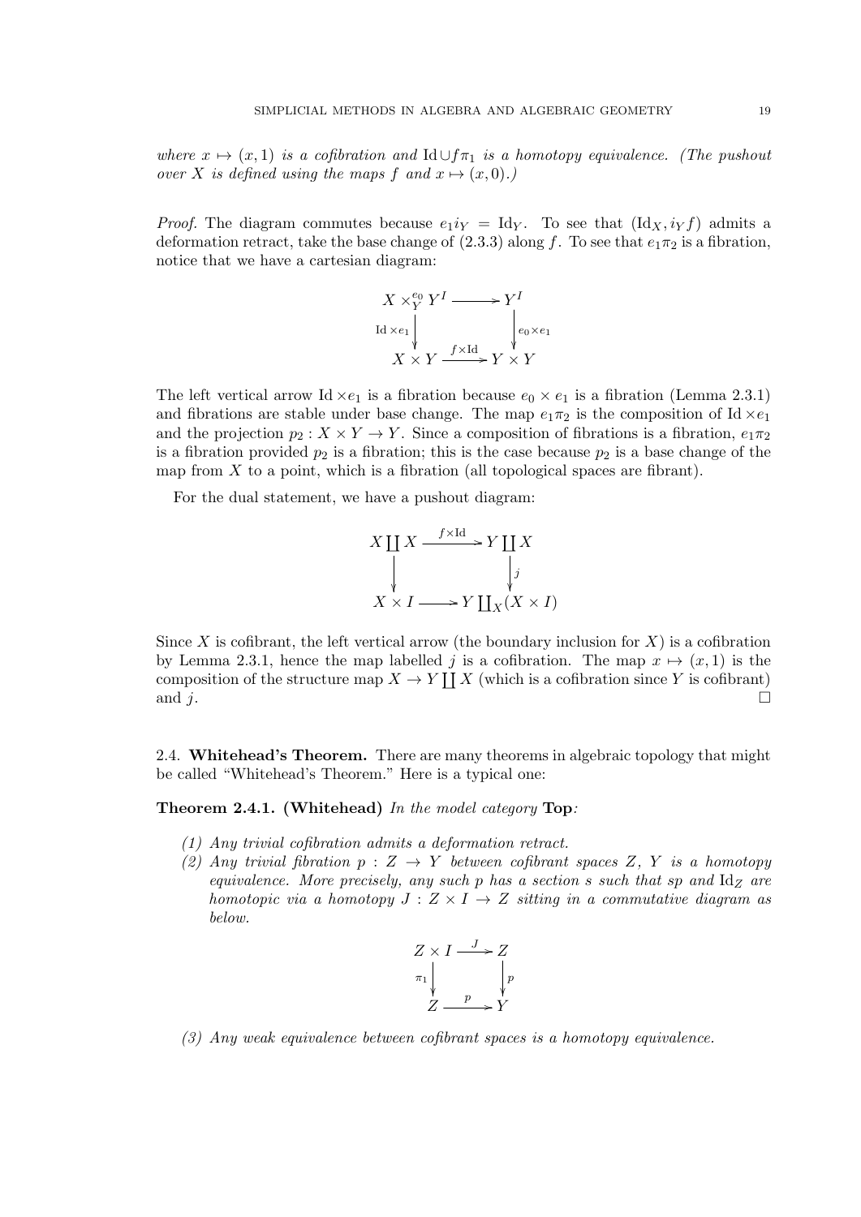*where $x \mapsto (x, 1)$ is a cofibration and $\mathrm{Id} \cup f\pi_1$ is a homotopy equivalence. (The pushout over $X$ is defined using the maps $f$ and $x \mapsto (x, 0)$.)*

*Proof.* The diagram commutes because $e_1 i_Y = \mathrm{Id}_Y$. To see that $(\mathrm{Id}_X, i_Y f)$ admits a deformation retract, take the base change of (2.3.3) along $f$. To see that $e_1\pi_2$ is a fibration, notice that we have a cartesian diagram:

$$\begin{array}{ccc} X \times^{e_0}_Y Y^I & \longrightarrow & Y^I \\ {\scriptstyle \mathrm{Id} \times e_1}\downarrow & & \downarrow{\scriptstyle e_0 \times e_1} \\ X \times Y & \xrightarrow{f \times \mathrm{Id}} & Y \times Y \end{array}$$

The left vertical arrow $\mathrm{Id} \times e_1$ is a fibration because $e_0 \times e_1$ is a fibration (Lemma 2.3.1) and fibrations are stable under base change. The map $e_1\pi_2$ is the composition of $\mathrm{Id} \times e_1$ and the projection $p_2 : X \times Y \to Y$. Since a composition of fibrations is a fibration, $e_1\pi_2$ is a fibration provided $p_2$ is a fibration; this is the case because $p_2$ is a base change of the map from $X$ to a point, which is a fibration (all topological spaces are fibrant).

For the dual statement, we have a pushout diagram:

$$\begin{array}{ccc} X \coprod X & \xrightarrow{f \times \mathrm{Id}} & Y \coprod X \\ \downarrow & & \downarrow{\scriptstyle j} \\ X \times I & \longrightarrow & Y \coprod_X (X \times I) \end{array}$$

Since $X$ is cofibrant, the left vertical arrow (the boundary inclusion for $X$) is a cofibration by Lemma 2.3.1, hence the map labelled $j$ is a cofibration. The map $x \mapsto (x, 1)$ is the composition of the structure map $X \to Y \coprod X$ (which is a cofibration since $Y$ is cofibrant) and $j$. $\square$

## 2.4. Whitehead's Theorem.

There are many theorems in algebraic topology that might be called "Whitehead's Theorem." Here is a typical one:

**Theorem 2.4.1. (Whitehead)** *In the model category* **Top***:*

1. *Any trivial cofibration admits a deformation retract.*
2. *Any trivial fibration $p : Z \to Y$ between cofibrant spaces $Z$, $Y$ is a homotopy equivalence. More precisely, any such $p$ has a section $s$ such that $sp$ and $\mathrm{Id}_Z$ are homotopic via a homotopy $J : Z \times I \to Z$ sitting in a commutative diagram as below.*

$$\begin{array}{ccc} Z \times I & \xrightarrow{J} & Z \\ {\scriptstyle \pi_1}\downarrow & & \downarrow{\scriptstyle p} \\ Z & \xrightarrow{p} & Y \end{array}$$

3. *Any weak equivalence between cofibrant spaces is a homotopy equivalence.*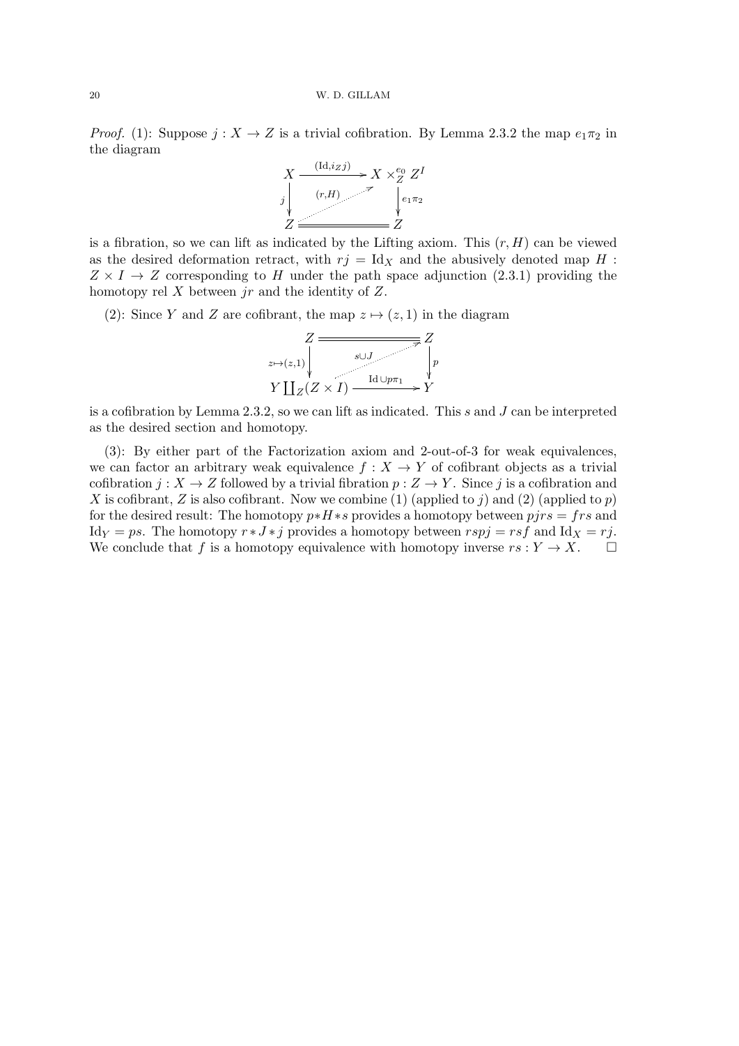*Proof.* (1): Suppose $j : X \to Z$ is a trivial cofibration. By Lemma 2.3.2 the map $e_1\pi_2$ in the diagram

$$\begin{array}{ccc} X & \xrightarrow{(\mathrm{Id}, i_Z j)} & X \times_Z^{e_0} Z^I \\ {\scriptstyle j}\downarrow & \overset{(r,H)}{\nearrow} & \downarrow{\scriptstyle e_1\pi_2} \\ Z & = & Z \end{array}$$

is a fibration, so we can lift as indicated by the Lifting axiom. This $(r, H)$ can be viewed as the desired deformation retract, with $rj = \mathrm{Id}_X$ and the abusively denoted map $H : Z \times I \to Z$ corresponding to $H$ under the path space adjunction (2.3.1) providing the homotopy rel $X$ between $jr$ and the identity of $Z$.

(2): Since $Y$ and $Z$ are cofibrant, the map $z \mapsto (z, 1)$ in the diagram

$$\begin{array}{ccc} Z & = & Z \\ {\scriptstyle z\mapsto(z,1)}\downarrow & \overset{s\cup J}{\nearrow} & \downarrow{\scriptstyle p} \\ Y \coprod_Z (Z \times I) & \xrightarrow{\mathrm{Id}\cup p\pi_1} & Y \end{array}$$

is a cofibration by Lemma 2.3.2, so we can lift as indicated. This $s$ and $J$ can be interpreted as the desired section and homotopy.

(3): By either part of the Factorization axiom and 2-out-of-3 for weak equivalences, we can factor an arbitrary weak equivalence $f : X \to Y$ of cofibrant objects as a trivial cofibration $j : X \to Z$ followed by a trivial fibration $p : Z \to Y$. Since $j$ is a cofibration and $X$ is cofibrant, $Z$ is also cofibrant. Now we combine (1) (applied to $j$) and (2) (applied to $p$) for the desired result: The homotopy $p * H * s$ provides a homotopy between $pjrs = frs$ and $\mathrm{Id}_Y = ps$. The homotopy $r * J * j$ provides a homotopy between $rspj = rsf$ and $\mathrm{Id}_X = rj$. We conclude that $f$ is a homotopy equivalence with homotopy inverse $rs : Y \to X$. $\square$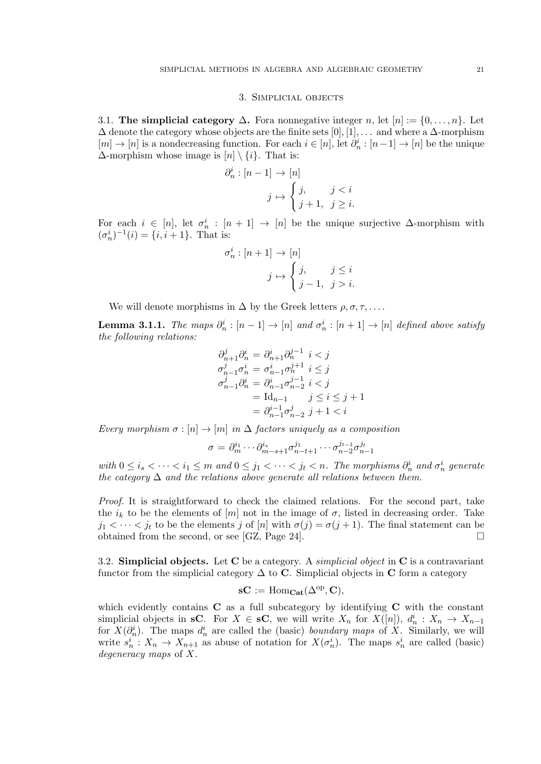## 3. Simplicial objects

3.1. **The simplicial category $\Delta$.** Fora nonnegative integer $n$, let $[n] := \{0, \dots, n\}$. Let $\Delta$ denote the category whose objects are the finite sets $[0], [1], \dots$ and where a $\Delta$-morphism $[m] \to [n]$ is a nondecreasing function. For each $i \in [n]$, let $\partial_n^i : [n-1] \to [n]$ be the unique $\Delta$-morphism whose image is $[n] \setminus \{i\}$. That is:

$$\partial_n^i : [n-1] \to [n]$$
$$j \mapsto \begin{cases} j, & j < i \\ j+1, & j \geq i. \end{cases}$$

For each $i \in [n]$, let $\sigma_n^i : [n+1] \to [n]$ be the unique surjective $\Delta$-morphism with $(\sigma_n^i)^{-1}(i) = \{i, i+1\}$. That is:

$$\sigma_n^i : [n+1] \to [n]$$
$$j \mapsto \begin{cases} j, & j \leq i \\ j-1, & j > i. \end{cases}$$

We will denote morphisms in $\Delta$ by the Greek letters $\rho, \sigma, \tau, \dots$.

**Lemma 3.1.1.** *The maps $\partial_n^i : [n-1] \to [n]$ and $\sigma_n^i : [n+1] \to [n]$ defined above satisfy the following relations:*

$$\begin{aligned}
\partial_{n+1}^j \partial_n^i &= \partial_{n+1}^i \partial_n^{j-1} \ \ i < j \\
\sigma_{n-1}^j \sigma_n^i &= \sigma_{n-1}^i \sigma_n^{j+1} \ \ i \leq j \\
\sigma_{n-1}^j \partial_n^i &= \partial_{n-1}^i \sigma_{n-2}^{j-1} \ \ i < j \\
&= \mathrm{Id}_{n-1} \qquad j \leq i \leq j+1 \\
&= \partial_{n-1}^{i-1} \sigma_{n-2}^j \ \ j+1 < i
\end{aligned}$$

*Every morphism $\sigma : [n] \to [m]$ in $\Delta$ factors uniquely as a composition*

$$\sigma = \partial_m^{i_1} \cdots \partial_{m-s+1}^{i_s} \sigma_{n-t+1}^{j_1} \cdots \sigma_{n-2}^{j_{t-1}} \sigma_{n-1}^{j_t}$$

*with $0 \leq i_s < \cdots < i_1 \leq m$ and $0 \leq j_1 < \cdots < j_t < n$. The morphisms $\partial_n^i$ and $\sigma_n^i$ generate the category $\Delta$ and the relations above generate all relations between them.*

*Proof.* It is straightforward to check the claimed relations. For the second part, take the $i_k$ to be the elements of $[m]$ not in the image of $\sigma$, listed in decreasing order. Take $j_1 < \cdots < j_t$ to be the elements $j$ of $[n]$ with $\sigma(j) = \sigma(j+1)$. The final statement can be obtained from the second, or see [GZ, Page 24]. □

3.2. **Simplicial objects.** Let $\mathbf{C}$ be a category. A *simplicial object* in $\mathbf{C}$ is a contravariant functor from the simplicial category $\Delta$ to $\mathbf{C}$. Simplicial objects in $\mathbf{C}$ form a category

$$\mathbf{sC} := \mathrm{Hom}_{\mathbf{Cat}}(\Delta^{\mathrm{op}}, \mathbf{C}),$$

which evidently contains $\mathbf{C}$ as a full subcategory by identifying $\mathbf{C}$ with the constant simplicial objects in $\mathbf{sC}$. For $X \in \mathbf{sC}$, we will write $X_n$ for $X([n])$, $d_n^i : X_n \to X_{n-1}$ for $X(\partial_n^i)$. The maps $d_n^i$ are called the (basic) *boundary maps* of $X$. Similarly, we will write $s_n^i : X_n \to X_{n+1}$ as abuse of notation for $X(\sigma_n^i)$. The maps $s_n^i$ are called (basic) *degeneracy maps* of $X$.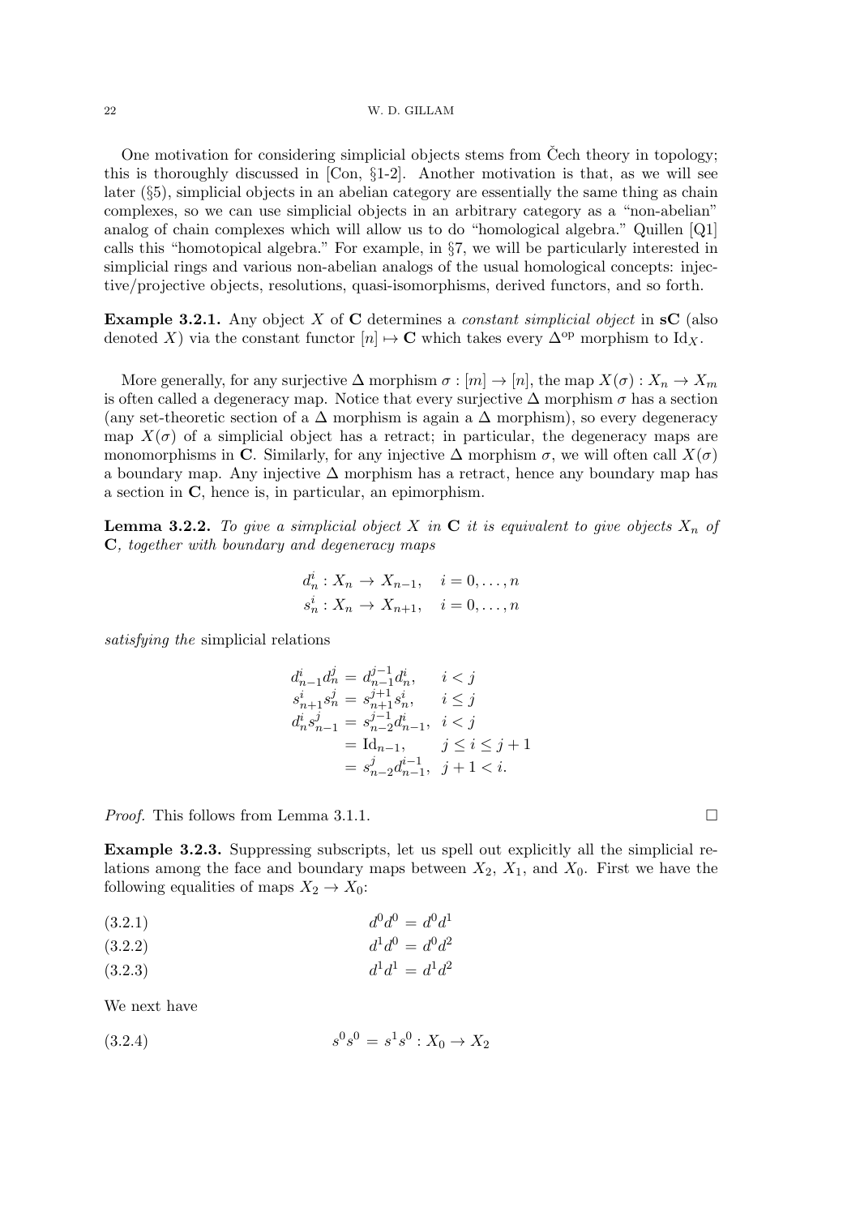One motivation for considering simplicial objects stems from Čech theory in topology; this is thoroughly discussed in [Con, §1-2]. Another motivation is that, as we will see later (§5), simplicial objects in an abelian category are essentially the same thing as chain complexes, so we can use simplicial objects in an arbitrary category as a "non-abelian" analog of chain complexes which will allow us to do "homological algebra." Quillen [Q1] calls this "homotopical algebra." For example, in §7, we will be particularly interested in simplicial rings and various non-abelian analogs of the usual homological concepts: injective/projective objects, resolutions, quasi-isomorphisms, derived functors, and so forth.

**Example 3.2.1.** Any object $X$ of $\mathbf{C}$ determines a *constant simplicial object* in $\mathbf{sC}$ (also denoted $X$) via the constant functor $[n] \mapsto \mathbf{C}$ which takes every $\Delta^{\text{op}}$ morphism to $\text{Id}_X$.

More generally, for any surjective $\Delta$ morphism $\sigma : [m] \to [n]$, the map $X(\sigma) : X_n \to X_m$ is often called a degeneracy map. Notice that every surjective $\Delta$ morphism $\sigma$ has a section (any set-theoretic section of a $\Delta$ morphism is again a $\Delta$ morphism), so every degeneracy map $X(\sigma)$ of a simplicial object has a retract; in particular, the degeneracy maps are monomorphisms in $\mathbf{C}$. Similarly, for any injective $\Delta$ morphism $\sigma$, we will often call $X(\sigma)$ a boundary map. Any injective $\Delta$ morphism has a retract, hence any boundary map has a section in $\mathbf{C}$, hence is, in particular, an epimorphism.

**Lemma 3.2.2.** *To give a simplicial object $X$ in $\mathbf{C}$ it is equivalent to give objects $X_n$ of $\mathbf{C}$, together with boundary and degeneracy maps*

$$
\begin{aligned}
d_n^i &: X_n \to X_{n-1}, \quad i = 0, \dots, n \\
s_n^i &: X_n \to X_{n+1}, \quad i = 0, \dots, n
\end{aligned}
$$

*satisfying the* simplicial relations

$$
\begin{aligned}
d_{n-1}^i d_n^j &= d_{n-1}^{j-1} d_n^i, && i < j \\
s_{n+1}^i s_n^j &= s_{n+1}^{j+1} s_n^i, && i \leq j \\
d_n^i s_{n-1}^j &= s_{n-2}^{j-1} d_{n-1}^i, && i < j \\
&= \text{Id}_{n-1}, && j \leq i \leq j+1 \\
&= s_{n-2}^j d_{n-1}^{i-1}, && j+1 < i.
\end{aligned}
$$

*Proof.* This follows from Lemma 3.1.1. $\square$

**Example 3.2.3.** Suppressing subscripts, let us spell out explicitly all the simplicial relations among the face and boundary maps between $X_2$, $X_1$, and $X_0$. First we have the following equalities of maps $X_2 \to X_0$:

$$d^0 d^0 = d^0 d^1 \tag{3.2.1}$$

$$d^1 d^0 = d^0 d^2 \tag{3.2.2}$$

$$d^1 d^1 = d^1 d^2 \tag{3.2.3}$$

We next have

$$s^0 s^0 = s^1 s^0 : X_0 \to X_2 \tag{3.2.4}$$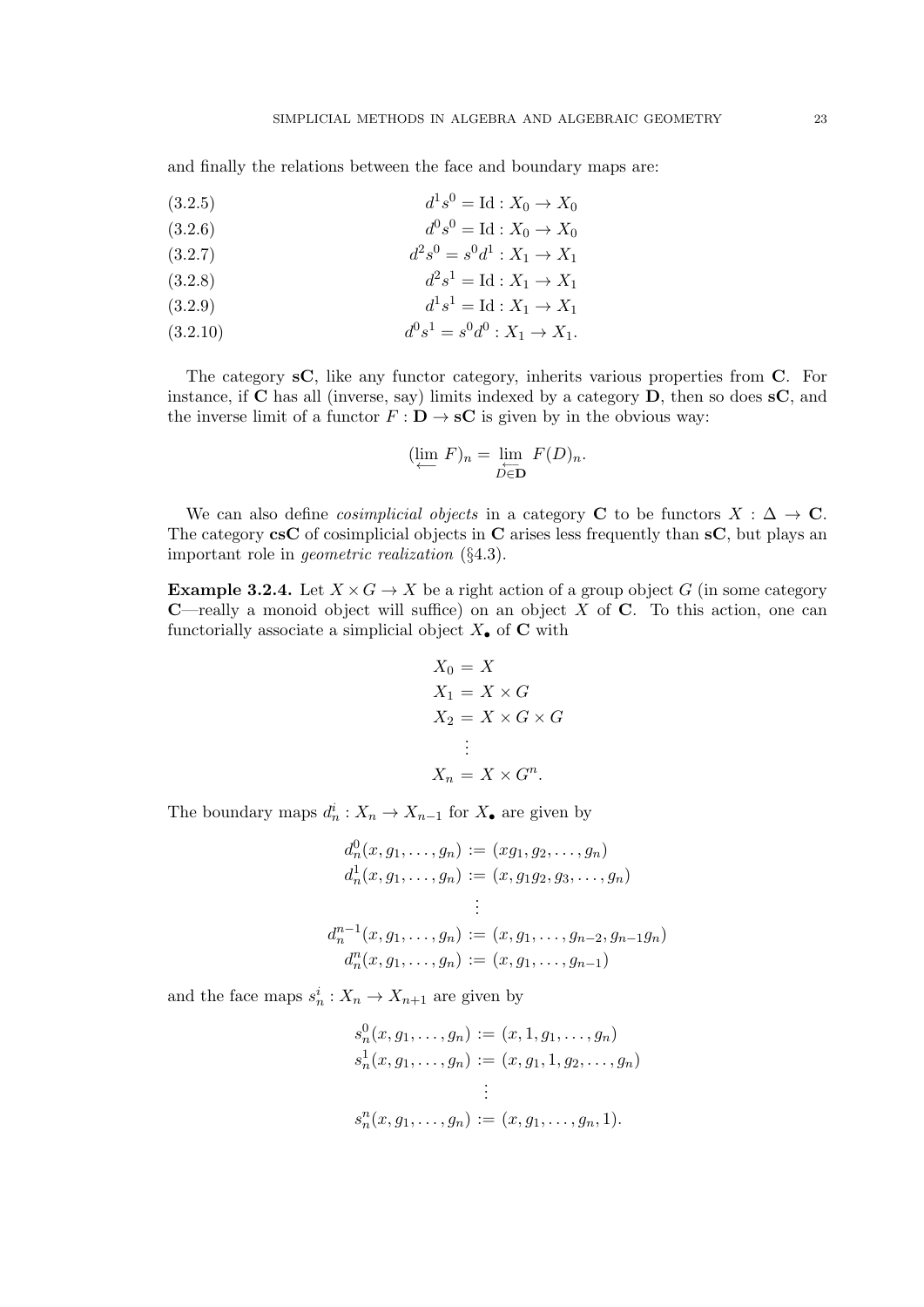and finally the relations between the face and boundary maps are:

$$d^1 s^0 = \mathrm{Id} : X_0 \to X_0 \tag{3.2.5}$$

$$d^0 s^0 = \mathrm{Id} : X_0 \to X_0 \tag{3.2.6}$$

$$d^2 s^0 = s^0 d^1 : X_1 \to X_1 \tag{3.2.7}$$

$$d^2 s^1 = \mathrm{Id} : X_1 \to X_1 \tag{3.2.8}$$

$$d^1 s^1 = \mathrm{Id} : X_1 \to X_1 \tag{3.2.9}$$

$$d^0 s^1 = s^0 d^0 : X_1 \to X_1. \tag{3.2.10}$$

The category **sC**, like any functor category, inherits various properties from **C**. For instance, if **C** has all (inverse, say) limits indexed by a category **D**, then so does **sC**, and the inverse limit of a functor $F : \mathbf{D} \to \mathbf{sC}$ is given by in the obvious way:

$$(\varprojlim F)_n = \varprojlim_{D \in \mathbf{D}} F(D)_n.$$

We can also define *cosimplicial objects* in a category **C** to be functors $X : \Delta \to \mathbf{C}$. The category **csC** of cosimplicial objects in **C** arises less frequently than **sC**, but plays an important role in *geometric realization* (§4.3).

**Example 3.2.4.** Let $X \times G \to X$ be a right action of a group object $G$ (in some category **C**—really a monoid object will suffice) on an object $X$ of **C**. To this action, one can functorially associate a simplicial object $X_\bullet$ of **C** with

$$\begin{aligned} X_0 &= X \\ X_1 &= X \times G \\ X_2 &= X \times G \times G \\ &\vdots \\ X_n &= X \times G^n. \end{aligned}$$

The boundary maps $d_n^i : X_n \to X_{n-1}$ for $X_\bullet$ are given by

$$\begin{aligned} d_n^0(x, g_1, \ldots, g_n) &:= (xg_1, g_2, \ldots, g_n) \\ d_n^1(x, g_1, \ldots, g_n) &:= (x, g_1 g_2, g_3, \ldots, g_n) \\ &\vdots \\ d_n^{n-1}(x, g_1, \ldots, g_n) &:= (x, g_1, \ldots, g_{n-2}, g_{n-1} g_n) \\ d_n^n(x, g_1, \ldots, g_n) &:= (x, g_1, \ldots, g_{n-1}) \end{aligned}$$

and the face maps $s_n^i : X_n \to X_{n+1}$ are given by

$$\begin{aligned} s_n^0(x, g_1, \ldots, g_n) &:= (x, 1, g_1, \ldots, g_n) \\ s_n^1(x, g_1, \ldots, g_n) &:= (x, g_1, 1, g_2, \ldots, g_n) \\ &\vdots \\ s_n^n(x, g_1, \ldots, g_n) &:= (x, g_1, \ldots, g_n, 1). \end{aligned}$$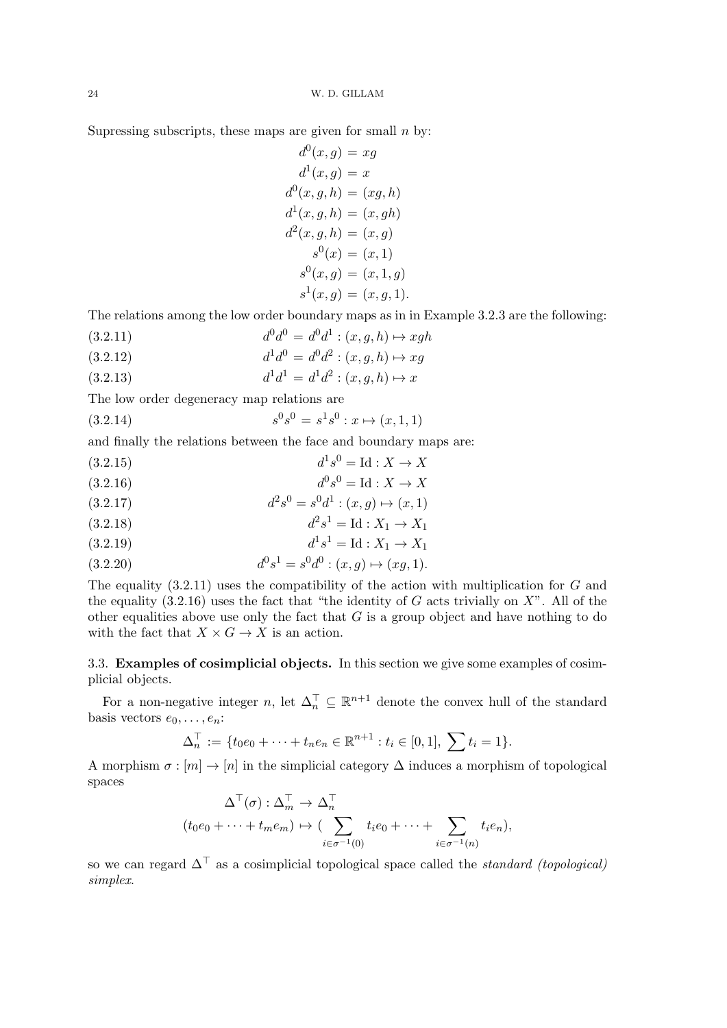Supressing subscripts, these maps are given for small $n$ by:

$$
\begin{aligned}
d^0(x,g) &= xg \\
d^1(x,g) &= x \\
d^0(x,g,h) &= (xg,h) \\
d^1(x,g,h) &= (x,gh) \\
d^2(x,g,h) &= (x,g) \\
s^0(x) &= (x,1) \\
s^0(x,g) &= (x,1,g) \\
s^1(x,g) &= (x,g,1).
\end{aligned}
$$

The relations among the low order boundary maps as in in Example 3.2.3 are the following:

$$d^0 d^0 = d^0 d^1 : (x,g,h) \mapsto xgh \tag{3.2.11}$$

$$d^1 d^0 = d^0 d^2 : (x,g,h) \mapsto xg \tag{3.2.12}$$

$$d^1 d^1 = d^1 d^2 : (x,g,h) \mapsto x \tag{3.2.13}$$

The low order degeneracy map relations are

$$s^0 s^0 = s^1 s^0 : x \mapsto (x,1,1) \tag{3.2.14}$$

and finally the relations between the face and boundary maps are:

$$d^1 s^0 = \mathrm{Id} : X \to X \tag{3.2.15}$$

$$d^0 s^0 = \mathrm{Id} : X \to X \tag{3.2.16}$$

$$d^2 s^0 = s^0 d^1 : (x,g) \mapsto (x,1) \tag{3.2.17}$$

$$d^2 s^1 = \mathrm{Id} : X_1 \to X_1 \tag{3.2.18}$$

$$d^1 s^1 = \mathrm{Id} : X_1 \to X_1 \tag{3.2.19}$$

$$d^0 s^1 = s^0 d^0 : (x,g) \mapsto (xg,1). \tag{3.2.20}$$

The equality (3.2.11) uses the compatibility of the action with multiplication for $G$ and the equality (3.2.16) uses the fact that "the identity of $G$ acts trivially on $X$". All of the other equalities above use only the fact that $G$ is a group object and have nothing to do with the fact that $X \times G \to X$ is an action.

## 3.3. Examples of cosimplicial objects.

In this section we give some examples of cosimplicial objects.

For a non-negative integer $n$, let $\Delta_n^\top \subseteq \mathbb{R}^{n+1}$ denote the convex hull of the standard basis vectors $e_0, \dots, e_n$:

$$\Delta_n^\top := \{t_0 e_0 + \dots + t_n e_n \in \mathbb{R}^{n+1} : t_i \in [0,1],\ \sum t_i = 1\}.$$

A morphism $\sigma : [m] \to [n]$ in the simplicial category $\Delta$ induces a morphism of topological spaces

$$
\begin{aligned}
\Delta^\top(\sigma) : \Delta_m^\top &\to \Delta_n^\top \\
(t_0 e_0 + \dots + t_m e_m) &\mapsto \Big(\sum_{i \in \sigma^{-1}(0)} t_i e_0 + \dots + \sum_{i \in \sigma^{-1}(n)} t_i e_n\Big),
\end{aligned}
$$

so we can regard $\Delta^\top$ as a cosimplicial topological space called the *standard (topological) simplex*.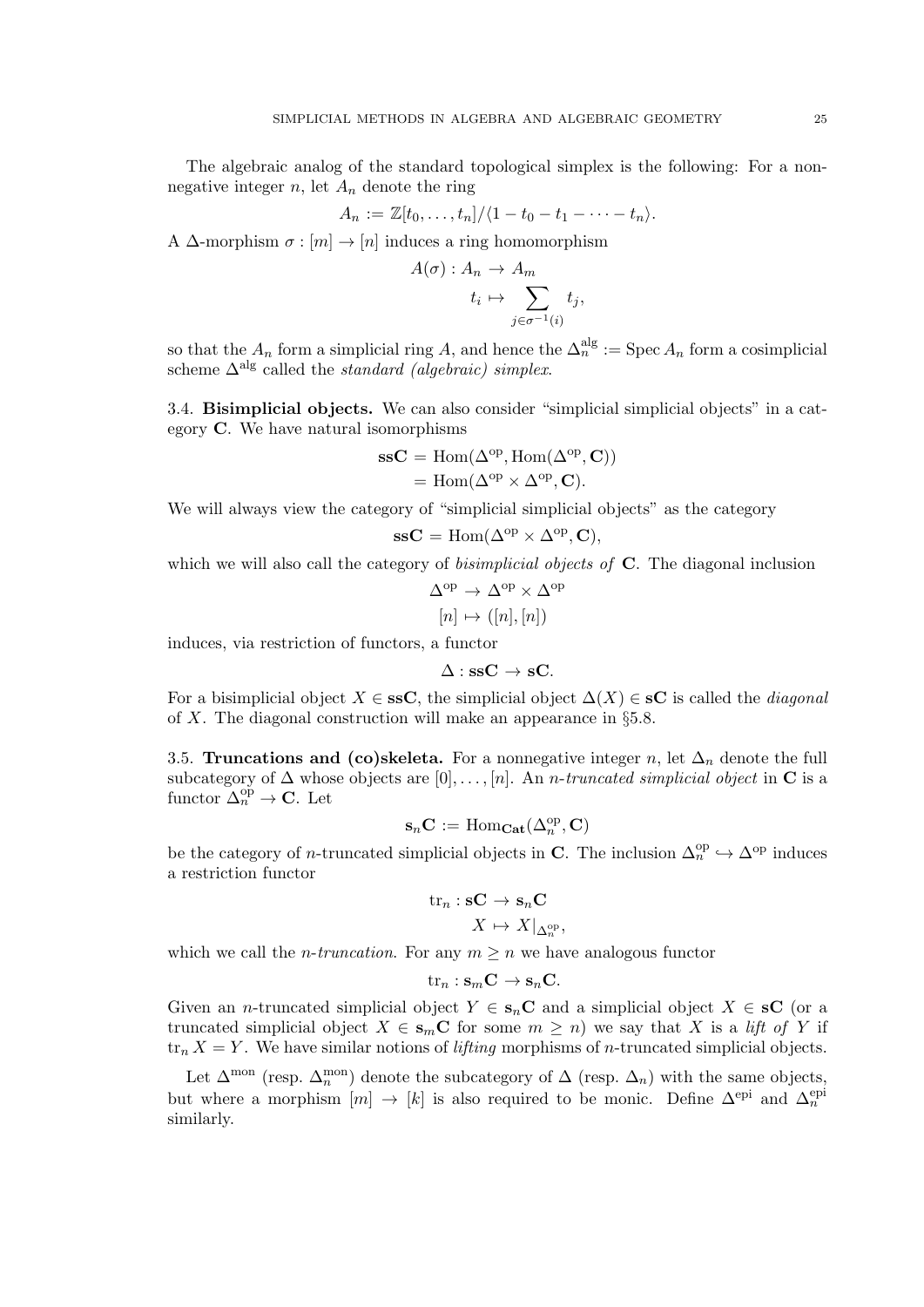The algebraic analog of the standard topological simplex is the following: For a nonnegative integer $n$, let $A_n$ denote the ring

$$A_n := \mathbb{Z}[t_0, \dots, t_n]/\langle 1 - t_0 - t_1 - \dots - t_n \rangle.$$

A $\Delta$-morphism $\sigma : [m] \to [n]$ induces a ring homomorphism

$$\begin{aligned} A(\sigma) : A_n &\to A_m \\ t_i &\mapsto \sum_{j \in \sigma^{-1}(i)} t_j, \end{aligned}$$

so that the $A_n$ form a simplicial ring $A$, and hence the $\Delta_n^{\mathrm{alg}} := \operatorname{Spec} A_n$ form a cosimplicial scheme $\Delta^{\mathrm{alg}}$ called the *standard (algebraic) simplex*.

**3.4. Bisimplicial objects.** We can also consider "simplicial simplicial objects" in a category $\mathbf{C}$. We have natural isomorphisms

$$\begin{aligned} \mathbf{ssC} &= \operatorname{Hom}(\Delta^{\mathrm{op}}, \operatorname{Hom}(\Delta^{\mathrm{op}}, \mathbf{C})) \\ &= \operatorname{Hom}(\Delta^{\mathrm{op}} \times \Delta^{\mathrm{op}}, \mathbf{C}). \end{aligned}$$

We will always view the category of "simplicial simplicial objects" as the category

$$\mathbf{ssC} = \operatorname{Hom}(\Delta^{\mathrm{op}} \times \Delta^{\mathrm{op}}, \mathbf{C}),$$

which we will also call the category of *bisimplicial objects of* $\mathbf{C}$. The diagonal inclusion

$$\begin{aligned} \Delta^{\mathrm{op}} &\to \Delta^{\mathrm{op}} \times \Delta^{\mathrm{op}} \\ [n] &\mapsto ([n], [n]) \end{aligned}$$

induces, via restriction of functors, a functor

$$\Delta : \mathbf{ssC} \to \mathbf{sC}.$$

For a bisimplicial object $X \in \mathbf{ssC}$, the simplicial object $\Delta(X) \in \mathbf{sC}$ is called the *diagonal* of $X$. The diagonal construction will make an appearance in §5.8.

**3.5. Truncations and (co)skeleta.** For a nonnegative integer $n$, let $\Delta_n$ denote the full subcategory of $\Delta$ whose objects are $[0], \dots, [n]$. An *n-truncated simplicial object* in $\mathbf{C}$ is a functor $\Delta_n^{\mathrm{op}} \to \mathbf{C}$. Let

$$\mathbf{s}_n\mathbf{C} := \operatorname{Hom}_{\mathbf{Cat}}(\Delta_n^{\mathrm{op}}, \mathbf{C})$$

be the category of $n$-truncated simplicial objects in $\mathbf{C}$. The inclusion $\Delta_n^{\mathrm{op}} \hookrightarrow \Delta^{\mathrm{op}}$ induces a restriction functor

$$\begin{aligned} \operatorname{tr}_n : \mathbf{sC} &\to \mathbf{s}_n\mathbf{C} \\ X &\mapsto X|_{\Delta_n^{\mathrm{op}}}, \end{aligned}$$

which we call the *n-truncation*. For any $m \geq n$ we have analogous functor

$$\operatorname{tr}_n : \mathbf{s}_m\mathbf{C} \to \mathbf{s}_n\mathbf{C}.$$

Given an $n$-truncated simplicial object $Y \in \mathbf{s}_n\mathbf{C}$ and a simplicial object $X \in \mathbf{sC}$ (or a truncated simplicial object $X \in \mathbf{s}_m\mathbf{C}$ for some $m \geq n$) we say that $X$ is a *lift of* $Y$ if $\operatorname{tr}_n X = Y$. We have similar notions of *lifting* morphisms of $n$-truncated simplicial objects.

Let $\Delta^{\mathrm{mon}}$ (resp. $\Delta_n^{\mathrm{mon}}$) denote the subcategory of $\Delta$ (resp. $\Delta_n$) with the same objects, but where a morphism $[m] \to [k]$ is also required to be monic. Define $\Delta^{\mathrm{epi}}$ and $\Delta_n^{\mathrm{epi}}$ similarly.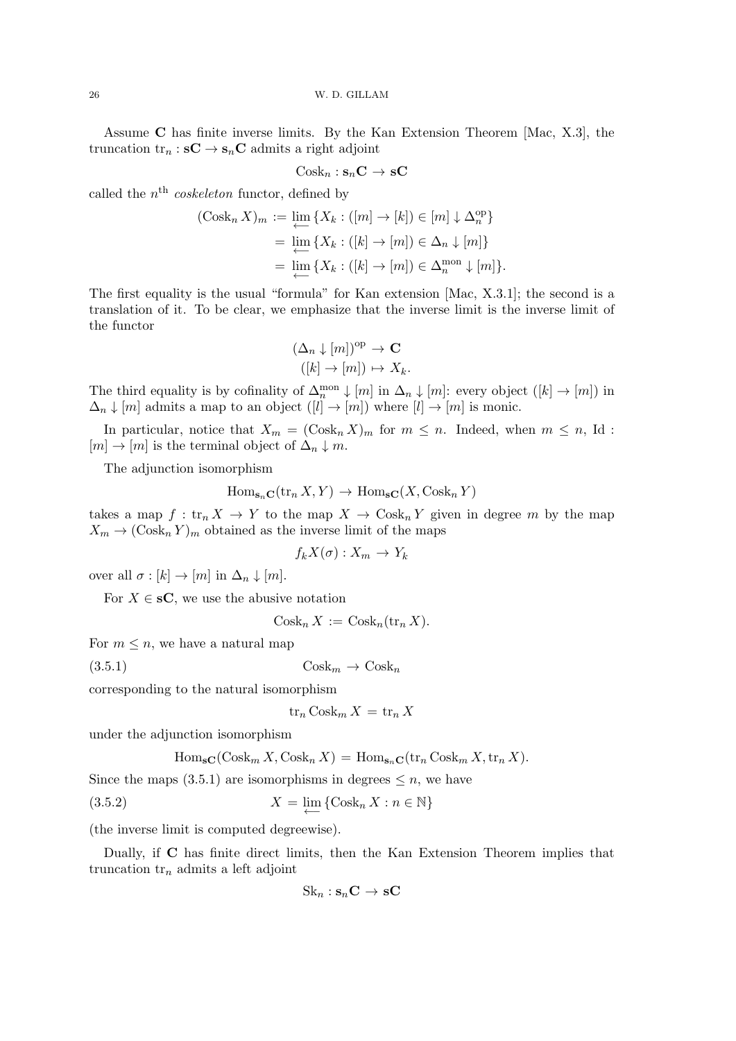Assume $\mathbf{C}$ has finite inverse limits. By the Kan Extension Theorem [Mac, X.3], the truncation $\operatorname{tr}_n : \mathbf{sC} \to \mathbf{s}_n\mathbf{C}$ admits a right adjoint

$$\operatorname{Cosk}_n : \mathbf{s}_n\mathbf{C} \to \mathbf{sC}$$

called the $n^{\text{th}}$ *coskeleton* functor, defined by

$$\begin{aligned}
(\operatorname{Cosk}_n X)_m &:= \varprojlim \{X_k : ([m] \to [k]) \in [m] \downarrow \Delta_n^{\text{op}}\} \\
&= \varprojlim \{X_k : ([k] \to [m]) \in \Delta_n \downarrow [m]\} \\
&= \varprojlim \{X_k : ([k] \to [m]) \in \Delta_n^{\text{mon}} \downarrow [m]\}.
\end{aligned}$$

The first equality is the usual "formula" for Kan extension [Mac, X.3.1]; the second is a translation of it. To be clear, we emphasize that the inverse limit is the inverse limit of the functor

$$\begin{aligned}
(\Delta_n \downarrow [m])^{\text{op}} &\to \mathbf{C} \\
([k] \to [m]) &\mapsto X_k.
\end{aligned}$$

The third equality is by cofinality of $\Delta_n^{\text{mon}} \downarrow [m]$ in $\Delta_n \downarrow [m]$: every object $([k] \to [m])$ in $\Delta_n \downarrow [m]$ admits a map to an object $([l] \to [m])$ where $[l] \to [m]$ is monic.

In particular, notice that $X_m = (\operatorname{Cosk}_n X)_m$ for $m \leq n$. Indeed, when $m \leq n$, $\operatorname{Id} : [m] \to [m]$ is the terminal object of $\Delta_n \downarrow m$.

The adjunction isomorphism

$$\operatorname{Hom}_{\mathbf{s}_n\mathbf{C}}(\operatorname{tr}_n X, Y) \to \operatorname{Hom}_{\mathbf{sC}}(X, \operatorname{Cosk}_n Y)$$

takes a map $f : \operatorname{tr}_n X \to Y$ to the map $X \to \operatorname{Cosk}_n Y$ given in degree $m$ by the map $X_m \to (\operatorname{Cosk}_n Y)_m$ obtained as the inverse limit of the maps

$$f_k X(\sigma) : X_m \to Y_k$$

over all $\sigma : [k] \to [m]$ in $\Delta_n \downarrow [m]$.

For $X \in \mathbf{sC}$, we use the abusive notation

$$\operatorname{Cosk}_n X := \operatorname{Cosk}_n(\operatorname{tr}_n X).$$

For $m \leq n$, we have a natural map

$$\operatorname{Cosk}_m \to \operatorname{Cosk}_n \tag{3.5.1}$$

corresponding to the natural isomorphism

$$\operatorname{tr}_n \operatorname{Cosk}_m X = \operatorname{tr}_n X$$

under the adjunction isomorphism

$$\operatorname{Hom}_{\mathbf{sC}}(\operatorname{Cosk}_m X, \operatorname{Cosk}_n X) = \operatorname{Hom}_{\mathbf{s}_n\mathbf{C}}(\operatorname{tr}_n \operatorname{Cosk}_m X, \operatorname{tr}_n X).$$

Since the maps (3.5.1) are isomorphisms in degrees $\leq n$, we have

$$X = \varprojlim \{\operatorname{Cosk}_n X : n \in \mathbb{N}\} \tag{3.5.2}$$

(the inverse limit is computed degreewise).

Dually, if $\mathbf{C}$ has finite direct limits, then the Kan Extension Theorem implies that truncation $\operatorname{tr}_n$ admits a left adjoint

$$\operatorname{Sk}_n : \mathbf{s}_n\mathbf{C} \to \mathbf{sC}$$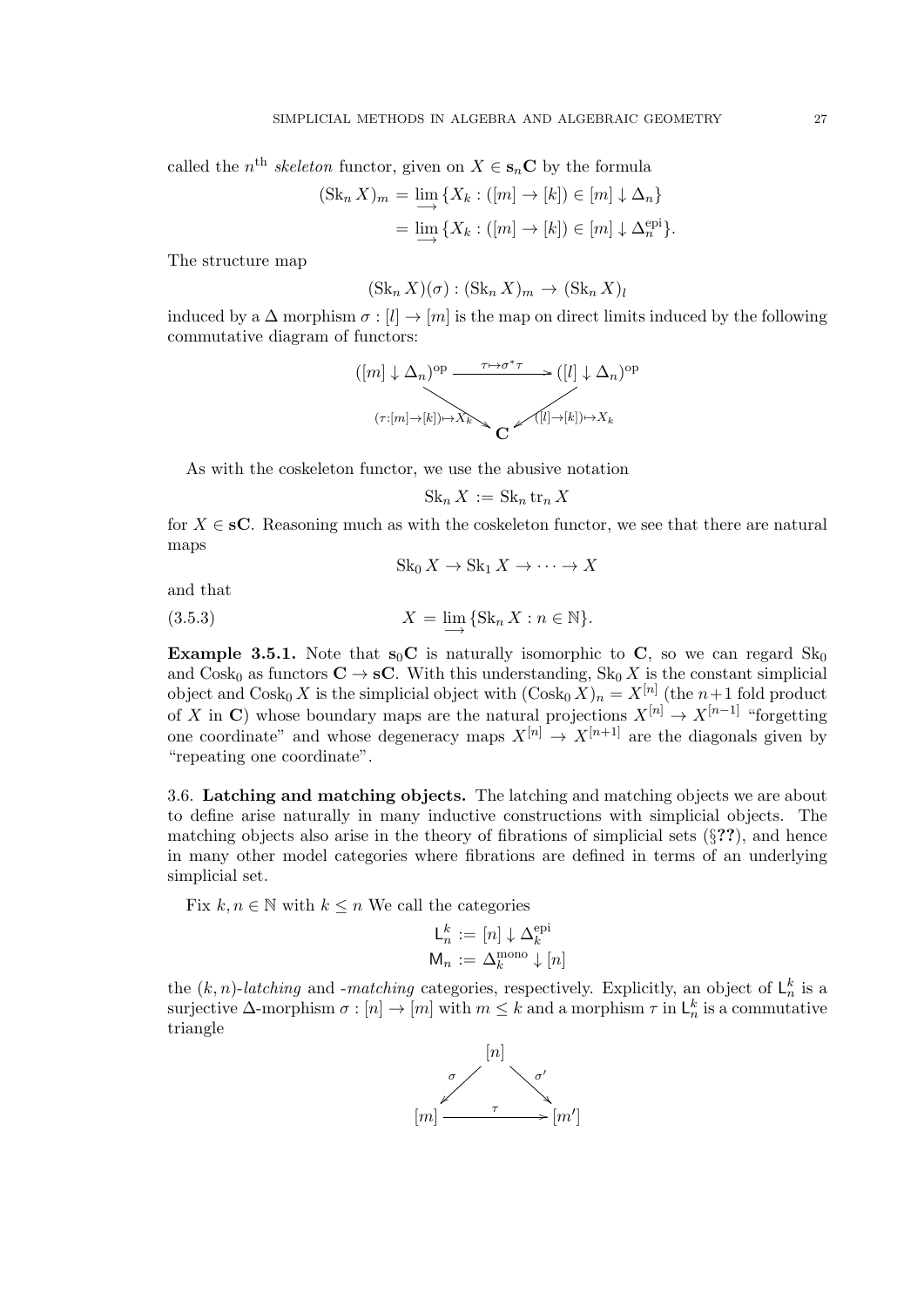called the $n^{\text{th}}$ *skeleton* functor, given on $X \in \mathbf{s}_n\mathbf{C}$ by the formula

$$
\begin{aligned}
(\operatorname{Sk}_n X)_m &= \varinjlim \{X_k : ([m] \to [k]) \in [m] \downarrow \Delta_n\} \\
&= \varinjlim \{X_k : ([m] \to [k]) \in [m] \downarrow \Delta_n^{\text{epi}}\}.
\end{aligned}
$$

The structure map

$$
(\operatorname{Sk}_n X)(\sigma) : (\operatorname{Sk}_n X)_m \to (\operatorname{Sk}_n X)_l
$$

induced by a $\Delta$ morphism $\sigma : [l] \to [m]$ is the map on direct limits induced by the following commutative diagram of functors:

$$
\begin{array}{ccc}
([m] \downarrow \Delta_n)^{\text{op}} & \xrightarrow{\tau \mapsto \sigma^* \tau} & ([l] \downarrow \Delta_n)^{\text{op}} \\
& {\scriptstyle (\tau:[m]\to[k])\mapsto X_k} \searrow \quad \swarrow {\scriptstyle ([l]\to[k])\mapsto X_k} & \\
& \mathbf{C} &
\end{array}
$$

As with the coskeleton functor, we use the abusive notation

$$
\operatorname{Sk}_n X := \operatorname{Sk}_n \operatorname{tr}_n X
$$

for $X \in \mathbf{sC}$. Reasoning much as with the coskeleton functor, we see that there are natural maps

$$
\operatorname{Sk}_0 X \to \operatorname{Sk}_1 X \to \cdots \to X
$$

and that

$$
X = \varinjlim \{\operatorname{Sk}_n X : n \in \mathbb{N}\}. \tag{3.5.3}
$$

**Example 3.5.1.** Note that $\mathbf{s}_0\mathbf{C}$ is naturally isomorphic to $\mathbf{C}$, so we can regard $\operatorname{Sk}_0$ and $\operatorname{Cosk}_0$ as functors $\mathbf{C} \to \mathbf{sC}$. With this understanding, $\operatorname{Sk}_0 X$ is the constant simplicial object and $\operatorname{Cosk}_0 X$ is the simplicial object with $(\operatorname{Cosk}_0 X)_n = X^{[n]}$ (the $n+1$ fold product of $X$ in $\mathbf{C}$) whose boundary maps are the natural projections $X^{[n]} \to X^{[n-1]}$ "forgetting one coordinate" and whose degeneracy maps $X^{[n]} \to X^{[n+1]}$ are the diagonals given by "repeating one coordinate".

3.6. **Latching and matching objects.** The latching and matching objects we are about to define arise naturally in many inductive constructions with simplicial objects. The matching objects also arise in the theory of fibrations of simplicial sets (§**??**), and hence in many other model categories where fibrations are defined in terms of an underlying simplicial set.

Fix $k, n \in \mathbb{N}$ with $k \leq n$ We call the categories

$$
\begin{aligned}
\mathsf{L}_n^k &:= [n] \downarrow \Delta_k^{\text{epi}} \\
\mathsf{M}_n &:= \Delta_k^{\text{mono}} \downarrow [n]
\end{aligned}
$$

the $(k,n)$-*latching* and -*matching* categories, respectively. Explicitly, an object of $\mathsf{L}_n^k$ is a surjective $\Delta$-morphism $\sigma : [n] \to [m]$ with $m \leq k$ and a morphism $\tau$ in $\mathsf{L}_n^k$ is a commutative triangle

$$
\begin{array}{ccc}
& [n] & \\
{\scriptstyle \sigma} \swarrow & & \searrow {\scriptstyle \sigma'} \\
[m] & \xrightarrow{\quad \tau \quad} & [m']
\end{array}
$$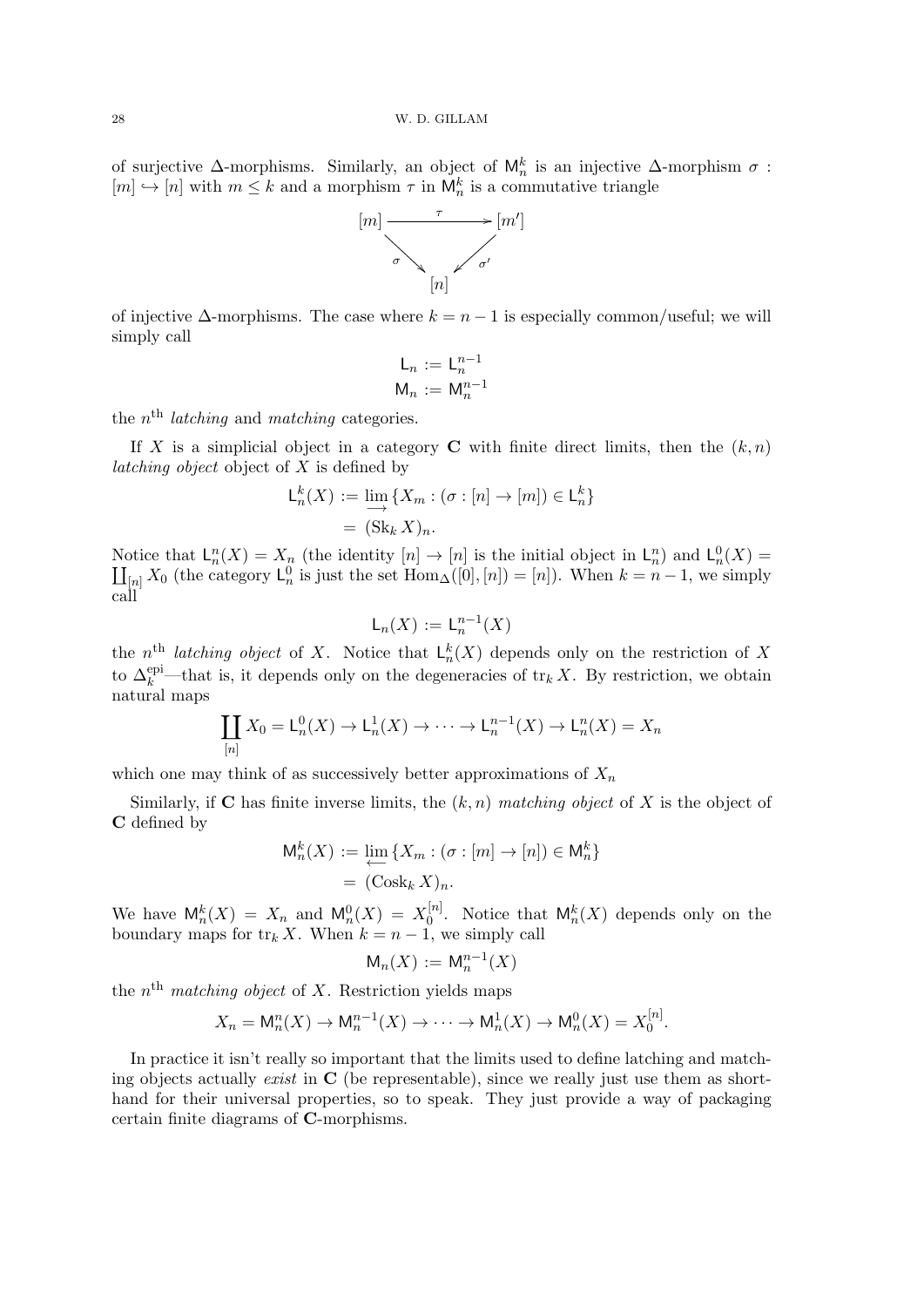of surjective $\Delta$-morphisms. Similarly, an object of $\mathsf{M}_n^k$ is an injective $\Delta$-morphism $\sigma : [m] \hookrightarrow [n]$ with $m \leq k$ and a morphism $\tau$ in $\mathsf{M}_n^k$ is a commutative triangle

$$\begin{array}{ccc} [m] & \xrightarrow{\tau} & [m'] \\ & \searrow^{\sigma} \quad \swarrow_{\sigma'} & \\ & [n] & \end{array}$$

of injective $\Delta$-morphisms. The case where $k = n-1$ is especially common/useful; we will simply call

$$\mathsf{L}_n := \mathsf{L}_n^{n-1}$$
$$\mathsf{M}_n := \mathsf{M}_n^{n-1}$$

the $n^{\text{th}}$ *latching* and *matching* categories.

If $X$ is a simplicial object in a category $\mathbf{C}$ with finite direct limits, then the $(k,n)$ *latching object* object of $X$ is defined by

$$\begin{aligned} \mathsf{L}_n^k(X) &:= \varinjlim \{X_m : (\sigma : [n] \to [m]) \in \mathsf{L}_n^k\} \\ &= (\operatorname{Sk}_k X)_n. \end{aligned}$$

Notice that $\mathsf{L}_n^n(X) = X_n$ (the identity $[n] \to [n]$ is the initial object in $\mathsf{L}_n^n$) and $\mathsf{L}_n^0(X) = \coprod_{[n]} X_0$ (the category $\mathsf{L}_n^0$ is just the set $\operatorname{Hom}_\Delta([0],[n]) = [n]$). When $k = n-1$, we simply call

$$\mathsf{L}_n(X) := \mathsf{L}_n^{n-1}(X)$$

the $n^{\text{th}}$ *latching object* of $X$. Notice that $\mathsf{L}_n^k(X)$ depends only on the restriction of $X$ to $\Delta_k^{\text{epi}}$—that is, it depends only on the degeneracies of $\operatorname{tr}_k X$. By restriction, we obtain natural maps

$$\coprod_{[n]} X_0 = \mathsf{L}_n^0(X) \to \mathsf{L}_n^1(X) \to \cdots \to \mathsf{L}_n^{n-1}(X) \to \mathsf{L}_n^n(X) = X_n$$

which one may think of as successively better approximations of $X_n$

Similarly, if $\mathbf{C}$ has finite inverse limits, the $(k,n)$ *matching object* of $X$ is the object of $\mathbf{C}$ defined by

$$\begin{aligned} \mathsf{M}_n^k(X) &:= \varprojlim \{X_m : (\sigma : [m] \to [n]) \in \mathsf{M}_n^k\} \\ &= (\operatorname{Cosk}_k X)_n. \end{aligned}$$

We have $\mathsf{M}_n^k(X) = X_n$ and $\mathsf{M}_n^0(X) = X_0^{[n]}$. Notice that $\mathsf{M}_n^k(X)$ depends only on the boundary maps for $\operatorname{tr}_k X$. When $k = n-1$, we simply call

$$\mathsf{M}_n(X) := \mathsf{M}_n^{n-1}(X)$$

the $n^{\text{th}}$ *matching object* of $X$. Restriction yields maps

$$X_n = \mathsf{M}_n^n(X) \to \mathsf{M}_n^{n-1}(X) \to \cdots \to \mathsf{M}_n^1(X) \to \mathsf{M}_n^0(X) = X_0^{[n]}.$$

In practice it isn't really so important that the limits used to define latching and matching objects actually *exist* in $\mathbf{C}$ (be representable), since we really just use them as shorthand for their universal properties, so to speak. They just provide a way of packaging certain finite diagrams of $\mathbf{C}$-morphisms.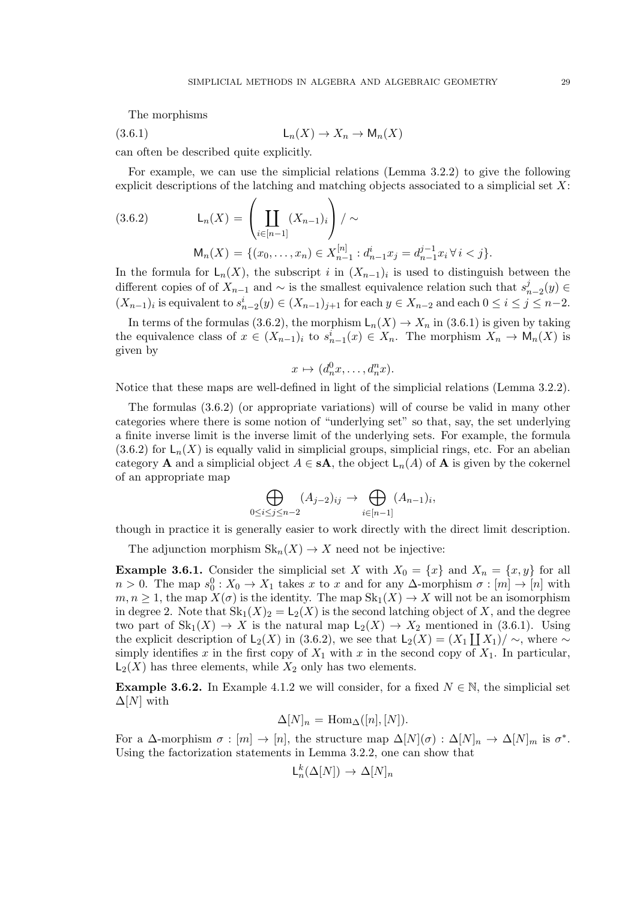The morphisms

$$\mathsf{L}_n(X) \to X_n \to \mathsf{M}_n(X) \tag{3.6.1}$$

can often be described quite explicitly.

For example, we can use the simplicial relations (Lemma 3.2.2) to give the following explicit descriptions of the latching and matching objects associated to a simplicial set $X$:

$$\mathsf{L}_n(X) = \left( \coprod_{i \in [n-1]} (X_{n-1})_i \right) / \sim \tag{3.6.2}$$

$$\mathsf{M}_n(X) = \{(x_0, \ldots, x_n) \in X_{n-1}^{[n]} : d_{n-1}^i x_j = d_{n-1}^{j-1} x_i \, \forall \, i < j\}.$$

In the formula for $\mathsf{L}_n(X)$, the subscript $i$ in $(X_{n-1})_i$ is used to distinguish between the different copies of of $X_{n-1}$ and $\sim$ is the smallest equivalence relation such that $s_{n-2}^j(y) \in (X_{n-1})_i$ is equivalent to $s_{n-2}^i(y) \in (X_{n-1})_{j+1}$ for each $y \in X_{n-2}$ and each $0 \leq i \leq j \leq n-2$.

In terms of the formulas (3.6.2), the morphism $\mathsf{L}_n(X) \to X_n$ in (3.6.1) is given by taking the equivalence class of $x \in (X_{n-1})_i$ to $s_{n-1}^i(x) \in X_n$. The morphism $X_n \to \mathsf{M}_n(X)$ is given by

$$x \mapsto (d_n^0 x, \ldots, d_n^n x).$$

Notice that these maps are well-defined in light of the simplicial relations (Lemma 3.2.2).

The formulas (3.6.2) (or appropriate variations) will of course be valid in many other categories where there is some notion of "underlying set" so that, say, the set underlying a finite inverse limit is the inverse limit of the underlying sets. For example, the formula (3.6.2) for $\mathsf{L}_n(X)$ is equally valid in simplicial groups, simplicial rings, etc. For an abelian category $\mathbf{A}$ and a simplicial object $A \in \mathbf{sA}$, the object $\mathsf{L}_n(A)$ of $\mathbf{A}$ is given by the cokernel of an appropriate map

$$\bigoplus_{0 \leq i \leq j \leq n-2} (A_{j-2})_{ij} \to \bigoplus_{i \in [n-1]} (A_{n-1})_i,$$

though in practice it is generally easier to work directly with the direct limit description.

The adjunction morphism $\mathrm{Sk}_n(X) \to X$ need not be injective:

**Example 3.6.1.** Consider the simplicial set $X$ with $X_0 = \{x\}$ and $X_n = \{x, y\}$ for all $n > 0$. The map $s_0^0 : X_0 \to X_1$ takes $x$ to $x$ and for any $\Delta$-morphism $\sigma : [m] \to [n]$ with $m, n \geq 1$, the map $X(\sigma)$ is the identity. The map $\mathrm{Sk}_1(X) \to X$ will not be an isomorphism in degree 2. Note that $\mathrm{Sk}_1(X)_2 = \mathsf{L}_2(X)$ is the second latching object of $X$, and the degree two part of $\mathrm{Sk}_1(X) \to X$ is the natural map $\mathsf{L}_2(X) \to X_2$ mentioned in (3.6.1). Using the explicit description of $\mathsf{L}_2(X)$ in (3.6.2), we see that $\mathsf{L}_2(X) = (X_1 \coprod X_1)/\sim$, where $\sim$ simply identifies $x$ in the first copy of $X_1$ with $x$ in the second copy of $X_1$. In particular, $\mathsf{L}_2(X)$ has three elements, while $X_2$ only has two elements.

**Example 3.6.2.** In Example 4.1.2 we will consider, for a fixed $N \in \mathbb{N}$, the simplicial set $\Delta[N]$ with

$$\Delta[N]_n = \mathrm{Hom}_\Delta([n], [N]).$$

For a $\Delta$-morphism $\sigma : [m] \to [n]$, the structure map $\Delta[N](\sigma) : \Delta[N]_n \to \Delta[N]_m$ is $\sigma^*$. Using the factorization statements in Lemma 3.2.2, one can show that

$$\mathsf{L}_n^k(\Delta[N]) \to \Delta[N]_n$$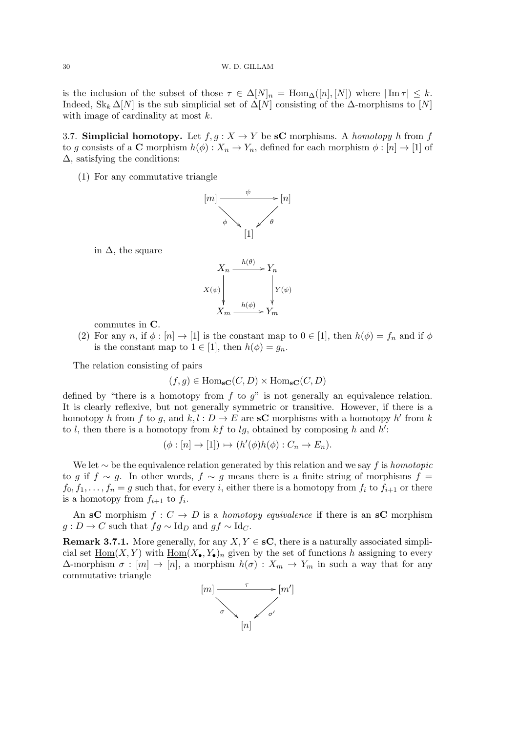is the inclusion of the subset of those $\tau \in \Delta[N]_n = \operatorname{Hom}_\Delta([n],[N])$ where $|\operatorname{Im}\tau| \leq k$. Indeed, $\operatorname{Sk}_k \Delta[N]$ is the sub simplicial set of $\Delta[N]$ consisting of the $\Delta$-morphisms to $[N]$ with image of cardinality at most $k$.

**3.7. Simplicial homotopy.** Let $f, g : X \to Y$ be $\mathbf{sC}$ morphisms. A *homotopy* $h$ from $f$ to $g$ consists of a $\mathbf{C}$ morphism $h(\phi) : X_n \to Y_n$, defined for each morphism $\phi : [n] \to [1]$ of $\Delta$, satisfying the conditions:

(1) For any commutative triangle

$$\begin{array}{ccc} [m] & \xrightarrow{\psi} & [n] \\ & {\scriptstyle\phi}\searrow \quad \swarrow{\scriptstyle\theta} & \\ & [1] & \end{array}$$

in $\Delta$, the square

$$\begin{array}{ccc} X_n & \xrightarrow{h(\theta)} & Y_n \\ \downarrow{\scriptstyle X(\psi)} & & \downarrow{\scriptstyle Y(\psi)} \\ X_m & \xrightarrow{h(\phi)} & Y_m \end{array}$$

commutes in $\mathbf{C}$.

(2) For any $n$, if $\phi : [n] \to [1]$ is the constant map to $0 \in [1]$, then $h(\phi) = f_n$ and if $\phi$ is the constant map to $1 \in [1]$, then $h(\phi) = g_n$.

The relation consisting of pairs

$$(f, g) \in \operatorname{Hom}_{\mathbf{sC}}(C, D) \times \operatorname{Hom}_{\mathbf{sC}}(C, D)$$

defined by "there is a homotopy from $f$ to $g$" is not generally an equivalence relation. It is clearly reflexive, but not generally symmetric or transitive. However, if there is a homotopy $h$ from $f$ to $g$, and $k, l : D \to E$ are $\mathbf{sC}$ morphisms with a homotopy $h'$ from $k$ to $l$, then there is a homotopy from $kf$ to $lg$, obtained by composing $h$ and $h'$:

$$(\phi : [n] \to [1]) \mapsto (h'(\phi)h(\phi) : C_n \to E_n).$$

We let $\sim$ be the equivalence relation generated by this relation and we say $f$ is *homotopic* to $g$ if $f \sim g$. In other words, $f \sim g$ means there is a finite string of morphisms $f = f_0, f_1, \ldots, f_n = g$ such that, for every $i$, either there is a homotopy from $f_i$ to $f_{i+1}$ or there is a homotopy from $f_{i+1}$ to $f_i$.

An $\mathbf{sC}$ morphism $f : C \to D$ is a *homotopy equivalence* if there is an $\mathbf{sC}$ morphism $g : D \to C$ such that $fg \sim \operatorname{Id}_D$ and $gf \sim \operatorname{Id}_C$.

**Remark 3.7.1.** More generally, for any $X, Y \in \mathbf{sC}$, there is a naturally associated simplicial set $\underline{\operatorname{Hom}}(X, Y)$ with $\underline{\operatorname{Hom}}(X_\bullet, Y_\bullet)_n$ given by the set of functions $h$ assigning to every $\Delta$-morphism $\sigma : [m] \to [n]$, a morphism $h(\sigma) : X_m \to Y_m$ in such a way that for any commutative triangle

$$\begin{array}{ccc} [m] & \xrightarrow{\tau} & [m'] \\ & {\scriptstyle\sigma}\searrow \quad \swarrow{\scriptstyle\sigma'} & \\ & [n] & \end{array}$$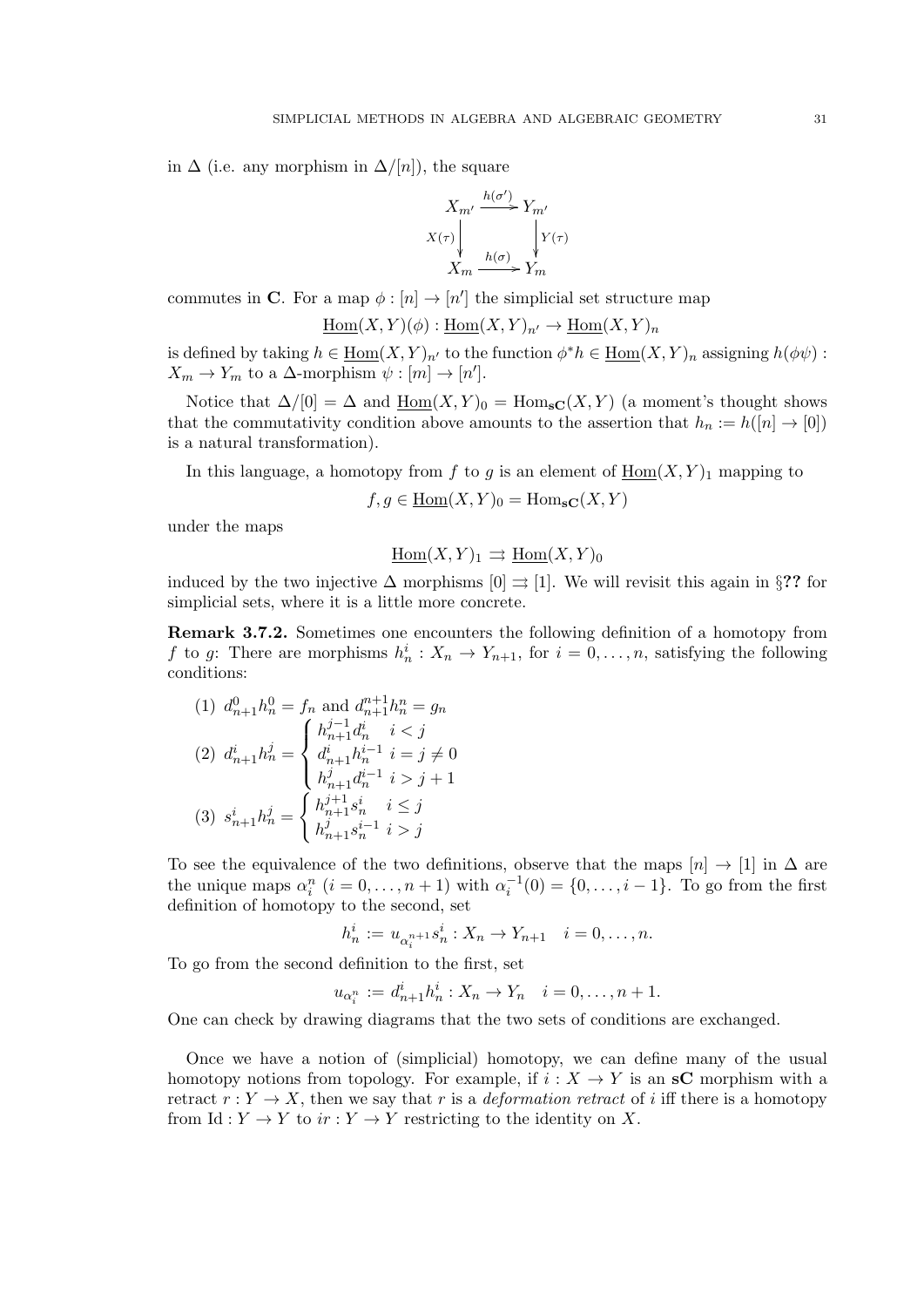in $\Delta$ (i.e. any morphism in $\Delta/[n]$), the square

$$\begin{array}{ccc} X_{m'} & \xrightarrow{h(\sigma')} & Y_{m'} \\ {\scriptstyle X(\tau)}\downarrow & & \downarrow{\scriptstyle Y(\tau)} \\ X_m & \xrightarrow{h(\sigma)} & Y_m \end{array}$$

commutes in $\mathbf{C}$. For a map $\phi : [n] \to [n']$ the simplicial set structure map

$$\underline{\mathrm{Hom}}(X, Y)(\phi) : \underline{\mathrm{Hom}}(X, Y)_{n'} \to \underline{\mathrm{Hom}}(X, Y)_n$$

is defined by taking $h \in \underline{\mathrm{Hom}}(X, Y)_{n'}$ to the function $\phi^* h \in \underline{\mathrm{Hom}}(X, Y)_n$ assigning $h(\phi\psi) : X_m \to Y_m$ to a $\Delta$-morphism $\psi : [m] \to [n']$.

Notice that $\Delta/[0] = \Delta$ and $\underline{\mathrm{Hom}}(X, Y)_0 = \mathrm{Hom}_{\mathbf{sC}}(X, Y)$ (a moment's thought shows that the commutativity condition above amounts to the assertion that $h_n := h([n] \to [0])$ is a natural transformation).

In this language, a homotopy from $f$ to $g$ is an element of $\underline{\mathrm{Hom}}(X, Y)_1$ mapping to

$$f, g \in \underline{\mathrm{Hom}}(X, Y)_0 = \mathrm{Hom}_{\mathbf{sC}}(X, Y)$$

under the maps

$$\underline{\mathrm{Hom}}(X, Y)_1 \rightrightarrows \underline{\mathrm{Hom}}(X, Y)_0$$

induced by the two injective $\Delta$ morphisms $[0] \rightrightarrows [1]$. We will revisit this again in §**??** for simplicial sets, where it is a little more concrete.

**Remark 3.7.2.** Sometimes one encounters the following definition of a homotopy from $f$ to $g$: There are morphisms $h_n^i : X_n \to Y_{n+1}$, for $i = 0, \dots, n$, satisfying the following conditions:

(1) $d_{n+1}^0 h_n^0 = f_n$ and $d_{n+1}^{n+1} h_n^n = g_n$

(2) $d_{n+1}^i h_n^j = \begin{cases} h_{n+1}^{j-1} d_n^i & i < j \\ d_{n+1}^i h_n^{i-1} & i = j \neq 0 \\ h_{n+1}^j d_n^{i-1} & i > j+1 \end{cases}$

(3) $s_{n+1}^i h_n^j = \begin{cases} h_{n+1}^{j+1} s_n^i & i \leq j \\ h_{n+1}^j s_n^{i-1} & i > j \end{cases}$

To see the equivalence of the two definitions, observe that the maps $[n] \to [1]$ in $\Delta$ are the unique maps $\alpha_i^n$ $(i = 0, \dots, n+1)$ with $\alpha_i^{-1}(0) = \{0, \dots, i-1\}$. To go from the first definition of homotopy to the second, set

$$h_n^i := u_{\alpha_i^{n+1}} s_n^i : X_n \to Y_{n+1} \quad i = 0, \dots, n.$$

To go from the second definition to the first, set

$$u_{\alpha_i^n} := d_{n+1}^i h_n^i : X_n \to Y_n \quad i = 0, \dots, n+1.$$

One can check by drawing diagrams that the two sets of conditions are exchanged.

Once we have a notion of (simplicial) homotopy, we can define many of the usual homotopy notions from topology. For example, if $i : X \to Y$ is an $\mathbf{sC}$ morphism with a retract $r : Y \to X$, then we say that $r$ is a *deformation retract* of $i$ iff there is a homotopy from $\mathrm{Id} : Y \to Y$ to $ir : Y \to Y$ restricting to the identity on $X$.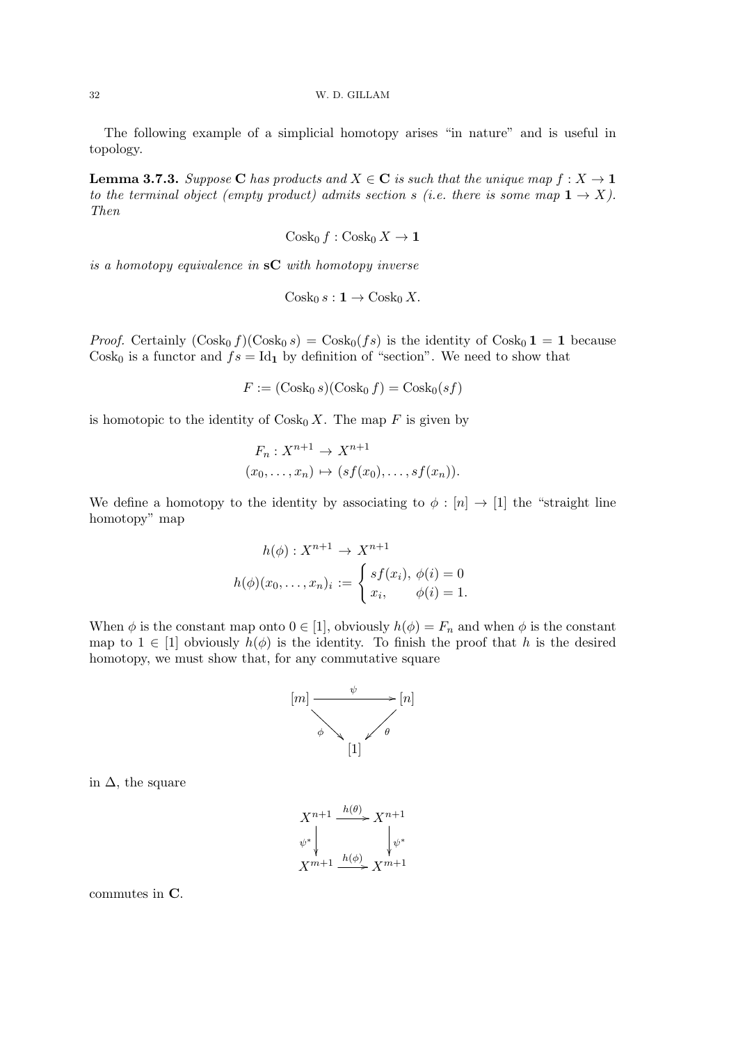The following example of a simplicial homotopy arises "in nature" and is useful in topology.

**Lemma 3.7.3.** *Suppose* $\mathbf{C}$ *has products and* $X \in \mathbf{C}$ *is such that the unique map* $f : X \to \mathbf{1}$ *to the terminal object (empty product) admits section* $s$ *(i.e. there is some map* $\mathbf{1} \to X$*). Then*

$$\operatorname{Cosk}_0 f : \operatorname{Cosk}_0 X \to \mathbf{1}$$

*is a homotopy equivalence in* $\mathbf{sC}$ *with homotopy inverse*

$$\operatorname{Cosk}_0 s : \mathbf{1} \to \operatorname{Cosk}_0 X.$$

*Proof.* Certainly $(\operatorname{Cosk}_0 f)(\operatorname{Cosk}_0 s) = \operatorname{Cosk}_0(fs)$ is the identity of $\operatorname{Cosk}_0 \mathbf{1} = \mathbf{1}$ because $\operatorname{Cosk}_0$ is a functor and $fs = \operatorname{Id}_{\mathbf{1}}$ by definition of "section". We need to show that

$$F := (\operatorname{Cosk}_0 s)(\operatorname{Cosk}_0 f) = \operatorname{Cosk}_0(sf)$$

is homotopic to the identity of $\operatorname{Cosk}_0 X$. The map $F$ is given by

$$\begin{aligned} F_n : X^{n+1} &\to X^{n+1} \\ (x_0, \dots, x_n) &\mapsto (sf(x_0), \dots, sf(x_n)). \end{aligned}$$

We define a homotopy to the identity by associating to $\phi : [n] \to [1]$ the "straight line homotopy" map

$$\begin{aligned} h(\phi) : X^{n+1} &\to X^{n+1} \\ h(\phi)(x_0, \dots, x_n)_i &:= \begin{cases} sf(x_i), & \phi(i) = 0 \\ x_i, & \phi(i) = 1. \end{cases} \end{aligned}$$

When $\phi$ is the constant map onto $0 \in [1]$, obviously $h(\phi) = F_n$ and when $\phi$ is the constant map to $1 \in [1]$ obviously $h(\phi)$ is the identity. To finish the proof that $h$ is the desired homotopy, we must show that, for any commutative square

$$\begin{array}{ccc} [m] & \xrightarrow{\psi} & [n] \\ & {\scriptstyle\phi}\searrow \quad \swarrow{\scriptstyle\theta} & \\ & [1] & \end{array}$$

in $\Delta$, the square

$$\begin{array}{ccc} X^{n+1} & \xrightarrow{h(\theta)} & X^{n+1} \\ \downarrow{\scriptstyle\psi^*} & & \downarrow{\scriptstyle\psi^*} \\ X^{m+1} & \xrightarrow{h(\phi)} & X^{m+1} \end{array}$$

commutes in $\mathbf{C}$.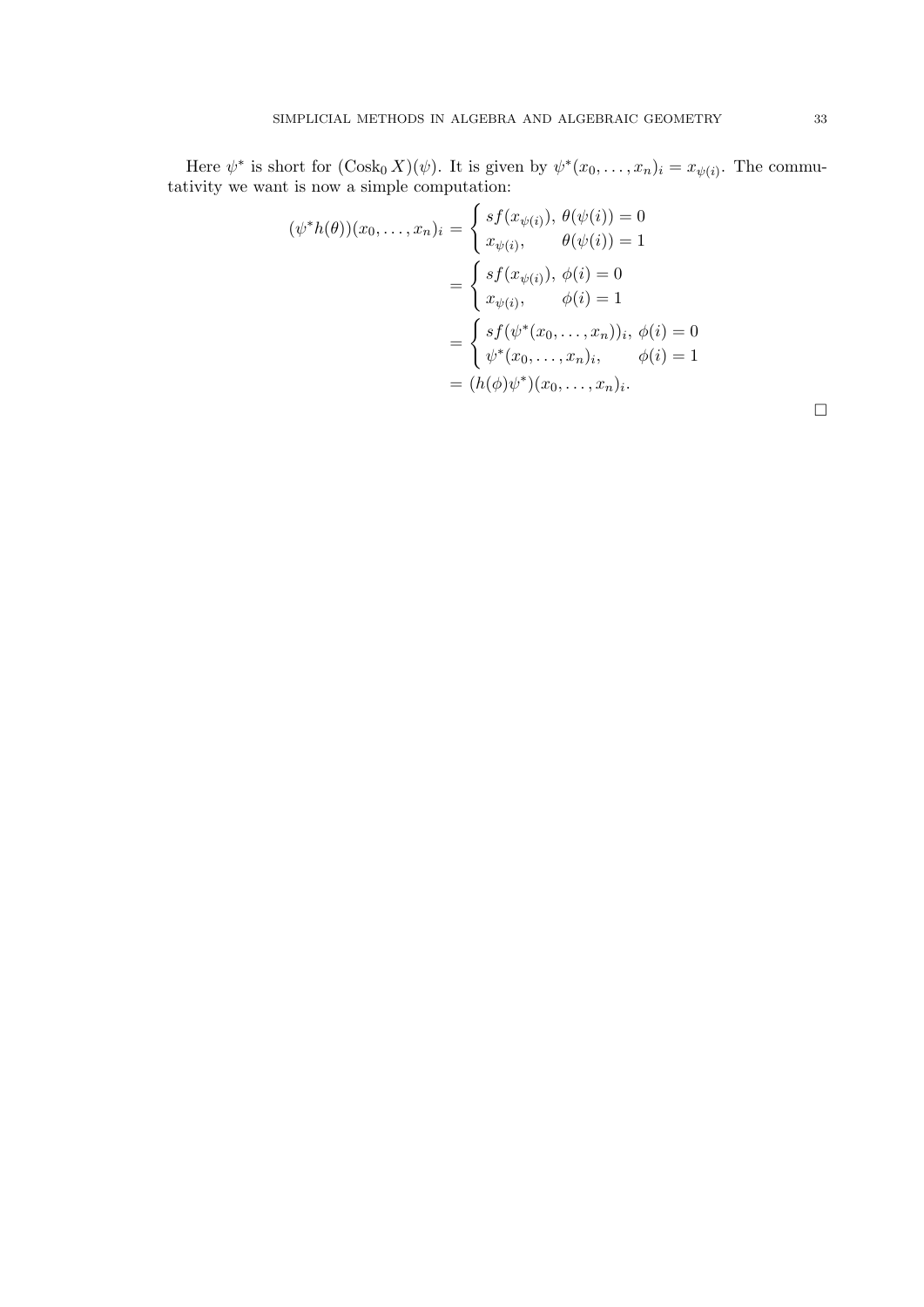Here $\psi^*$ is short for $(\operatorname{Cosk}_0 X)(\psi)$. It is given by $\psi^*(x_0, \ldots, x_n)_i = x_{\psi(i)}$. The commutativity we want is now a simple computation:

$$
\begin{aligned}
(\psi^* h(\theta))(x_0, \ldots, x_n)_i &= \begin{cases} sf(x_{\psi(i)}), & \theta(\psi(i)) = 0 \\ x_{\psi(i)}, & \theta(\psi(i)) = 1 \end{cases} \\
&= \begin{cases} sf(x_{\psi(i)}), & \phi(i) = 0 \\ x_{\psi(i)}, & \phi(i) = 1 \end{cases} \\
&= \begin{cases} sf(\psi^*(x_0, \ldots, x_n))_i, & \phi(i) = 0 \\ \psi^*(x_0, \ldots, x_n)_i, & \phi(i) = 1 \end{cases} \\
&= (h(\phi)\psi^*)(x_0, \ldots, x_n)_i.
\end{aligned}
$$

□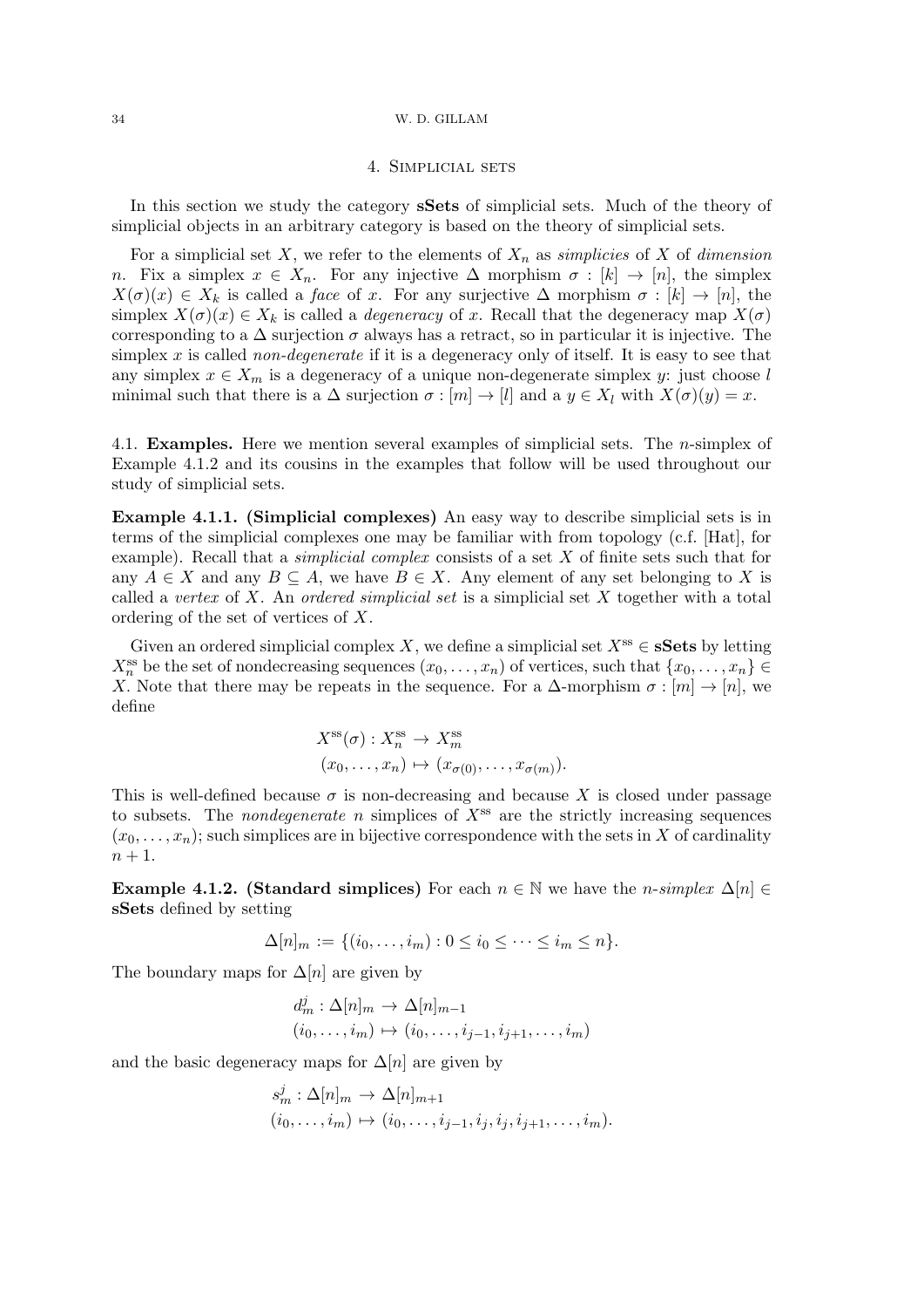## 4. Simplicial sets

In this section we study the category **sSets** of simplicial sets. Much of the theory of simplicial objects in an arbitrary category is based on the theory of simplicial sets.

For a simplicial set $X$, we refer to the elements of $X_n$ as *simplicies* of $X$ of *dimension* $n$. Fix a simplex $x \in X_n$. For any injective $\Delta$ morphism $\sigma : [k] \to [n]$, the simplex $X(\sigma)(x) \in X_k$ is called a *face* of $x$. For any surjective $\Delta$ morphism $\sigma : [k] \to [n]$, the simplex $X(\sigma)(x) \in X_k$ is called a *degeneracy* of $x$. Recall that the degeneracy map $X(\sigma)$ corresponding to a $\Delta$ surjection $\sigma$ always has a retract, so in particular it is injective. The simplex $x$ is called *non-degenerate* if it is a degeneracy only of itself. It is easy to see that any simplex $x \in X_m$ is a degeneracy of a unique non-degenerate simplex $y$: just choose $l$ minimal such that there is a $\Delta$ surjection $\sigma : [m] \to [l]$ and a $y \in X_l$ with $X(\sigma)(y) = x$.

### 4.1. Examples.

Here we mention several examples of simplicial sets. The $n$-simplex of Example 4.1.2 and its cousins in the examples that follow will be used throughout our study of simplicial sets.

**Example 4.1.1. (Simplicial complexes)** An easy way to describe simplicial sets is in terms of the simplicial complexes one may be familiar with from topology (c.f. [Hat], for example). Recall that a *simplicial complex* consists of a set $X$ of finite sets such that for any $A \in X$ and any $B \subseteq A$, we have $B \in X$. Any element of any set belonging to $X$ is called a *vertex* of $X$. An *ordered simplicial set* is a simplicial set $X$ together with a total ordering of the set of vertices of $X$.

Given an ordered simplicial complex $X$, we define a simplicial set $X^{\mathrm{ss}} \in$ **sSets** by letting $X^{\mathrm{ss}}_n$ be the set of nondecreasing sequences $(x_0, \dots, x_n)$ of vertices, such that $\{x_0, \dots, x_n\} \in X$. Note that there may be repeats in the sequence. For a $\Delta$-morphism $\sigma : [m] \to [n]$, we define

$$
\begin{aligned}
X^{\mathrm{ss}}(\sigma) : X^{\mathrm{ss}}_n &\to X^{\mathrm{ss}}_m \\
(x_0, \dots, x_n) &\mapsto (x_{\sigma(0)}, \dots, x_{\sigma(m)}).
\end{aligned}
$$

This is well-defined because $\sigma$ is non-decreasing and because $X$ is closed under passage to subsets. The *nondegenerate* $n$ simplices of $X^{\mathrm{ss}}$ are the strictly increasing sequences $(x_0, \dots, x_n)$; such simplices are in bijective correspondence with the sets in $X$ of cardinality $n + 1$.

**Example 4.1.2. (Standard simplices)** For each $n \in \mathbb{N}$ we have the *n-simplex* $\Delta[n] \in$ **sSets** defined by setting

$$
\Delta[n]_m := \{(i_0, \dots, i_m) : 0 \leq i_0 \leq \dots \leq i_m \leq n\}.
$$

The boundary maps for $\Delta[n]$ are given by

$$
\begin{aligned}
d^j_m : \Delta[n]_m &\to \Delta[n]_{m-1} \\
(i_0, \dots, i_m) &\mapsto (i_0, \dots, i_{j-1}, i_{j+1}, \dots, i_m)
\end{aligned}
$$

and the basic degeneracy maps for $\Delta[n]$ are given by

$$
\begin{aligned}
s^j_m : \Delta[n]_m &\to \Delta[n]_{m+1} \\
(i_0, \dots, i_m) &\mapsto (i_0, \dots, i_{j-1}, i_j, i_j, i_{j+1}, \dots, i_m).
\end{aligned}
$$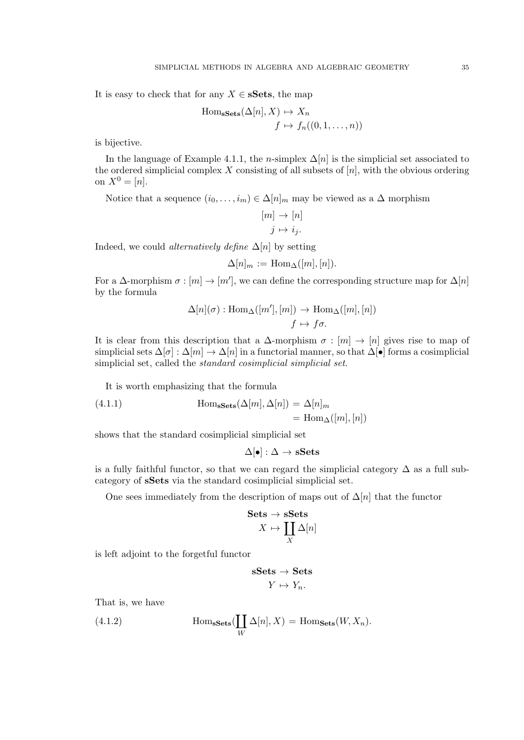It is easy to check that for any $X \in \mathbf{sSets}$, the map

$$\begin{aligned} \mathrm{Hom}_{\mathbf{sSets}}(\Delta[n], X) &\mapsto X_n \\ f &\mapsto f_n((0, 1, \ldots, n)) \end{aligned}$$

is bijective.

In the language of Example 4.1.1, the $n$-simplex $\Delta[n]$ is the simplicial set associated to the ordered simplicial complex $X$ consisting of all subsets of $[n]$, with the obvious ordering on $X^0 = [n]$.

Notice that a sequence $(i_0, \ldots, i_m) \in \Delta[n]_m$ may be viewed as a $\Delta$ morphism

$$\begin{aligned} [m] &\to [n] \\ j &\mapsto i_j. \end{aligned}$$

Indeed, we could *alternatively define* $\Delta[n]$ by setting

$$\Delta[n]_m := \mathrm{Hom}_\Delta([m], [n]).$$

For a $\Delta$-morphism $\sigma : [m] \to [m']$, we can define the corresponding structure map for $\Delta[n]$ by the formula

$$\begin{aligned} \Delta[n](\sigma) : \mathrm{Hom}_\Delta([m'], [m]) &\to \mathrm{Hom}_\Delta([m], [n]) \\ f &\mapsto f\sigma. \end{aligned}$$

It is clear from this description that a $\Delta$-morphism $\sigma : [m] \to [n]$ gives rise to map of simplicial sets $\Delta[\sigma] : \Delta[m] \to \Delta[n]$ in a functorial manner, so that $\Delta[\bullet]$ forms a cosimplicial simplicial set, called the *standard cosimplicial simplicial set*.

It is worth emphasizing that the formula

$$\begin{aligned} \mathrm{Hom}_{\mathbf{sSets}}(\Delta[m], \Delta[n]) &= \Delta[n]_m \\ &= \mathrm{Hom}_\Delta([m], [n]) \end{aligned} \tag{4.1.1}$$

shows that the standard cosimplicial simplicial set

$$\Delta[\bullet] : \Delta \to \mathbf{sSets}$$

is a fully faithful functor, so that we can regard the simplicial category $\Delta$ as a full subcategory of $\mathbf{sSets}$ via the standard cosimplicial simplicial set.

One sees immediately from the description of maps out of $\Delta[n]$ that the functor

$$\begin{aligned} \mathbf{Sets} &\to \mathbf{sSets} \\ X &\mapsto \coprod_X \Delta[n] \end{aligned}$$

is left adjoint to the forgetful functor

$$\begin{aligned} \mathbf{sSets} &\to \mathbf{Sets} \\ Y &\mapsto Y_n. \end{aligned}$$

That is, we have

$$\mathrm{Hom}_{\mathbf{sSets}}(\coprod_W \Delta[n], X) = \mathrm{Hom}_{\mathbf{Sets}}(W, X_n). \tag{4.1.2}$$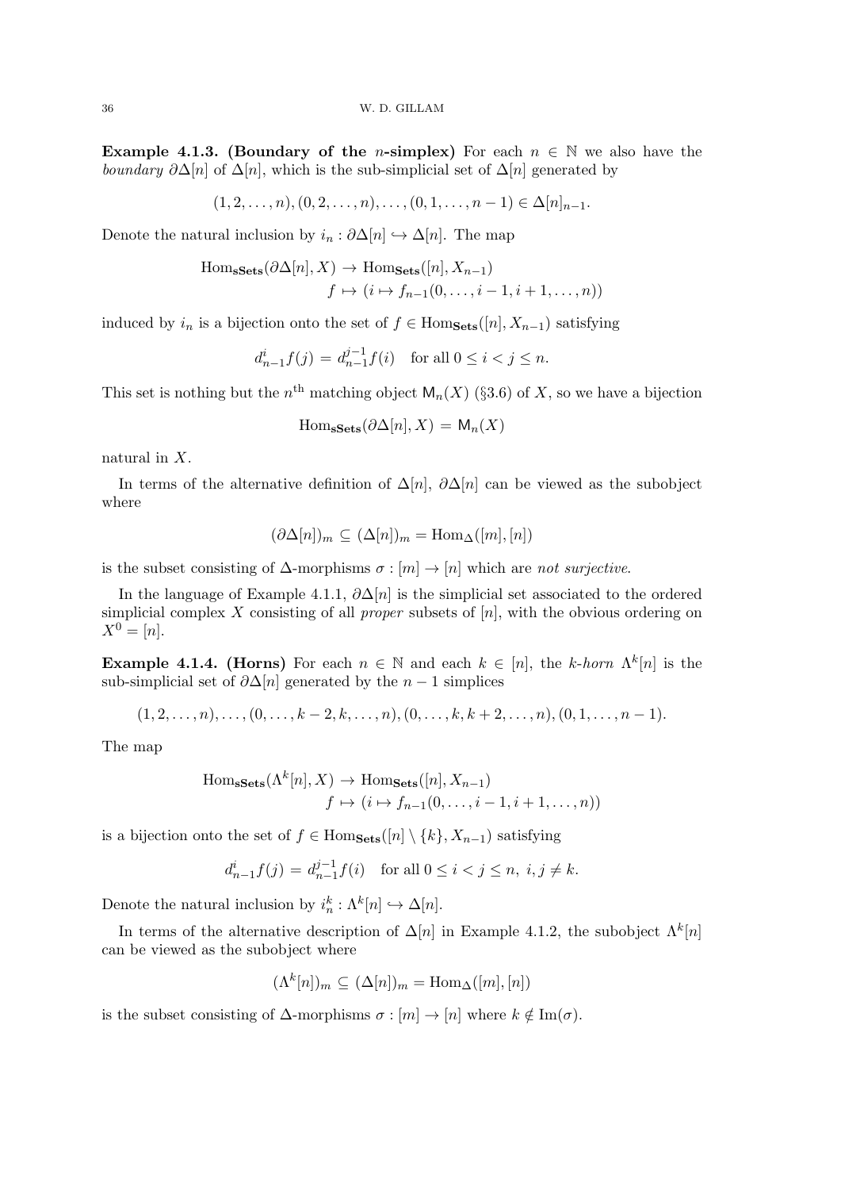**Example 4.1.3. (Boundary of the $n$-simplex)** For each $n \in \mathbb{N}$ we also have the *boundary* $\partial\Delta[n]$ of $\Delta[n]$, which is the sub-simplicial set of $\Delta[n]$ generated by

$$(1, 2, \ldots, n), (0, 2, \ldots, n), \ldots, (0, 1, \ldots, n-1) \in \Delta[n]_{n-1}.$$

Denote the natural inclusion by $i_n : \partial\Delta[n] \hookrightarrow \Delta[n]$. The map

$$\begin{aligned} \operatorname{Hom}_{\mathbf{sSets}}(\partial\Delta[n], X) &\to \operatorname{Hom}_{\mathbf{Sets}}([n], X_{n-1}) \\ f &\mapsto (i \mapsto f_{n-1}(0, \ldots, i-1, i+1, \ldots, n)) \end{aligned}$$

induced by $i_n$ is a bijection onto the set of $f \in \operatorname{Hom}_{\mathbf{Sets}}([n], X_{n-1})$ satisfying

$$d^i_{n-1} f(j) = d^{j-1}_{n-1} f(i) \quad \text{for all } 0 \leq i < j \leq n.$$

This set is nothing but the $n^{\text{th}}$ matching object $\mathsf{M}_n(X)$ (§3.6) of $X$, so we have a bijection

$$\operatorname{Hom}_{\mathbf{sSets}}(\partial\Delta[n], X) = \mathsf{M}_n(X)$$

natural in $X$.

In terms of the alternative definition of $\Delta[n]$, $\partial\Delta[n]$ can be viewed as the subobject where

$$(\partial\Delta[n])_m \subseteq (\Delta[n])_m = \operatorname{Hom}_\Delta([m], [n])$$

is the subset consisting of $\Delta$-morphisms $\sigma : [m] \to [n]$ which are *not surjective*.

In the language of Example 4.1.1, $\partial\Delta[n]$ is the simplicial set associated to the ordered simplicial complex $X$ consisting of all *proper* subsets of $[n]$, with the obvious ordering on $X^0 = [n]$.

**Example 4.1.4. (Horns)** For each $n \in \mathbb{N}$ and each $k \in [n]$, the *$k$-horn* $\Lambda^k[n]$ is the sub-simplicial set of $\partial\Delta[n]$ generated by the $n-1$ simplices

$$(1, 2, \ldots, n), \ldots, (0, \ldots, k-2, k, \ldots, n), (0, \ldots, k, k+2, \ldots, n), (0, 1, \ldots, n-1).$$

The map

$$\begin{aligned} \operatorname{Hom}_{\mathbf{sSets}}(\Lambda^k[n], X) &\to \operatorname{Hom}_{\mathbf{Sets}}([n], X_{n-1}) \\ f &\mapsto (i \mapsto f_{n-1}(0, \ldots, i-1, i+1, \ldots, n)) \end{aligned}$$

is a bijection onto the set of $f \in \operatorname{Hom}_{\mathbf{Sets}}([n] \setminus \{k\}, X_{n-1})$ satisfying

$$d^i_{n-1} f(j) = d^{j-1}_{n-1} f(i) \quad \text{for all } 0 \leq i < j \leq n, \; i, j \neq k.$$

Denote the natural inclusion by $i^k_n : \Lambda^k[n] \hookrightarrow \Delta[n]$.

In terms of the alternative description of $\Delta[n]$ in Example 4.1.2, the subobject $\Lambda^k[n]$ can be viewed as the subobject where

$$(\Lambda^k[n])_m \subseteq (\Delta[n])_m = \operatorname{Hom}_\Delta([m], [n])$$

is the subset consisting of $\Delta$-morphisms $\sigma : [m] \to [n]$ where $k \notin \operatorname{Im}(\sigma)$.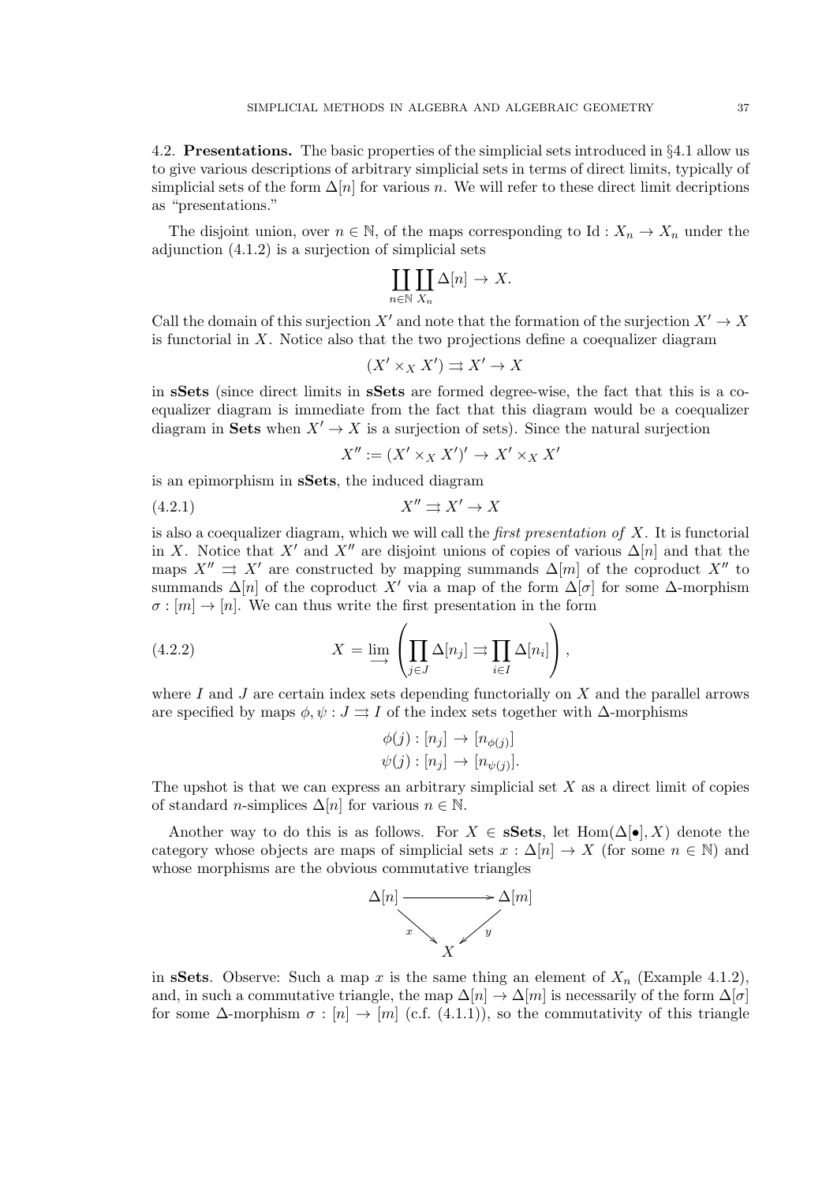**4.2. Presentations.** The basic properties of the simplicial sets introduced in §4.1 allow us to give various descriptions of arbitrary simplicial sets in terms of direct limits, typically of simplicial sets of the form $\Delta[n]$ for various $n$. We will refer to these direct limit decriptions as "presentations."

The disjoint union, over $n \in \mathbb{N}$, of the maps corresponding to $\mathrm{Id} : X_n \to X_n$ under the adjunction (4.1.2) is a surjection of simplicial sets

$$\coprod_{n \in \mathbb{N}} \coprod_{X_n} \Delta[n] \to X.$$

Call the domain of this surjection $X'$ and note that the formation of the surjection $X' \to X$ is functorial in $X$. Notice also that the two projections define a coequalizer diagram

$$(X' \times_X X') \rightrightarrows X' \to X$$

in **sSets** (since direct limits in **sSets** are formed degree-wise, the fact that this is a coequalizer diagram is immediate from the fact that this diagram would be a coequalizer diagram in **Sets** when $X' \to X$ is a surjection of sets). Since the natural surjection

$$X'' := (X' \times_X X')' \to X' \times_X X'$$

is an epimorphism in **sSets**, the induced diagram

$$X'' \rightrightarrows X' \to X \tag{4.2.1}$$

is also a coequalizer diagram, which we will call the *first presentation of* $X$. It is functorial in $X$. Notice that $X'$ and $X''$ are disjoint unions of copies of various $\Delta[n]$ and that the maps $X'' \rightrightarrows X'$ are constructed by mapping summands $\Delta[m]$ of the coproduct $X''$ to summands $\Delta[n]$ of the coproduct $X'$ via a map of the form $\Delta[\sigma]$ for some $\Delta$-morphism $\sigma : [m] \to [n]$. We can thus write the first presentation in the form

$$X = \varinjlim \left( \coprod_{j \in J} \Delta[n_j] \rightrightarrows \coprod_{i \in I} \Delta[n_i] \right), \tag{4.2.2}$$

where $I$ and $J$ are certain index sets depending functorially on $X$ and the parallel arrows are specified by maps $\phi, \psi : J \rightrightarrows I$ of the index sets together with $\Delta$-morphisms

$$\begin{aligned} \phi(j) &: [n_j] \to [n_{\phi(j)}] \\ \psi(j) &: [n_j] \to [n_{\psi(j)}]. \end{aligned}$$

The upshot is that we can express an arbitrary simplicial set $X$ as a direct limit of copies of standard $n$-simplices $\Delta[n]$ for various $n \in \mathbb{N}$.

Another way to do this is as follows. For $X \in$ **sSets**, let $\mathrm{Hom}(\Delta[\bullet], X)$ denote the category whose objects are maps of simplicial sets $x : \Delta[n] \to X$ (for some $n \in \mathbb{N}$) and whose morphisms are the obvious commutative triangles

$$\begin{array}{ccc} \Delta[n] & \longrightarrow & \Delta[m] \\ & {\scriptstyle x} \searrow \quad \swarrow {\scriptstyle y} & \\ & X & \end{array}$$

in **sSets**. Observe: Such a map $x$ is the same thing an element of $X_n$ (Example 4.1.2), and, in such a commutative triangle, the map $\Delta[n] \to \Delta[m]$ is necessarily of the form $\Delta[\sigma]$ for some $\Delta$-morphism $\sigma : [n] \to [m]$ (c.f. (4.1.1)), so the commutativity of this triangle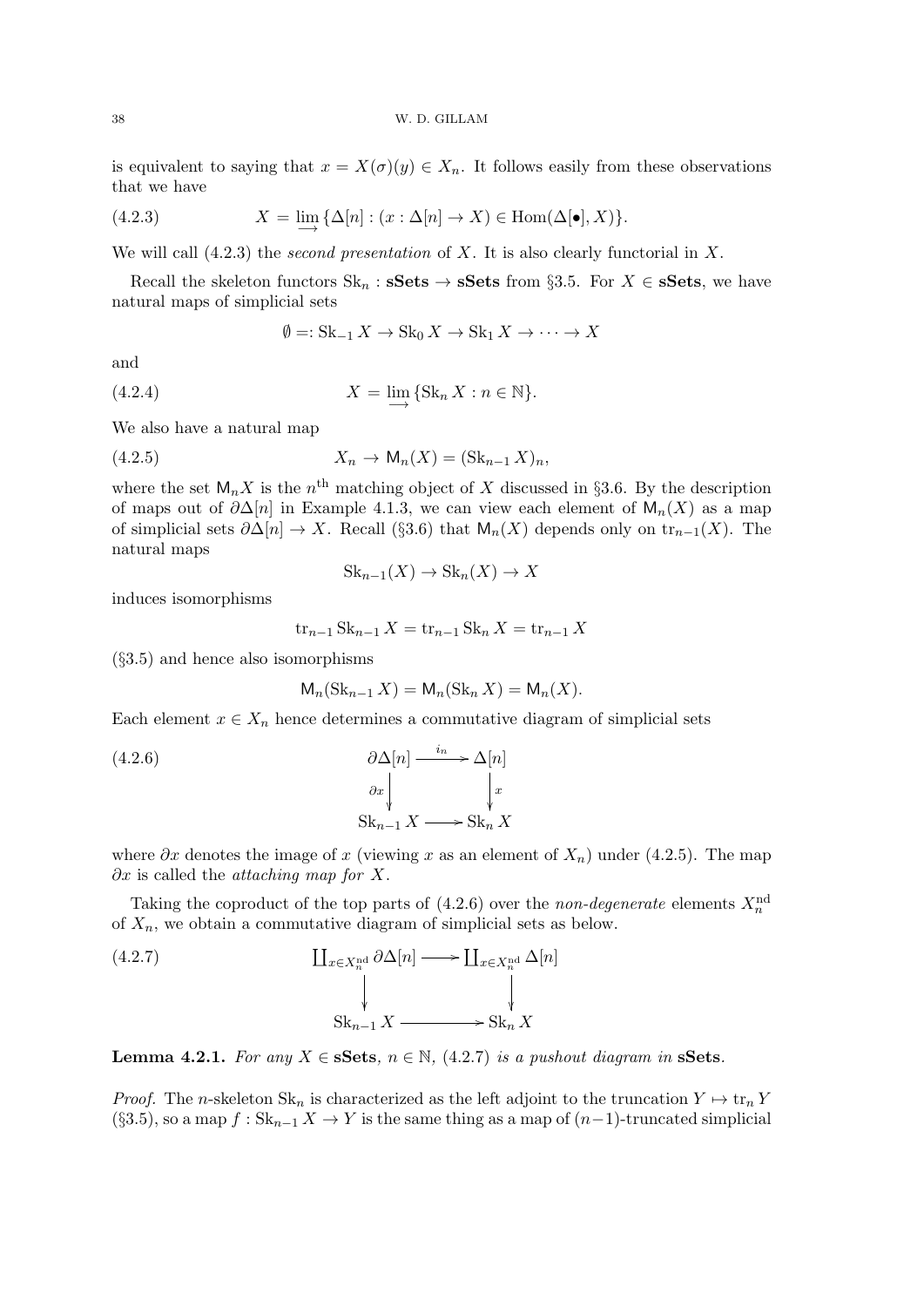is equivalent to saying that $x = X(\sigma)(y) \in X_n$. It follows easily from these observations that we have

$$X = \varinjlim \{\Delta[n] : (x : \Delta[n] \to X) \in \operatorname{Hom}(\Delta[\bullet], X)\}. \tag{4.2.3}$$

We will call (4.2.3) the *second presentation* of $X$. It is also clearly functorial in $X$.

Recall the skeleton functors $\operatorname{Sk}_n : \mathbf{sSets} \to \mathbf{sSets}$ from §3.5. For $X \in \mathbf{sSets}$, we have natural maps of simplicial sets

$$\emptyset =: \operatorname{Sk}_{-1} X \to \operatorname{Sk}_0 X \to \operatorname{Sk}_1 X \to \cdots \to X$$

and

$$X = \varinjlim \{\operatorname{Sk}_n X : n \in \mathbb{N}\}. \tag{4.2.4}$$

We also have a natural map

$$X_n \to \mathsf{M}_n(X) = (\operatorname{Sk}_{n-1} X)_n, \tag{4.2.5}$$

where the set $\mathsf{M}_n X$ is the $n^{\text{th}}$ matching object of $X$ discussed in §3.6. By the description of maps out of $\partial\Delta[n]$ in Example 4.1.3, we can view each element of $\mathsf{M}_n(X)$ as a map of simplicial sets $\partial\Delta[n] \to X$. Recall (§3.6) that $\mathsf{M}_n(X)$ depends only on $\operatorname{tr}_{n-1}(X)$. The natural maps

$$\operatorname{Sk}_{n-1}(X) \to \operatorname{Sk}_n(X) \to X$$

induces isomorphisms

$$\operatorname{tr}_{n-1} \operatorname{Sk}_{n-1} X = \operatorname{tr}_{n-1} \operatorname{Sk}_n X = \operatorname{tr}_{n-1} X$$

(§3.5) and hence also isomorphisms

$$\mathsf{M}_n(\operatorname{Sk}_{n-1} X) = \mathsf{M}_n(\operatorname{Sk}_n X) = \mathsf{M}_n(X).$$

Each element $x \in X_n$ hence determines a commutative diagram of simplicial sets

$$\begin{array}{ccc} \partial\Delta[n] & \xrightarrow{i_n} & \Delta[n] \\ {\scriptstyle \partial x}\downarrow & & \downarrow{\scriptstyle x} \\ \operatorname{Sk}_{n-1} X & \longrightarrow & \operatorname{Sk}_n X \end{array} \tag{4.2.6}$$

where $\partial x$ denotes the image of $x$ (viewing $x$ as an element of $X_n$) under (4.2.5). The map $\partial x$ is called the *attaching map for* $X$.

Taking the coproduct of the top parts of (4.2.6) over the *non-degenerate* elements $X_n^{\text{nd}}$ of $X_n$, we obtain a commutative diagram of simplicial sets as below.

$$\begin{array}{ccc} \coprod_{x \in X_n^{\text{nd}}} \partial\Delta[n] & \longrightarrow & \coprod_{x \in X_n^{\text{nd}}} \Delta[n] \\ \downarrow & & \downarrow \\ \operatorname{Sk}_{n-1} X & \longrightarrow & \operatorname{Sk}_n X \end{array} \tag{4.2.7}$$

**Lemma 4.2.1.** *For any $X \in \mathbf{sSets}$, $n \in \mathbb{N}$, (4.2.7) is a pushout diagram in* $\mathbf{sSets}$.

*Proof.* The $n$-skeleton $\operatorname{Sk}_n$ is characterized as the left adjoint to the truncation $Y \mapsto \operatorname{tr}_n Y$ (§3.5), so a map $f : \operatorname{Sk}_{n-1} X \to Y$ is the same thing as a map of $(n-1)$-truncated simplicial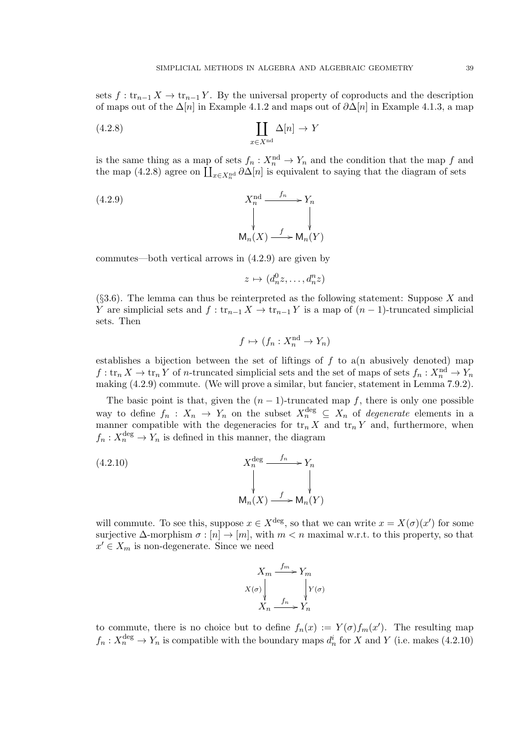sets $f : \mathrm{tr}_{n-1} X \to \mathrm{tr}_{n-1} Y$. By the universal property of coproducts and the description of maps out of the $\Delta[n]$ in Example 4.1.2 and maps out of $\partial\Delta[n]$ in Example 4.1.3, a map

$$\coprod_{x \in X^{\mathrm{nd}}} \Delta[n] \to Y \tag{4.2.8}$$

is the same thing as a map of sets $f_n : X_n^{\mathrm{nd}} \to Y_n$ and the condition that the map $f$ and the map (4.2.8) agree on $\coprod_{x \in X_n^{\mathrm{nd}}} \partial\Delta[n]$ is equivalent to saying that the diagram of sets

$$\begin{array}{ccc} X_n^{\mathrm{nd}} & \xrightarrow{f_n} & Y_n \\ \downarrow & & \downarrow \\ \mathsf{M}_n(X) & \xrightarrow{f} & \mathsf{M}_n(Y) \end{array} \tag{4.2.9}$$

commutes—both vertical arrows in (4.2.9) are given by

$$z \mapsto (d_n^0 z, \dots, d_n^n z)$$

(§3.6). The lemma can thus be reinterpreted as the following statement: Suppose $X$ and $Y$ are simplicial sets and $f : \mathrm{tr}_{n-1} X \to \mathrm{tr}_{n-1} Y$ is a map of $(n-1)$-truncated simplicial sets. Then

$$f \mapsto (f_n : X_n^{\mathrm{nd}} \to Y_n)$$

establishes a bijection between the set of liftings of $f$ to a(n abusively denoted) map $f : \mathrm{tr}_n X \to \mathrm{tr}_n Y$ of $n$-truncated simplicial sets and the set of maps of sets $f_n : X_n^{\mathrm{nd}} \to Y_n$ making (4.2.9) commute. (We will prove a similar, but fancier, statement in Lemma 7.9.2).

The basic point is that, given the $(n-1)$-truncated map $f$, there is only one possible way to define $f_n : X_n \to Y_n$ on the subset $X_n^{\mathrm{deg}} \subseteq X_n$ of *degenerate* elements in a manner compatible with the degeneracies for $\mathrm{tr}_n X$ and $\mathrm{tr}_n Y$ and, furthermore, when $f_n : X_n^{\mathrm{deg}} \to Y_n$ is defined in this manner, the diagram

$$\begin{array}{ccc} X_n^{\mathrm{deg}} & \xrightarrow{f_n} & Y_n \\ \downarrow & & \downarrow \\ \mathsf{M}_n(X) & \xrightarrow{f} & \mathsf{M}_n(Y) \end{array} \tag{4.2.10}$$

will commute. To see this, suppose $x \in X^{\mathrm{deg}}$, so that we can write $x = X(\sigma)(x')$ for some surjective $\Delta$-morphism $\sigma : [n] \to [m]$, with $m < n$ maximal w.r.t. to this property, so that $x' \in X_m$ is non-degenerate. Since we need

$$\begin{array}{ccc} X_m & \xrightarrow{f_m} & Y_m \\ {\scriptstyle X(\sigma)}\downarrow & & \downarrow{\scriptstyle Y(\sigma)} \\ X_n & \xrightarrow{f_n} & Y_n \end{array}$$

to commute, there is no choice but to define $f_n(x) := Y(\sigma) f_m(x')$. The resulting map $f_n : X_n^{\mathrm{deg}} \to Y_n$ is compatible with the boundary maps $d_n^i$ for $X$ and $Y$ (i.e. makes (4.2.10)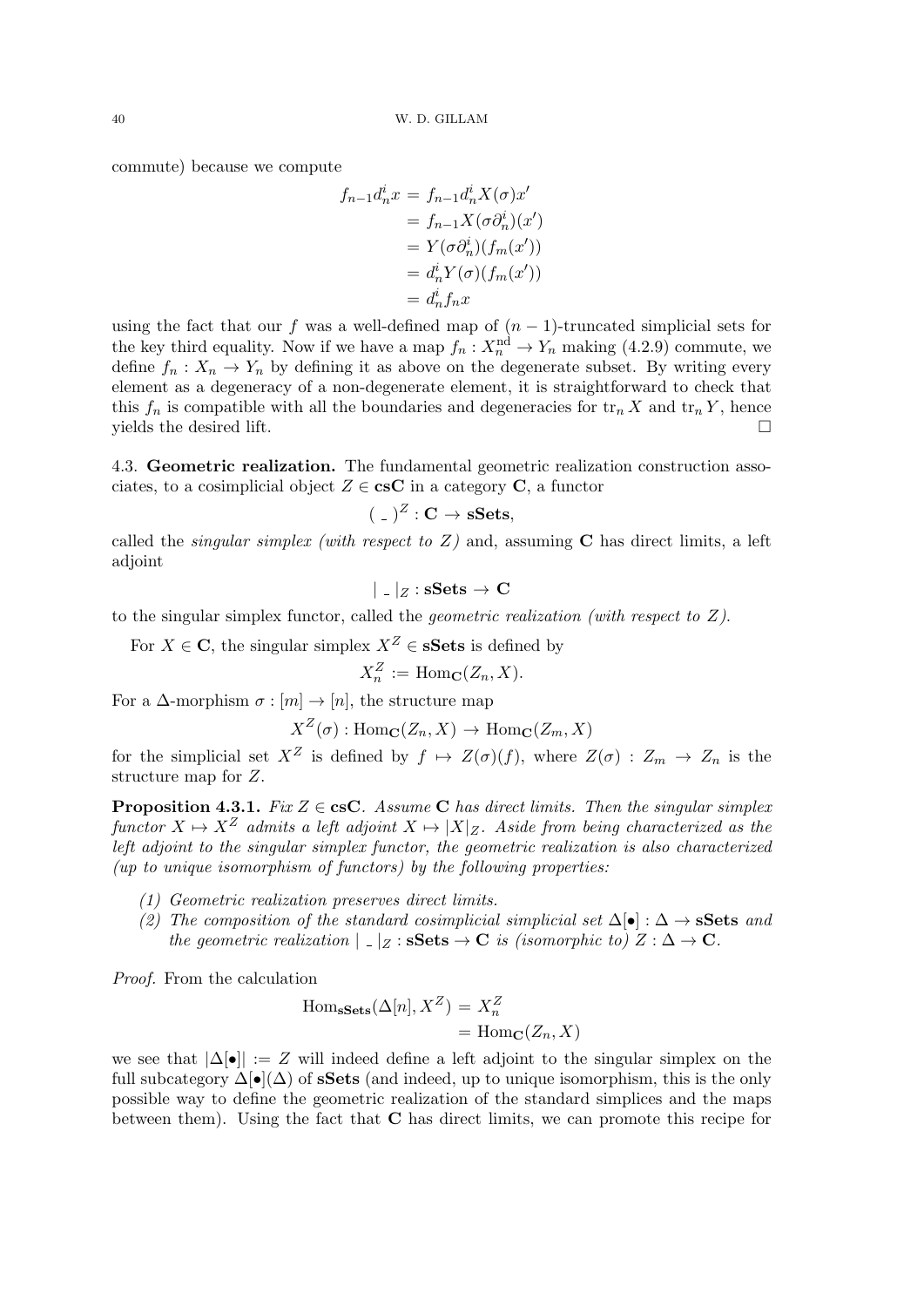commute) because we compute

$$
\begin{aligned}
f_{n-1} d_n^i x &= f_{n-1} d_n^i X(\sigma) x' \\
&= f_{n-1} X(\sigma \partial_n^i)(x') \\
&= Y(\sigma \partial_n^i)(f_m(x')) \\
&= d_n^i Y(\sigma)(f_m(x')) \\
&= d_n^i f_n x
\end{aligned}
$$

using the fact that our $f$ was a well-defined map of $(n-1)$-truncated simplicial sets for the key third equality. Now if we have a map $f_n : X_n^{\text{nd}} \to Y_n$ making (4.2.9) commute, we define $f_n : X_n \to Y_n$ by defining it as above on the degenerate subset. By writing every element as a degeneracy of a non-degenerate element, it is straightforward to check that this $f_n$ is compatible with all the boundaries and degeneracies for $\operatorname{tr}_n X$ and $\operatorname{tr}_n Y$, hence yields the desired lift. □

**4.3. Geometric realization.** The fundamental geometric realization construction associates, to a cosimplicial object $Z \in \mathbf{csC}$ in a category $\mathbf{C}$, a functor

$$( \_ )^Z : \mathbf{C} \to \mathbf{sSets},$$

called the *singular simplex (with respect to $Z$)* and, assuming $\mathbf{C}$ has direct limits, a left adjoint

$$| \_ |_Z : \mathbf{sSets} \to \mathbf{C}$$

to the singular simplex functor, called the *geometric realization (with respect to $Z$)*.

For $X \in \mathbf{C}$, the singular simplex $X^Z \in \mathbf{sSets}$ is defined by

$$X_n^Z := \operatorname{Hom}_{\mathbf{C}}(Z_n, X).$$

For a $\Delta$-morphism $\sigma : [m] \to [n]$, the structure map

$$X^Z(\sigma) : \operatorname{Hom}_{\mathbf{C}}(Z_n, X) \to \operatorname{Hom}_{\mathbf{C}}(Z_m, X)$$

for the simplicial set $X^Z$ is defined by $f \mapsto Z(\sigma)(f)$, where $Z(\sigma) : Z_m \to Z_n$ is the structure map for $Z$.

**Proposition 4.3.1.** *Fix $Z \in \mathbf{csC}$. Assume $\mathbf{C}$ has direct limits. Then the singular simplex functor $X \mapsto X^Z$ admits a left adjoint $X \mapsto |X|_Z$. Aside from being characterized as the left adjoint to the singular simplex functor, the geometric realization is also characterized (up to unique isomorphism of functors) by the following properties:*

1. *Geometric realization preserves direct limits.*
2. *The composition of the standard cosimplicial simplicial set $\Delta[\bullet] : \Delta \to \mathbf{sSets}$ and the geometric realization $| \_ |_Z : \mathbf{sSets} \to \mathbf{C}$ is (isomorphic to) $Z : \Delta \to \mathbf{C}$.*

*Proof.* From the calculation

$$
\begin{aligned}
\operatorname{Hom}_{\mathbf{sSets}}(\Delta[n], X^Z) &= X_n^Z \\
&= \operatorname{Hom}_{\mathbf{C}}(Z_n, X)
\end{aligned}
$$

we see that $|\Delta[\bullet]| := Z$ will indeed define a left adjoint to the singular simplex on the full subcategory $\Delta[\bullet](\Delta)$ of $\mathbf{sSets}$ (and indeed, up to unique isomorphism, this is the only possible way to define the geometric realization of the standard simplices and the maps between them). Using the fact that $\mathbf{C}$ has direct limits, we can promote this recipe for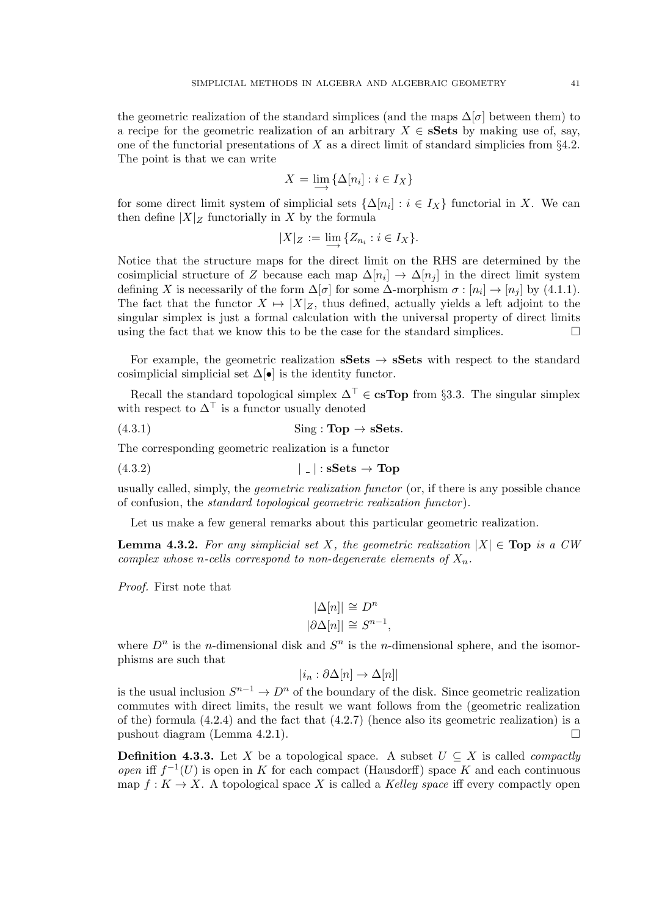the geometric realization of the standard simplices (and the maps $\Delta[\sigma]$ between them) to a recipe for the geometric realization of an arbitrary $X \in \mathbf{sSets}$ by making use of, say, one of the functorial presentations of $X$ as a direct limit of standard simplicies from §4.2. The point is that we can write

$$X = \varinjlim \{\Delta[n_i] : i \in I_X\}$$

for some direct limit system of simplicial sets $\{\Delta[n_i] : i \in I_X\}$ functorial in $X$. We can then define $|X|_Z$ functorially in $X$ by the formula

$$|X|_Z := \varinjlim \{Z_{n_i} : i \in I_X\}.$$

Notice that the structure maps for the direct limit on the RHS are determined by the cosimplicial structure of $Z$ because each map $\Delta[n_i] \to \Delta[n_j]$ in the direct limit system defining $X$ is necessarily of the form $\Delta[\sigma]$ for some $\Delta$-morphism $\sigma : [n_i] \to [n_j]$ by (4.1.1). The fact that the functor $X \mapsto |X|_Z$, thus defined, actually yields a left adjoint to the singular simplex is just a formal calculation with the universal property of direct limits using the fact that we know this to be the case for the standard simplices. □

For example, the geometric realization $\mathbf{sSets} \to \mathbf{sSets}$ with respect to the standard cosimplicial simplicial set $\Delta[\bullet]$ is the identity functor.

Recall the standard topological simplex $\Delta^\top \in \mathbf{csTop}$ from §3.3. The singular simplex with respect to $\Delta^\top$ is a functor usually denoted

$$\text{Sing} : \mathbf{Top} \to \mathbf{sSets}. \tag{4.3.1}$$

The corresponding geometric realization is a functor

$$|\_| : \mathbf{sSets} \to \mathbf{Top} \tag{4.3.2}$$

usually called, simply, the *geometric realization functor* (or, if there is any possible chance of confusion, the *standard topological geometric realization functor*).

Let us make a few general remarks about this particular geometric realization.

**Lemma 4.3.2.** *For any simplicial set $X$, the geometric realization $|X| \in \mathbf{Top}$ is a CW complex whose $n$-cells correspond to non-degenerate elements of $X_n$.*

*Proof.* First note that

$$|\Delta[n]| \cong D^n$$
$$|\partial\Delta[n]| \cong S^{n-1},$$

where $D^n$ is the $n$-dimensional disk and $S^n$ is the $n$-dimensional sphere, and the isomorphisms are such that

$$|i_n : \partial\Delta[n] \to \Delta[n]|$$

is the usual inclusion $S^{n-1} \to D^n$ of the boundary of the disk. Since geometric realization commutes with direct limits, the result we want follows from the (geometric realization of the) formula (4.2.4) and the fact that (4.2.7) (hence also its geometric realization) is a pushout diagram (Lemma 4.2.1). □

**Definition 4.3.3.** Let $X$ be a topological space. A subset $U \subseteq X$ is called *compactly open* iff $f^{-1}(U)$ is open in $K$ for each compact (Hausdorff) space $K$ and each continuous map $f : K \to X$. A topological space $X$ is called a *Kelley space* iff every compactly open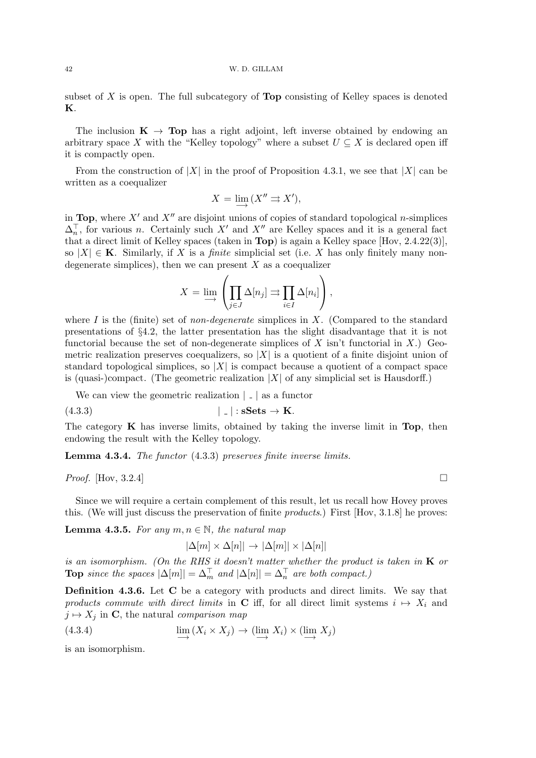subset of $X$ is open. The full subcategory of **Top** consisting of Kelley spaces is denoted **K**.

The inclusion $\mathbf{K} \to \mathbf{Top}$ has a right adjoint, left inverse obtained by endowing an arbitrary space $X$ with the "Kelley topology" where a subset $U \subseteq X$ is declared open iff it is compactly open.

From the construction of $|X|$ in the proof of Proposition 4.3.1, we see that $|X|$ can be written as a coequalizer

$$X = \varinjlim (X'' \rightrightarrows X'),$$

in **Top**, where $X'$ and $X''$ are disjoint unions of copies of standard topological $n$-simplices $\Delta_n^\top$, for various $n$. Certainly such $X'$ and $X''$ are Kelley spaces and it is a general fact that a direct limit of Kelley spaces (taken in **Top**) is again a Kelley space [Hov, 2.4.22(3)], so $|X| \in \mathbf{K}$. Similarly, if $X$ is a *finite* simplicial set (i.e. $X$ has only finitely many non-degenerate simplices), then we can present $X$ as a coequalizer

$$X = \varinjlim \left( \coprod_{j \in J} \Delta[n_j] \rightrightarrows \coprod_{i \in I} \Delta[n_i] \right),$$

where $I$ is the (finite) set of *non-degenerate* simplices in $X$. (Compared to the standard presentations of §4.2, the latter presentation has the slight disadvantage that it is not functorial because the set of non-degenerate simplices of $X$ isn't functorial in $X$.) Geometric realization preserves coequalizers, so $|X|$ is a quotient of a finite disjoint union of standard topological simplices, so $|X|$ is compact because a quotient of a compact space is (quasi-)compact. (The geometric realization $|X|$ of any simplicial set is Hausdorff.)

We can view the geometric realization $|\_|$ as a functor

$$|\_| : \mathbf{sSets} \to \mathbf{K}. \tag{4.3.3}$$

The category **K** has inverse limits, obtained by taking the inverse limit in **Top**, then endowing the result with the Kelley topology.

**Lemma 4.3.4.** *The functor* (4.3.3) *preserves finite inverse limits.*

*Proof.* [Hov, 3.2.4] □

Since we will require a certain complement of this result, let us recall how Hovey proves this. (We will just discuss the preservation of finite *products*.) First [Hov, 3.1.8] he proves:

**Lemma 4.3.5.** *For any $m, n \in \mathbb{N}$, the natural map*

$$|\Delta[m] \times \Delta[n]| \to |\Delta[m]| \times |\Delta[n]|$$

*is an isomorphism. (On the RHS it doesn't matter whether the product is taken in* **K** *or* **Top** *since the spaces $|\Delta[m]| = \Delta_m^\top$ and $|\Delta[n]| = \Delta_n^\top$ are both compact.)*

**Definition 4.3.6.** Let **C** be a category with products and direct limits. We say that *products commute with direct limits* in **C** iff, for all direct limit systems $i \mapsto X_i$ and $j \mapsto X_j$ in **C**, the natural *comparison map*

$$\varinjlim (X_i \times X_j) \to (\varinjlim X_i) \times (\varinjlim X_j) \tag{4.3.4}$$

is an isomorphism.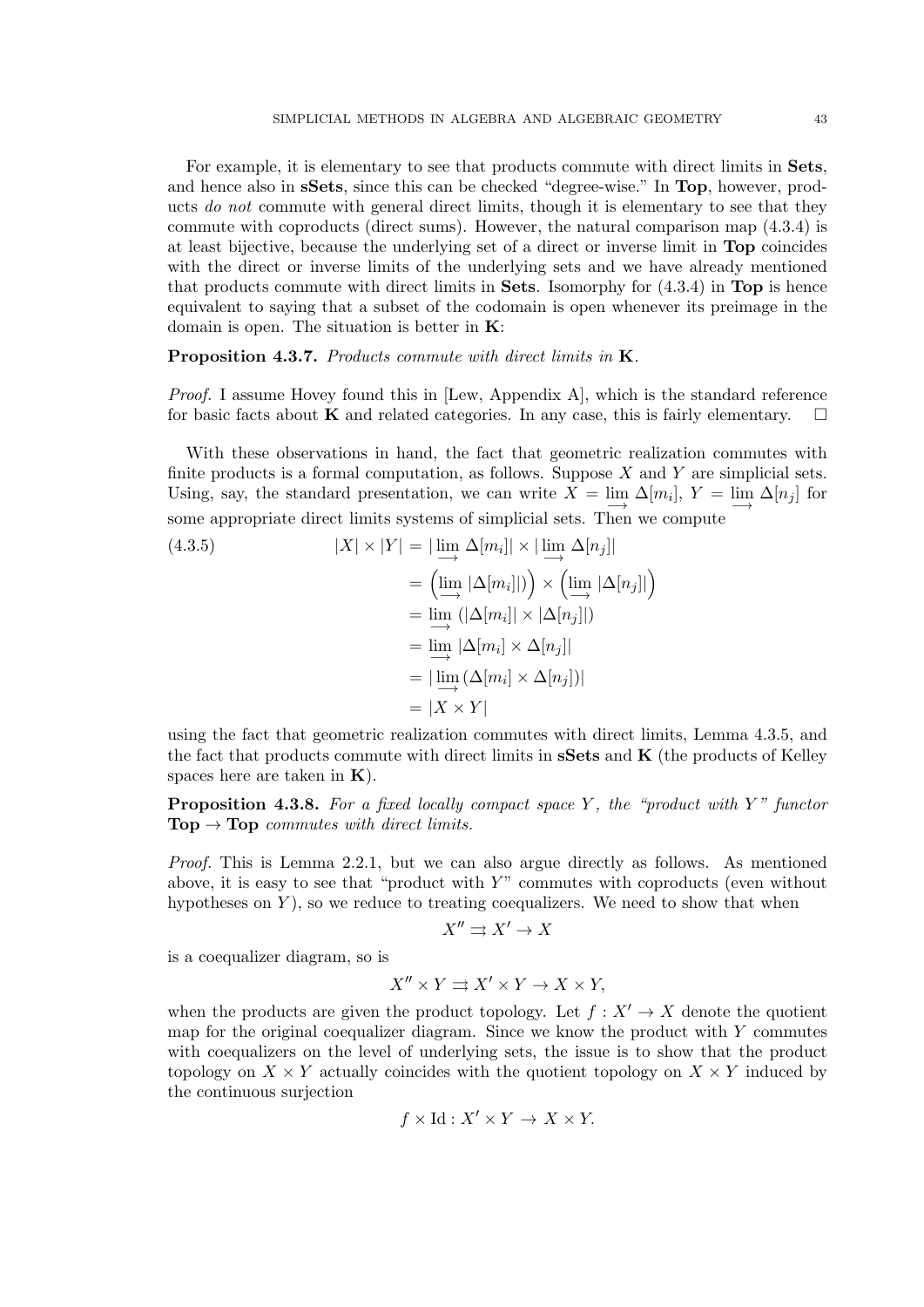For example, it is elementary to see that products commute with direct limits in **Sets**, and hence also in **sSets**, since this can be checked "degree-wise." In **Top**, however, products *do not* commute with general direct limits, though it is elementary to see that they commute with coproducts (direct sums). However, the natural comparison map (4.3.4) is at least bijective, because the underlying set of a direct or inverse limit in **Top** coincides with the direct or inverse limits of the underlying sets and we have already mentioned that products commute with direct limits in **Sets**. Isomorphy for (4.3.4) in **Top** is hence equivalent to saying that a subset of the codomain is open whenever its preimage in the domain is open. The situation is better in **K**:

**Proposition 4.3.7.** *Products commute with direct limits in* **K**.

*Proof.* I assume Hovey found this in [Lew, Appendix A], which is the standard reference for basic facts about **K** and related categories. In any case, this is fairly elementary. □

With these observations in hand, the fact that geometric realization commutes with finite products is a formal computation, as follows. Suppose $X$ and $Y$ are simplicial sets. Using, say, the standard presentation, we can write $X = \varinjlim \Delta[m_i]$, $Y = \varinjlim \Delta[n_j]$ for some appropriate direct limits systems of simplicial sets. Then we compute

$$
\begin{aligned}
(4.3.5) \qquad |X| \times |Y| &= |\varinjlim \Delta[m_i]| \times |\varinjlim \Delta[n_j]| \\
&= \left(\varinjlim |\Delta[m_i]|\right) \times \left(\varinjlim |\Delta[n_j]|\right) \\
&= \varinjlim \left(|\Delta[m_i]| \times |\Delta[n_j]|\right) \\
&= \varinjlim |\Delta[m_i] \times \Delta[n_j]| \\
&= |\varinjlim (\Delta[m_i] \times \Delta[n_j])| \\
&= |X \times Y|
\end{aligned}
$$

using the fact that geometric realization commutes with direct limits, Lemma 4.3.5, and the fact that products commute with direct limits in **sSets** and **K** (the products of Kelley spaces here are taken in **K**).

**Proposition 4.3.8.** *For a fixed locally compact space $Y$, the "product with $Y$" functor* **Top** → **Top** *commutes with direct limits.*

*Proof.* This is Lemma 2.2.1, but we can also argue directly as follows. As mentioned above, it is easy to see that "product with $Y$" commutes with coproducts (even without hypotheses on $Y$), so we reduce to treating coequalizers. We need to show that when

$$X'' \rightrightarrows X' \to X$$

is a coequalizer diagram, so is

$$X'' \times Y \rightrightarrows X' \times Y \to X \times Y,$$

when the products are given the product topology. Let $f : X' \to X$ denote the quotient map for the original coequalizer diagram. Since we know the product with $Y$ commutes with coequalizers on the level of underlying sets, the issue is to show that the product topology on $X \times Y$ actually coincides with the quotient topology on $X \times Y$ induced by the continuous surjection

$$f \times \mathrm{Id} : X' \times Y \to X \times Y.$$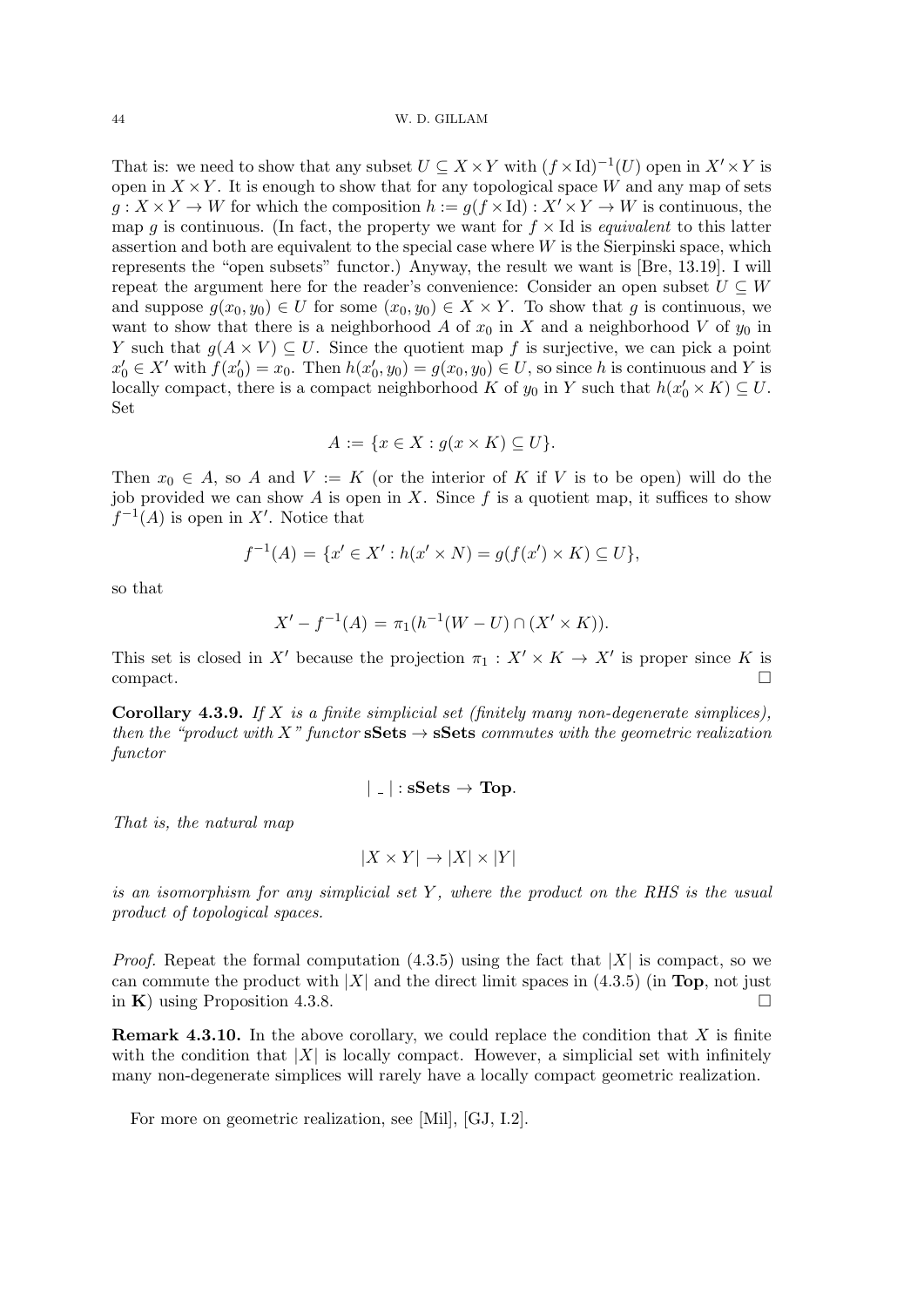That is: we need to show that any subset $U \subseteq X \times Y$ with $(f \times \mathrm{Id})^{-1}(U)$ open in $X' \times Y$ is open in $X \times Y$. It is enough to show that for any topological space $W$ and any map of sets $g : X \times Y \to W$ for which the composition $h := g(f \times \mathrm{Id}) : X' \times Y \to W$ is continuous, the map $g$ is continuous. (In fact, the property we want for $f \times \mathrm{Id}$ is *equivalent* to this latter assertion and both are equivalent to the special case where $W$ is the Sierpinski space, which represents the "open subsets" functor.) Anyway, the result we want is [Bre, 13.19]. I will repeat the argument here for the reader's convenience: Consider an open subset $U \subseteq W$ and suppose $g(x_0, y_0) \in U$ for some $(x_0, y_0) \in X \times Y$. To show that $g$ is continuous, we want to show that there is a neighborhood $A$ of $x_0$ in $X$ and a neighborhood $V$ of $y_0$ in $Y$ such that $g(A \times V) \subseteq U$. Since the quotient map $f$ is surjective, we can pick a point $x'_0 \in X'$ with $f(x'_0) = x_0$. Then $h(x'_0, y_0) = g(x_0, y_0) \in U$, so since $h$ is continuous and $Y$ is locally compact, there is a compact neighborhood $K$ of $y_0$ in $Y$ such that $h(x'_0 \times K) \subseteq U$. Set

$$A := \{x \in X : g(x \times K) \subseteq U\}.$$

Then $x_0 \in A$, so $A$ and $V := K$ (or the interior of $K$ if $V$ is to be open) will do the job provided we can show $A$ is open in $X$. Since $f$ is a quotient map, it suffices to show $f^{-1}(A)$ is open in $X'$. Notice that

$$f^{-1}(A) = \{x' \in X' : h(x' \times N) = g(f(x') \times K) \subseteq U\},$$

so that

$$X' - f^{-1}(A) = \pi_1(h^{-1}(W - U) \cap (X' \times K)).$$

This set is closed in $X'$ because the projection $\pi_1 : X' \times K \to X'$ is proper since $K$ is compact. $\square$

**Corollary 4.3.9.** *If $X$ is a finite simplicial set (finitely many non-degenerate simplices), then the "product with $X$" functor* $\mathbf{sSets} \to \mathbf{sSets}$ *commutes with the geometric realization functor*

$$|\ \_\ | : \mathbf{sSets} \to \mathbf{Top}.$$

*That is, the natural map*

$$|X \times Y| \to |X| \times |Y|$$

*is an isomorphism for any simplicial set $Y$, where the product on the RHS is the usual product of topological spaces.*

*Proof.* Repeat the formal computation (4.3.5) using the fact that $|X|$ is compact, so we can commute the product with $|X|$ and the direct limit spaces in (4.3.5) (in **Top**, not just in **K**) using Proposition 4.3.8. $\square$

**Remark 4.3.10.** In the above corollary, we could replace the condition that $X$ is finite with the condition that $|X|$ is locally compact. However, a simplicial set with infinitely many non-degenerate simplices will rarely have a locally compact geometric realization.

For more on geometric realization, see [Mil], [GJ, I.2].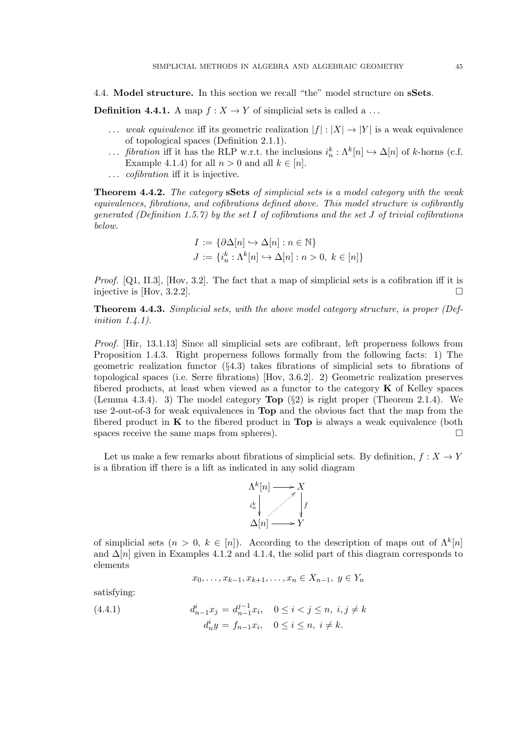4.4. **Model structure.** In this section we recall "the" model structure on **sSets**.

**Definition 4.4.1.** A map $f : X \to Y$ of simplicial sets is called a ...

- ... *weak equivalence* iff its geometric realization $|f| : |X| \to |Y|$ is a weak equivalence of topological spaces (Definition 2.1.1).
- ... *fibration* iff it has the RLP w.r.t. the inclusions $i_n^k : \Lambda^k[n] \hookrightarrow \Delta[n]$ of $k$-horns (c.f. Example 4.1.4) for all $n > 0$ and all $k \in [n]$.
- ... *cofibration* iff it is injective.

**Theorem 4.4.2.** *The category* **sSets** *of simplicial sets is a model category with the weak equivalences, fibrations, and cofibrations defined above. This model structure is cofibrantly generated (Definition 1.5.7) by the set $I$ of cofibrations and the set $J$ of trivial cofibrations below.*

$$I := \{\partial\Delta[n] \hookrightarrow \Delta[n] : n \in \mathbb{N}\}$$
$$J := \{i_n^k : \Lambda^k[n] \hookrightarrow \Delta[n] : n > 0,\ k \in [n]\}$$

*Proof.* [Q1, II.3], [Hov, 3.2]. The fact that a map of simplicial sets is a cofibration iff it is injective is [Hov, 3.2.2]. □

**Theorem 4.4.3.** *Simplicial sets, with the above model category structure, is proper (Definition 1.4.1).*

*Proof.* [Hir, 13.1.13] Since all simplicial sets are cofibrant, left properness follows from Proposition 1.4.3. Right properness follows formally from the following facts: 1) The geometric realization functor (§4.3) takes fibrations of simplicial sets to fibrations of topological spaces (i.e. Serre fibrations) [Hov, 3.6.2]. 2) Geometric realization preserves fibered products, at least when viewed as a functor to the category $\mathbf{K}$ of Kelley spaces (Lemma 4.3.4). 3) The model category **Top** (§2) is right proper (Theorem 2.1.4). We use 2-out-of-3 for weak equivalences in **Top** and the obvious fact that the map from the fibered product in $\mathbf{K}$ to the fibered product in **Top** is always a weak equivalence (both spaces receive the same maps from spheres). □

Let us make a few remarks about fibrations of simplicial sets. By definition, $f : X \to Y$ is a fibration iff there is a lift as indicated in any solid diagram

$$\begin{array}{ccc} \Lambda^k[n] & \longrightarrow & X \\ {\scriptstyle i_n^k}\downarrow & \nearrow & \downarrow{\scriptstyle f} \\ \Delta[n] & \longrightarrow & Y \end{array}$$

of simplicial sets ($n > 0$, $k \in [n]$). According to the description of maps out of $\Lambda^k[n]$ and $\Delta[n]$ given in Examples 4.1.2 and 4.1.4, the solid part of this diagram corresponds to elements

$$x_0, \dots, x_{k-1}, x_{k+1}, \dots, x_n \in X_{n-1},\ y \in Y_n$$

satisfying:

$$\begin{aligned} d^i_{n-1} x_j &= d^{j-1}_{n-1} x_i, \quad 0 \le i < j \le n,\ i, j \ne k \\ d^i_n y &= f_{n-1} x_i, \quad 0 \le i \le n,\ i \ne k. \end{aligned} \tag{4.4.1}$$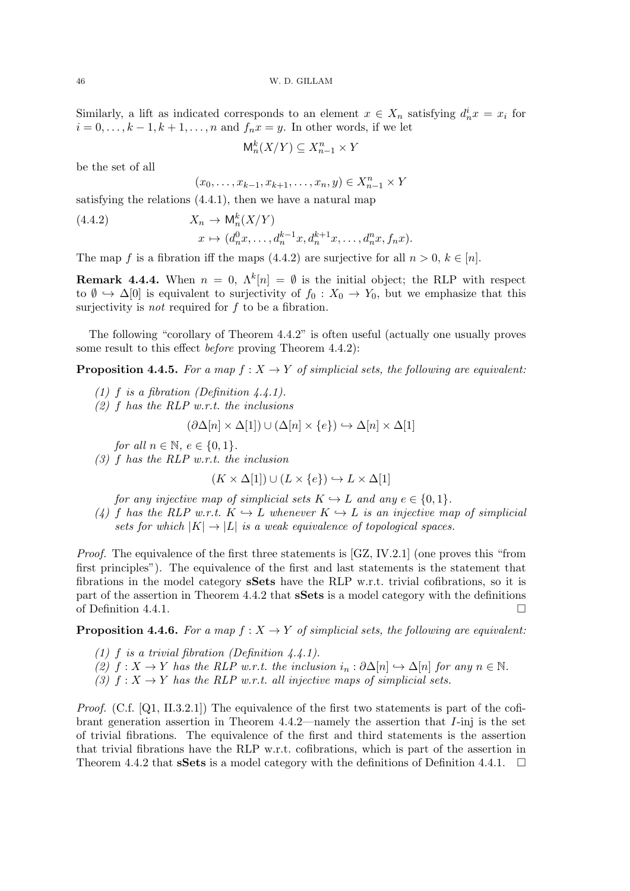Similarly, a lift as indicated corresponds to an element $x \in X_n$ satisfying $d_n^i x = x_i$ for $i = 0, \ldots, k-1, k+1, \ldots, n$ and $f_n x = y$. In other words, if we let

$$\mathsf{M}_n^k(X/Y) \subseteq X_{n-1}^n \times Y$$

be the set of all

$$(x_0, \ldots, x_{k-1}, x_{k+1}, \ldots, x_n, y) \in X_{n-1}^n \times Y$$

satisfying the relations (4.4.1), then we have a natural map

$$\begin{aligned} X_n &\to \mathsf{M}_n^k(X/Y) \\ x &\mapsto (d_n^0 x, \ldots, d_n^{k-1} x, d_n^{k+1} x, \ldots, d_n^n x, f_n x). \end{aligned} \tag{4.4.2}$$

The map $f$ is a fibration iff the maps (4.4.2) are surjective for all $n > 0$, $k \in [n]$.

**Remark 4.4.4.** When $n = 0$, $\Lambda^k[n] = \emptyset$ is the initial object; the RLP with respect to $\emptyset \hookrightarrow \Delta[0]$ is equivalent to surjectivity of $f_0 : X_0 \to Y_0$, but we emphasize that this surjectivity is *not* required for $f$ to be a fibration.

The following "corollary of Theorem 4.4.2" is often useful (actually one usually proves some result to this effect *before* proving Theorem 4.4.2):

**Proposition 4.4.5.** *For a map $f : X \to Y$ of simplicial sets, the following are equivalent:*

*(1) $f$ is a fibration (Definition 4.4.1).*

*(2) $f$ has the RLP w.r.t. the inclusions*

$$(\partial\Delta[n] \times \Delta[1]) \cup (\Delta[n] \times \{e\}) \hookrightarrow \Delta[n] \times \Delta[1]$$

*for all $n \in \mathbb{N}$, $e \in \{0, 1\}$.*

*(3) $f$ has the RLP w.r.t. the inclusion*

$$(K \times \Delta[1]) \cup (L \times \{e\}) \hookrightarrow L \times \Delta[1]$$

*for any injective map of simplicial sets $K \hookrightarrow L$ and any $e \in \{0, 1\}$.*

*(4) $f$ has the RLP w.r.t. $K \hookrightarrow L$ whenever $K \hookrightarrow L$ is an injective map of simplicial sets for which $|K| \to |L|$ is a weak equivalence of topological spaces.*

*Proof.* The equivalence of the first three statements is [GZ, IV.2.1] (one proves this "from first principles"). The equivalence of the first and last statements is the statement that fibrations in the model category **sSets** have the RLP w.r.t. trivial cofibrations, so it is part of the assertion in Theorem 4.4.2 that **sSets** is a model category with the definitions of Definition 4.4.1. □

**Proposition 4.4.6.** *For a map $f : X \to Y$ of simplicial sets, the following are equivalent:*

*(1) $f$ is a trivial fibration (Definition 4.4.1).*

*(2) $f : X \to Y$ has the RLP w.r.t. the inclusion $i_n : \partial\Delta[n] \hookrightarrow \Delta[n]$ for any $n \in \mathbb{N}$.*

*(3) $f : X \to Y$ has the RLP w.r.t. all injective maps of simplicial sets.*

*Proof.* (C.f. [Q1, II.3.2.1]) The equivalence of the first two statements is part of the cofibrant generation assertion in Theorem 4.4.2—namely the assertion that $I$-inj is the set of trivial fibrations. The equivalence of the first and third statements is the assertion that trivial fibrations have the RLP w.r.t. cofibrations, which is part of the assertion in Theorem 4.4.2 that **sSets** is a model category with the definitions of Definition 4.4.1. □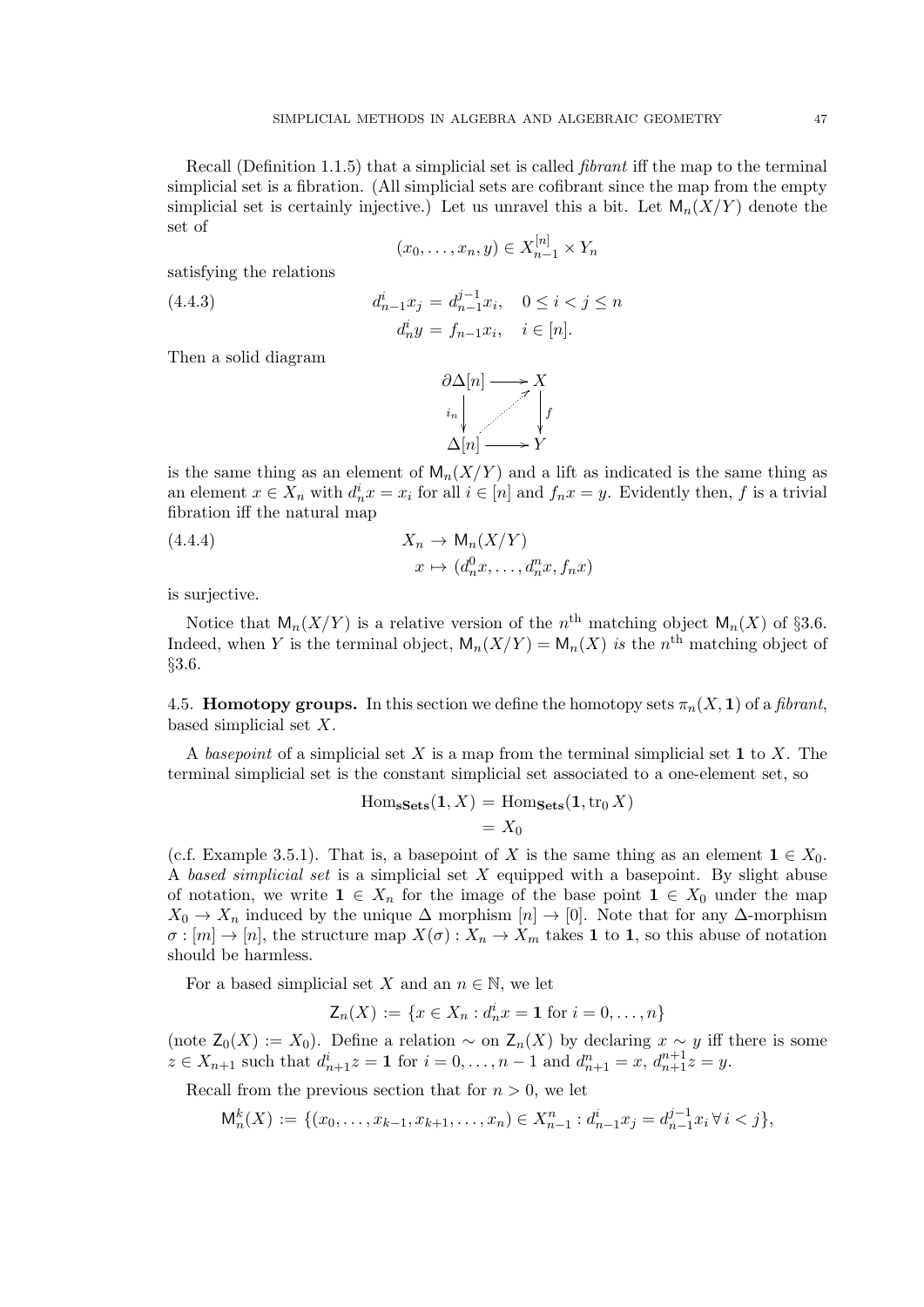Recall (Definition 1.1.5) that a simplicial set is called *fibrant* iff the map to the terminal simplicial set is a fibration. (All simplicial sets are cofibrant since the map from the empty simplicial set is certainly injective.) Let us unravel this a bit. Let $\mathsf{M}_n(X/Y)$ denote the set of

$$(x_0, \dots, x_n, y) \in X_{n-1}^{[n]} \times Y_n$$

satisfying the relations

$$\begin{aligned} d^i_{n-1} x_j &= d^{j-1}_{n-1} x_i, \quad 0 \leq i < j \leq n \\ d^i_n y &= f_{n-1} x_i, \quad i \in [n]. \end{aligned} \tag{4.4.3}$$

Then a solid diagram

$$\begin{array}{ccc} \partial\Delta[n] & \longrightarrow & X \\ {\scriptstyle i_n}\downarrow & \nearrow & \downarrow{\scriptstyle f} \\ \Delta[n] & \longrightarrow & Y \end{array}$$

is the same thing as an element of $\mathsf{M}_n(X/Y)$ and a lift as indicated is the same thing as an element $x \in X_n$ with $d^i_n x = x_i$ for all $i \in [n]$ and $f_n x = y$. Evidently then, $f$ is a trivial fibration iff the natural map

$$\begin{aligned} X_n &\to \mathsf{M}_n(X/Y) \\ x &\mapsto (d^0_n x, \dots, d^n_n x, f_n x) \end{aligned} \tag{4.4.4}$$

is surjective.

Notice that $\mathsf{M}_n(X/Y)$ is a relative version of the $n^{\text{th}}$ matching object $\mathsf{M}_n(X)$ of §3.6. Indeed, when $Y$ is the terminal object, $\mathsf{M}_n(X/Y) = \mathsf{M}_n(X)$ *is* the $n^{\text{th}}$ matching object of §3.6.

## 4.5. **Homotopy groups.**

In this section we define the homotopy sets $\pi_n(X, \mathbf{1})$ of a *fibrant*, based simplicial set $X$.

A *basepoint* of a simplicial set $X$ is a map from the terminal simplicial set $\mathbf{1}$ to $X$. The terminal simplicial set is the constant simplicial set associated to a one-element set, so

$$\begin{aligned} \operatorname{Hom}_{\mathbf{sSets}}(\mathbf{1}, X) &= \operatorname{Hom}_{\mathbf{Sets}}(\mathbf{1}, \operatorname{tr}_0 X) \\ &= X_0 \end{aligned}$$

(c.f. Example 3.5.1). That is, a basepoint of $X$ is the same thing as an element $\mathbf{1} \in X_0$. A *based simplicial set* is a simplicial set $X$ equipped with a basepoint. By slight abuse of notation, we write $\mathbf{1} \in X_n$ for the image of the base point $\mathbf{1} \in X_0$ under the map $X_0 \to X_n$ induced by the unique $\Delta$ morphism $[n] \to [0]$. Note that for any $\Delta$-morphism $\sigma : [m] \to [n]$, the structure map $X(\sigma) : X_n \to X_m$ takes $\mathbf{1}$ to $\mathbf{1}$, so this abuse of notation should be harmless.

For a based simplicial set $X$ and an $n \in \mathbb{N}$, we let

$$\mathsf{Z}_n(X) := \{x \in X_n : d^i_n x = \mathbf{1} \text{ for } i = 0, \dots, n\}$$

(note $\mathsf{Z}_0(X) := X_0$). Define a relation $\sim$ on $\mathsf{Z}_n(X)$ by declaring $x \sim y$ iff there is some $z \in X_{n+1}$ such that $d^i_{n+1} z = \mathbf{1}$ for $i = 0, \dots, n-1$ and $d^n_{n+1} = x$, $d^{n+1}_{n+1} z = y$.

Recall from the previous section that for $n > 0$, we let

$$\mathsf{M}^k_n(X) := \{(x_0, \dots, x_{k-1}, x_{k+1}, \dots, x_n) \in X^n_{n-1} : d^i_{n-1} x_j = d^{j-1}_{n-1} x_i \, \forall \, i < j\},$$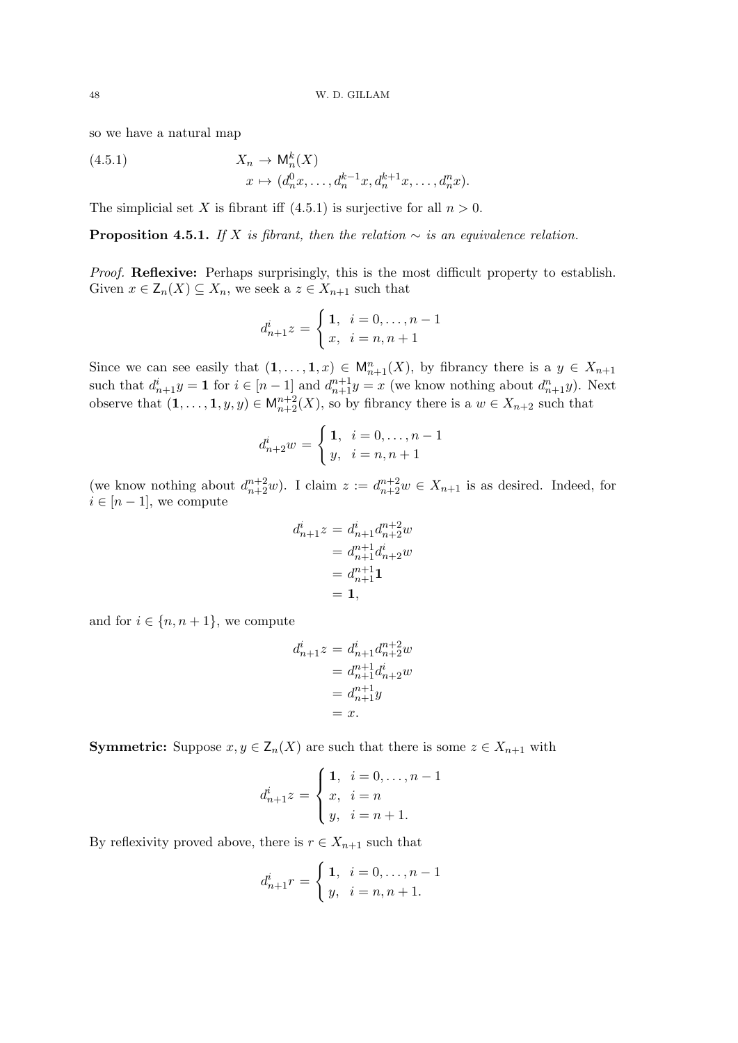so we have a natural map

$$
\begin{aligned}
(4.5.1) \qquad X_n &\to \mathsf{M}_n^k(X) \\
x &\mapsto (d_n^0 x, \dots, d_n^{k-1} x, d_n^{k+1} x, \dots, d_n^n x).
\end{aligned}
$$

The simplicial set $X$ is fibrant iff (4.5.1) is surjective for all $n > 0$.

**Proposition 4.5.1.** *If $X$ is fibrant, then the relation $\sim$ is an equivalence relation.*

*Proof.* **Reflexive:** Perhaps surprisingly, this is the most difficult property to establish. Given $x \in \mathsf{Z}_n(X) \subseteq X_n$, we seek a $z \in X_{n+1}$ such that

$$
d_{n+1}^i z = \begin{cases} \mathbf{1}, & i = 0, \dots, n-1 \\ x, & i = n, n+1 \end{cases}
$$

Since we can see easily that $(\mathbf{1}, \dots, \mathbf{1}, x) \in \mathsf{M}_{n+1}^n(X)$, by fibrancy there is a $y \in X_{n+1}$ such that $d_{n+1}^i y = \mathbf{1}$ for $i \in [n-1]$ and $d_{n+1}^{n+1} y = x$ (we know nothing about $d_{n+1}^n y$). Next observe that $(\mathbf{1}, \dots, \mathbf{1}, y, y) \in \mathsf{M}_{n+2}^{n+2}(X)$, so by fibrancy there is a $w \in X_{n+2}$ such that

$$
d_{n+2}^i w = \begin{cases} \mathbf{1}, & i = 0, \dots, n-1 \\ y, & i = n, n+1 \end{cases}
$$

(we know nothing about $d_{n+2}^{n+2} w$). I claim $z := d_{n+2}^{n+2} w \in X_{n+1}$ is as desired. Indeed, for $i \in [n-1]$, we compute

$$
\begin{aligned}
d_{n+1}^i z &= d_{n+1}^i d_{n+2}^{n+2} w \\
&= d_{n+1}^{n+1} d_{n+2}^i w \\
&= d_{n+1}^{n+1} \mathbf{1} \\
&= \mathbf{1},
\end{aligned}
$$

and for $i \in \{n, n+1\}$, we compute

$$
\begin{aligned}
d_{n+1}^i z &= d_{n+1}^i d_{n+2}^{n+2} w \\
&= d_{n+1}^{n+1} d_{n+2}^i w \\
&= d_{n+1}^{n+1} y \\
&= x.
\end{aligned}
$$

**Symmetric:** Suppose $x, y \in \mathsf{Z}_n(X)$ are such that there is some $z \in X_{n+1}$ with

$$
d_{n+1}^i z = \begin{cases} \mathbf{1}, & i = 0, \dots, n-1 \\ x, & i = n \\ y, & i = n+1. \end{cases}
$$

By reflexivity proved above, there is $r \in X_{n+1}$ such that

$$
d_{n+1}^i r = \begin{cases} \mathbf{1}, & i = 0, \dots, n-1 \\ y, & i = n, n+1. \end{cases}
$$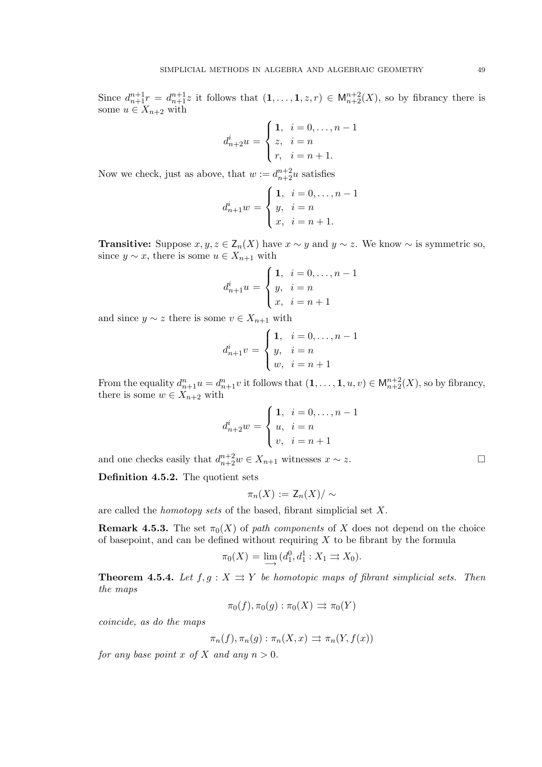Since $d^{n+1}_{n+1} r = d^{n+1}_{n+1} z$ it follows that $(\mathbf{1}, \ldots, \mathbf{1}, z, r) \in \mathsf{M}^{n+2}_{n+2}(X)$, so by fibrancy there is some $u \in X_{n+2}$ with

$$d^i_{n+2} u = \begin{cases} \mathbf{1}, & i = 0, \ldots, n-1 \\ z, & i = n \\ r, & i = n+1. \end{cases}$$

Now we check, just as above, that $w := d^{n+2}_{n+2} u$ satisfies

$$d^i_{n+1} w = \begin{cases} \mathbf{1}, & i = 0, \ldots, n-1 \\ y, & i = n \\ x, & i = n+1. \end{cases}$$

**Transitive:** Suppose $x, y, z \in \mathsf{Z}_n(X)$ have $x \sim y$ and $y \sim z$. We know $\sim$ is symmetric so, since $y \sim x$, there is some $u \in X_{n+1}$ with

$$d^i_{n+1} u = \begin{cases} \mathbf{1}, & i = 0, \ldots, n-1 \\ y, & i = n \\ x, & i = n+1 \end{cases}$$

and since $y \sim z$ there is some $v \in X_{n+1}$ with

$$d^i_{n+1} v = \begin{cases} \mathbf{1}, & i = 0, \ldots, n-1 \\ y, & i = n \\ w, & i = n+1 \end{cases}$$

From the equality $d^n_{n+1} u = d^n_{n+1} v$ it follows that $(\mathbf{1}, \ldots, \mathbf{1}, u, v) \in \mathsf{M}^{n+2}_{n+2}(X)$, so by fibrancy, there is some $w \in X_{n+2}$ with

$$d^i_{n+2} w = \begin{cases} \mathbf{1}, & i = 0, \ldots, n-1 \\ u, & i = n \\ v, & i = n+1 \end{cases}$$

and one checks easily that $d^{n+2}_{n+2} w \in X_{n+1}$ witnesses $x \sim z$. $\square$

**Definition 4.5.2.** The quotient sets

$$\pi_n(X) := \mathsf{Z}_n(X)/\sim$$

are called the *homotopy sets* of the based, fibrant simplicial set $X$.

**Remark 4.5.3.** The set $\pi_0(X)$ of *path components* of $X$ does not depend on the choice of basepoint, and can be defined without requiring $X$ to be fibrant by the formula

$$\pi_0(X) = \varinjlim (d^0_1, d^1_1 : X_1 \rightrightarrows X_0).$$

**Theorem 4.5.4.** *Let $f, g : X \rightrightarrows Y$ be homotopic maps of fibrant simplicial sets. Then the maps*

$$\pi_0(f), \pi_0(g) : \pi_0(X) \rightrightarrows \pi_0(Y)$$

*coincide, as do the maps*

$$\pi_n(f), \pi_n(g) : \pi_n(X, x) \rightrightarrows \pi_n(Y, f(x))$$

*for any base point $x$ of $X$ and any $n > 0$.*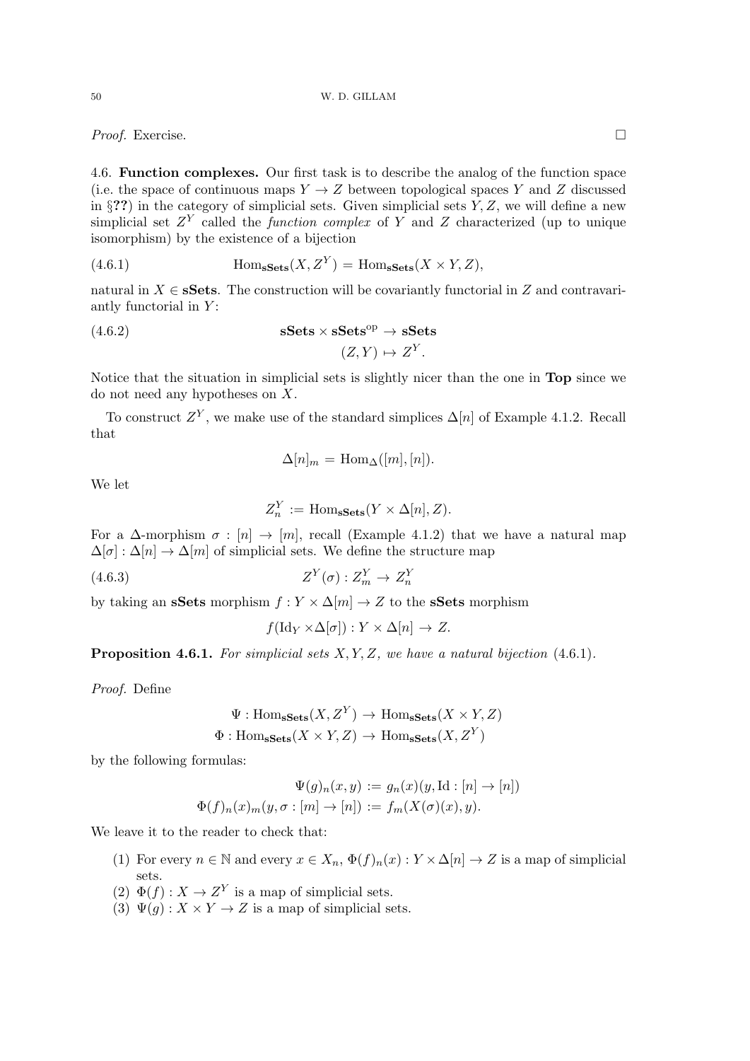*Proof.* Exercise. □

4.6. **Function complexes.** Our first task is to describe the analog of the function space (i.e. the space of continuous maps $Y \to Z$ between topological spaces $Y$ and $Z$ discussed in §**??**) in the category of simplicial sets. Given simplicial sets $Y, Z$, we will define a new simplicial set $Z^Y$ called the *function complex* of $Y$ and $Z$ characterized (up to unique isomorphism) by the existence of a bijection

$$\operatorname{Hom}_{\mathbf{sSets}}(X, Z^Y) = \operatorname{Hom}_{\mathbf{sSets}}(X \times Y, Z), \tag{4.6.1}$$

natural in $X \in \mathbf{sSets}$. The construction will be covariantly functorial in $Z$ and contravariantly functorial in $Y$:

$$\begin{aligned} \mathbf{sSets} \times \mathbf{sSets}^{\mathrm{op}} &\to \mathbf{sSets} \\ (Z, Y) &\mapsto Z^Y. \end{aligned} \tag{4.6.2}$$

Notice that the situation in simplicial sets is slightly nicer than the one in **Top** since we do not need any hypotheses on $X$.

To construct $Z^Y$, we make use of the standard simplices $\Delta[n]$ of Example 4.1.2. Recall that

$$\Delta[n]_m = \operatorname{Hom}_{\Delta}([m], [n]).$$

We let

$$Z^Y_n := \operatorname{Hom}_{\mathbf{sSets}}(Y \times \Delta[n], Z).$$

For a $\Delta$-morphism $\sigma : [n] \to [m]$, recall (Example 4.1.2) that we have a natural map $\Delta[\sigma] : \Delta[n] \to \Delta[m]$ of simplicial sets. We define the structure map

$$Z^Y(\sigma) : Z^Y_m \to Z^Y_n \tag{4.6.3}$$

by taking an **sSets** morphism $f : Y \times \Delta[m] \to Z$ to the **sSets** morphism

$$f(\mathrm{Id}_Y \times \Delta[\sigma]) : Y \times \Delta[n] \to Z.$$

**Proposition 4.6.1.** *For simplicial sets $X, Y, Z$, we have a natural bijection* (4.6.1).

*Proof.* Define

$$\begin{aligned} \Psi &: \operatorname{Hom}_{\mathbf{sSets}}(X, Z^Y) \to \operatorname{Hom}_{\mathbf{sSets}}(X \times Y, Z) \\ \Phi &: \operatorname{Hom}_{\mathbf{sSets}}(X \times Y, Z) \to \operatorname{Hom}_{\mathbf{sSets}}(X, Z^Y) \end{aligned}$$

by the following formulas:

$$\begin{aligned} \Psi(g)_n(x, y) &:= g_n(x)(y, \mathrm{Id} : [n] \to [n]) \\ \Phi(f)_n(x)_m(y, \sigma : [m] \to [n]) &:= f_m(X(\sigma)(x), y). \end{aligned}$$

We leave it to the reader to check that:

1. For every $n \in \mathbb{N}$ and every $x \in X_n$, $\Phi(f)_n(x) : Y \times \Delta[n] \to Z$ is a map of simplicial sets.
2. $\Phi(f) : X \to Z^Y$ is a map of simplicial sets.
3. $\Psi(g) : X \times Y \to Z$ is a map of simplicial sets.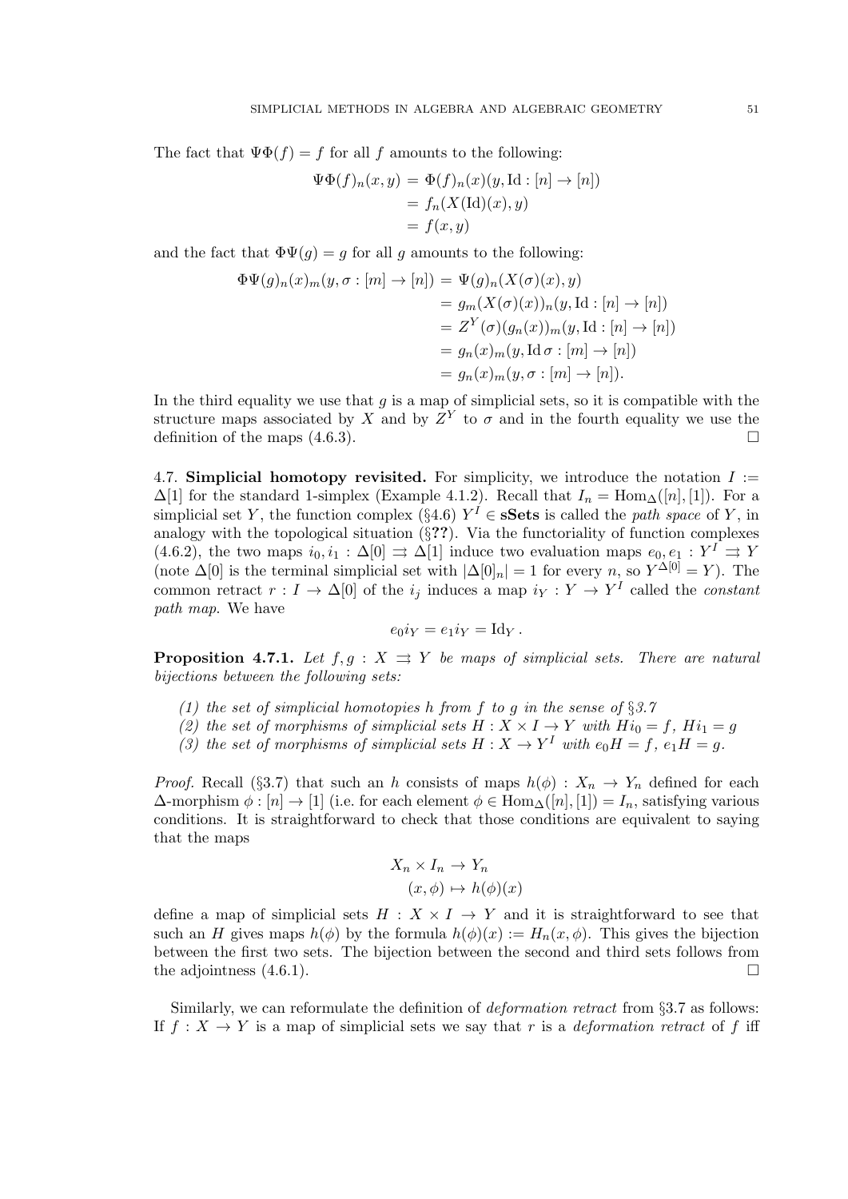The fact that $\Psi\Phi(f) = f$ for all $f$ amounts to the following:

$$
\begin{aligned}
\Psi\Phi(f)_n(x,y) &= \Phi(f)_n(x)(y, \mathrm{Id} : [n] \to [n]) \\
&= f_n(X(\mathrm{Id})(x), y) \\
&= f(x,y)
\end{aligned}
$$

and the fact that $\Phi\Psi(g) = g$ for all $g$ amounts to the following:

$$
\begin{aligned}
\Phi\Psi(g)_n(x)_m(y, \sigma : [m] \to [n]) &= \Psi(g)_n(X(\sigma)(x), y) \\
&= g_m(X(\sigma)(x))_n(y, \mathrm{Id} : [n] \to [n]) \\
&= Z^Y(\sigma)(g_n(x))_m(y, \mathrm{Id} : [n] \to [n]) \\
&= g_n(x)_m(y, \mathrm{Id}\,\sigma : [m] \to [n]) \\
&= g_n(x)_m(y, \sigma : [m] \to [n]).
\end{aligned}
$$

In the third equality we use that $g$ is a map of simplicial sets, so it is compatible with the structure maps associated by $X$ and by $Z^Y$ to $\sigma$ and in the fourth equality we use the definition of the maps (4.6.3). $\square$

4.7. **Simplicial homotopy revisited.** For simplicity, we introduce the notation $I := \Delta[1]$ for the standard 1-simplex (Example 4.1.2). Recall that $I_n = \mathrm{Hom}_\Delta([n],[1])$. For a simplicial set $Y$, the function complex (§4.6) $Y^I \in \mathbf{sSets}$ is called the *path space* of $Y$, in analogy with the topological situation (§**??**). Via the functoriality of function complexes (4.6.2), the two maps $i_0, i_1 : \Delta[0] \rightrightarrows \Delta[1]$ induce two evaluation maps $e_0, e_1 : Y^I \rightrightarrows Y$ (note $\Delta[0]$ is the terminal simplicial set with $|\Delta[0]_n| = 1$ for every $n$, so $Y^{\Delta[0]} = Y$). The common retract $r : I \to \Delta[0]$ of the $i_j$ induces a map $i_Y : Y \to Y^I$ called the *constant path map*. We have

$$e_0 i_Y = e_1 i_Y = \mathrm{Id}_Y .$$

**Proposition 4.7.1.** *Let $f, g : X \rightrightarrows Y$ be maps of simplicial sets. There are natural bijections between the following sets:*

*(1) the set of simplicial homotopies $h$ from $f$ to $g$ in the sense of §3.7*
*(2) the set of morphisms of simplicial sets $H : X \times I \to Y$ with $Hi_0 = f$, $Hi_1 = g$*
*(3) the set of morphisms of simplicial sets $H : X \to Y^I$ with $e_0 H = f$, $e_1 H = g$.*

*Proof.* Recall (§3.7) that such an $h$ consists of maps $h(\phi) : X_n \to Y_n$ defined for each $\Delta$-morphism $\phi : [n] \to [1]$ (i.e. for each element $\phi \in \mathrm{Hom}_\Delta([n],[1]) = I_n$, satisfying various conditions. It is straightforward to check that those conditions are equivalent to saying that the maps

$$
\begin{aligned}
X_n \times I_n &\to Y_n \\
(x, \phi) &\mapsto h(\phi)(x)
\end{aligned}
$$

define a map of simplicial sets $H : X \times I \to Y$ and it is straightforward to see that such an $H$ gives maps $h(\phi)$ by the formula $h(\phi)(x) := H_n(x, \phi)$. This gives the bijection between the first two sets. The bijection between the second and third sets follows from the adjointness (4.6.1). $\square$

Similarly, we can reformulate the definition of *deformation retract* from §3.7 as follows: If $f : X \to Y$ is a map of simplicial sets we say that $r$ is a *deformation retract* of $f$ iff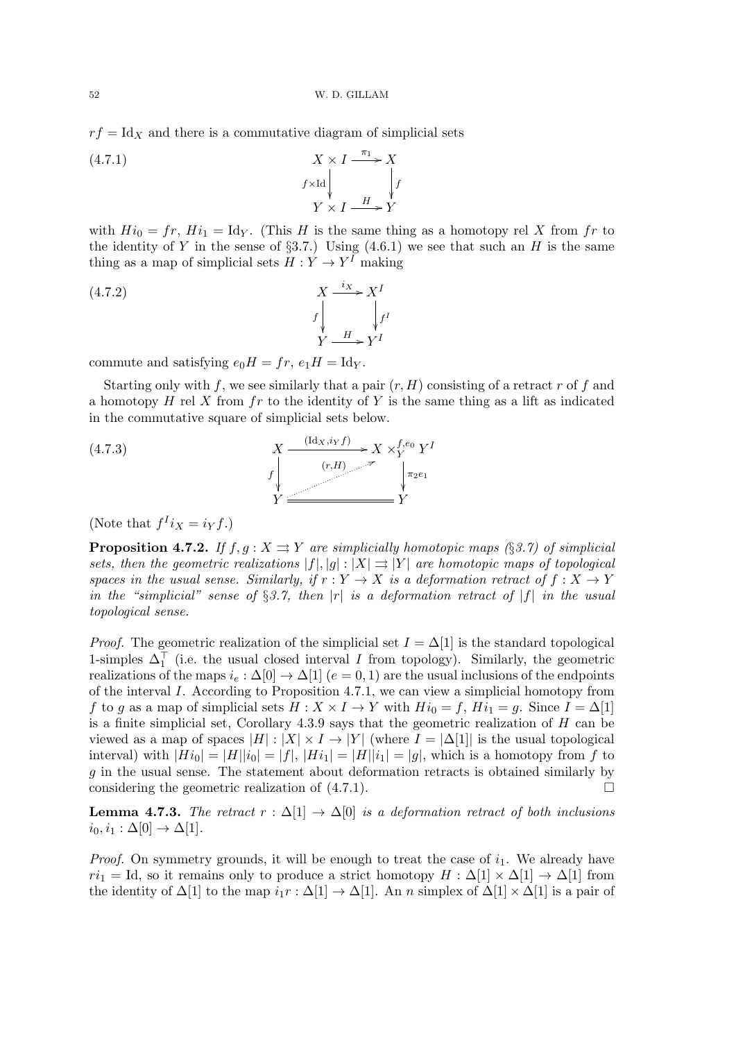$rf = \mathrm{Id}_X$ and there is a commutative diagram of simplicial sets

$$
\begin{array}{ccc}
X \times I & \xrightarrow{\pi_1} & X \\
{\scriptstyle f\times \mathrm{Id}}\downarrow & & \downarrow{\scriptstyle f} \\
Y \times I & \xrightarrow{H} & Y
\end{array}
\tag{4.7.1}
$$

with $Hi_0 = fr$, $Hi_1 = \mathrm{Id}_Y$. (This $H$ is the same thing as a homotopy rel $X$ from $fr$ to the identity of $Y$ in the sense of §3.7.) Using (4.6.1) we see that such an $H$ is the same thing as a map of simplicial sets $H : Y \to Y^I$ making

$$
\begin{array}{ccc}
X & \xrightarrow{i_X} & X^I \\
{\scriptstyle f}\downarrow & & \downarrow{\scriptstyle f^I} \\
Y & \xrightarrow{H} & Y^I
\end{array}
\tag{4.7.2}
$$

commute and satisfying $e_0 H = fr$, $e_1 H = \mathrm{Id}_Y$.

Starting only with $f$, we see similarly that a pair $(r, H)$ consisting of a retract $r$ of $f$ and a homotopy $H$ rel $X$ from $fr$ to the identity of $Y$ is the same thing as a lift as indicated in the commutative square of simplicial sets below.

$$
\begin{array}{ccc}
X & \xrightarrow{(\mathrm{Id}_X, i_Y f)} & X \times_Y^{f,e_0} Y^I \\
{\scriptstyle f}\downarrow & \overset{(r,H)}{\nearrow} & \downarrow{\scriptstyle \pi_2 e_1} \\
Y & = & Y
\end{array}
\tag{4.7.3}
$$

(Note that $f^I i_X = i_Y f$.)

**Proposition 4.7.2.** *If $f, g : X \rightrightarrows Y$ are simplicially homotopic maps (§3.7) of simplicial sets, then the geometric realizations $|f|, |g| : |X| \rightrightarrows |Y|$ are homotopic maps of topological spaces in the usual sense. Similarly, if $r : Y \to X$ is a deformation retract of $f : X \to Y$ in the "simplicial" sense of §3.7, then $|r|$ is a deformation retract of $|f|$ in the usual topological sense.*

*Proof.* The geometric realization of the simplicial set $I = \Delta[1]$ is the standard topological 1-simples $\Delta_1^\top$ (i.e. the usual closed interval $I$ from topology). Similarly, the geometric realizations of the maps $i_e : \Delta[0] \to \Delta[1]$ ($e = 0, 1$) are the usual inclusions of the endpoints of the interval $I$. According to Proposition 4.7.1, we can view a simplicial homotopy from $f$ to $g$ as a map of simplicial sets $H : X \times I \to Y$ with $Hi_0 = f$, $Hi_1 = g$. Since $I = \Delta[1]$ is a finite simplicial set, Corollary 4.3.9 says that the geometric realization of $H$ can be viewed as a map of spaces $|H| : |X| \times I \to |Y|$ (where $I = |\Delta[1]|$ is the usual topological interval) with $|Hi_0| = |H||i_0| = |f|$, $|Hi_1| = |H||i_1| = |g|$, which is a homotopy from $f$ to $g$ in the usual sense. The statement about deformation retracts is obtained similarly by considering the geometric realization of (4.7.1). $\square$

**Lemma 4.7.3.** *The retract $r : \Delta[1] \to \Delta[0]$ is a deformation retract of both inclusions $i_0, i_1 : \Delta[0] \to \Delta[1]$.*

*Proof.* On symmetry grounds, it will be enough to treat the case of $i_1$. We already have $ri_1 = \mathrm{Id}$, so it remains only to produce a strict homotopy $H : \Delta[1] \times \Delta[1] \to \Delta[1]$ from the identity of $\Delta[1]$ to the map $i_1 r : \Delta[1] \to \Delta[1]$. An $n$ simplex of $\Delta[1] \times \Delta[1]$ is a pair of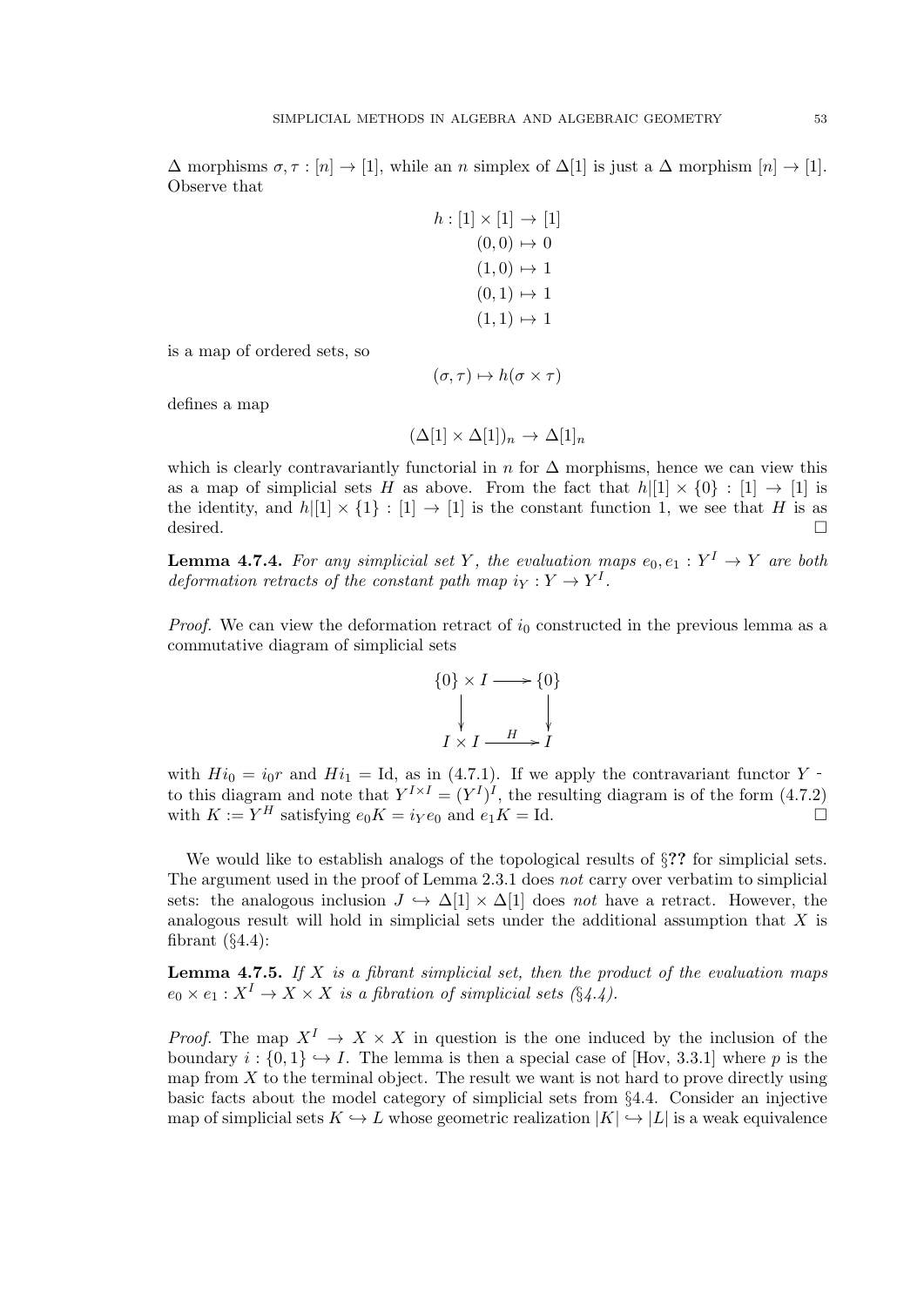$\Delta$ morphisms $\sigma, \tau : [n] \to [1]$, while an $n$ simplex of $\Delta[1]$ is just a $\Delta$ morphism $[n] \to [1]$. Observe that

$$
\begin{aligned}
h : [1] \times [1] &\to [1] \\
(0,0) &\mapsto 0 \\
(1,0) &\mapsto 1 \\
(0,1) &\mapsto 1 \\
(1,1) &\mapsto 1
\end{aligned}
$$

is a map of ordered sets, so

$$(\sigma, \tau) \mapsto h(\sigma \times \tau)$$

defines a map

$$(\Delta[1] \times \Delta[1])_n \to \Delta[1]_n$$

which is clearly contravariantly functorial in $n$ for $\Delta$ morphisms, hence we can view this as a map of simplicial sets $H$ as above. From the fact that $h|[1] \times \{0\} : [1] \to [1]$ is the identity, and $h|[1] \times \{1\} : [1] \to [1]$ is the constant function 1, we see that $H$ is as desired. □

**Lemma 4.7.4.** *For any simplicial set $Y$, the evaluation maps $e_0, e_1 : Y^I \to Y$ are both deformation retracts of the constant path map $i_Y : Y \to Y^I$.*

*Proof.* We can view the deformation retract of $i_0$ constructed in the previous lemma as a commutative diagram of simplicial sets

$$
\begin{array}{ccc}
\{0\} \times I & \longrightarrow & \{0\} \\
\downarrow & & \downarrow \\
I \times I & \xrightarrow{H} & I
\end{array}
$$

with $Hi_0 = i_0 r$ and $Hi_1 = \text{Id}$, as in (4.7.1). If we apply the contravariant functor $Y^{-}$ to this diagram and note that $Y^{I \times I} = (Y^I)^I$, the resulting diagram is of the form (4.7.2) with $K := Y^H$ satisfying $e_0 K = i_Y e_0$ and $e_1 K = \text{Id}$. □

We would like to establish analogs of the topological results of §**??** for simplicial sets. The argument used in the proof of Lemma 2.3.1 does *not* carry over verbatim to simplicial sets: the analogous inclusion $J \hookrightarrow \Delta[1] \times \Delta[1]$ does *not* have a retract. However, the analogous result will hold in simplicial sets under the additional assumption that $X$ is fibrant (§4.4):

**Lemma 4.7.5.** *If $X$ is a fibrant simplicial set, then the product of the evaluation maps $e_0 \times e_1 : X^I \to X \times X$ is a fibration of simplicial sets (§4.4).*

*Proof.* The map $X^I \to X \times X$ in question is the one induced by the inclusion of the boundary $i : \{0,1\} \hookrightarrow I$. The lemma is then a special case of [Hov, 3.3.1] where $p$ is the map from $X$ to the terminal object. The result we want is not hard to prove directly using basic facts about the model category of simplicial sets from §4.4. Consider an injective map of simplicial sets $K \hookrightarrow L$ whose geometric realization $|K| \hookrightarrow |L|$ is a weak equivalence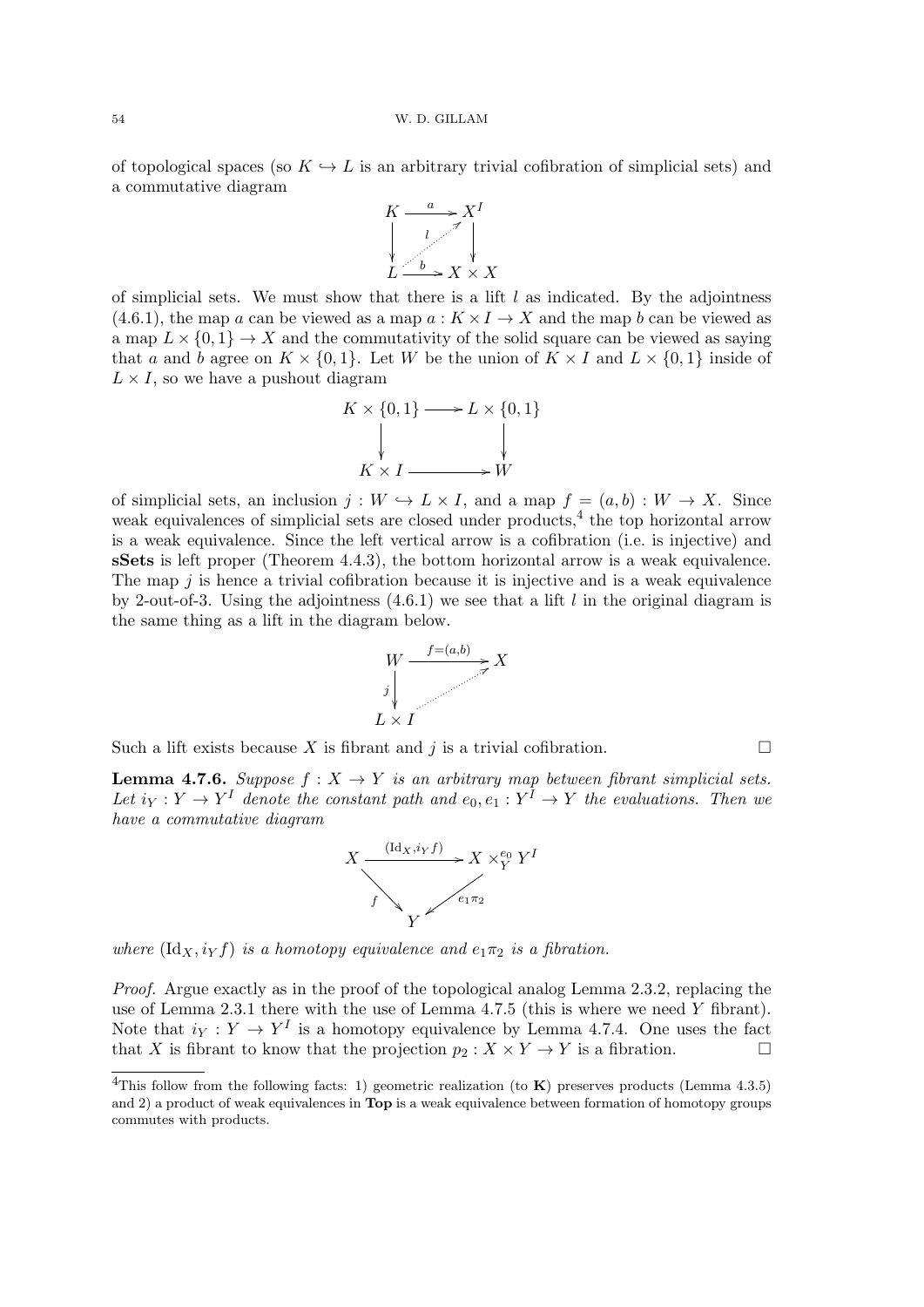of topological spaces (so $K \hookrightarrow L$ is an arbitrary trivial cofibration of simplicial sets) and a commutative diagram

$$\begin{array}{ccc} K & \xrightarrow{a} & X^I \\ \downarrow & \overset{l}{\nearrow} & \downarrow \\ L & \xrightarrow{b} & X \times X \end{array}$$

of simplicial sets. We must show that there is a lift $l$ as indicated. By the adjointness (4.6.1), the map $a$ can be viewed as a map $a : K \times I \to X$ and the map $b$ can be viewed as a map $L \times \{0,1\} \to X$ and the commutativity of the solid square can be viewed as saying that $a$ and $b$ agree on $K \times \{0,1\}$. Let $W$ be the union of $K \times I$ and $L \times \{0,1\}$ inside of $L \times I$, so we have a pushout diagram

$$\begin{array}{ccc} K \times \{0,1\} & \longrightarrow & L \times \{0,1\} \\ \downarrow & & \downarrow \\ K \times I & \longrightarrow & W \end{array}$$

of simplicial sets, an inclusion $j : W \hookrightarrow L \times I$, and a map $f = (a, b) : W \to X$. Since weak equivalences of simplicial sets are closed under products,[4] the top horizontal arrow is a weak equivalence. Since the left vertical arrow is a cofibration (i.e. is injective) and **sSets** is left proper (Theorem 4.4.3), the bottom horizontal arrow is a weak equivalence. The map $j$ is hence a trivial cofibration because it is injective and is a weak equivalence by 2-out-of-3. Using the adjointness (4.6.1) we see that a lift $l$ in the original diagram is the same thing as a lift in the diagram below.

$$\begin{array}{ccc} W & \xrightarrow{f=(a,b)} & X \\ {\scriptstyle j}\downarrow & \nearrow & \\ L \times I & & \end{array}$$

Such a lift exists because $X$ is fibrant and $j$ is a trivial cofibration. □

**Lemma 4.7.6.** *Suppose $f : X \to Y$ is an arbitrary map between fibrant simplicial sets. Let $i_Y : Y \to Y^I$ denote the constant path and $e_0, e_1 : Y^I \to Y$ the evaluations. Then we have a commutative diagram*

$$\begin{array}{ccc} X & \xrightarrow{(\mathrm{Id}_X, i_Y f)} & X \times^{e_0}_Y Y^I \\ & {\scriptstyle f}\searrow \quad \swarrow{\scriptstyle e_1 \pi_2} & \\ & Y & \end{array}$$

*where $(\mathrm{Id}_X, i_Y f)$ is a homotopy equivalence and $e_1 \pi_2$ is a fibration.*

*Proof.* Argue exactly as in the proof of the topological analog Lemma 2.3.2, replacing the use of Lemma 2.3.1 there with the use of Lemma 4.7.5 (this is where we need $Y$ fibrant). Note that $i_Y : Y \to Y^I$ is a homotopy equivalence by Lemma 4.7.4. One uses the fact that $X$ is fibrant to know that the projection $p_2 : X \times Y \to Y$ is a fibration. □

---

[4]This follow from the following facts: 1) geometric realization (to **K**) preserves products (Lemma 4.3.5) and 2) a product of weak equivalences in **Top** is a weak equivalence between formation of homotopy groups commutes with products.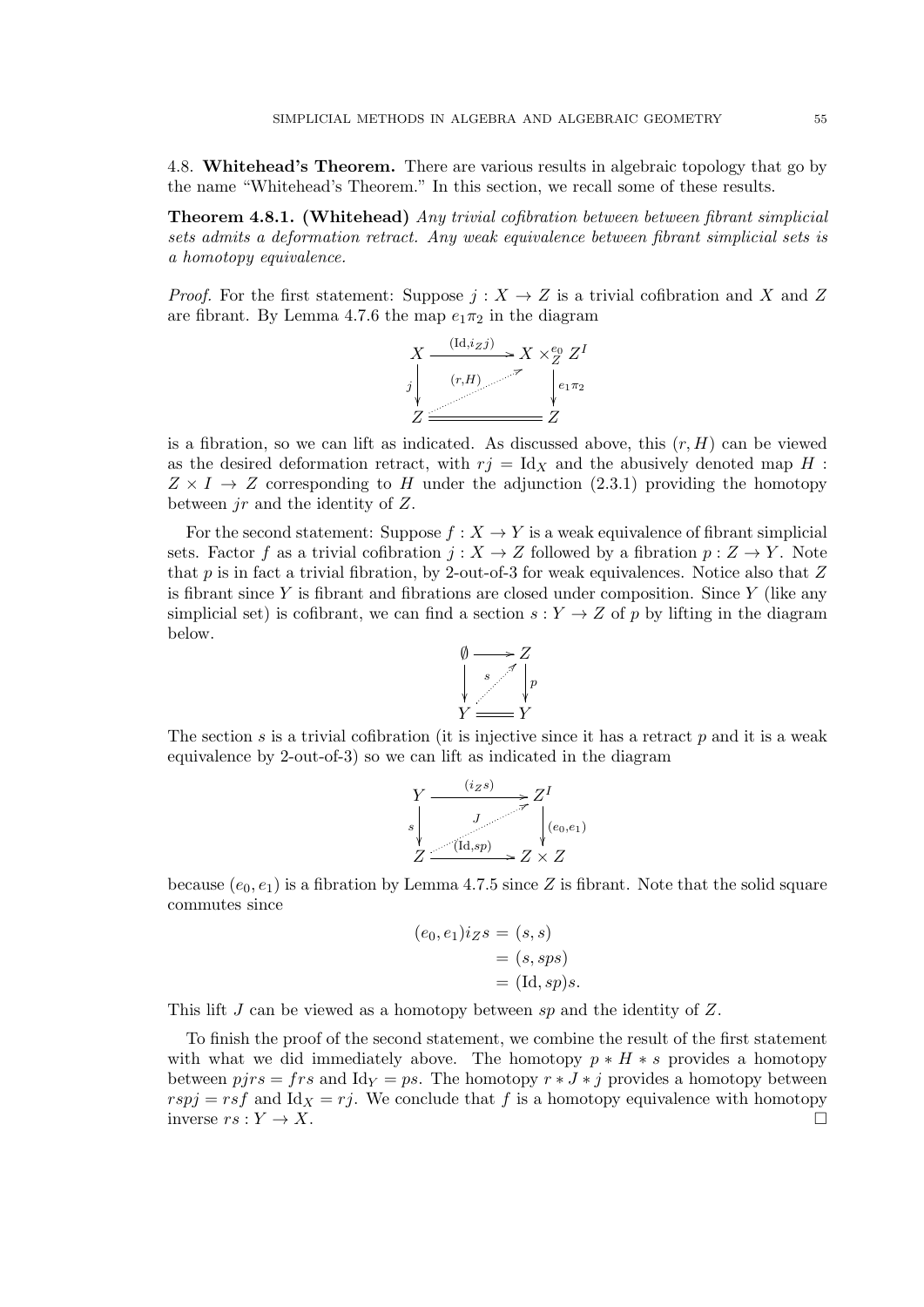## 4.8. Whitehead's Theorem.

There are various results in algebraic topology that go by the name "Whitehead's Theorem." In this section, we recall some of these results.

**Theorem 4.8.1. (Whitehead)** *Any trivial cofibration between between fibrant simplicial sets admits a deformation retract. Any weak equivalence between fibrant simplicial sets is a homotopy equivalence.*

*Proof.* For the first statement: Suppose $j : X \to Z$ is a trivial cofibration and $X$ and $Z$ are fibrant. By Lemma 4.7.6 the map $e_1\pi_2$ in the diagram

$$\begin{array}{ccc} X & \xrightarrow{(\mathrm{Id}, i_Z j)} & X \times_Z^{e_0} Z^I \\ {\scriptstyle j}\downarrow & \overset{(r,H)}{\nearrow} & \downarrow{\scriptstyle e_1\pi_2} \\ Z & = & Z \end{array}$$

is a fibration, so we can lift as indicated. As discussed above, this $(r, H)$ can be viewed as the desired deformation retract, with $rj = \mathrm{Id}_X$ and the abusively denoted map $H : Z \times I \to Z$ corresponding to $H$ under the adjunction (2.3.1) providing the homotopy between $jr$ and the identity of $Z$.

For the second statement: Suppose $f : X \to Y$ is a weak equivalence of fibrant simplicial sets. Factor $f$ as a trivial cofibration $j : X \to Z$ followed by a fibration $p : Z \to Y$. Note that $p$ is in fact a trivial fibration, by 2-out-of-3 for weak equivalences. Notice also that $Z$ is fibrant since $Y$ is fibrant and fibrations are closed under composition. Since $Y$ (like any simplicial set) is cofibrant, we can find a section $s : Y \to Z$ of $p$ by lifting in the diagram below.

$$\begin{array}{ccc} \emptyset & \longrightarrow & Z \\ \downarrow & \overset{s}{\nearrow} & \downarrow{\scriptstyle p} \\ Y & = & Y \end{array}$$

The section $s$ is a trivial cofibration (it is injective since it has a retract $p$ and it is a weak equivalence by 2-out-of-3) so we can lift as indicated in the diagram

$$\begin{array}{ccc} Y & \xrightarrow{(i_Z s)} & Z^I \\ {\scriptstyle s}\downarrow & \overset{J}{\nearrow} & \downarrow{\scriptstyle (e_0,e_1)} \\ Z & \xrightarrow{(\mathrm{Id}, sp)} & Z \times Z \end{array}$$

because $(e_0, e_1)$ is a fibration by Lemma 4.7.5 since $Z$ is fibrant. Note that the solid square commutes since

$$\begin{aligned} (e_0, e_1)i_Z s &= (s, s) \\ &= (s, sps) \\ &= (\mathrm{Id}, sp)s. \end{aligned}$$

This lift $J$ can be viewed as a homotopy between $sp$ and the identity of $Z$.

To finish the proof of the second statement, we combine the result of the first statement with what we did immediately above. The homotopy $p * H * s$ provides a homotopy between $pjrs = frs$ and $\mathrm{Id}_Y = ps$. The homotopy $r * J * j$ provides a homotopy between $rspj = rsf$ and $\mathrm{Id}_X = rj$. We conclude that $f$ is a homotopy equivalence with homotopy inverse $rs : Y \to X$. $\square$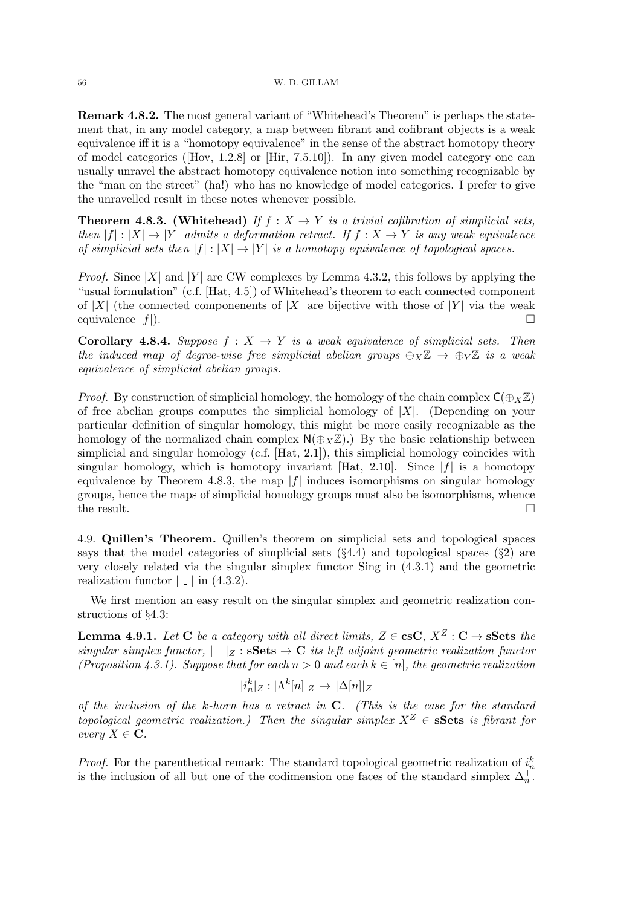**Remark 4.8.2.** The most general variant of "Whitehead's Theorem" is perhaps the statement that, in any model category, a map between fibrant and cofibrant objects is a weak equivalence iff it is a "homotopy equivalence" in the sense of the abstract homotopy theory of model categories ([Hov, 1.2.8] or [Hir, 7.5.10]). In any given model category one can usually unravel the abstract homotopy equivalence notion into something recognizable by the "man on the street" (ha!) who has no knowledge of model categories. I prefer to give the unravelled result in these notes whenever possible.

**Theorem 4.8.3. (Whitehead)** *If $f : X \to Y$ is a trivial cofibration of simplicial sets, then $|f| : |X| \to |Y|$ admits a deformation retract. If $f : X \to Y$ is any weak equivalence of simplicial sets then $|f| : |X| \to |Y|$ is a homotopy equivalence of topological spaces.*

*Proof.* Since $|X|$ and $|Y|$ are CW complexes by Lemma 4.3.2, this follows by applying the "usual formulation" (c.f. [Hat, 4.5]) of Whitehead's theorem to each connected component of $|X|$ (the connected componenents of $|X|$ are bijective with those of $|Y|$ via the weak equivalence $|f|$). □

**Corollary 4.8.4.** *Suppose $f : X \to Y$ is a weak equivalence of simplicial sets. Then the induced map of degree-wise free simplicial abelian groups $\oplus_X \mathbb{Z} \to \oplus_Y \mathbb{Z}$ is a weak equivalence of simplicial abelian groups.*

*Proof.* By construction of simplicial homology, the homology of the chain complex $\mathsf{C}(\oplus_X \mathbb{Z})$ of free abelian groups computes the simplicial homology of $|X|$. (Depending on your particular definition of singular homology, this might be more easily recognizable as the homology of the normalized chain complex $\mathsf{N}(\oplus_X \mathbb{Z})$.) By the basic relationship between simplicial and singular homology (c.f. [Hat, 2.1]), this simplicial homology coincides with singular homology, which is homotopy invariant [Hat, 2.10]. Since $|f|$ is a homotopy equivalence by Theorem 4.8.3, the map $|f|$ induces isomorphisms on singular homology groups, hence the maps of simplicial homology groups must also be isomorphisms, whence the result. □

4.9. **Quillen's Theorem.** Quillen's theorem on simplicial sets and topological spaces says that the model categories of simplicial sets (§4.4) and topological spaces (§2) are very closely related via the singular simplex functor Sing in (4.3.1) and the geometric realization functor $|\ \_\ |$ in (4.3.2).

We first mention an easy result on the singular simplex and geometric realization constructions of §4.3:

**Lemma 4.9.1.** *Let $\mathbf{C}$ be a category with all direct limits, $Z \in \mathbf{csC}$, $X^Z : \mathbf{C} \to \mathbf{sSets}$ the singular simplex functor, $|\ \_\ |_Z : \mathbf{sSets} \to \mathbf{C}$ its left adjoint geometric realization functor (Proposition 4.3.1). Suppose that for each $n > 0$ and each $k \in [n]$, the geometric realization*

$$|i_n^k|_Z : |\Lambda^k[n]|_Z \to |\Delta[n]|_Z$$

*of the inclusion of the $k$-horn has a retract in $\mathbf{C}$. (This is the case for the standard topological geometric realization.) Then the singular simplex $X^Z \in \mathbf{sSets}$ is fibrant for every $X \in \mathbf{C}$.*

*Proof.* For the parenthetical remark: The standard topological geometric realization of $i_n^k$ is the inclusion of all but one of the codimension one faces of the standard simplex $\Delta_n^{\top}$.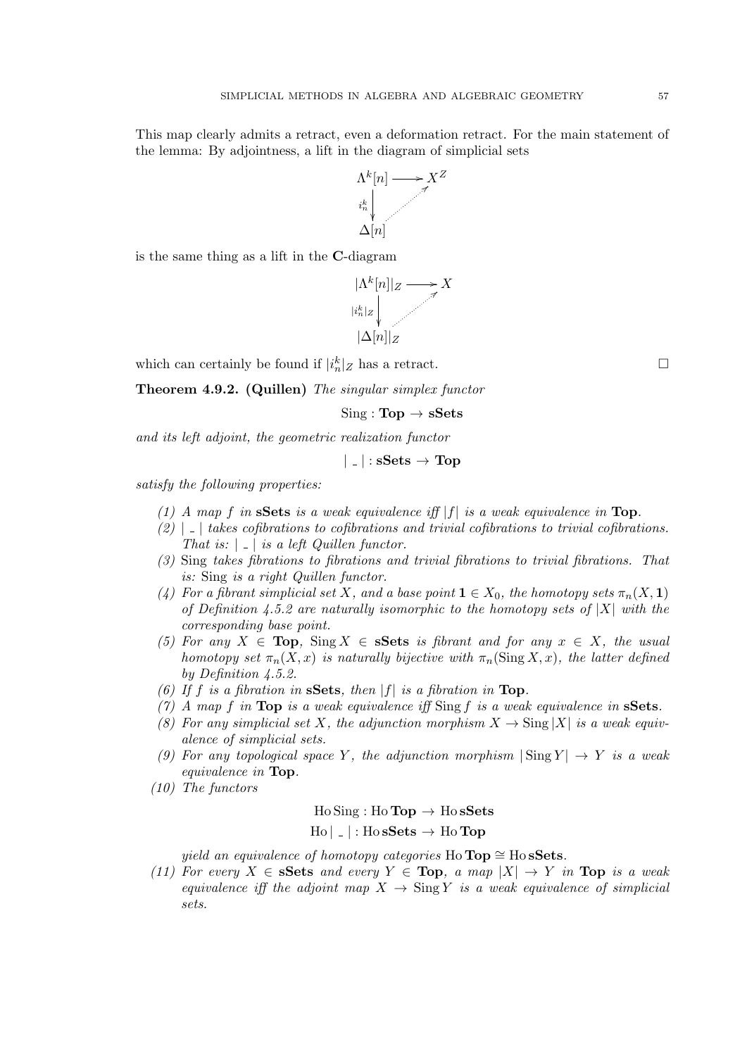This map clearly admits a retract, even a deformation retract. For the main statement of the lemma: By adjointness, a lift in the diagram of simplicial sets

$$\begin{array}{ccc} \Lambda^k[n] & \longrightarrow & X^Z \\ {\scriptstyle i_n^k}\downarrow & \nearrow & \\ \Delta[n] & & \end{array}$$

is the same thing as a lift in the **C**-diagram

$$\begin{array}{ccc} |\Lambda^k[n]|_Z & \longrightarrow & X \\ {\scriptstyle |i_n^k|_Z}\downarrow & \nearrow & \\ |\Delta[n]|_Z & & \end{array}$$

which can certainly be found if $|i_n^k|_Z$ has a retract. □

**Theorem 4.9.2. (Quillen)** *The singular simplex functor*

$$\mathrm{Sing} : \mathbf{Top} \to \mathbf{sSets}$$

*and its left adjoint, the geometric realization functor*

$$|\_| : \mathbf{sSets} \to \mathbf{Top}$$

*satisfy the following properties:*

1. *A map $f$ in* **sSets** *is a weak equivalence iff $|f|$ is a weak equivalence in* **Top**.
2. *$|\_|$ takes cofibrations to cofibrations and trivial cofibrations to trivial cofibrations. That is: $|\_|$ is a left Quillen functor.*
3. Sing *takes fibrations to fibrations and trivial fibrations to trivial fibrations. That is:* Sing *is a right Quillen functor.*
4. *For a fibrant simplicial set $X$, and a base point $\mathbf{1} \in X_0$, the homotopy sets $\pi_n(X, \mathbf{1})$ of Definition 4.5.2 are naturally isomorphic to the homotopy sets of $|X|$ with the corresponding base point.*
5. *For any $X \in$ **Top**, $\mathrm{Sing}\, X \in$ **sSets** is fibrant and for any $x \in X$, the usual homotopy set $\pi_n(X, x)$ is naturally bijective with $\pi_n(\mathrm{Sing}\, X, x)$, the latter defined by Definition 4.5.2.*
6. *If $f$ is a fibration in* **sSets**, *then $|f|$ is a fibration in* **Top**.
7. *A map $f$ in* **Top** *is a weak equivalence iff $\mathrm{Sing}\, f$ is a weak equivalence in* **sSets**.
8. *For any simplicial set $X$, the adjunction morphism $X \to \mathrm{Sing}\,|X|$ is a weak equivalence of simplicial sets.*
9. *For any topological space $Y$, the adjunction morphism $|\mathrm{Sing}\, Y| \to Y$ is a weak equivalence in* **Top**.
10. *The functors*

$$\mathrm{Ho}\,\mathrm{Sing} : \mathrm{Ho}\,\mathbf{Top} \to \mathrm{Ho}\,\mathbf{sSets}$$
$$\mathrm{Ho}\,|\_| : \mathrm{Ho}\,\mathbf{sSets} \to \mathrm{Ho}\,\mathbf{Top}$$

   *yield an equivalence of homotopy categories $\mathrm{Ho}\,\mathbf{Top} \cong \mathrm{Ho}\,\mathbf{sSets}$.*

11. *For every $X \in$ **sSets** and every $Y \in$ **Top**, a map $|X| \to Y$ in* **Top** *is a weak equivalence iff the adjoint map $X \to \mathrm{Sing}\, Y$ is a weak equivalence of simplicial sets.*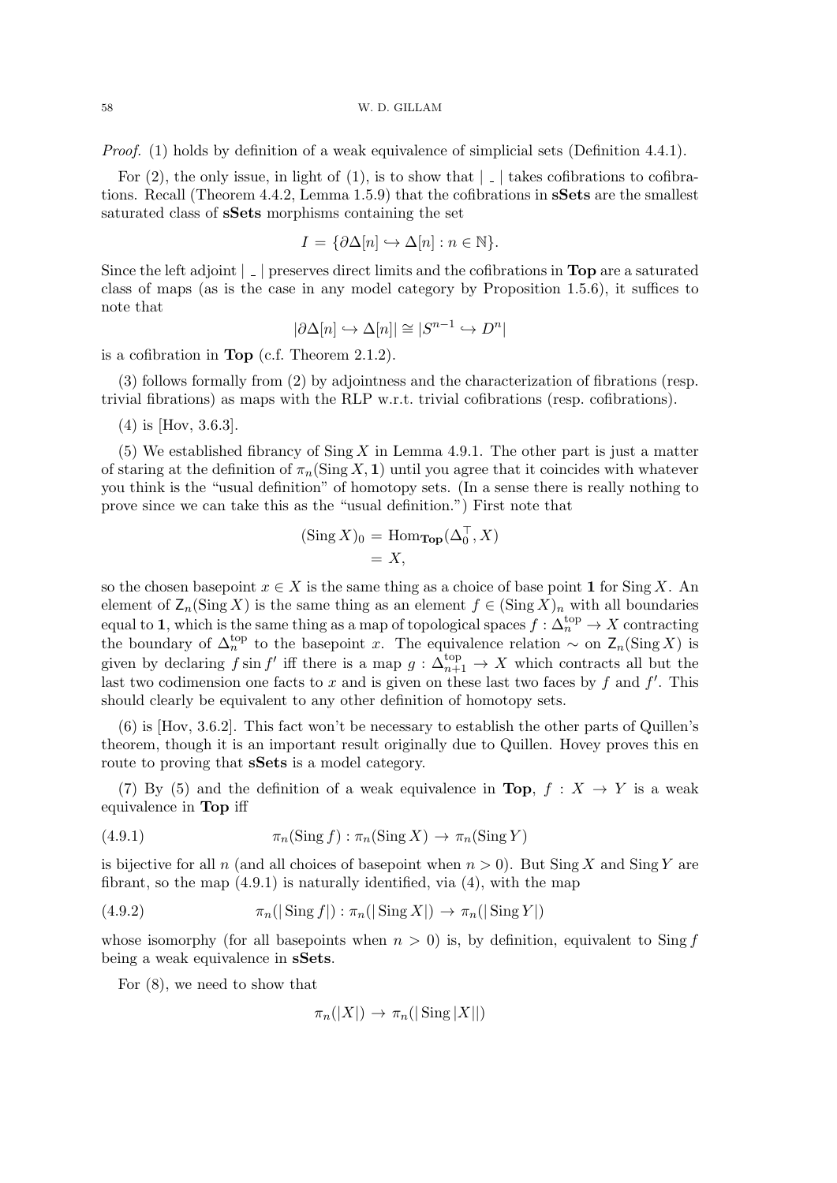*Proof.* (1) holds by definition of a weak equivalence of simplicial sets (Definition 4.4.1).

For (2), the only issue, in light of (1), is to show that $| \_ |$ takes cofibrations to cofibrations. Recall (Theorem 4.4.2, Lemma 1.5.9) that the cofibrations in **sSets** are the smallest saturated class of **sSets** morphisms containing the set

$$I = \{\partial\Delta[n] \hookrightarrow \Delta[n] : n \in \mathbb{N}\}.$$

Since the left adjoint $| \_ |$ preserves direct limits and the cofibrations in **Top** are a saturated class of maps (as is the case in any model category by Proposition 1.5.6), it suffices to note that

$$|\partial\Delta[n] \hookrightarrow \Delta[n]| \cong |S^{n-1} \hookrightarrow D^n|$$

is a cofibration in **Top** (c.f. Theorem 2.1.2).

(3) follows formally from (2) by adjointness and the characterization of fibrations (resp. trivial fibrations) as maps with the RLP w.r.t. trivial cofibrations (resp. cofibrations).

(4) is [Hov, 3.6.3].

(5) We established fibrancy of $\operatorname{Sing} X$ in Lemma 4.9.1. The other part is just a matter of staring at the definition of $\pi_n(\operatorname{Sing} X, \mathbf{1})$ until you agree that it coincides with whatever you think is the "usual definition" of homotopy sets. (In a sense there is really nothing to prove since we can take this as the "usual definition.") First note that

$$\begin{aligned}(\operatorname{Sing} X)_0 &= \operatorname{Hom}_{\mathbf{Top}}(\Delta_0^{\top}, X) \\ &= X,\end{aligned}$$

so the chosen basepoint $x \in X$ is the same thing as a choice of base point $\mathbf{1}$ for $\operatorname{Sing} X$. An element of $\mathsf{Z}_n(\operatorname{Sing} X)$ is the same thing as an element $f \in (\operatorname{Sing} X)_n$ with all boundaries equal to $\mathbf{1}$, which is the same thing as a map of topological spaces $f : \Delta_n^{\text{top}} \to X$ contracting the boundary of $\Delta_n^{\text{top}}$ to the basepoint $x$. The equivalence relation $\sim$ on $\mathsf{Z}_n(\operatorname{Sing} X)$ is given by declaring $f \sin f'$ iff there is a map $g : \Delta_{n+1}^{\text{top}} \to X$ which contracts all but the last two codimension one facts to $x$ and is given on these last two faces by $f$ and $f'$. This should clearly be equivalent to any other definition of homotopy sets.

(6) is [Hov, 3.6.2]. This fact won't be necessary to establish the other parts of Quillen's theorem, though it is an important result originally due to Quillen. Hovey proves this en route to proving that **sSets** is a model category.

(7) By (5) and the definition of a weak equivalence in **Top**, $f : X \to Y$ is a weak equivalence in **Top** iff

$$\pi_n(\operatorname{Sing} f) : \pi_n(\operatorname{Sing} X) \to \pi_n(\operatorname{Sing} Y) \tag{4.9.1}$$

is bijective for all $n$ (and all choices of basepoint when $n > 0$). But $\operatorname{Sing} X$ and $\operatorname{Sing} Y$ are fibrant, so the map (4.9.1) is naturally identified, via (4), with the map

$$\pi_n(|\operatorname{Sing} f|) : \pi_n(|\operatorname{Sing} X|) \to \pi_n(|\operatorname{Sing} Y|) \tag{4.9.2}$$

whose isomorphy (for all basepoints when $n > 0$) is, by definition, equivalent to $\operatorname{Sing} f$ being a weak equivalence in **sSets**.

For (8), we need to show that

$$\pi_n(|X|) \to \pi_n(|\operatorname{Sing}|X||)$$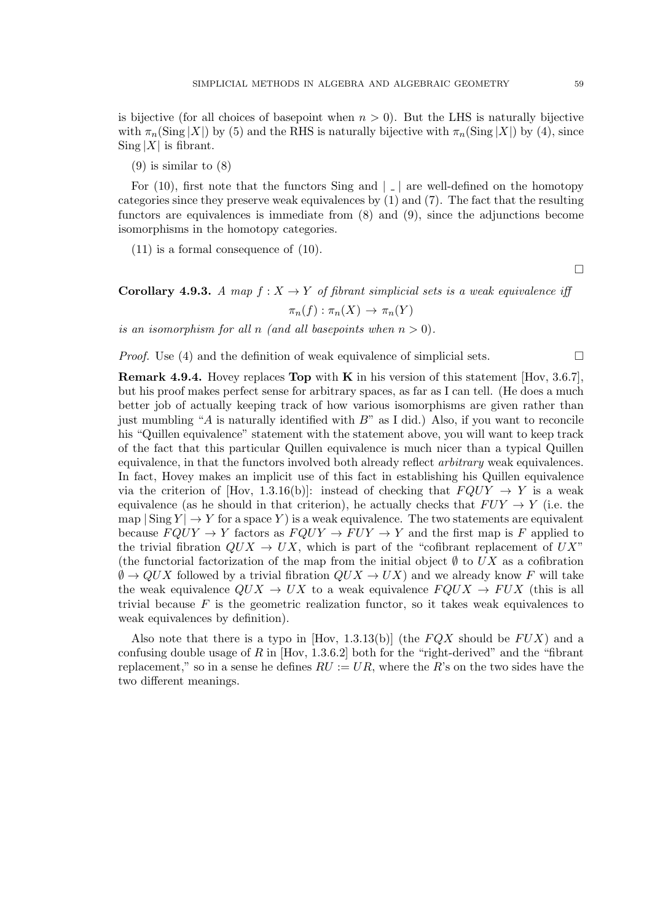is bijective (for all choices of basepoint when $n > 0$). But the LHS is naturally bijective with $\pi_n(\operatorname{Sing}|X|)$ by (5) and the RHS is naturally bijective with $\pi_n(\operatorname{Sing}|X|)$ by (4), since $\operatorname{Sing}|X|$ is fibrant.

(9) is similar to (8)

For (10), first note that the functors Sing and $| \_ |$ are well-defined on the homotopy categories since they preserve weak equivalences by (1) and (7). The fact that the resulting functors are equivalences is immediate from (8) and (9), since the adjunctions become isomorphisms in the homotopy categories.

(11) is a formal consequence of (10).

□

**Corollary 4.9.3.** *A map $f : X \to Y$ of fibrant simplicial sets is a weak equivalence iff*

$$\pi_n(f) : \pi_n(X) \to \pi_n(Y)$$

*is an isomorphism for all $n$ (and all basepoints when $n > 0$).*

*Proof.* Use (4) and the definition of weak equivalence of simplicial sets. □

**Remark 4.9.4.** Hovey replaces **Top** with **K** in his version of this statement [Hov, 3.6.7], but his proof makes perfect sense for arbitrary spaces, as far as I can tell. (He does a much better job of actually keeping track of how various isomorphisms are given rather than just mumbling "$A$ is naturally identified with $B$" as I did.) Also, if you want to reconcile his "Quillen equivalence" statement with the statement above, you will want to keep track of the fact that this particular Quillen equivalence is much nicer than a typical Quillen equivalence, in that the functors involved both already reflect *arbitrary* weak equivalences. In fact, Hovey makes an implicit use of this fact in establishing his Quillen equivalence via the criterion of [Hov, 1.3.16(b)]: instead of checking that $FQUY \to Y$ is a weak equivalence (as he should in that criterion), he actually checks that $FUY \to Y$ (i.e. the map $|\operatorname{Sing} Y| \to Y$ for a space $Y$) is a weak equivalence. The two statements are equivalent because $FQUY \to Y$ factors as $FQUY \to FUY \to Y$ and the first map is $F$ applied to the trivial fibration $QUX \to UX$, which is part of the "cofibrant replacement of $UX$" (the functorial factorization of the map from the initial object $\emptyset$ to $UX$ as a cofibration $\emptyset \to QUX$ followed by a trivial fibration $QUX \to UX$) and we already know $F$ will take the weak equivalence $QUX \to UX$ to a weak equivalence $FQUX \to FUX$ (this is all trivial because $F$ is the geometric realization functor, so it takes weak equivalences to weak equivalences by definition).

Also note that there is a typo in [Hov, 1.3.13(b)] (the $FQX$ should be $FUX$) and a confusing double usage of $R$ in [Hov, 1.3.6.2] both for the "right-derived" and the "fibrant replacement," so in a sense he defines $RU := UR$, where the $R$'s on the two sides have the two different meanings.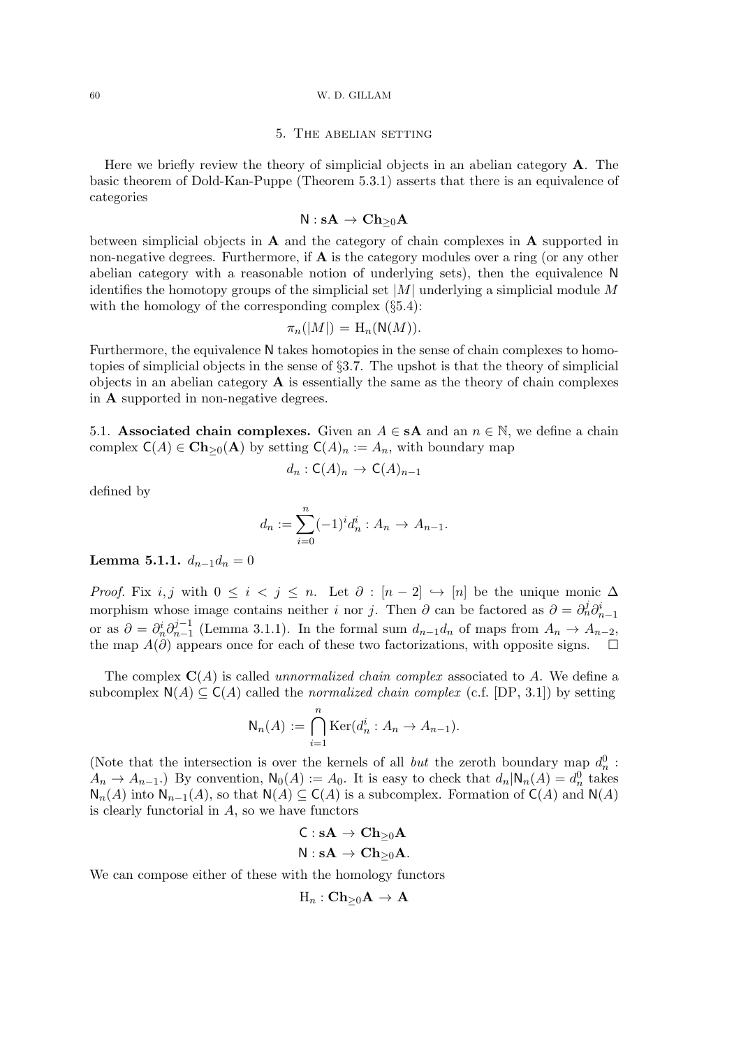## 5. The abelian setting

Here we briefly review the theory of simplicial objects in an abelian category $\mathbf{A}$. The basic theorem of Dold-Kan-Puppe (Theorem 5.3.1) asserts that there is an equivalence of categories

$$\mathsf{N} : \mathbf{sA} \to \mathbf{Ch}_{\geq 0}\mathbf{A}$$

between simplicial objects in $\mathbf{A}$ and the category of chain complexes in $\mathbf{A}$ supported in non-negative degrees. Furthermore, if $\mathbf{A}$ is the category modules over a ring (or any other abelian category with a reasonable notion of underlying sets), then the equivalence $\mathsf{N}$ identifies the homotopy groups of the simplicial set $|M|$ underlying a simplicial module $M$ with the homology of the corresponding complex (§5.4):

$$\pi_n(|M|) = \mathrm{H}_n(\mathsf{N}(M)).$$

Furthermore, the equivalence $\mathsf{N}$ takes homotopies in the sense of chain complexes to homotopies of simplicial objects in the sense of §3.7. The upshot is that the theory of simplicial objects in an abelian category $\mathbf{A}$ is essentially the same as the theory of chain complexes in $\mathbf{A}$ supported in non-negative degrees.

5.1. **Associated chain complexes.** Given an $A \in \mathbf{sA}$ and an $n \in \mathbb{N}$, we define a chain complex $\mathsf{C}(A) \in \mathbf{Ch}_{\geq 0}(\mathbf{A})$ by setting $\mathsf{C}(A)_n := A_n$, with boundary map

$$d_n : \mathsf{C}(A)_n \to \mathsf{C}(A)_{n-1}$$

defined by

$$d_n := \sum_{i=0}^{n} (-1)^i d_n^i : A_n \to A_{n-1}.$$

**Lemma 5.1.1.** $d_{n-1}d_n = 0$

*Proof.* Fix $i, j$ with $0 \leq i < j \leq n$. Let $\partial : [n-2] \hookrightarrow [n]$ be the unique monic $\Delta$ morphism whose image contains neither $i$ nor $j$. Then $\partial$ can be factored as $\partial = \partial_n^j \partial_{n-1}^i$ or as $\partial = \partial_n^i \partial_{n-1}^{j-1}$ (Lemma 3.1.1). In the formal sum $d_{n-1}d_n$ of maps from $A_n \to A_{n-2}$, the map $A(\partial)$ appears once for each of these two factorizations, with opposite signs. $\square$

The complex $\mathbf{C}(A)$ is called *unnormalized chain complex* associated to $A$. We define a subcomplex $\mathsf{N}(A) \subseteq \mathsf{C}(A)$ called the *normalized chain complex* (c.f. [DP, 3.1]) by setting

$$\mathsf{N}_n(A) := \bigcap_{i=1}^{n} \mathrm{Ker}(d_n^i : A_n \to A_{n-1}).$$

(Note that the intersection is over the kernels of all *but* the zeroth boundary map $d_n^0 : A_n \to A_{n-1}$.) By convention, $\mathsf{N}_0(A) := A_0$. It is easy to check that $d_n|\mathsf{N}_n(A) = d_n^0$ takes $\mathsf{N}_n(A)$ into $\mathsf{N}_{n-1}(A)$, so that $\mathsf{N}(A) \subseteq \mathsf{C}(A)$ is a subcomplex. Formation of $\mathsf{C}(A)$ and $\mathsf{N}(A)$ is clearly functorial in $A$, so we have functors

$$\mathsf{C} : \mathbf{sA} \to \mathbf{Ch}_{\geq 0}\mathbf{A}$$
$$\mathsf{N} : \mathbf{sA} \to \mathbf{Ch}_{\geq 0}\mathbf{A}.$$

We can compose either of these with the homology functors

$$\mathrm{H}_n : \mathbf{Ch}_{\geq 0}\mathbf{A} \to \mathbf{A}$$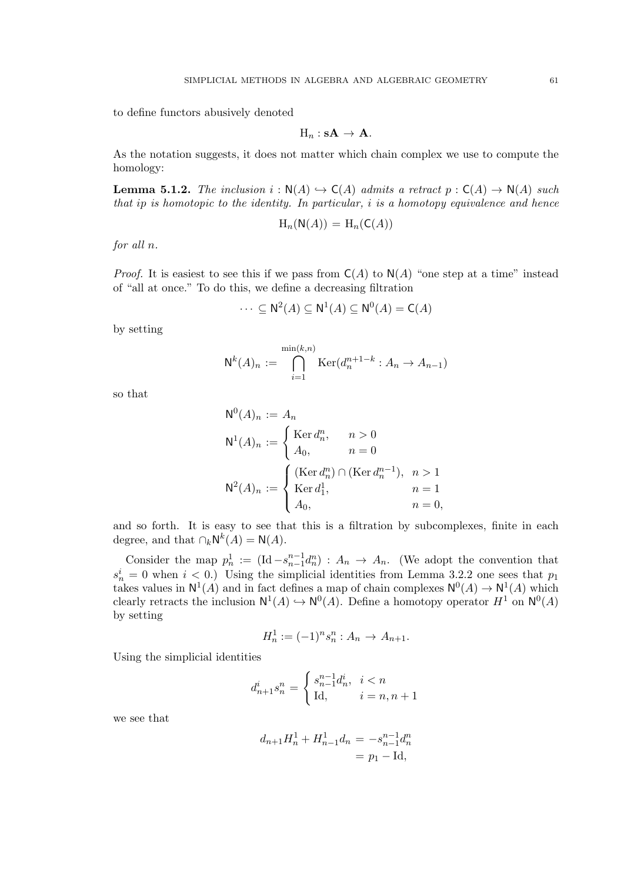to define functors abusively denoted

$$\mathrm{H}_n : \mathbf{sA} \to \mathbf{A}.$$

As the notation suggests, it does not matter which chain complex we use to compute the homology:

**Lemma 5.1.2.** *The inclusion $i : \mathsf{N}(A) \hookrightarrow \mathsf{C}(A)$ admits a retract $p : \mathsf{C}(A) \to \mathsf{N}(A)$ such that $ip$ is homotopic to the identity. In particular, $i$ is a homotopy equivalence and hence*

$$\mathrm{H}_n(\mathsf{N}(A)) = \mathrm{H}_n(\mathsf{C}(A))$$

*for all $n$.*

*Proof.* It is easiest to see this if we pass from $\mathsf{C}(A)$ to $\mathsf{N}(A)$ "one step at a time" instead of "all at once." To do this, we define a decreasing filtration

$$\cdots \subseteq \mathsf{N}^2(A) \subseteq \mathsf{N}^1(A) \subseteq \mathsf{N}^0(A) = \mathsf{C}(A)$$

by setting

$$\mathsf{N}^k(A)_n := \bigcap_{i=1}^{\min(k,n)} \mathrm{Ker}(d_n^{n+1-k} : A_n \to A_{n-1})$$

so that

$$\begin{aligned}
\mathsf{N}^0(A)_n &:= A_n \\
\mathsf{N}^1(A)_n &:= \begin{cases} \mathrm{Ker}\, d_n^n, & n > 0 \\ A_0, & n = 0 \end{cases} \\
\mathsf{N}^2(A)_n &:= \begin{cases} (\mathrm{Ker}\, d_n^n) \cap (\mathrm{Ker}\, d_n^{n-1}), & n > 1 \\ \mathrm{Ker}\, d_1^1, & n = 1 \\ A_0, & n = 0, \end{cases}
\end{aligned}$$

and so forth. It is easy to see that this is a filtration by subcomplexes, finite in each degree, and that $\cap_k \mathsf{N}^k(A) = \mathsf{N}(A)$.

Consider the map $p_n^1 := (\mathrm{Id} - s_{n-1}^{n-1} d_n^n) : A_n \to A_n$. (We adopt the convention that $s_n^i = 0$ when $i < 0$.) Using the simplicial identities from Lemma 3.2.2 one sees that $p_1$ takes values in $\mathsf{N}^1(A)$ and in fact defines a map of chain complexes $\mathsf{N}^0(A) \to \mathsf{N}^1(A)$ which clearly retracts the inclusion $\mathsf{N}^1(A) \hookrightarrow \mathsf{N}^0(A)$. Define a homotopy operator $H^1$ on $\mathsf{N}^0(A)$ by setting

$$H_n^1 := (-1)^n s_n^n : A_n \to A_{n+1}.$$

Using the simplicial identities

$$d_{n+1}^i s_n^n = \begin{cases} s_{n-1}^{n-1} d_n^i, & i < n \\ \mathrm{Id}, & i = n, n+1 \end{cases}$$

we see that

$$\begin{aligned}
d_{n+1} H_n^1 + H_{n-1}^1 d_n &= -s_{n-1}^{n-1} d_n^n \\
&= p_1 - \mathrm{Id},
\end{aligned}$$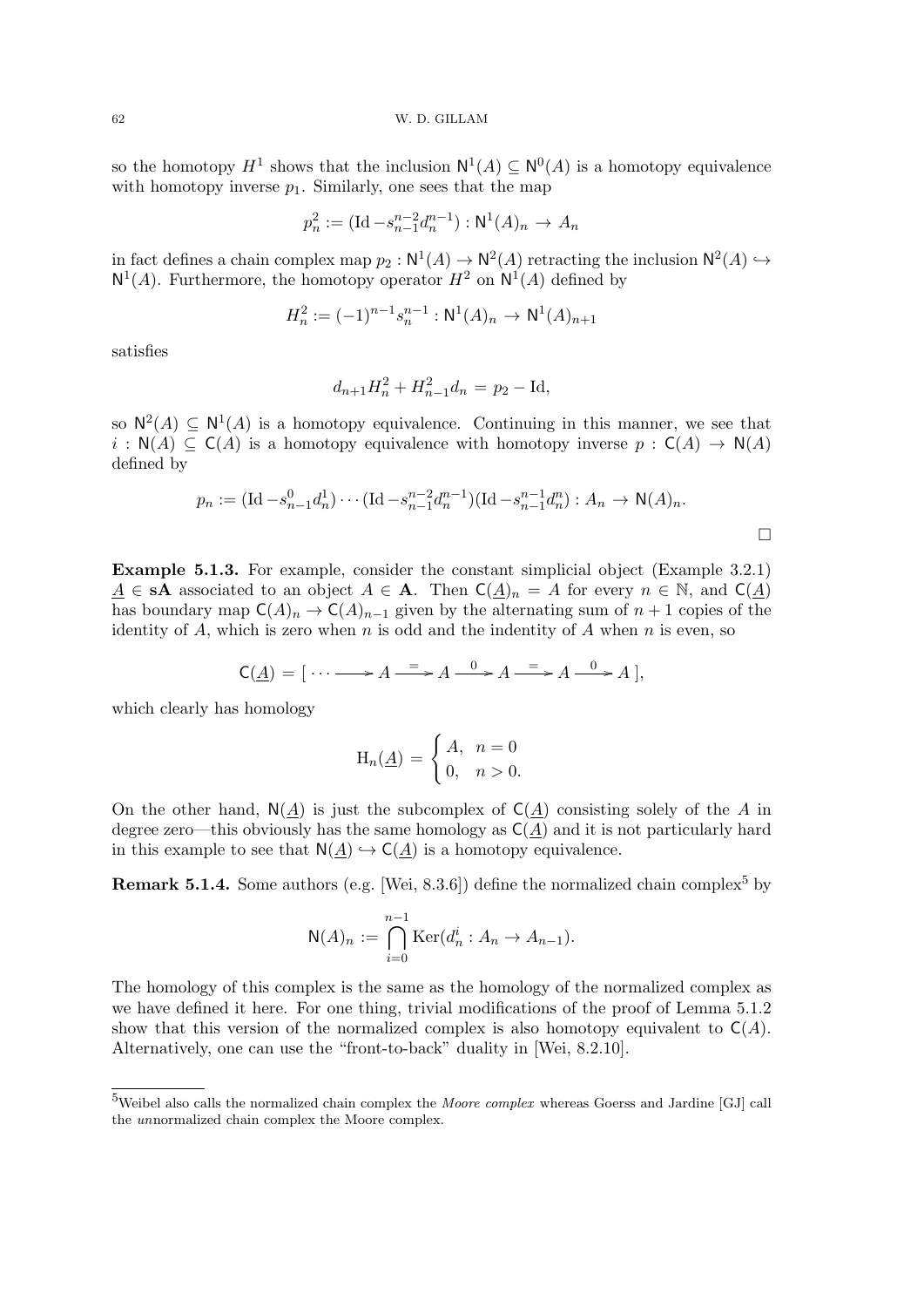so the homotopy $H^1$ shows that the inclusion $\mathsf{N}^1(A) \subseteq \mathsf{N}^0(A)$ is a homotopy equivalence with homotopy inverse $p_1$. Similarly, one sees that the map

$$p_n^2 := (\mathrm{Id} - s_{n-1}^{n-2} d_n^{n-1}) : \mathsf{N}^1(A)_n \to A_n$$

in fact defines a chain complex map $p_2 : \mathsf{N}^1(A) \to \mathsf{N}^2(A)$ retracting the inclusion $\mathsf{N}^2(A) \hookrightarrow \mathsf{N}^1(A)$. Furthermore, the homotopy operator $H^2$ on $\mathsf{N}^1(A)$ defined by

$$H_n^2 := (-1)^{n-1} s_n^{n-1} : \mathsf{N}^1(A)_n \to \mathsf{N}^1(A)_{n+1}$$

satisfies

$$d_{n+1} H_n^2 + H_{n-1}^2 d_n = p_2 - \mathrm{Id},$$

so $\mathsf{N}^2(A) \subseteq \mathsf{N}^1(A)$ is a homotopy equivalence. Continuing in this manner, we see that $i : \mathsf{N}(A) \subseteq \mathsf{C}(A)$ is a homotopy equivalence with homotopy inverse $p : \mathsf{C}(A) \to \mathsf{N}(A)$ defined by

$$p_n := (\mathrm{Id} - s_{n-1}^0 d_n^1) \cdots (\mathrm{Id} - s_{n-1}^{n-2} d_n^{n-1})(\mathrm{Id} - s_{n-1}^{n-1} d_n^n) : A_n \to \mathsf{N}(A)_n.$$

□

**Example 5.1.3.** For example, consider the constant simplicial object (Example 3.2.1) $\underline{A} \in \mathbf{sA}$ associated to an object $A \in \mathbf{A}$. Then $\mathsf{C}(\underline{A})_n = A$ for every $n \in \mathbb{N}$, and $\mathsf{C}(\underline{A})$ has boundary map $\mathsf{C}(A)_n \to \mathsf{C}(A)_{n-1}$ given by the alternating sum of $n+1$ copies of the identity of $A$, which is zero when $n$ is odd and the indentity of $A$ when $n$ is even, so

$$\mathsf{C}(\underline{A}) = [\, \cdots \longrightarrow A \xrightarrow{=} A \xrightarrow{0} A \xrightarrow{=} A \xrightarrow{0} A \,],$$

which clearly has homology

$$\mathrm{H}_n(\underline{A}) = \begin{cases} A, & n = 0 \\ 0, & n > 0. \end{cases}$$

On the other hand, $\mathsf{N}(\underline{A})$ is just the subcomplex of $\mathsf{C}(\underline{A})$ consisting solely of the $A$ in degree zero—this obviously has the same homology as $\mathsf{C}(\underline{A})$ and it is not particularly hard in this example to see that $\mathsf{N}(\underline{A}) \hookrightarrow \mathsf{C}(\underline{A})$ is a homotopy equivalence.

**Remark 5.1.4.** Some authors (e.g. [Wei, 8.3.6]) define the normalized chain complex[5] by

$$\mathsf{N}(A)_n := \bigcap_{i=0}^{n-1} \mathrm{Ker}(d_n^i : A_n \to A_{n-1}).$$

The homology of this complex is the same as the homology of the normalized complex as we have defined it here. For one thing, trivial modifications of the proof of Lemma 5.1.2 show that this version of the normalized complex is also homotopy equivalent to $\mathsf{C}(A)$. Alternatively, one can use the "front-to-back" duality in [Wei, 8.2.10].

[5] Weibel also calls the normalized chain complex the *Moore complex* whereas Goerss and Jardine [GJ] call the *un*normalized chain complex the Moore complex.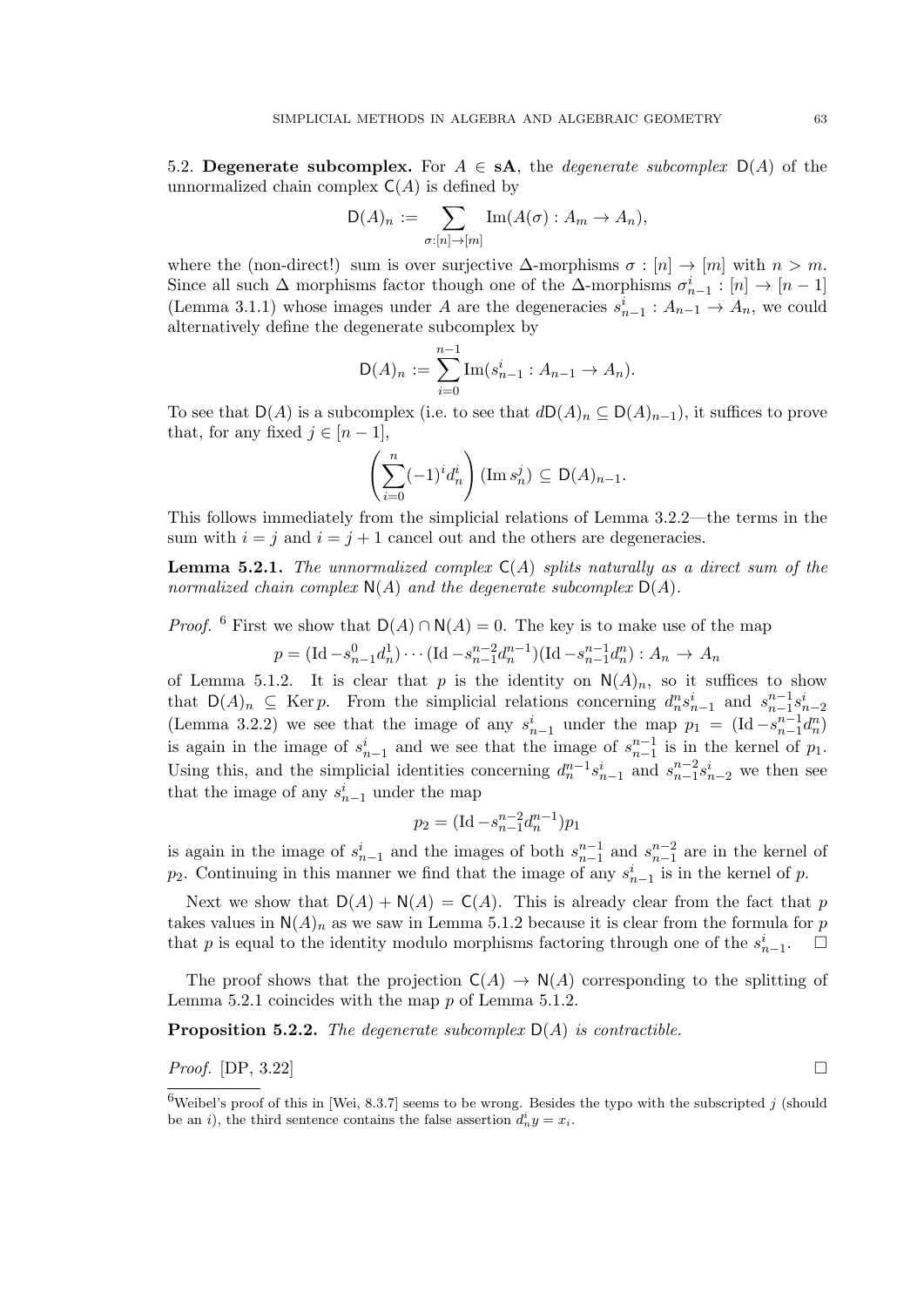5.2. **Degenerate subcomplex.** For $A \in \mathbf{sA}$, the *degenerate subcomplex* $\mathsf{D}(A)$ of the unnormalized chain complex $\mathsf{C}(A)$ is defined by

$$\mathsf{D}(A)_n := \sum_{\sigma:[n]\to[m]} \operatorname{Im}(A(\sigma) : A_m \to A_n),$$

where the (non-direct!) sum is over surjective $\Delta$-morphisms $\sigma : [n] \to [m]$ with $n > m$. Since all such $\Delta$ morphisms factor though one of the $\Delta$-morphisms $\sigma^i_{n-1} : [n] \to [n-1]$ (Lemma 3.1.1) whose images under $A$ are the degeneracies $s^i_{n-1} : A_{n-1} \to A_n$, we could alternatively define the degenerate subcomplex by

$$\mathsf{D}(A)_n := \sum_{i=0}^{n-1} \operatorname{Im}(s^i_{n-1} : A_{n-1} \to A_n).$$

To see that $\mathsf{D}(A)$ is a subcomplex (i.e. to see that $d\mathsf{D}(A)_n \subseteq \mathsf{D}(A)_{n-1}$), it suffices to prove that, for any fixed $j \in [n-1]$,

$$\left( \sum_{i=0}^{n} (-1)^i d^i_n \right) (\operatorname{Im} s^j_n) \subseteq \mathsf{D}(A)_{n-1}.$$

This follows immediately from the simplicial relations of Lemma 3.2.2—the terms in the sum with $i = j$ and $i = j+1$ cancel out and the others are degeneracies.

**Lemma 5.2.1.** *The unnormalized complex $\mathsf{C}(A)$ splits naturally as a direct sum of the normalized chain complex $\mathsf{N}(A)$ and the degenerate subcomplex $\mathsf{D}(A)$.*

*Proof.* [6] First we show that $\mathsf{D}(A) \cap \mathsf{N}(A) = 0$. The key is to make use of the map

$$p = (\operatorname{Id} - s^0_{n-1} d^1_n) \cdots (\operatorname{Id} - s^{n-2}_{n-1} d^{n-1}_n)(\operatorname{Id} - s^{n-1}_{n-1} d^n_n) : A_n \to A_n$$

of Lemma 5.1.2. It is clear that $p$ is the identity on $\mathsf{N}(A)_n$, so it suffices to show that $\mathsf{D}(A)_n \subseteq \operatorname{Ker} p$. From the simplicial relations concerning $d^n_n s^i_{n-1}$ and $s^{n-1}_{n-1} s^i_{n-2}$ (Lemma 3.2.2) we see that the image of any $s^i_{n-1}$ under the map $p_1 = (\operatorname{Id} - s^{n-1}_{n-1} d^n_n)$ is again in the image of $s^i_{n-1}$ and we see that the image of $s^{n-1}_{n-1}$ is in the kernel of $p_1$. Using this, and the simplicial identities concerning $d^{n-1}_n s^i_{n-1}$ and $s^{n-2}_{n-1} s^i_{n-2}$ we then see that the image of any $s^i_{n-1}$ under the map

$$p_2 = (\operatorname{Id} - s^{n-2}_{n-1} d^{n-1}_n) p_1$$

is again in the image of $s^i_{n-1}$ and the images of both $s^{n-1}_{n-1}$ and $s^{n-2}_{n-1}$ are in the kernel of $p_2$. Continuing in this manner we find that the image of any $s^i_{n-1}$ is in the kernel of $p$.

Next we show that $\mathsf{D}(A) + \mathsf{N}(A) = \mathsf{C}(A)$. This is already clear from the fact that $p$ takes values in $\mathsf{N}(A)_n$ as we saw in Lemma 5.1.2 because it is clear from the formula for $p$ that $p$ is equal to the identity modulo morphisms factoring through one of the $s^i_{n-1}$. □

The proof shows that the projection $\mathsf{C}(A) \to \mathsf{N}(A)$ corresponding to the splitting of Lemma 5.2.1 coincides with the map $p$ of Lemma 5.1.2.

**Proposition 5.2.2.** *The degenerate subcomplex $\mathsf{D}(A)$ is contractible.*

*Proof.* [DP, 3.22] □

[6] Weibel's proof of this in [Wei, 8.3.7] seems to be wrong. Besides the typo with the subscripted $j$ (should be an $i$), the third sentence contains the false assertion $d^i_n y = x_i$.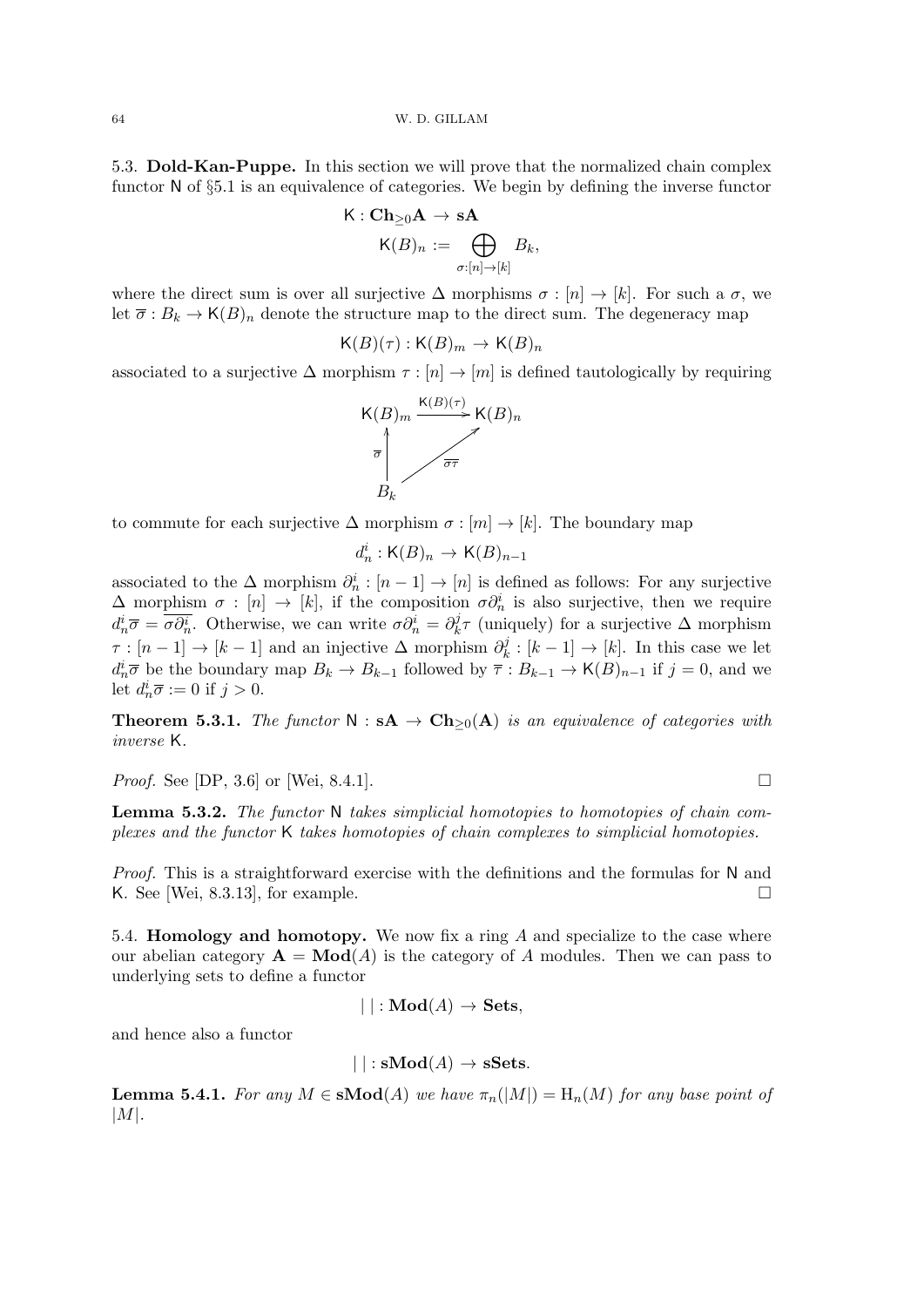5.3. **Dold-Kan-Puppe.** In this section we will prove that the normalized chain complex functor $\mathsf{N}$ of §5.1 is an equivalence of categories. We begin by defining the inverse functor

$$\mathsf{K} : \mathbf{Ch}_{\geq 0}\mathbf{A} \to \mathbf{sA}$$
$$\mathsf{K}(B)_n := \bigoplus_{\sigma:[n]\to[k]} B_k,$$

where the direct sum is over all surjective $\Delta$ morphisms $\sigma : [n] \to [k]$. For such a $\sigma$, we let $\overline{\sigma} : B_k \to \mathsf{K}(B)_n$ denote the structure map to the direct sum. The degeneracy map

$$\mathsf{K}(B)(\tau) : \mathsf{K}(B)_m \to \mathsf{K}(B)_n$$

associated to a surjective $\Delta$ morphism $\tau : [n] \to [m]$ is defined tautologically by requiring

$$\begin{array}{ccc} \mathsf{K}(B)_m & \xrightarrow{\mathsf{K}(B)(\tau)} & \mathsf{K}(B)_n \\ \uparrow{\scriptstyle \overline{\sigma}} & \nearrow{\scriptstyle \overline{\sigma\tau}} & \\ B_k & & \end{array}$$

to commute for each surjective $\Delta$ morphism $\sigma : [m] \to [k]$. The boundary map

$$d_n^i : \mathsf{K}(B)_n \to \mathsf{K}(B)_{n-1}$$

associated to the $\Delta$ morphism $\partial_n^i : [n-1] \to [n]$ is defined as follows: For any surjective $\Delta$ morphism $\sigma : [n] \to [k]$, if the composition $\sigma\partial_n^i$ is also surjective, then we require $d_n^i\overline{\sigma} = \overline{\sigma\partial_n^i}$. Otherwise, we can write $\sigma\partial_n^i = \partial_k^j\tau$ (uniquely) for a surjective $\Delta$ morphism $\tau : [n-1] \to [k-1]$ and an injective $\Delta$ morphism $\partial_k^j : [k-1] \to [k]$. In this case we let $d_n^i\overline{\sigma}$ be the boundary map $B_k \to B_{k-1}$ followed by $\overline{\tau} : B_{k-1} \to \mathsf{K}(B)_{n-1}$ if $j = 0$, and we let $d_n^i\overline{\sigma} := 0$ if $j > 0$.

**Theorem 5.3.1.** *The functor $\mathsf{N} : \mathbf{sA} \to \mathbf{Ch}_{\geq 0}(\mathbf{A})$ is an equivalence of categories with inverse $\mathsf{K}$.*

*Proof.* See [DP, 3.6] or [Wei, 8.4.1]. □

**Lemma 5.3.2.** *The functor $\mathsf{N}$ takes simplicial homotopies to homotopies of chain complexes and the functor $\mathsf{K}$ takes homotopies of chain complexes to simplicial homotopies.*

*Proof.* This is a straightforward exercise with the definitions and the formulas for $\mathsf{N}$ and $\mathsf{K}$. See [Wei, 8.3.13], for example. □

5.4. **Homology and homotopy.** We now fix a ring $A$ and specialize to the case where our abelian category $\mathbf{A} = \mathbf{Mod}(A)$ is the category of $A$ modules. Then we can pass to underlying sets to define a functor

$$|\ | : \mathbf{Mod}(A) \to \mathbf{Sets},$$

and hence also a functor

$$|\ | : \mathbf{sMod}(A) \to \mathbf{sSets}.$$

**Lemma 5.4.1.** *For any $M \in \mathbf{sMod}(A)$ we have $\pi_n(|M|) = \mathrm{H}_n(M)$ for any base point of $|M|$.*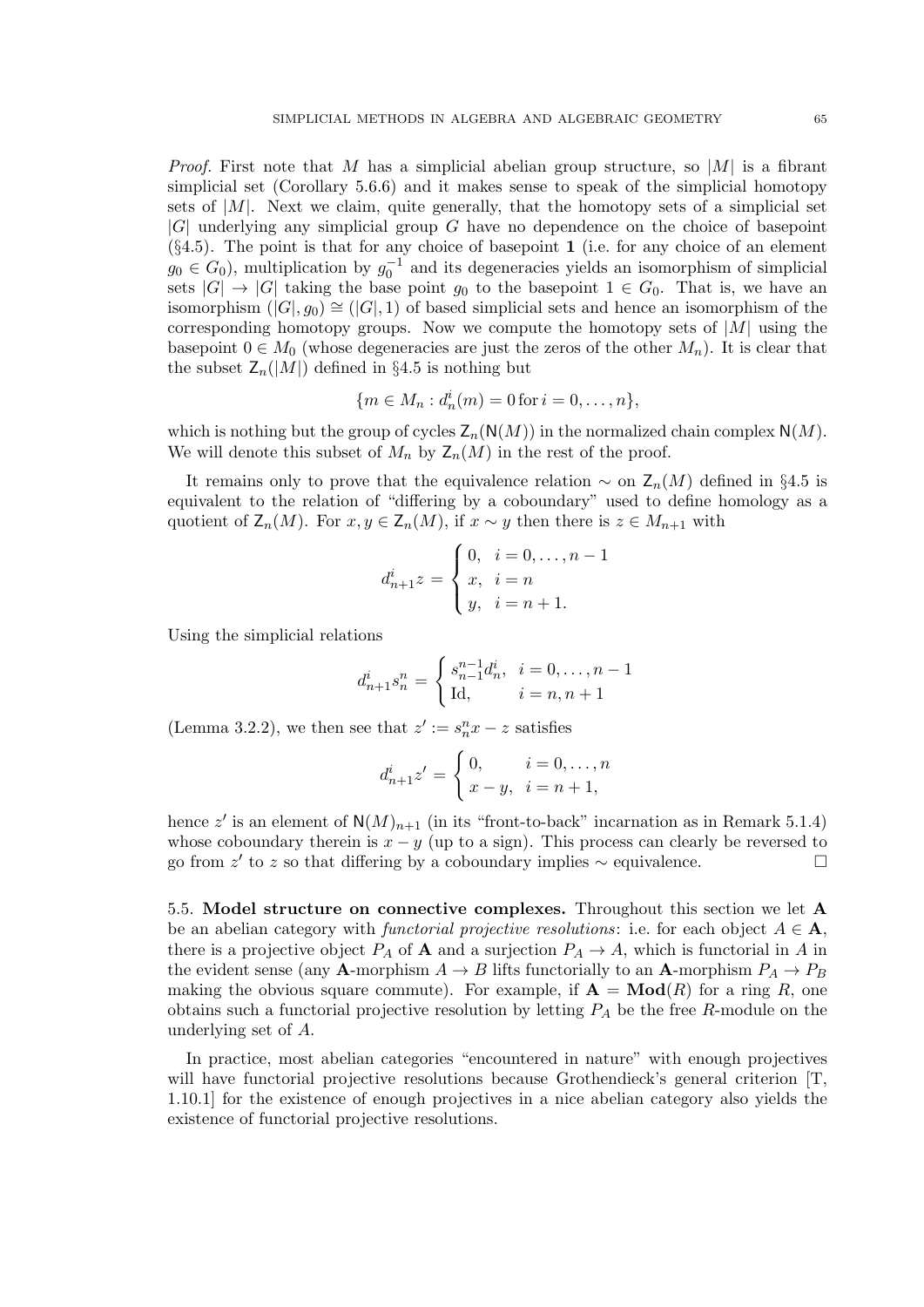*Proof.* First note that $M$ has a simplicial abelian group structure, so $|M|$ is a fibrant simplicial set (Corollary 5.6.6) and it makes sense to speak of the simplicial homotopy sets of $|M|$. Next we claim, quite generally, that the homotopy sets of a simplicial set $|G|$ underlying any simplicial group $G$ have no dependence on the choice of basepoint (§4.5). The point is that for any choice of basepoint $\mathbf{1}$ (i.e. for any choice of an element $g_0 \in G_0$), multiplication by $g_0^{-1}$ and its degeneracies yields an isomorphism of simplicial sets $|G| \to |G|$ taking the base point $g_0$ to the basepoint $1 \in G_0$. That is, we have an isomorphism $(|G|, g_0) \cong (|G|, 1)$ of based simplicial sets and hence an isomorphism of the corresponding homotopy groups. Now we compute the homotopy sets of $|M|$ using the basepoint $0 \in M_0$ (whose degeneracies are just the zeros of the other $M_n$). It is clear that the subset $\mathsf{Z}_n(|M|)$ defined in §4.5 is nothing but

$$\{m \in M_n : d_n^i(m) = 0 \,\text{for}\, i = 0, \ldots, n\},$$

which is nothing but the group of cycles $\mathsf{Z}_n(\mathsf{N}(M))$ in the normalized chain complex $\mathsf{N}(M)$. We will denote this subset of $M_n$ by $\mathsf{Z}_n(M)$ in the rest of the proof.

It remains only to prove that the equivalence relation $\sim$ on $\mathsf{Z}_n(M)$ defined in §4.5 is equivalent to the relation of "differing by a coboundary" used to define homology as a quotient of $\mathsf{Z}_n(M)$. For $x, y \in \mathsf{Z}_n(M)$, if $x \sim y$ then there is $z \in M_{n+1}$ with

$$d_{n+1}^i z = \begin{cases} 0, & i = 0, \ldots, n-1 \\ x, & i = n \\ y, & i = n+1. \end{cases}$$

Using the simplicial relations

$$d_{n+1}^i s_n^n = \begin{cases} s_{n-1}^{n-1} d_n^i, & i = 0, \ldots, n-1 \\ \mathrm{Id}, & i = n, n+1 \end{cases}$$

(Lemma 3.2.2), we then see that $z' := s_n^n x - z$ satisfies

$$d_{n+1}^i z' = \begin{cases} 0, & i = 0, \ldots, n \\ x - y, & i = n+1, \end{cases}$$

hence $z'$ is an element of $\mathsf{N}(M)_{n+1}$ (in its "front-to-back" incarnation as in Remark 5.1.4) whose coboundary therein is $x - y$ (up to a sign). This process can clearly be reversed to go from $z'$ to $z$ so that differing by a coboundary implies $\sim$ equivalence. □

**5.5. Model structure on connective complexes.** Throughout this section we let $\mathbf{A}$ be an abelian category with *functorial projective resolutions*: i.e. for each object $A \in \mathbf{A}$, there is a projective object $P_A$ of $\mathbf{A}$ and a surjection $P_A \to A$, which is functorial in $A$ in the evident sense (any $\mathbf{A}$-morphism $A \to B$ lifts functorially to an $\mathbf{A}$-morphism $P_A \to P_B$ making the obvious square commute). For example, if $\mathbf{A} = \mathbf{Mod}(R)$ for a ring $R$, one obtains such a functorial projective resolution by letting $P_A$ be the free $R$-module on the underlying set of $A$.

In practice, most abelian categories "encountered in nature" with enough projectives will have functorial projective resolutions because Grothendieck's general criterion [T, 1.10.1] for the existence of enough projectives in a nice abelian category also yields the existence of functorial projective resolutions.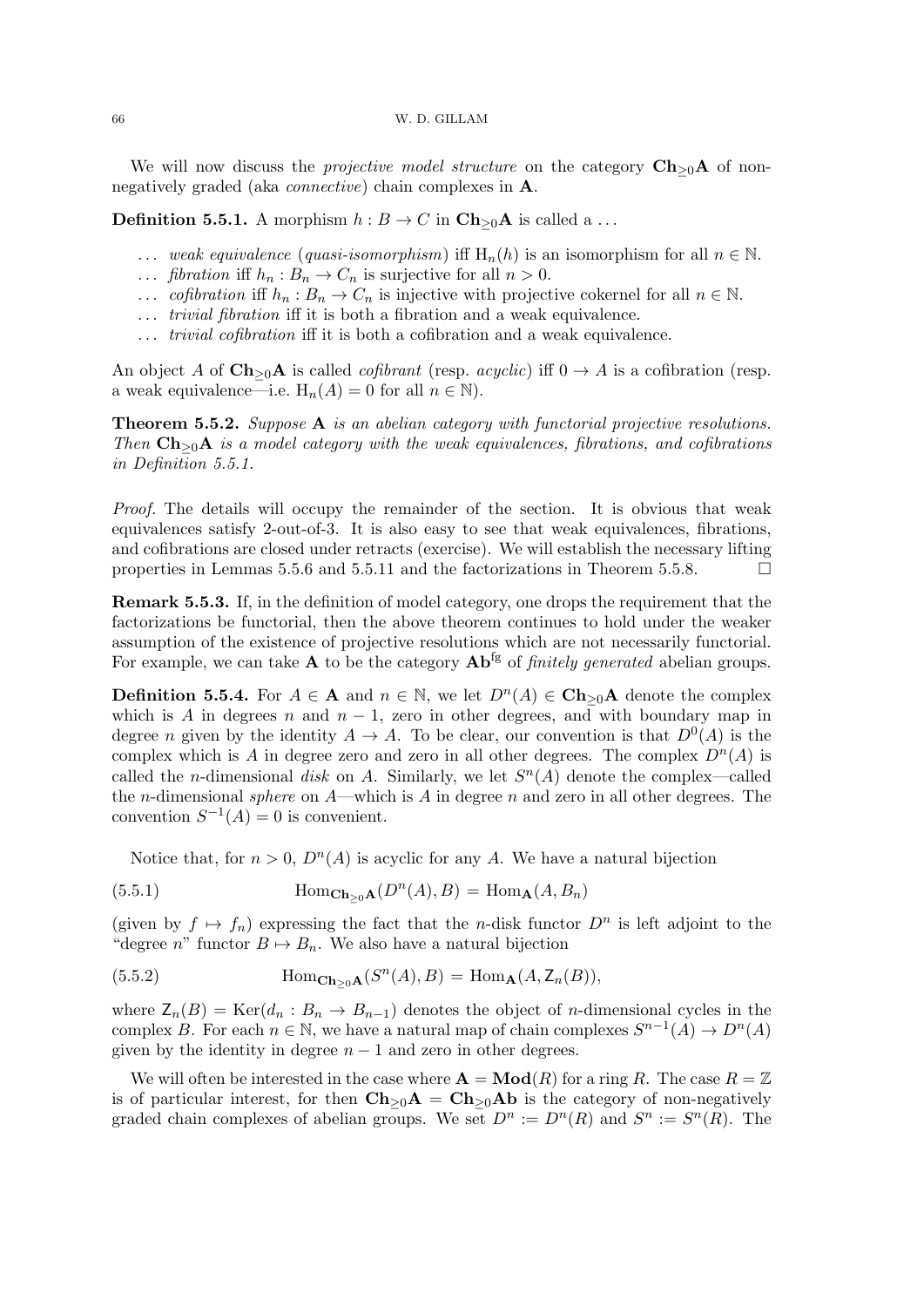We will now discuss the *projective model structure* on the category $\mathbf{Ch}_{\geq 0}\mathbf{A}$ of non-negatively graded (aka *connective*) chain complexes in $\mathbf{A}$.

**Definition 5.5.1.** A morphism $h : B \to C$ in $\mathbf{Ch}_{\geq 0}\mathbf{A}$ is called a ...

- ... *weak equivalence* (*quasi-isomorphism*) iff $\mathrm{H}_n(h)$ is an isomorphism for all $n \in \mathbb{N}$.
- ... *fibration* iff $h_n : B_n \to C_n$ is surjective for all $n > 0$.
- ... *cofibration* iff $h_n : B_n \to C_n$ is injective with projective cokernel for all $n \in \mathbb{N}$.
- ... *trivial fibration* iff it is both a fibration and a weak equivalence.
- ... *trivial cofibration* iff it is both a cofibration and a weak equivalence.

An object $A$ of $\mathbf{Ch}_{\geq 0}\mathbf{A}$ is called *cofibrant* (resp. *acyclic*) iff $0 \to A$ is a cofibration (resp. a weak equivalence—i.e. $\mathrm{H}_n(A) = 0$ for all $n \in \mathbb{N}$).

**Theorem 5.5.2.** *Suppose* $\mathbf{A}$ *is an abelian category with functorial projective resolutions. Then* $\mathbf{Ch}_{\geq 0}\mathbf{A}$ *is a model category with the weak equivalences, fibrations, and cofibrations in Definition 5.5.1.*

*Proof.* The details will occupy the remainder of the section. It is obvious that weak equivalences satisfy 2-out-of-3. It is also easy to see that weak equivalences, fibrations, and cofibrations are closed under retracts (exercise). We will establish the necessary lifting properties in Lemmas 5.5.6 and 5.5.11 and the factorizations in Theorem 5.5.8. □

**Remark 5.5.3.** If, in the definition of model category, one drops the requirement that the factorizations be functorial, then the above theorem continues to hold under the weaker assumption of the existence of projective resolutions which are not necessarily functorial. For example, we can take $\mathbf{A}$ to be the category $\mathbf{Ab}^{\mathrm{fg}}$ of *finitely generated* abelian groups.

**Definition 5.5.4.** For $A \in \mathbf{A}$ and $n \in \mathbb{N}$, we let $D^n(A) \in \mathbf{Ch}_{\geq 0}\mathbf{A}$ denote the complex which is $A$ in degrees $n$ and $n-1$, zero in other degrees, and with boundary map in degree $n$ given by the identity $A \to A$. To be clear, our convention is that $D^0(A)$ is the complex which is $A$ in degree zero and zero in all other degrees. The complex $D^n(A)$ is called the $n$-dimensional *disk* on $A$. Similarly, we let $S^n(A)$ denote the complex—called the $n$-dimensional *sphere* on $A$—which is $A$ in degree $n$ and zero in all other degrees. The convention $S^{-1}(A) = 0$ is convenient.

Notice that, for $n > 0$, $D^n(A)$ is acyclic for any $A$. We have a natural bijection

$$\mathrm{Hom}_{\mathbf{Ch}_{\geq 0}\mathbf{A}}(D^n(A), B) = \mathrm{Hom}_{\mathbf{A}}(A, B_n) \tag{5.5.1}$$

(given by $f \mapsto f_n$) expressing the fact that the $n$-disk functor $D^n$ is left adjoint to the "degree $n$" functor $B \mapsto B_n$. We also have a natural bijection

$$\mathrm{Hom}_{\mathbf{Ch}_{\geq 0}\mathbf{A}}(S^n(A), B) = \mathrm{Hom}_{\mathbf{A}}(A, \mathsf{Z}_n(B)), \tag{5.5.2}$$

where $\mathsf{Z}_n(B) = \mathrm{Ker}(d_n : B_n \to B_{n-1})$ denotes the object of $n$-dimensional cycles in the complex $B$. For each $n \in \mathbb{N}$, we have a natural map of chain complexes $S^{n-1}(A) \to D^n(A)$ given by the identity in degree $n-1$ and zero in other degrees.

We will often be interested in the case where $\mathbf{A} = \mathbf{Mod}(R)$ for a ring $R$. The case $R = \mathbb{Z}$ is of particular interest, for then $\mathbf{Ch}_{\geq 0}\mathbf{A} = \mathbf{Ch}_{\geq 0}\mathbf{Ab}$ is the category of non-negatively graded chain complexes of abelian groups. We set $D^n := D^n(R)$ and $S^n := S^n(R)$. The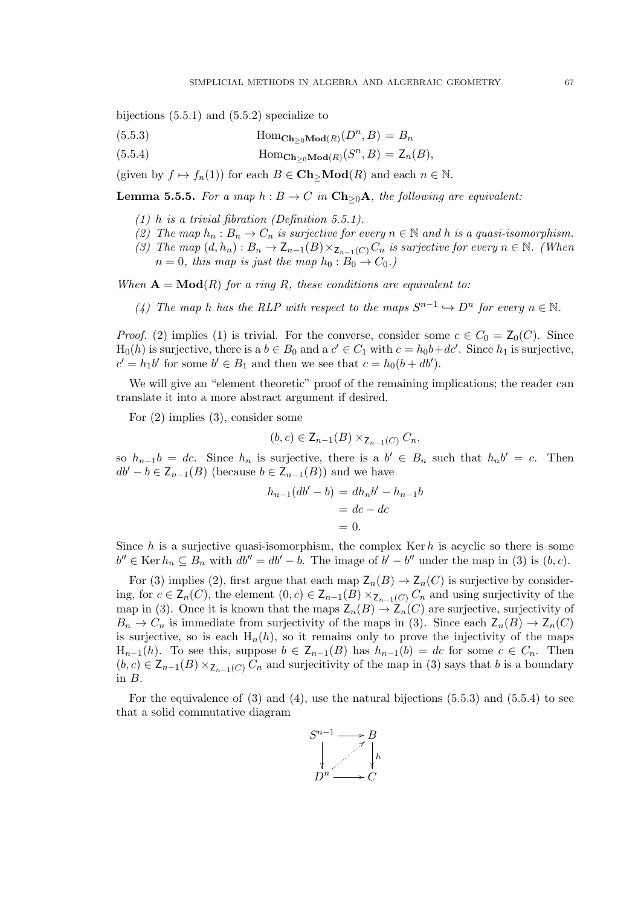bijections (5.5.1) and (5.5.2) specialize to

$$\operatorname{Hom}_{\mathbf{Ch}_{\geq 0}\mathbf{Mod}(R)}(D^n, B) = B_n \tag{5.5.3}$$

$$\operatorname{Hom}_{\mathbf{Ch}_{\geq 0}\mathbf{Mod}(R)}(S^n, B) = \mathsf{Z}_n(B), \tag{5.5.4}$$

(given by $f \mapsto f_n(1)$) for each $B \in \mathbf{Ch}_{\geq}\mathbf{Mod}(R)$ and each $n \in \mathbb{N}$.

**Lemma 5.5.5.** *For a map $h : B \to C$ in $\mathbf{Ch}_{\geq 0}\mathbf{A}$, the following are equivalent:*

1. *$h$ is a trivial fibration (Definition 5.5.1).*
2. *The map $h_n : B_n \to C_n$ is surjective for every $n \in \mathbb{N}$ and $h$ is a quasi-isomorphism.*
3. *The map $(d, h_n) : B_n \to \mathsf{Z}_{n-1}(B) \times_{\mathsf{Z}_{n-1}(C)} C_n$ is surjective for every $n \in \mathbb{N}$. (When $n = 0$, this map is just the map $h_0 : B_0 \to C_0$.)*

*When $\mathbf{A} = \mathbf{Mod}(R)$ for a ring $R$, these conditions are equivalent to:*

4. *The map $h$ has the RLP with respect to the maps $S^{n-1} \hookrightarrow D^n$ for every $n \in \mathbb{N}$.*

*Proof.* (2) implies (1) is trivial. For the converse, consider some $c \in C_0 = \mathsf{Z}_0(C)$. Since $\mathrm{H}_0(h)$ is surjective, there is a $b \in B_0$ and a $c' \in C_1$ with $c = h_0 b + dc'$. Since $h_1$ is surjective, $c' = h_1 b'$ for some $b' \in B_1$ and then we see that $c = h_0(b + db')$.

We will give an "element theoretic" proof of the remaining implications; the reader can translate it into a more abstract argument if desired.

For (2) implies (3), consider some

$$(b, c) \in \mathsf{Z}_{n-1}(B) \times_{\mathsf{Z}_{n-1}(C)} C_n,$$

so $h_{n-1} b = dc$. Since $h_n$ is surjective, there is a $b' \in B_n$ such that $h_n b' = c$. Then $db' - b \in \mathsf{Z}_{n-1}(B)$ (because $b \in \mathsf{Z}_{n-1}(B)$) and we have

$$\begin{aligned} h_{n-1}(db' - b) &= dh_n b' - h_{n-1} b \\ &= dc - dc \\ &= 0. \end{aligned}$$

Since $h$ is a surjective quasi-isomorphism, the complex $\operatorname{Ker} h$ is acyclic so there is some $b'' \in \operatorname{Ker} h_n \subseteq B_n$ with $db'' = db' - b$. The image of $b' - b''$ under the map in (3) is $(b, c)$.

For (3) implies (2), first argue that each map $\mathsf{Z}_n(B) \to \mathsf{Z}_n(C)$ is surjective by considering, for $c \in \mathsf{Z}_n(C)$, the element $(0, c) \in \mathsf{Z}_{n-1}(B) \times_{\mathsf{Z}_{n-1}(C)} C_n$ and using surjectivity of the map in (3). Once it is known that the maps $\mathsf{Z}_n(B) \to \mathsf{Z}_n(C)$ are surjective, surjectivity of $B_n \to C_n$ is immediate from surjectivity of the maps in (3). Since each $\mathsf{Z}_n(B) \to \mathsf{Z}_n(C)$ is surjective, so is each $\mathrm{H}_n(h)$, so it remains only to prove the injectivity of the maps $\mathrm{H}_{n-1}(h)$. To see this, suppose $b \in \mathsf{Z}_{n-1}(B)$ has $h_{n-1}(b) = dc$ for some $c \in C_n$. Then $(b, c) \in \mathsf{Z}_{n-1}(B) \times_{\mathsf{Z}_{n-1}(C)} C_n$ and surjecitivity of the map in (3) says that $b$ is a boundary in $B$.

For the equivalence of (3) and (4), use the natural bijections (5.5.3) and (5.5.4) to see that a solid commutative diagram

$$\begin{array}{ccc} S^{n-1} & \longrightarrow & B \\ \downarrow & \nearrow & \downarrow h \\ D^n & \longrightarrow & C \end{array}$$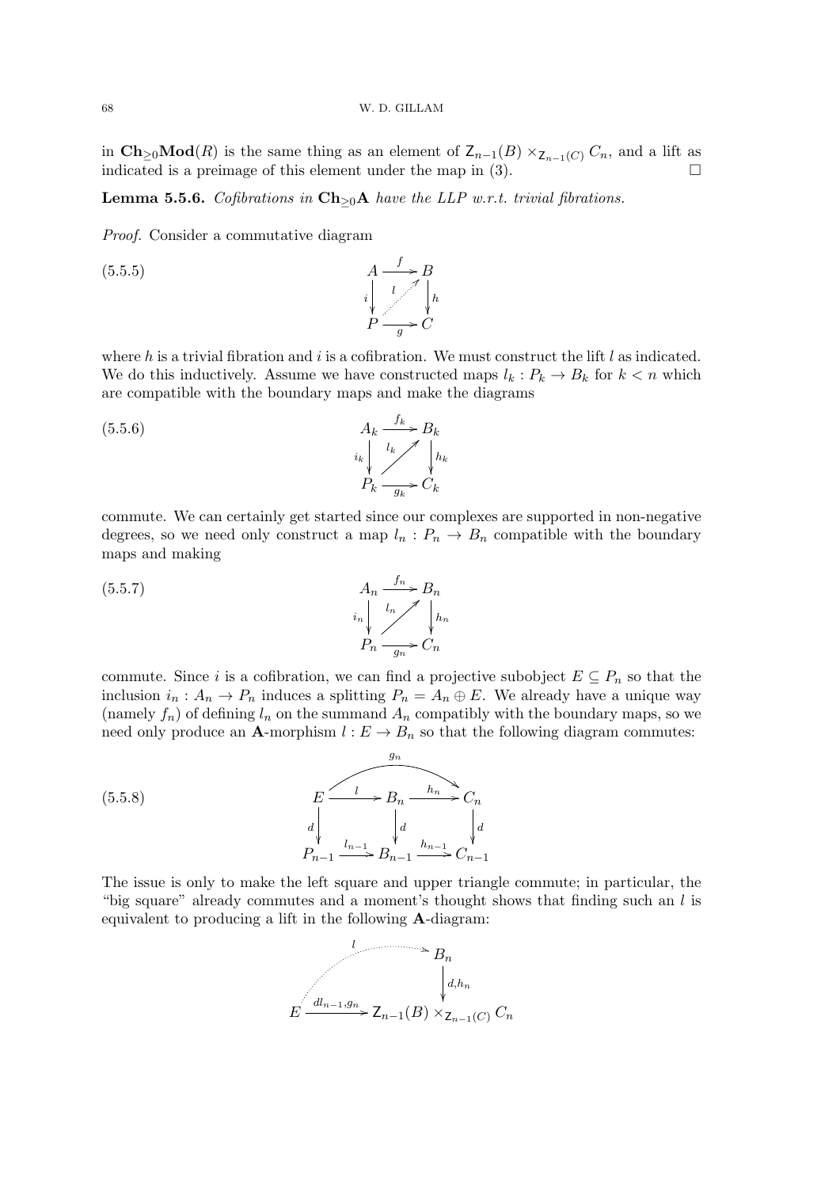in $\mathbf{Ch}_{\geq 0}\mathbf{Mod}(R)$ is the same thing as an element of $\mathsf{Z}_{n-1}(B) \times_{\mathsf{Z}_{n-1}(C)} C_n$, and a lift as indicated is a preimage of this element under the map in (3). $\square$

**Lemma 5.5.6.** *Cofibrations in $\mathbf{Ch}_{\geq 0}\mathbf{A}$ have the LLP w.r.t. trivial fibrations.*

*Proof.* Consider a commutative diagram

$$\begin{array}{ccc} A & \xrightarrow{f} & B \\ {\scriptstyle i}\downarrow & \overset{l}{\nearrow} & \downarrow{\scriptstyle h} \\ P & \xrightarrow[g]{} & C \end{array} \tag{5.5.5}$$

where $h$ is a trivial fibration and $i$ is a cofibration. We must construct the lift $l$ as indicated. We do this inductively. Assume we have constructed maps $l_k : P_k \to B_k$ for $k < n$ which are compatible with the boundary maps and make the diagrams

$$\begin{array}{ccc} A_k & \xrightarrow{f_k} & B_k \\ {\scriptstyle i_k}\downarrow & \overset{l_k}{\nearrow} & \downarrow{\scriptstyle h_k} \\ P_k & \xrightarrow[g_k]{} & C_k \end{array} \tag{5.5.6}$$

commute. We can certainly get started since our complexes are supported in non-negative degrees, so we need only construct a map $l_n : P_n \to B_n$ compatible with the boundary maps and making

$$\begin{array}{ccc} A_n & \xrightarrow{f_n} & B_n \\ {\scriptstyle i_n}\downarrow & \overset{l_n}{\nearrow} & \downarrow{\scriptstyle h_n} \\ P_n & \xrightarrow[g_n]{} & C_n \end{array} \tag{5.5.7}$$

commute. Since $i$ is a cofibration, we can find a projective subobject $E \subseteq P_n$ so that the inclusion $i_n : A_n \to P_n$ induces a splitting $P_n = A_n \oplus E$. We already have a unique way (namely $f_n$) of defining $l_n$ on the summand $A_n$ compatibly with the boundary maps, so we need only produce an $\mathbf{A}$-morphism $l : E \to B_n$ so that the following diagram commutes:

$$\begin{array}{ccccc} E & \xrightarrow{l} & B_n & \xrightarrow{h_n} & C_n \\ {\scriptstyle d}\downarrow & & \downarrow{\scriptstyle d} & & \downarrow{\scriptstyle d} \\ P_{n-1} & \xrightarrow{l_{n-1}} & B_{n-1} & \xrightarrow{h_{n-1}} & C_{n-1} \end{array} \tag{5.5.8}$$

(with the curved arrow $g_n : E \to C_n$ along the top).

The issue is only to make the left square and upper triangle commute; in particular, the "big square" already commutes and a moment's thought shows that finding such an $l$ is equivalent to producing a lift in the following $\mathbf{A}$-diagram:

$$\begin{array}{ccc} & \overset{l}{\nearrow} & B_n \\ & & \downarrow{\scriptstyle d, h_n} \\ E & \xrightarrow{dl_{n-1}, g_n} & \mathsf{Z}_{n-1}(B) \times_{\mathsf{Z}_{n-1}(C)} C_n \end{array}$$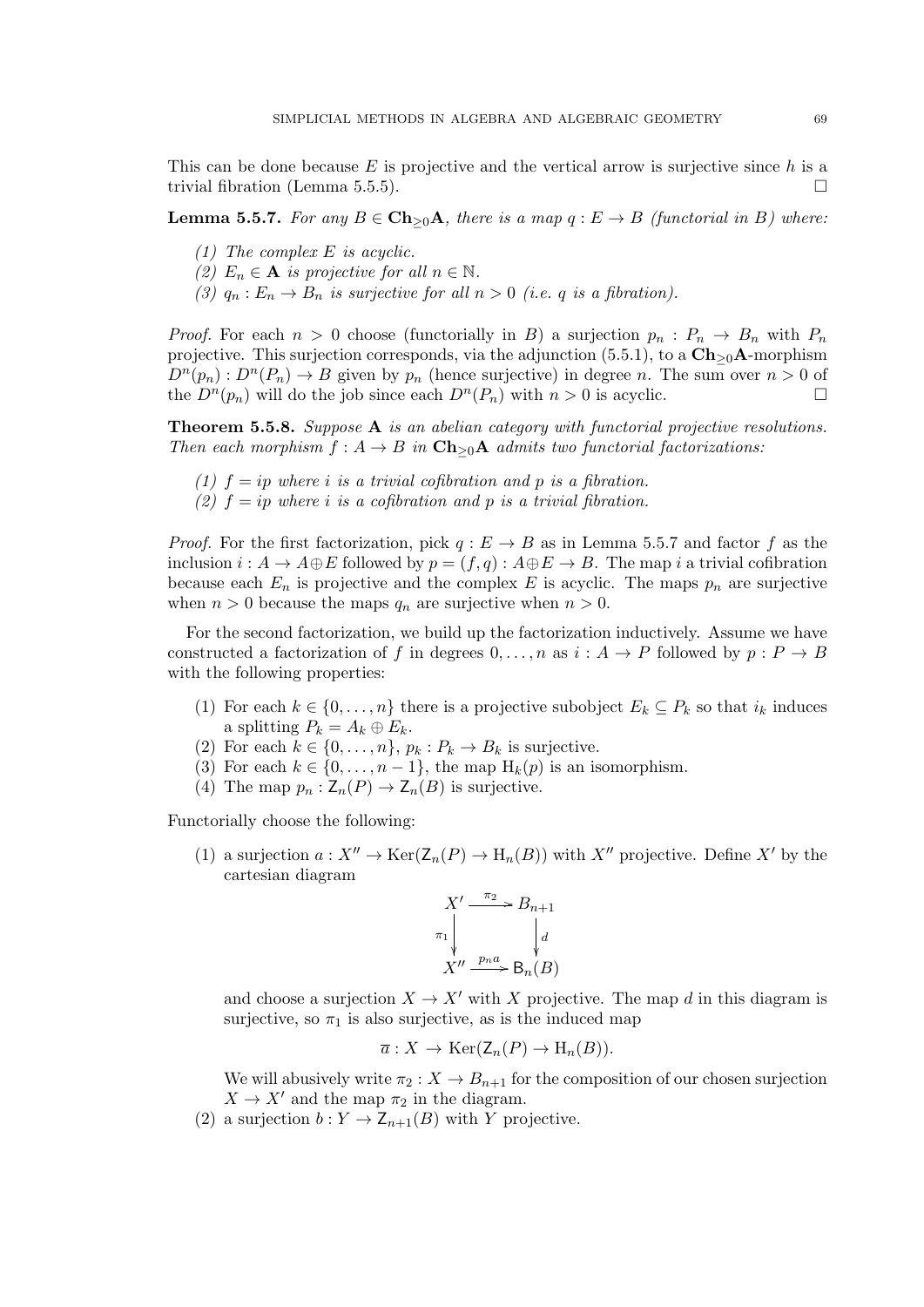This can be done because $E$ is projective and the vertical arrow is surjective since $h$ is a trivial fibration (Lemma 5.5.5). $\square$

**Lemma 5.5.7.** *For any $B \in \mathbf{Ch}_{\geq 0}\mathbf{A}$, there is a map $q : E \to B$ (functorial in $B$) where:*

*(1) The complex $E$ is acyclic.*
*(2) $E_n \in \mathbf{A}$ is projective for all $n \in \mathbb{N}$.*
*(3) $q_n : E_n \to B_n$ is surjective for all $n > 0$ (i.e. $q$ is a fibration).*

*Proof.* For each $n > 0$ choose (functorially in $B$) a surjection $p_n : P_n \to B_n$ with $P_n$ projective. This surjection corresponds, via the adjunction (5.5.1), to a $\mathbf{Ch}_{\geq 0}\mathbf{A}$-morphism $D^n(p_n) : D^n(P_n) \to B$ given by $p_n$ (hence surjective) in degree $n$. The sum over $n > 0$ of the $D^n(p_n)$ will do the job since each $D^n(P_n)$ with $n > 0$ is acyclic. $\square$

**Theorem 5.5.8.** *Suppose $\mathbf{A}$ is an abelian category with functorial projective resolutions. Then each morphism $f : A \to B$ in $\mathbf{Ch}_{\geq 0}\mathbf{A}$ admits two functorial factorizations:*

*(1) $f = ip$ where $i$ is a trivial cofibration and $p$ is a fibration.*
*(2) $f = ip$ where $i$ is a cofibration and $p$ is a trivial fibration.*

*Proof.* For the first factorization, pick $q : E \to B$ as in Lemma 5.5.7 and factor $f$ as the inclusion $i : A \to A \oplus E$ followed by $p = (f, q) : A \oplus E \to B$. The map $i$ a trivial cofibration because each $E_n$ is projective and the complex $E$ is acyclic. The maps $p_n$ are surjective when $n > 0$ because the maps $q_n$ are surjective when $n > 0$.

For the second factorization, we build up the factorization inductively. Assume we have constructed a factorization of $f$ in degrees $0, \dots, n$ as $i : A \to P$ followed by $p : P \to B$ with the following properties:

(1) For each $k \in \{0, \dots, n\}$ there is a projective subobject $E_k \subseteq P_k$ so that $i_k$ induces a splitting $P_k = A_k \oplus E_k$.
(2) For each $k \in \{0, \dots, n\}$, $p_k : P_k \to B_k$ is surjective.
(3) For each $k \in \{0, \dots, n-1\}$, the map $\mathrm{H}_k(p)$ is an isomorphism.
(4) The map $p_n : \mathsf{Z}_n(P) \to \mathsf{Z}_n(B)$ is surjective.

Functorially choose the following:

(1) a surjection $a : X'' \to \mathrm{Ker}(\mathsf{Z}_n(P) \to \mathrm{H}_n(B))$ with $X''$ projective. Define $X'$ by the cartesian diagram

$$\begin{array}{ccc} X' & \xrightarrow{\pi_2} & B_{n+1} \\ {\scriptstyle \pi_1}\downarrow & & \downarrow{\scriptstyle d} \\ X'' & \xrightarrow{p_n a} & \mathsf{B}_n(B) \end{array}$$

and choose a surjection $X \to X'$ with $X$ projective. The map $d$ in this diagram is surjective, so $\pi_1$ is also surjective, as is the induced map

$$\overline{a} : X \to \mathrm{Ker}(\mathsf{Z}_n(P) \to \mathrm{H}_n(B)).$$

We will abusively write $\pi_2 : X \to B_{n+1}$ for the composition of our chosen surjection $X \to X'$ and the map $\pi_2$ in the diagram.

(2) a surjection $b : Y \to \mathsf{Z}_{n+1}(B)$ with $Y$ projective.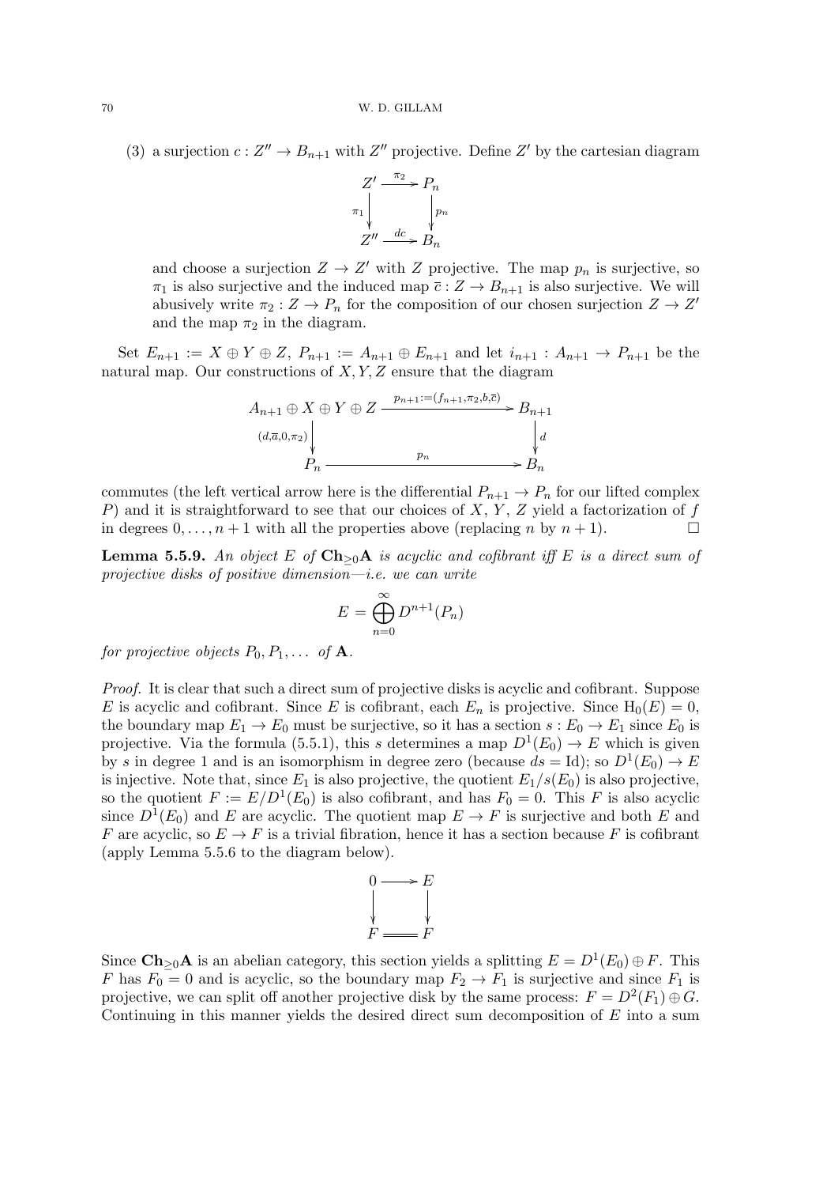(3) a surjection $c : Z'' \to B_{n+1}$ with $Z''$ projective. Define $Z'$ by the cartesian diagram

$$\begin{array}{ccc} Z' & \xrightarrow{\pi_2} & P_n \\ {\scriptstyle \pi_1}\downarrow & & \downarrow{\scriptstyle p_n} \\ Z'' & \xrightarrow{dc} & B_n \end{array}$$

and choose a surjection $Z \to Z'$ with $Z$ projective. The map $p_n$ is surjective, so $\pi_1$ is also surjective and the induced map $\overline{c} : Z \to B_{n+1}$ is also surjective. We will abusively write $\pi_2 : Z \to P_n$ for the composition of our chosen surjection $Z \to Z'$ and the map $\pi_2$ in the diagram.

Set $E_{n+1} := X \oplus Y \oplus Z$, $P_{n+1} := A_{n+1} \oplus E_{n+1}$ and let $i_{n+1} : A_{n+1} \to P_{n+1}$ be the natural map. Our constructions of $X, Y, Z$ ensure that the diagram

$$\begin{array}{ccc} A_{n+1} \oplus X \oplus Y \oplus Z & \xrightarrow{p_{n+1} := (f_{n+1}, \pi_2, b, \overline{c})} & B_{n+1} \\ {\scriptstyle (d, \overline{a}, 0, \pi_2)}\downarrow & & \downarrow{\scriptstyle d} \\ P_n & \xrightarrow{p_n} & B_n \end{array}$$

commutes (the left vertical arrow here is the differential $P_{n+1} \to P_n$ for our lifted complex $P$) and it is straightforward to see that our choices of $X$, $Y$, $Z$ yield a factorization of $f$ in degrees $0, \dots, n+1$ with all the properties above (replacing $n$ by $n+1$). $\square$

**Lemma 5.5.9.** *An object $E$ of $\mathbf{Ch}_{\geq 0}\mathbf{A}$ is acyclic and cofibrant iff $E$ is a direct sum of projective disks of positive dimension—i.e. we can write*

$$E = \bigoplus_{n=0}^{\infty} D^{n+1}(P_n)$$

*for projective objects $P_0, P_1, \dots$ of $\mathbf{A}$.*

*Proof.* It is clear that such a direct sum of projective disks is acyclic and cofibrant. Suppose $E$ is acyclic and cofibrant. Since $E$ is cofibrant, each $E_n$ is projective. Since $\mathrm{H}_0(E) = 0$, the boundary map $E_1 \to E_0$ must be surjective, so it has a section $s : E_0 \to E_1$ since $E_0$ is projective. Via the formula (5.5.1), this $s$ determines a map $D^1(E_0) \to E$ which is given by $s$ in degree 1 and is an isomorphism in degree zero (because $ds = \mathrm{Id}$); so $D^1(E_0) \to E$ is injective. Note that, since $E_1$ is also projective, the quotient $E_1/s(E_0)$ is also projective, so the quotient $F := E/D^1(E_0)$ is also cofibrant, and has $F_0 = 0$. This $F$ is also acyclic since $D^1(E_0)$ and $E$ are acyclic. The quotient map $E \to F$ is surjective and both $E$ and $F$ are acyclic, so $E \to F$ is a trivial fibration, hence it has a section because $F$ is cofibrant (apply Lemma 5.5.6 to the diagram below).

$$\begin{array}{ccc} 0 & \longrightarrow & E \\ \downarrow & & \downarrow \\ F & = & F \end{array}$$

Since $\mathbf{Ch}_{\geq 0}\mathbf{A}$ is an abelian category, this section yields a splitting $E = D^1(E_0) \oplus F$. This $F$ has $F_0 = 0$ and is acyclic, so the boundary map $F_2 \to F_1$ is surjective and since $F_1$ is projective, we can split off another projective disk by the same process: $F = D^2(F_1) \oplus G$. Continuing in this manner yields the desired direct sum decomposition of $E$ into a sum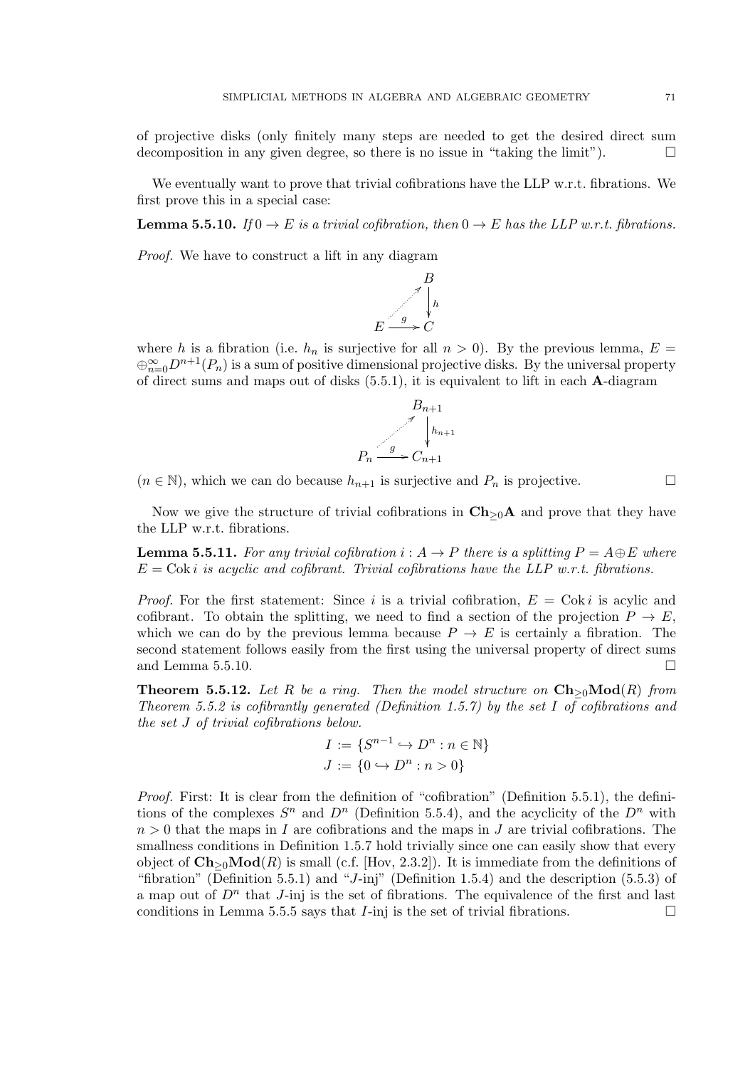of projective disks (only finitely many steps are needed to get the desired direct sum decomposition in any given degree, so there is no issue in "taking the limit"). $\square$

We eventually want to prove that trivial cofibrations have the LLP w.r.t. fibrations. We first prove this in a special case:

**Lemma 5.5.10.** *If $0 \to E$ is a trivial cofibration, then $0 \to E$ has the LLP w.r.t. fibrations.*

*Proof.* We have to construct a lift in any diagram

$$\begin{array}{ccc} & & B \\ & \nearrow & \downarrow h \\ E & \xrightarrow{g} & C \end{array}$$

where $h$ is a fibration (i.e. $h_n$ is surjective for all $n > 0$). By the previous lemma, $E = \oplus_{n=0}^{\infty} D^{n+1}(P_n)$ is a sum of positive dimensional projective disks. By the universal property of direct sums and maps out of disks (5.5.1), it is equivalent to lift in each **A**-diagram

$$\begin{array}{ccc} & & B_{n+1} \\ & \nearrow & \downarrow h_{n+1} \\ P_n & \xrightarrow{g} & C_{n+1} \end{array}$$

($n \in \mathbb{N}$), which we can do because $h_{n+1}$ is surjective and $P_n$ is projective. $\square$

Now we give the structure of trivial cofibrations in $\mathbf{Ch}_{\geq 0}\mathbf{A}$ and prove that they have the LLP w.r.t. fibrations.

**Lemma 5.5.11.** *For any trivial cofibration $i : A \to P$ there is a splitting $P = A \oplus E$ where $E = \operatorname{Cok} i$ is acyclic and cofibrant. Trivial cofibrations have the LLP w.r.t. fibrations.*

*Proof.* For the first statement: Since $i$ is a trivial cofibration, $E = \operatorname{Cok} i$ is acylic and cofibrant. To obtain the splitting, we need to find a section of the projection $P \to E$, which we can do by the previous lemma because $P \to E$ is certainly a fibration. The second statement follows easily from the first using the universal property of direct sums and Lemma 5.5.10. $\square$

**Theorem 5.5.12.** *Let $R$ be a ring. Then the model structure on $\mathbf{Ch}_{\geq 0}\mathbf{Mod}(R)$ from Theorem 5.5.2 is cofibrantly generated (Definition 1.5.7) by the set $I$ of cofibrations and the set $J$ of trivial cofibrations below.*

$$I := \{S^{n-1} \hookrightarrow D^n : n \in \mathbb{N}\}$$
$$J := \{0 \hookrightarrow D^n : n > 0\}$$

*Proof.* First: It is clear from the definition of "cofibration" (Definition 5.5.1), the definitions of the complexes $S^n$ and $D^n$ (Definition 5.5.4), and the acyclicity of the $D^n$ with $n > 0$ that the maps in $I$ are cofibrations and the maps in $J$ are trivial cofibrations. The smallness conditions in Definition 1.5.7 hold trivially since one can easily show that every object of $\mathbf{Ch}_{\geq 0}\mathbf{Mod}(R)$ is small (c.f. [Hov, 2.3.2]). It is immediate from the definitions of "fibration" (Definition 5.5.1) and "$J$-inj" (Definition 1.5.4) and the description (5.5.3) of a map out of $D^n$ that $J$-inj is the set of fibrations. The equivalence of the first and last conditions in Lemma 5.5.5 says that $I$-inj is the set of trivial fibrations. $\square$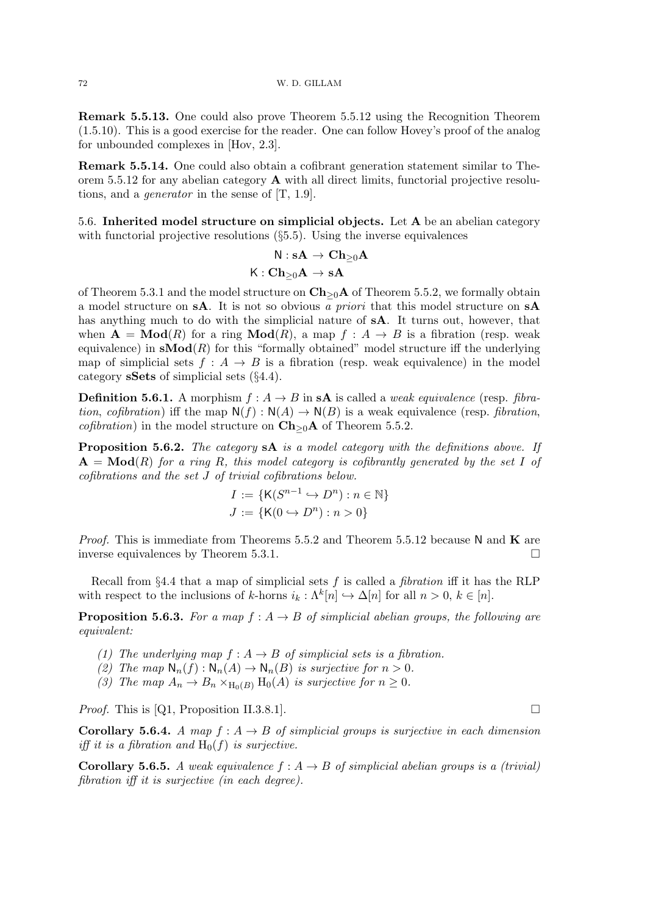**Remark 5.5.13.** One could also prove Theorem 5.5.12 using the Recognition Theorem (1.5.10). This is a good exercise for the reader. One can follow Hovey's proof of the analog for unbounded complexes in [Hov, 2.3].

**Remark 5.5.14.** One could also obtain a cofibrant generation statement similar to Theorem 5.5.12 for any abelian category $\mathbf{A}$ with all direct limits, functorial projective resolutions, and a *generator* in the sense of [T, 1.9].

## 5.6. Inherited model structure on simplicial objects.

Let $\mathbf{A}$ be an abelian category with functorial projective resolutions (§5.5). Using the inverse equivalences

$$\mathsf{N} : \mathbf{sA} \to \mathbf{Ch}_{\geq 0}\mathbf{A}$$
$$\mathsf{K} : \mathbf{Ch}_{\geq 0}\mathbf{A} \to \mathbf{sA}$$

of Theorem 5.3.1 and the model structure on $\mathbf{Ch}_{\geq 0}\mathbf{A}$ of Theorem 5.5.2, we formally obtain a model structure on $\mathbf{sA}$. It is not so obvious *a priori* that this model structure on $\mathbf{sA}$ has anything much to do with the simplicial nature of $\mathbf{sA}$. It turns out, however, that when $\mathbf{A} = \mathbf{Mod}(R)$ for a ring $\mathbf{Mod}(R)$, a map $f : A \to B$ is a fibration (resp. weak equivalence) in $\mathbf{sMod}(R)$ for this "formally obtained" model structure iff the underlying map of simplicial sets $f : A \to B$ is a fibration (resp. weak equivalence) in the model category $\mathbf{sSets}$ of simplicial sets (§4.4).

**Definition 5.6.1.** A morphism $f : A \to B$ in $\mathbf{sA}$ is called a *weak equivalence* (resp. *fibration*, *cofibration*) iff the map $\mathsf{N}(f) : \mathsf{N}(A) \to \mathsf{N}(B)$ is a weak equivalence (resp. *fibration*, *cofibration*) in the model structure on $\mathbf{Ch}_{\geq 0}\mathbf{A}$ of Theorem 5.5.2.

**Proposition 5.6.2.** *The category $\mathbf{sA}$ is a model category with the definitions above. If $\mathbf{A} = \mathbf{Mod}(R)$ for a ring $R$, this model category is cofibrantly generated by the set $I$ of cofibrations and the set $J$ of trivial cofibrations below.*

$$I := \{\mathsf{K}(S^{n-1} \hookrightarrow D^n) : n \in \mathbb{N}\}$$
$$J := \{\mathsf{K}(0 \hookrightarrow D^n) : n > 0\}$$

*Proof.* This is immediate from Theorems 5.5.2 and Theorem 5.5.12 because $\mathsf{N}$ and $\mathbf{K}$ are inverse equivalences by Theorem 5.3.1. $\square$

Recall from §4.4 that a map of simplicial sets $f$ is called a *fibration* iff it has the RLP with respect to the inclusions of $k$-horns $i_k : \Lambda^k[n] \hookrightarrow \Delta[n]$ for all $n > 0$, $k \in [n]$.

**Proposition 5.6.3.** *For a map $f : A \to B$ of simplicial abelian groups, the following are equivalent:*

1. *The underlying map $f : A \to B$ of simplicial sets is a fibration.*
2. *The map $\mathsf{N}_n(f) : \mathsf{N}_n(A) \to \mathsf{N}_n(B)$ is surjective for $n > 0$.*
3. *The map $A_n \to B_n \times_{\mathrm{H}_0(B)} \mathrm{H}_0(A)$ is surjective for $n \geq 0$.*

*Proof.* This is [Q1, Proposition II.3.8.1]. $\square$

**Corollary 5.6.4.** *A map $f : A \to B$ of simplicial groups is surjective in each dimension iff it is a fibration and $\mathrm{H}_0(f)$ is surjective.*

**Corollary 5.6.5.** *A weak equivalence $f : A \to B$ of simplicial abelian groups is a (trivial) fibration iff it is surjective (in each degree).*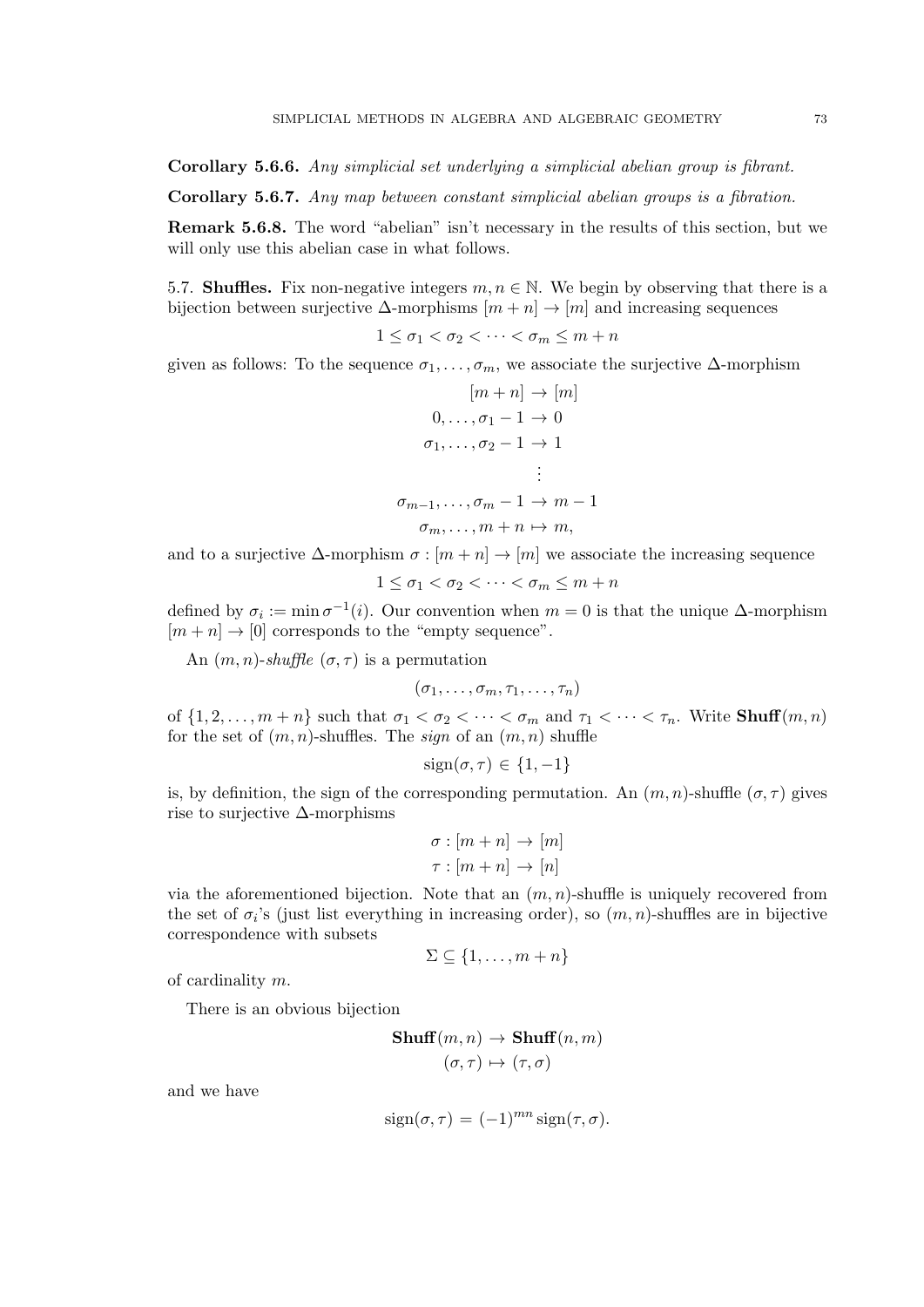**Corollary 5.6.6.** *Any simplicial set underlying a simplicial abelian group is fibrant.*

**Corollary 5.6.7.** *Any map between constant simplicial abelian groups is a fibration.*

**Remark 5.6.8.** The word "abelian" isn't necessary in the results of this section, but we will only use this abelian case in what follows.

5.7. **Shuffles.** Fix non-negative integers $m, n \in \mathbb{N}$. We begin by observing that there is a bijection between surjective $\Delta$-morphisms $[m+n] \to [m]$ and increasing sequences

$$1 \leq \sigma_1 < \sigma_2 < \cdots < \sigma_m \leq m+n$$

given as follows: To the sequence $\sigma_1, \ldots, \sigma_m$, we associate the surjective $\Delta$-morphism

$$\begin{aligned} [m+n] &\to [m] \\ 0, \ldots, \sigma_1 - 1 &\to 0 \\ \sigma_1, \ldots, \sigma_2 - 1 &\to 1 \\ &\vdots \\ \sigma_{m-1}, \ldots, \sigma_m - 1 &\to m-1 \\ \sigma_m, \ldots, m+n &\mapsto m, \end{aligned}$$

and to a surjective $\Delta$-morphism $\sigma : [m+n] \to [m]$ we associate the increasing sequence

$$1 \leq \sigma_1 < \sigma_2 < \cdots < \sigma_m \leq m+n$$

defined by $\sigma_i := \min \sigma^{-1}(i)$. Our convention when $m = 0$ is that the unique $\Delta$-morphism $[m+n] \to [0]$ corresponds to the "empty sequence".

An $(m,n)$-*shuffle* $(\sigma, \tau)$ is a permutation

$$(\sigma_1, \ldots, \sigma_m, \tau_1, \ldots, \tau_n)$$

of $\{1, 2, \ldots, m+n\}$ such that $\sigma_1 < \sigma_2 < \cdots < \sigma_m$ and $\tau_1 < \cdots < \tau_n$. Write $\mathbf{Shuff}(m,n)$ for the set of $(m,n)$-shuffles. The *sign* of an $(m,n)$ shuffle

$$\operatorname{sign}(\sigma, \tau) \in \{1, -1\}$$

is, by definition, the sign of the corresponding permutation. An $(m,n)$-shuffle $(\sigma, \tau)$ gives rise to surjective $\Delta$-morphisms

$$\begin{aligned} \sigma &: [m+n] \to [m] \\ \tau &: [m+n] \to [n] \end{aligned}$$

via the aforementioned bijection. Note that an $(m,n)$-shuffle is uniquely recovered from the set of $\sigma_i$'s (just list everything in increasing order), so $(m,n)$-shuffles are in bijective correspondence with subsets

$$\Sigma \subseteq \{1, \ldots, m+n\}$$

of cardinality $m$.

There is an obvious bijection

$$\begin{aligned} \mathbf{Shuff}(m,n) &\to \mathbf{Shuff}(n,m) \\ (\sigma, \tau) &\mapsto (\tau, \sigma) \end{aligned}$$

and we have

$$\operatorname{sign}(\sigma, \tau) = (-1)^{mn} \operatorname{sign}(\tau, \sigma).$$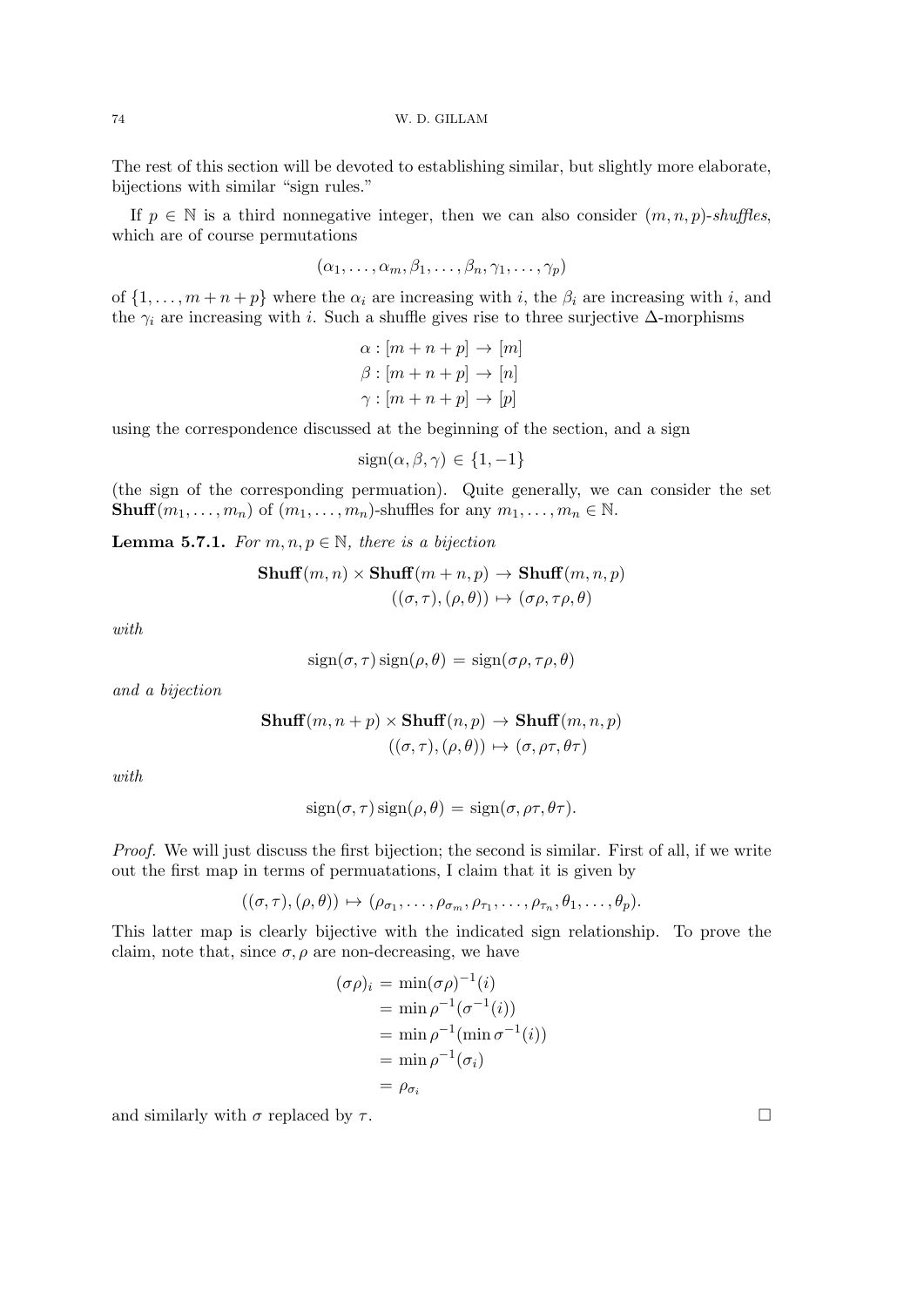The rest of this section will be devoted to establishing similar, but slightly more elaborate, bijections with similar "sign rules."

If $p \in \mathbb{N}$ is a third nonnegative integer, then we can also consider $(m, n, p)$-*shuffles*, which are of course permutations

$$(\alpha_1, \dots, \alpha_m, \beta_1, \dots, \beta_n, \gamma_1, \dots, \gamma_p)$$

of $\{1, \dots, m+n+p\}$ where the $\alpha_i$ are increasing with $i$, the $\beta_i$ are increasing with $i$, and the $\gamma_i$ are increasing with $i$. Such a shuffle gives rise to three surjective $\Delta$-morphisms

$$\begin{aligned}
\alpha &: [m+n+p] \to [m] \\
\beta &: [m+n+p] \to [n] \\
\gamma &: [m+n+p] \to [p]
\end{aligned}$$

using the correspondence discussed at the beginning of the section, and a sign

$$\operatorname{sign}(\alpha, \beta, \gamma) \in \{1, -1\}$$

(the sign of the corresponding permuation). Quite generally, we can consider the set $\mathbf{Shuff}(m_1, \dots, m_n)$ of $(m_1, \dots, m_n)$-shuffles for any $m_1, \dots, m_n \in \mathbb{N}$.

**Lemma 5.7.1.** *For $m, n, p \in \mathbb{N}$, there is a bijection*

$$\begin{aligned}
\mathbf{Shuff}(m, n) \times \mathbf{Shuff}(m+n, p) &\to \mathbf{Shuff}(m, n, p) \\
((\sigma, \tau), (\rho, \theta)) &\mapsto (\sigma\rho, \tau\rho, \theta)
\end{aligned}$$

*with*

$$\operatorname{sign}(\sigma, \tau) \operatorname{sign}(\rho, \theta) = \operatorname{sign}(\sigma\rho, \tau\rho, \theta)$$

*and a bijection*

$$\begin{aligned}
\mathbf{Shuff}(m, n+p) \times \mathbf{Shuff}(n, p) &\to \mathbf{Shuff}(m, n, p) \\
((\sigma, \tau), (\rho, \theta)) &\mapsto (\sigma, \rho\tau, \theta\tau)
\end{aligned}$$

*with*

$$\operatorname{sign}(\sigma, \tau) \operatorname{sign}(\rho, \theta) = \operatorname{sign}(\sigma, \rho\tau, \theta\tau).$$

*Proof.* We will just discuss the first bijection; the second is similar. First of all, if we write out the first map in terms of permuatations, I claim that it is given by

$$((\sigma, \tau), (\rho, \theta)) \mapsto (\rho_{\sigma_1}, \dots, \rho_{\sigma_m}, \rho_{\tau_1}, \dots, \rho_{\tau_n}, \theta_1, \dots, \theta_p).$$

This latter map is clearly bijective with the indicated sign relationship. To prove the claim, note that, since $\sigma, \rho$ are non-decreasing, we have

$$\begin{aligned}
(\sigma\rho)_i &= \min(\sigma\rho)^{-1}(i) \\
&= \min \rho^{-1}(\sigma^{-1}(i)) \\
&= \min \rho^{-1}(\min \sigma^{-1}(i)) \\
&= \min \rho^{-1}(\sigma_i) \\
&= \rho_{\sigma_i}
\end{aligned}$$

and similarly with $\sigma$ replaced by $\tau$. $\square$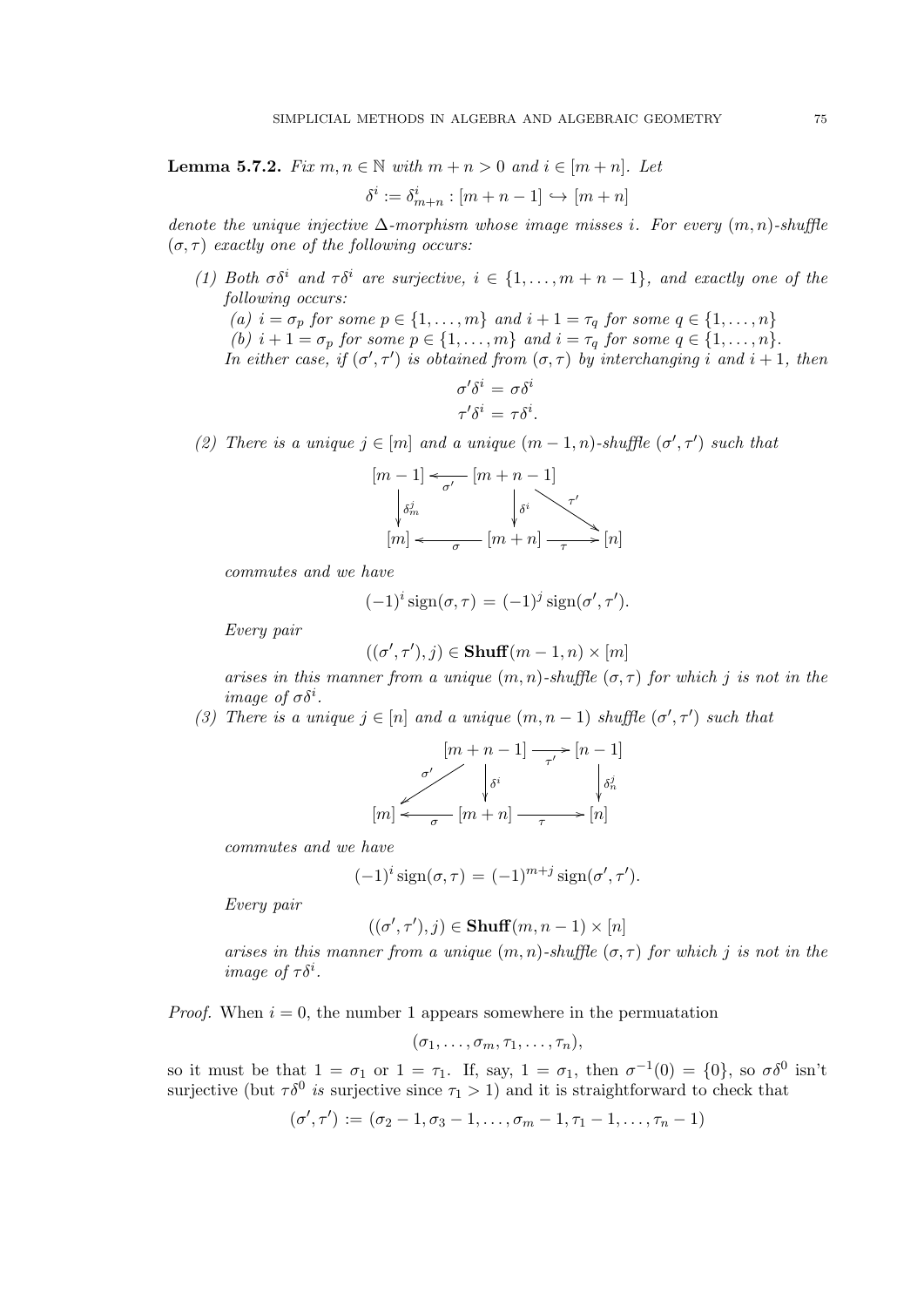**Lemma 5.7.2.** *Fix $m, n \in \mathbb{N}$ with $m+n > 0$ and $i \in [m+n]$. Let*

$$\delta^i := \delta^i_{m+n} : [m+n-1] \hookrightarrow [m+n]$$

*denote the unique injective $\Delta$-morphism whose image misses $i$. For every $(m,n)$-shuffle $(\sigma, \tau)$ exactly one of the following occurs:*

*(1) Both $\sigma\delta^i$ and $\tau\delta^i$ are surjective, $i \in \{1, \dots, m+n-1\}$, and exactly one of the following occurs:*
   *(a) $i = \sigma_p$ for some $p \in \{1, \dots, m\}$ and $i+1 = \tau_q$ for some $q \in \{1, \dots, n\}$*
   *(b) $i+1 = \sigma_p$ for some $p \in \{1, \dots, m\}$ and $i = \tau_q$ for some $q \in \{1, \dots, n\}$.*
   *In either case, if $(\sigma', \tau')$ is obtained from $(\sigma, \tau)$ by interchanging $i$ and $i+1$, then*

$$\sigma'\delta^i = \sigma\delta^i$$
$$\tau'\delta^i = \tau\delta^i.$$

*(2) There is a unique $j \in [m]$ and a unique $(m-1,n)$-shuffle $(\sigma', \tau')$ such that*

$$\begin{array}{ccccc} [m-1] & \xleftarrow{\sigma'} & [m+n-1] & & \\ \downarrow{\scriptstyle \delta^j_m} & & \downarrow{\scriptstyle \delta^i} & \searrow^{\tau'} & \\ [m] & \xleftarrow[\sigma]{} & [m+n] & \xrightarrow[\tau]{} & [n] \end{array}$$

*commutes and we have*

$$(-1)^i \operatorname{sign}(\sigma, \tau) = (-1)^j \operatorname{sign}(\sigma', \tau').$$

*Every pair*

$$((\sigma', \tau'), j) \in \mathbf{Shuff}(m-1, n) \times [m]$$

*arises in this manner from a unique $(m,n)$-shuffle $(\sigma, \tau)$ for which $j$ is not in the image of $\sigma\delta^i$.*

*(3) There is a unique $j \in [n]$ and a unique $(m, n-1)$ shuffle $(\sigma', \tau')$ such that*

$$\begin{array}{ccccc} & & [m+n-1] & \xrightarrow{\tau'} & [n-1] \\ & \swarrow^{\sigma'} & \downarrow{\scriptstyle \delta^i} & & \downarrow{\scriptstyle \delta^j_n} \\ [m] & \xleftarrow[\sigma]{} & [m+n] & \xrightarrow[\tau]{} & [n] \end{array}$$

*commutes and we have*

$$(-1)^i \operatorname{sign}(\sigma, \tau) = (-1)^{m+j} \operatorname{sign}(\sigma', \tau').$$

*Every pair*

$$((\sigma', \tau'), j) \in \mathbf{Shuff}(m, n-1) \times [n]$$

*arises in this manner from a unique $(m,n)$-shuffle $(\sigma, \tau)$ for which $j$ is not in the image of $\tau\delta^i$.*

*Proof.* When $i = 0$, the number 1 appears somewhere in the permuatation

$$(\sigma_1, \dots, \sigma_m, \tau_1, \dots, \tau_n),$$

so it must be that $1 = \sigma_1$ or $1 = \tau_1$. If, say, $1 = \sigma_1$, then $\sigma^{-1}(0) = \{0\}$, so $\sigma\delta^0$ isn't surjective (but $\tau\delta^0$ *is* surjective since $\tau_1 > 1$) and it is straightforward to check that

$$(\sigma', \tau') := (\sigma_2 - 1, \sigma_3 - 1, \dots, \sigma_m - 1, \tau_1 - 1, \dots, \tau_n - 1)$$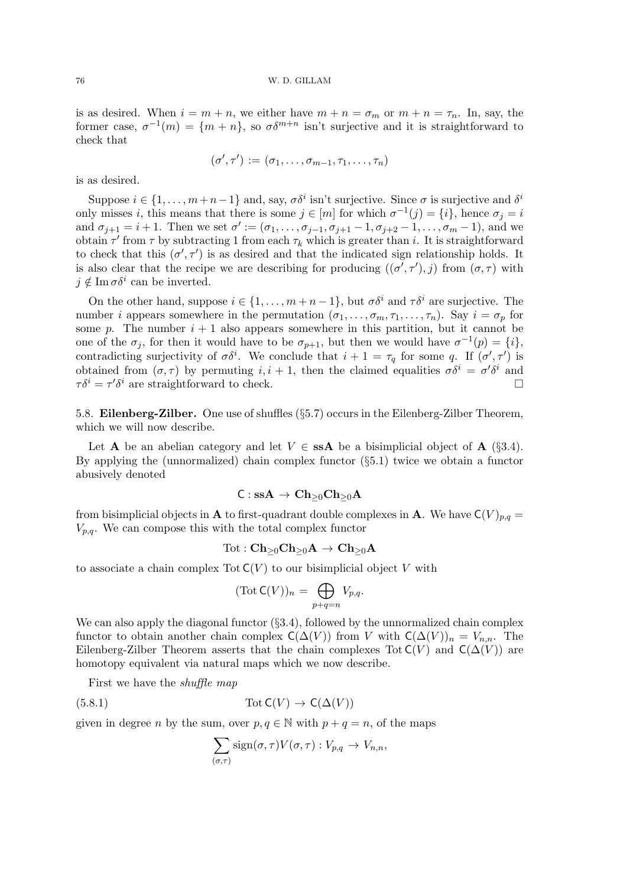is as desired. When $i = m+n$, we either have $m+n = \sigma_m$ or $m+n = \tau_n$. In, say, the former case, $\sigma^{-1}(m) = \{m+n\}$, so $\sigma\delta^{m+n}$ isn't surjective and it is straightforward to check that

$$(\sigma', \tau') := (\sigma_1, \dots, \sigma_{m-1}, \tau_1, \dots, \tau_n)$$

is as desired.

Suppose $i \in \{1, \dots, m+n-1\}$ and, say, $\sigma\delta^i$ isn't surjective. Since $\sigma$ is surjective and $\delta^i$ only misses $i$, this means that there is some $j \in [m]$ for which $\sigma^{-1}(j) = \{i\}$, hence $\sigma_j = i$ and $\sigma_{j+1} = i+1$. Then we set $\sigma' := (\sigma_1, \dots, \sigma_{j-1}, \sigma_{j+1} - 1, \sigma_{j+2} - 1, \dots, \sigma_m - 1)$, and we obtain $\tau'$ from $\tau$ by subtracting 1 from each $\tau_k$ which is greater than $i$. It is straightforward to check that this $(\sigma', \tau')$ is as desired and that the indicated sign relationship holds. It is also clear that the recipe we are describing for producing $((\sigma', \tau'), j)$ from $(\sigma, \tau)$ with $j \notin \operatorname{Im} \sigma\delta^i$ can be inverted.

On the other hand, suppose $i \in \{1, \dots, m+n-1\}$, but $\sigma\delta^i$ and $\tau\delta^i$ are surjective. The number $i$ appears somewhere in the permutation $(\sigma_1, \dots, \sigma_m, \tau_1, \dots, \tau_n)$. Say $i = \sigma_p$ for some $p$. The number $i+1$ also appears somewhere in this partition, but it cannot be one of the $\sigma_j$, for then it would have to be $\sigma_{p+1}$, but then we would have $\sigma^{-1}(p) = \{i\}$, contradicting surjectivity of $\sigma\delta^i$. We conclude that $i+1 = \tau_q$ for some $q$. If $(\sigma', \tau')$ is obtained from $(\sigma, \tau)$ by permuting $i, i+1$, then the claimed equalities $\sigma\delta^i = \sigma'\delta^i$ and $\tau\delta^i = \tau'\delta^i$ are straightforward to check. ∎

**5.8. Eilenberg-Zilber.** One use of shuffles (§5.7) occurs in the Eilenberg-Zilber Theorem, which we will now describe.

Let $\mathbf{A}$ be an abelian category and let $V \in \mathbf{ssA}$ be a bisimplicial object of $\mathbf{A}$ (§3.4). By applying the (unnormalized) chain complex functor (§5.1) twice we obtain a functor abusively denoted

$$\mathsf{C} : \mathbf{ssA} \to \mathbf{Ch}_{\geq 0}\mathbf{Ch}_{\geq 0}\mathbf{A}$$

from bisimplicial objects in $\mathbf{A}$ to first-quadrant double complexes in $\mathbf{A}$. We have $\mathsf{C}(V)_{p,q} = V_{p,q}$. We can compose this with the total complex functor

$$\operatorname{Tot} : \mathbf{Ch}_{\geq 0}\mathbf{Ch}_{\geq 0}\mathbf{A} \to \mathbf{Ch}_{\geq 0}\mathbf{A}$$

to associate a chain complex $\operatorname{Tot} \mathsf{C}(V)$ to our bisimplicial object $V$ with

$$(\operatorname{Tot} \mathsf{C}(V))_n = \bigoplus_{p+q=n} V_{p,q}.$$

We can also apply the diagonal functor (§3.4), followed by the unnormalized chain complex functor to obtain another chain complex $\mathsf{C}(\Delta(V))$ from $V$ with $\mathsf{C}(\Delta(V))_n = V_{n,n}$. The Eilenberg-Zilber Theorem asserts that the chain complexes $\operatorname{Tot} \mathsf{C}(V)$ and $\mathsf{C}(\Delta(V))$ are homotopy equivalent via natural maps which we now describe.

First we have the *shuffle map*

$$\operatorname{Tot} \mathsf{C}(V) \to \mathsf{C}(\Delta(V)) \tag{5.8.1}$$

given in degree $n$ by the sum, over $p, q \in \mathbb{N}$ with $p+q = n$, of the maps

$$\sum_{(\sigma,\tau)} \operatorname{sign}(\sigma, \tau) V(\sigma, \tau) : V_{p,q} \to V_{n,n},$$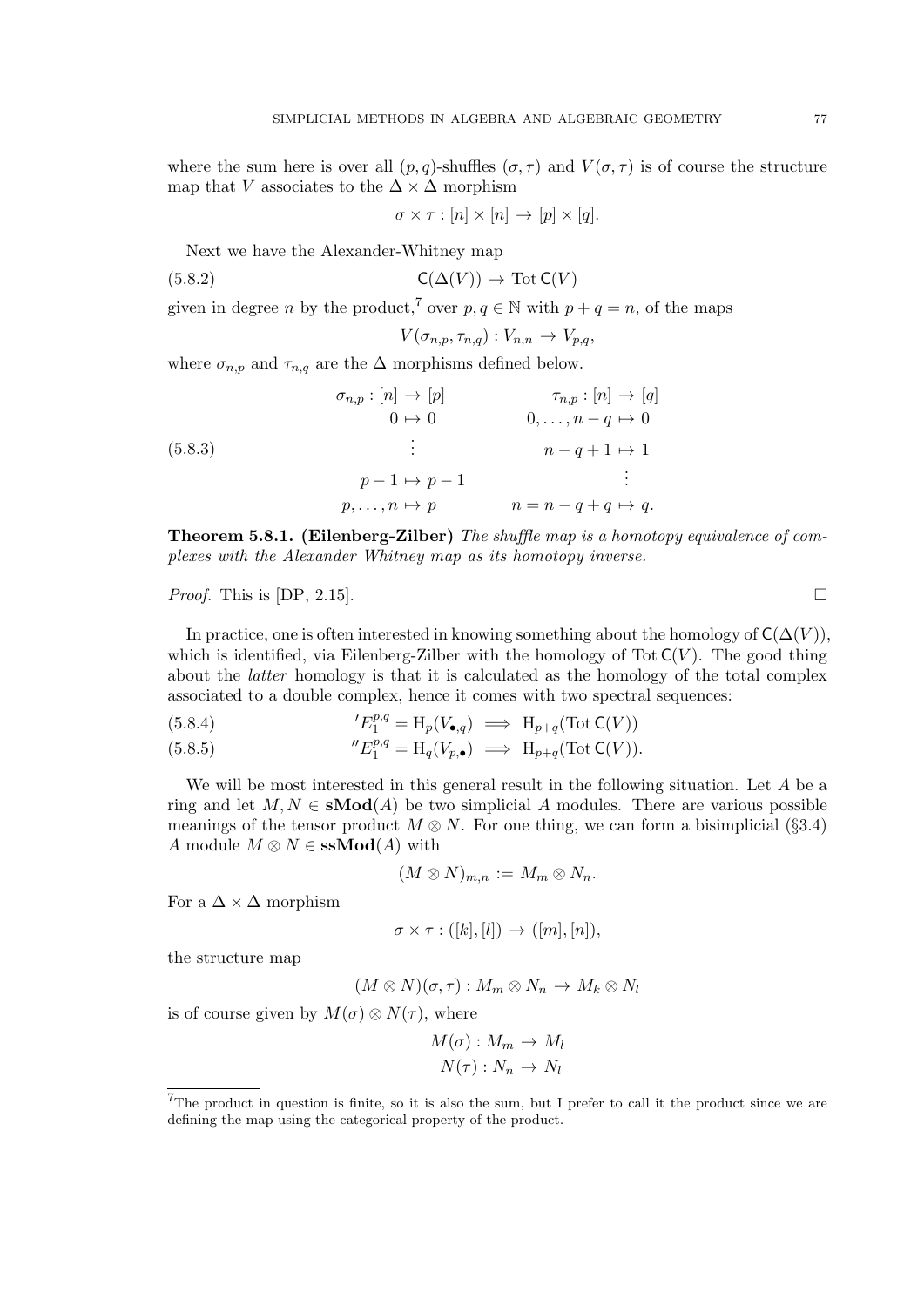where the sum here is over all $(p, q)$-shuffles $(\sigma, \tau)$ and $V(\sigma, \tau)$ is of course the structure map that $V$ associates to the $\Delta \times \Delta$ morphism

$$\sigma \times \tau : [n] \times [n] \to [p] \times [q].$$

Next we have the Alexander-Whitney map

$$\mathsf{C}(\Delta(V)) \to \operatorname{Tot} \mathsf{C}(V) \tag{5.8.2}$$

given in degree $n$ by the product,[7] over $p, q \in \mathbb{N}$ with $p + q = n$, of the maps

$$V(\sigma_{n,p}, \tau_{n,q}) : V_{n,n} \to V_{p,q},$$

where $\sigma_{n,p}$ and $\tau_{n,q}$ are the $\Delta$ morphisms defined below.

$$\begin{array}{cc}
\sigma_{n,p} : [n] \to [p] & \tau_{n,p} : [n] \to [q] \\
0 \mapsto 0 & 0, \ldots, n-q \mapsto 0 \\
\vdots & n-q+1 \mapsto 1 \\
p-1 \mapsto p-1 & \vdots \\
p, \ldots, n \mapsto p & n = n-q+q \mapsto q.
\end{array} \tag{5.8.3}$$

**Theorem 5.8.1. (Eilenberg-Zilber)** *The shuffle map is a homotopy equivalence of complexes with the Alexander Whitney map as its homotopy inverse.*

*Proof.* This is [DP, 2.15]. □

In practice, one is often interested in knowing something about the homology of $\mathsf{C}(\Delta(V))$, which is identified, via Eilenberg-Zilber with the homology of $\operatorname{Tot} \mathsf{C}(V)$. The good thing about the *latter* homology is that it is calculated as the homology of the total complex associated to a double complex, hence it comes with two spectral sequences:

$${}'E_1^{p,q} = \mathrm{H}_p(V_{\bullet,q}) \implies \mathrm{H}_{p+q}(\operatorname{Tot} \mathsf{C}(V)) \tag{5.8.4}$$

$${}''E_1^{p,q} = \mathrm{H}_q(V_{p,\bullet}) \implies \mathrm{H}_{p+q}(\operatorname{Tot} \mathsf{C}(V)). \tag{5.8.5}$$

We will be most interested in this general result in the following situation. Let $A$ be a ring and let $M, N \in \mathbf{sMod}(A)$ be two simplicial $A$ modules. There are various possible meanings of the tensor product $M \otimes N$. For one thing, we can form a bisimplicial (§3.4) $A$ module $M \otimes N \in \mathbf{ssMod}(A)$ with

$$(M \otimes N)_{m,n} := M_m \otimes N_n.$$

For a $\Delta \times \Delta$ morphism

$$\sigma \times \tau : ([k], [l]) \to ([m], [n]),$$

the structure map

$$(M \otimes N)(\sigma, \tau) : M_m \otimes N_n \to M_k \otimes N_l$$

is of course given by $M(\sigma) \otimes N(\tau)$, where

$$M(\sigma) : M_m \to M_l$$
$$N(\tau) : N_n \to N_l$$

---

[7] The product in question is finite, so it is also the sum, but I prefer to call it the product since we are defining the map using the categorical property of the product.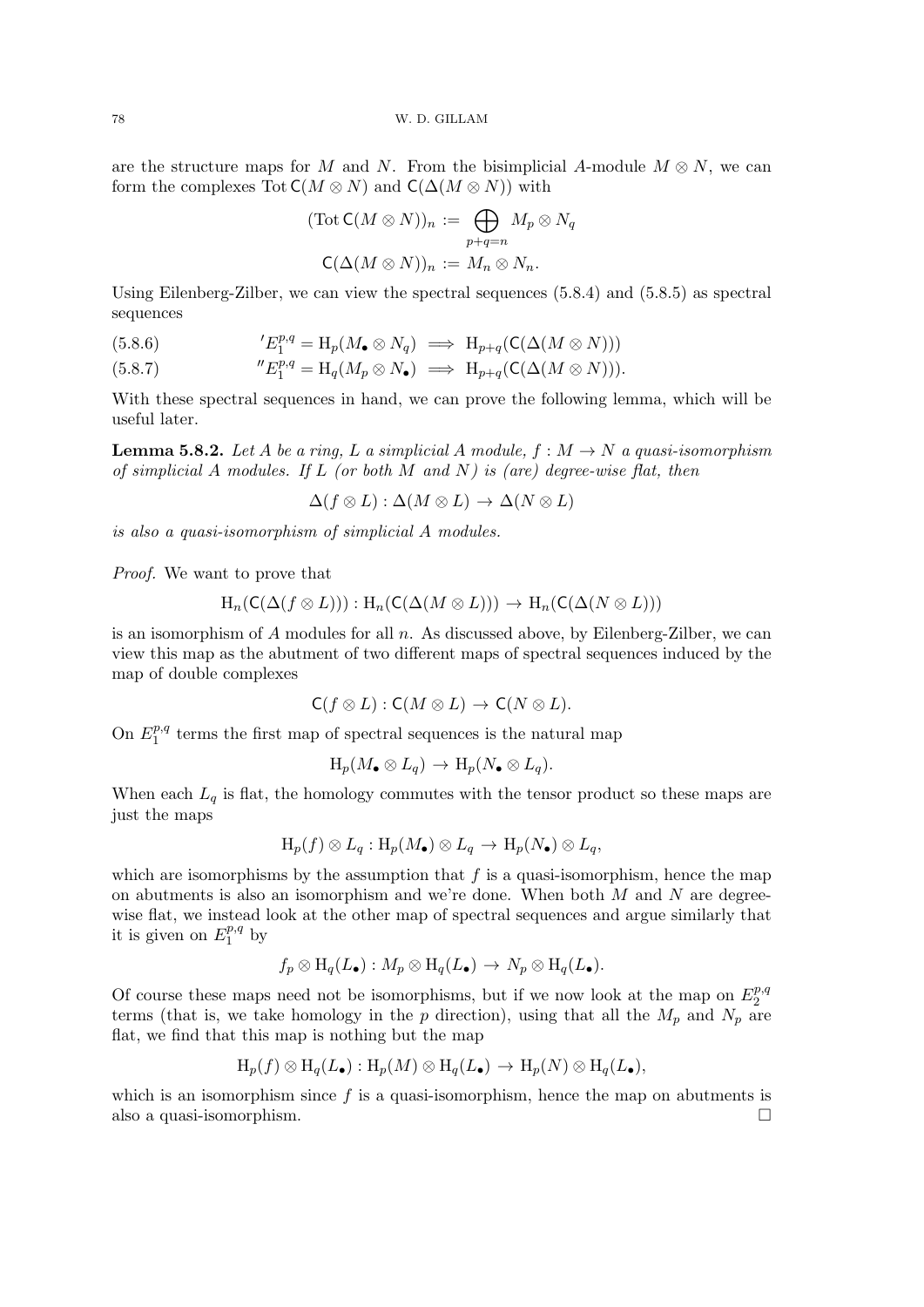are the structure maps for $M$ and $N$. From the bisimplicial $A$-module $M \otimes N$, we can form the complexes $\operatorname{Tot} \mathsf{C}(M \otimes N)$ and $\mathsf{C}(\Delta(M \otimes N))$ with

$$(\operatorname{Tot} \mathsf{C}(M \otimes N))_n := \bigoplus_{p+q=n} M_p \otimes N_q$$
$$\mathsf{C}(\Delta(M \otimes N))_n := M_n \otimes N_n.$$

Using Eilenberg-Zilber, we can view the spectral sequences (5.8.4) and (5.8.5) as spectral sequences

$$(5.8.6) \qquad {}'E_1^{p,q} = \mathrm{H}_p(M_\bullet \otimes N_q) \implies \mathrm{H}_{p+q}(\mathsf{C}(\Delta(M \otimes N)))$$

$$(5.8.7) \qquad {}''E_1^{p,q} = \mathrm{H}_q(M_p \otimes N_\bullet) \implies \mathrm{H}_{p+q}(\mathsf{C}(\Delta(M \otimes N))).$$

With these spectral sequences in hand, we can prove the following lemma, which will be useful later.

**Lemma 5.8.2.** *Let $A$ be a ring, $L$ a simplicial $A$ module, $f : M \to N$ a quasi-isomorphism of simplicial $A$ modules. If $L$ (or both $M$ and $N$) is (are) degree-wise flat, then*

$$\Delta(f \otimes L) : \Delta(M \otimes L) \to \Delta(N \otimes L)$$

*is also a quasi-isomorphism of simplicial $A$ modules.*

*Proof.* We want to prove that

$$\mathrm{H}_n(\mathsf{C}(\Delta(f \otimes L))) : \mathrm{H}_n(\mathsf{C}(\Delta(M \otimes L))) \to \mathrm{H}_n(\mathsf{C}(\Delta(N \otimes L)))$$

is an isomorphism of $A$ modules for all $n$. As discussed above, by Eilenberg-Zilber, we can view this map as the abutment of two different maps of spectral sequences induced by the map of double complexes

$$\mathsf{C}(f \otimes L) : \mathsf{C}(M \otimes L) \to \mathsf{C}(N \otimes L).$$

On $E_1^{p,q}$ terms the first map of spectral sequences is the natural map

$$\mathrm{H}_p(M_\bullet \otimes L_q) \to \mathrm{H}_p(N_\bullet \otimes L_q).$$

When each $L_q$ is flat, the homology commutes with the tensor product so these maps are just the maps

$$\mathrm{H}_p(f) \otimes L_q : \mathrm{H}_p(M_\bullet) \otimes L_q \to \mathrm{H}_p(N_\bullet) \otimes L_q,$$

which are isomorphisms by the assumption that $f$ is a quasi-isomorphism, hence the map on abutments is also an isomorphism and we're done. When both $M$ and $N$ are degree-wise flat, we instead look at the other map of spectral sequences and argue similarly that it is given on $E_1^{p,q}$ by

$$f_p \otimes \mathrm{H}_q(L_\bullet) : M_p \otimes \mathrm{H}_q(L_\bullet) \to N_p \otimes \mathrm{H}_q(L_\bullet).$$

Of course these maps need not be isomorphisms, but if we now look at the map on $E_2^{p,q}$ terms (that is, we take homology in the $p$ direction), using that all the $M_p$ and $N_p$ are flat, we find that this map is nothing but the map

$$\mathrm{H}_p(f) \otimes \mathrm{H}_q(L_\bullet) : \mathrm{H}_p(M) \otimes \mathrm{H}_q(L_\bullet) \to \mathrm{H}_p(N) \otimes \mathrm{H}_q(L_\bullet),$$

which is an isomorphism since $f$ is a quasi-isomorphism, hence the map on abutments is also a quasi-isomorphism. $\square$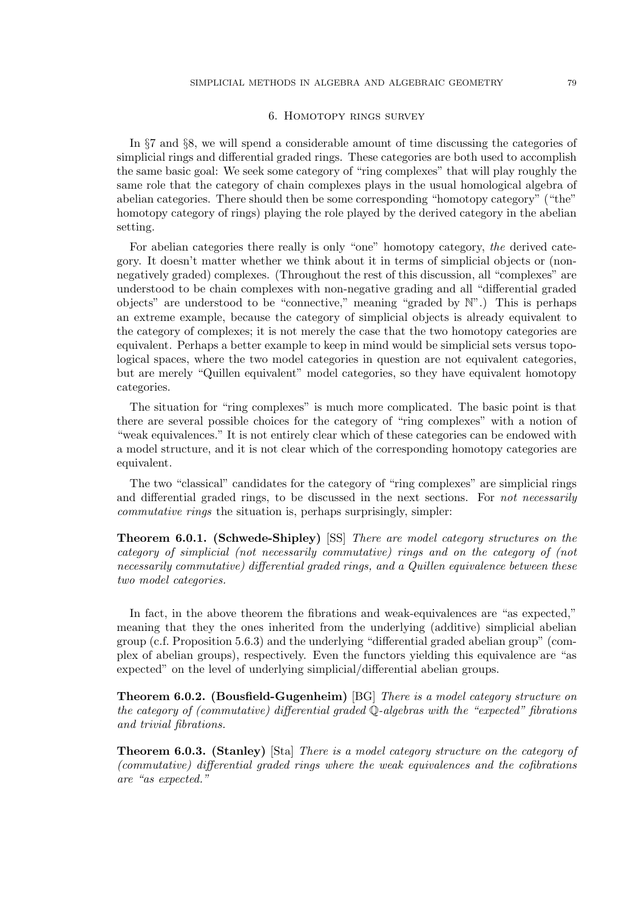## 6. Homotopy rings survey

In §7 and §8, we will spend a considerable amount of time discussing the categories of simplicial rings and differential graded rings. These categories are both used to accomplish the same basic goal: We seek some category of "ring complexes" that will play roughly the same role that the category of chain complexes plays in the usual homological algebra of abelian categories. There should then be some corresponding "homotopy category" ("the" homotopy category of rings) playing the role played by the derived category in the abelian setting.

For abelian categories there really is only "one" homotopy category, *the* derived category. It doesn't matter whether we think about it in terms of simplicial objects or (non-negatively graded) complexes. (Throughout the rest of this discussion, all "complexes" are understood to be chain complexes with non-negative grading and all "differential graded objects" are understood to be "connective," meaning "graded by $\mathbb{N}$".) This is perhaps an extreme example, because the category of simplicial objects is already equivalent to the category of complexes; it is not merely the case that the two homotopy categories are equivalent. Perhaps a better example to keep in mind would be simplicial sets versus topological spaces, where the two model categories in question are not equivalent categories, but are merely "Quillen equivalent" model categories, so they have equivalent homotopy categories.

The situation for "ring complexes" is much more complicated. The basic point is that there are several possible choices for the category of "ring complexes" with a notion of "weak equivalences." It is not entirely clear which of these categories can be endowed with a model structure, and it is not clear which of the corresponding homotopy categories are equivalent.

The two "classical" candidates for the category of "ring complexes" are simplicial rings and differential graded rings, to be discussed in the next sections. For *not necessarily commutative rings* the situation is, perhaps surprisingly, simpler:

**Theorem 6.0.1. (Schwede-Shipley)** [SS] *There are model category structures on the category of simplicial (not necessarily commutative) rings and on the category of (not necessarily commutative) differential graded rings, and a Quillen equivalence between these two model categories.*

In fact, in the above theorem the fibrations and weak-equivalences are "as expected," meaning that they the ones inherited from the underlying (additive) simplicial abelian group (c.f. Proposition 5.6.3) and the underlying "differential graded abelian group" (complex of abelian groups), respectively. Even the functors yielding this equivalence are "as expected" on the level of underlying simplicial/differential abelian groups.

**Theorem 6.0.2. (Bousfield-Gugenheim)** [BG] *There is a model category structure on the category of (commutative) differential graded $\mathbb{Q}$-algebras with the "expected" fibrations and trivial fibrations.*

**Theorem 6.0.3. (Stanley)** [Sta] *There is a model category structure on the category of (commutative) differential graded rings where the weak equivalences and the cofibrations are "as expected."*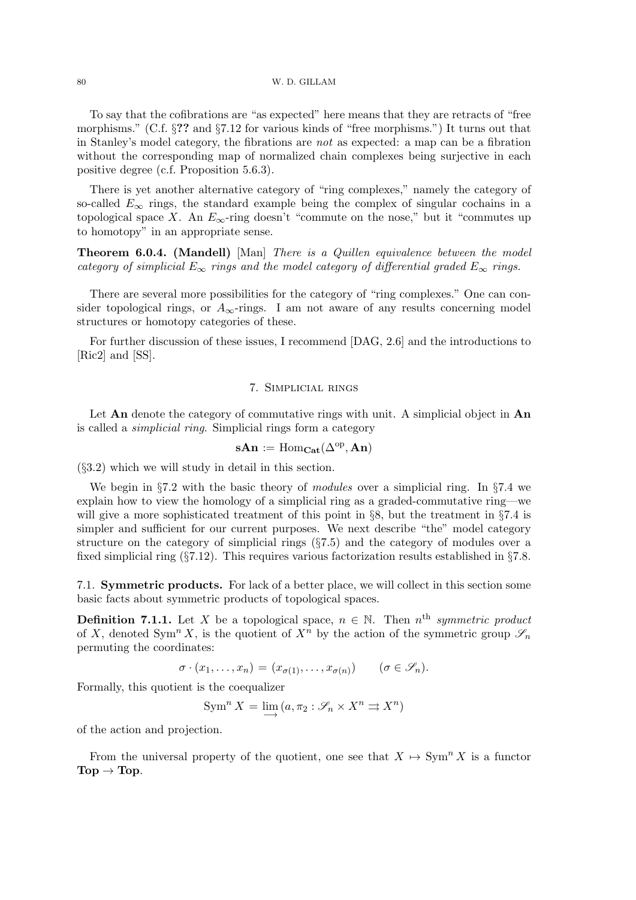To say that the cofibrations are "as expected" here means that they are retracts of "free morphisms." (C.f. §**??** and §7.12 for various kinds of "free morphisms.") It turns out that in Stanley's model category, the fibrations are *not* as expected: a map can be a fibration without the corresponding map of normalized chain complexes being surjective in each positive degree (c.f. Proposition 5.6.3).

There is yet another alternative category of "ring complexes," namely the category of so-called $E_\infty$ rings, the standard example being the complex of singular cochains in a topological space $X$. An $E_\infty$-ring doesn't "commute on the nose," but it "commutes up to homotopy" in an appropriate sense.

**Theorem 6.0.4. (Mandell)** [Man] *There is a Quillen equivalence between the model category of simplicial $E_\infty$ rings and the model category of differential graded $E_\infty$ rings.*

There are several more possibilities for the category of "ring complexes." One can consider topological rings, or $A_\infty$-rings. I am not aware of any results concerning model structures or homotopy categories of these.

For further discussion of these issues, I recommend [DAG, 2.6] and the introductions to [Ric2] and [SS].

## 7. Simplicial rings

Let $\mathbf{An}$ denote the category of commutative rings with unit. A simplicial object in $\mathbf{An}$ is called a *simplicial ring*. Simplicial rings form a category

$$\mathbf{sAn} := \operatorname{Hom}_{\mathbf{Cat}}(\Delta^{\mathrm{op}}, \mathbf{An})$$

(§3.2) which we will study in detail in this section.

We begin in §7.2 with the basic theory of *modules* over a simplicial ring. In §7.4 we explain how to view the homology of a simplicial ring as a graded-commutative ring—we will give a more sophisticated treatment of this point in §8, but the treatment in §7.4 is simpler and sufficient for our current purposes. We next describe "the" model category structure on the category of simplicial rings (§7.5) and the category of modules over a fixed simplicial ring (§7.12). This requires various factorization results established in §7.8.

### 7.1. Symmetric products.

For lack of a better place, we will collect in this section some basic facts about symmetric products of topological spaces.

**Definition 7.1.1.** Let $X$ be a topological space, $n \in \mathbb{N}$. Then $n^{\text{th}}$ *symmetric product* of $X$, denoted $\operatorname{Sym}^n X$, is the quotient of $X^n$ by the action of the symmetric group $\mathscr{S}_n$ permuting the coordinates:

$$\sigma \cdot (x_1, \ldots, x_n) = (x_{\sigma(1)}, \ldots, x_{\sigma(n)}) \qquad (\sigma \in \mathscr{S}_n).$$

Formally, this quotient is the coequalizer

$$\operatorname{Sym}^n X = \varinjlim (a, \pi_2 : \mathscr{S}_n \times X^n \rightrightarrows X^n)$$

of the action and projection.

From the universal property of the quotient, one see that $X \mapsto \operatorname{Sym}^n X$ is a functor $\mathbf{Top} \to \mathbf{Top}$.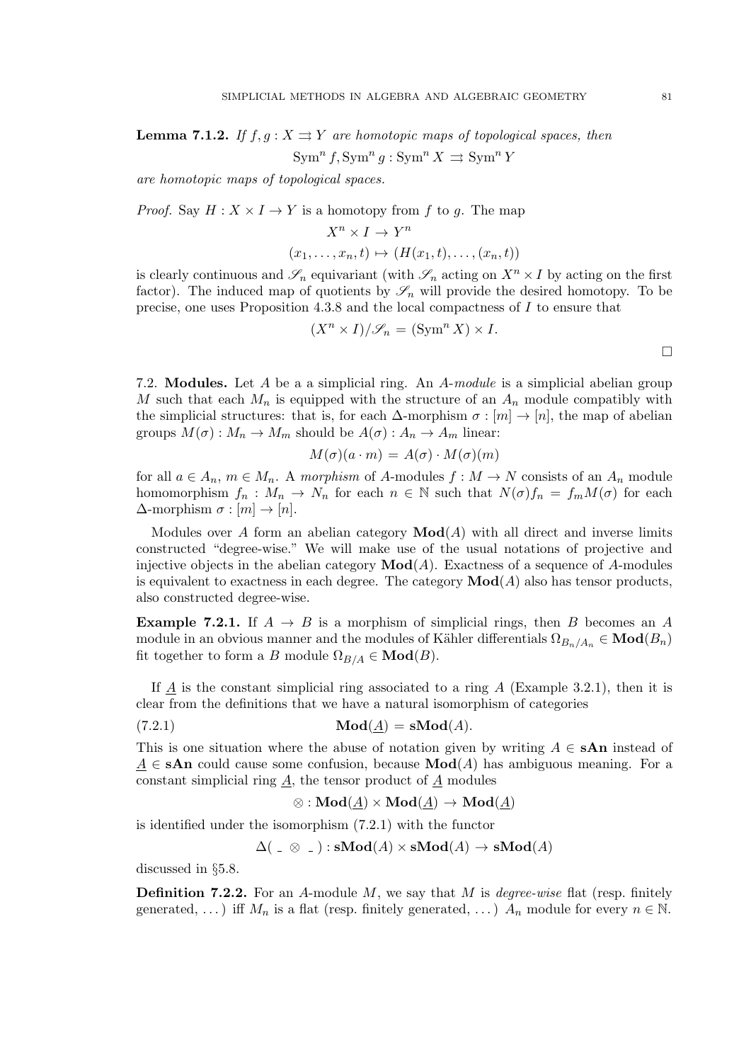**Lemma 7.1.2.** *If $f, g : X \rightrightarrows Y$ are homotopic maps of topological spaces, then*

$$\operatorname{Sym}^n f, \operatorname{Sym}^n g : \operatorname{Sym}^n X \rightrightarrows \operatorname{Sym}^n Y$$

*are homotopic maps of topological spaces.*

*Proof.* Say $H : X \times I \to Y$ is a homotopy from $f$ to $g$. The map

$$X^n \times I \to Y^n$$
$$(x_1, \ldots, x_n, t) \mapsto (H(x_1, t), \ldots, (x_n, t))$$

is clearly continuous and $\mathscr{S}_n$ equivariant (with $\mathscr{S}_n$ acting on $X^n \times I$ by acting on the first factor). The induced map of quotients by $\mathscr{S}_n$ will provide the desired homotopy. To be precise, one uses Proposition 4.3.8 and the local compactness of $I$ to ensure that

$$(X^n \times I)/\mathscr{S}_n = (\operatorname{Sym}^n X) \times I.$$

$\square$

7.2. **Modules.** Let $A$ be a a simplicial ring. An *$A$-module* is a simplicial abelian group $M$ such that each $M_n$ is equipped with the structure of an $A_n$ module compatibly with the simplicial structures: that is, for each $\Delta$-morphism $\sigma : [m] \to [n]$, the map of abelian groups $M(\sigma) : M_n \to M_m$ should be $A(\sigma) : A_n \to A_m$ linear:

$$M(\sigma)(a \cdot m) = A(\sigma) \cdot M(\sigma)(m)$$

for all $a \in A_n$, $m \in M_n$. A *morphism* of $A$-modules $f : M \to N$ consists of an $A_n$ module homomorphism $f_n : M_n \to N_n$ for each $n \in \mathbb{N}$ such that $N(\sigma)f_n = f_m M(\sigma)$ for each $\Delta$-morphism $\sigma : [m] \to [n]$.

Modules over $A$ form an abelian category $\mathbf{Mod}(A)$ with all direct and inverse limits constructed "degree-wise." We will make use of the usual notations of projective and injective objects in the abelian category $\mathbf{Mod}(A)$. Exactness of a sequence of $A$-modules is equivalent to exactness in each degree. The category $\mathbf{Mod}(A)$ also has tensor products, also constructed degree-wise.

**Example 7.2.1.** If $A \to B$ is a morphism of simplicial rings, then $B$ becomes an $A$ module in an obvious manner and the modules of Kähler differentials $\Omega_{B_n/A_n} \in \mathbf{Mod}(B_n)$ fit together to form a $B$ module $\Omega_{B/A} \in \mathbf{Mod}(B)$.

If $\underline{A}$ is the constant simplicial ring associated to a ring $A$ (Example 3.2.1), then it is clear from the definitions that we have a natural isomorphism of categories

$$\mathbf{Mod}(\underline{A}) = \mathbf{sMod}(A). \tag{7.2.1}$$

This is one situation where the abuse of notation given by writing $A \in \mathbf{sAn}$ instead of $\underline{A} \in \mathbf{sAn}$ could cause some confusion, because $\mathbf{Mod}(A)$ has ambiguous meaning. For a constant simplicial ring $\underline{A}$, the tensor product of $\underline{A}$ modules

$$\otimes : \mathbf{Mod}(\underline{A}) \times \mathbf{Mod}(\underline{A}) \to \mathbf{Mod}(\underline{A})$$

is identified under the isomorphism (7.2.1) with the functor

$$\Delta( \_ \otimes \_ ) : \mathbf{sMod}(A) \times \mathbf{sMod}(A) \to \mathbf{sMod}(A)$$

discussed in §5.8.

**Definition 7.2.2.** For an $A$-module $M$, we say that $M$ is *degree-wise* flat (resp. finitely generated, ...) iff $M_n$ is a flat (resp. finitely generated, ...) $A_n$ module for every $n \in \mathbb{N}$.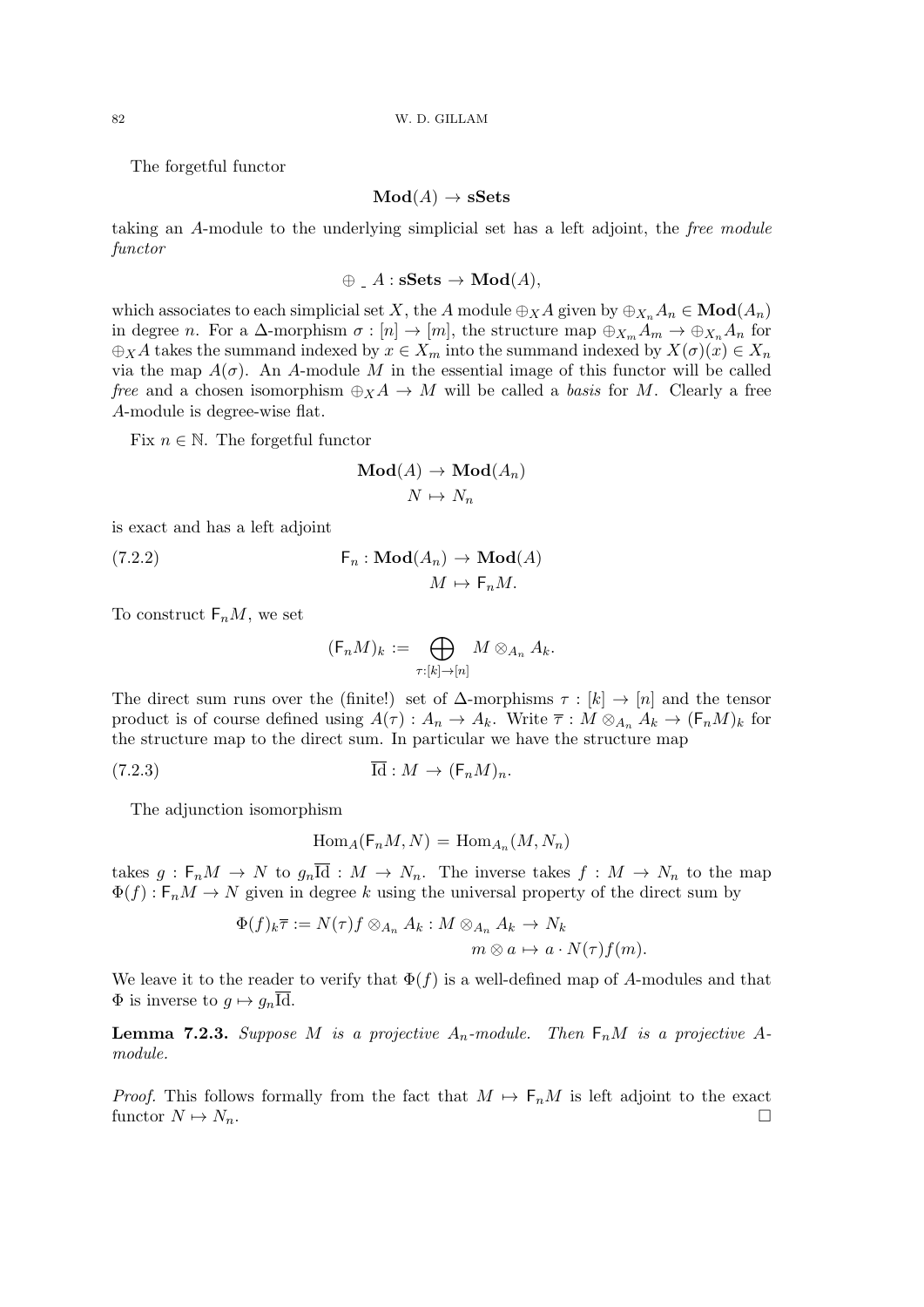The forgetful functor

$$\mathbf{Mod}(A) \to \mathbf{sSets}$$

taking an $A$-module to the underlying simplicial set has a left adjoint, the *free module functor*

$$\oplus_{\_} A : \mathbf{sSets} \to \mathbf{Mod}(A),$$

which associates to each simplicial set $X$, the $A$ module $\oplus_X A$ given by $\oplus_{X_n} A_n \in \mathbf{Mod}(A_n)$ in degree $n$. For a $\Delta$-morphism $\sigma : [n] \to [m]$, the structure map $\oplus_{X_m} A_m \to \oplus_{X_n} A_n$ for $\oplus_X A$ takes the summand indexed by $x \in X_m$ into the summand indexed by $X(\sigma)(x) \in X_n$ via the map $A(\sigma)$. An $A$-module $M$ in the essential image of this functor will be called *free* and a chosen isomorphism $\oplus_X A \to M$ will be called a *basis* for $M$. Clearly a free $A$-module is degree-wise flat.

Fix $n \in \mathbb{N}$. The forgetful functor

$$\begin{aligned} \mathbf{Mod}(A) &\to \mathbf{Mod}(A_n) \\ N &\mapsto N_n \end{aligned}$$

is exact and has a left adjoint

$$\begin{aligned} \mathsf{F}_n : \mathbf{Mod}(A_n) &\to \mathbf{Mod}(A) \\ M &\mapsto \mathsf{F}_n M. \end{aligned} \tag{7.2.2}$$

To construct $\mathsf{F}_n M$, we set

$$(\mathsf{F}_n M)_k := \bigoplus_{\tau : [k] \to [n]} M \otimes_{A_n} A_k.$$

The direct sum runs over the (finite!) set of $\Delta$-morphisms $\tau : [k] \to [n]$ and the tensor product is of course defined using $A(\tau) : A_n \to A_k$. Write $\overline{\tau} : M \otimes_{A_n} A_k \to (\mathsf{F}_n M)_k$ for the structure map to the direct sum. In particular we have the structure map

$$\overline{\mathrm{Id}} : M \to (\mathsf{F}_n M)_n. \tag{7.2.3}$$

The adjunction isomorphism

$$\mathrm{Hom}_A(\mathsf{F}_n M, N) = \mathrm{Hom}_{A_n}(M, N_n)$$

takes $g : \mathsf{F}_n M \to N$ to $g_n \overline{\mathrm{Id}} : M \to N_n$. The inverse takes $f : M \to N_n$ to the map $\Phi(f) : \mathsf{F}_n M \to N$ given in degree $k$ using the universal property of the direct sum by

$$\begin{aligned} \Phi(f)_k \overline{\tau} := N(\tau) f \otimes_{A_n} A_k : M \otimes_{A_n} A_k &\to N_k \\ m \otimes a &\mapsto a \cdot N(\tau) f(m). \end{aligned}$$

We leave it to the reader to verify that $\Phi(f)$ is a well-defined map of $A$-modules and that $\Phi$ is inverse to $g \mapsto g_n \overline{\mathrm{Id}}$.

**Lemma 7.2.3.** *Suppose $M$ is a projective $A_n$-module. Then $\mathsf{F}_n M$ is a projective $A$-module.*

*Proof.* This follows formally from the fact that $M \mapsto \mathsf{F}_n M$ is left adjoint to the exact functor $N \mapsto N_n$. □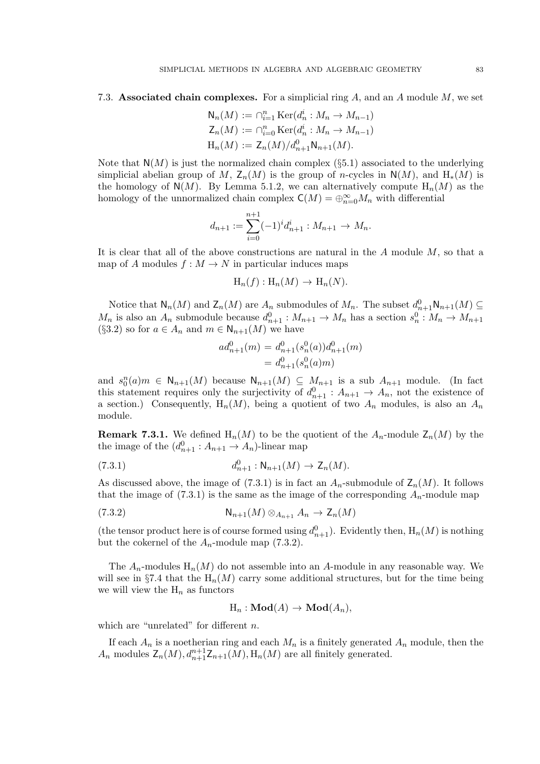7.3. **Associated chain complexes.** For a simplicial ring $A$, and an $A$ module $M$, we set

$$\begin{aligned}
\mathsf{N}_n(M) &:= \cap_{i=1}^n \operatorname{Ker}(d_n^i : M_n \to M_{n-1}) \\
\mathsf{Z}_n(M) &:= \cap_{i=0}^n \operatorname{Ker}(d_n^i : M_n \to M_{n-1}) \\
\mathrm{H}_n(M) &:= \mathsf{Z}_n(M)/d_{n+1}^0 \mathsf{N}_{n+1}(M).
\end{aligned}$$

Note that $\mathsf{N}(M)$ is just the normalized chain complex (§5.1) associated to the underlying simplicial abelian group of $M$, $\mathsf{Z}_n(M)$ is the group of $n$-cycles in $\mathsf{N}(M)$, and $\mathrm{H}_*(M)$ is the homology of $\mathsf{N}(M)$. By Lemma 5.1.2, we can alternatively compute $\mathrm{H}_n(M)$ as the homology of the unnormalized chain complex $\mathsf{C}(M) = \oplus_{n=0}^\infty M_n$ with differential

$$d_{n+1} := \sum_{i=0}^{n+1} (-1)^i d_{n+1}^i : M_{n+1} \to M_n.$$

It is clear that all of the above constructions are natural in the $A$ module $M$, so that a map of $A$ modules $f : M \to N$ in particular induces maps

$$\mathrm{H}_n(f) : \mathrm{H}_n(M) \to \mathrm{H}_n(N).$$

Notice that $\mathsf{N}_n(M)$ and $\mathsf{Z}_n(M)$ are $A_n$ submodules of $M_n$. The subset $d_{n+1}^0 \mathsf{N}_{n+1}(M) \subseteq M_n$ is also an $A_n$ submodule because $d_{n+1}^0 : M_{n+1} \to M_n$ has a section $s_n^0 : M_n \to M_{n+1}$ (§3.2) so for $a \in A_n$ and $m \in \mathsf{N}_{n+1}(M)$ we have

$$\begin{aligned}
a d_{n+1}^0(m) &= d_{n+1}^0(s_n^0(a)) d_{n+1}^0(m) \\
&= d_{n+1}^0(s_n^0(a) m)
\end{aligned}$$

and $s_0^n(a)m \in \mathsf{N}_{n+1}(M)$ because $\mathsf{N}_{n+1}(M) \subseteq M_{n+1}$ is a sub $A_{n+1}$ module. (In fact this statement requires only the surjectivity of $d_{n+1}^0 : A_{n+1} \to A_n$, not the existence of a section.) Consequently, $\mathrm{H}_n(M)$, being a quotient of two $A_n$ modules, is also an $A_n$ module.

**Remark 7.3.1.** We defined $\mathrm{H}_n(M)$ to be the quotient of the $A_n$-module $\mathsf{Z}_n(M)$ by the the image of the $(d_{n+1}^0 : A_{n+1} \to A_n)$-linear map

$$d_{n+1}^0 : \mathsf{N}_{n+1}(M) \to \mathsf{Z}_n(M). \tag{7.3.1}$$

As discussed above, the image of (7.3.1) is in fact an $A_n$-submodule of $\mathsf{Z}_n(M)$. It follows that the image of (7.3.1) is the same as the image of the corresponding $A_n$-module map

$$\mathsf{N}_{n+1}(M) \otimes_{A_{n+1}} A_n \to \mathsf{Z}_n(M) \tag{7.3.2}$$

(the tensor product here is of course formed using $d_{n+1}^0$). Evidently then, $\mathrm{H}_n(M)$ is nothing but the cokernel of the $A_n$-module map (7.3.2).

The $A_n$-modules $\mathrm{H}_n(M)$ do not assemble into an $A$-module in any reasonable way. We will see in §7.4 that the $\mathrm{H}_n(M)$ carry some additional structures, but for the time being we will view the $\mathrm{H}_n$ as functors

$$\mathrm{H}_n : \mathbf{Mod}(A) \to \mathbf{Mod}(A_n),$$

which are "unrelated" for different $n$.

If each $A_n$ is a noetherian ring and each $M_n$ is a finitely generated $A_n$ module, then the $A_n$ modules $\mathsf{Z}_n(M), d_{n+1}^{n+1}\mathsf{Z}_{n+1}(M), \mathrm{H}_n(M)$ are all finitely generated.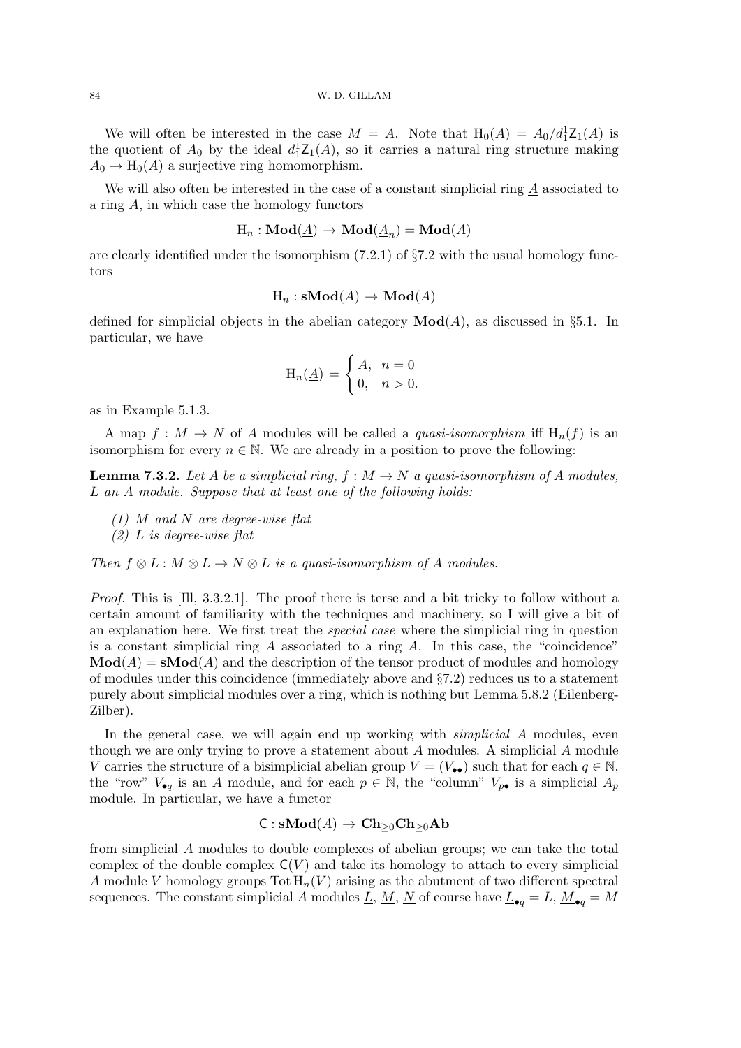We will often be interested in the case $M = A$. Note that $\mathrm{H}_0(A) = A_0/d_1^1\mathsf{Z}_1(A)$ is the quotient of $A_0$ by the ideal $d_1^1\mathsf{Z}_1(A)$, so it carries a natural ring structure making $A_0 \to \mathrm{H}_0(A)$ a surjective ring homomorphism.

We will also often be interested in the case of a constant simplicial ring $\underline{A}$ associated to a ring $A$, in which case the homology functors

$$\mathrm{H}_n : \mathbf{Mod}(\underline{A}) \to \mathbf{Mod}(\underline{A}_n) = \mathbf{Mod}(A)$$

are clearly identified under the isomorphism (7.2.1) of §7.2 with the usual homology functors

$$\mathrm{H}_n : \mathbf{sMod}(A) \to \mathbf{Mod}(A)$$

defined for simplicial objects in the abelian category $\mathbf{Mod}(A)$, as discussed in §5.1. In particular, we have

$$\mathrm{H}_n(\underline{A}) = \begin{cases} A, & n = 0 \\ 0, & n > 0. \end{cases}$$

as in Example 5.1.3.

A map $f : M \to N$ of $A$ modules will be called a *quasi-isomorphism* iff $\mathrm{H}_n(f)$ is an isomorphism for every $n \in \mathbb{N}$. We are already in a position to prove the following:

**Lemma 7.3.2.** *Let $A$ be a simplicial ring, $f : M \to N$ a quasi-isomorphism of $A$ modules, $L$ an $A$ module. Suppose that at least one of the following holds:*

*(1) $M$ and $N$ are degree-wise flat*
*(2) $L$ is degree-wise flat*

*Then $f \otimes L : M \otimes L \to N \otimes L$ is a quasi-isomorphism of $A$ modules.*

*Proof.* This is [Ill, 3.3.2.1]. The proof there is terse and a bit tricky to follow without a certain amount of familiarity with the techniques and machinery, so I will give a bit of an explanation here. We first treat the *special case* where the simplicial ring in question is a constant simplicial ring $\underline{A}$ associated to a ring $A$. In this case, the "coincidence" $\mathbf{Mod}(\underline{A}) = \mathbf{sMod}(A)$ and the description of the tensor product of modules and homology of modules under this coincidence (immediately above and §7.2) reduces us to a statement purely about simplicial modules over a ring, which is nothing but Lemma 5.8.2 (Eilenberg-Zilber).

In the general case, we will again end up working with *simplicial* $A$ modules, even though we are only trying to prove a statement about $A$ modules. A simplicial $A$ module $V$ carries the structure of a bisimplicial abelian group $V = (V_{\bullet\bullet})$ such that for each $q \in \mathbb{N}$, the "row" $V_{\bullet q}$ is an $A$ module, and for each $p \in \mathbb{N}$, the "column" $V_{p\bullet}$ is a simplicial $A_p$ module. In particular, we have a functor

$$\mathsf{C} : \mathbf{sMod}(A) \to \mathbf{Ch}_{\geq 0}\mathbf{Ch}_{\geq 0}\mathbf{Ab}$$

from simplicial $A$ modules to double complexes of abelian groups; we can take the total complex of the double complex $\mathsf{C}(V)$ and take its homology to attach to every simplicial $A$ module $V$ homology groups $\operatorname{Tot}\mathrm{H}_n(V)$ arising as the abutment of two different spectral sequences. The constant simplicial $A$ modules $\underline{L}$, $\underline{M}$, $\underline{N}$ of course have $\underline{L}_{\bullet q} = L$, $\underline{M}_{\bullet q} = M$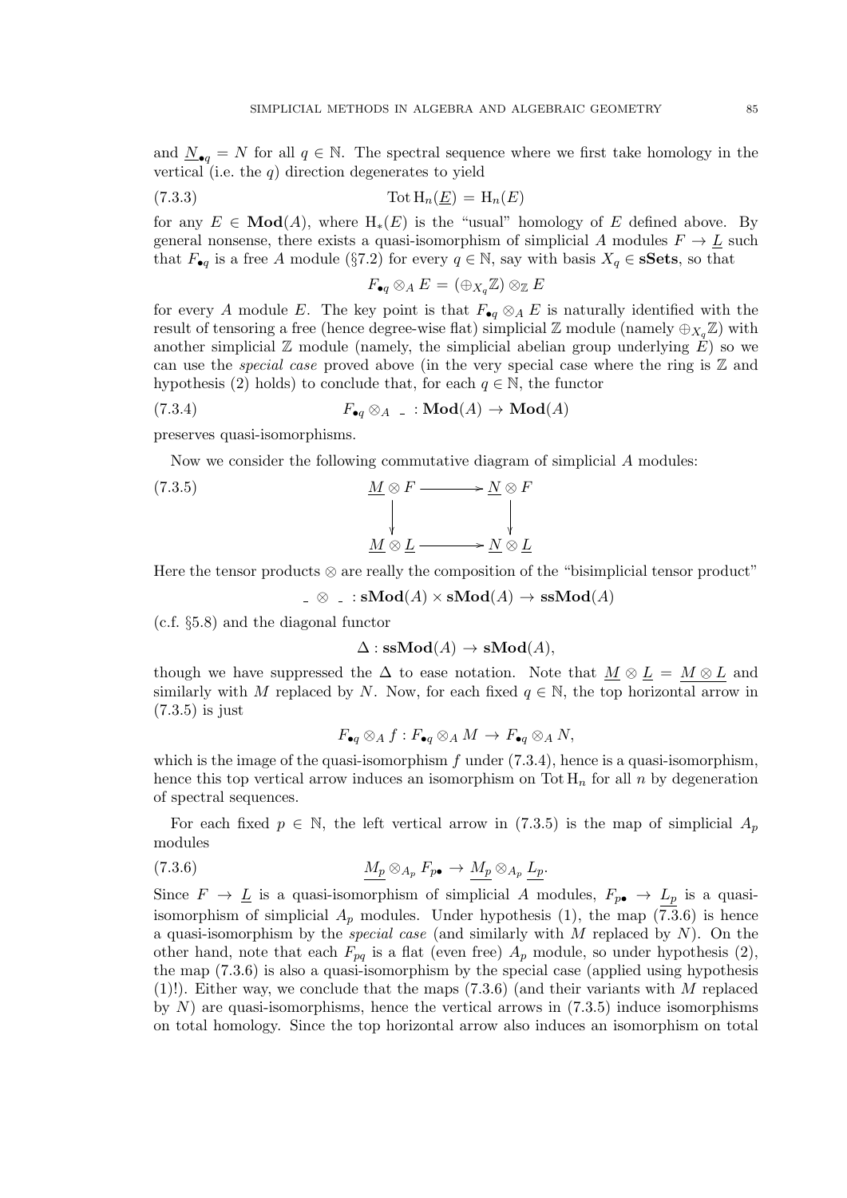and $\underline{N}_{\bullet q} = N$ for all $q \in \mathbb{N}$. The spectral sequence where we first take homology in the vertical (i.e. the $q$) direction degenerates to yield

$$\operatorname{Tot} \mathrm{H}_n(\underline{E}) = \mathrm{H}_n(E) \tag{7.3.3}$$

for any $E \in \mathbf{Mod}(A)$, where $\mathrm{H}_*(E)$ is the "usual" homology of $E$ defined above. By general nonsense, there exists a quasi-isomorphism of simplicial $A$ modules $F \to \underline{L}$ such that $F_{\bullet q}$ is a free $A$ module (§7.2) for every $q \in \mathbb{N}$, say with basis $X_q \in \mathbf{sSets}$, so that

$$F_{\bullet q} \otimes_A E = (\oplus_{X_q} \mathbb{Z}) \otimes_{\mathbb{Z}} E$$

for every $A$ module $E$. The key point is that $F_{\bullet q} \otimes_A E$ is naturally identified with the result of tensoring a free (hence degree-wise flat) simplicial $\mathbb{Z}$ module (namely $\oplus_{X_q} \mathbb{Z}$) with another simplicial $\mathbb{Z}$ module (namely, the simplicial abelian group underlying $E$) so we can use the *special case* proved above (in the very special case where the ring is $\mathbb{Z}$ and hypothesis (2) holds) to conclude that, for each $q \in \mathbb{N}$, the functor

$$F_{\bullet q} \otimes_A \_ : \mathbf{Mod}(A) \to \mathbf{Mod}(A) \tag{7.3.4}$$

preserves quasi-isomorphisms.

Now we consider the following commutative diagram of simplicial $A$ modules:

$$\begin{array}{ccc} \underline{M} \otimes F & \longrightarrow & \underline{N} \otimes F \\ \downarrow & & \downarrow \\ \underline{M} \otimes \underline{L} & \longrightarrow & \underline{N} \otimes \underline{L} \end{array} \tag{7.3.5}$$

Here the tensor products $\otimes$ are really the composition of the "bisimplicial tensor product"

$$\_ \otimes \_ : \mathbf{sMod}(A) \times \mathbf{sMod}(A) \to \mathbf{ssMod}(A)$$

(c.f. §5.8) and the diagonal functor

$$\Delta : \mathbf{ssMod}(A) \to \mathbf{sMod}(A),$$

though we have suppressed the $\Delta$ to ease notation. Note that $\underline{M} \otimes \underline{L} = \underline{M \otimes L}$ and similarly with $M$ replaced by $N$. Now, for each fixed $q \in \mathbb{N}$, the top horizontal arrow in (7.3.5) is just

$$F_{\bullet q} \otimes_A f : F_{\bullet q} \otimes_A M \to F_{\bullet q} \otimes_A N,$$

which is the image of the quasi-isomorphism $f$ under (7.3.4), hence is a quasi-isomorphism, hence this top vertical arrow induces an isomorphism on $\operatorname{Tot} \mathrm{H}_n$ for all $n$ by degeneration of spectral sequences.

For each fixed $p \in \mathbb{N}$, the left vertical arrow in (7.3.5) is the map of simplicial $A_p$ modules

$$\underline{M_p} \otimes_{A_p} F_{p\bullet} \to \underline{M_p} \otimes_{A_p} \underline{L_p}. \tag{7.3.6}$$

Since $F \to \underline{L}$ is a quasi-isomorphism of simplicial $A$ modules, $F_{p\bullet} \to \underline{L_p}$ is a quasi-isomorphism of simplicial $A_p$ modules. Under hypothesis (1), the map (7.3.6) is hence a quasi-isomorphism by the *special case* (and similarly with $M$ replaced by $N$). On the other hand, note that each $F_{pq}$ is a flat (even free) $A_p$ module, so under hypothesis (2), the map (7.3.6) is also a quasi-isomorphism by the special case (applied using hypothesis (1)!). Either way, we conclude that the maps (7.3.6) (and their variants with $M$ replaced by $N$) are quasi-isomorphisms, hence the vertical arrows in (7.3.5) induce isomorphisms on total homology. Since the top horizontal arrow also induces an isomorphism on total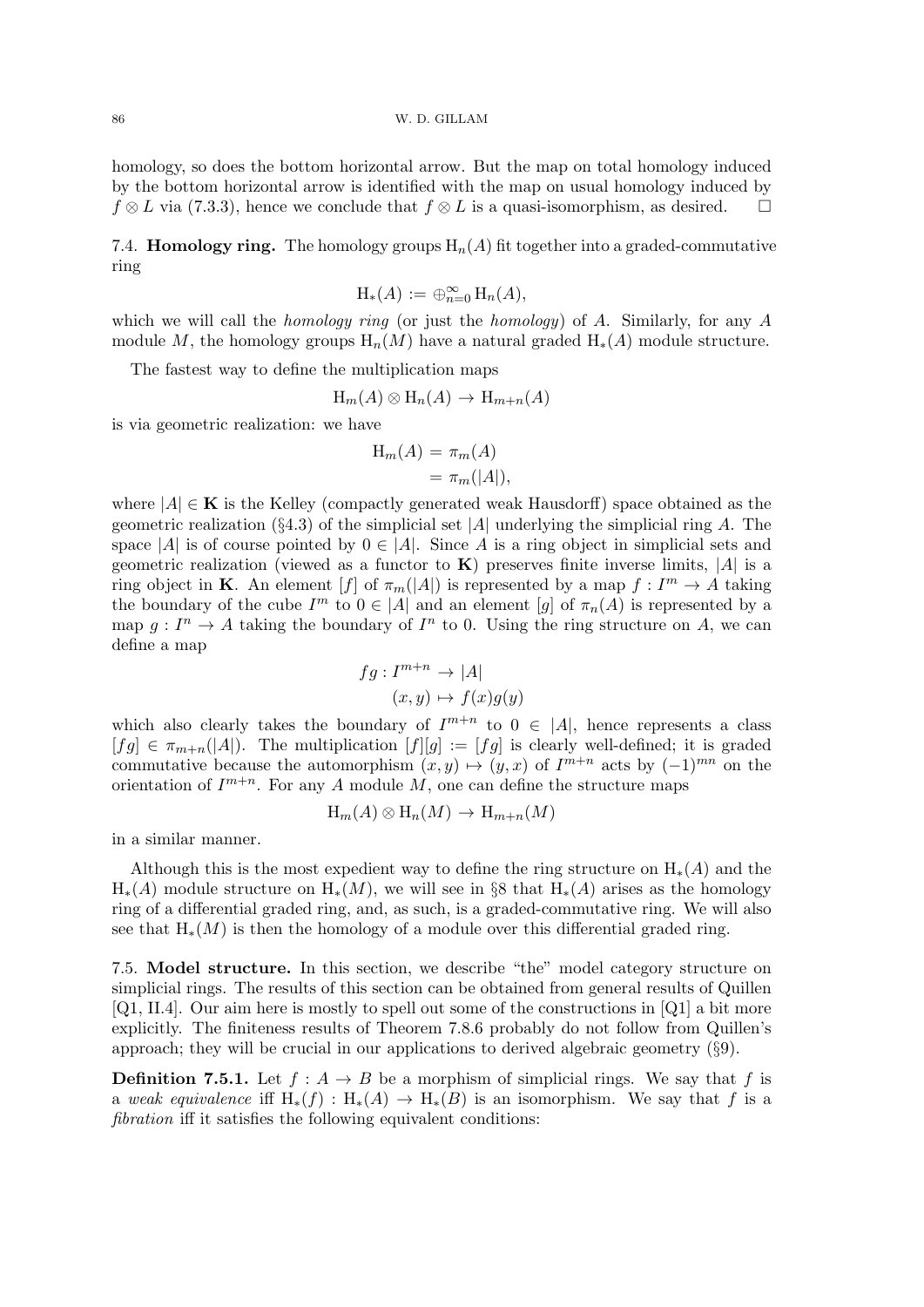homology, so does the bottom horizontal arrow. But the map on total homology induced by the bottom horizontal arrow is identified with the map on usual homology induced by $f \otimes L$ via (7.3.3), hence we conclude that $f \otimes L$ is a quasi-isomorphism, as desired. $\square$

7.4. **Homology ring.** The homology groups $\mathrm{H}_n(A)$ fit together into a graded-commutative ring

$$\mathrm{H}_*(A) := \oplus_{n=0}^{\infty} \mathrm{H}_n(A),$$

which we will call the *homology ring* (or just the *homology*) of $A$. Similarly, for any $A$ module $M$, the homology groups $\mathrm{H}_n(M)$ have a natural graded $\mathrm{H}_*(A)$ module structure.

The fastest way to define the multiplication maps

$$\mathrm{H}_m(A) \otimes \mathrm{H}_n(A) \to \mathrm{H}_{m+n}(A)$$

is via geometric realization: we have

$$\begin{aligned} \mathrm{H}_m(A) &= \pi_m(A) \\ &= \pi_m(|A|), \end{aligned}$$

where $|A| \in \mathbf{K}$ is the Kelley (compactly generated weak Hausdorff) space obtained as the geometric realization (§4.3) of the simplicial set $|A|$ underlying the simplicial ring $A$. The space $|A|$ is of course pointed by $0 \in |A|$. Since $A$ is a ring object in simplicial sets and geometric realization (viewed as a functor to $\mathbf{K}$) preserves finite inverse limits, $|A|$ is a ring object in $\mathbf{K}$. An element $[f]$ of $\pi_m(|A|)$ is represented by a map $f : I^m \to A$ taking the boundary of the cube $I^m$ to $0 \in |A|$ and an element $[g]$ of $\pi_n(A)$ is represented by a map $g : I^n \to A$ taking the boundary of $I^n$ to 0. Using the ring structure on $A$, we can define a map

$$\begin{aligned} fg : I^{m+n} &\to |A| \\ (x, y) &\mapsto f(x)g(y) \end{aligned}$$

which also clearly takes the boundary of $I^{m+n}$ to $0 \in |A|$, hence represents a class $[fg] \in \pi_{m+n}(|A|)$. The multiplication $[f][g] := [fg]$ is clearly well-defined; it is graded commutative because the automorphism $(x, y) \mapsto (y, x)$ of $I^{m+n}$ acts by $(-1)^{mn}$ on the orientation of $I^{m+n}$. For any $A$ module $M$, one can define the structure maps

$$\mathrm{H}_m(A) \otimes \mathrm{H}_n(M) \to \mathrm{H}_{m+n}(M)$$

in a similar manner.

Although this is the most expedient way to define the ring structure on $\mathrm{H}_*(A)$ and the $\mathrm{H}_*(A)$ module structure on $\mathrm{H}_*(M)$, we will see in §8 that $\mathrm{H}_*(A)$ arises as the homology ring of a differential graded ring, and, as such, is a graded-commutative ring. We will also see that $\mathrm{H}_*(M)$ is then the homology of a module over this differential graded ring.

7.5. **Model structure.** In this section, we describe "the" model category structure on simplicial rings. The results of this section can be obtained from general results of Quillen [Q1, II.4]. Our aim here is mostly to spell out some of the constructions in [Q1] a bit more explicitly. The finiteness results of Theorem 7.8.6 probably do not follow from Quillen's approach; they will be crucial in our applications to derived algebraic geometry (§9).

**Definition 7.5.1.** Let $f : A \to B$ be a morphism of simplicial rings. We say that $f$ is a *weak equivalence* iff $\mathrm{H}_*(f) : \mathrm{H}_*(A) \to \mathrm{H}_*(B)$ is an isomorphism. We say that $f$ is a *fibration* iff it satisfies the following equivalent conditions: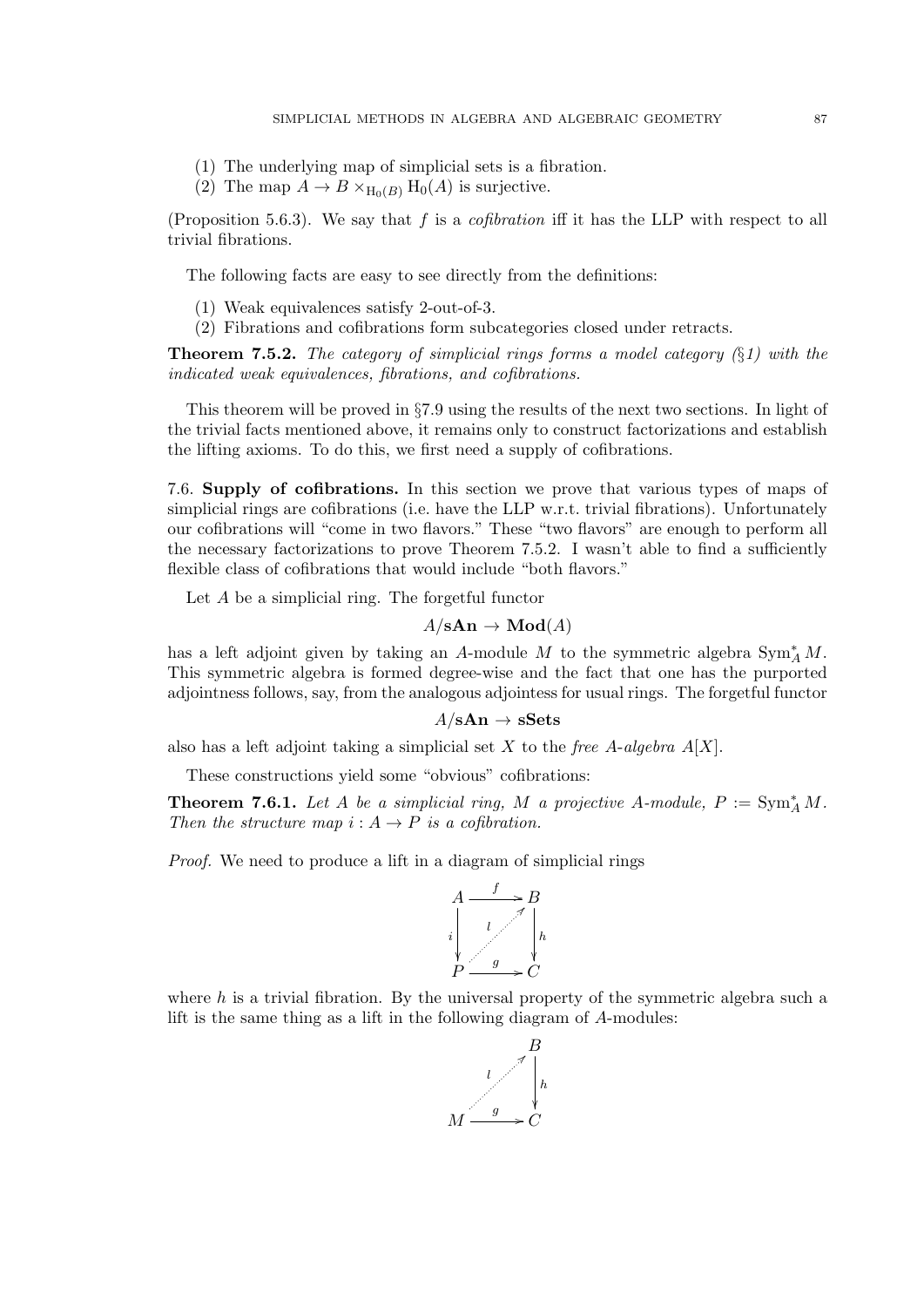(1) The underlying map of simplicial sets is a fibration.
(2) The map $A \to B \times_{\mathrm{H}_0(B)} \mathrm{H}_0(A)$ is surjective.

(Proposition 5.6.3). We say that $f$ is a *cofibration* iff it has the LLP with respect to all trivial fibrations.

The following facts are easy to see directly from the definitions:

(1) Weak equivalences satisfy 2-out-of-3.
(2) Fibrations and cofibrations form subcategories closed under retracts.

**Theorem 7.5.2.** *The category of simplicial rings forms a model category (§1) with the indicated weak equivalences, fibrations, and cofibrations.*

This theorem will be proved in §7.9 using the results of the next two sections. In light of the trivial facts mentioned above, it remains only to construct factorizations and establish the lifting axioms. To do this, we first need a supply of cofibrations.

7.6. **Supply of cofibrations.** In this section we prove that various types of maps of simplicial rings are cofibrations (i.e. have the LLP w.r.t. trivial fibrations). Unfortunately our cofibrations will "come in two flavors." These "two flavors" are enough to perform all the necessary factorizations to prove Theorem 7.5.2. I wasn't able to find a sufficiently flexible class of cofibrations that would include "both flavors."

Let $A$ be a simplicial ring. The forgetful functor

$$A/\mathbf{sAn} \to \mathbf{Mod}(A)$$

has a left adjoint given by taking an $A$-module $M$ to the symmetric algebra $\mathrm{Sym}^*_A M$. This symmetric algebra is formed degree-wise and the fact that one has the purported adjointness follows, say, from the analogous adjointess for usual rings. The forgetful functor

$$A/\mathbf{sAn} \to \mathbf{sSets}$$

also has a left adjoint taking a simplicial set $X$ to the *free $A$-algebra* $A[X]$.

These constructions yield some "obvious" cofibrations:

**Theorem 7.6.1.** *Let $A$ be a simplicial ring, $M$ a projective $A$-module, $P := \mathrm{Sym}^*_A M$. Then the structure map $i : A \to P$ is a cofibration.*

*Proof.* We need to produce a lift in a diagram of simplicial rings

$$\begin{array}{ccc} A & \xrightarrow{f} & B \\ {\scriptstyle i}\downarrow & \overset{l}{\nearrow} & \downarrow{\scriptstyle h} \\ P & \xrightarrow{g} & C \end{array}$$

where $h$ is a trivial fibration. By the universal property of the symmetric algebra such a lift is the same thing as a lift in the following diagram of $A$-modules:

$$\begin{array}{ccc} & & B \\ & \overset{l}{\nearrow} & \downarrow{\scriptstyle h} \\ M & \xrightarrow{g} & C \end{array}$$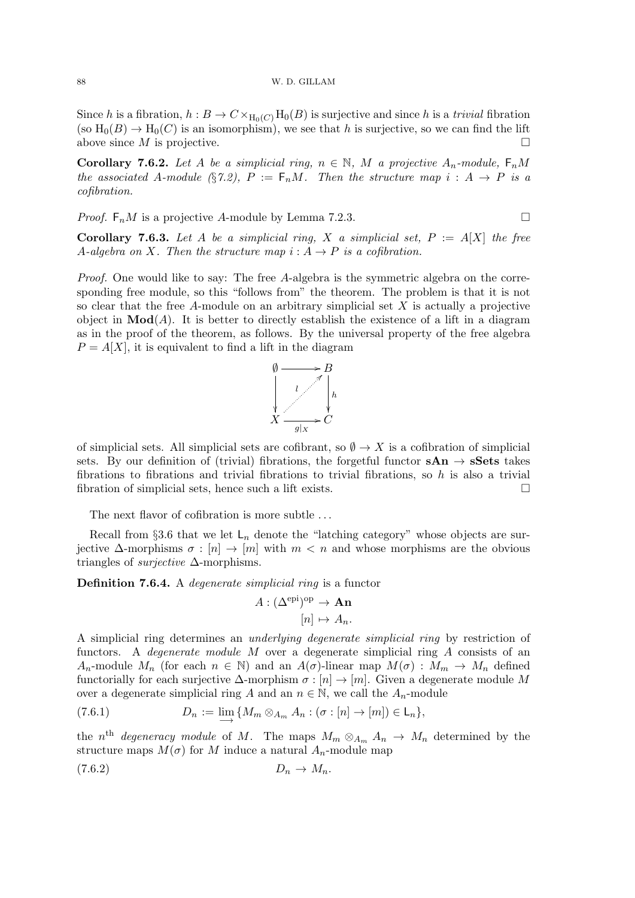Since $h$ is a fibration, $h : B \to C \times_{\mathrm{H}_0(C)} \mathrm{H}_0(B)$ is surjective and since $h$ is a *trivial* fibration (so $\mathrm{H}_0(B) \to \mathrm{H}_0(C)$ is an isomorphism), we see that $h$ is surjective, so we can find the lift above since $M$ is projective. □

**Corollary 7.6.2.** *Let $A$ be a simplicial ring, $n \in \mathbb{N}$, $M$ a projective $A_n$-module, $\mathsf{F}_n M$ the associated $A$-module (§7.2), $P := \mathsf{F}_n M$. Then the structure map $i : A \to P$ is a cofibration.*

*Proof.* $\mathsf{F}_n M$ is a projective $A$-module by Lemma 7.2.3. □

**Corollary 7.6.3.** *Let $A$ be a simplicial ring, $X$ a simplicial set, $P := A[X]$ the free $A$-algebra on $X$. Then the structure map $i : A \to P$ is a cofibration.*

*Proof.* One would like to say: The free $A$-algebra is the symmetric algebra on the corresponding free module, so this "follows from" the theorem. The problem is that it is not so clear that the free $A$-module on an arbitrary simplicial set $X$ is actually a projective object in $\mathbf{Mod}(A)$. It is better to directly establish the existence of a lift in a diagram as in the proof of the theorem, as follows. By the universal property of the free algebra $P = A[X]$, it is equivalent to find a lift in the diagram

$$\begin{array}{ccc} \emptyset & \longrightarrow & B \\ \downarrow & \overset{l}{\nearrow} & \downarrow h \\ X & \xrightarrow{g|_X} & C \end{array}$$

of simplicial sets. All simplicial sets are cofibrant, so $\emptyset \to X$ is a cofibration of simplicial sets. By our definition of (trivial) fibrations, the forgetful functor $\mathbf{sAn} \to \mathbf{sSets}$ takes fibrations to fibrations and trivial fibrations to trivial fibrations, so $h$ is also a trivial fibration of simplicial sets, hence such a lift exists. □

The next flavor of cofibration is more subtle ...

Recall from §3.6 that we let $\mathsf{L}_n$ denote the "latching category" whose objects are surjective $\Delta$-morphisms $\sigma : [n] \to [m]$ with $m < n$ and whose morphisms are the obvious triangles of *surjective* $\Delta$-morphisms.

**Definition 7.6.4.** A *degenerate simplicial ring* is a functor

$$\begin{aligned} A : (\Delta^{\mathrm{epi}})^{\mathrm{op}} &\to \mathbf{An} \\ [n] &\mapsto A_n. \end{aligned}$$

A simplicial ring determines an *underlying degenerate simplicial ring* by restriction of functors. A *degenerate module* $M$ over a degenerate simplicial ring $A$ consists of an $A_n$-module $M_n$ (for each $n \in \mathbb{N}$) and an $A(\sigma)$-linear map $M(\sigma) : M_m \to M_n$ defined functorially for each surjective $\Delta$-morphism $\sigma : [n] \to [m]$. Given a degenerate module $M$ over a degenerate simplicial ring $A$ and an $n \in \mathbb{N}$, we call the $A_n$-module

$$D_n := \varinjlim \{ M_m \otimes_{A_m} A_n : (\sigma : [n] \to [m]) \in \mathsf{L}_n \}, \tag{7.6.1}$$

the $n^{\text{th}}$ *degeneracy module* of $M$. The maps $M_m \otimes_{A_m} A_n \to M_n$ determined by the structure maps $M(\sigma)$ for $M$ induce a natural $A_n$-module map

$$D_n \to M_n. \tag{7.6.2}$$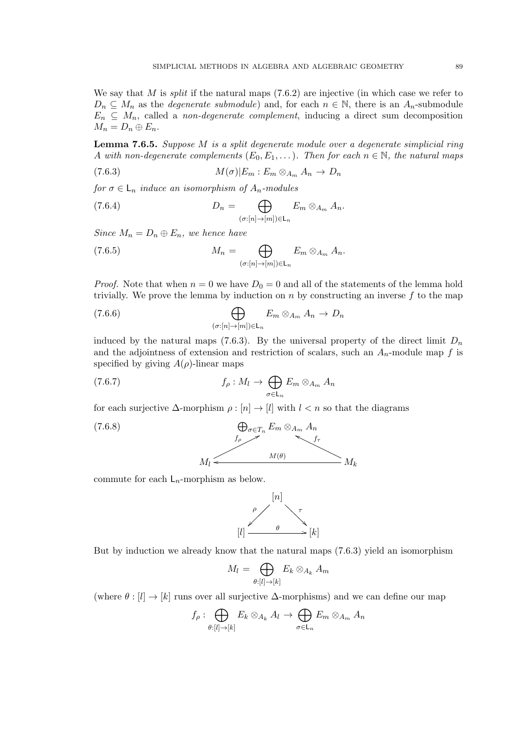We say that $M$ is *split* if the natural maps (7.6.2) are injective (in which case we refer to $D_n \subseteq M_n$ as the *degenerate submodule*) and, for each $n \in \mathbb{N}$, there is an $A_n$-submodule $E_n \subseteq M_n$, called a *non-degenerate complement*, inducing a direct sum decomposition $M_n = D_n \oplus E_n$.

**Lemma 7.6.5.** *Suppose $M$ is a split degenerate module over a degenerate simplicial ring $A$ with non-degenerate complements $(E_0, E_1, \dots)$. Then for each $n \in \mathbb{N}$, the natural maps*

$$M(\sigma)|E_m : E_m \otimes_{A_m} A_n \to D_n \tag{7.6.3}$$

*for $\sigma \in \mathsf{L}_n$ induce an isomorphism of $A_n$-modules*

$$D_n = \bigoplus_{(\sigma:[n]\to[m])\in \mathsf{L}_n} E_m \otimes_{A_m} A_n. \tag{7.6.4}$$

*Since $M_n = D_n \oplus E_n$, we hence have*

$$M_n = \bigoplus_{(\sigma:[n]\to[m])\in \mathsf{L}_n} E_m \otimes_{A_m} A_n. \tag{7.6.5}$$

*Proof.* Note that when $n = 0$ we have $D_0 = 0$ and all of the statements of the lemma hold trivially. We prove the lemma by induction on $n$ by constructing an inverse $f$ to the map

$$\bigoplus_{(\sigma:[n]\to[m])\in \mathsf{L}_n} E_m \otimes_{A_m} A_n \to D_n \tag{7.6.6}$$

induced by the natural maps (7.6.3). By the universal property of the direct limit $D_n$ and the adjointness of extension and restriction of scalars, such an $A_n$-module map $f$ is specified by giving $A(\rho)$-linear maps

$$f_\rho : M_l \to \bigoplus_{\sigma \in \mathsf{L}_n} E_m \otimes_{A_m} A_n \tag{7.6.7}$$

for each surjective $\Delta$-morphism $\rho : [n] \to [l]$ with $l < n$ so that the diagrams

$$\begin{array}{ccc} & \bigoplus_{\sigma\in T_n} E_m \otimes_{A_m} A_n & \\ {}^{f_\rho}\nearrow & & \nwarrow^{f_\tau} \\ M_l & \xleftarrow{\quad M(\theta) \quad} & M_k \end{array} \tag{7.6.8}$$

commute for each $\mathsf{L}_n$-morphism as below.

$$\begin{array}{ccc} & [n] & \\ {}^{\rho}\swarrow & & \searrow^{\tau} \\ [l] & \xrightarrow{\quad \theta \quad} & [k] \end{array}$$

But by induction we already know that the natural maps (7.6.3) yield an isomorphism

$$M_l = \bigoplus_{\theta:[l]\to[k]} E_k \otimes_{A_k} A_m$$

(where $\theta : [l] \to [k]$ runs over all surjective $\Delta$-morphisms) and we can define our map

$$f_\rho : \bigoplus_{\theta:[l]\to[k]} E_k \otimes_{A_k} A_l \to \bigoplus_{\sigma \in \mathsf{L}_n} E_m \otimes_{A_m} A_n$$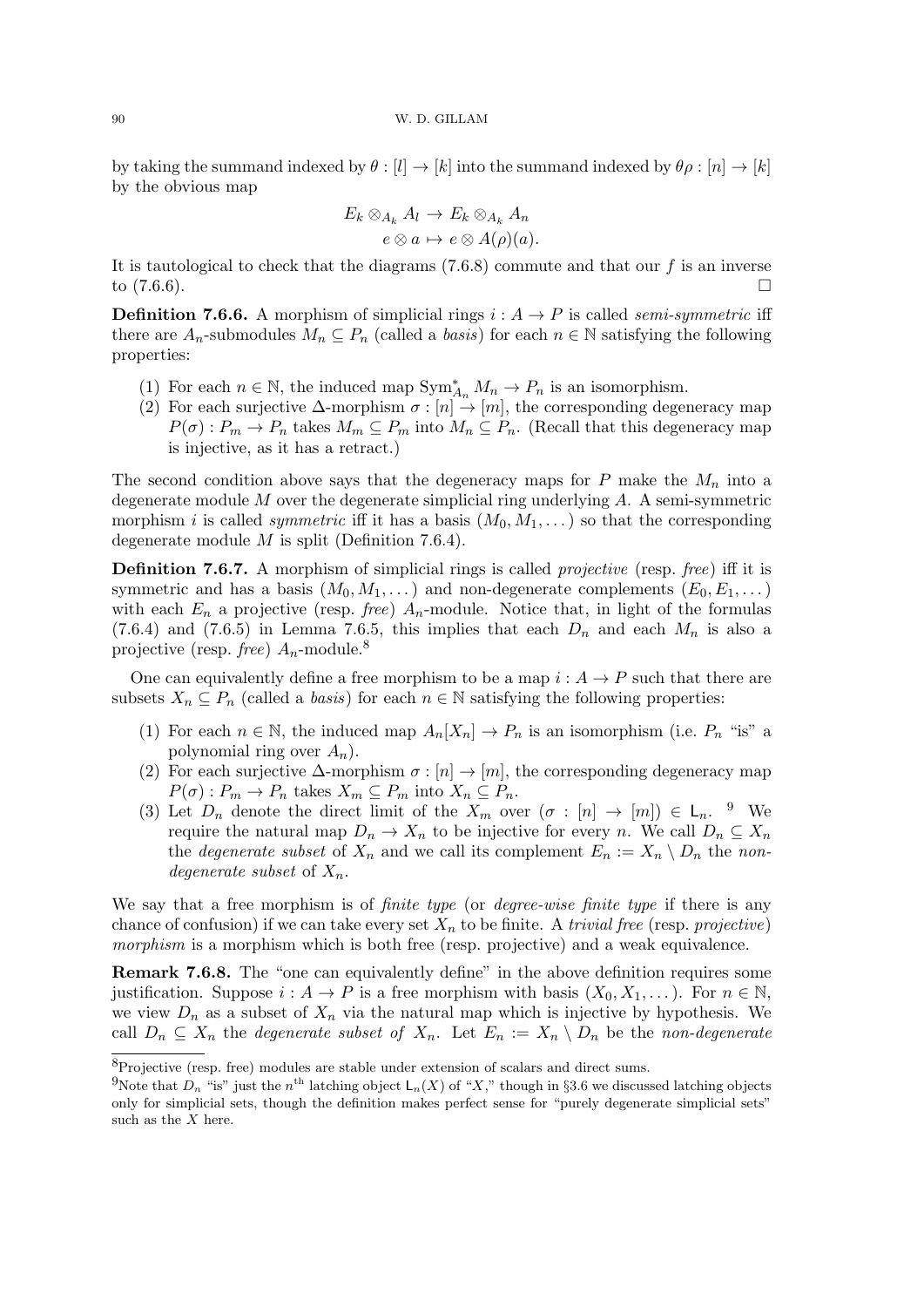by taking the summand indexed by $\theta : [l] \to [k]$ into the summand indexed by $\theta\rho : [n] \to [k]$ by the obvious map

$$\begin{aligned} E_k \otimes_{A_k} A_l &\to E_k \otimes_{A_k} A_n \\ e \otimes a &\mapsto e \otimes A(\rho)(a). \end{aligned}$$

It is tautological to check that the diagrams (7.6.8) commute and that our $f$ is an inverse to (7.6.6). $\square$

**Definition 7.6.6.** A morphism of simplicial rings $i : A \to P$ is called *semi-symmetric* iff there are $A_n$-submodules $M_n \subseteq P_n$ (called a *basis*) for each $n \in \mathbb{N}$ satisfying the following properties:

1. For each $n \in \mathbb{N}$, the induced map $\operatorname{Sym}^*_{A_n} M_n \to P_n$ is an isomorphism.
2. For each surjective $\Delta$-morphism $\sigma : [n] \to [m]$, the corresponding degeneracy map $P(\sigma) : P_m \to P_n$ takes $M_m \subseteq P_m$ into $M_n \subseteq P_n$. (Recall that this degeneracy map is injective, as it has a retract.)

The second condition above says that the degeneracy maps for $P$ make the $M_n$ into a degenerate module $M$ over the degenerate simplicial ring underlying $A$. A semi-symmetric morphism $i$ is called *symmetric* iff it has a basis $(M_0, M_1, \dots)$ so that the corresponding degenerate module $M$ is split (Definition 7.6.4).

**Definition 7.6.7.** A morphism of simplicial rings is called *projective* (resp. *free*) iff it is symmetric and has a basis $(M_0, M_1, \dots)$ and non-degenerate complements $(E_0, E_1, \dots)$ with each $E_n$ a projective (resp. *free*) $A_n$-module. Notice that, in light of the formulas (7.6.4) and (7.6.5) in Lemma 7.6.5, this implies that each $D_n$ and each $M_n$ is also a projective (resp. *free*) $A_n$-module.[8]

One can equivalently define a free morphism to be a map $i : A \to P$ such that there are subsets $X_n \subseteq P_n$ (called a *basis*) for each $n \in \mathbb{N}$ satisfying the following properties:

1. For each $n \in \mathbb{N}$, the induced map $A_n[X_n] \to P_n$ is an isomorphism (i.e. $P_n$ "is" a polynomial ring over $A_n$).
2. For each surjective $\Delta$-morphism $\sigma : [n] \to [m]$, the corresponding degeneracy map $P(\sigma) : P_m \to P_n$ takes $X_m \subseteq P_m$ into $X_n \subseteq P_n$.
3. Let $D_n$ denote the direct limit of the $X_m$ over $(\sigma : [n] \to [m]) \in \mathsf{L}_n$. [9] We require the natural map $D_n \to X_n$ to be injective for every $n$. We call $D_n \subseteq X_n$ the *degenerate subset* of $X_n$ and we call its complement $E_n := X_n \setminus D_n$ the *non-degenerate subset* of $X_n$.

We say that a free morphism is of *finite type* (or *degree-wise finite type* if there is any chance of confusion) if we can take every set $X_n$ to be finite. A *trivial free* (resp. *projective*) *morphism* is a morphism which is both free (resp. projective) and a weak equivalence.

**Remark 7.6.8.** The "one can equivalently define" in the above definition requires some justification. Suppose $i : A \to P$ is a free morphism with basis $(X_0, X_1, \dots)$. For $n \in \mathbb{N}$, we view $D_n$ as a subset of $X_n$ via the natural map which is injective by hypothesis. We call $D_n \subseteq X_n$ the *degenerate subset of* $X_n$. Let $E_n := X_n \setminus D_n$ be the *non-degenerate*

---

[8] Projective (resp. free) modules are stable under extension of scalars and direct sums.

[9] Note that $D_n$ "is" just the $n^{\text{th}}$ latching object $\mathsf{L}_n(X)$ of "$X$," though in §3.6 we discussed latching objects only for simplicial sets, though the definition makes perfect sense for "purely degenerate simplicial sets" such as the $X$ here.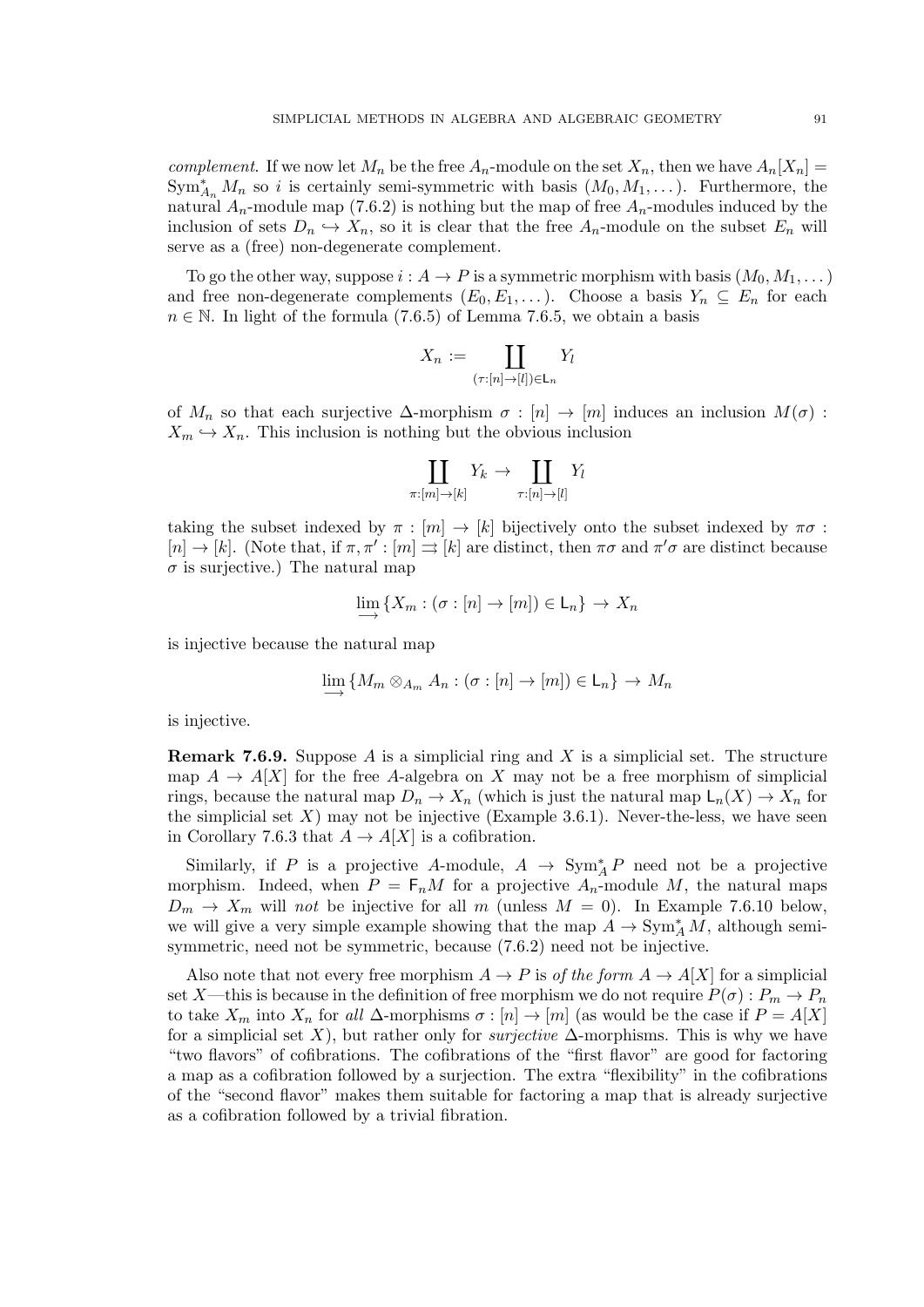*complement*. If we now let $M_n$ be the free $A_n$-module on the set $X_n$, then we have $A_n[X_n] = \operatorname{Sym}^*_{A_n} M_n$ so $i$ is certainly semi-symmetric with basis $(M_0, M_1, \dots)$. Furthermore, the natural $A_n$-module map (7.6.2) is nothing but the map of free $A_n$-modules induced by the inclusion of sets $D_n \hookrightarrow X_n$, so it is clear that the free $A_n$-module on the subset $E_n$ will serve as a (free) non-degenerate complement.

To go the other way, suppose $i : A \to P$ is a symmetric morphism with basis $(M_0, M_1, \dots)$ and free non-degenerate complements $(E_0, E_1, \dots)$. Choose a basis $Y_n \subseteq E_n$ for each $n \in \mathbb{N}$. In light of the formula (7.6.5) of Lemma 7.6.5, we obtain a basis

$$X_n := \coprod_{(\tau:[n]\to[l])\in \mathsf{L}_n} Y_l$$

of $M_n$ so that each surjective $\Delta$-morphism $\sigma : [n] \to [m]$ induces an inclusion $M(\sigma) : X_m \hookrightarrow X_n$. This inclusion is nothing but the obvious inclusion

$$\coprod_{\pi:[m]\to[k]} Y_k \to \coprod_{\tau:[n]\to[l]} Y_l$$

taking the subset indexed by $\pi : [m] \to [k]$ bijectively onto the subset indexed by $\pi\sigma : [n] \to [k]$. (Note that, if $\pi, \pi' : [m] \rightrightarrows [k]$ are distinct, then $\pi\sigma$ and $\pi'\sigma$ are distinct because $\sigma$ is surjective.) The natural map

$$\varinjlim \{X_m : (\sigma : [n] \to [m]) \in \mathsf{L}_n\} \to X_n$$

is injective because the natural map

$$\varinjlim \{M_m \otimes_{A_m} A_n : (\sigma : [n] \to [m]) \in \mathsf{L}_n\} \to M_n$$

is injective.

**Remark 7.6.9.** Suppose $A$ is a simplicial ring and $X$ is a simplicial set. The structure map $A \to A[X]$ for the free $A$-algebra on $X$ may not be a free morphism of simplicial rings, because the natural map $D_n \to X_n$ (which is just the natural map $\mathsf{L}_n(X) \to X_n$ for the simplicial set $X$) may not be injective (Example 3.6.1). Never-the-less, we have seen in Corollary 7.6.3 that $A \to A[X]$ is a cofibration.

Similarly, if $P$ is a projective $A$-module, $A \to \operatorname{Sym}^*_A P$ need not be a projective morphism. Indeed, when $P = \mathsf{F}_n M$ for a projective $A_n$-module $M$, the natural maps $D_m \to X_m$ will *not* be injective for all $m$ (unless $M = 0$). In Example 7.6.10 below, we will give a very simple example showing that the map $A \to \operatorname{Sym}^*_A M$, although semi-symmetric, need not be symmetric, because (7.6.2) need not be injective.

Also note that not every free morphism $A \to P$ is *of the form* $A \to A[X]$ for a simplicial set $X$—this is because in the definition of free morphism we do not require $P(\sigma) : P_m \to P_n$ to take $X_m$ into $X_n$ for *all* $\Delta$-morphisms $\sigma : [n] \to [m]$ (as would be the case if $P = A[X]$ for a simplicial set $X$), but rather only for *surjective* $\Delta$-morphisms. This is why we have "two flavors" of cofibrations. The cofibrations of the "first flavor" are good for factoring a map as a cofibration followed by a surjection. The extra "flexibility" in the cofibrations of the "second flavor" makes them suitable for factoring a map that is already surjective as a cofibration followed by a trivial fibration.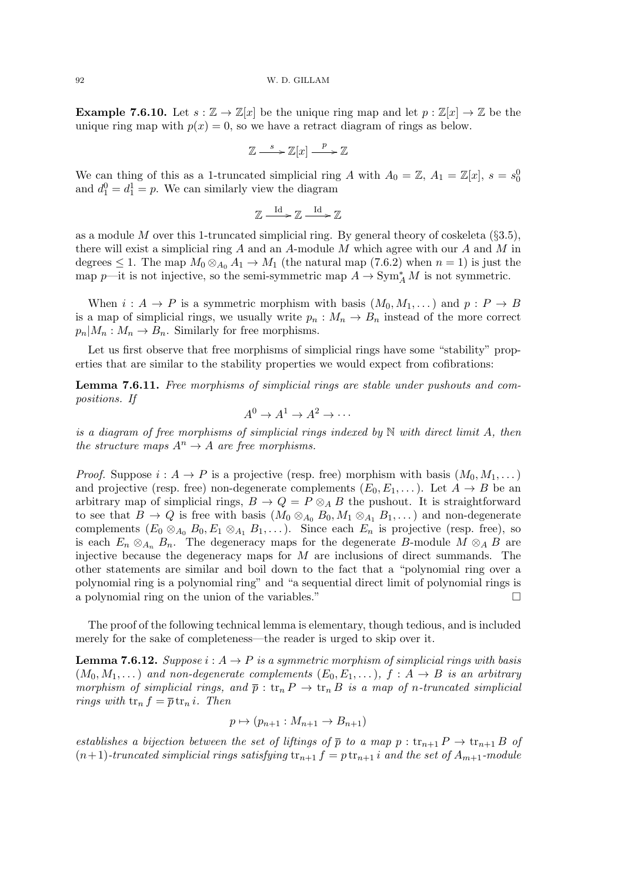**Example 7.6.10.** Let $s : \mathbb{Z} \to \mathbb{Z}[x]$ be the unique ring map and let $p : \mathbb{Z}[x] \to \mathbb{Z}$ be the unique ring map with $p(x) = 0$, so we have a retract diagram of rings as below.

$$\mathbb{Z} \xrightarrow{s} \mathbb{Z}[x] \xrightarrow{p} \mathbb{Z}$$

We can thing of this as a 1-truncated simplicial ring $A$ with $A_0 = \mathbb{Z}$, $A_1 = \mathbb{Z}[x]$, $s = s_0^0$ and $d_1^0 = d_1^1 = p$. We can similarly view the diagram

$$\mathbb{Z} \xrightarrow{\text{Id}} \mathbb{Z} \xrightarrow{\text{Id}} \mathbb{Z}$$

as a module $M$ over this 1-truncated simplicial ring. By general theory of coskeleta (§3.5), there will exist a simplicial ring $A$ and an $A$-module $M$ which agree with our $A$ and $M$ in degrees $\leq 1$. The map $M_0 \otimes_{A_0} A_1 \to M_1$ (the natural map (7.6.2) when $n = 1$) is just the map $p$—it is not injective, so the semi-symmetric map $A \to \operatorname{Sym}^*_A M$ is not symmetric.

When $i : A \to P$ is a symmetric morphism with basis $(M_0, M_1, \dots)$ and $p : P \to B$ is a map of simplicial rings, we usually write $p_n : M_n \to B_n$ instead of the more correct $p_n | M_n : M_n \to B_n$. Similarly for free morphisms.

Let us first observe that free morphisms of simplicial rings have some "stability" properties that are similar to the stability properties we would expect from cofibrations:

**Lemma 7.6.11.** *Free morphisms of simplicial rings are stable under pushouts and compositions. If*

$$A^0 \to A^1 \to A^2 \to \cdots$$

*is a diagram of free morphisms of simplicial rings indexed by* $\mathbb{N}$ *with direct limit* $A$*, then the structure maps* $A^n \to A$ *are free morphisms.*

*Proof.* Suppose $i : A \to P$ is a projective (resp. free) morphism with basis $(M_0, M_1, \dots)$ and projective (resp. free) non-degenerate complements $(E_0, E_1, \dots)$. Let $A \to B$ be an arbitrary map of simplicial rings, $B \to Q = P \otimes_A B$ the pushout. It is straightforward to see that $B \to Q$ is free with basis $(M_0 \otimes_{A_0} B_0, M_1 \otimes_{A_1} B_1, \dots)$ and non-degenerate complements $(E_0 \otimes_{A_0} B_0, E_1 \otimes_{A_1} B_1, \dots)$. Since each $E_n$ is projective (resp. free), so is each $E_n \otimes_{A_n} B_n$. The degeneracy maps for the degenerate $B$-module $M \otimes_A B$ are injective because the degeneracy maps for $M$ are inclusions of direct summands. The other statements are similar and boil down to the fact that a "polynomial ring over a polynomial ring is a polynomial ring" and "a sequential direct limit of polynomial rings is a polynomial ring on the union of the variables." $\square$

The proof of the following technical lemma is elementary, though tedious, and is included merely for the sake of completeness—the reader is urged to skip over it.

**Lemma 7.6.12.** *Suppose* $i : A \to P$ *is a symmetric morphism of simplicial rings with basis* $(M_0, M_1, \dots)$ *and non-degenerate complements* $(E_0, E_1, \dots)$*,* $f : A \to B$ *is an arbitrary morphism of simplicial rings, and* $\overline{p} : \operatorname{tr}_n P \to \operatorname{tr}_n B$ *is a map of* $n$*-truncated simplicial rings with* $\operatorname{tr}_n f = \overline{p} \operatorname{tr}_n i$*. Then*

$$p \mapsto (p_{n+1} : M_{n+1} \to B_{n+1})$$

*establishes a bijection between the set of liftings of* $\overline{p}$ *to a map* $p : \operatorname{tr}_{n+1} P \to \operatorname{tr}_{n+1} B$ *of* $(n+1)$*-truncated simplicial rings satisfying* $\operatorname{tr}_{n+1} f = p \operatorname{tr}_{n+1} i$ *and the set of* $A_{m+1}$*-module*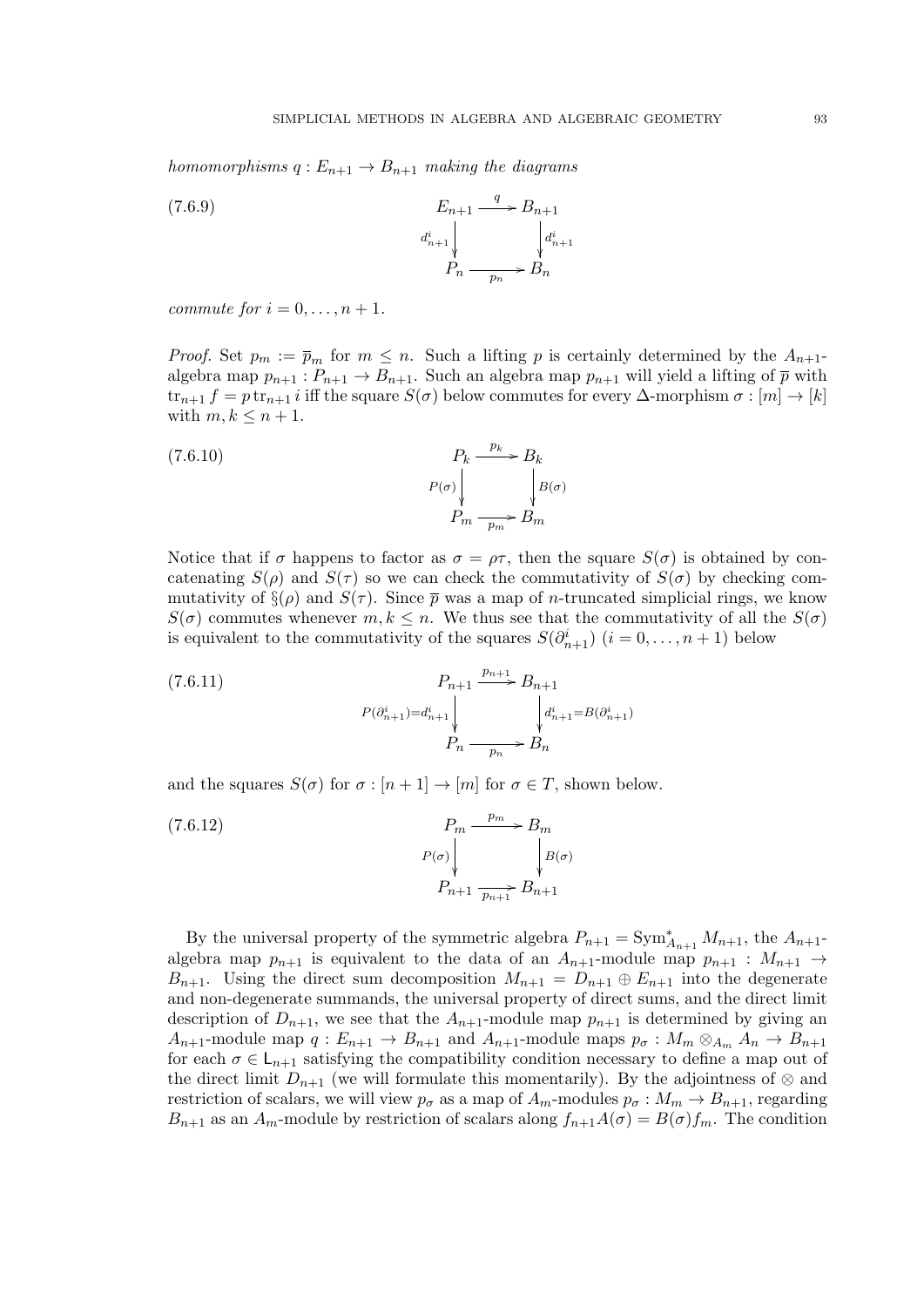*homomorphisms* $q : E_{n+1} \to B_{n+1}$ *making the diagrams*

$$
\begin{array}{ccc}
E_{n+1} & \xrightarrow{q} & B_{n+1} \\
{\scriptstyle d^i_{n+1}} \downarrow & & \downarrow {\scriptstyle d^i_{n+1}} \\
P_n & \xrightarrow[p_n]{} & B_n
\end{array}
\tag{7.6.9}
$$

*commute for* $i = 0, \dots, n+1$.

*Proof.* Set $p_m := \overline{p}_m$ for $m \leq n$. Such a lifting $p$ is certainly determined by the $A_{n+1}$-algebra map $p_{n+1} : P_{n+1} \to B_{n+1}$. Such an algebra map $p_{n+1}$ will yield a lifting of $\overline{p}$ with $\operatorname{tr}_{n+1} f = p \operatorname{tr}_{n+1} i$ iff the square $S(\sigma)$ below commutes for every $\Delta$-morphism $\sigma : [m] \to [k]$ with $m, k \leq n+1$.

$$
\begin{array}{ccc}
P_k & \xrightarrow{p_k} & B_k \\
{\scriptstyle P(\sigma)} \downarrow & & \downarrow {\scriptstyle B(\sigma)} \\
P_m & \xrightarrow[p_m]{} & B_m
\end{array}
\tag{7.6.10}
$$

Notice that if $\sigma$ happens to factor as $\sigma = \rho\tau$, then the square $S(\sigma)$ is obtained by concatenating $S(\rho)$ and $S(\tau)$ so we can check the commutativity of $S(\sigma)$ by checking commutativity of $\S(\rho)$ and $S(\tau)$. Since $\overline{p}$ was a map of $n$-truncated simplicial rings, we know $S(\sigma)$ commutes whenever $m, k \leq n$. We thus see that the commutativity of all the $S(\sigma)$ is equivalent to the commutativity of the squares $S(\partial^i_{n+1})$ $(i = 0, \dots, n+1)$ below

$$
\begin{array}{ccc}
P_{n+1} & \xrightarrow{p_{n+1}} & B_{n+1} \\
{\scriptstyle P(\partial^i_{n+1}) = d^i_{n+1}} \downarrow & & \downarrow {\scriptstyle d^i_{n+1} = B(\partial^i_{n+1})} \\
P_n & \xrightarrow[p_n]{} & B_n
\end{array}
\tag{7.6.11}
$$

and the squares $S(\sigma)$ for $\sigma : [n+1] \to [m]$ for $\sigma \in T$, shown below.

$$
\begin{array}{ccc}
P_m & \xrightarrow{p_m} & B_m \\
{\scriptstyle P(\sigma)} \downarrow & & \downarrow {\scriptstyle B(\sigma)} \\
P_{n+1} & \xrightarrow[p_{n+1}]{} & B_{n+1}
\end{array}
\tag{7.6.12}
$$

By the universal property of the symmetric algebra $P_{n+1} = \operatorname{Sym}^*_{A_{n+1}} M_{n+1}$, the $A_{n+1}$-algebra map $p_{n+1}$ is equivalent to the data of an $A_{n+1}$-module map $p_{n+1} : M_{n+1} \to B_{n+1}$. Using the direct sum decomposition $M_{n+1} = D_{n+1} \oplus E_{n+1}$ into the degenerate and non-degenerate summands, the universal property of direct sums, and the direct limit description of $D_{n+1}$, we see that the $A_{n+1}$-module map $p_{n+1}$ is determined by giving an $A_{n+1}$-module map $q : E_{n+1} \to B_{n+1}$ and $A_{n+1}$-module maps $p_\sigma : M_m \otimes_{A_m} A_n \to B_{n+1}$ for each $\sigma \in \mathsf{L}_{n+1}$ satisfying the compatibility condition necessary to define a map out of the direct limit $D_{n+1}$ (we will formulate this momentarily). By the adjointness of $\otimes$ and restriction of scalars, we will view $p_\sigma$ as a map of $A_m$-modules $p_\sigma : M_m \to B_{n+1}$, regarding $B_{n+1}$ as an $A_m$-module by restriction of scalars along $f_{n+1} A(\sigma) = B(\sigma) f_m$. The condition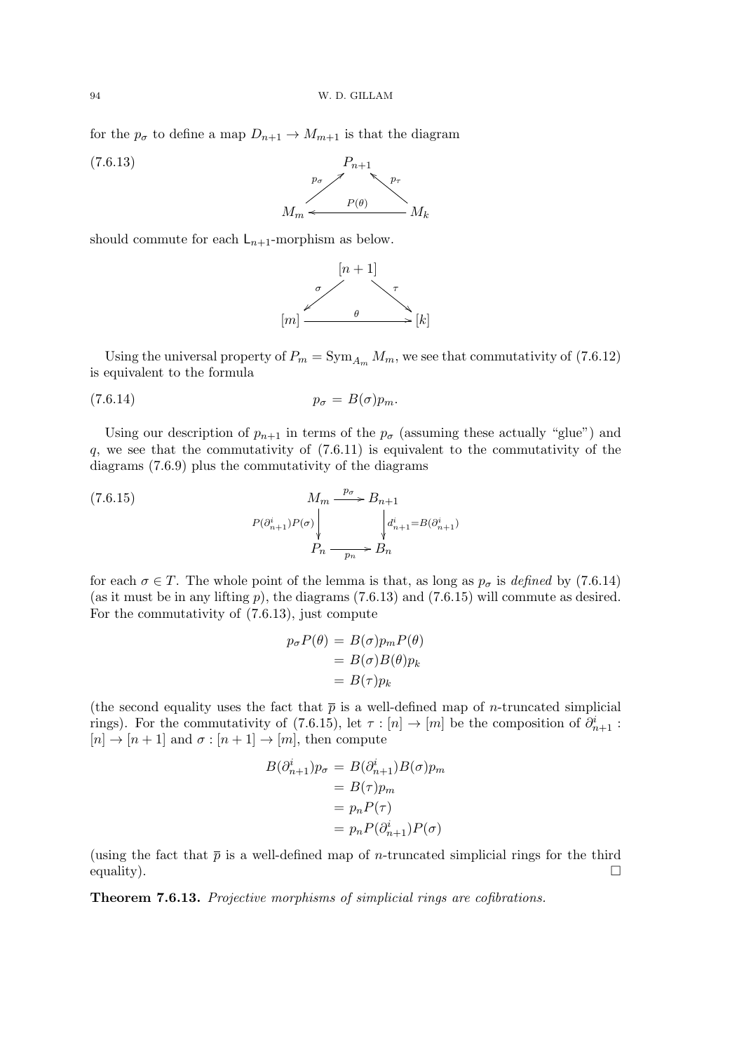for the $p_\sigma$ to define a map $D_{n+1} \to M_{m+1}$ is that the diagram

$$
\begin{array}{ccccc}
 & & P_{n+1} & & \\
 & \overset{p_\sigma}{\nearrow} & & \overset{p_\tau}{\nwarrow} & \\
M_m & & \xleftarrow{P(\theta)} & & M_k
\end{array}
\tag{7.6.13}
$$

should commute for each $\mathsf{L}_{n+1}$-morphism as below.

$$
\begin{array}{ccccc}
 & & [n+1] & & \\
 & \overset{\sigma}{\swarrow} & & \overset{\tau}{\searrow} & \\
[m] & & \xrightarrow{\theta} & & [k]
\end{array}
$$

Using the universal property of $P_m = \operatorname{Sym}_{A_m} M_m$, we see that commutativity of (7.6.12) is equivalent to the formula

$$p_\sigma = B(\sigma) p_m. \tag{7.6.14}$$

Using our description of $p_{n+1}$ in terms of the $p_\sigma$ (assuming these actually "glue") and $q$, we see that the commutativity of (7.6.11) is equivalent to the commutativity of the diagrams (7.6.9) plus the commutativity of the diagrams

$$
\begin{array}{ccc}
M_m & \xrightarrow{p_\sigma} & B_{n+1} \\
{\scriptstyle P(\partial^i_{n+1})P(\sigma)} \downarrow & & \downarrow {\scriptstyle d^i_{n+1} = B(\partial^i_{n+1})} \\
P_n & \xrightarrow[p_n]{} & B_n
\end{array}
\tag{7.6.15}
$$

for each $\sigma \in T$. The whole point of the lemma is that, as long as $p_\sigma$ is *defined* by (7.6.14) (as it must be in any lifting $p$), the diagrams (7.6.13) and (7.6.15) will commute as desired. For the commutativity of (7.6.13), just compute

$$
\begin{aligned}
p_\sigma P(\theta) &= B(\sigma) p_m P(\theta) \\
&= B(\sigma) B(\theta) p_k \\
&= B(\tau) p_k
\end{aligned}
$$

(the second equality uses the fact that $\overline{p}$ is a well-defined map of $n$-truncated simplicial rings). For the commutativity of (7.6.15), let $\tau : [n] \to [m]$ be the composition of $\partial^i_{n+1} : [n] \to [n+1]$ and $\sigma : [n+1] \to [m]$, then compute

$$
\begin{aligned}
B(\partial^i_{n+1}) p_\sigma &= B(\partial^i_{n+1}) B(\sigma) p_m \\
&= B(\tau) p_m \\
&= p_n P(\tau) \\
&= p_n P(\partial^i_{n+1}) P(\sigma)
\end{aligned}
$$

(using the fact that $\overline{p}$ is a well-defined map of $n$-truncated simplicial rings for the third equality). $\square$

**Theorem 7.6.13.** *Projective morphisms of simplicial rings are cofibrations.*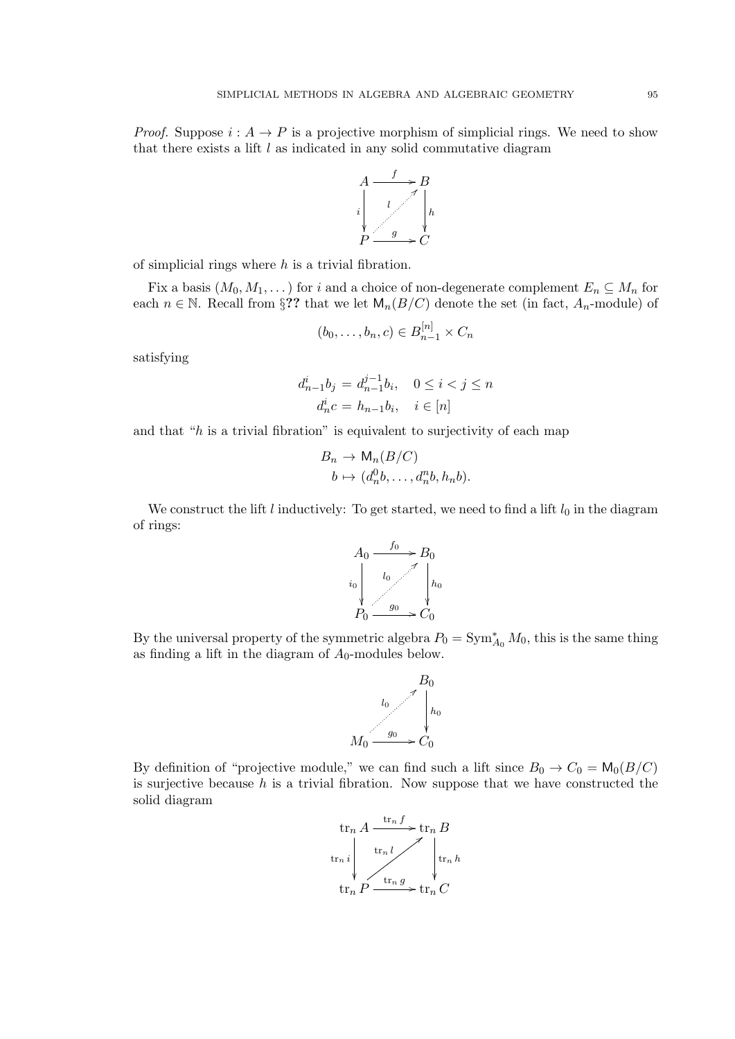*Proof.* Suppose $i : A \to P$ is a projective morphism of simplicial rings. We need to show that there exists a lift $l$ as indicated in any solid commutative diagram

$$\begin{array}{ccc} A & \xrightarrow{f} & B \\ {\scriptstyle i}\downarrow & \overset{l}{\nearrow} & \downarrow{\scriptstyle h} \\ P & \xrightarrow{g} & C \end{array}$$

of simplicial rings where $h$ is a trivial fibration.

Fix a basis $(M_0, M_1, \dots)$ for $i$ and a choice of non-degenerate complement $E_n \subseteq M_n$ for each $n \in \mathbb{N}$. Recall from §**??** that we let $\mathsf{M}_n(B/C)$ denote the set (in fact, $A_n$-module) of

$$(b_0, \dots, b_n, c) \in B_{n-1}^{[n]} \times C_n$$

satisfying

$$\begin{aligned} d^i_{n-1} b_j &= d^{j-1}_{n-1} b_i, \quad 0 \le i < j \le n \\ d^i_n c &= h_{n-1} b_i, \quad i \in [n] \end{aligned}$$

and that "$h$ is a trivial fibration" is equivalent to surjectivity of each map

$$\begin{aligned} B_n &\to \mathsf{M}_n(B/C) \\ b &\mapsto (d^0_n b, \dots, d^n_n b, h_n b). \end{aligned}$$

We construct the lift $l$ inductively: To get started, we need to find a lift $l_0$ in the diagram of rings:

$$\begin{array}{ccc} A_0 & \xrightarrow{f_0} & B_0 \\ {\scriptstyle i_0}\downarrow & \overset{l_0}{\nearrow} & \downarrow{\scriptstyle h_0} \\ P_0 & \xrightarrow{g_0} & C_0 \end{array}$$

By the universal property of the symmetric algebra $P_0 = \mathrm{Sym}^*_{A_0} M_0$, this is the same thing as finding a lift in the diagram of $A_0$-modules below.

$$\begin{array}{ccc} & & B_0 \\ & \overset{l_0}{\nearrow} & \downarrow{\scriptstyle h_0} \\ M_0 & \xrightarrow{g_0} & C_0 \end{array}$$

By definition of "projective module," we can find such a lift since $B_0 \to C_0 = \mathsf{M}_0(B/C)$ is surjective because $h$ is a trivial fibration. Now suppose that we have constructed the solid diagram

$$\begin{array}{ccc} \mathrm{tr}_n A & \xrightarrow{\mathrm{tr}_n f} & \mathrm{tr}_n B \\ {\scriptstyle \mathrm{tr}_n i}\downarrow & \overset{\mathrm{tr}_n l}{\nearrow} & \downarrow{\scriptstyle \mathrm{tr}_n h} \\ \mathrm{tr}_n P & \xrightarrow{\mathrm{tr}_n g} & \mathrm{tr}_n C \end{array}$$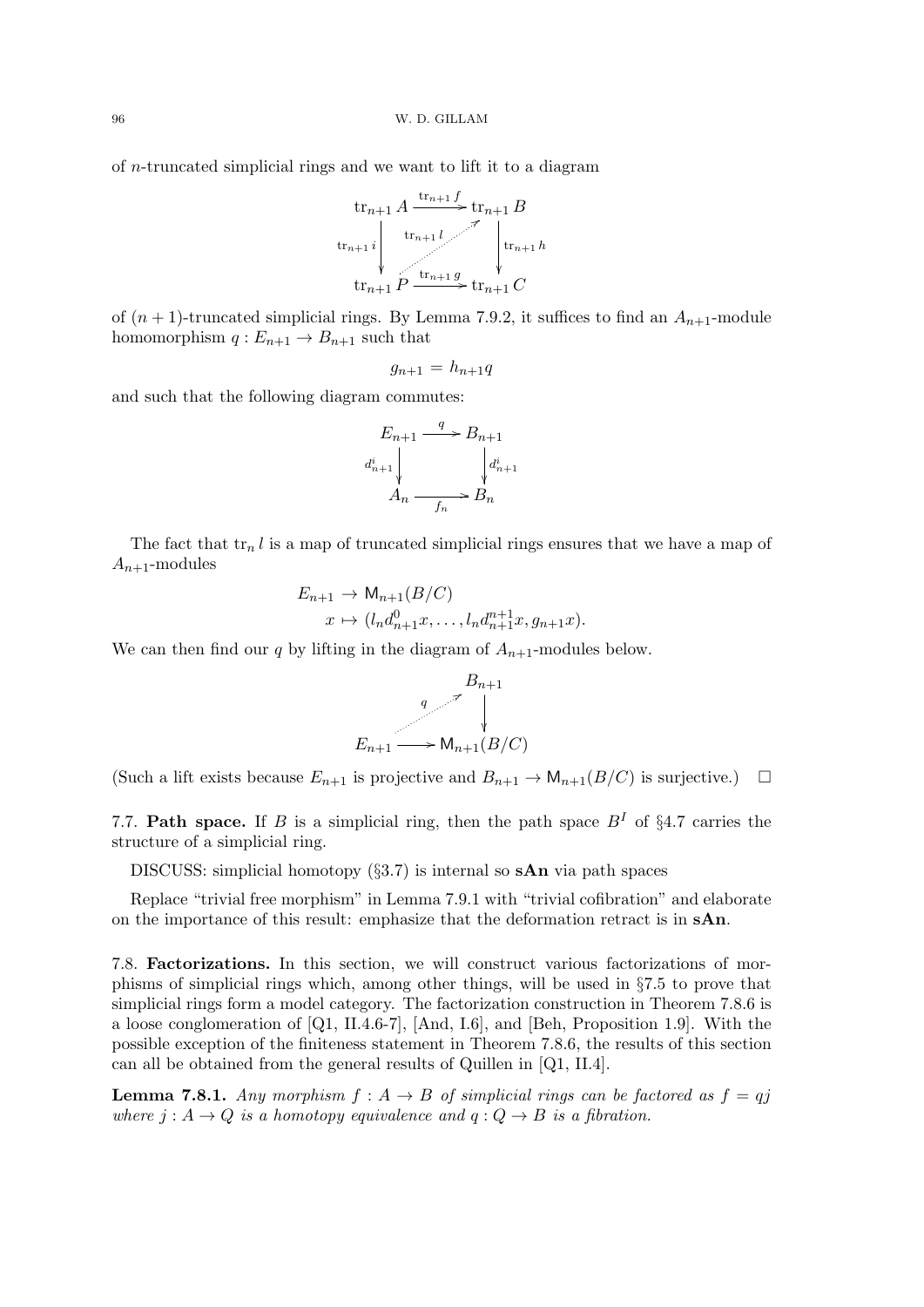of $n$-truncated simplicial rings and we want to lift it to a diagram

$$\begin{array}{ccc} \operatorname{tr}_{n+1} A & \xrightarrow{\operatorname{tr}_{n+1} f} & \operatorname{tr}_{n+1} B \\ {\scriptstyle \operatorname{tr}_{n+1} i} \downarrow & \overset{\operatorname{tr}_{n+1} l}{\nearrow} & \downarrow {\scriptstyle \operatorname{tr}_{n+1} h} \\ \operatorname{tr}_{n+1} P & \xrightarrow{\operatorname{tr}_{n+1} g} & \operatorname{tr}_{n+1} C \end{array}$$

of $(n+1)$-truncated simplicial rings. By Lemma 7.9.2, it suffices to find an $A_{n+1}$-module homomorphism $q : E_{n+1} \to B_{n+1}$ such that

$$g_{n+1} = h_{n+1} q$$

and such that the following diagram commutes:

$$\begin{array}{ccc} E_{n+1} & \xrightarrow{q} & B_{n+1} \\ {\scriptstyle d^i_{n+1}} \downarrow & & \downarrow {\scriptstyle d^i_{n+1}} \\ A_n & \xrightarrow{f_n} & B_n \end{array}$$

The fact that $\operatorname{tr}_n l$ is a map of truncated simplicial rings ensures that we have a map of $A_{n+1}$-modules

$$\begin{aligned} E_{n+1} &\to \mathsf{M}_{n+1}(B/C) \\ x &\mapsto (l_n d^0_{n+1} x, \dots, l_n d^{n+1}_{n+1} x, g_{n+1} x). \end{aligned}$$

We can then find our $q$ by lifting in the diagram of $A_{n+1}$-modules below.

$$\begin{array}{ccc} & & B_{n+1} \\ & \overset{q}{\nearrow} & \downarrow \\ E_{n+1} & \longrightarrow & \mathsf{M}_{n+1}(B/C) \end{array}$$

(Such a lift exists because $E_{n+1}$ is projective and $B_{n+1} \to \mathsf{M}_{n+1}(B/C)$ is surjective.) $\square$

7.7. **Path space.** If $B$ is a simplicial ring, then the path space $B^I$ of §4.7 carries the structure of a simplicial ring.

DISCUSS: simplicial homotopy (§3.7) is internal so **sAn** via path spaces

Replace "trivial free morphism" in Lemma 7.9.1 with "trivial cofibration" and elaborate on the importance of this result: emphasize that the deformation retract is in **sAn**.

7.8. **Factorizations.** In this section, we will construct various factorizations of morphisms of simplicial rings which, among other things, will be used in §7.5 to prove that simplicial rings form a model category. The factorization construction in Theorem 7.8.6 is a loose conglomeration of [Q1, II.4.6-7], [And, I.6], and [Beh, Proposition 1.9]. With the possible exception of the finiteness statement in Theorem 7.8.6, the results of this section can all be obtained from the general results of Quillen in [Q1, II.4].

**Lemma 7.8.1.** *Any morphism $f : A \to B$ of simplicial rings can be factored as $f = qj$ where $j : A \to Q$ is a homotopy equivalence and $q : Q \to B$ is a fibration.*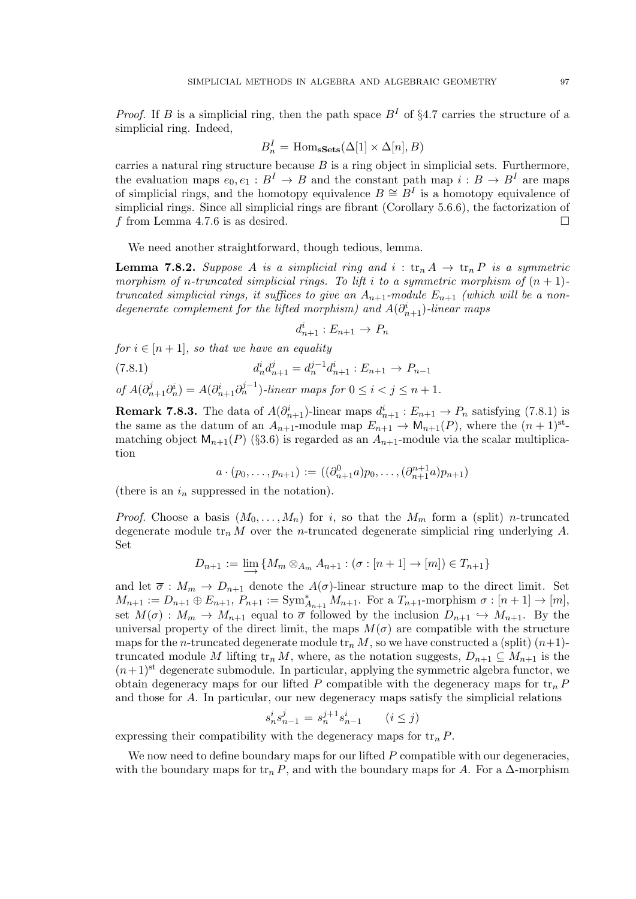*Proof.* If $B$ is a simplicial ring, then the path space $B^I$ of §4.7 carries the structure of a simplicial ring. Indeed,

$$B^I_n = \mathrm{Hom}_{\mathbf{sSets}}(\Delta[1] \times \Delta[n], B)$$

carries a natural ring structure because $B$ is a ring object in simplicial sets. Furthermore, the evaluation maps $e_0, e_1 : B^I \to B$ and the constant path map $i : B \to B^I$ are maps of simplicial rings, and the homotopy equivalence $B \cong B^I$ is a homotopy equivalence of simplicial rings. Since all simplicial rings are fibrant (Corollary 5.6.6), the factorization of $f$ from Lemma 4.7.6 is as desired. □

We need another straightforward, though tedious, lemma.

**Lemma 7.8.2.** *Suppose $A$ is a simplicial ring and $i : \mathrm{tr}_n A \to \mathrm{tr}_n P$ is a symmetric morphism of $n$-truncated simplicial rings. To lift $i$ to a symmetric morphism of $(n+1)$-truncated simplicial rings, it suffices to give an $A_{n+1}$-module $E_{n+1}$ (which will be a non-degenerate complement for the lifted morphism) and $A(\partial^i_{n+1})$-linear maps*

$$d^i_{n+1} : E_{n+1} \to P_n$$

*for $i \in [n+1]$, so that we have an equality*

$$d^i_n d^j_{n+1} = d^{j-1}_n d^i_{n+1} : E_{n+1} \to P_{n-1} \tag{7.8.1}$$

*of $A(\partial^j_{n+1}\partial^i_n) = A(\partial^i_{n+1}\partial^{j-1}_n)$-linear maps for $0 \leq i < j \leq n+1$.*

**Remark 7.8.3.** The data of $A(\partial^i_{n+1})$-linear maps $d^i_{n+1} : E_{n+1} \to P_n$ satisfying (7.8.1) is the same as the datum of an $A_{n+1}$-module map $E_{n+1} \to \mathsf{M}_{n+1}(P)$, where the $(n+1)^{\mathrm{st}}$-matching object $\mathsf{M}_{n+1}(P)$ (§3.6) is regarded as an $A_{n+1}$-module via the scalar multiplication

$$a \cdot (p_0, \dots, p_{n+1}) := ((\partial^0_{n+1}a)p_0, \dots, (\partial^{n+1}_{n+1}a)p_{n+1})$$

(there is an $i_n$ suppressed in the notation).

*Proof.* Choose a basis $(M_0, \dots, M_n)$ for $i$, so that the $M_m$ form a (split) $n$-truncated degenerate module $\mathrm{tr}_n M$ over the $n$-truncated degenerate simplicial ring underlying $A$. Set

$$D_{n+1} := \varinjlim \{ M_m \otimes_{A_m} A_{n+1} : (\sigma : [n+1] \to [m]) \in T_{n+1} \}$$

and let $\overline{\sigma} : M_m \to D_{n+1}$ denote the $A(\sigma)$-linear structure map to the direct limit. Set $M_{n+1} := D_{n+1} \oplus E_{n+1}$, $P_{n+1} := \mathrm{Sym}^*_{A_{n+1}} M_{n+1}$. For a $T_{n+1}$-morphism $\sigma : [n+1] \to [m]$, set $M(\sigma) : M_m \to M_{n+1}$ equal to $\overline{\sigma}$ followed by the inclusion $D_{n+1} \hookrightarrow M_{n+1}$. By the universal property of the direct limit, the maps $M(\sigma)$ are compatible with the structure maps for the $n$-truncated degenerate module $\mathrm{tr}_n M$, so we have constructed a (split) $(n+1)$-truncated module $M$ lifting $\mathrm{tr}_n M$, where, as the notation suggests, $D_{n+1} \subseteq M_{n+1}$ is the $(n+1)^{\mathrm{st}}$ degenerate submodule. In particular, applying the symmetric algebra functor, we obtain degeneracy maps for our lifted $P$ compatible with the degeneracy maps for $\mathrm{tr}_n P$ and those for $A$. In particular, our new degeneracy maps satisfy the simplicial relations

$$s^i_n s^j_{n-1} = s^{j+1}_n s^i_{n-1} \qquad (i \leq j)$$

expressing their compatibility with the degeneracy maps for $\mathrm{tr}_n P$.

We now need to define boundary maps for our lifted $P$ compatible with our degeneracies, with the boundary maps for $\mathrm{tr}_n P$, and with the boundary maps for $A$. For a $\Delta$-morphism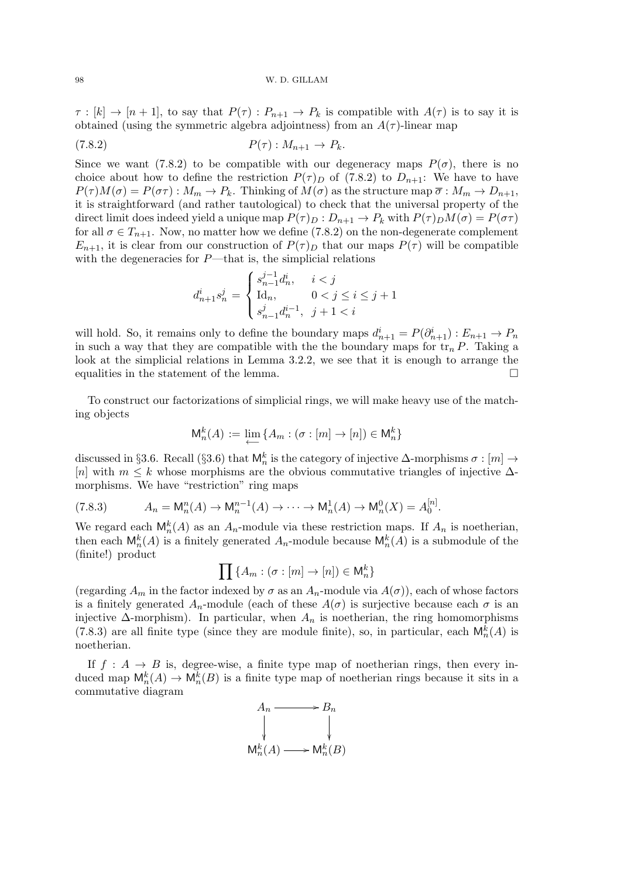$\tau : [k] \to [n+1]$, to say that $P(\tau) : P_{n+1} \to P_k$ is compatible with $A(\tau)$ is to say it is obtained (using the symmetric algebra adjointness) from an $A(\tau)$-linear map

$$P(\tau) : M_{n+1} \to P_k. \tag{7.8.2}$$

Since we want (7.8.2) to be compatible with our degeneracy maps $P(\sigma)$, there is no choice about how to define the restriction $P(\tau)_D$ of (7.8.2) to $D_{n+1}$: We have to have $P(\tau)M(\sigma) = P(\sigma\tau) : M_m \to P_k$. Thinking of $M(\sigma)$ as the structure map $\overline{\sigma} : M_m \to D_{n+1}$, it is straightforward (and rather tautological) to check that the universal property of the direct limit does indeed yield a unique map $P(\tau)_D : D_{n+1} \to P_k$ with $P(\tau)_D M(\sigma) = P(\sigma\tau)$ for all $\sigma \in T_{n+1}$. Now, no matter how we define (7.8.2) on the non-degenerate complement $E_{n+1}$, it is clear from our construction of $P(\tau)_D$ that our maps $P(\tau)$ will be compatible with the degeneracies for $P$—that is, the simplicial relations

$$d^i_{n+1} s^j_n = \begin{cases} s^{j-1}_{n-1} d^i_n, & i < j \\ \mathrm{Id}_n, & 0 < j \leq i \leq j+1 \\ s^j_{n-1} d^{i-1}_n, & j+1 < i \end{cases}$$

will hold. So, it remains only to define the boundary maps $d^i_{n+1} = P(\partial^i_{n+1}) : E_{n+1} \to P_n$ in such a way that they are compatible with the the boundary maps for $\operatorname{tr}_n P$. Taking a look at the simplicial relations in Lemma 3.2.2, we see that it is enough to arrange the equalities in the statement of the lemma. □

To construct our factorizations of simplicial rings, we will make heavy use of the matching objects

$$\mathsf{M}^k_n(A) := \varprojlim \{A_m : (\sigma : [m] \to [n]) \in \mathsf{M}^k_n\}$$

discussed in §3.6. Recall (§3.6) that $\mathsf{M}^k_n$ is the category of injective $\Delta$-morphisms $\sigma : [m] \to [n]$ with $m \leq k$ whose morphisms are the obvious commutative triangles of injective $\Delta$-morphisms. We have "restriction" ring maps

$$A_n = \mathsf{M}^n_n(A) \to \mathsf{M}^{n-1}_n(A) \to \cdots \to \mathsf{M}^1_n(A) \to \mathsf{M}^0_n(X) = A_0^{[n]}. \tag{7.8.3}$$

We regard each $\mathsf{M}^k_n(A)$ as an $A_n$-module via these restriction maps. If $A_n$ is noetherian, then each $\mathsf{M}^k_n(A)$ is a finitely generated $A_n$-module because $\mathsf{M}^k_n(A)$ is a submodule of the (finite!) product

$$\prod \{A_m : (\sigma : [m] \to [n]) \in \mathsf{M}^k_n\}$$

(regarding $A_m$ in the factor indexed by $\sigma$ as an $A_n$-module via $A(\sigma)$), each of whose factors is a finitely generated $A_n$-module (each of these $A(\sigma)$ is surjective because each $\sigma$ is an injective $\Delta$-morphism). In particular, when $A_n$ is noetherian, the ring homomorphisms (7.8.3) are all finite type (since they are module finite), so, in particular, each $\mathsf{M}^k_n(A)$ is noetherian.

If $f : A \to B$ is, degree-wise, a finite type map of noetherian rings, then every induced map $\mathsf{M}^k_n(A) \to \mathsf{M}^k_n(B)$ is a finite type map of noetherian rings because it sits in a commutative diagram

$$\begin{array}{ccc} A_n & \longrightarrow & B_n \\ \downarrow & & \downarrow \\ \mathsf{M}^k_n(A) & \longrightarrow & \mathsf{M}^k_n(B) \end{array}$$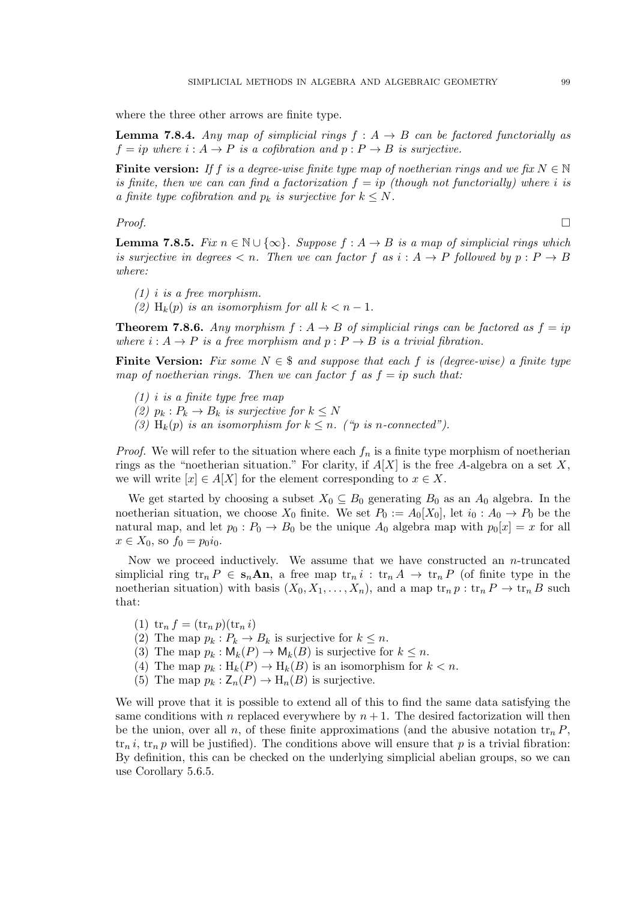where the three other arrows are finite type.

**Lemma 7.8.4.** *Any map of simplicial rings $f : A \to B$ can be factored functorially as $f = ip$ where $i : A \to P$ is a cofibration and $p : P \to B$ is surjective.*

**Finite version:** *If $f$ is a degree-wise finite type map of noetherian rings and we fix $N \in \mathbb{N}$ is finite, then we can can find a factorization $f = ip$ (though not functorially) where $i$ is a finite type cofibration and $p_k$ is surjective for $k \leq N$.*

*Proof.* ∎

**Lemma 7.8.5.** *Fix $n \in \mathbb{N} \cup \{\infty\}$. Suppose $f : A \to B$ is a map of simplicial rings which is surjective in degrees $< n$. Then we can factor $f$ as $i : A \to P$ followed by $p : P \to B$ where:*

1. *$i$ is a free morphism.*
2. *$\mathrm{H}_k(p)$ is an isomorphism for all $k < n - 1$.*

**Theorem 7.8.6.** *Any morphism $f : A \to B$ of simplicial rings can be factored as $f = ip$ where $i : A \to P$ is a free morphism and $p : P \to B$ is a trivial fibration.*

**Finite Version:** *Fix some $N \in \$$ and suppose that each $f$ is (degree-wise) a finite type map of noetherian rings. Then we can factor $f$ as $f = ip$ such that:*

1. *$i$ is a finite type free map*
2. *$p_k : P_k \to B_k$ is surjective for $k \leq N$*
3. *$\mathrm{H}_k(p)$ is an isomorphism for $k \leq n$. ("$p$ is $n$-connected").*

*Proof.* We will refer to the situation where each $f_n$ is a finite type morphism of noetherian rings as the "noetherian situation." For clarity, if $A[X]$ is the free $A$-algebra on a set $X$, we will write $[x] \in A[X]$ for the element corresponding to $x \in X$.

We get started by choosing a subset $X_0 \subseteq B_0$ generating $B_0$ as an $A_0$ algebra. In the noetherian situation, we choose $X_0$ finite. We set $P_0 := A_0[X_0]$, let $i_0 : A_0 \to P_0$ be the natural map, and let $p_0 : P_0 \to B_0$ be the unique $A_0$ algebra map with $p_0[x] = x$ for all $x \in X_0$, so $f_0 = p_0 i_0$.

Now we proceed inductively. We assume that we have constructed an $n$-truncated simplicial ring $\mathrm{tr}_n P \in \mathbf{s}_n\mathbf{An}$, a free map $\mathrm{tr}_n i : \mathrm{tr}_n A \to \mathrm{tr}_n P$ (of finite type in the noetherian situation) with basis $(X_0, X_1, \ldots, X_n)$, and a map $\mathrm{tr}_n p : \mathrm{tr}_n P \to \mathrm{tr}_n B$ such that:

1. $\mathrm{tr}_n f = (\mathrm{tr}_n p)(\mathrm{tr}_n i)$
2. The map $p_k : P_k \to B_k$ is surjective for $k \leq n$.
3. The map $p_k : \mathsf{M}_k(P) \to \mathsf{M}_k(B)$ is surjective for $k \leq n$.
4. The map $p_k : \mathrm{H}_k(P) \to \mathrm{H}_k(B)$ is an isomorphism for $k < n$.
5. The map $p_k : \mathsf{Z}_n(P) \to \mathrm{H}_n(B)$ is surjective.

We will prove that it is possible to extend all of this to find the same data satisfying the same conditions with $n$ replaced everywhere by $n + 1$. The desired factorization will then be the union, over all $n$, of these finite approximations (and the abusive notation $\mathrm{tr}_n P$, $\mathrm{tr}_n i$, $\mathrm{tr}_n p$ will be justified). The conditions above will ensure that $p$ is a trivial fibration: By definition, this can be checked on the underlying simplicial abelian groups, so we can use Corollary 5.6.5.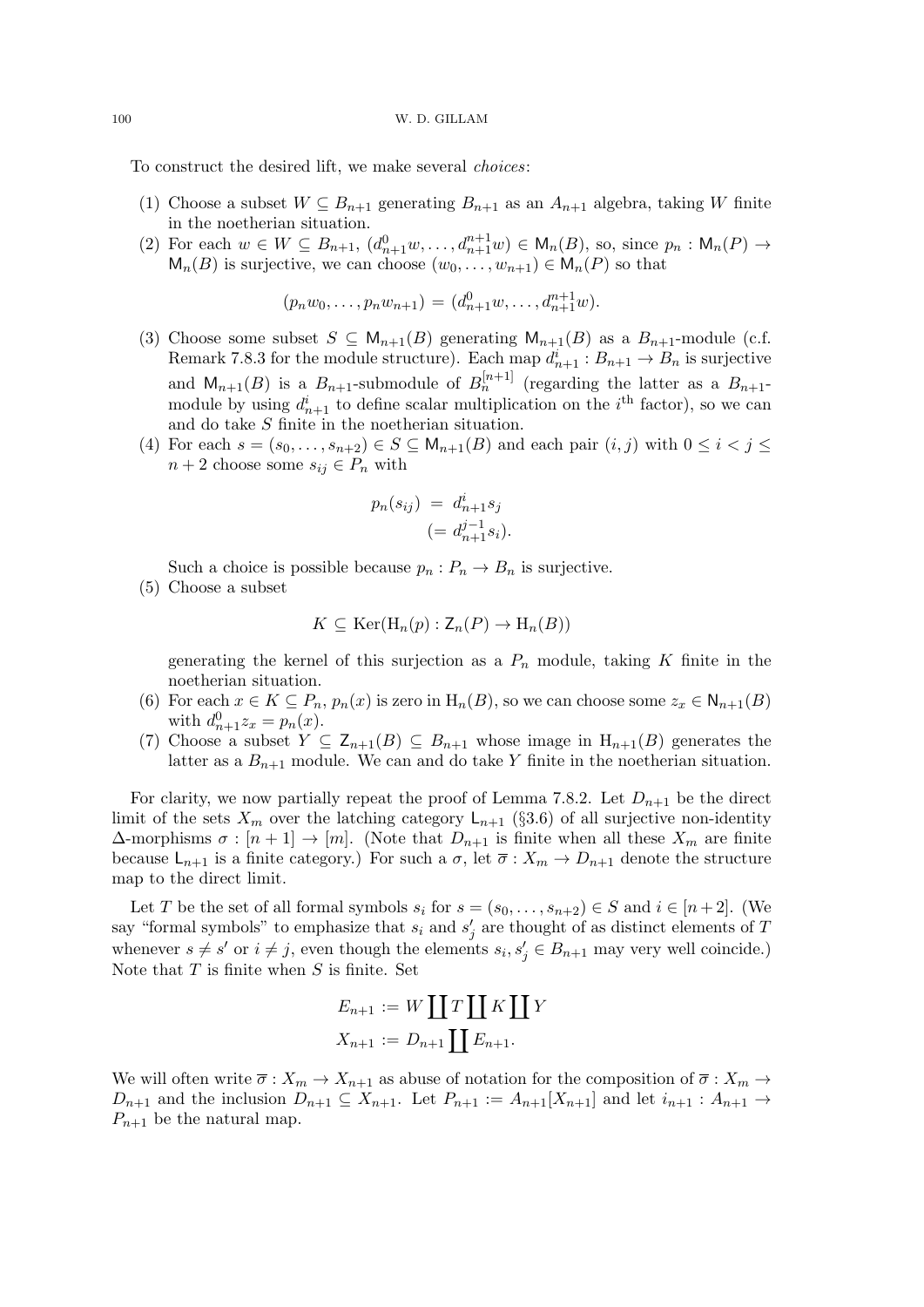To construct the desired lift, we make several *choices*:

(1) Choose a subset $W \subseteq B_{n+1}$ generating $B_{n+1}$ as an $A_{n+1}$ algebra, taking $W$ finite in the noetherian situation.

(2) For each $w \in W \subseteq B_{n+1}$, $(d^0_{n+1}w, \ldots, d^{n+1}_{n+1}w) \in \mathsf{M}_n(B)$, so, since $p_n : \mathsf{M}_n(P) \to \mathsf{M}_n(B)$ is surjective, we can choose $(w_0, \ldots, w_{n+1}) \in \mathsf{M}_n(P)$ so that

$$(p_n w_0, \ldots, p_n w_{n+1}) = (d^0_{n+1}w, \ldots, d^{n+1}_{n+1}w).$$

(3) Choose some subset $S \subseteq \mathsf{M}_{n+1}(B)$ generating $\mathsf{M}_{n+1}(B)$ as a $B_{n+1}$-module (c.f. Remark 7.8.3 for the module structure). Each map $d^i_{n+1} : B_{n+1} \to B_n$ is surjective and $\mathsf{M}_{n+1}(B)$ is a $B_{n+1}$-submodule of $B_n^{[n+1]}$ (regarding the latter as a $B_{n+1}$-module by using $d^i_{n+1}$ to define scalar multiplication on the $i^{\text{th}}$ factor), so we can and do take $S$ finite in the noetherian situation.

(4) For each $s = (s_0, \ldots, s_{n+2}) \in S \subseteq \mathsf{M}_{n+1}(B)$ and each pair $(i, j)$ with $0 \leq i < j \leq n+2$ choose some $s_{ij} \in P_n$ with

$$\begin{aligned} p_n(s_{ij}) &= d^i_{n+1}s_j \\ &(= d^{j-1}_{n+1}s_i). \end{aligned}$$

Such a choice is possible because $p_n : P_n \to B_n$ is surjective.

(5) Choose a subset

$$K \subseteq \operatorname{Ker}(\mathrm{H}_n(p) : \mathsf{Z}_n(P) \to \mathrm{H}_n(B))$$

generating the kernel of this surjection as a $P_n$ module, taking $K$ finite in the noetherian situation.

(6) For each $x \in K \subseteq P_n$, $p_n(x)$ is zero in $\mathrm{H}_n(B)$, so we can choose some $z_x \in \mathsf{N}_{n+1}(B)$ with $d^0_{n+1}z_x = p_n(x)$.

(7) Choose a subset $Y \subseteq \mathsf{Z}_{n+1}(B) \subseteq B_{n+1}$ whose image in $\mathrm{H}_{n+1}(B)$ generates the latter as a $B_{n+1}$ module. We can and do take $Y$ finite in the noetherian situation.

For clarity, we now partially repeat the proof of Lemma 7.8.2. Let $D_{n+1}$ be the direct limit of the sets $X_m$ over the latching category $\mathsf{L}_{n+1}$ (§3.6) of all surjective non-identity $\Delta$-morphisms $\sigma : [n+1] \to [m]$. (Note that $D_{n+1}$ is finite when all these $X_m$ are finite because $\mathsf{L}_{n+1}$ is a finite category.) For such a $\sigma$, let $\overline{\sigma} : X_m \to D_{n+1}$ denote the structure map to the direct limit.

Let $T$ be the set of all formal symbols $s_i$ for $s = (s_0, \ldots, s_{n+2}) \in S$ and $i \in [n+2]$. (We say "formal symbols" to emphasize that $s_i$ and $s'_j$ are thought of as distinct elements of $T$ whenever $s \neq s'$ or $i \neq j$, even though the elements $s_i, s'_j \in B_{n+1}$ may very well coincide.) Note that $T$ is finite when $S$ is finite. Set

$$\begin{aligned} E_{n+1} &:= W \coprod T \coprod K \coprod Y \\ X_{n+1} &:= D_{n+1} \coprod E_{n+1}. \end{aligned}$$

We will often write $\overline{\sigma} : X_m \to X_{n+1}$ as abuse of notation for the composition of $\overline{\sigma} : X_m \to D_{n+1}$ and the inclusion $D_{n+1} \subseteq X_{n+1}$. Let $P_{n+1} := A_{n+1}[X_{n+1}]$ and let $i_{n+1} : A_{n+1} \to P_{n+1}$ be the natural map.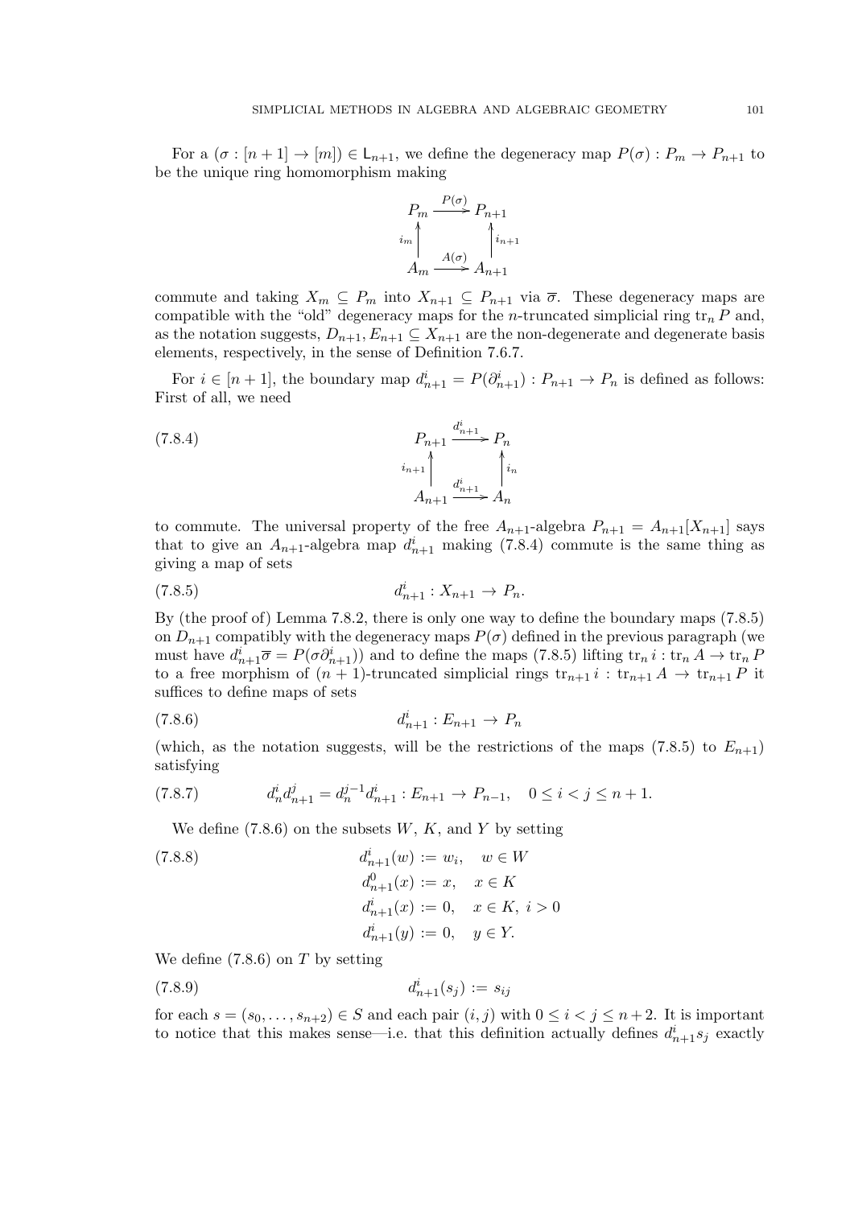For a $(\sigma : [n+1] \to [m]) \in \mathsf{L}_{n+1}$, we define the degeneracy map $P(\sigma) : P_m \to P_{n+1}$ to be the unique ring homomorphism making

$$\begin{array}{ccc} P_m & \xrightarrow{P(\sigma)} & P_{n+1} \\ {\scriptstyle i_m}\uparrow & & \uparrow{\scriptstyle i_{n+1}} \\ A_m & \xrightarrow{A(\sigma)} & A_{n+1} \end{array}$$

commute and taking $X_m \subseteq P_m$ into $X_{n+1} \subseteq P_{n+1}$ via $\overline{\sigma}$. These degeneracy maps are compatible with the "old" degeneracy maps for the $n$-truncated simplicial ring $\operatorname{tr}_n P$ and, as the notation suggests, $D_{n+1}, E_{n+1} \subseteq X_{n+1}$ are the non-degenerate and degenerate basis elements, respectively, in the sense of Definition 7.6.7.

For $i \in [n+1]$, the boundary map $d^i_{n+1} = P(\partial^i_{n+1}) : P_{n+1} \to P_n$ is defined as follows: First of all, we need

$$\begin{array}{ccc} P_{n+1} & \xrightarrow{d^i_{n+1}} & P_n \\ {\scriptstyle i_{n+1}}\uparrow & & \uparrow{\scriptstyle i_n} \\ A_{n+1} & \xrightarrow{d^i_{n+1}} & A_n \end{array} \tag{7.8.4}$$

to commute. The universal property of the free $A_{n+1}$-algebra $P_{n+1} = A_{n+1}[X_{n+1}]$ says that to give an $A_{n+1}$-algebra map $d^i_{n+1}$ making (7.8.4) commute is the same thing as giving a map of sets

$$d^i_{n+1} : X_{n+1} \to P_n. \tag{7.8.5}$$

By (the proof of) Lemma 7.8.2, there is only one way to define the boundary maps (7.8.5) on $D_{n+1}$ compatibly with the degeneracy maps $P(\sigma)$ defined in the previous paragraph (we must have $d^i_{n+1}\overline{\sigma} = P(\sigma\partial^i_{n+1})$) and to define the maps (7.8.5) lifting $\operatorname{tr}_n i : \operatorname{tr}_n A \to \operatorname{tr}_n P$ to a free morphism of $(n+1)$-truncated simplicial rings $\operatorname{tr}_{n+1} i : \operatorname{tr}_{n+1} A \to \operatorname{tr}_{n+1} P$ it suffices to define maps of sets

$$d^i_{n+1} : E_{n+1} \to P_n \tag{7.8.6}$$

(which, as the notation suggests, will be the restrictions of the maps (7.8.5) to $E_{n+1}$) satisfying

$$d^i_n d^j_{n+1} = d^{j-1}_n d^i_{n+1} : E_{n+1} \to P_{n-1}, \quad 0 \le i < j \le n+1. \tag{7.8.7}$$

We define (7.8.6) on the subsets $W$, $K$, and $Y$ by setting

$$\begin{aligned} d^i_{n+1}(w) &:= w_i, \quad w \in W \\ d^0_{n+1}(x) &:= x, \quad x \in K \\ d^i_{n+1}(x) &:= 0, \quad x \in K,\ i > 0 \\ d^i_{n+1}(y) &:= 0, \quad y \in Y. \end{aligned} \tag{7.8.8}$$

We define (7.8.6) on $T$ by setting

$$d^i_{n+1}(s_j) := s_{ij} \tag{7.8.9}$$

for each $s = (s_0, \dots, s_{n+2}) \in S$ and each pair $(i,j)$ with $0 \le i < j \le n+2$. It is important to notice that this makes sense—i.e. that this definition actually defines $d^i_{n+1}s_j$ exactly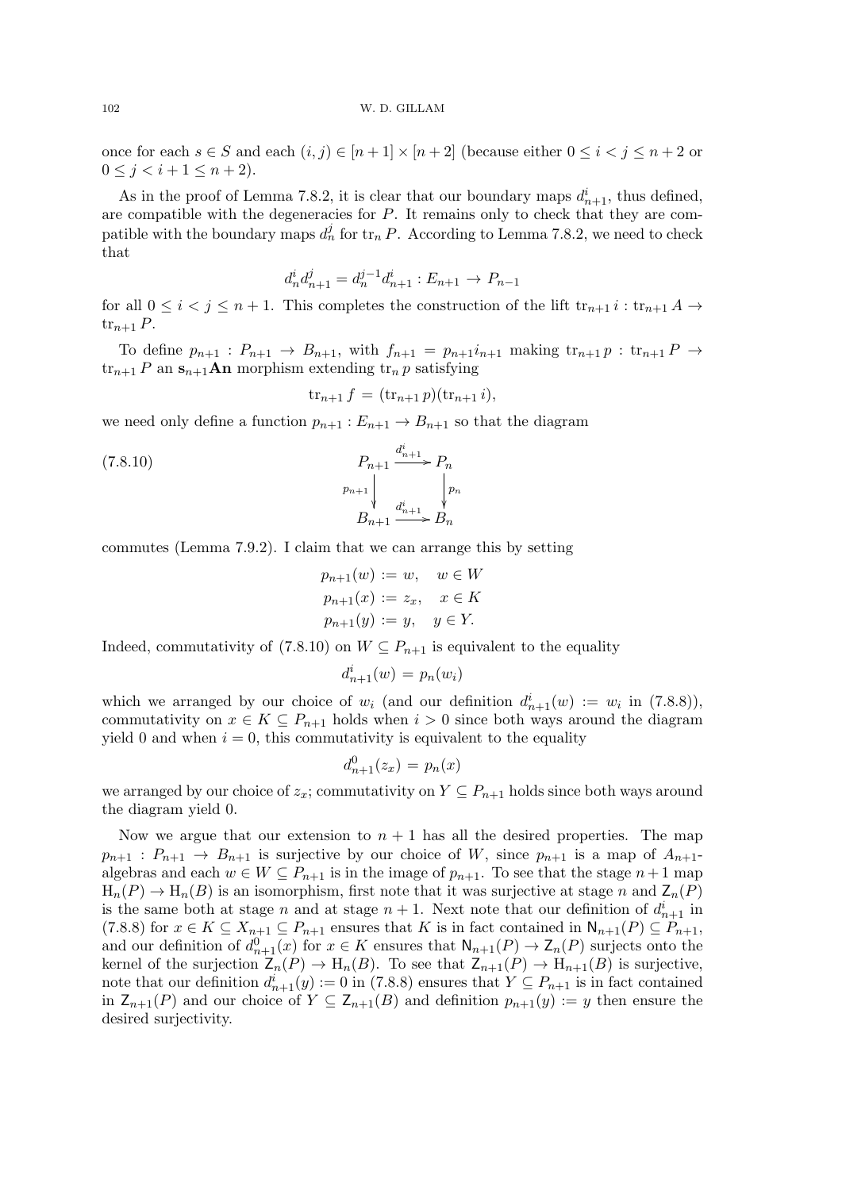once for each $s \in S$ and each $(i,j) \in [n+1] \times [n+2]$ (because either $0 \leq i < j \leq n+2$ or $0 \leq j < i+1 \leq n+2$).

As in the proof of Lemma 7.8.2, it is clear that our boundary maps $d^i_{n+1}$, thus defined, are compatible with the degeneracies for $P$. It remains only to check that they are compatible with the boundary maps $d^j_n$ for $\operatorname{tr}_n P$. According to Lemma 7.8.2, we need to check that

$$d^i_n d^j_{n+1} = d^{j-1}_n d^i_{n+1} : E_{n+1} \to P_{n-1}$$

for all $0 \leq i < j \leq n+1$. This completes the construction of the lift $\operatorname{tr}_{n+1} i : \operatorname{tr}_{n+1} A \to \operatorname{tr}_{n+1} P$.

To define $p_{n+1} : P_{n+1} \to B_{n+1}$, with $f_{n+1} = p_{n+1} i_{n+1}$ making $\operatorname{tr}_{n+1} p : \operatorname{tr}_{n+1} P \to \operatorname{tr}_{n+1} P$ an $\mathbf{s}_{n+1}\mathbf{An}$ morphism extending $\operatorname{tr}_n p$ satisfying

$$\operatorname{tr}_{n+1} f = (\operatorname{tr}_{n+1} p)(\operatorname{tr}_{n+1} i),$$

we need only define a function $p_{n+1} : E_{n+1} \to B_{n+1}$ so that the diagram

$$\begin{array}{ccc} P_{n+1} & \xrightarrow{d^i_{n+1}} & P_n \\ \downarrow{\scriptstyle p_{n+1}} & & \downarrow{\scriptstyle p_n} \\ B_{n+1} & \xrightarrow{d^i_{n+1}} & B_n \end{array} \tag{7.8.10}$$

commutes (Lemma 7.9.2). I claim that we can arrange this by setting

$$\begin{aligned} p_{n+1}(w) &:= w, \quad w \in W \\ p_{n+1}(x) &:= z_x, \quad x \in K \\ p_{n+1}(y) &:= y, \quad y \in Y. \end{aligned}$$

Indeed, commutativity of (7.8.10) on $W \subseteq P_{n+1}$ is equivalent to the equality

$$d^i_{n+1}(w) = p_n(w_i)$$

which we arranged by our choice of $w_i$ (and our definition $d^i_{n+1}(w) := w_i$ in (7.8.8)), commutativity on $x \in K \subseteq P_{n+1}$ holds when $i > 0$ since both ways around the diagram yield 0 and when $i = 0$, this commutativity is equivalent to the equality

$$d^0_{n+1}(z_x) = p_n(x)$$

we arranged by our choice of $z_x$; commutativity on $Y \subseteq P_{n+1}$ holds since both ways around the diagram yield 0.

Now we argue that our extension to $n+1$ has all the desired properties. The map $p_{n+1} : P_{n+1} \to B_{n+1}$ is surjective by our choice of $W$, since $p_{n+1}$ is a map of $A_{n+1}$-algebras and each $w \in W \subseteq P_{n+1}$ is in the image of $p_{n+1}$. To see that the stage $n+1$ map $\mathrm{H}_n(P) \to \mathrm{H}_n(B)$ is an isomorphism, first note that it was surjective at stage $n$ and $\mathsf{Z}_n(P)$ is the same both at stage $n$ and at stage $n+1$. Next note that our definition of $d^i_{n+1}$ in (7.8.8) for $x \in K \subseteq X_{n+1} \subseteq P_{n+1}$ ensures that $K$ is in fact contained in $\mathsf{N}_{n+1}(P) \subseteq P_{n+1}$, and our definition of $d^0_{n+1}(x)$ for $x \in K$ ensures that $\mathsf{N}_{n+1}(P) \to \mathsf{Z}_n(P)$ surjects onto the kernel of the surjection $\mathsf{Z}_n(P) \to \mathrm{H}_n(B)$. To see that $\mathsf{Z}_{n+1}(P) \to \mathrm{H}_{n+1}(B)$ is surjective, note that our definition $d^i_{n+1}(y) := 0$ in (7.8.8) ensures that $Y \subseteq P_{n+1}$ is in fact contained in $\mathsf{Z}_{n+1}(P)$ and our choice of $Y \subseteq \mathsf{Z}_{n+1}(B)$ and definition $p_{n+1}(y) := y$ then ensure the desired surjectivity.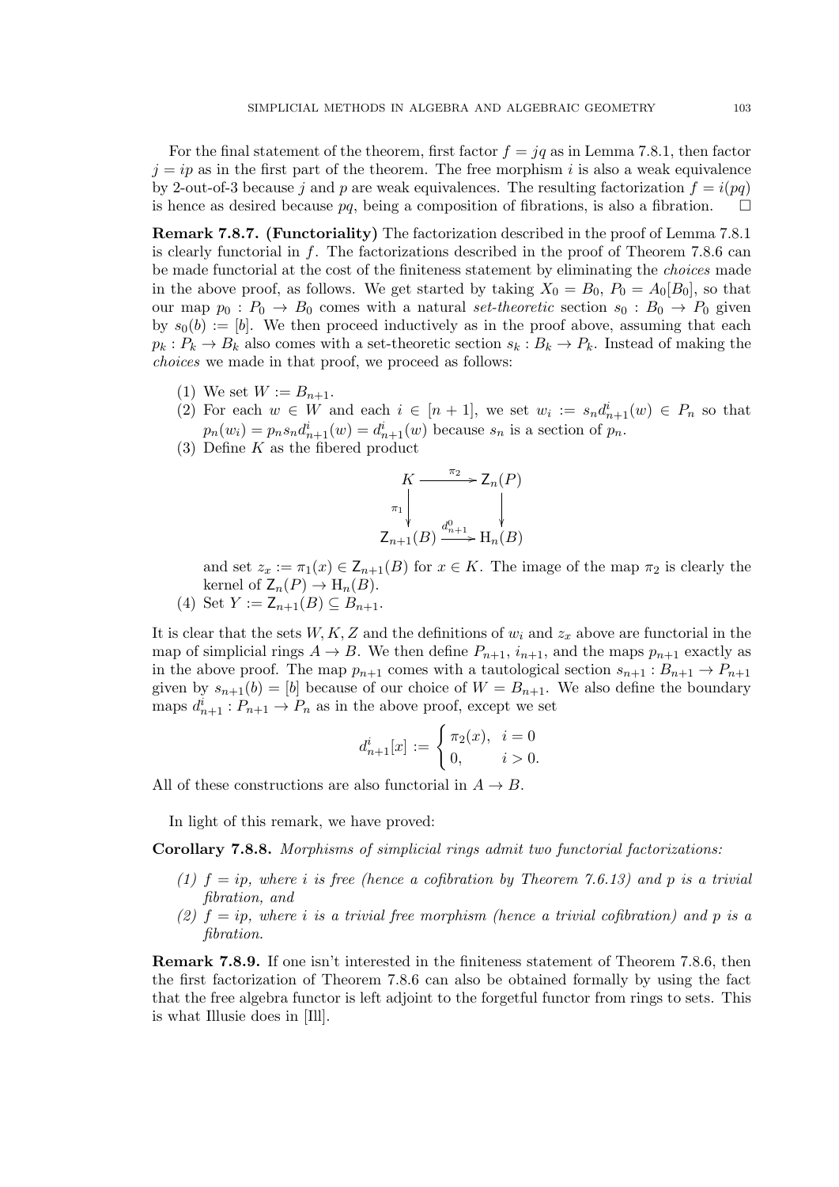For the final statement of the theorem, first factor $f = jq$ as in Lemma 7.8.1, then factor $j = ip$ as in the first part of the theorem. The free morphism $i$ is also a weak equivalence by 2-out-of-3 because $j$ and $p$ are weak equivalences. The resulting factorization $f = i(pq)$ is hence as desired because $pq$, being a composition of fibrations, is also a fibration. $\square$

**Remark 7.8.7. (Functoriality)** The factorization described in the proof of Lemma 7.8.1 is clearly functorial in $f$. The factorizations described in the proof of Theorem 7.8.6 can be made functorial at the cost of the finiteness statement by eliminating the *choices* made in the above proof, as follows. We get started by taking $X_0 = B_0$, $P_0 = A_0[B_0]$, so that our map $p_0 : P_0 \to B_0$ comes with a natural *set-theoretic* section $s_0 : B_0 \to P_0$ given by $s_0(b) := [b]$. We then proceed inductively as in the proof above, assuming that each $p_k : P_k \to B_k$ also comes with a set-theoretic section $s_k : B_k \to P_k$. Instead of making the *choices* we made in that proof, we proceed as follows:

(1) We set $W := B_{n+1}$.
(2) For each $w \in W$ and each $i \in [n+1]$, we set $w_i := s_n d^i_{n+1}(w) \in P_n$ so that $p_n(w_i) = p_n s_n d^i_{n+1}(w) = d^i_{n+1}(w)$ because $s_n$ is a section of $p_n$.
(3) Define $K$ as the fibered product

$$\begin{array}{ccc} K & \xrightarrow{\pi_2} & \mathsf{Z}_n(P) \\ {\scriptstyle \pi_1}\downarrow & & \downarrow \\ \mathsf{Z}_{n+1}(B) & \xrightarrow{d^0_{n+1}} & \mathrm{H}_n(B) \end{array}$$

and set $z_x := \pi_1(x) \in \mathsf{Z}_{n+1}(B)$ for $x \in K$. The image of the map $\pi_2$ is clearly the kernel of $\mathsf{Z}_n(P) \to \mathrm{H}_n(B)$.
(4) Set $Y := \mathsf{Z}_{n+1}(B) \subseteq B_{n+1}$.

It is clear that the sets $W, K, Z$ and the definitions of $w_i$ and $z_x$ above are functorial in the map of simplicial rings $A \to B$. We then define $P_{n+1}$, $i_{n+1}$, and the maps $p_{n+1}$ exactly as in the above proof. The map $p_{n+1}$ comes with a tautological section $s_{n+1} : B_{n+1} \to P_{n+1}$ given by $s_{n+1}(b) = [b]$ because of our choice of $W = B_{n+1}$. We also define the boundary maps $d^i_{n+1} : P_{n+1} \to P_n$ as in the above proof, except we set

$$d^i_{n+1}[x] := \begin{cases} \pi_2(x), & i = 0 \\ 0, & i > 0. \end{cases}$$

All of these constructions are also functorial in $A \to B$.

In light of this remark, we have proved:

**Corollary 7.8.8.** *Morphisms of simplicial rings admit two functorial factorizations:*

*(1) $f = ip$, where $i$ is free (hence a cofibration by Theorem 7.6.13) and $p$ is a trivial fibration, and*
*(2) $f = ip$, where $i$ is a trivial free morphism (hence a trivial cofibration) and $p$ is a fibration.*

**Remark 7.8.9.** If one isn't interested in the finiteness statement of Theorem 7.8.6, then the first factorization of Theorem 7.8.6 can also be obtained formally by using the fact that the free algebra functor is left adjoint to the forgetful functor from rings to sets. This is what Illusie does in [Ill].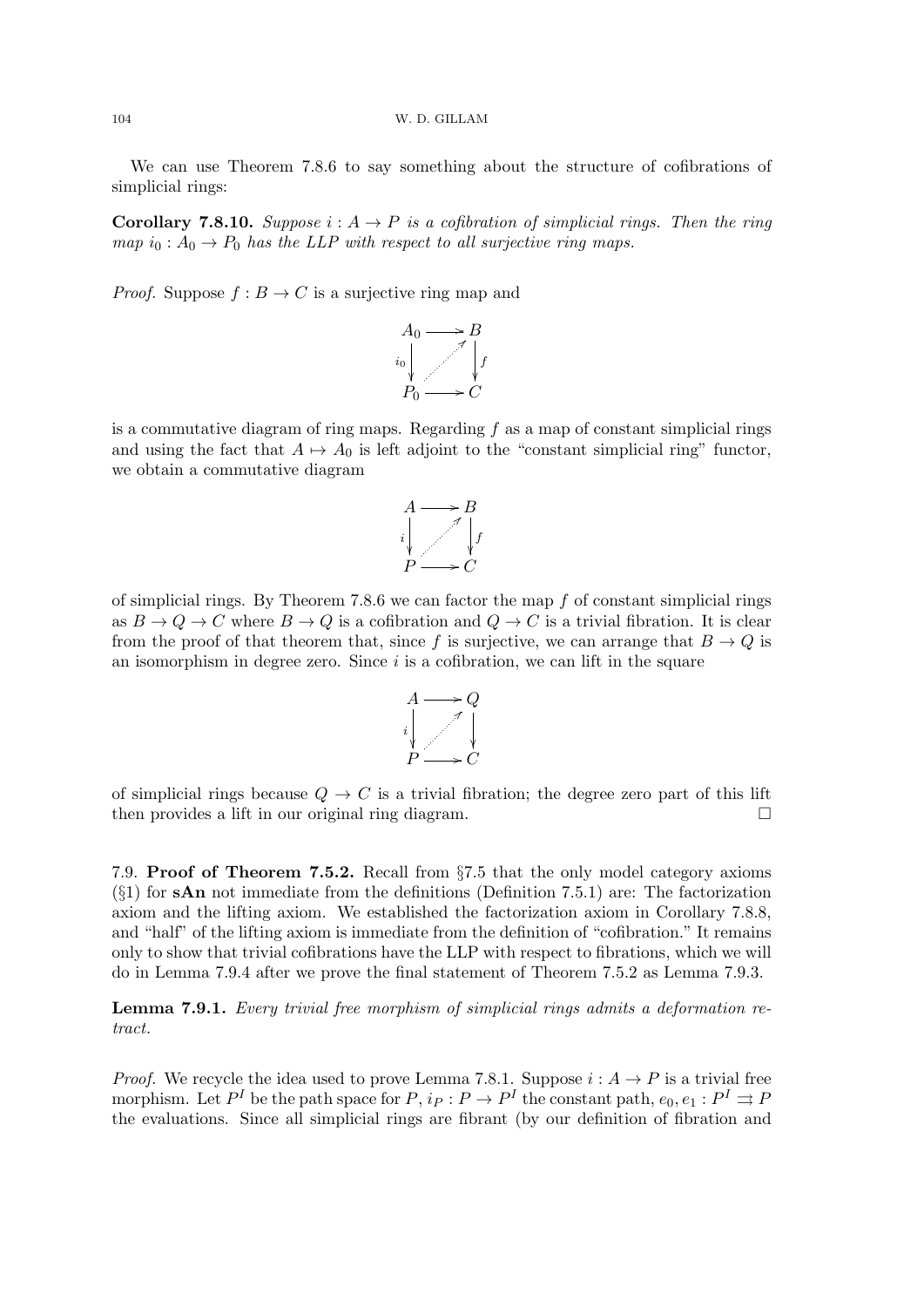We can use Theorem 7.8.6 to say something about the structure of cofibrations of simplicial rings:

**Corollary 7.8.10.** *Suppose $i : A \to P$ is a cofibration of simplicial rings. Then the ring map $i_0 : A_0 \to P_0$ has the LLP with respect to all surjective ring maps.*

*Proof.* Suppose $f : B \to C$ is a surjective ring map and

$$\begin{array}{ccc} A_0 & \longrightarrow & B \\ {\scriptstyle i_0}\downarrow & \nearrow & \downarrow{\scriptstyle f} \\ P_0 & \longrightarrow & C \end{array}$$

is a commutative diagram of ring maps. Regarding $f$ as a map of constant simplicial rings and using the fact that $A \mapsto A_0$ is left adjoint to the "constant simplicial ring" functor, we obtain a commutative diagram

$$\begin{array}{ccc} A & \longrightarrow & B \\ {\scriptstyle i}\downarrow & \nearrow & \downarrow{\scriptstyle f} \\ P & \longrightarrow & C \end{array}$$

of simplicial rings. By Theorem 7.8.6 we can factor the map $f$ of constant simplicial rings as $B \to Q \to C$ where $B \to Q$ is a cofibration and $Q \to C$ is a trivial fibration. It is clear from the proof of that theorem that, since $f$ is surjective, we can arrange that $B \to Q$ is an isomorphism in degree zero. Since $i$ is a cofibration, we can lift in the square

$$\begin{array}{ccc} A & \longrightarrow & Q \\ {\scriptstyle i}\downarrow & \nearrow & \downarrow \\ P & \longrightarrow & C \end{array}$$

of simplicial rings because $Q \to C$ is a trivial fibration; the degree zero part of this lift then provides a lift in our original ring diagram. $\square$

## 7.9. Proof of Theorem 7.5.2.

Recall from §7.5 that the only model category axioms (§1) for **sAn** not immediate from the definitions (Definition 7.5.1) are: The factorization axiom and the lifting axiom. We established the factorization axiom in Corollary 7.8.8, and "half" of the lifting axiom is immediate from the definition of "cofibration." It remains only to show that trivial cofibrations have the LLP with respect to fibrations, which we will do in Lemma 7.9.4 after we prove the final statement of Theorem 7.5.2 as Lemma 7.9.3.

**Lemma 7.9.1.** *Every trivial free morphism of simplicial rings admits a deformation retract.*

*Proof.* We recycle the idea used to prove Lemma 7.8.1. Suppose $i : A \to P$ is a trivial free morphism. Let $P^I$ be the path space for $P$, $i_P : P \to P^I$ the constant path, $e_0, e_1 : P^I \rightrightarrows P$ the evaluations. Since all simplicial rings are fibrant (by our definition of fibration and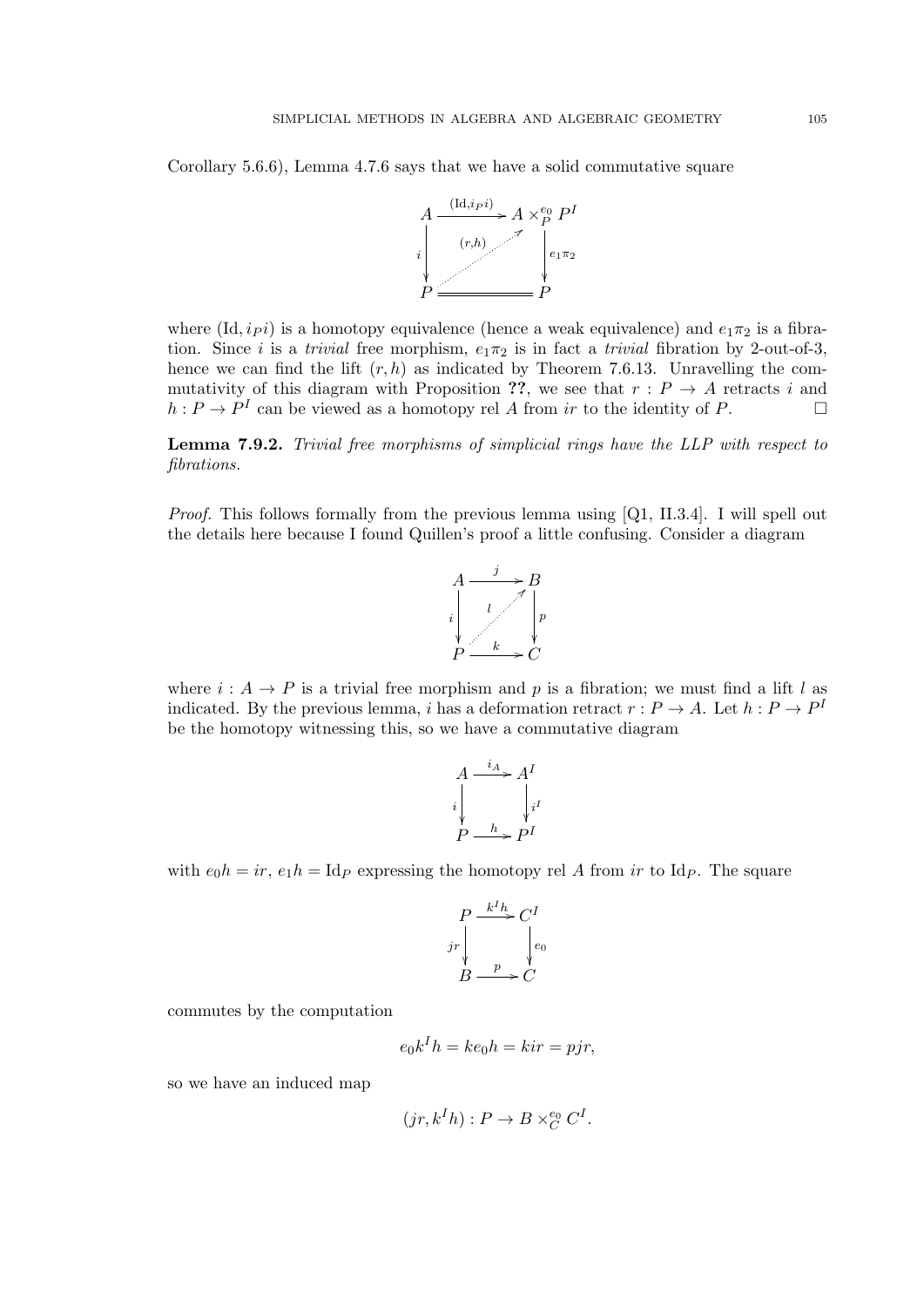Corollary 5.6.6), Lemma 4.7.6 says that we have a solid commutative square

$$\begin{array}{ccc} A & \xrightarrow{(\mathrm{Id}, i_P i)} & A \times_P^{e_0} P^I \\ {\scriptstyle i}\downarrow & \overset{(r,h)}{\nearrow} & \downarrow{\scriptstyle e_1 \pi_2} \\ P & = & P \end{array}$$

where $(\mathrm{Id}, i_P i)$ is a homotopy equivalence (hence a weak equivalence) and $e_1\pi_2$ is a fibration. Since $i$ is a *trivial* free morphism, $e_1\pi_2$ is in fact a *trivial* fibration by 2-out-of-3, hence we can find the lift $(r, h)$ as indicated by Theorem 7.6.13. Unravelling the commutativity of this diagram with Proposition **??**, we see that $r : P \to A$ retracts $i$ and $h : P \to P^I$ can be viewed as a homotopy rel $A$ from $ir$ to the identity of $P$. $\square$

**Lemma 7.9.2.** *Trivial free morphisms of simplicial rings have the LLP with respect to fibrations.*

*Proof.* This follows formally from the previous lemma using [Q1, II.3.4]. I will spell out the details here because I found Quillen's proof a little confusing. Consider a diagram

$$\begin{array}{ccc} A & \xrightarrow{j} & B \\ {\scriptstyle i}\downarrow & \overset{l}{\nearrow} & \downarrow{\scriptstyle p} \\ P & \xrightarrow{k} & C \end{array}$$

where $i : A \to P$ is a trivial free morphism and $p$ is a fibration; we must find a lift $l$ as indicated. By the previous lemma, $i$ has a deformation retract $r : P \to A$. Let $h : P \to P^I$ be the homotopy witnessing this, so we have a commutative diagram

$$\begin{array}{ccc} A & \xrightarrow{i_A} & A^I \\ {\scriptstyle i}\downarrow & & \downarrow{\scriptstyle i^I} \\ P & \xrightarrow{h} & P^I \end{array}$$

with $e_0 h = ir$, $e_1 h = \mathrm{Id}_P$ expressing the homotopy rel $A$ from $ir$ to $\mathrm{Id}_P$. The square

$$\begin{array}{ccc} P & \xrightarrow{k^I h} & C^I \\ {\scriptstyle jr}\downarrow & & \downarrow{\scriptstyle e_0} \\ B & \xrightarrow{p} & C \end{array}$$

commutes by the computation

$$e_0 k^I h = k e_0 h = kir = pjr,$$

so we have an induced map

$$(jr, k^I h) : P \to B \times_C^{e_0} C^I.$$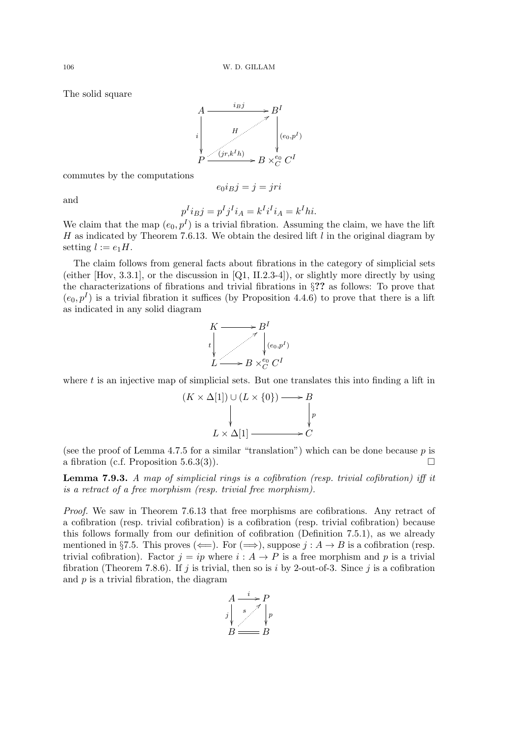The solid square

$$\begin{array}{ccc} A & \xrightarrow{i_B j} & B^I \\ {\scriptstyle i}\downarrow & \overset{H}{\nearrow} & \downarrow{\scriptstyle (e_0, p^I)} \\ P & \xrightarrow{(jr, k^I h)} & B \times_C^{e_0} C^I \end{array}$$

commutes by the computations

$$e_0 i_B j = j = jri$$

and

$$p^I i_B j = p^I j^I i_A = k^I i^I i_A = k^I hi.$$

We claim that the map $(e_0, p^I)$ is a trivial fibration. Assuming the claim, we have the lift $H$ as indicated by Theorem 7.6.13. We obtain the desired lift $l$ in the original diagram by setting $l := e_1 H$.

The claim follows from general facts about fibrations in the category of simplicial sets (either [Hov, 3.3.1], or the discussion in [Q1, II.2.3-4]), or slightly more directly by using the characterizations of fibrations and trivial fibrations in §**??** as follows: To prove that $(e_0, p^I)$ is a trivial fibration it suffices (by Proposition 4.4.6) to prove that there is a lift as indicated in any solid diagram

$$\begin{array}{ccc} K & \longrightarrow & B^I \\ {\scriptstyle t}\downarrow & \nearrow & \downarrow{\scriptstyle (e_0, p^I)} \\ L & \longrightarrow & B \times_C^{e_0} C^I \end{array}$$

where $t$ is an injective map of simplicial sets. But one translates this into finding a lift in

$$\begin{array}{ccc} (K \times \Delta[1]) \cup (L \times \{0\}) & \longrightarrow & B \\ \downarrow & & \downarrow{\scriptstyle p} \\ L \times \Delta[1] & \longrightarrow & C \end{array}$$

(see the proof of Lemma 4.7.5 for a similar "translation") which can be done because $p$ is a fibration (c.f. Proposition 5.6.3(3)). $\square$

**Lemma 7.9.3.** *A map of simplicial rings is a cofibration (resp. trivial cofibration) iff it is a retract of a free morphism (resp. trivial free morphism).*

*Proof.* We saw in Theorem 7.6.13 that free morphisms are cofibrations. Any retract of a cofibration (resp. trivial cofibration) is a cofibration (resp. trivial cofibration) because this follows formally from our definition of cofibration (Definition 7.5.1), as we already mentioned in §7.5. This proves ($\Longleftarrow$). For ($\Longrightarrow$), suppose $j : A \to B$ is a cofibration (resp. trivial cofibration). Factor $j = ip$ where $i : A \to P$ is a free morphism and $p$ is a trivial fibration (Theorem 7.8.6). If $j$ is trivial, then so is $i$ by 2-out-of-3. Since $j$ is a cofibration and $p$ is a trivial fibration, the diagram

$$\begin{array}{ccc} A & \xrightarrow{i} & P \\ {\scriptstyle j}\downarrow & \overset{s}{\nearrow} & \downarrow{\scriptstyle p} \\ B & = & B \end{array}$$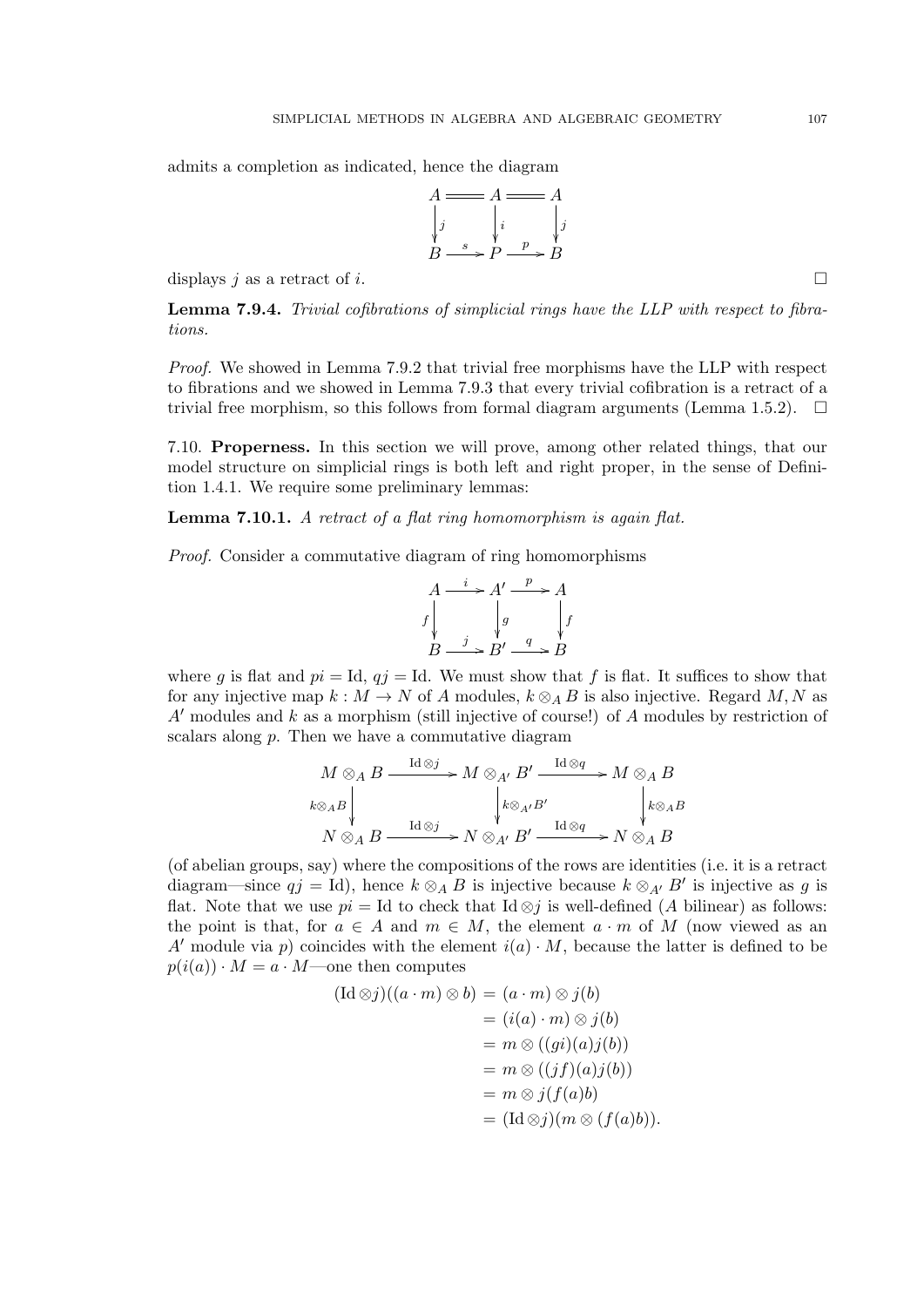admits a completion as indicated, hence the diagram

$$\begin{array}{ccccc} A & = & A & = & A \\ \downarrow j & & \downarrow i & & \downarrow j \\ B & \xrightarrow{s} & P & \xrightarrow{p} & B \end{array}$$

displays $j$ as a retract of $i$. ∎

**Lemma 7.9.4.** *Trivial cofibrations of simplicial rings have the LLP with respect to fibrations.*

*Proof.* We showed in Lemma 7.9.2 that trivial free morphisms have the LLP with respect to fibrations and we showed in Lemma 7.9.3 that every trivial cofibration is a retract of a trivial free morphism, so this follows from formal diagram arguments (Lemma 1.5.2). ∎

7.10. **Properness.** In this section we will prove, among other related things, that our model structure on simplicial rings is both left and right proper, in the sense of Definition 1.4.1. We require some preliminary lemmas:

**Lemma 7.10.1.** *A retract of a flat ring homomorphism is again flat.*

*Proof.* Consider a commutative diagram of ring homomorphisms

$$\begin{array}{ccccc} A & \xrightarrow{i} & A' & \xrightarrow{p} & A \\ f\downarrow & & \downarrow g & & \downarrow f \\ B & \xrightarrow{j} & B' & \xrightarrow{q} & B \end{array}$$

where $g$ is flat and $pi = \mathrm{Id}$, $qj = \mathrm{Id}$. We must show that $f$ is flat. It suffices to show that for any injective map $k : M \to N$ of $A$ modules, $k \otimes_A B$ is also injective. Regard $M, N$ as $A'$ modules and $k$ as a morphism (still injective of course!) of $A$ modules by restriction of scalars along $p$. Then we have a commutative diagram

$$\begin{array}{ccccc} M \otimes_A B & \xrightarrow{\mathrm{Id} \otimes j} & M \otimes_{A'} B' & \xrightarrow{\mathrm{Id} \otimes q} & M \otimes_A B \\ k\otimes_A B \downarrow & & \downarrow k\otimes_{A'} B' & & \downarrow k \otimes_A B \\ N \otimes_A B & \xrightarrow{\mathrm{Id} \otimes j} & N \otimes_{A'} B' & \xrightarrow{\mathrm{Id} \otimes q} & N \otimes_A B \end{array}$$

(of abelian groups, say) where the compositions of the rows are identities (i.e. it is a retract diagram—since $qj = \mathrm{Id}$), hence $k \otimes_A B$ is injective because $k \otimes_{A'} B'$ is injective as $g$ is flat. Note that we use $pi = \mathrm{Id}$ to check that $\mathrm{Id} \otimes j$ is well-defined ($A$ bilinear) as follows: the point is that, for $a \in A$ and $m \in M$, the element $a \cdot m$ of $M$ (now viewed as an $A'$ module via $p$) coincides with the element $i(a) \cdot M$, because the latter is defined to be $p(i(a)) \cdot M = a \cdot M$—one then computes

$$\begin{aligned} (\mathrm{Id} \otimes j)((a \cdot m) \otimes b) &= (a \cdot m) \otimes j(b) \\ &= (i(a) \cdot m) \otimes j(b) \\ &= m \otimes ((gi)(a) j(b)) \\ &= m \otimes ((jf)(a) j(b)) \\ &= m \otimes j(f(a) b) \\ &= (\mathrm{Id} \otimes j)(m \otimes (f(a)b)). \end{aligned}$$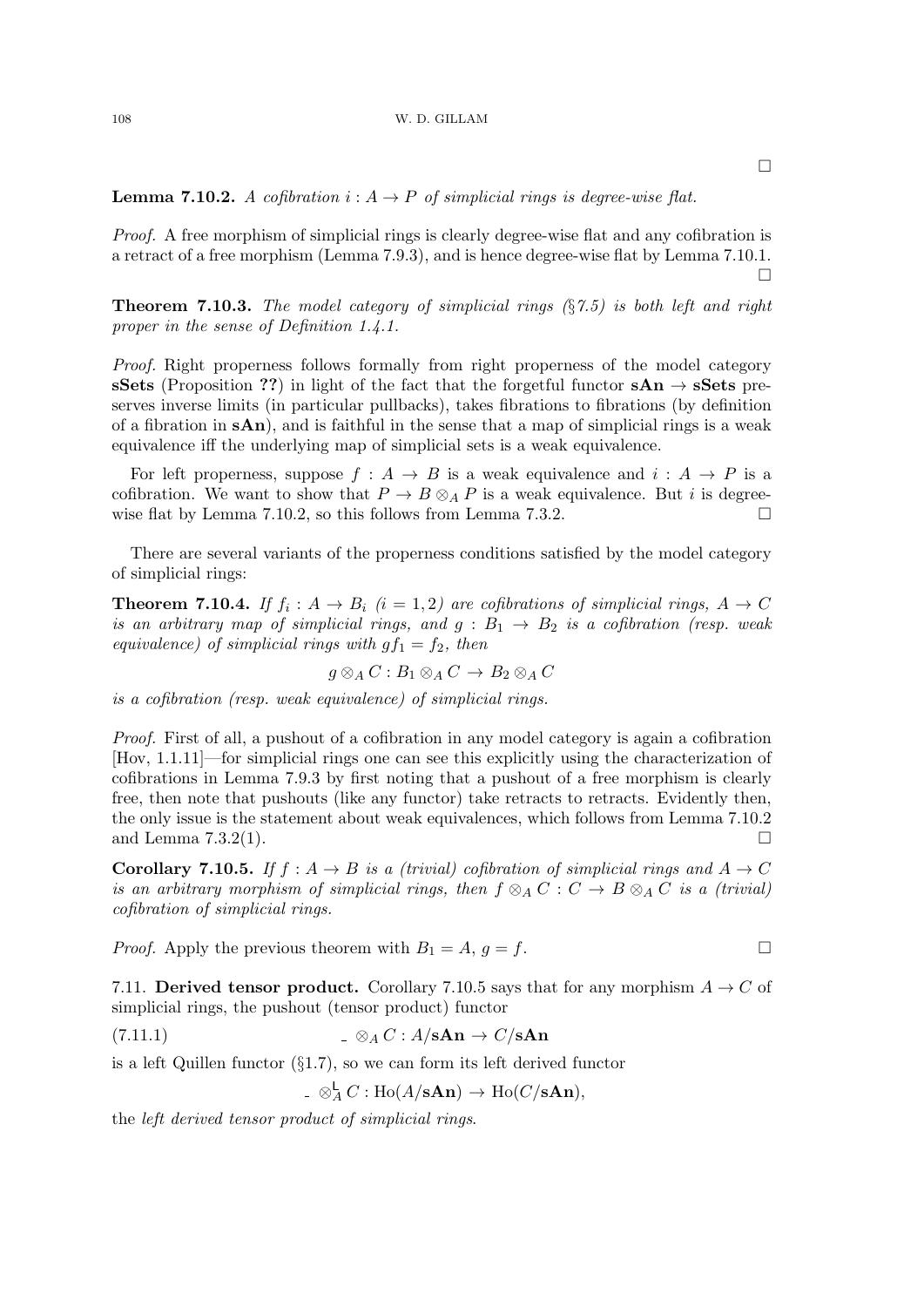□

**Lemma 7.10.2.** *A cofibration $i : A \to P$ of simplicial rings is degree-wise flat.*

*Proof.* A free morphism of simplicial rings is clearly degree-wise flat and any cofibration is a retract of a free morphism (Lemma 7.9.3), and is hence degree-wise flat by Lemma 7.10.1. □

**Theorem 7.10.3.** *The model category of simplicial rings (§7.5) is both left and right proper in the sense of Definition 1.4.1.*

*Proof.* Right properness follows formally from right properness of the model category **sSets** (Proposition **??**) in light of the fact that the forgetful functor $\mathbf{sAn} \to \mathbf{sSets}$ preserves inverse limits (in particular pullbacks), takes fibrations to fibrations (by definition of a fibration in **sAn**), and is faithful in the sense that a map of simplicial rings is a weak equivalence iff the underlying map of simplicial sets is a weak equivalence.

For left properness, suppose $f : A \to B$ is a weak equivalence and $i : A \to P$ is a cofibration. We want to show that $P \to B \otimes_A P$ is a weak equivalence. But $i$ is degree-wise flat by Lemma 7.10.2, so this follows from Lemma 7.3.2. □

There are several variants of the properness conditions satisfied by the model category of simplicial rings:

**Theorem 7.10.4.** *If $f_i : A \to B_i$ ($i = 1, 2$) are cofibrations of simplicial rings, $A \to C$ is an arbitrary map of simplicial rings, and $g : B_1 \to B_2$ is a cofibration (resp. weak equivalence) of simplicial rings with $gf_1 = f_2$, then*

$$g \otimes_A C : B_1 \otimes_A C \to B_2 \otimes_A C$$

*is a cofibration (resp. weak equivalence) of simplicial rings.*

*Proof.* First of all, a pushout of a cofibration in any model category is again a cofibration [Hov, 1.1.11]—for simplicial rings one can see this explicitly using the characterization of cofibrations in Lemma 7.9.3 by first noting that a pushout of a free morphism is clearly free, then note that pushouts (like any functor) take retracts to retracts. Evidently then, the only issue is the statement about weak equivalences, which follows from Lemma 7.10.2 and Lemma 7.3.2(1). □

**Corollary 7.10.5.** *If $f : A \to B$ is a (trivial) cofibration of simplicial rings and $A \to C$ is an arbitrary morphism of simplicial rings, then $f \otimes_A C : C \to B \otimes_A C$ is a (trivial) cofibration of simplicial rings.*

*Proof.* Apply the previous theorem with $B_1 = A$, $g = f$. □

7.11. **Derived tensor product.** Corollary 7.10.5 says that for any morphism $A \to C$ of simplicial rings, the pushout (tensor product) functor

$$\_ \otimes_A C : A/\mathbf{sAn} \to C/\mathbf{sAn} \tag{7.11.1}$$

is a left Quillen functor (§1.7), so we can form its left derived functor

$$\_ \otimes^{\mathsf{L}}_A C : \mathrm{Ho}(A/\mathbf{sAn}) \to \mathrm{Ho}(C/\mathbf{sAn}),$$

the *left derived tensor product of simplicial rings*.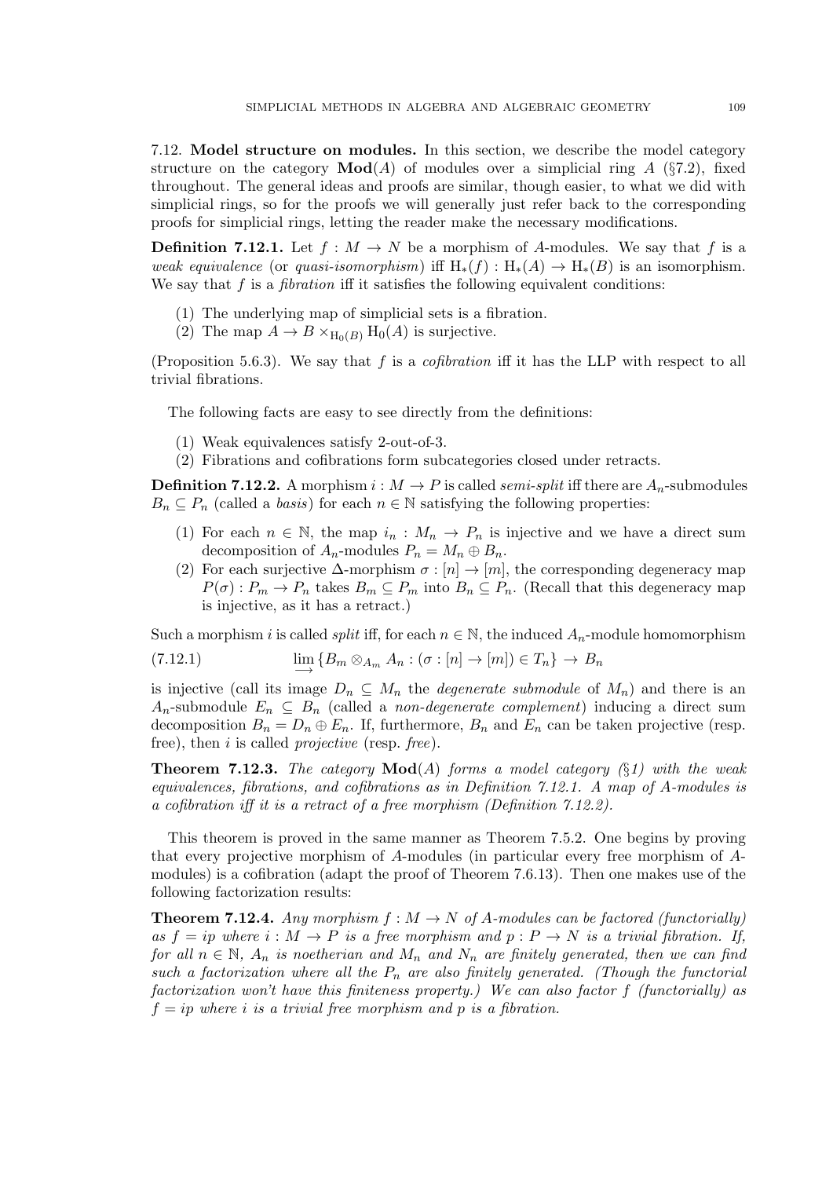7.12. **Model structure on modules.** In this section, we describe the model category structure on the category $\mathbf{Mod}(A)$ of modules over a simplicial ring $A$ (§7.2), fixed throughout. The general ideas and proofs are similar, though easier, to what we did with simplicial rings, so for the proofs we will generally just refer back to the corresponding proofs for simplicial rings, letting the reader make the necessary modifications.

**Definition 7.12.1.** Let $f : M \to N$ be a morphism of $A$-modules. We say that $f$ is a *weak equivalence* (or *quasi-isomorphism*) iff $\mathrm{H}_*(f) : \mathrm{H}_*(A) \to \mathrm{H}_*(B)$ is an isomorphism. We say that $f$ is a *fibration* iff it satisfies the following equivalent conditions:

1. The underlying map of simplicial sets is a fibration.
2. The map $A \to B \times_{\mathrm{H}_0(B)} \mathrm{H}_0(A)$ is surjective.

(Proposition 5.6.3). We say that $f$ is a *cofibration* iff it has the LLP with respect to all trivial fibrations.

The following facts are easy to see directly from the definitions:

1. Weak equivalences satisfy 2-out-of-3.
2. Fibrations and cofibrations form subcategories closed under retracts.

**Definition 7.12.2.** A morphism $i : M \to P$ is called *semi-split* iff there are $A_n$-submodules $B_n \subseteq P_n$ (called a *basis*) for each $n \in \mathbb{N}$ satisfying the following properties:

1. For each $n \in \mathbb{N}$, the map $i_n : M_n \to P_n$ is injective and we have a direct sum decomposition of $A_n$-modules $P_n = M_n \oplus B_n$.
2. For each surjective $\Delta$-morphism $\sigma : [n] \to [m]$, the corresponding degeneracy map $P(\sigma) : P_m \to P_n$ takes $B_m \subseteq P_m$ into $B_n \subseteq P_n$. (Recall that this degeneracy map is injective, as it has a retract.)

Such a morphism $i$ is called *split* iff, for each $n \in \mathbb{N}$, the induced $A_n$-module homomorphism

$$\varinjlim \{ B_m \otimes_{A_m} A_n : (\sigma : [n] \to [m]) \in T_n \} \to B_n \tag{7.12.1}$$

is injective (call its image $D_n \subseteq M_n$ the *degenerate submodule* of $M_n$) and there is an $A_n$-submodule $E_n \subseteq B_n$ (called a *non-degenerate complement*) inducing a direct sum decomposition $B_n = D_n \oplus E_n$. If, furthermore, $B_n$ and $E_n$ can be taken projective (resp. free), then $i$ is called *projective* (resp. *free*).

**Theorem 7.12.3.** *The category $\mathbf{Mod}(A)$ forms a model category (§1) with the weak equivalences, fibrations, and cofibrations as in Definition 7.12.1. A map of A-modules is a cofibration iff it is a retract of a free morphism (Definition 7.12.2).*

This theorem is proved in the same manner as Theorem 7.5.2. One begins by proving that every projective morphism of $A$-modules (in particular every free morphism of $A$-modules) is a cofibration (adapt the proof of Theorem 7.6.13). Then one makes use of the following factorization results:

**Theorem 7.12.4.** *Any morphism $f : M \to N$ of A-modules can be factored (functorially) as $f = ip$ where $i : M \to P$ is a free morphism and $p : P \to N$ is a trivial fibration. If, for all $n \in \mathbb{N}$, $A_n$ is noetherian and $M_n$ and $N_n$ are finitely generated, then we can find such a factorization where all the $P_n$ are also finitely generated. (Though the functorial factorization won't have this finiteness property.) We can also factor $f$ (functorially) as $f = ip$ where $i$ is a trivial free morphism and $p$ is a fibration.*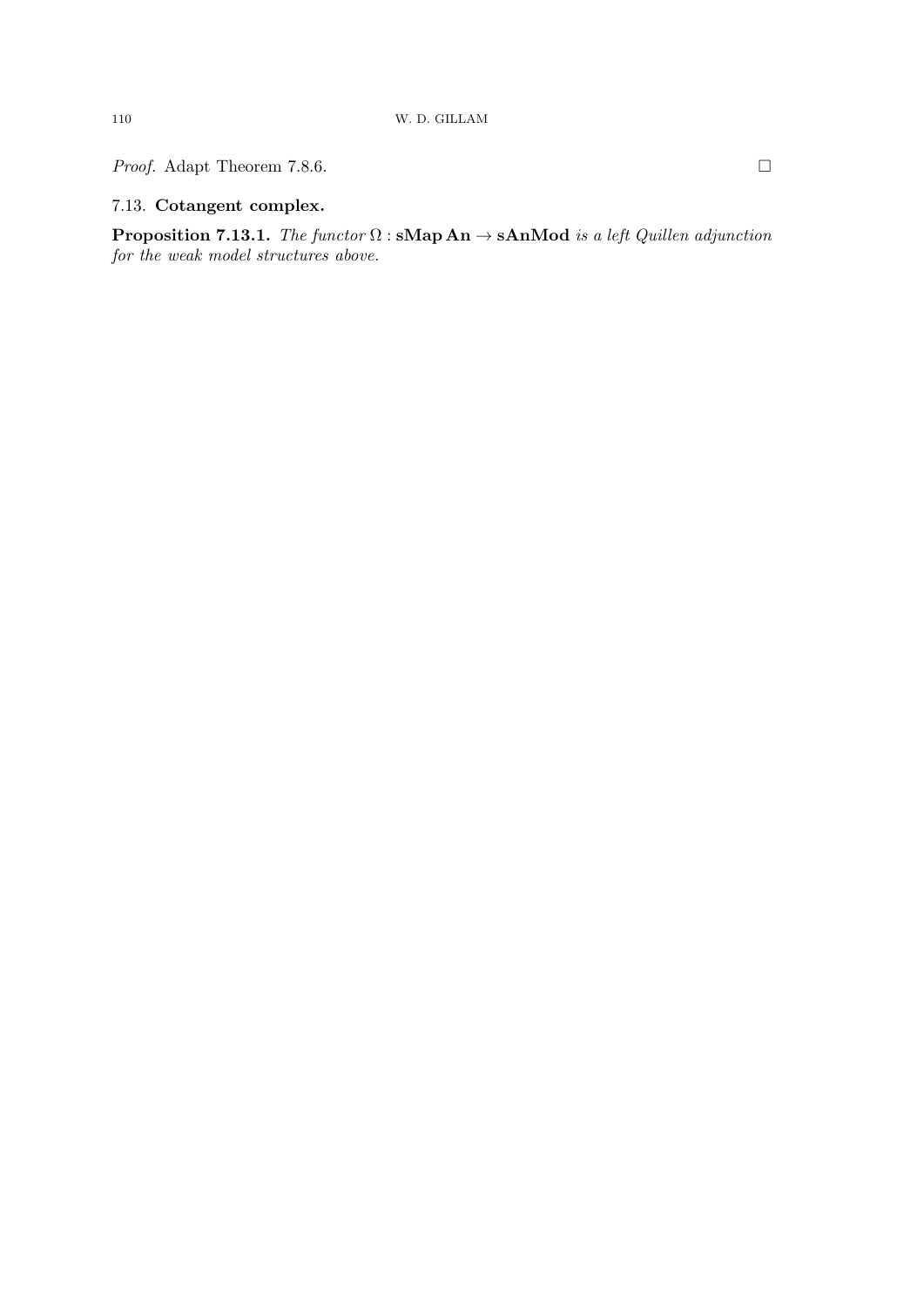*Proof.* Adapt Theorem 7.8.6. □

## 7.13. Cotangent complex.

**Proposition 7.13.1.** *The functor* $\Omega : \mathbf{sMap\,An} \to \mathbf{sAnMod}$ *is a left Quillen adjunction for the weak model structures above.*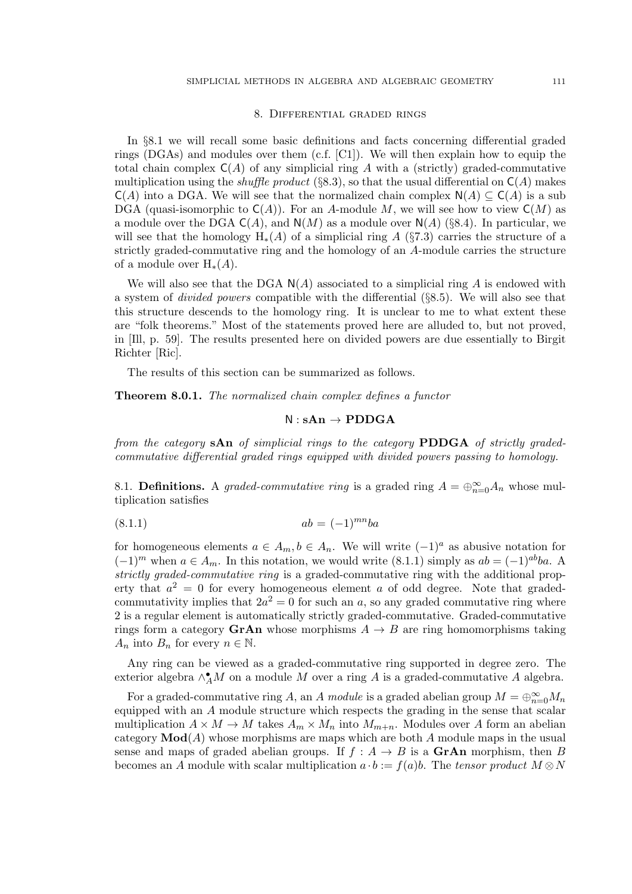## 8. Differential graded rings

In §8.1 we will recall some basic definitions and facts concerning differential graded rings (DGAs) and modules over them (c.f. [C1]). We will then explain how to equip the total chain complex $\mathsf{C}(A)$ of any simplicial ring $A$ with a (strictly) graded-commutative multiplication using the *shuffle product* (§8.3), so that the usual differential on $\mathsf{C}(A)$ makes $\mathsf{C}(A)$ into a DGA. We will see that the normalized chain complex $\mathsf{N}(A) \subseteq \mathsf{C}(A)$ is a sub DGA (quasi-isomorphic to $\mathsf{C}(A)$). For an $A$-module $M$, we will see how to view $\mathsf{C}(M)$ as a module over the DGA $\mathsf{C}(A)$, and $\mathsf{N}(M)$ as a module over $\mathsf{N}(A)$ (§8.4). In particular, we will see that the homology $\mathrm{H}_*(A)$ of a simplicial ring $A$ (§7.3) carries the structure of a strictly graded-commutative ring and the homology of an $A$-module carries the structure of a module over $\mathrm{H}_*(A)$.

We will also see that the DGA $\mathsf{N}(A)$ associated to a simplicial ring $A$ is endowed with a system of *divided powers* compatible with the differential (§8.5). We will also see that this structure descends to the homology ring. It is unclear to me to what extent these are "folk theorems." Most of the statements proved here are alluded to, but not proved, in [Ill, p. 59]. The results presented here on divided powers are due essentially to Birgit Richter [Ric].

The results of this section can be summarized as follows.

**Theorem 8.0.1.** *The normalized chain complex defines a functor*

$$\mathsf{N} : \mathbf{sAn} \to \mathbf{PDDGA}$$

*from the category* **sAn** *of simplicial rings to the category* **PDDGA** *of strictly graded-commutative differential graded rings equipped with divided powers passing to homology.*

8.1. **Definitions.** A *graded-commutative ring* is a graded ring $A = \oplus_{n=0}^{\infty} A_n$ whose multiplication satisfies

$$ab = (-1)^{mn} ba \tag{8.1.1}$$

for homogeneous elements $a \in A_m, b \in A_n$. We will write $(-1)^a$ as abusive notation for $(-1)^m$ when $a \in A_m$. In this notation, we would write (8.1.1) simply as $ab = (-1)^{ab} ba$. A *strictly graded-commutative ring* is a graded-commutative ring with the additional property that $a^2 = 0$ for every homogeneous element $a$ of odd degree. Note that graded-commutativity implies that $2a^2 = 0$ for such an $a$, so any graded commutative ring where 2 is a regular element is automatically strictly graded-commutative. Graded-commutative rings form a category **GrAn** whose morphisms $A \to B$ are ring homomorphisms taking $A_n$ into $B_n$ for every $n \in \mathbb{N}$.

Any ring can be viewed as a graded-commutative ring supported in degree zero. The exterior algebra $\wedge_A^{\bullet} M$ on a module $M$ over a ring $A$ is a graded-commutative $A$ algebra.

For a graded-commutative ring $A$, an $A$ *module* is a graded abelian group $M = \oplus_{n=0}^{\infty} M_n$ equipped with an $A$ module structure which respects the grading in the sense that scalar multiplication $A \times M \to M$ takes $A_m \times M_n$ into $M_{m+n}$. Modules over $A$ form an abelian category $\mathbf{Mod}(A)$ whose morphisms are maps which are both $A$ module maps in the usual sense and maps of graded abelian groups. If $f : A \to B$ is a **GrAn** morphism, then $B$ becomes an $A$ module with scalar multiplication $a \cdot b := f(a)b$. The *tensor product* $M \otimes N$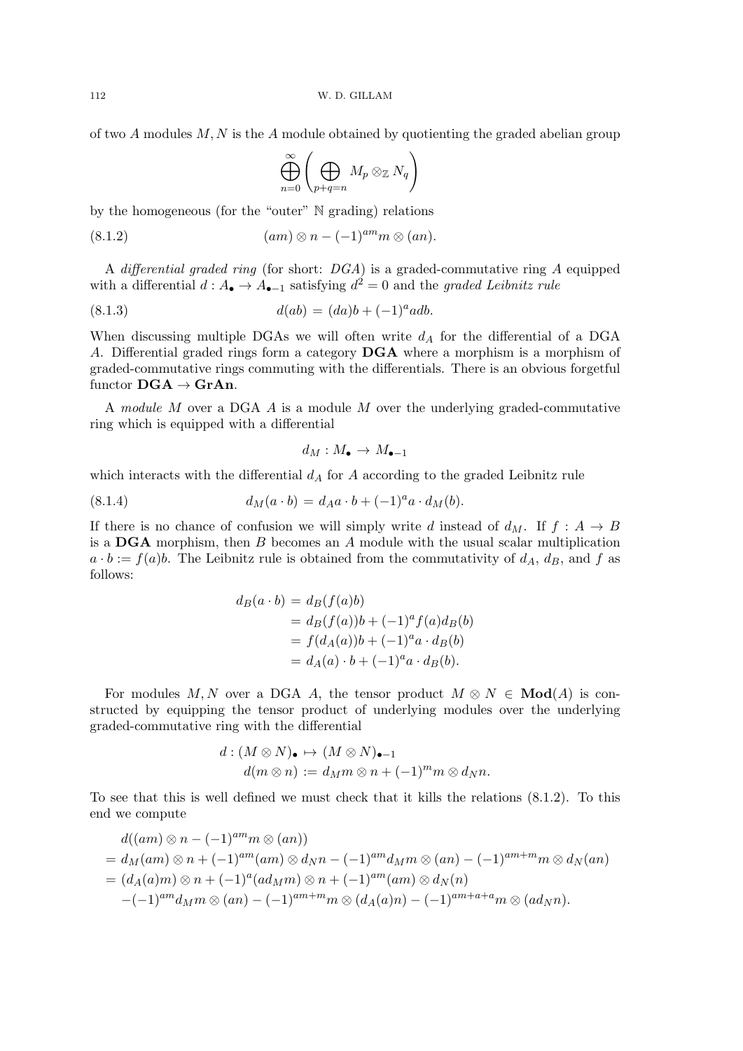of two $A$ modules $M, N$ is the $A$ module obtained by quotienting the graded abelian group

$$\bigoplus_{n=0}^{\infty} \left( \bigoplus_{p+q=n} M_p \otimes_{\mathbb{Z}} N_q \right)$$

by the homogeneous (for the "outer" $\mathbb{N}$ grading) relations

$$(am) \otimes n - (-1)^{am} m \otimes (an). \tag{8.1.2}$$

A *differential graded ring* (for short: *DGA*) is a graded-commutative ring $A$ equipped with a differential $d : A_\bullet \to A_{\bullet-1}$ satisfying $d^2 = 0$ and the *graded Leibnitz rule*

$$d(ab) = (da)b + (-1)^a a db. \tag{8.1.3}$$

When discussing multiple DGAs we will often write $d_A$ for the differential of a DGA $A$. Differential graded rings form a category **DGA** where a morphism is a morphism of graded-commutative rings commuting with the differentials. There is an obvious forgetful functor **DGA** $\to$ **GrAn**.

A *module* $M$ over a DGA $A$ is a module $M$ over the underlying graded-commutative ring which is equipped with a differential

$$d_M : M_\bullet \to M_{\bullet-1}$$

which interacts with the differential $d_A$ for $A$ according to the graded Leibnitz rule

$$d_M(a \cdot b) = d_A a \cdot b + (-1)^a a \cdot d_M(b). \tag{8.1.4}$$

If there is no chance of confusion we will simply write $d$ instead of $d_M$. If $f : A \to B$ is a **DGA** morphism, then $B$ becomes an $A$ module with the usual scalar multiplication $a \cdot b := f(a)b$. The Leibnitz rule is obtained from the commutativity of $d_A$, $d_B$, and $f$ as follows:

$$\begin{aligned}
d_B(a \cdot b) &= d_B(f(a)b) \\
&= d_B(f(a))b + (-1)^a f(a) d_B(b) \\
&= f(d_A(a))b + (-1)^a a \cdot d_B(b) \\
&= d_A(a) \cdot b + (-1)^a a \cdot d_B(b).
\end{aligned}$$

For modules $M, N$ over a DGA $A$, the tensor product $M \otimes N \in \mathbf{Mod}(A)$ is constructed by equipping the tensor product of underlying modules over the underlying graded-commutative ring with the differential

$$\begin{aligned}
d : (M \otimes N)_\bullet &\mapsto (M \otimes N)_{\bullet-1} \\
d(m \otimes n) &:= d_M m \otimes n + (-1)^m m \otimes d_N n.
\end{aligned}$$

To see that this is well defined we must check that it kills the relations (8.1.2). To this end we compute

$$\begin{aligned}
&d((am) \otimes n - (-1)^{am} m \otimes (an)) \\
&= d_M(am) \otimes n + (-1)^{am}(am) \otimes d_N n - (-1)^{am} d_M m \otimes (an) - (-1)^{am+m} m \otimes d_N(an) \\
&= (d_A(a)m) \otimes n + (-1)^a (a d_M m) \otimes n + (-1)^{am}(am) \otimes d_N(n) \\
&\quad - (-1)^{am} d_M m \otimes (an) - (-1)^{am+m} m \otimes (d_A(a)n) - (-1)^{am+a+a} m \otimes (a d_N n).
\end{aligned}$$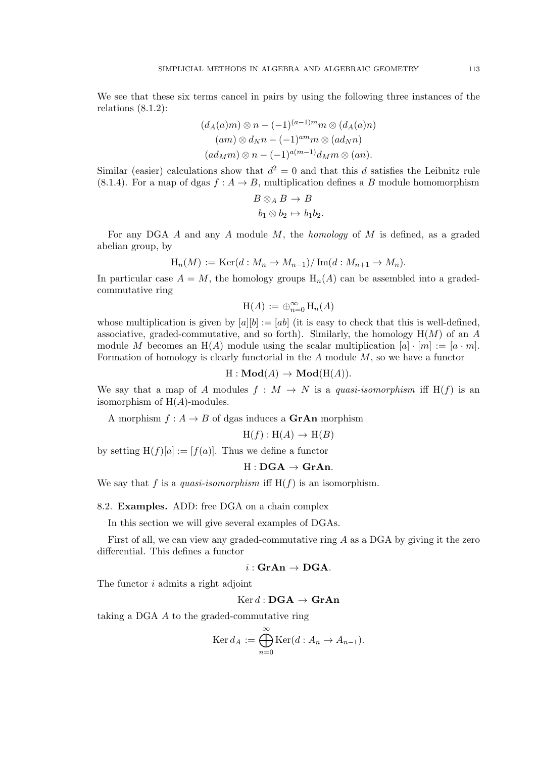We see that these six terms cancel in pairs by using the following three instances of the relations (8.1.2):

$$
\begin{gathered}
(d_A(a)m) \otimes n - (-1)^{(a-1)m} m \otimes (d_A(a)n) \\
(am) \otimes d_N n - (-1)^{am} m \otimes (a d_N n) \\
(a d_M m) \otimes n - (-1)^{a(m-1)} d_M m \otimes (an).
\end{gathered}
$$

Similar (easier) calculations show that $d^2 = 0$ and that this $d$ satisfies the Leibnitz rule (8.1.4). For a map of dgas $f : A \to B$, multiplication defines a $B$ module homomorphism

$$
\begin{aligned}
B \otimes_A B &\to B \\
b_1 \otimes b_2 &\mapsto b_1 b_2.
\end{aligned}
$$

For any DGA $A$ and any $A$ module $M$, the *homology* of $M$ is defined, as a graded abelian group, by

$$
\mathrm{H}_n(M) := \operatorname{Ker}(d : M_n \to M_{n-1}) / \operatorname{Im}(d : M_{n+1} \to M_n).
$$

In particular case $A = M$, the homology groups $\mathrm{H}_n(A)$ can be assembled into a graded-commutative ring

$$
\mathrm{H}(A) := \oplus_{n=0}^{\infty} \mathrm{H}_n(A)
$$

whose multiplication is given by $[a][b] := [ab]$ (it is easy to check that this is well-defined, associative, graded-commutative, and so forth). Similarly, the homology $\mathrm{H}(M)$ of an $A$ module $M$ becomes an $\mathrm{H}(A)$ module using the scalar multiplication $[a] \cdot [m] := [a \cdot m]$. Formation of homology is clearly functorial in the $A$ module $M$, so we have a functor

$$
\mathrm{H} : \mathbf{Mod}(A) \to \mathbf{Mod}(\mathrm{H}(A)).
$$

We say that a map of $A$ modules $f : M \to N$ is a *quasi-isomorphism* iff $\mathrm{H}(f)$ is an isomorphism of $\mathrm{H}(A)$-modules.

A morphism $f : A \to B$ of dgas induces a **GrAn** morphism

$$
\mathrm{H}(f) : \mathrm{H}(A) \to \mathrm{H}(B)
$$

by setting $\mathrm{H}(f)[a] := [f(a)]$. Thus we define a functor

$$
\mathrm{H} : \mathbf{DGA} \to \mathbf{GrAn}.
$$

We say that $f$ is a *quasi-isomorphism* iff $\mathrm{H}(f)$ is an isomorphism.

8.2. **Examples.** ADD: free DGA on a chain complex

In this section we will give several examples of DGAs.

First of all, we can view any graded-commutative ring $A$ as a DGA by giving it the zero differential. This defines a functor

$$
i : \mathbf{GrAn} \to \mathbf{DGA}.
$$

The functor $i$ admits a right adjoint

$$
\operatorname{Ker} d : \mathbf{DGA} \to \mathbf{GrAn}
$$

taking a DGA $A$ to the graded-commutative ring

$$
\operatorname{Ker} d_A := \bigoplus_{n=0}^{\infty} \operatorname{Ker}(d : A_n \to A_{n-1}).
$$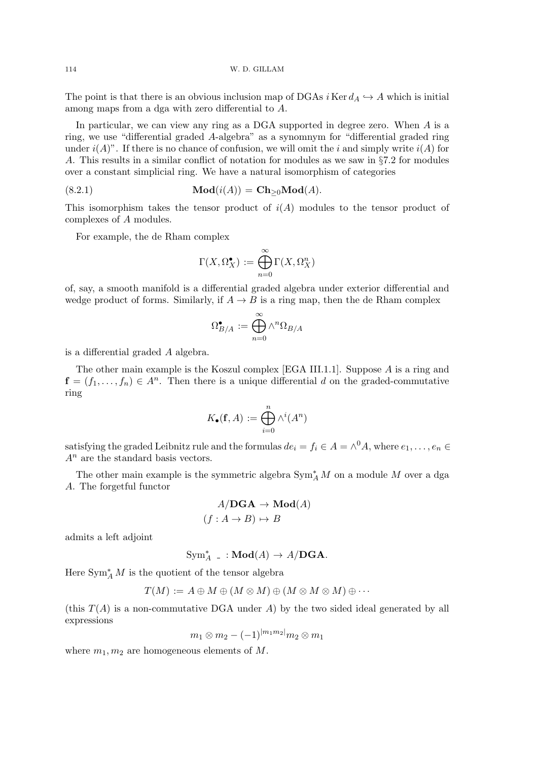The point is that there is an obvious inclusion map of DGAs $i \operatorname{Ker} d_A \hookrightarrow A$ which is initial among maps from a dga with zero differential to $A$.

In particular, we can view any ring as a DGA supported in degree zero. When $A$ is a ring, we use "differential graded $A$-algebra" as a synomnym for "differential graded ring under $i(A)$". If there is no chance of confusion, we will omit the $i$ and simply write $i(A)$ for $A$. This results in a similar conflict of notation for modules as we saw in §7.2 for modules over a constant simplicial ring. We have a natural isomorphism of categories

$$\mathbf{Mod}(i(A)) = \mathbf{Ch}_{\geq 0}\mathbf{Mod}(A). \tag{8.2.1}$$

This isomorphism takes the tensor product of $i(A)$ modules to the tensor product of complexes of $A$ modules.

For example, the de Rham complex

$$\Gamma(X, \Omega_X^\bullet) := \bigoplus_{n=0}^{\infty} \Gamma(X, \Omega_X^n)$$

of, say, a smooth manifold is a differential graded algebra under exterior differential and wedge product of forms. Similarly, if $A \to B$ is a ring map, then the de Rham complex

$$\Omega_{B/A}^\bullet := \bigoplus_{n=0}^{\infty} \wedge^n \Omega_{B/A}$$

is a differential graded $A$ algebra.

The other main example is the Koszul complex [EGA III.1.1]. Suppose $A$ is a ring and $\mathbf{f} = (f_1, \dots, f_n) \in A^n$. Then there is a unique differential $d$ on the graded-commutative ring

$$K_\bullet(\mathbf{f}, A) := \bigoplus_{i=0}^{n} \wedge^i(A^n)$$

satisfying the graded Leibnitz rule and the formulas $de_i = f_i \in A = \wedge^0 A$, where $e_1, \dots, e_n \in A^n$ are the standard basis vectors.

The other main example is the symmetric algebra $\operatorname{Sym}_A^* M$ on a module $M$ over a dga $A$. The forgetful functor

$$\begin{aligned} A/\mathbf{DGA} &\to \mathbf{Mod}(A) \\ (f : A \to B) &\mapsto B \end{aligned}$$

admits a left adjoint

$$\operatorname{Sym}_A^* \_ : \mathbf{Mod}(A) \to A/\mathbf{DGA}.$$

Here $\operatorname{Sym}_A^* M$ is the quotient of the tensor algebra

$$T(M) := A \oplus M \oplus (M \otimes M) \oplus (M \otimes M \otimes M) \oplus \cdots$$

(this $T(A)$ is a non-commutative DGA under $A$) by the two sided ideal generated by all expressions

$$m_1 \otimes m_2 - (-1)^{|m_1 m_2|} m_2 \otimes m_1$$

where $m_1, m_2$ are homogeneous elements of $M$.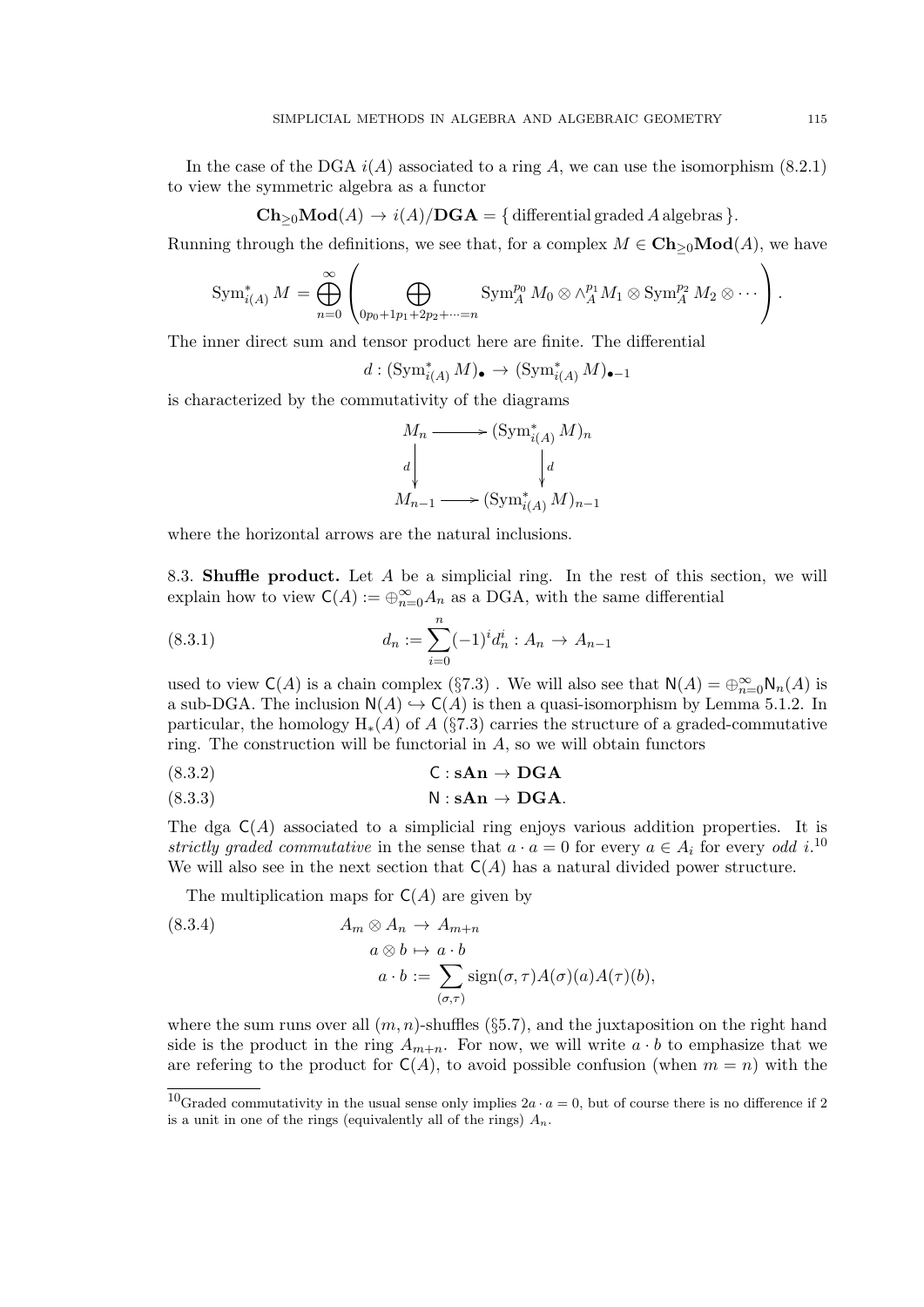In the case of the DGA $i(A)$ associated to a ring $A$, we can use the isomorphism (8.2.1) to view the symmetric algebra as a functor

$$\mathbf{Ch}_{\geq 0}\mathbf{Mod}(A) \to i(A)/\mathbf{DGA} = \{\,\text{differential graded } A \text{ algebras}\,\}.$$

Running through the definitions, we see that, for a complex $M \in \mathbf{Ch}_{\geq 0}\mathbf{Mod}(A)$, we have

$$\operatorname{Sym}^*_{i(A)} M = \bigoplus_{n=0}^{\infty} \left( \bigoplus_{0p_0+1p_1+2p_2+\cdots=n} \operatorname{Sym}^{p_0}_A M_0 \otimes \wedge^{p_1}_A M_1 \otimes \operatorname{Sym}^{p_2}_A M_2 \otimes \cdots \right).$$

The inner direct sum and tensor product here are finite. The differential

$$d : (\operatorname{Sym}^*_{i(A)} M)_\bullet \to (\operatorname{Sym}^*_{i(A)} M)_{\bullet-1}$$

is characterized by the commutativity of the diagrams

$$\begin{array}{ccc} M_n & \longrightarrow & (\operatorname{Sym}^*_{i(A)} M)_n \\ {\scriptstyle d}\downarrow & & \downarrow{\scriptstyle d} \\ M_{n-1} & \longrightarrow & (\operatorname{Sym}^*_{i(A)} M)_{n-1} \end{array}$$

where the horizontal arrows are the natural inclusions.

8.3. **Shuffle product.** Let $A$ be a simplicial ring. In the rest of this section, we will explain how to view $\mathsf{C}(A) := \oplus_{n=0}^{\infty} A_n$ as a DGA, with the same differential

$$d_n := \sum_{i=0}^{n} (-1)^i d^i_n : A_n \to A_{n-1} \tag{8.3.1}$$

used to view $\mathsf{C}(A)$ is a chain complex (§7.3) . We will also see that $\mathsf{N}(A) = \oplus_{n=0}^{\infty} \mathsf{N}_n(A)$ is a sub-DGA. The inclusion $\mathsf{N}(A) \hookrightarrow \mathsf{C}(A)$ is then a quasi-isomorphism by Lemma 5.1.2. In particular, the homology $\mathrm{H}_*(A)$ of $A$ (§7.3) carries the structure of a graded-commutative ring. The construction will be functorial in $A$, so we will obtain functors

$$\mathsf{C} : \mathbf{sAn} \to \mathbf{DGA} \tag{8.3.2}$$

$$\mathsf{N} : \mathbf{sAn} \to \mathbf{DGA}. \tag{8.3.3}$$

The dga $\mathsf{C}(A)$ associated to a simplicial ring enjoys various addition properties. It is *strictly graded commutative* in the sense that $a \cdot a = 0$ for every $a \in A_i$ for every *odd* $i$.[10] We will also see in the next section that $\mathsf{C}(A)$ has a natural divided power structure.

The multiplication maps for $\mathsf{C}(A)$ are given by

$$\begin{aligned} A_m \otimes A_n &\to A_{m+n} \\ a \otimes b &\mapsto a \cdot b \\ a \cdot b &:= \sum_{(\sigma,\tau)} \operatorname{sign}(\sigma,\tau) A(\sigma)(a) A(\tau)(b), \end{aligned} \tag{8.3.4}$$

where the sum runs over all $(m,n)$-shuffles (§5.7), and the juxtaposition on the right hand side is the product in the ring $A_{m+n}$. For now, we will write $a \cdot b$ to emphasize that we are refering to the product for $\mathsf{C}(A)$, to avoid possible confusion (when $m = n$) with the

[10] Graded commutativity in the usual sense only implies $2a \cdot a = 0$, but of course there is no difference if 2 is a unit in one of the rings (equivalently all of the rings) $A_n$.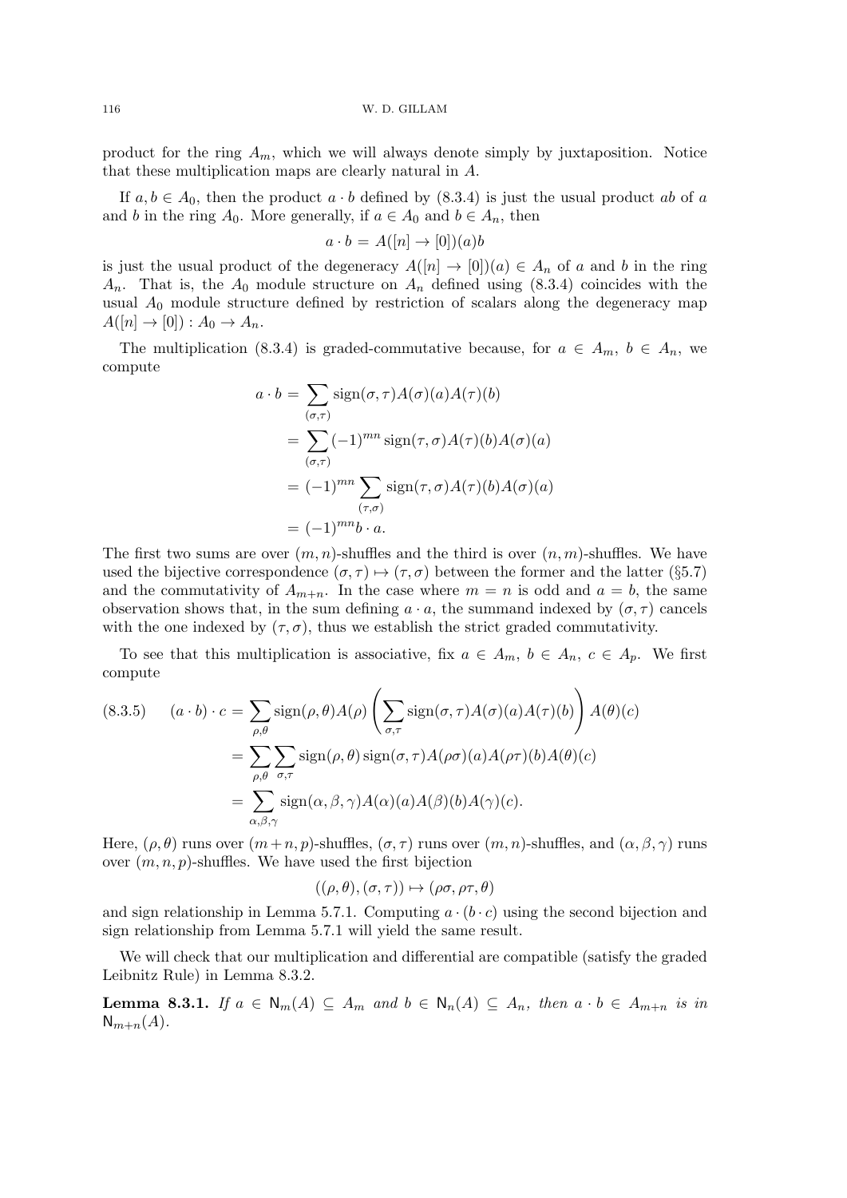product for the ring $A_m$, which we will always denote simply by juxtaposition. Notice that these multiplication maps are clearly natural in $A$.

If $a, b \in A_0$, then the product $a \cdot b$ defined by (8.3.4) is just the usual product $ab$ of $a$ and $b$ in the ring $A_0$. More generally, if $a \in A_0$ and $b \in A_n$, then

$$a \cdot b = A([n] \to [0])(a)b$$

is just the usual product of the degeneracy $A([n] \to [0])(a) \in A_n$ of $a$ and $b$ in the ring $A_n$. That is, the $A_0$ module structure on $A_n$ defined using (8.3.4) coincides with the usual $A_0$ module structure defined by restriction of scalars along the degeneracy map $A([n] \to [0]) : A_0 \to A_n$.

The multiplication (8.3.4) is graded-commutative because, for $a \in A_m$, $b \in A_n$, we compute

$$\begin{aligned}
a \cdot b &= \sum_{(\sigma,\tau)} \operatorname{sign}(\sigma, \tau) A(\sigma)(a) A(\tau)(b) \\
&= \sum_{(\sigma,\tau)} (-1)^{mn} \operatorname{sign}(\tau, \sigma) A(\tau)(b) A(\sigma)(a) \\
&= (-1)^{mn} \sum_{(\tau,\sigma)} \operatorname{sign}(\tau, \sigma) A(\tau)(b) A(\sigma)(a) \\
&= (-1)^{mn} b \cdot a.
\end{aligned}$$

The first two sums are over $(m, n)$-shuffles and the third is over $(n, m)$-shuffles. We have used the bijective correspondence $(\sigma, \tau) \mapsto (\tau, \sigma)$ between the former and the latter (§5.7) and the commutativity of $A_{m+n}$. In the case where $m = n$ is odd and $a = b$, the same observation shows that, in the sum defining $a \cdot a$, the summand indexed by $(\sigma, \tau)$ cancels with the one indexed by $(\tau, \sigma)$, thus we establish the strict graded commutativity.

To see that this multiplication is associative, fix $a \in A_m$, $b \in A_n$, $c \in A_p$. We first compute

$$\begin{aligned}
(8.3.5) \qquad (a \cdot b) \cdot c &= \sum_{\rho,\theta} \operatorname{sign}(\rho, \theta) A(\rho) \left( \sum_{\sigma,\tau} \operatorname{sign}(\sigma, \tau) A(\sigma)(a) A(\tau)(b) \right) A(\theta)(c) \\
&= \sum_{\rho,\theta} \sum_{\sigma,\tau} \operatorname{sign}(\rho, \theta) \operatorname{sign}(\sigma, \tau) A(\rho\sigma)(a) A(\rho\tau)(b) A(\theta)(c) \\
&= \sum_{\alpha,\beta,\gamma} \operatorname{sign}(\alpha, \beta, \gamma) A(\alpha)(a) A(\beta)(b) A(\gamma)(c).
\end{aligned}$$

Here, $(\rho, \theta)$ runs over $(m+n, p)$-shuffles, $(\sigma, \tau)$ runs over $(m, n)$-shuffles, and $(\alpha, \beta, \gamma)$ runs over $(m, n, p)$-shuffles. We have used the first bijection

$$((\rho, \theta), (\sigma, \tau)) \mapsto (\rho\sigma, \rho\tau, \theta)$$

and sign relationship in Lemma 5.7.1. Computing $a \cdot (b \cdot c)$ using the second bijection and sign relationship from Lemma 5.7.1 will yield the same result.

We will check that our multiplication and differential are compatible (satisfy the graded Leibnitz Rule) in Lemma 8.3.2.

**Lemma 8.3.1.** *If $a \in \mathsf{N}_m(A) \subseteq A_m$ and $b \in \mathsf{N}_n(A) \subseteq A_n$, then $a \cdot b \in A_{m+n}$ is in $\mathsf{N}_{m+n}(A)$.*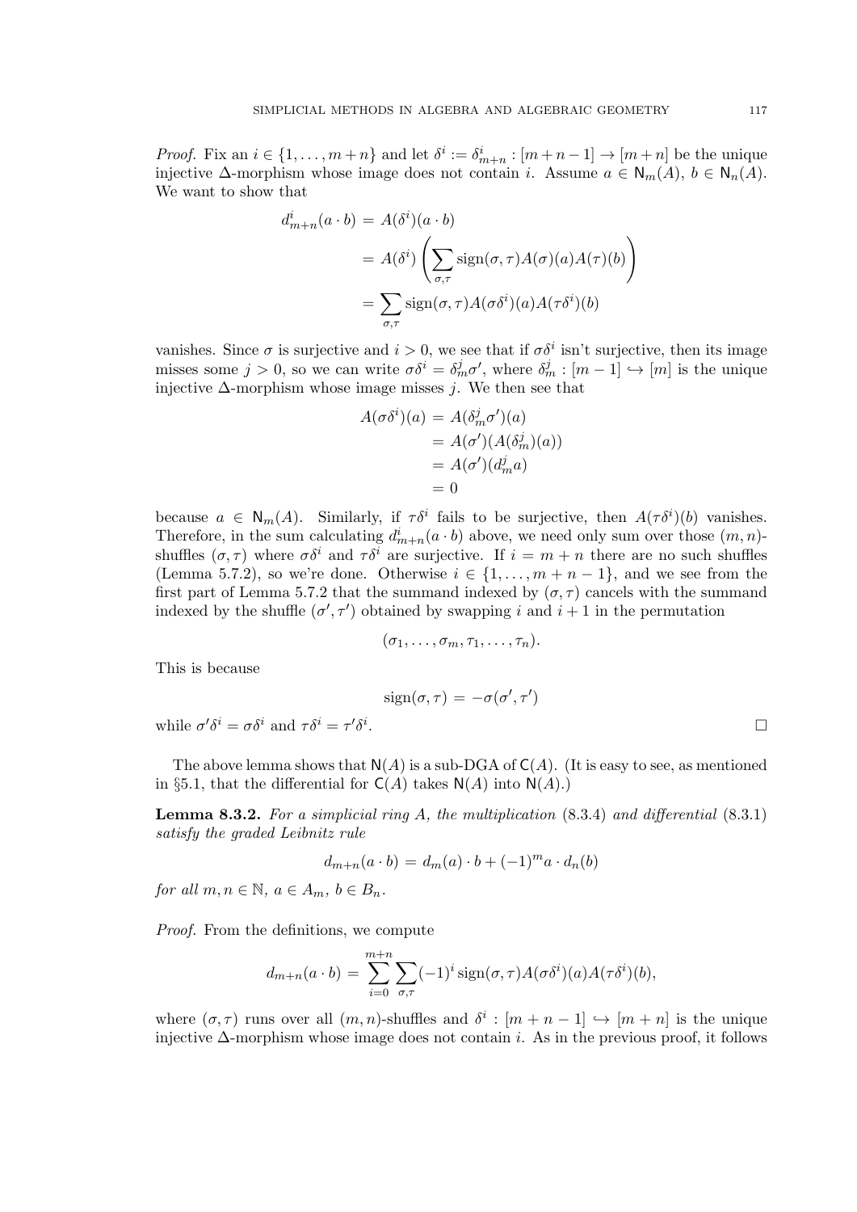*Proof.* Fix an $i \in \{1, \ldots, m+n\}$ and let $\delta^i := \delta^i_{m+n} : [m+n-1] \to [m+n]$ be the unique injective $\Delta$-morphism whose image does not contain $i$. Assume $a \in \mathsf{N}_m(A)$, $b \in \mathsf{N}_n(A)$. We want to show that

$$\begin{aligned}
d^i_{m+n}(a \cdot b) &= A(\delta^i)(a \cdot b) \\
&= A(\delta^i)\left(\sum_{\sigma,\tau} \operatorname{sign}(\sigma,\tau) A(\sigma)(a) A(\tau)(b)\right) \\
&= \sum_{\sigma,\tau} \operatorname{sign}(\sigma,\tau) A(\sigma\delta^i)(a) A(\tau\delta^i)(b)
\end{aligned}$$

vanishes. Since $\sigma$ is surjective and $i > 0$, we see that if $\sigma\delta^i$ isn't surjective, then its image misses some $j > 0$, so we can write $\sigma\delta^i = \delta^j_m \sigma'$, where $\delta^j_m : [m-1] \hookrightarrow [m]$ is the unique injective $\Delta$-morphism whose image misses $j$. We then see that

$$\begin{aligned}
A(\sigma\delta^i)(a) &= A(\delta^j_m \sigma')(a) \\
&= A(\sigma')(A(\delta^j_m)(a)) \\
&= A(\sigma')(d^j_m a) \\
&= 0
\end{aligned}$$

because $a \in \mathsf{N}_m(A)$. Similarly, if $\tau\delta^i$ fails to be surjective, then $A(\tau\delta^i)(b)$ vanishes. Therefore, in the sum calculating $d^i_{m+n}(a \cdot b)$ above, we need only sum over those $(m,n)$-shuffles $(\sigma,\tau)$ where $\sigma\delta^i$ and $\tau\delta^i$ are surjective. If $i = m+n$ there are no such shuffles (Lemma 5.7.2), so we're done. Otherwise $i \in \{1, \ldots, m+n-1\}$, and we see from the first part of Lemma 5.7.2 that the summand indexed by $(\sigma,\tau)$ cancels with the summand indexed by the shuffle $(\sigma',\tau')$ obtained by swapping $i$ and $i+1$ in the permutation

$$(\sigma_1, \ldots, \sigma_m, \tau_1, \ldots, \tau_n).$$

This is because

$$\operatorname{sign}(\sigma,\tau) = -\sigma(\sigma',\tau')$$

while $\sigma'\delta^i = \sigma\delta^i$ and $\tau\delta^i = \tau'\delta^i$. $\square$

The above lemma shows that $\mathsf{N}(A)$ is a sub-DGA of $\mathsf{C}(A)$. (It is easy to see, as mentioned in §5.1, that the differential for $\mathsf{C}(A)$ takes $\mathsf{N}(A)$ into $\mathsf{N}(A)$.)

**Lemma 8.3.2.** *For a simplicial ring $A$, the multiplication* (8.3.4) *and differential* (8.3.1) *satisfy the graded Leibnitz rule*

$$d_{m+n}(a \cdot b) = d_m(a) \cdot b + (-1)^m a \cdot d_n(b)$$

*for all $m, n \in \mathbb{N}$, $a \in A_m$, $b \in B_n$.*

*Proof.* From the definitions, we compute

$$d_{m+n}(a \cdot b) = \sum_{i=0}^{m+n} \sum_{\sigma,\tau} (-1)^i \operatorname{sign}(\sigma,\tau) A(\sigma\delta^i)(a) A(\tau\delta^i)(b),$$

where $(\sigma,\tau)$ runs over all $(m,n)$-shuffles and $\delta^i : [m+n-1] \hookrightarrow [m+n]$ is the unique injective $\Delta$-morphism whose image does not contain $i$. As in the previous proof, it follows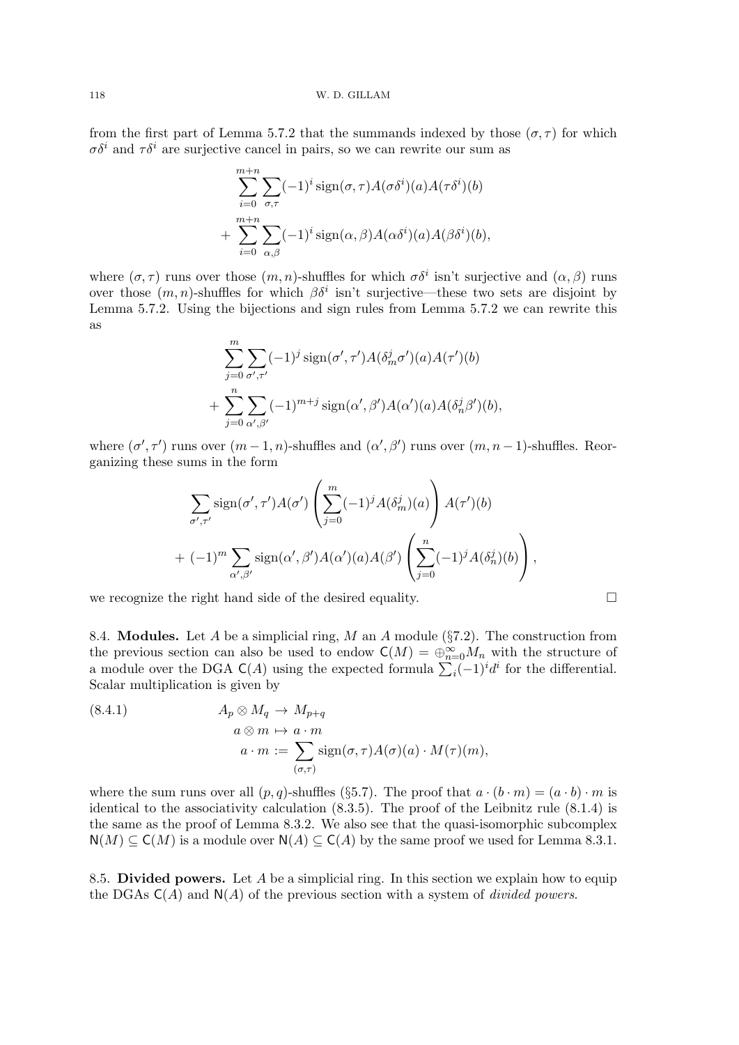from the first part of Lemma 5.7.2 that the summands indexed by those $(\sigma, \tau)$ for which $\sigma\delta^i$ and $\tau\delta^i$ are surjective cancel in pairs, so we can rewrite our sum as

$$
\sum_{i=0}^{m+n} \sum_{\sigma,\tau} (-1)^i \operatorname{sign}(\sigma,\tau) A(\sigma\delta^i)(a) A(\tau\delta^i)(b)
$$
$$
+ \sum_{i=0}^{m+n} \sum_{\alpha,\beta} (-1)^i \operatorname{sign}(\alpha,\beta) A(\alpha\delta^i)(a) A(\beta\delta^i)(b),
$$

where $(\sigma, \tau)$ runs over those $(m, n)$-shuffles for which $\sigma\delta^i$ isn't surjective and $(\alpha, \beta)$ runs over those $(m, n)$-shuffles for which $\beta\delta^i$ isn't surjective—these two sets are disjoint by Lemma 5.7.2. Using the bijections and sign rules from Lemma 5.7.2 we can rewrite this as

$$
\sum_{j=0}^{m} \sum_{\sigma',\tau'} (-1)^j \operatorname{sign}(\sigma',\tau') A(\delta^j_m \sigma')(a) A(\tau')(b)
$$
$$
+ \sum_{j=0}^{n} \sum_{\alpha',\beta'} (-1)^{m+j} \operatorname{sign}(\alpha',\beta') A(\alpha')(a) A(\delta^j_n \beta')(b),
$$

where $(\sigma', \tau')$ runs over $(m-1, n)$-shuffles and $(\alpha', \beta')$ runs over $(m, n-1)$-shuffles. Reorganizing these sums in the form

$$
\sum_{\sigma',\tau'} \operatorname{sign}(\sigma',\tau') A(\sigma') \left( \sum_{j=0}^{m} (-1)^j A(\delta^j_m)(a) \right) A(\tau')(b)
$$
$$
+ (-1)^m \sum_{\alpha',\beta'} \operatorname{sign}(\alpha',\beta') A(\alpha')(a) A(\beta') \left( \sum_{j=0}^{n} (-1)^j A(\delta^j_n)(b) \right),
$$

we recognize the right hand side of the desired equality. ∎

8.4. **Modules.** Let $A$ be a simplicial ring, $M$ an $A$ module (§7.2). The construction from the previous section can also be used to endow $\mathsf{C}(M) = \oplus_{n=0}^{\infty} M_n$ with the structure of a module over the DGA $\mathsf{C}(A)$ using the expected formula $\sum_i (-1)^i d^i$ for the differential. Scalar multiplication is given by

$$
\begin{aligned}
A_p \otimes M_q &\to M_{p+q} \\
a \otimes m &\mapsto a \cdot m \\
a \cdot m &:= \sum_{(\sigma,\tau)} \operatorname{sign}(\sigma,\tau) A(\sigma)(a) \cdot M(\tau)(m),
\end{aligned}
\tag{8.4.1}
$$

where the sum runs over all $(p, q)$-shuffles (§5.7). The proof that $a \cdot (b \cdot m) = (a \cdot b) \cdot m$ is identical to the associativity calculation (8.3.5). The proof of the Leibniz rule (8.1.4) is the same as the proof of Lemma 8.3.2. We also see that the quasi-isomorphic subcomplex $\mathsf{N}(M) \subseteq \mathsf{C}(M)$ is a module over $\mathsf{N}(A) \subseteq \mathsf{C}(A)$ by the same proof we used for Lemma 8.3.1.

8.5. **Divided powers.** Let $A$ be a simplicial ring. In this section we explain how to equip the DGAs $\mathsf{C}(A)$ and $\mathsf{N}(A)$ of the previous section with a system of *divided powers*.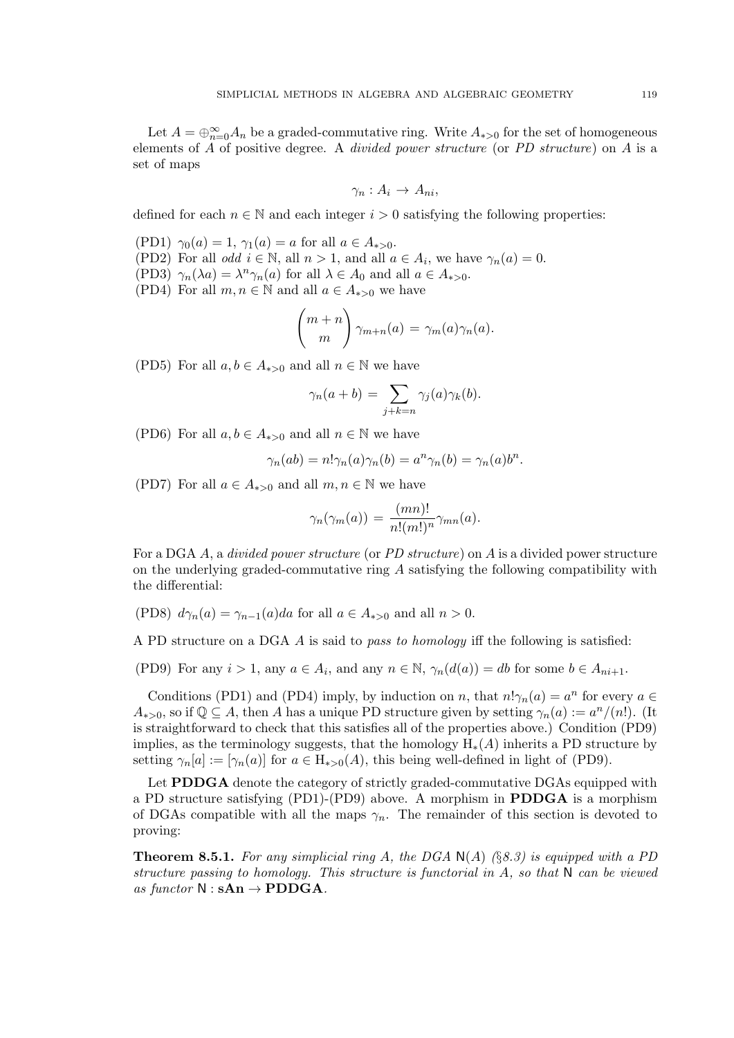Let $A = \oplus_{n=0}^{\infty} A_n$ be a graded-commutative ring. Write $A_{*>0}$ for the set of homogeneous elements of $A$ of positive degree. A *divided power structure* (or *PD structure*) on $A$ is a set of maps

$$\gamma_n : A_i \to A_{ni},$$

defined for each $n \in \mathbb{N}$ and each integer $i > 0$ satisfying the following properties:

(PD1) $\gamma_0(a) = 1$, $\gamma_1(a) = a$ for all $a \in A_{*>0}$.
(PD2) For all *odd* $i \in \mathbb{N}$, all $n > 1$, and all $a \in A_i$, we have $\gamma_n(a) = 0$.
(PD3) $\gamma_n(\lambda a) = \lambda^n \gamma_n(a)$ for all $\lambda \in A_0$ and all $a \in A_{*>0}$.
(PD4) For all $m, n \in \mathbb{N}$ and all $a \in A_{*>0}$ we have

$$\binom{m+n}{m} \gamma_{m+n}(a) = \gamma_m(a)\gamma_n(a).$$

(PD5) For all $a, b \in A_{*>0}$ and all $n \in \mathbb{N}$ we have

$$\gamma_n(a + b) = \sum_{j+k=n} \gamma_j(a)\gamma_k(b).$$

(PD6) For all $a, b \in A_{*>0}$ and all $n \in \mathbb{N}$ we have

$$\gamma_n(ab) = n!\gamma_n(a)\gamma_n(b) = a^n \gamma_n(b) = \gamma_n(a) b^n.$$

(PD7) For all $a \in A_{*>0}$ and all $m, n \in \mathbb{N}$ we have

$$\gamma_n(\gamma_m(a)) = \frac{(mn)!}{n!(m!)^n} \gamma_{mn}(a).$$

For a DGA $A$, a *divided power structure* (or *PD structure*) on $A$ is a divided power structure on the underlying graded-commutative ring $A$ satisfying the following compatibility with the differential:

(PD8) $d\gamma_n(a) = \gamma_{n-1}(a)da$ for all $a \in A_{*>0}$ and all $n > 0$.

A PD structure on a DGA $A$ is said to *pass to homology* iff the following is satisfied:

(PD9) For any $i > 1$, any $a \in A_i$, and any $n \in \mathbb{N}$, $\gamma_n(d(a)) = db$ for some $b \in A_{ni+1}$.

Conditions (PD1) and (PD4) imply, by induction on $n$, that $n!\gamma_n(a) = a^n$ for every $a \in A_{*>0}$, so if $\mathbb{Q} \subseteq A$, then $A$ has a unique PD structure given by setting $\gamma_n(a) := a^n/(n!)$. (It is straightforward to check that this satisfies all of the properties above.) Condition (PD9) implies, as the terminology suggests, that the homology $\mathrm{H}_*(A)$ inherits a PD structure by setting $\gamma_n[a] := [\gamma_n(a)]$ for $a \in \mathrm{H}_{*>0}(A)$, this being well-defined in light of (PD9).

Let **PDDGA** denote the category of strictly graded-commutative DGAs equipped with a PD structure satisfying (PD1)-(PD9) above. A morphism in **PDDGA** is a morphism of DGAs compatible with all the maps $\gamma_n$. The remainder of this section is devoted to proving:

**Theorem 8.5.1.** *For any simplicial ring $A$, the DGA $\mathsf{N}(A)$ (§8.3) is equipped with a PD structure passing to homology. This structure is functorial in $A$, so that $\mathsf{N}$ can be viewed as functor $\mathsf{N} : \mathbf{sAn} \to \mathbf{PDDGA}$.*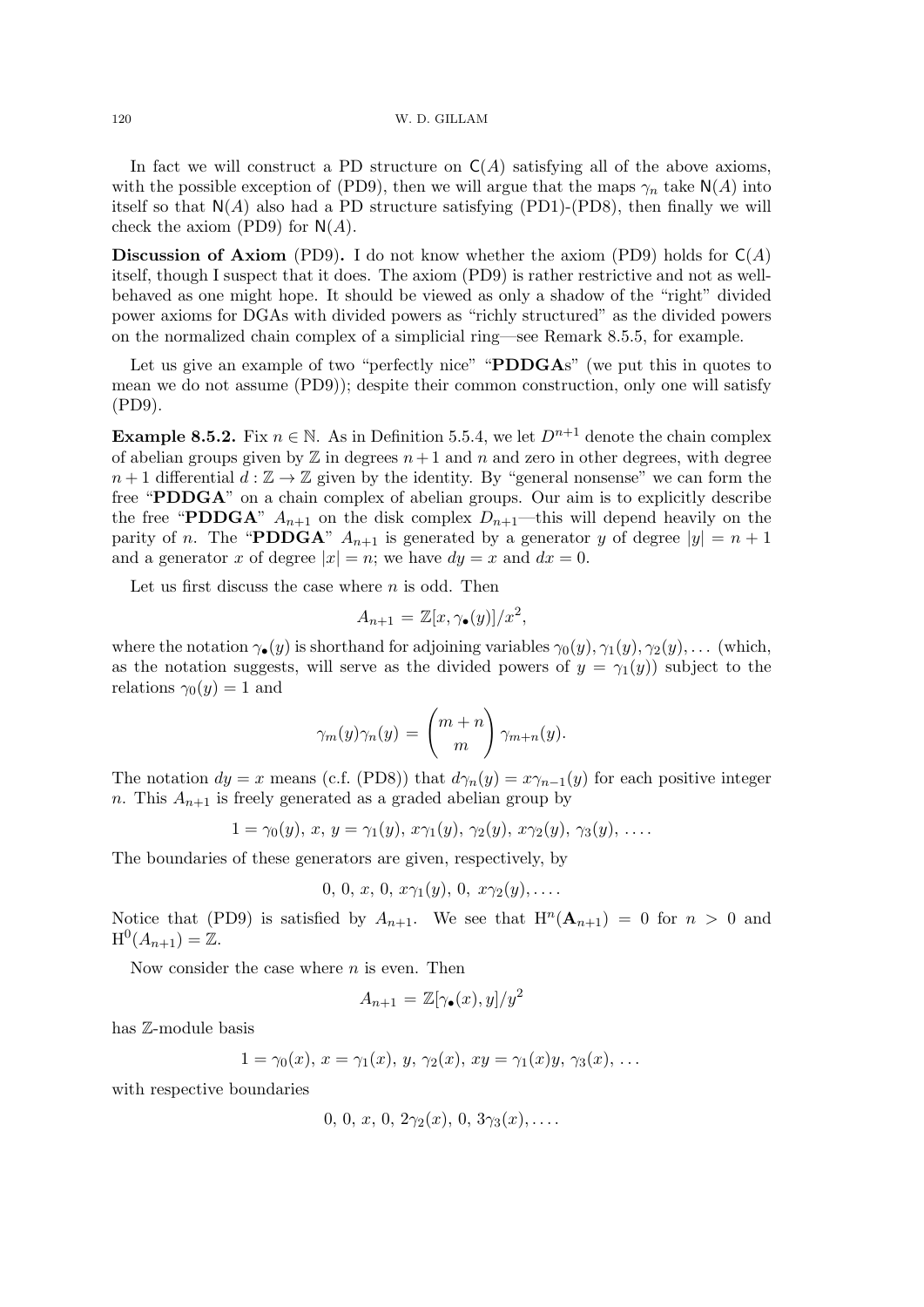In fact we will construct a PD structure on $\mathsf{C}(A)$ satisfying all of the above axioms, with the possible exception of (PD9), then we will argue that the maps $\gamma_n$ take $\mathsf{N}(A)$ into itself so that $\mathsf{N}(A)$ also had a PD structure satisfying (PD1)-(PD8), then finally we will check the axiom (PD9) for $\mathsf{N}(A)$.

**Discussion of Axiom** (PD9)**.** I do not know whether the axiom (PD9) holds for $\mathsf{C}(A)$ itself, though I suspect that it does. The axiom (PD9) is rather restrictive and not as well-behaved as one might hope. It should be viewed as only a shadow of the "right" divided power axioms for DGAs with divided powers as "richly structured" as the divided powers on the normalized chain complex of a simplicial ring—see Remark 8.5.5, for example.

Let us give an example of two "perfectly nice" "**PDDGA**s" (we put this in quotes to mean we do not assume (PD9)); despite their common construction, only one will satisfy (PD9).

**Example 8.5.2.** Fix $n \in \mathbb{N}$. As in Definition 5.5.4, we let $D^{n+1}$ denote the chain complex of abelian groups given by $\mathbb{Z}$ in degrees $n+1$ and $n$ and zero in other degrees, with degree $n+1$ differential $d : \mathbb{Z} \to \mathbb{Z}$ given by the identity. By "general nonsense" we can form the free "**PDDGA**" on a chain complex of abelian groups. Our aim is to explicitly describe the free "**PDDGA**" $A_{n+1}$ on the disk complex $D_{n+1}$—this will depend heavily on the parity of $n$. The "**PDDGA**" $A_{n+1}$ is generated by a generator $y$ of degree $|y| = n+1$ and a generator $x$ of degree $|x| = n$; we have $dy = x$ and $dx = 0$.

Let us first discuss the case where $n$ is odd. Then

$$A_{n+1} = \mathbb{Z}[x, \gamma_\bullet(y)]/x^2,$$

where the notation $\gamma_\bullet(y)$ is shorthand for adjoining variables $\gamma_0(y), \gamma_1(y), \gamma_2(y), \dots$ (which, as the notation suggests, will serve as the divided powers of $y = \gamma_1(y)$) subject to the relations $\gamma_0(y) = 1$ and

$$\gamma_m(y)\gamma_n(y) = \binom{m+n}{m} \gamma_{m+n}(y).$$

The notation $dy = x$ means (c.f. (PD8)) that $d\gamma_n(y) = x\gamma_{n-1}(y)$ for each positive integer $n$. This $A_{n+1}$ is freely generated as a graded abelian group by

$$1 = \gamma_0(y),\ x,\ y = \gamma_1(y),\ x\gamma_1(y),\ \gamma_2(y),\ x\gamma_2(y),\ \gamma_3(y),\ \dots.$$

The boundaries of these generators are given, respectively, by

$$0,\ 0,\ x,\ 0,\ x\gamma_1(y),\ 0,\ x\gamma_2(y), \dots.$$

Notice that (PD9) is satisfied by $A_{n+1}$. We see that $\mathrm{H}^n(\mathbf{A}_{n+1}) = 0$ for $n > 0$ and $\mathrm{H}^0(A_{n+1}) = \mathbb{Z}$.

Now consider the case where $n$ is even. Then

$$A_{n+1} = \mathbb{Z}[\gamma_\bullet(x), y]/y^2$$

has $\mathbb{Z}$-module basis

$$1 = \gamma_0(x),\ x = \gamma_1(x),\ y,\ \gamma_2(x),\ xy = \gamma_1(x)y,\ \gamma_3(x),\ \dots$$

with respective boundaries

$$0,\ 0,\ x,\ 0,\ 2\gamma_2(x),\ 0,\ 3\gamma_3(x), \dots.$$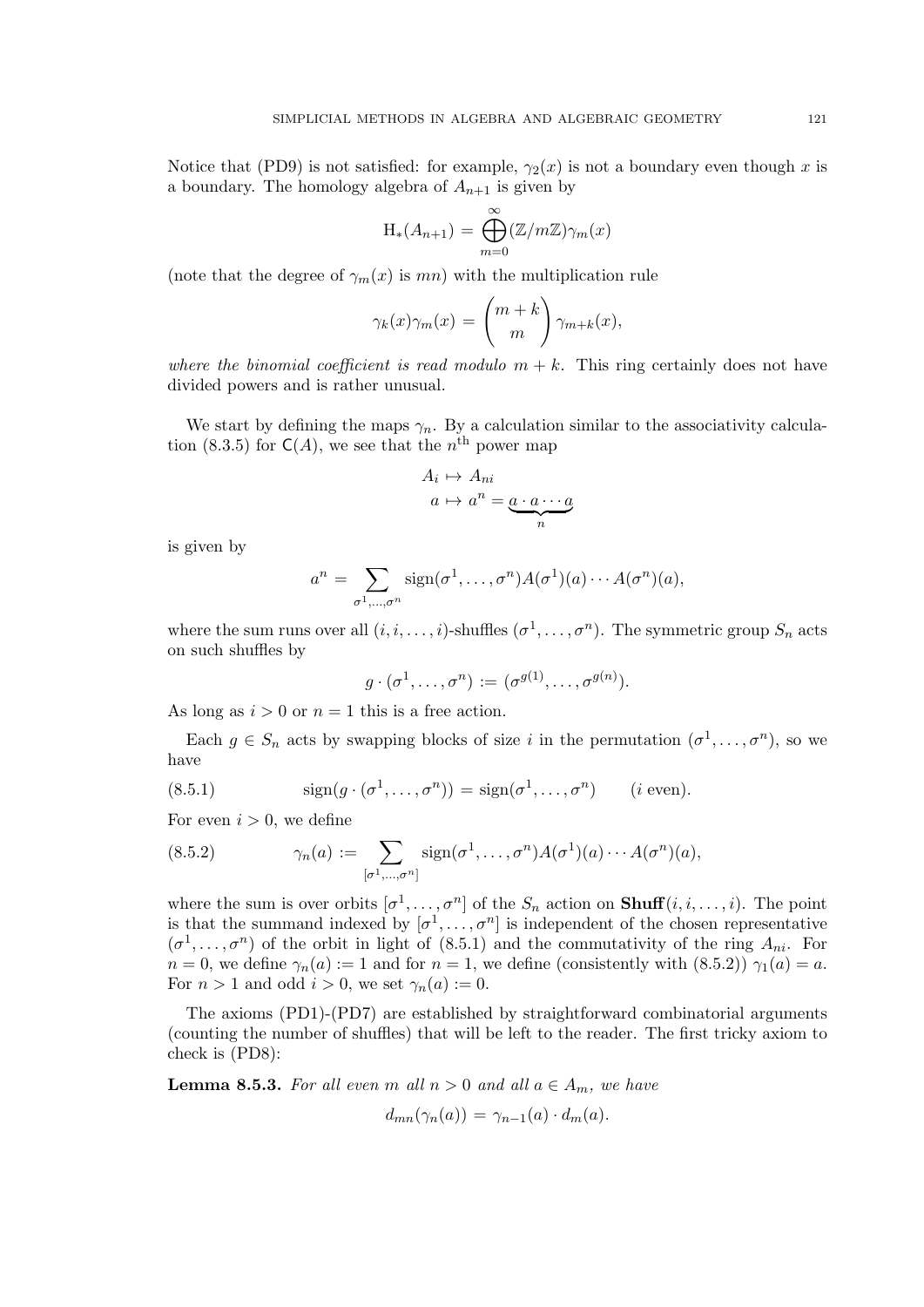Notice that (PD9) is not satisfied: for example, $\gamma_2(x)$ is not a boundary even though $x$ is a boundary. The homology algebra of $A_{n+1}$ is given by

$$\mathrm{H}_*(A_{n+1}) = \bigoplus_{m=0}^{\infty} (\mathbb{Z}/m\mathbb{Z})\gamma_m(x)$$

(note that the degree of $\gamma_m(x)$ is $mn$) with the multiplication rule

$$\gamma_k(x)\gamma_m(x) = \binom{m+k}{m}\gamma_{m+k}(x),$$

*where the binomial coefficient is read modulo* $m+k$. This ring certainly does not have divided powers and is rather unusual.

We start by defining the maps $\gamma_n$. By a calculation similar to the associativity calculation (8.3.5) for $\mathsf{C}(A)$, we see that the $n^{\text{th}}$ power map

$$\begin{aligned} A_i &\mapsto A_{ni} \\ a &\mapsto a^n = \underbrace{a \cdot a \cdots a}_{n} \end{aligned}$$

is given by

$$a^n = \sum_{\sigma^1,\ldots,\sigma^n} \operatorname{sign}(\sigma^1,\ldots,\sigma^n) A(\sigma^1)(a)\cdots A(\sigma^n)(a),$$

where the sum runs over all $(i,i,\ldots,i)$-shuffles $(\sigma^1,\ldots,\sigma^n)$. The symmetric group $S_n$ acts on such shuffles by

$$g \cdot (\sigma^1,\ldots,\sigma^n) := (\sigma^{g(1)},\ldots,\sigma^{g(n)}).$$

As long as $i > 0$ or $n = 1$ this is a free action.

Each $g \in S_n$ acts by swapping blocks of size $i$ in the permutation $(\sigma^1,\ldots,\sigma^n)$, so we have

$$\operatorname{sign}(g \cdot (\sigma^1,\ldots,\sigma^n)) = \operatorname{sign}(\sigma^1,\ldots,\sigma^n) \qquad (i \text{ even}). \tag{8.5.1}$$

For even $i > 0$, we define

$$\gamma_n(a) := \sum_{[\sigma^1,\ldots,\sigma^n]} \operatorname{sign}(\sigma^1,\ldots,\sigma^n) A(\sigma^1)(a)\cdots A(\sigma^n)(a), \tag{8.5.2}$$

where the sum is over orbits $[\sigma^1,\ldots,\sigma^n]$ of the $S_n$ action on $\mathbf{Shuff}(i,i,\ldots,i)$. The point is that the summand indexed by $[\sigma^1,\ldots,\sigma^n]$ is independent of the chosen representative $(\sigma^1,\ldots,\sigma^n)$ of the orbit in light of (8.5.1) and the commutativity of the ring $A_{ni}$. For $n = 0$, we define $\gamma_n(a) := 1$ and for $n = 1$, we define (consistently with (8.5.2)) $\gamma_1(a) = a$. For $n > 1$ and odd $i > 0$, we set $\gamma_n(a) := 0$.

The axioms (PD1)-(PD7) are established by straightforward combinatorial arguments (counting the number of shuffles) that will be left to the reader. The first tricky axiom to check is (PD8):

**Lemma 8.5.3.** *For all even $m$ all $n > 0$ and all $a \in A_m$, we have*

$$d_{mn}(\gamma_n(a)) = \gamma_{n-1}(a) \cdot d_m(a).$$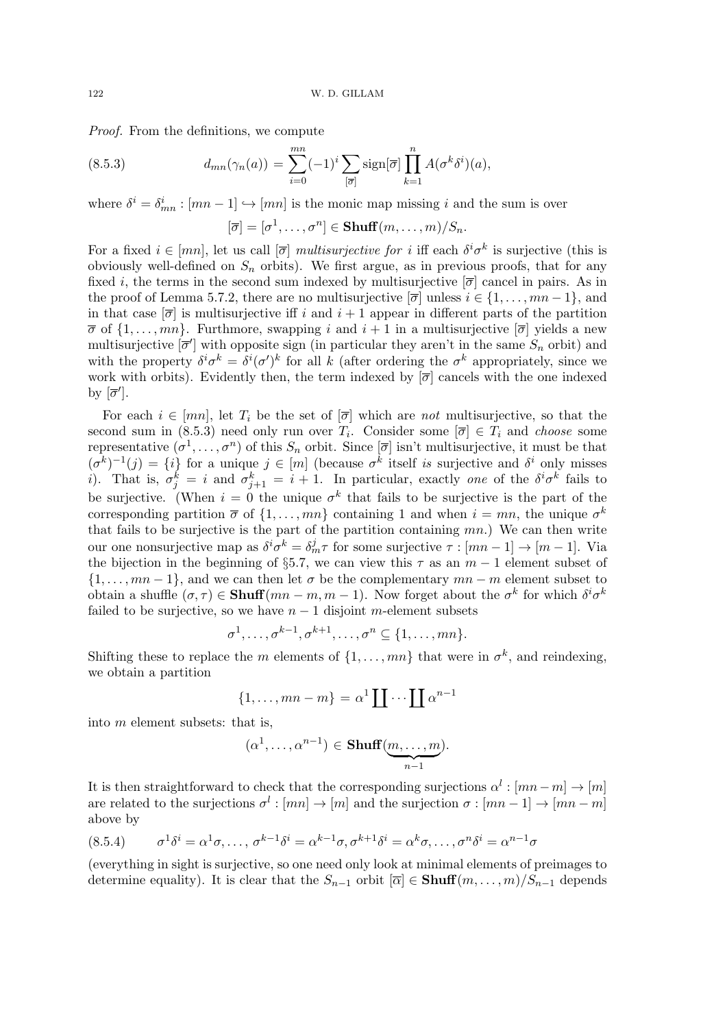*Proof.* From the definitions, we compute

$$d_{mn}(\gamma_n(a)) = \sum_{i=0}^{mn} (-1)^i \sum_{[\overline{\sigma}]} \operatorname{sign}[\overline{\sigma}] \prod_{k=1}^{n} A(\sigma^k \delta^i)(a), \tag{8.5.3}$$

where $\delta^i = \delta^i_{mn} : [mn-1] \hookrightarrow [mn]$ is the monic map missing $i$ and the sum is over

$$[\overline{\sigma}] = [\sigma^1, \dots, \sigma^n] \in \mathbf{Shuff}(m, \dots, m)/S_n.$$

For a fixed $i \in [mn]$, let us call $[\overline{\sigma}]$ *multisurjective for* $i$ iff each $\delta^i \sigma^k$ is surjective (this is obviously well-defined on $S_n$ orbits). We first argue, as in previous proofs, that for any fixed $i$, the terms in the second sum indexed by multisurjective $[\overline{\sigma}]$ cancel in pairs. As in the proof of Lemma 5.7.2, there are no multisurjective $[\overline{\sigma}]$ unless $i \in \{1, \dots, mn-1\}$, and in that case $[\overline{\sigma}]$ is multisurjective iff $i$ and $i+1$ appear in different parts of the partition $\overline{\sigma}$ of $\{1, \dots, mn\}$. Furthmore, swapping $i$ and $i+1$ in a multisurjective $[\overline{\sigma}]$ yields a new multisurjective $[\overline{\sigma}']$ with opposite sign (in particular they aren't in the same $S_n$ orbit) and with the property $\delta^i \sigma^k = \delta^i (\sigma')^k$ for all $k$ (after ordering the $\sigma^k$ appropriately, since we work with orbits). Evidently then, the term indexed by $[\overline{\sigma}]$ cancels with the one indexed by $[\overline{\sigma}']$.

For each $i \in [mn]$, let $T_i$ be the set of $[\overline{\sigma}]$ which are *not* multisurjective, so that the second sum in (8.5.3) need only run over $T_i$. Consider some $[\overline{\sigma}] \in T_i$ and *choose* some representative $(\sigma^1, \dots, \sigma^n)$ of this $S_n$ orbit. Since $[\overline{\sigma}]$ isn't multisurjective, it must be that $(\sigma^k)^{-1}(j) = \{i\}$ for a unique $j \in [m]$ (because $\sigma^k$ itself *is* surjective and $\delta^i$ only misses $i$). That is, $\sigma^k_j = i$ and $\sigma^k_{j+1} = i+1$. In particular, exactly *one* of the $\delta^i \sigma^k$ fails to be surjective. (When $i = 0$ the unique $\sigma^k$ that fails to be surjective is the part of the corresponding partition $\overline{\sigma}$ of $\{1, \dots, mn\}$ containing 1 and when $i = mn$, the unique $\sigma^k$ that fails to be surjective is the part of the partition containing $mn$.) We can then write our one nonsurjective map as $\delta^i \sigma^k = \delta^j_m \tau$ for some surjective $\tau : [mn-1] \to [m-1]$. Via the bijection in the beginning of §5.7, we can view this $\tau$ as an $m-1$ element subset of $\{1, \dots, mn-1\}$, and we can then let $\sigma$ be the complementary $mn-m$ element subset to obtain a shuffle $(\sigma, \tau) \in \mathbf{Shuff}(mn-m, m-1)$. Now forget about the $\sigma^k$ for which $\delta^i \sigma^k$ failed to be surjective, so we have $n-1$ disjoint $m$-element subsets

$$\sigma^1, \dots, \sigma^{k-1}, \sigma^{k+1}, \dots, \sigma^n \subseteq \{1, \dots, mn\}.$$

Shifting these to replace the $m$ elements of $\{1, \dots, mn\}$ that were in $\sigma^k$, and reindexing, we obtain a partition

$$\{1, \dots, mn-m\} = \alpha^1 \coprod \cdots \coprod \alpha^{n-1}$$

into $m$ element subsets: that is,

$$(\alpha^1, \dots, \alpha^{n-1}) \in \mathbf{Shuff}(\underbrace{m, \dots, m}_{n-1}).$$

It is then straightforward to check that the corresponding surjections $\alpha^l : [mn-m] \to [m]$ are related to the surjections $\sigma^l : [mn] \to [m]$ and the surjection $\sigma : [mn-1] \to [mn-m]$ above by

$$\sigma^1 \delta^i = \alpha^1 \sigma, \dots, \sigma^{k-1} \delta^i = \alpha^{k-1} \sigma, \sigma^{k+1} \delta^i = \alpha^k \sigma, \dots, \sigma^n \delta^i = \alpha^{n-1} \sigma \tag{8.5.4}$$

(everything in sight is surjective, so one need only look at minimal elements of preimages to determine equality). It is clear that the $S_{n-1}$ orbit $[\overline{\alpha}] \in \mathbf{Shuff}(m, \dots, m)/S_{n-1}$ depends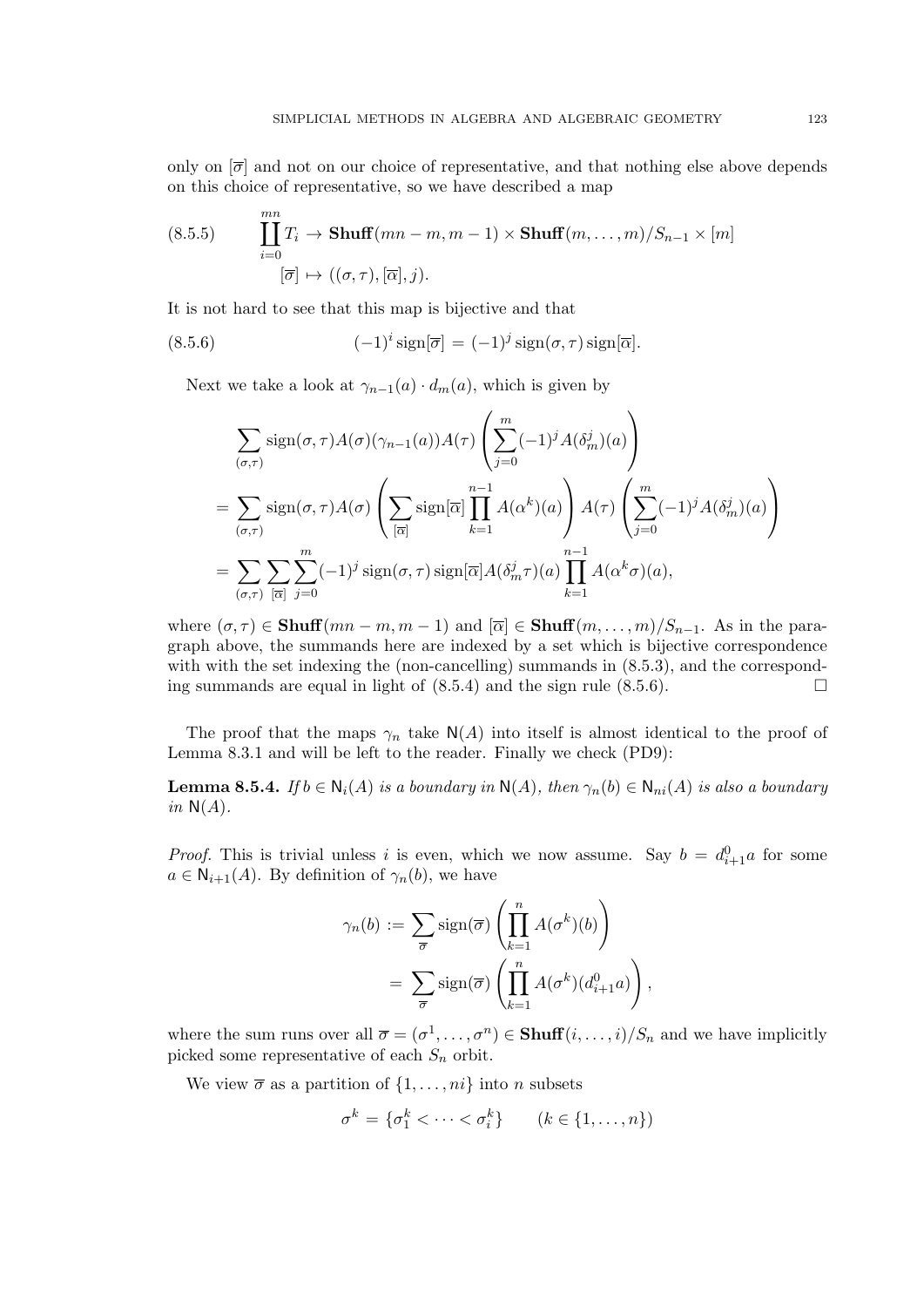only on $[\overline{\sigma}]$ and not on our choice of representative, and that nothing else above depends on this choice of representative, so we have described a map

$$
\coprod_{i=0}^{mn} T_i \to \mathbf{Shuff}(mn-m, m-1) \times \mathbf{Shuff}(m,\dots,m)/S_{n-1} \times [m] \tag{8.5.5}
$$

$$
[\overline{\sigma}] \mapsto ((\sigma,\tau),[\overline{\alpha}],j).
$$

It is not hard to see that this map is bijective and that

$$
(-1)^i \operatorname{sign}[\overline{\sigma}] = (-1)^j \operatorname{sign}(\sigma,\tau)\operatorname{sign}[\overline{\alpha}]. \tag{8.5.6}
$$

Next we take a look at $\gamma_{n-1}(a)\cdot d_m(a)$, which is given by

$$
\begin{aligned}
&\sum_{(\sigma,\tau)} \operatorname{sign}(\sigma,\tau) A(\sigma)(\gamma_{n-1}(a)) A(\tau) \left( \sum_{j=0}^{m} (-1)^j A(\delta_m^j)(a) \right) \\
&= \sum_{(\sigma,\tau)} \operatorname{sign}(\sigma,\tau) A(\sigma) \left( \sum_{[\overline{\alpha}]} \operatorname{sign}[\overline{\alpha}] \prod_{k=1}^{n-1} A(\alpha^k)(a) \right) A(\tau) \left( \sum_{j=0}^{m} (-1)^j A(\delta_m^j)(a) \right) \\
&= \sum_{(\sigma,\tau)} \sum_{[\overline{\alpha}]} \sum_{j=0}^{m} (-1)^j \operatorname{sign}(\sigma,\tau) \operatorname{sign}[\overline{\alpha}] A(\delta_m^j \tau)(a) \prod_{k=1}^{n-1} A(\alpha^k \sigma)(a),
\end{aligned}
$$

where $(\sigma,\tau) \in \mathbf{Shuff}(mn-m, m-1)$ and $[\overline{\alpha}] \in \mathbf{Shuff}(m,\dots,m)/S_{n-1}$. As in the paragraph above, the summands here are indexed by a set which is bijective correspondence with with the set indexing the (non-cancelling) summands in (8.5.3), and the corresponding summands are equal in light of (8.5.4) and the sign rule (8.5.6). $\square$

The proof that the maps $\gamma_n$ take $\mathsf{N}(A)$ into itself is almost identical to the proof of Lemma 8.3.1 and will be left to the reader. Finally we check (PD9):

**Lemma 8.5.4.** *If $b \in \mathsf{N}_i(A)$ is a boundary in $\mathsf{N}(A)$, then $\gamma_n(b) \in \mathsf{N}_{ni}(A)$ is also a boundary in $\mathsf{N}(A)$.*

*Proof.* This is trivial unless $i$ is even, which we now assume. Say $b = d_{i+1}^0 a$ for some $a \in \mathsf{N}_{i+1}(A)$. By definition of $\gamma_n(b)$, we have

$$
\begin{aligned}
\gamma_n(b) &:= \sum_{\overline{\sigma}} \operatorname{sign}(\overline{\sigma}) \left( \prod_{k=1}^{n} A(\sigma^k)(b) \right) \\
&= \sum_{\overline{\sigma}} \operatorname{sign}(\overline{\sigma}) \left( \prod_{k=1}^{n} A(\sigma^k)(d_{i+1}^0 a) \right),
\end{aligned}
$$

where the sum runs over all $\overline{\sigma} = (\sigma^1,\dots,\sigma^n) \in \mathbf{Shuff}(i,\dots,i)/S_n$ and we have implicitly picked some representative of each $S_n$ orbit.

We view $\overline{\sigma}$ as a partition of $\{1,\dots,ni\}$ into $n$ subsets

$$
\sigma^k = \{\sigma_1^k < \dots < \sigma_i^k\} \qquad (k \in \{1,\dots,n\})
$$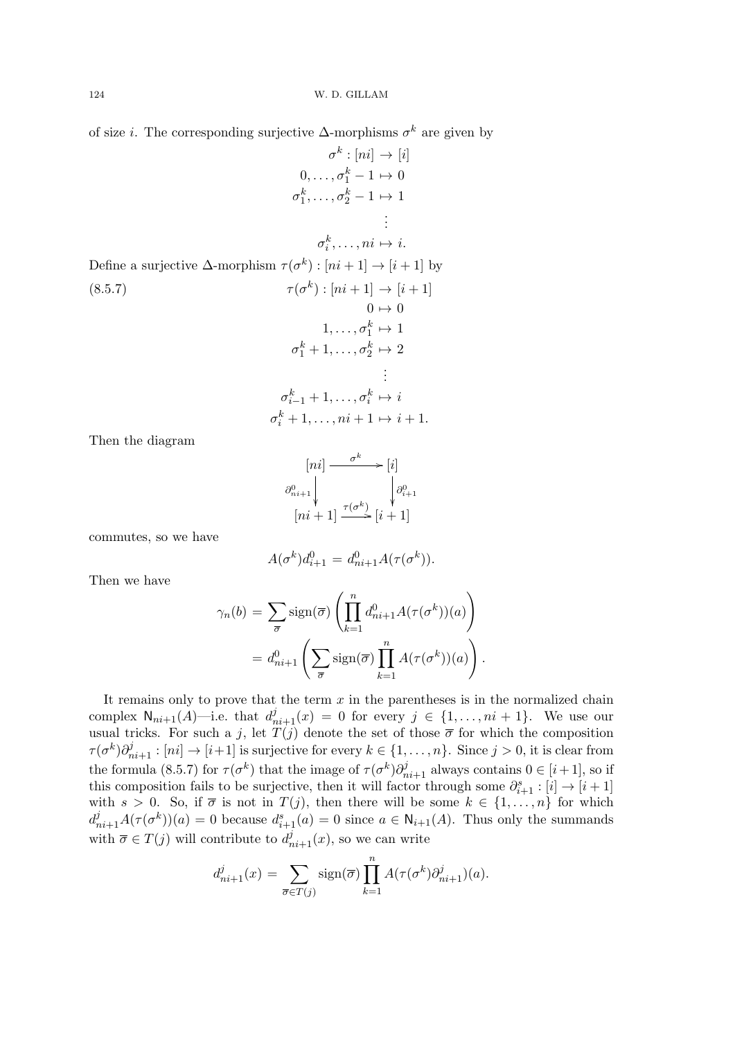of size $i$. The corresponding surjective $\Delta$-morphisms $\sigma^k$ are given by

$$
\begin{aligned}
\sigma^k : [ni] &\to [i] \\
0, \dots, \sigma_1^k - 1 &\mapsto 0 \\
\sigma_1^k, \dots, \sigma_2^k - 1 &\mapsto 1 \\
&\vdots \\
\sigma_i^k, \dots, ni &\mapsto i.
\end{aligned}
$$

Define a surjective $\Delta$-morphism $\tau(\sigma^k) : [ni+1] \to [i+1]$ by

$$
\begin{aligned}
\tau(\sigma^k) : [ni+1] &\to [i+1] \\
0 &\mapsto 0 \\
1, \dots, \sigma_1^k &\mapsto 1 \\
\sigma_1^k + 1, \dots, \sigma_2^k &\mapsto 2 \\
&\vdots \\
\sigma_{i-1}^k + 1, \dots, \sigma_i^k &\mapsto i \\
\sigma_i^k + 1, \dots, ni+1 &\mapsto i+1.
\end{aligned}
\tag{8.5.7}
$$

Then the diagram

$$
\begin{array}{ccc}
[ni] & \xrightarrow{\sigma^k} & [i] \\
{\scriptstyle \partial^0_{ni+1}} \downarrow & & \downarrow {\scriptstyle \partial^0_{i+1}} \\
[ni+1] & \xrightarrow{\tau(\sigma^k)} & [i+1]
\end{array}
$$

commutes, so we have

$$A(\sigma^k) d^0_{i+1} = d^0_{ni+1} A(\tau(\sigma^k)).$$

Then we have

$$
\begin{aligned}
\gamma_n(b) &= \sum_{\overline{\sigma}} \operatorname{sign}(\overline{\sigma}) \left( \prod_{k=1}^n d^0_{ni+1} A(\tau(\sigma^k))(a) \right) \\
&= d^0_{ni+1} \left( \sum_{\overline{\sigma}} \operatorname{sign}(\overline{\sigma}) \prod_{k=1}^n A(\tau(\sigma^k))(a) \right).
\end{aligned}
$$

It remains only to prove that the term $x$ in the parentheses is in the normalized chain complex $\mathsf{N}_{ni+1}(A)$—i.e. that $d^j_{ni+1}(x) = 0$ for every $j \in \{1, \dots, ni+1\}$. We use our usual tricks. For such a $j$, let $T(j)$ denote the set of those $\overline{\sigma}$ for which the composition $\tau(\sigma^k)\partial^j_{ni+1} : [ni] \to [i+1]$ is surjective for every $k \in \{1, \dots, n\}$. Since $j > 0$, it is clear from the formula (8.5.7) for $\tau(\sigma^k)$ that the image of $\tau(\sigma^k)\partial^j_{ni+1}$ always contains $0 \in [i+1]$, so if this composition fails to be surjective, then it will factor through some $\partial^s_{i+1} : [i] \to [i+1]$ with $s > 0$. So, if $\overline{\sigma}$ is not in $T(j)$, then there will be some $k \in \{1, \dots, n\}$ for which $d^j_{ni+1} A(\tau(\sigma^k))(a) = 0$ because $d^s_{i+1}(a) = 0$ since $a \in \mathsf{N}_{i+1}(A)$. Thus only the summands with $\overline{\sigma} \in T(j)$ will contribute to $d^j_{ni+1}(x)$, so we can write

$$d^j_{ni+1}(x) = \sum_{\overline{\sigma} \in T(j)} \operatorname{sign}(\overline{\sigma}) \prod_{k=1}^n A(\tau(\sigma^k)\partial^j_{ni+1})(a).$$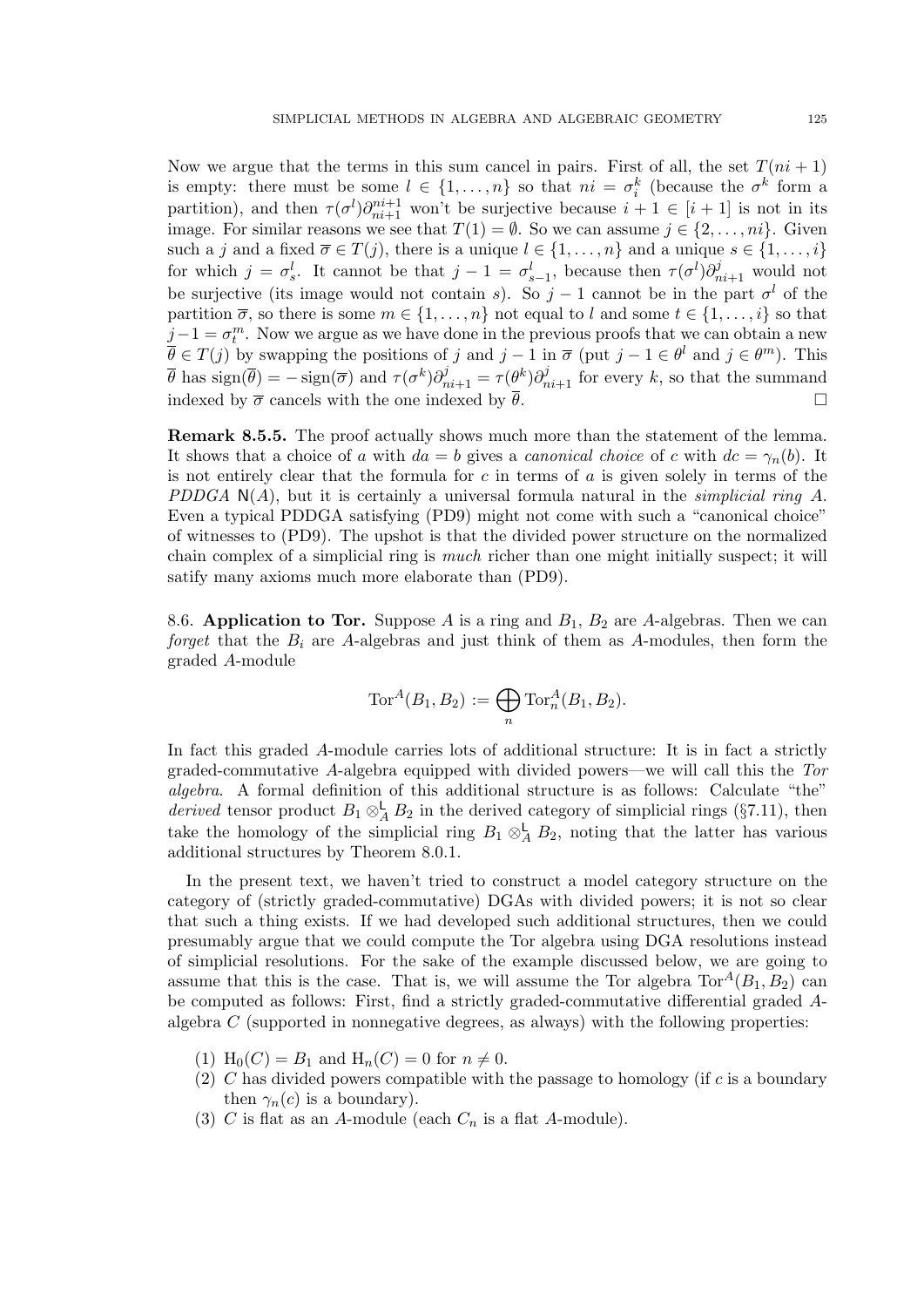Now we argue that the terms in this sum cancel in pairs. First of all, the set $T(ni+1)$ is empty: there must be some $l \in \{1, \ldots, n\}$ so that $ni = \sigma^k_i$ (because the $\sigma^k$ form a partition), and then $\tau(\sigma^l)\partial^{ni+1}_{ni+1}$ won't be surjective because $i+1 \in [i+1]$ is not in its image. For similar reasons we see that $T(1) = \emptyset$. So we can assume $j \in \{2, \ldots, ni\}$. Given such a $j$ and a fixed $\overline{\sigma} \in T(j)$, there is a unique $l \in \{1, \ldots, n\}$ and a unique $s \in \{1, \ldots, i\}$ for which $j = \sigma^l_s$. It cannot be that $j - 1 = \sigma^l_{s-1}$, because then $\tau(\sigma^l)\partial^j_{ni+1}$ would not be surjective (its image would not contain $s$). So $j-1$ cannot be in the part $\sigma^l$ of the partition $\overline{\sigma}$, so there is some $m \in \{1, \ldots, n\}$ not equal to $l$ and some $t \in \{1, \ldots, i\}$ so that $j-1 = \sigma^m_t$. Now we argue as we have done in the previous proofs that we can obtain a new $\overline{\theta} \in T(j)$ by swapping the positions of $j$ and $j-1$ in $\overline{\sigma}$ (put $j-1 \in \theta^l$ and $j \in \theta^m$). This $\overline{\theta}$ has $\operatorname{sign}(\overline{\theta}) = -\operatorname{sign}(\overline{\sigma})$ and $\tau(\sigma^k)\partial^j_{ni+1} = \tau(\theta^k)\partial^j_{ni+1}$ for every $k$, so that the summand indexed by $\overline{\sigma}$ cancels with the one indexed by $\overline{\theta}$. $\square$

**Remark 8.5.5.** The proof actually shows much more than the statement of the lemma. It shows that a choice of $a$ with $da = b$ gives a *canonical choice* of $c$ with $dc = \gamma_n(b)$. It is not entirely clear that the formula for $c$ in terms of $a$ is given solely in terms of the *PDDGA* $\mathsf{N}(A)$, but it is certainly a universal formula natural in the *simplicial ring* $A$. Even a typical PDDGA satisfying (PD9) might not come with such a "canonical choice" of witnesses to (PD9). The upshot is that the divided power structure on the normalized chain complex of a simplicial ring is *much* richer than one might initially suspect; it will satisfy many axioms much more elaborate than (PD9).

8.6. **Application to Tor.** Suppose $A$ is a ring and $B_1$, $B_2$ are $A$-algebras. Then we can *forget* that the $B_i$ are $A$-algebras and just think of them as $A$-modules, then form the graded $A$-module

$$\operatorname{Tor}^A(B_1, B_2) := \bigoplus_n \operatorname{Tor}^A_n(B_1, B_2).$$

In fact this graded $A$-module carries lots of additional structure: It is in fact a strictly graded-commutative $A$-algebra equipped with divided powers—we will call this the *Tor algebra*. A formal definition of this additional structure is as follows: Calculate "the" *derived* tensor product $B_1 \otimes^{\mathsf{L}}_A B_2$ in the derived category of simplicial rings (§7.11), then take the homology of the simplicial ring $B_1 \otimes^{\mathsf{L}}_A B_2$, noting that the latter has various additional structures by Theorem 8.0.1.

In the present text, we haven't tried to construct a model category structure on the category of (strictly graded-commutative) DGAs with divided powers; it is not so clear that such a thing exists. If we had developed such additional structures, then we could presumably argue that we could compute the Tor algebra using DGA resolutions instead of simplicial resolutions. For the sake of the example discussed below, we are going to assume that this is the case. That is, we will assume the Tor algebra $\operatorname{Tor}^A(B_1, B_2)$ can be computed as follows: First, find a strictly graded-commutative differential graded $A$-algebra $C$ (supported in nonnegative degrees, as always) with the following properties:

1. $\mathrm{H}_0(C) = B_1$ and $\mathrm{H}_n(C) = 0$ for $n \neq 0$.
2. $C$ has divided powers compatible with the passage to homology (if $c$ is a boundary then $\gamma_n(c)$ is a boundary).
3. $C$ is flat as an $A$-module (each $C_n$ is a flat $A$-module).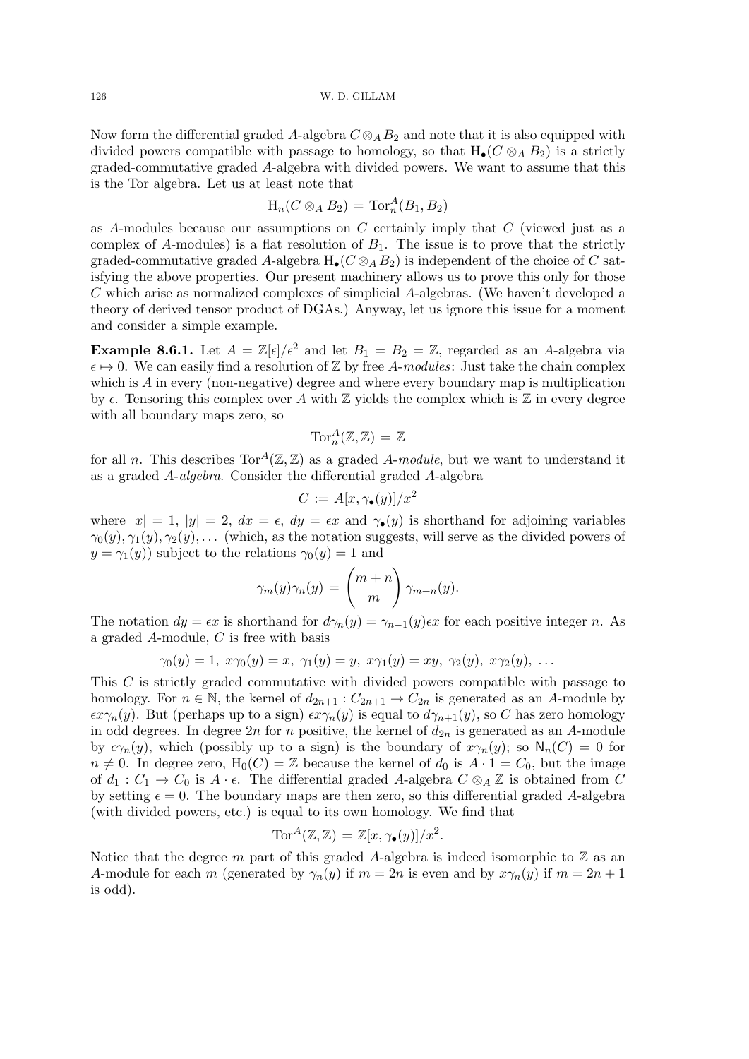Now form the differential graded $A$-algebra $C \otimes_A B_2$ and note that it is also equipped with divided powers compatible with passage to homology, so that $\mathrm{H}_\bullet(C \otimes_A B_2)$ is a strictly graded-commutative graded $A$-algebra with divided powers. We want to assume that this is the Tor algebra. Let us at least note that

$$\mathrm{H}_n(C \otimes_A B_2) = \mathrm{Tor}_n^A(B_1, B_2)$$

as $A$-modules because our assumptions on $C$ certainly imply that $C$ (viewed just as a complex of $A$-modules) is a flat resolution of $B_1$. The issue is to prove that the strictly graded-commutative graded $A$-algebra $\mathrm{H}_\bullet(C \otimes_A B_2)$ is independent of the choice of $C$ satisfying the above properties. Our present machinery allows us to prove this only for those $C$ which arise as normalized complexes of simplicial $A$-algebras. (We haven't developed a theory of derived tensor product of DGAs.) Anyway, let us ignore this issue for a moment and consider a simple example.

**Example 8.6.1.** Let $A = \mathbb{Z}[\epsilon]/\epsilon^2$ and let $B_1 = B_2 = \mathbb{Z}$, regarded as an $A$-algebra via $\epsilon \mapsto 0$. We can easily find a resolution of $\mathbb{Z}$ by free $A$-*modules*: Just take the chain complex which is $A$ in every (non-negative) degree and where every boundary map is multiplication by $\epsilon$. Tensoring this complex over $A$ with $\mathbb{Z}$ yields the complex which is $\mathbb{Z}$ in every degree with all boundary maps zero, so

$$\mathrm{Tor}_n^A(\mathbb{Z}, \mathbb{Z}) = \mathbb{Z}$$

for all $n$. This describes $\mathrm{Tor}^A(\mathbb{Z}, \mathbb{Z})$ as a graded $A$-*module*, but we want to understand it as a graded $A$-*algebra*. Consider the differential graded $A$-algebra

$$C := A[x, \gamma_\bullet(y)]/x^2$$

where $|x| = 1$, $|y| = 2$, $dx = \epsilon$, $dy = \epsilon x$ and $\gamma_\bullet(y)$ is shorthand for adjoining variables $\gamma_0(y), \gamma_1(y), \gamma_2(y), \ldots$ (which, as the notation suggests, will serve as the divided powers of $y = \gamma_1(y)$) subject to the relations $\gamma_0(y) = 1$ and

$$\gamma_m(y)\gamma_n(y) = \binom{m+n}{m} \gamma_{m+n}(y).$$

The notation $dy = \epsilon x$ is shorthand for $d\gamma_n(y) = \gamma_{n-1}(y)\epsilon x$ for each positive integer $n$. As a graded $A$-module, $C$ is free with basis

$$\gamma_0(y) = 1,\ x\gamma_0(y) = x,\ \gamma_1(y) = y,\ x\gamma_1(y) = xy,\ \gamma_2(y),\ x\gamma_2(y),\ \ldots$$

This $C$ is strictly graded commutative with divided powers compatible with passage to homology. For $n \in \mathbb{N}$, the kernel of $d_{2n+1} : C_{2n+1} \to C_{2n}$ is generated as an $A$-module by $\epsilon x \gamma_n(y)$. But (perhaps up to a sign) $\epsilon x \gamma_n(y)$ is equal to $d\gamma_{n+1}(y)$, so $C$ has zero homology in odd degrees. In degree $2n$ for $n$ positive, the kernel of $d_{2n}$ is generated as an $A$-module by $\epsilon \gamma_n(y)$, which (possibly up to a sign) is the boundary of $x\gamma_n(y)$; so $\mathsf{N}_n(C) = 0$ for $n \neq 0$. In degree zero, $\mathrm{H}_0(C) = \mathbb{Z}$ because the kernel of $d_0$ is $A \cdot 1 = C_0$, but the image of $d_1 : C_1 \to C_0$ is $A \cdot \epsilon$. The differential graded $A$-algebra $C \otimes_A \mathbb{Z}$ is obtained from $C$ by setting $\epsilon = 0$. The boundary maps are then zero, so this differential graded $A$-algebra (with divided powers, etc.) is equal to its own homology. We find that

$$\mathrm{Tor}^A(\mathbb{Z}, \mathbb{Z}) = \mathbb{Z}[x, \gamma_\bullet(y)]/x^2.$$

Notice that the degree $m$ part of this graded $A$-algebra is indeed isomorphic to $\mathbb{Z}$ as an $A$-module for each $m$ (generated by $\gamma_n(y)$ if $m = 2n$ is even and by $x\gamma_n(y)$ if $m = 2n+1$ is odd).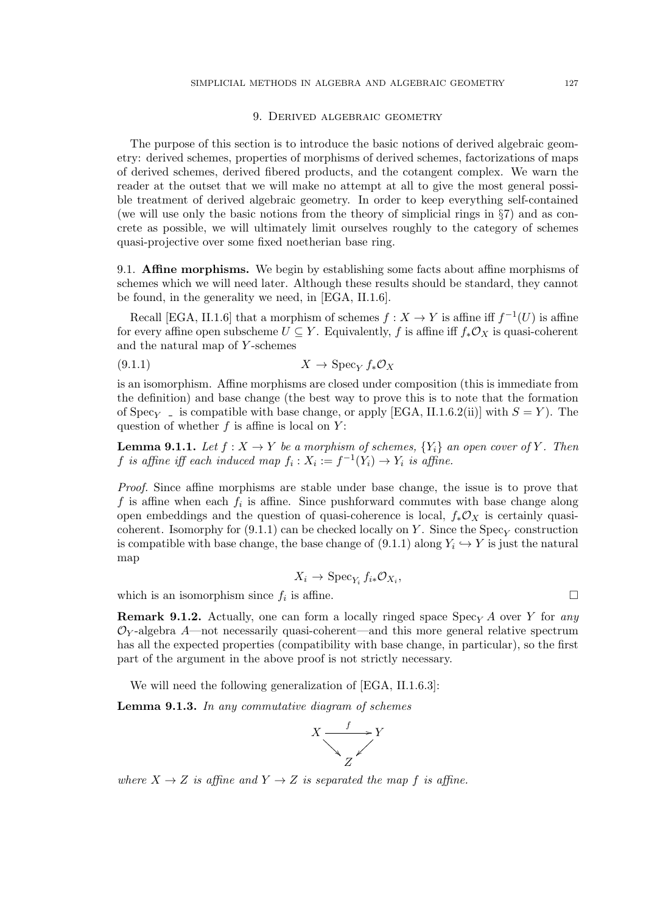## 9. Derived algebraic geometry

The purpose of this section is to introduce the basic notions of derived algebraic geometry: derived schemes, properties of morphisms of derived schemes, factorizations of maps of derived schemes, derived fibered products, and the cotangent complex. We warn the reader at the outset that we will make no attempt at all to give the most general possible treatment of derived algebraic geometry. In order to keep everything self-contained (we will use only the basic notions from the theory of simplicial rings in §7) and as concrete as possible, we will ultimately limit ourselves roughly to the category of schemes quasi-projective over some fixed noetherian base ring.

### 9.1. Affine morphisms.

We begin by establishing some facts about affine morphisms of schemes which we will need later. Although these results should be standard, they cannot be found, in the generality we need, in [EGA, II.1.6].

Recall [EGA, II.1.6] that a morphism of schemes $f : X \to Y$ is affine iff $f^{-1}(U)$ is affine for every affine open subscheme $U \subseteq Y$. Equivalently, $f$ is affine iff $f_* \mathcal{O}_X$ is quasi-coherent and the natural map of $Y$-schemes

$$X \to \operatorname{Spec}_Y f_* \mathcal{O}_X \tag{9.1.1}$$

is an isomorphism. Affine morphisms are closed under composition (this is immediate from the definition) and base change (the best way to prove this is to note that the formation of $\operatorname{Spec}_Y \_$ is compatible with base change, or apply [EGA, II.1.6.2(ii)] with $S = Y$). The question of whether $f$ is affine is local on $Y$:

**Lemma 9.1.1.** *Let $f : X \to Y$ be a morphism of schemes, $\{Y_i\}$ an open cover of $Y$. Then $f$ is affine iff each induced map $f_i : X_i := f^{-1}(Y_i) \to Y_i$ is affine.*

*Proof.* Since affine morphisms are stable under base change, the issue is to prove that $f$ is affine when each $f_i$ is affine. Since pushforward commutes with base change along open embeddings and the question of quasi-coherence is local, $f_* \mathcal{O}_X$ is certainly quasi-coherent. Isomorphy for (9.1.1) can be checked locally on $Y$. Since the $\operatorname{Spec}_Y$ construction is compatible with base change, the base change of (9.1.1) along $Y_i \hookrightarrow Y$ is just the natural map

$$X_i \to \operatorname{Spec}_{Y_i} f_{i*} \mathcal{O}_{X_i},$$

which is an isomorphism since $f_i$ is affine. □

**Remark 9.1.2.** Actually, one can form a locally ringed space $\operatorname{Spec}_Y A$ over $Y$ for *any* $\mathcal{O}_Y$-algebra $A$—not necessarily quasi-coherent—and this more general relative spectrum has all the expected properties (compatibility with base change, in particular), so the first part of the argument in the above proof is not strictly necessary.

We will need the following generalization of [EGA, II.1.6.3]:

**Lemma 9.1.3.** *In any commutative diagram of schemes*

$$\begin{array}{ccc} X & \xrightarrow{f} & Y \\ & \searrow \quad \swarrow & \\ & Z & \end{array}$$

*where $X \to Z$ is affine and $Y \to Z$ is separated the map $f$ is affine.*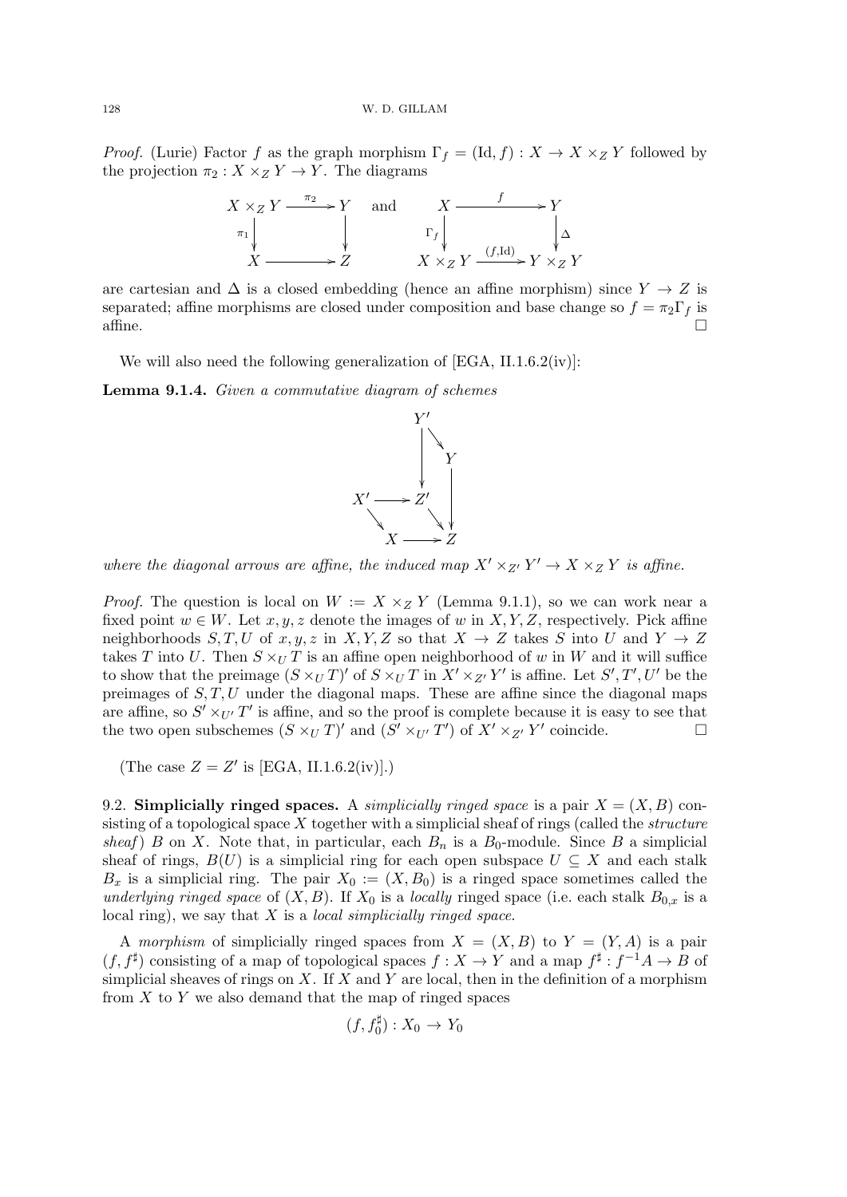*Proof.* (Lurie) Factor $f$ as the graph morphism $\Gamma_f = (\mathrm{Id}, f) : X \to X \times_Z Y$ followed by the projection $\pi_2 : X \times_Z Y \to Y$. The diagrams

$$\begin{array}{ccc} X \times_Z Y & \xrightarrow{\pi_2} & Y \\ \downarrow{\scriptstyle \pi_1} & & \downarrow \\ X & \longrightarrow & Z \end{array} \quad \text{and} \quad \begin{array}{ccc} X & \xrightarrow{f} & Y \\ \downarrow{\scriptstyle \Gamma_f} & & \downarrow{\scriptstyle \Delta} \\ X \times_Z Y & \xrightarrow{(f,\mathrm{Id})} & Y \times_Z Y \end{array}$$

are cartesian and $\Delta$ is a closed embedding (hence an affine morphism) since $Y \to Z$ is separated; affine morphisms are closed under composition and base change so $f = \pi_2 \Gamma_f$ is affine. $\square$

We will also need the following generalization of [EGA, II.1.6.2(iv)]:

**Lemma 9.1.4.** *Given a commutative diagram of schemes*

$$\begin{array}{ccccc} & & Y' & & \\ & & \downarrow & \searrow & \\ & & & & Y \\ X' & \longrightarrow & Z' & & \downarrow \\ & \searrow & & \searrow & \\ & & X & \longrightarrow & Z \end{array}$$

*where the diagonal arrows are affine, the induced map $X' \times_{Z'} Y' \to X \times_Z Y$ is affine.*

*Proof.* The question is local on $W := X \times_Z Y$ (Lemma 9.1.1), so we can work near a fixed point $w \in W$. Let $x, y, z$ denote the images of $w$ in $X, Y, Z$, respectively. Pick affine neighborhoods $S, T, U$ of $x, y, z$ in $X, Y, Z$ so that $X \to Z$ takes $S$ into $U$ and $Y \to Z$ takes $T$ into $U$. Then $S \times_U T$ is an affine open neighborhood of $w$ in $W$ and it will suffice to show that the preimage $(S \times_U T)'$ of $S \times_U T$ in $X' \times_{Z'} Y'$ is affine. Let $S', T', U'$ be the preimages of $S, T, U$ under the diagonal maps. These are affine since the diagonal maps are affine, so $S' \times_{U'} T'$ is affine, and so the proof is complete because it is easy to see that the two open subschemes $(S \times_U T)'$ and $(S' \times_{U'} T')$ of $X' \times_{Z'} Y'$ coincide. $\square$

(The case $Z = Z'$ is [EGA, II.1.6.2(iv)].)

### 9.2. Simplicially ringed spaces.

A *simplicially ringed space* is a pair $X = (X, B)$ consisting of a topological space $X$ together with a simplicial sheaf of rings (called the *structure sheaf*) $B$ on $X$. Note that, in particular, each $B_n$ is a $B_0$-module. Since $B$ a simplicial sheaf of rings, $B(U)$ is a simplicial ring for each open subspace $U \subseteq X$ and each stalk $B_x$ is a simplicial ring. The pair $X_0 := (X, B_0)$ is a ringed space sometimes called the *underlying ringed space* of $(X, B)$. If $X_0$ is a *locally* ringed space (i.e. each stalk $B_{0,x}$ is a local ring), we say that $X$ is a *local simplicially ringed space*.

A *morphism* of simplicially ringed spaces from $X = (X, B)$ to $Y = (Y, A)$ is a pair $(f, f^\sharp)$ consisting of a map of topological spaces $f : X \to Y$ and a map $f^\sharp : f^{-1}A \to B$ of simplicial sheaves of rings on $X$. If $X$ and $Y$ are local, then in the definition of a morphism from $X$ to $Y$ we also demand that the map of ringed spaces

$$(f, f_0^\sharp) : X_0 \to Y_0$$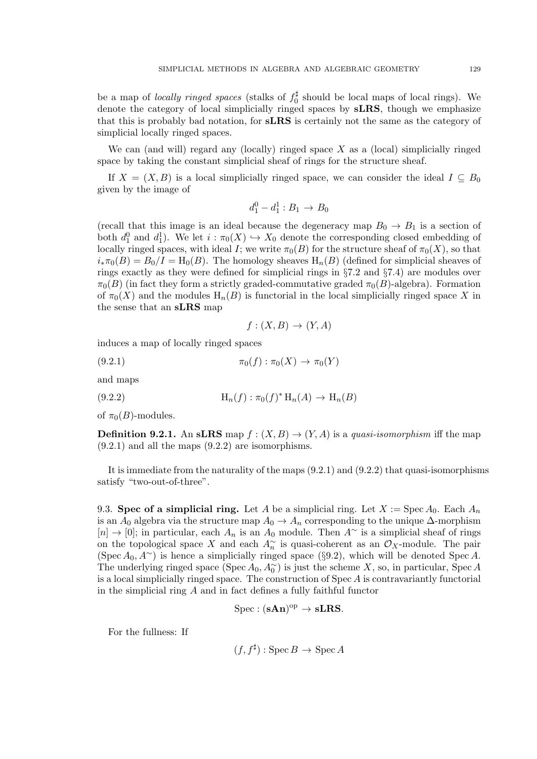be a map of *locally ringed spaces* (stalks of $f_0^\sharp$ should be local maps of local rings). We denote the category of local simplicially ringed spaces by **sLRS**, though we emphasize that this is probably bad notation, for **sLRS** is certainly not the same as the category of simplicial locally ringed spaces.

We can (and will) regard any (locally) ringed space $X$ as a (local) simplicially ringed space by taking the constant simplicial sheaf of rings for the structure sheaf.

If $X = (X, B)$ is a local simplicially ringed space, we can consider the ideal $I \subseteq B_0$ given by the image of

$$d_1^0 - d_1^1 : B_1 \to B_0$$

(recall that this image is an ideal because the degeneracy map $B_0 \to B_1$ is a section of both $d_1^0$ and $d_1^1$). We let $i : \pi_0(X) \hookrightarrow X_0$ denote the corresponding closed embedding of locally ringed spaces, with ideal $I$; we write $\pi_0(B)$ for the structure sheaf of $\pi_0(X)$, so that $i_* \pi_0(B) = B_0/I = \mathrm{H}_0(B)$. The homology sheaves $\mathrm{H}_n(B)$ (defined for simplicial sheaves of rings exactly as they were defined for simplicial rings in §7.2 and §7.4) are modules over $\pi_0(B)$ (in fact they form a strictly graded-commutative graded $\pi_0(B)$-algebra). Formation of $\pi_0(X)$ and the modules $\mathrm{H}_n(B)$ is functorial in the local simplicially ringed space $X$ in the sense that an **sLRS** map

$$f : (X, B) \to (Y, A)$$

induces a map of locally ringed spaces

$$\pi_0(f) : \pi_0(X) \to \pi_0(Y) \tag{9.2.1}$$

and maps

$$\mathrm{H}_n(f) : \pi_0(f)^* \mathrm{H}_n(A) \to \mathrm{H}_n(B) \tag{9.2.2}$$

of $\pi_0(B)$-modules.

**Definition 9.2.1.** An **sLRS** map $f : (X, B) \to (Y, A)$ is a *quasi-isomorphism* iff the map (9.2.1) and all the maps (9.2.2) are isomorphisms.

It is immediate from the naturality of the maps (9.2.1) and (9.2.2) that quasi-isomorphisms satisfy "two-out-of-three".

## 9.3. Spec of a simplicial ring.

Let $A$ be a simplicial ring. Let $X := \operatorname{Spec} A_0$. Each $A_n$ is an $A_0$ algebra via the structure map $A_0 \to A_n$ corresponding to the unique $\Delta$-morphism $[n] \to [0]$; in particular, each $A_n$ is an $A_0$ module. Then $A^\sim$ is a simplicial sheaf of rings on the topological space $X$ and each $A_n^\sim$ is quasi-coherent as an $\mathcal{O}_X$-module. The pair $(\operatorname{Spec} A_0, A^\sim)$ is hence a simplicially ringed space (§9.2), which will be denoted $\operatorname{Spec} A$. The underlying ringed space $(\operatorname{Spec} A_0, A_0^\sim)$ is just the scheme $X$, so, in particular, $\operatorname{Spec} A$ is a local simplicially ringed space. The construction of $\operatorname{Spec} A$ is contravariantly functorial in the simplicial ring $A$ and in fact defines a fully faithful functor

$$\operatorname{Spec} : (\mathbf{sAn})^{\mathrm{op}} \to \mathbf{sLRS}.$$

For the fullness: If

$$(f, f^\sharp) : \operatorname{Spec} B \to \operatorname{Spec} A$$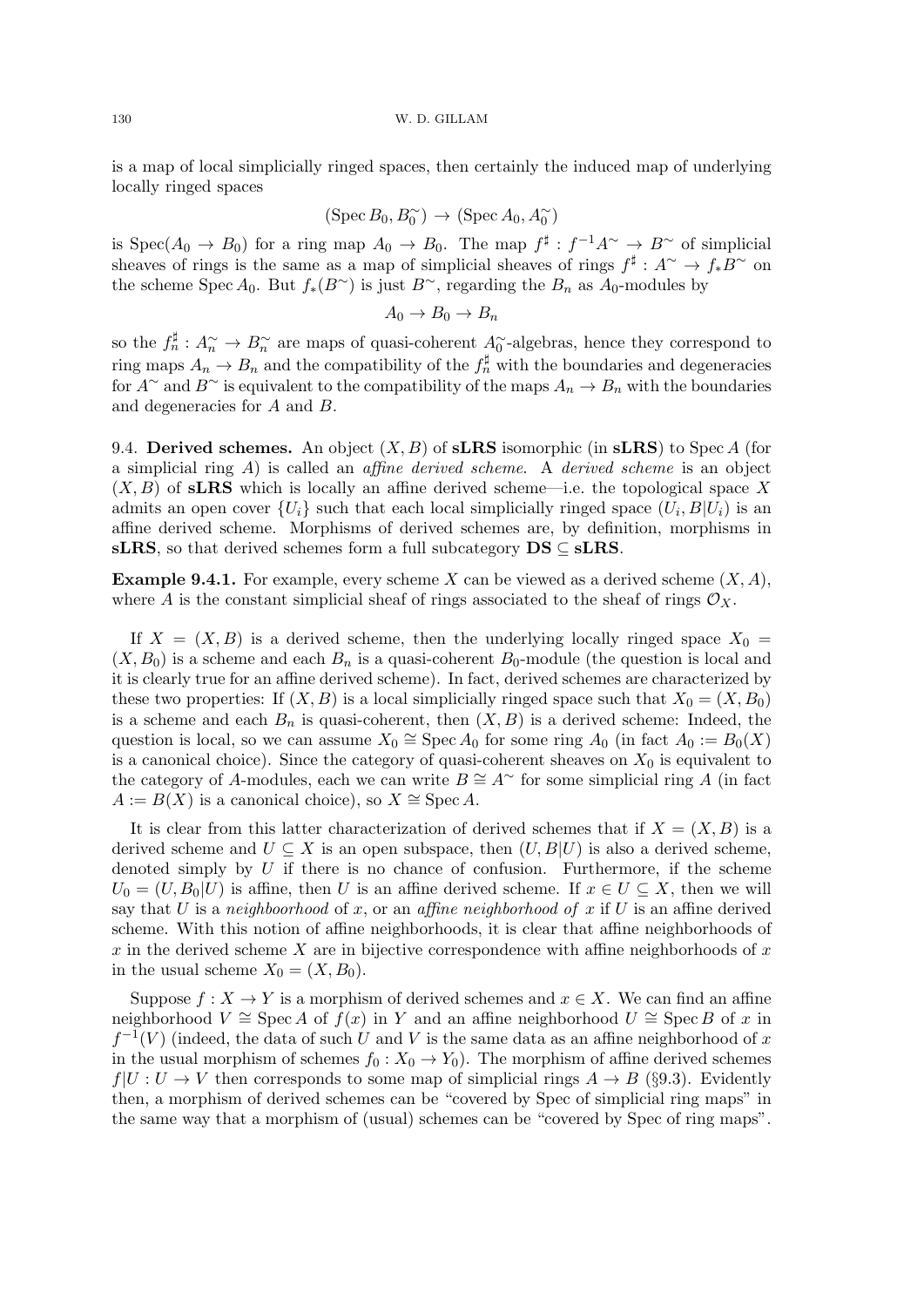is a map of local simplicially ringed spaces, then certainly the induced map of underlying locally ringed spaces

$$(\operatorname{Spec} B_0, B_0^\sim) \to (\operatorname{Spec} A_0, A_0^\sim)$$

is $\operatorname{Spec}(A_0 \to B_0)$ for a ring map $A_0 \to B_0$. The map $f^\sharp : f^{-1}A^\sim \to B^\sim$ of simplicial sheaves of rings is the same as a map of simplicial sheaves of rings $f^\sharp : A^\sim \to f_* B^\sim$ on the scheme $\operatorname{Spec} A_0$. But $f_*(B^\sim)$ is just $B^\sim$, regarding the $B_n$ as $A_0$-modules by

$$A_0 \to B_0 \to B_n$$

so the $f_n^\sharp : A_n^\sim \to B_n^\sim$ are maps of quasi-coherent $A_0^\sim$-algebras, hence they correspond to ring maps $A_n \to B_n$ and the compatibility of the $f_n^\sharp$ with the boundaries and degeneracies for $A^\sim$ and $B^\sim$ is equivalent to the compatibility of the maps $A_n \to B_n$ with the boundaries and degeneracies for $A$ and $B$.

9.4. **Derived schemes.** An object $(X, B)$ of **sLRS** isomorphic (in **sLRS**) to $\operatorname{Spec} A$ (for a simplicial ring $A$) is called an *affine derived scheme*. A *derived scheme* is an object $(X, B)$ of **sLRS** which is locally an affine derived scheme—i.e. the topological space $X$ admits an open cover $\{U_i\}$ such that each local simplicially ringed space $(U_i, B|U_i)$ is an affine derived scheme. Morphisms of derived schemes are, by definition, morphisms in **sLRS**, so that derived schemes form a full subcategory $\mathbf{DS} \subseteq \mathbf{sLRS}$.

**Example 9.4.1.** For example, every scheme $X$ can be viewed as a derived scheme $(X, A)$, where $A$ is the constant simplicial sheaf of rings associated to the sheaf of rings $\mathcal{O}_X$.

If $X = (X, B)$ is a derived scheme, then the underlying locally ringed space $X_0 = (X, B_0)$ is a scheme and each $B_n$ is a quasi-coherent $B_0$-module (the question is local and it is clearly true for an affine derived scheme). In fact, derived schemes are characterized by these two properties: If $(X, B)$ is a local simplicially ringed space such that $X_0 = (X, B_0)$ is a scheme and each $B_n$ is quasi-coherent, then $(X, B)$ is a derived scheme: Indeed, the question is local, so we can assume $X_0 \cong \operatorname{Spec} A_0$ for some ring $A_0$ (in fact $A_0 := B_0(X)$ is a canonical choice). Since the category of quasi-coherent sheaves on $X_0$ is equivalent to the category of $A$-modules, each we can write $B \cong A^\sim$ for some simplicial ring $A$ (in fact $A := B(X)$ is a canonical choice), so $X \cong \operatorname{Spec} A$.

It is clear from this latter characterization of derived schemes that if $X = (X, B)$ is a derived scheme and $U \subseteq X$ is an open subspace, then $(U, B|U)$ is also a derived scheme, denoted simply by $U$ if there is no chance of confusion. Furthermore, if the scheme $U_0 = (U, B_0|U)$ is affine, then $U$ is an affine derived scheme. If $x \in U \subseteq X$, then we will say that $U$ is a *neighboorhood* of $x$, or an *affine neighborhood of* $x$ if $U$ is an affine derived scheme. With this notion of affine neighborhoods, it is clear that affine neighborhoods of $x$ in the derived scheme $X$ are in bijective correspondence with affine neighborhoods of $x$ in the usual scheme $X_0 = (X, B_0)$.

Suppose $f : X \to Y$ is a morphism of derived schemes and $x \in X$. We can find an affine neighborhood $V \cong \operatorname{Spec} A$ of $f(x)$ in $Y$ and an affine neighborhood $U \cong \operatorname{Spec} B$ of $x$ in $f^{-1}(V)$ (indeed, the data of such $U$ and $V$ is the same data as an affine neighborhood of $x$ in the usual morphism of schemes $f_0 : X_0 \to Y_0$). The morphism of affine derived schemes $f|U : U \to V$ then corresponds to some map of simplicial rings $A \to B$ (§9.3). Evidently then, a morphism of derived schemes can be "covered by Spec of simplicial ring maps" in the same way that a morphism of (usual) schemes can be "covered by Spec of ring maps".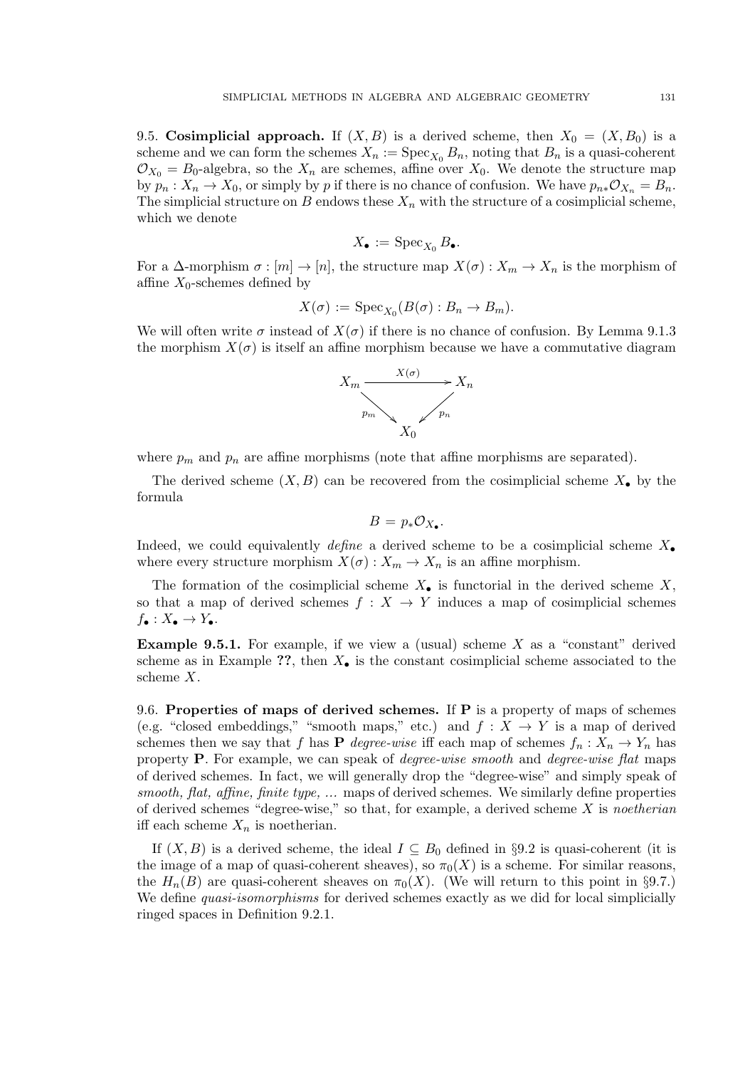9.5. **Cosimplicial approach.** If $(X, B)$ is a derived scheme, then $X_0 = (X, B_0)$ is a scheme and we can form the schemes $X_n := \operatorname{Spec}_{X_0} B_n$, noting that $B_n$ is a quasi-coherent $\mathcal{O}_{X_0} = B_0$-algebra, so the $X_n$ are schemes, affine over $X_0$. We denote the structure map by $p_n : X_n \to X_0$, or simply by $p$ if there is no chance of confusion. We have $p_{n*}\mathcal{O}_{X_n} = B_n$. The simplicial structure on $B$ endows these $X_n$ with the structure of a cosimplicial scheme, which we denote

$$X_\bullet := \operatorname{Spec}_{X_0} B_\bullet.$$

For a $\Delta$-morphism $\sigma : [m] \to [n]$, the structure map $X(\sigma) : X_m \to X_n$ is the morphism of affine $X_0$-schemes defined by

$$X(\sigma) := \operatorname{Spec}_{X_0}(B(\sigma) : B_n \to B_m).$$

We will often write $\sigma$ instead of $X(\sigma)$ if there is no chance of confusion. By Lemma 9.1.3 the morphism $X(\sigma)$ is itself an affine morphism because we have a commutative diagram

$$\begin{array}{ccc} X_m & \xrightarrow{X(\sigma)} & X_n \\ & {\scriptstyle p_m}\searrow \quad \swarrow{\scriptstyle p_n} & \\ & X_0 & \end{array}$$

where $p_m$ and $p_n$ are affine morphisms (note that affine morphisms are separated).

The derived scheme $(X, B)$ can be recovered from the cosimplicial scheme $X_\bullet$ by the formula

$$B = p_*\mathcal{O}_{X_\bullet}.$$

Indeed, we could equivalently *define* a derived scheme to be a cosimplicial scheme $X_\bullet$ where every structure morphism $X(\sigma) : X_m \to X_n$ is an affine morphism.

The formation of the cosimplicial scheme $X_\bullet$ is functorial in the derived scheme $X$, so that a map of derived schemes $f : X \to Y$ induces a map of cosimplicial schemes $f_\bullet : X_\bullet \to Y_\bullet$.

**Example 9.5.1.** For example, if we view a (usual) scheme $X$ as a "constant" derived scheme as in Example **??**, then $X_\bullet$ is the constant cosimplicial scheme associated to the scheme $X$.

9.6. **Properties of maps of derived schemes.** If **P** is a property of maps of schemes (e.g. "closed embeddings," "smooth maps," etc.) and $f : X \to Y$ is a map of derived schemes then we say that $f$ has **P** *degree-wise* iff each map of schemes $f_n : X_n \to Y_n$ has property **P**. For example, we can speak of *degree-wise smooth* and *degree-wise flat* maps of derived schemes. In fact, we will generally drop the "degree-wise" and simply speak of *smooth, flat, affine, finite type, ...* maps of derived schemes. We similarly define properties of derived schemes "degree-wise," so that, for example, a derived scheme $X$ is *noetherian* iff each scheme $X_n$ is noetherian.

If $(X, B)$ is a derived scheme, the ideal $I \subseteq B_0$ defined in §9.2 is quasi-coherent (it is the image of a map of quasi-coherent sheaves), so $\pi_0(X)$ is a scheme. For similar reasons, the $H_n(B)$ are quasi-coherent sheaves on $\pi_0(X)$. (We will return to this point in §9.7.) We define *quasi-isomorphisms* for derived schemes exactly as we did for local simplicially ringed spaces in Definition 9.2.1.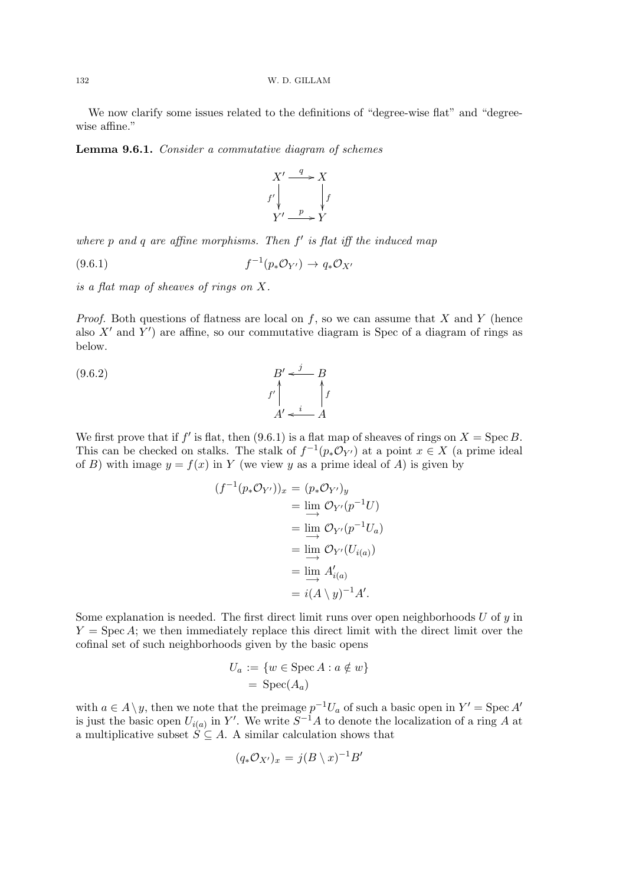We now clarify some issues related to the definitions of "degree-wise flat" and "degree-wise affine."

**Lemma 9.6.1.** *Consider a commutative diagram of schemes*

$$\begin{array}{ccc} X' & \xrightarrow{q} & X \\ {\scriptstyle f'}\downarrow & & \downarrow{\scriptstyle f} \\ Y' & \xrightarrow{p} & Y \end{array}$$

*where $p$ and $q$ are affine morphisms. Then $f'$ is flat iff the induced map*

$$f^{-1}(p_* \mathcal{O}_{Y'}) \to q_* \mathcal{O}_{X'} \tag{9.6.1}$$

*is a flat map of sheaves of rings on $X$.*

*Proof.* Both questions of flatness are local on $f$, so we can assume that $X$ and $Y$ (hence also $X'$ and $Y'$) are affine, so our commutative diagram is Spec of a diagram of rings as below.

$$\begin{array}{ccc} B' & \xleftarrow{j} & B \\ {\scriptstyle f'}\uparrow & & \uparrow{\scriptstyle f} \\ A' & \xleftarrow{i} & A \end{array} \tag{9.6.2}$$

We first prove that if $f'$ is flat, then (9.6.1) is a flat map of sheaves of rings on $X = \operatorname{Spec} B$. This can be checked on stalks. The stalk of $f^{-1}(p_* \mathcal{O}_{Y'})$ at a point $x \in X$ (a prime ideal of $B$) with image $y = f(x)$ in $Y$ (we view $y$ as a prime ideal of $A$) is given by

$$\begin{aligned} (f^{-1}(p_* \mathcal{O}_{Y'}))_x &= (p_* \mathcal{O}_{Y'})_y \\ &= \varinjlim \mathcal{O}_{Y'}(p^{-1}U) \\ &= \varinjlim \mathcal{O}_{Y'}(p^{-1}U_a) \\ &= \varinjlim \mathcal{O}_{Y'}(U_{i(a)}) \\ &= \varinjlim A'_{i(a)} \\ &= i(A \setminus y)^{-1} A'. \end{aligned}$$

Some explanation is needed. The first direct limit runs over open neighborhoods $U$ of $y$ in $Y = \operatorname{Spec} A$; we then immediately replace this direct limit with the direct limit over the cofinal set of such neighborhoods given by the basic opens

$$\begin{aligned} U_a &:= \{w \in \operatorname{Spec} A : a \notin w\} \\ &= \operatorname{Spec}(A_a) \end{aligned}$$

with $a \in A \setminus y$, then we note that the preimage $p^{-1}U_a$ of such a basic open in $Y' = \operatorname{Spec} A'$ is just the basic open $U_{i(a)}$ in $Y'$. We write $S^{-1}A$ to denote the localization of a ring $A$ at a multiplicative subset $S \subseteq A$. A similar calculation shows that

$$(q_* \mathcal{O}_{X'})_x = j(B \setminus x)^{-1} B'$$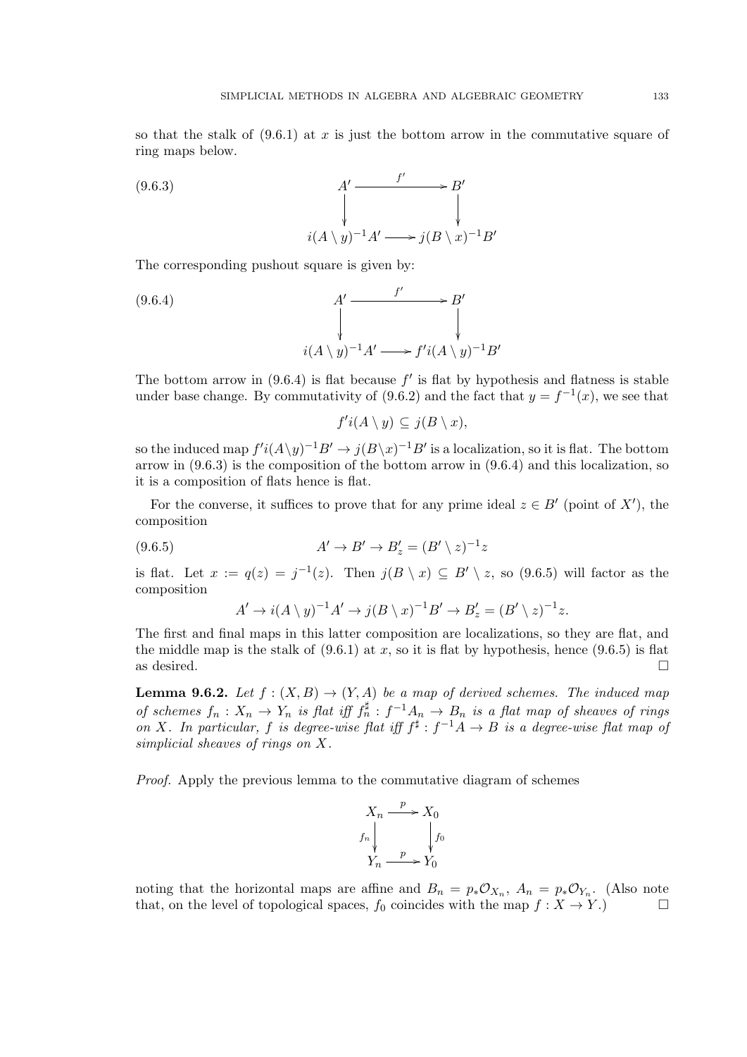so that the stalk of (9.6.1) at $x$ is just the bottom arrow in the commutative square of ring maps below.

$$
\begin{array}{ccc}
A' & \xrightarrow{f'} & B' \\
\downarrow & & \downarrow \\
i(A \setminus y)^{-1}A' & \longrightarrow & j(B \setminus x)^{-1}B'
\end{array}
\tag{9.6.3}
$$

The corresponding pushout square is given by:

$$
\begin{array}{ccc}
A' & \xrightarrow{f'} & B' \\
\downarrow & & \downarrow \\
i(A \setminus y)^{-1}A' & \longrightarrow & f'i(A \setminus y)^{-1}B'
\end{array}
\tag{9.6.4}
$$

The bottom arrow in (9.6.4) is flat because $f'$ is flat by hypothesis and flatness is stable under base change. By commutativity of (9.6.2) and the fact that $y = f^{-1}(x)$, we see that

$$f'i(A \setminus y) \subseteq j(B \setminus x),$$

so the induced map $f'i(A \setminus y)^{-1}B' \to j(B \setminus x)^{-1}B'$ is a localization, so it is flat. The bottom arrow in (9.6.3) is the composition of the bottom arrow in (9.6.4) and this localization, so it is a composition of flats hence is flat.

For the converse, it suffices to prove that for any prime ideal $z \in B'$ (point of $X'$), the composition

$$A' \to B' \to B'_z = (B' \setminus z)^{-1}z \tag{9.6.5}$$

is flat. Let $x := q(z) = j^{-1}(z)$. Then $j(B \setminus x) \subseteq B' \setminus z$, so (9.6.5) will factor as the composition

$$A' \to i(A \setminus y)^{-1}A' \to j(B \setminus x)^{-1}B' \to B'_z = (B' \setminus z)^{-1}z.$$

The first and final maps in this latter composition are localizations, so they are flat, and the middle map is the stalk of (9.6.1) at $x$, so it is flat by hypothesis, hence (9.6.5) is flat as desired. □

**Lemma 9.6.2.** *Let $f : (X, B) \to (Y, A)$ be a map of derived schemes. The induced map of schemes $f_n : X_n \to Y_n$ is flat iff $f_n^\sharp : f^{-1}A_n \to B_n$ is a flat map of sheaves of rings on $X$. In particular, $f$ is degree-wise flat iff $f^\sharp : f^{-1}A \to B$ is a degree-wise flat map of simplicial sheaves of rings on $X$.*

*Proof.* Apply the previous lemma to the commutative diagram of schemes

$$
\begin{array}{ccc}
X_n & \xrightarrow{p} & X_0 \\
{\scriptstyle f_n}\downarrow & & \downarrow{\scriptstyle f_0} \\
Y_n & \xrightarrow{p} & Y_0
\end{array}
$$

noting that the horizontal maps are affine and $B_n = p_*\mathcal{O}_{X_n}$, $A_n = p_*\mathcal{O}_{Y_n}$. (Also note that, on the level of topological spaces, $f_0$ coincides with the map $f : X \to Y$.) □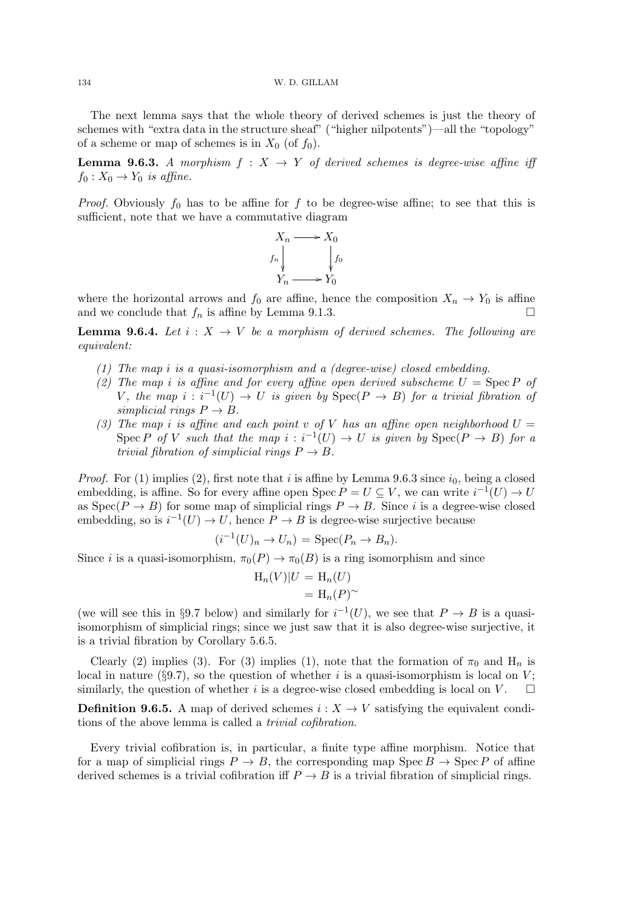The next lemma says that the whole theory of derived schemes is just the theory of schemes with "extra data in the structure sheaf" ("higher nilpotents")—all the "topology" of a scheme or map of schemes is in $X_0$ (of $f_0$).

**Lemma 9.6.3.** *A morphism $f : X \to Y$ of derived schemes is degree-wise affine iff $f_0 : X_0 \to Y_0$ is affine.*

*Proof.* Obviously $f_0$ has to be affine for $f$ to be degree-wise affine; to see that this is sufficient, note that we have a commutative diagram

$$\begin{array}{ccc} X_n & \longrightarrow & X_0 \\ {\scriptstyle f_n}\downarrow & & \downarrow{\scriptstyle f_0} \\ Y_n & \longrightarrow & Y_0 \end{array}$$

where the horizontal arrows and $f_0$ are affine, hence the composition $X_n \to Y_0$ is affine and we conclude that $f_n$ is affine by Lemma 9.1.3. $\square$

**Lemma 9.6.4.** *Let $i : X \to V$ be a morphism of derived schemes. The following are equivalent:*

1. *The map $i$ is a quasi-isomorphism and a (degree-wise) closed embedding.*
2. *The map $i$ is affine and for every affine open derived subscheme $U = \operatorname{Spec} P$ of $V$, the map $i : i^{-1}(U) \to U$ is given by $\operatorname{Spec}(P \to B)$ for a trivial fibration of simplicial rings $P \to B$.*
3. *The map $i$ is affine and each point $v$ of $V$ has an affine open neighborhood $U = \operatorname{Spec} P$ of $V$ such that the map $i : i^{-1}(U) \to U$ is given by $\operatorname{Spec}(P \to B)$ for a trivial fibration of simplicial rings $P \to B$.*

*Proof.* For (1) implies (2), first note that $i$ is affine by Lemma 9.6.3 since $i_0$, being a closed embedding, is affine. So for every affine open $\operatorname{Spec} P = U \subseteq V$, we can write $i^{-1}(U) \to U$ as $\operatorname{Spec}(P \to B)$ for some map of simplicial rings $P \to B$. Since $i$ is a degree-wise closed embedding, so is $i^{-1}(U) \to U$, hence $P \to B$ is degree-wise surjective because

$$(i^{-1}(U)_n \to U_n) = \operatorname{Spec}(P_n \to B_n).$$

Since $i$ is a quasi-isomorphism, $\pi_0(P) \to \pi_0(B)$ is a ring isomorphism and since

$$\begin{aligned} \mathrm{H}_n(V)|U &= \mathrm{H}_n(U) \\ &= \mathrm{H}_n(P)^{\sim} \end{aligned}$$

(we will see this in §9.7 below) and similarly for $i^{-1}(U)$, we see that $P \to B$ is a quasi-isomorphism of simplicial rings; since we just saw that it is also degree-wise surjective, it is a trivial fibration by Corollary 5.6.5.

Clearly (2) implies (3). For (3) implies (1), note that the formation of $\pi_0$ and $\mathrm{H}_n$ is local in nature (§9.7), so the question of whether $i$ is a quasi-isomorphism is local on $V$; similarly, the question of whether $i$ is a degree-wise closed embedding is local on $V$. $\square$

**Definition 9.6.5.** A map of derived schemes $i : X \to V$ satisfying the equivalent conditions of the above lemma is called a *trivial cofibration*.

Every trivial cofibration is, in particular, a finite type affine morphism. Notice that for a map of simplicial rings $P \to B$, the corresponding map $\operatorname{Spec} B \to \operatorname{Spec} P$ of affine derived schemes is a trivial cofibration iff $P \to B$ is a trivial fibration of simplicial rings.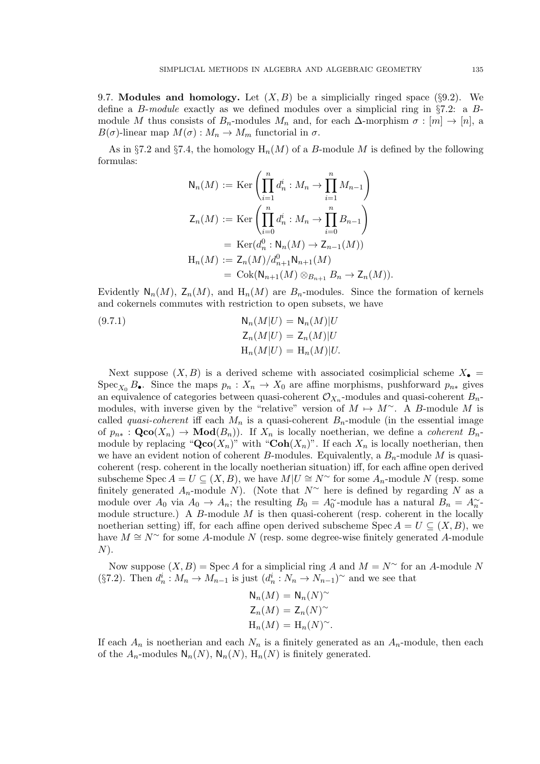9.7. **Modules and homology.** Let $(X, B)$ be a simplicially ringed space (§9.2). We define a $B$-*module* exactly as we defined modules over a simplicial ring in §7.2: a $B$-module $M$ thus consists of $B_n$-modules $M_n$ and, for each $\Delta$-morphism $\sigma : [m] \to [n]$, a $B(\sigma)$-linear map $M(\sigma) : M_n \to M_m$ functorial in $\sigma$.

As in §7.2 and §7.4, the homology $\mathrm{H}_n(M)$ of a $B$-module $M$ is defined by the following formulas:

$$
\begin{aligned}
\mathsf{N}_n(M) &:= \operatorname{Ker}\left( \prod_{i=1}^n d_n^i : M_n \to \prod_{i=1}^n M_{n-1} \right) \\
\mathsf{Z}_n(M) &:= \operatorname{Ker}\left( \prod_{i=0}^n d_n^i : M_n \to \prod_{i=0}^n B_{n-1} \right) \\
&= \operatorname{Ker}(d_n^0 : \mathsf{N}_n(M) \to \mathsf{Z}_{n-1}(M)) \\
\mathrm{H}_n(M) &:= \mathsf{Z}_n(M)/d_{n+1}^0 \mathsf{N}_{n+1}(M) \\
&= \operatorname{Cok}(\mathsf{N}_{n+1}(M) \otimes_{B_{n+1}} B_n \to \mathsf{Z}_n(M)).
\end{aligned}
$$

Evidently $\mathsf{N}_n(M)$, $\mathsf{Z}_n(M)$, and $\mathrm{H}_n(M)$ are $B_n$-modules. Since the formation of kernels and cokernels commutes with restriction to open subsets, we have

$$
\begin{aligned}
\mathsf{N}_n(M|U) &= \mathsf{N}_n(M)|U \\
\mathsf{Z}_n(M|U) &= \mathsf{Z}_n(M)|U \\
\mathrm{H}_n(M|U) &= \mathrm{H}_n(M)|U.
\end{aligned}
\tag{9.7.1}
$$

Next suppose $(X, B)$ is a derived scheme with associated cosimplicial scheme $X_\bullet = \operatorname{Spec}_{X_0} B_\bullet$. Since the maps $p_n : X_n \to X_0$ are affine morphisms, pushforward $p_{n*}$ gives an equivalence of categories between quasi-coherent $\mathcal{O}_{X_n}$-modules and quasi-coherent $B_n$-modules, with inverse given by the "relative" version of $M \mapsto M^\sim$. A $B$-module $M$ is called *quasi-coherent* iff each $M_n$ is a quasi-coherent $B_n$-module (in the essential image of $p_{n*} : \mathbf{Qco}(X_n) \to \mathbf{Mod}(B_n)$). If $X_n$ is locally noetherian, we define a *coherent* $B_n$-module by replacing "$\mathbf{Qco}(X_n)$" with "$\mathbf{Coh}(X_n)$". If each $X_n$ is locally noetherian, then we have an evident notion of coherent $B$-modules. Equivalently, a $B_n$-module $M$ is quasi-coherent (resp. coherent in the locally noetherian situation) iff, for each affine open derived subscheme $\operatorname{Spec} A = U \subseteq (X, B)$, we have $M|U \cong N^\sim$ for some $A_n$-module $N$ (resp. some finitely generated $A_n$-module $N$). (Note that $N^\sim$ here is defined by regarding $N$ as a module over $A_0$ via $A_0 \to A_n$; the resulting $B_0 = A_0^\sim$-module has a natural $B_n = A_n^\sim$-module structure.) A $B$-module $M$ is then quasi-coherent (resp. coherent in the locally noetherian setting) iff, for each affine open derived subscheme $\operatorname{Spec} A = U \subseteq (X, B)$, we have $M \cong N^\sim$ for some $A$-module $N$ (resp. some degree-wise finitely generated $A$-module $N$).

Now suppose $(X, B) = \operatorname{Spec} A$ for a simplicial ring $A$ and $M = N^\sim$ for an $A$-module $N$ (§7.2). Then $d_n^i : M_n \to M_{n-1}$ is just $(d_n^i : N_n \to N_{n-1})^\sim$ and we see that

$$
\begin{aligned}
\mathsf{N}_n(M) &= \mathsf{N}_n(N)^\sim \\
\mathsf{Z}_n(M) &= \mathsf{Z}_n(N)^\sim \\
\mathrm{H}_n(M) &= \mathrm{H}_n(N)^\sim.
\end{aligned}
$$

If each $A_n$ is noetherian and each $N_n$ is a finitely generated as an $A_n$-module, then each of the $A_n$-modules $\mathsf{N}_n(N)$, $\mathsf{N}_n(N)$, $\mathrm{H}_n(N)$ is finitely generated.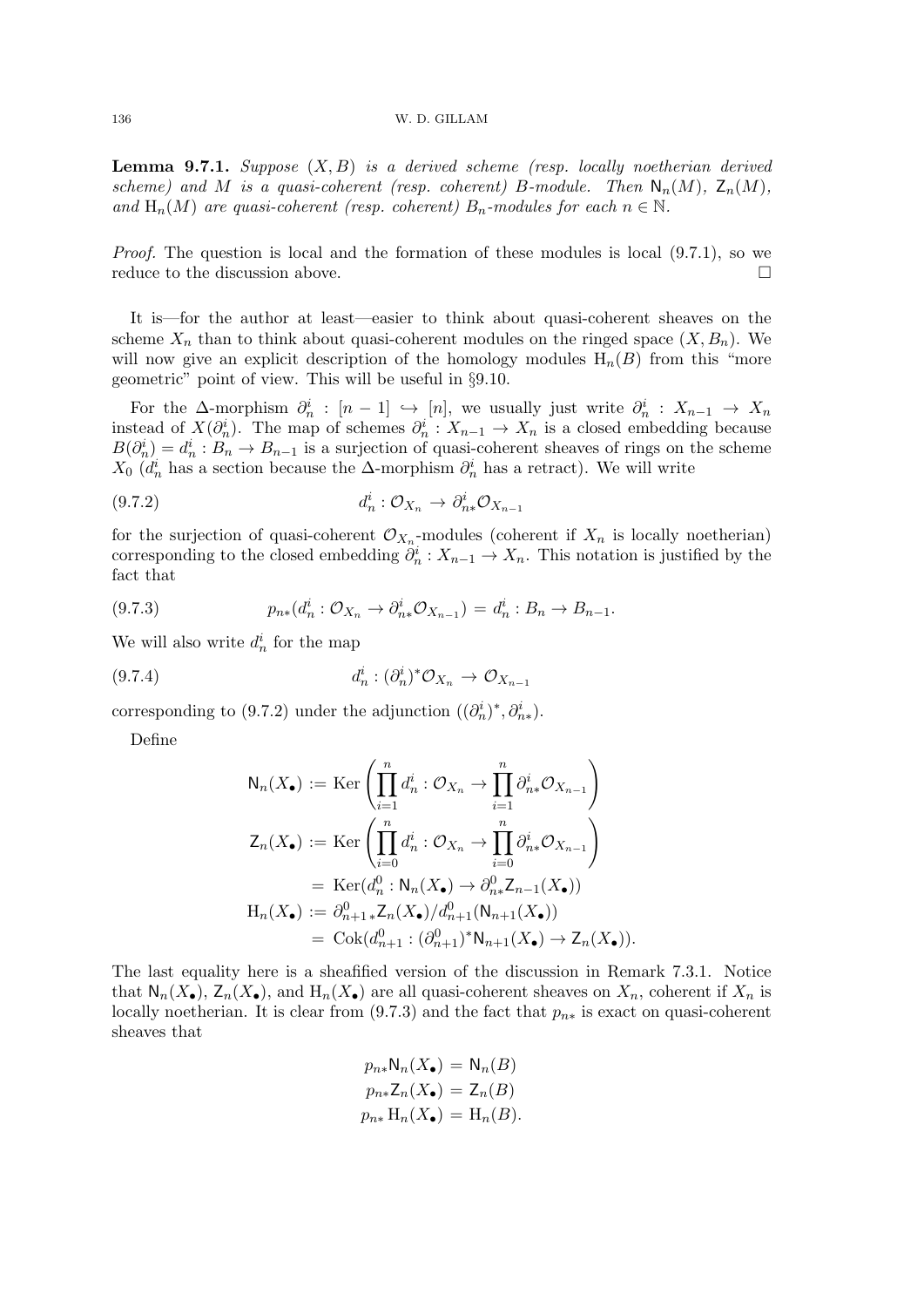**Lemma 9.7.1.** *Suppose $(X, B)$ is a derived scheme (resp. locally noetherian derived scheme) and $M$ is a quasi-coherent (resp. coherent) $B$-module. Then $\mathsf{N}_n(M)$, $\mathsf{Z}_n(M)$, and $\mathrm{H}_n(M)$ are quasi-coherent (resp. coherent) $B_n$-modules for each $n \in \mathbb{N}$.*

*Proof.* The question is local and the formation of these modules is local (9.7.1), so we reduce to the discussion above. □

It is—for the author at least—easier to think about quasi-coherent sheaves on the scheme $X_n$ than to think about quasi-coherent modules on the ringed space $(X, B_n)$. We will now give an explicit description of the homology modules $\mathrm{H}_n(B)$ from this "more geometric" point of view. This will be useful in §9.10.

For the $\Delta$-morphism $\partial^i_n : [n-1] \hookrightarrow [n]$, we usually just write $\partial^i_n : X_{n-1} \to X_n$ instead of $X(\partial^i_n)$. The map of schemes $\partial^i_n : X_{n-1} \to X_n$ is a closed embedding because $B(\partial^i_n) = d^i_n : B_n \to B_{n-1}$ is a surjection of quasi-coherent sheaves of rings on the scheme $X_0$ ($d^i_n$ has a section because the $\Delta$-morphism $\partial^i_n$ has a retract). We will write

$$d^i_n : \mathcal{O}_{X_n} \to \partial^i_{n*}\mathcal{O}_{X_{n-1}} \tag{9.7.2}$$

for the surjection of quasi-coherent $\mathcal{O}_{X_n}$-modules (coherent if $X_n$ is locally noetherian) corresponding to the closed embedding $\partial^i_n : X_{n-1} \to X_n$. This notation is justified by the fact that

$$p_{n*}(d^i_n : \mathcal{O}_{X_n} \to \partial^i_{n*}\mathcal{O}_{X_{n-1}}) = d^i_n : B_n \to B_{n-1}. \tag{9.7.3}$$

We will also write $d^i_n$ for the map

$$d^i_n : (\partial^i_n)^*\mathcal{O}_{X_n} \to \mathcal{O}_{X_{n-1}} \tag{9.7.4}$$

corresponding to (9.7.2) under the adjunction $((\partial^i_n)^*, \partial^i_{n*})$.

Define

$$\begin{aligned}
\mathsf{N}_n(X_\bullet) &:= \operatorname{Ker}\left(\prod_{i=1}^n d^i_n : \mathcal{O}_{X_n} \to \prod_{i=1}^n \partial^i_{n*}\mathcal{O}_{X_{n-1}}\right) \\
\mathsf{Z}_n(X_\bullet) &:= \operatorname{Ker}\left(\prod_{i=0}^n d^i_n : \mathcal{O}_{X_n} \to \prod_{i=0}^n \partial^i_{n*}\mathcal{O}_{X_{n-1}}\right) \\
&= \operatorname{Ker}(d^0_n : \mathsf{N}_n(X_\bullet) \to \partial^0_{n*}\mathsf{Z}_{n-1}(X_\bullet)) \\
\mathrm{H}_n(X_\bullet) &:= \partial^0_{n+1\,*}\mathsf{Z}_n(X_\bullet)/d^0_{n+1}(\mathsf{N}_{n+1}(X_\bullet)) \\
&= \operatorname{Cok}(d^0_{n+1} : (\partial^0_{n+1})^*\mathsf{N}_{n+1}(X_\bullet) \to \mathsf{Z}_n(X_\bullet)).
\end{aligned}$$

The last equality here is a sheafified version of the discussion in Remark 7.3.1. Notice that $\mathsf{N}_n(X_\bullet)$, $\mathsf{Z}_n(X_\bullet)$, and $\mathrm{H}_n(X_\bullet)$ are all quasi-coherent sheaves on $X_n$, coherent if $X_n$ is locally noetherian. It is clear from (9.7.3) and the fact that $p_{n*}$ is exact on quasi-coherent sheaves that

$$\begin{aligned}
p_{n*}\mathsf{N}_n(X_\bullet) &= \mathsf{N}_n(B) \\
p_{n*}\mathsf{Z}_n(X_\bullet) &= \mathsf{Z}_n(B) \\
p_{n*}\,\mathrm{H}_n(X_\bullet) &= \mathrm{H}_n(B).
\end{aligned}$$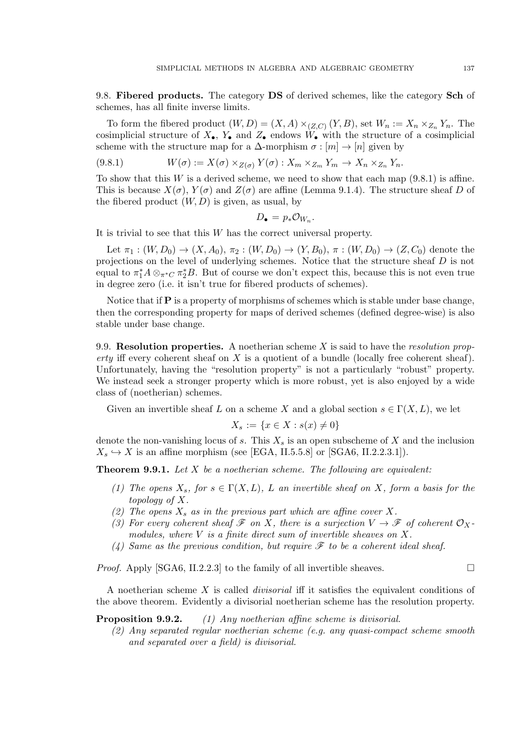9.8. **Fibered products.** The category **DS** of derived schemes, like the category **Sch** of schemes, has all finite inverse limits.

To form the fibered product $(W, D) = (X, A) \times_{(Z,C)} (Y, B)$, set $W_n := X_n \times_{Z_n} Y_n$. The cosimplicial structure of $X_\bullet$, $Y_\bullet$ and $Z_\bullet$ endows $W_\bullet$ with the structure of a cosimplicial scheme with the structure map for a $\Delta$-morphism $\sigma : [m] \to [n]$ given by

$$W(\sigma) := X(\sigma) \times_{Z(\sigma)} Y(\sigma) : X_m \times_{Z_m} Y_m \to X_n \times_{Z_n} Y_n. \tag{9.8.1}$$

To show that this $W$ is a derived scheme, we need to show that each map (9.8.1) is affine. This is because $X(\sigma)$, $Y(\sigma)$ and $Z(\sigma)$ are affine (Lemma 9.1.4). The structure sheaf $D$ of the fibered product $(W, D)$ is given, as usual, by

$$D_\bullet = p_* \mathcal{O}_{W_n}.$$

It is trivial to see that this $W$ has the correct universal property.

Let $\pi_1 : (W, D_0) \to (X, A_0)$, $\pi_2 : (W, D_0) \to (Y, B_0)$, $\pi : (W, D_0) \to (Z, C_0)$ denote the projections on the level of underlying schemes. Notice that the structure sheaf $D$ is not equal to $\pi_1^* A \otimes_{\pi^* C} \pi_2^* B$. But of course we don't expect this, because this is not even true in degree zero (i.e. it isn't true for fibered products of schemes).

Notice that if **P** is a property of morphisms of schemes which is stable under base change, then the corresponding property for maps of derived schemes (defined degree-wise) is also stable under base change.

9.9. **Resolution properties.** A noetherian scheme $X$ is said to have the *resolution property* iff every coherent sheaf on $X$ is a quotient of a bundle (locally free coherent sheaf). Unfortunately, having the "resolution property" is not a particularly "robust" property. We instead seek a stronger property which is more robust, yet is also enjoyed by a wide class of (noetherian) schemes.

Given an invertible sheaf $L$ on a scheme $X$ and a global section $s \in \Gamma(X, L)$, we let

$$X_s := \{x \in X : s(x) \neq 0\}$$

denote the non-vanishing locus of $s$. This $X_s$ is an open subscheme of $X$ and the inclusion $X_s \hookrightarrow X$ is an affine morphism (see [EGA, II.5.5.8] or [SGA6, II.2.2.3.1]).

**Theorem 9.9.1.** *Let $X$ be a noetherian scheme. The following are equivalent:*

1. *The opens $X_s$, for $s \in \Gamma(X, L)$, $L$ an invertible sheaf on $X$, form a basis for the topology of $X$.*
2. *The opens $X_s$ as in the previous part which are affine cover $X$.*
3. *For every coherent sheaf $\mathscr{F}$ on $X$, there is a surjection $V \to \mathscr{F}$ of coherent $\mathcal{O}_X$-modules, where $V$ is a finite direct sum of invertible sheaves on $X$.*
4. *Same as the previous condition, but require $\mathscr{F}$ to be a coherent ideal sheaf.*

*Proof.* Apply [SGA6, II.2.2.3] to the family of all invertible sheaves. $\square$

A noetherian scheme $X$ is called *divisorial* iff it satisfies the equivalent conditions of the above theorem. Evidently a divisorial noetherian scheme has the resolution property.

**Proposition 9.9.2.** *(1) Any noetherian affine scheme is divisorial.*

*(2) Any separated regular noetherian scheme (e.g. any quasi-compact scheme smooth and separated over a field) is divisorial.*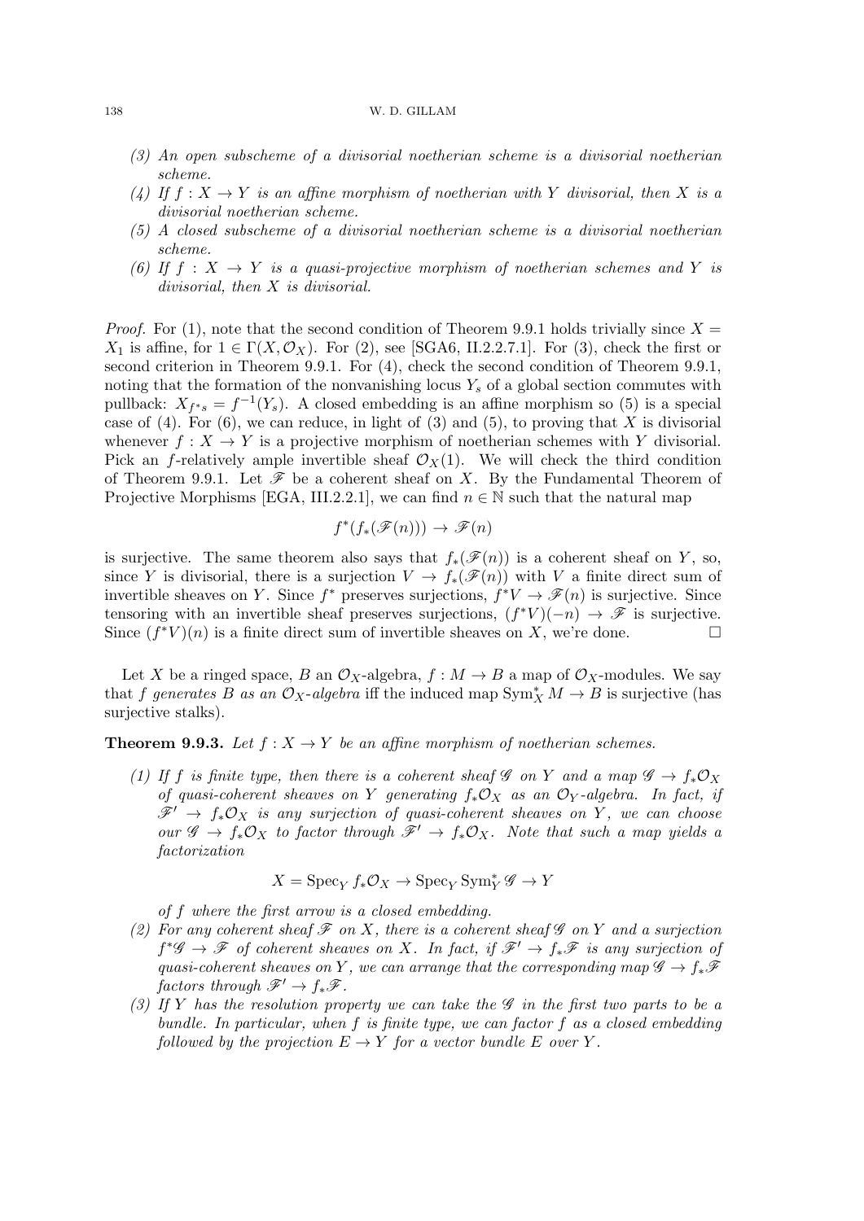*(3) An open subscheme of a divisorial noetherian scheme is a divisorial noetherian scheme.*

*(4) If $f : X \to Y$ is an affine morphism of noetherian with $Y$ divisorial, then $X$ is a divisorial noetherian scheme.*

*(5) A closed subscheme of a divisorial noetherian scheme is a divisorial noetherian scheme.*

*(6) If $f : X \to Y$ is a quasi-projective morphism of noetherian schemes and $Y$ is divisorial, then $X$ is divisorial.*

*Proof.* For (1), note that the second condition of Theorem 9.9.1 holds trivially since $X = X_1$ is affine, for $1 \in \Gamma(X, \mathcal{O}_X)$. For (2), see [SGA6, II.2.2.7.1]. For (3), check the first or second criterion in Theorem 9.9.1. For (4), check the second condition of Theorem 9.9.1, noting that the formation of the nonvanishing locus $Y_s$ of a global section commutes with pullback: $X_{f^*s} = f^{-1}(Y_s)$. A closed embedding is an affine morphism so (5) is a special case of (4). For (6), we can reduce, in light of (3) and (5), to proving that $X$ is divisorial whenever $f : X \to Y$ is a projective morphism of noetherian schemes with $Y$ divisorial. Pick an $f$-relatively ample invertible sheaf $\mathcal{O}_X(1)$. We will check the third condition of Theorem 9.9.1. Let $\mathscr{F}$ be a coherent sheaf on $X$. By the Fundamental Theorem of Projective Morphisms [EGA, III.2.2.1], we can find $n \in \mathbb{N}$ such that the natural map

$$f^*(f_*(\mathscr{F}(n))) \to \mathscr{F}(n)$$

is surjective. The same theorem also says that $f_*(\mathscr{F}(n))$ is a coherent sheaf on $Y$, so, since $Y$ is divisorial, there is a surjection $V \to f_*(\mathscr{F}(n))$ with $V$ a finite direct sum of invertible sheaves on $Y$. Since $f^*$ preserves surjections, $f^*V \to \mathscr{F}(n)$ is surjective. Since tensoring with an invertible sheaf preserves surjections, $(f^*V)(-n) \to \mathscr{F}$ is surjective. Since $(f^*V)(n)$ is a finite direct sum of invertible sheaves on $X$, we're done. $\square$

Let $X$ be a ringed space, $B$ an $\mathcal{O}_X$-algebra, $f : M \to B$ a map of $\mathcal{O}_X$-modules. We say that $f$ *generates $B$ as an $\mathcal{O}_X$-algebra* iff the induced map $\operatorname{Sym}^*_X M \to B$ is surjective (has surjective stalks).

**Theorem 9.9.3.** *Let $f : X \to Y$ be an affine morphism of noetherian schemes.*

*(1) If $f$ is finite type, then there is a coherent sheaf $\mathscr{G}$ on $Y$ and a map $\mathscr{G} \to f_*\mathcal{O}_X$ of quasi-coherent sheaves on $Y$ generating $f_*\mathcal{O}_X$ as an $\mathcal{O}_Y$-algebra. In fact, if $\mathscr{F}' \to f_*\mathcal{O}_X$ is any surjection of quasi-coherent sheaves on $Y$, we can choose our $\mathscr{G} \to f_*\mathcal{O}_X$ to factor through $\mathscr{F}' \to f_*\mathcal{O}_X$. Note that such a map yields a factorization*

$$X = \operatorname{Spec}_Y f_*\mathcal{O}_X \to \operatorname{Spec}_Y \operatorname{Sym}^*_Y \mathscr{G} \to Y$$

*of $f$ where the first arrow is a closed embedding.*

*(2) For any coherent sheaf $\mathscr{F}$ on $X$, there is a coherent sheaf $\mathscr{G}$ on $Y$ and a surjection $f^*\mathscr{G} \to \mathscr{F}$ of coherent sheaves on $X$. In fact, if $\mathscr{F}' \to f_*\mathscr{F}$ is any surjection of quasi-coherent sheaves on $Y$, we can arrange that the corresponding map $\mathscr{G} \to f_*\mathscr{F}$ factors through $\mathscr{F}' \to f_*\mathscr{F}$.*

*(3) If $Y$ has the resolution property we can take the $\mathscr{G}$ in the first two parts to be a bundle. In particular, when $f$ is finite type, we can factor $f$ as a closed embedding followed by the projection $E \to Y$ for a vector bundle $E$ over $Y$.*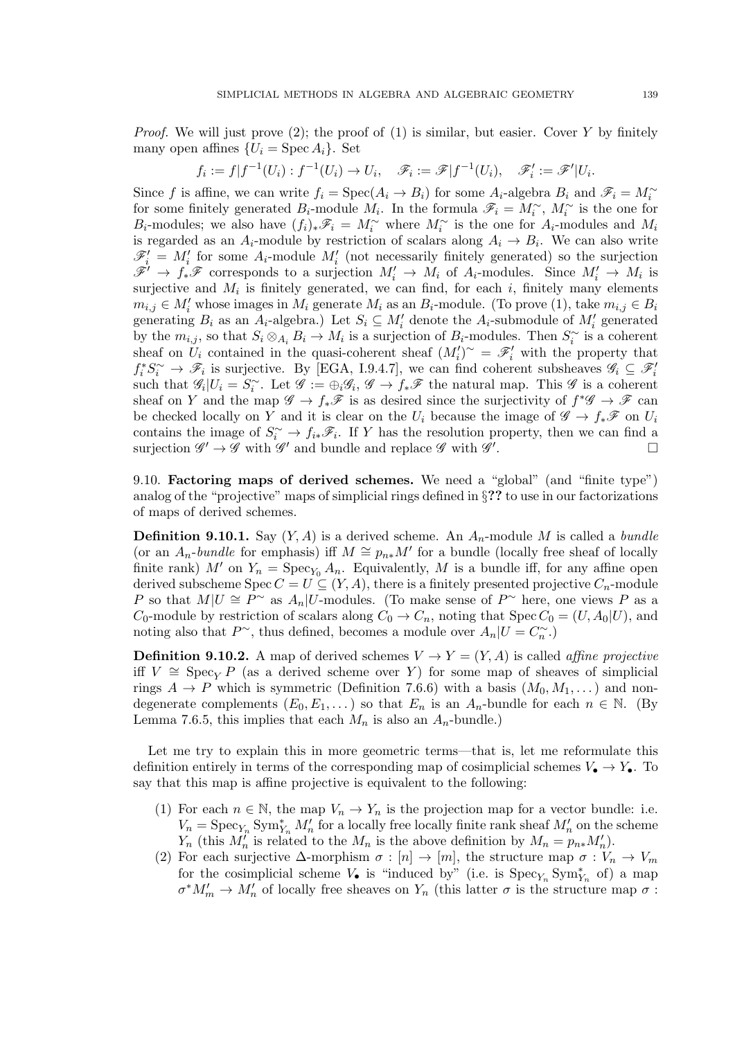*Proof.* We will just prove (2); the proof of (1) is similar, but easier. Cover $Y$ by finitely many open affines $\{U_i = \operatorname{Spec} A_i\}$. Set

$$f_i := f|f^{-1}(U_i) : f^{-1}(U_i) \to U_i, \quad \mathscr{F}_i := \mathscr{F}|f^{-1}(U_i), \quad \mathscr{F}'_i := \mathscr{F}'|U_i.$$

Since $f$ is affine, we can write $f_i = \operatorname{Spec}(A_i \to B_i)$ for some $A_i$-algebra $B_i$ and $\mathscr{F}_i = M_i^\sim$ for some finitely generated $B_i$-module $M_i$. In the formula $\mathscr{F}_i = M_i^\sim$, $M_i^\sim$ is the one for $B_i$-modules; we also have $(f_i)_*\mathscr{F}_i = M_i^\sim$ where $M_i^\sim$ is the one for $A_i$-modules and $M_i$ is regarded as an $A_i$-module by restriction of scalars along $A_i \to B_i$. We can also write $\mathscr{F}'_i = M'_i$ for some $A_i$-module $M'_i$ (not necessarily finitely generated) so the surjection $\mathscr{F}' \to f_*\mathscr{F}$ corresponds to a surjection $M'_i \to M_i$ of $A_i$-modules. Since $M'_i \to M_i$ is surjective and $M_i$ is finitely generated, we can find, for each $i$, finitely many elements $m_{i,j} \in M'_i$ whose images in $M_i$ generate $M_i$ as an $B_i$-module. (To prove (1), take $m_{i,j} \in B_i$ generating $B_i$ as an $A_i$-algebra.) Let $S_i \subseteq M'_i$ denote the $A_i$-submodule of $M'_i$ generated by the $m_{i,j}$, so that $S_i \otimes_{A_i} B_i \to M_i$ is a surjection of $B_i$-modules. Then $S_i^\sim$ is a coherent sheaf on $U_i$ contained in the quasi-coherent sheaf $(M'_i)^\sim = \mathscr{F}'_i$ with the property that $f_i^* S_i^\sim \to \mathscr{F}_i$ is surjective. By [EGA, I.9.4.7], we can find coherent subsheaves $\mathscr{G}_i \subseteq \mathscr{F}'_i$ such that $\mathscr{G}_i|U_i = S_i^\sim$. Let $\mathscr{G} := \oplus_i \mathscr{G}_i$, $\mathscr{G} \to f_*\mathscr{F}$ the natural map. This $\mathscr{G}$ is a coherent sheaf on $Y$ and the map $\mathscr{G} \to f_*\mathscr{F}$ is as desired since the surjectivity of $f^*\mathscr{G} \to \mathscr{F}$ can be checked locally on $Y$ and it is clear on the $U_i$ because the image of $\mathscr{G} \to f_*\mathscr{F}$ on $U_i$ contains the image of $S_i^\sim \to f_{i*}\mathscr{F}_i$. If $Y$ has the resolution property, then we can find a surjection $\mathscr{G}' \to \mathscr{G}$ with $\mathscr{G}'$ and bundle and replace $\mathscr{G}$ with $\mathscr{G}'$. □

9.10. **Factoring maps of derived schemes.** We need a "global" (and "finite type") analog of the "projective" maps of simplicial rings defined in §**??** to use in our factorizations of maps of derived schemes.

**Definition 9.10.1.** Say $(Y, A)$ is a derived scheme. An $A_n$-module $M$ is called a *bundle* (or an $A_n$-*bundle* for emphasis) iff $M \cong p_{n*}M'$ for a bundle (locally free sheaf of locally finite rank) $M'$ on $Y_n = \operatorname{Spec}_{Y_0} A_n$. Equivalently, $M$ is a bundle iff, for any affine open derived subscheme $\operatorname{Spec} C = U \subseteq (Y, A)$, there is a finitely presented projective $C_n$-module $P$ so that $M|U \cong P^\sim$ as $A_n|U$-modules. (To make sense of $P^\sim$ here, one views $P$ as a $C_0$-module by restriction of scalars along $C_0 \to C_n$, noting that $\operatorname{Spec} C_0 = (U, A_0|U)$, and noting also that $P^\sim$, thus defined, becomes a module over $A_n|U = C_n^\sim$.)

**Definition 9.10.2.** A map of derived schemes $V \to Y = (Y, A)$ is called *affine projective* iff $V \cong \operatorname{Spec}_Y P$ (as a derived scheme over $Y$) for some map of sheaves of simplicial rings $A \to P$ which is symmetric (Definition 7.6.6) with a basis $(M_0, M_1, \dots)$ and non-degenerate complements $(E_0, E_1, \dots)$ so that $E_n$ is an $A_n$-bundle for each $n \in \mathbb{N}$. (By Lemma 7.6.5, this implies that each $M_n$ is also an $A_n$-bundle.)

Let me try to explain this in more geometric terms—that is, let me reformulate this definition entirely in terms of the corresponding map of cosimplicial schemes $V_\bullet \to Y_\bullet$. To say that this map is affine projective is equivalent to the following:

1. For each $n \in \mathbb{N}$, the map $V_n \to Y_n$ is the projection map for a vector bundle: i.e. $V_n = \operatorname{Spec}_{Y_n} \operatorname{Sym}^*_{Y_n} M'_n$ for a locally free locally finite rank sheaf $M'_n$ on the scheme $Y_n$ (this $M'_n$ is related to the $M_n$ is the above definition by $M_n = p_{n*}M'_n$).
2. For each surjective $\Delta$-morphism $\sigma : [n] \to [m]$, the structure map $\sigma : V_n \to V_m$ for the cosimplicial scheme $V_\bullet$ is "induced by" (i.e. is $\operatorname{Spec}_{Y_n} \operatorname{Sym}^*_{Y_n}$ of) a map $\sigma^* M'_m \to M'_n$ of locally free sheaves on $Y_n$ (this latter $\sigma$ is the structure map $\sigma$ :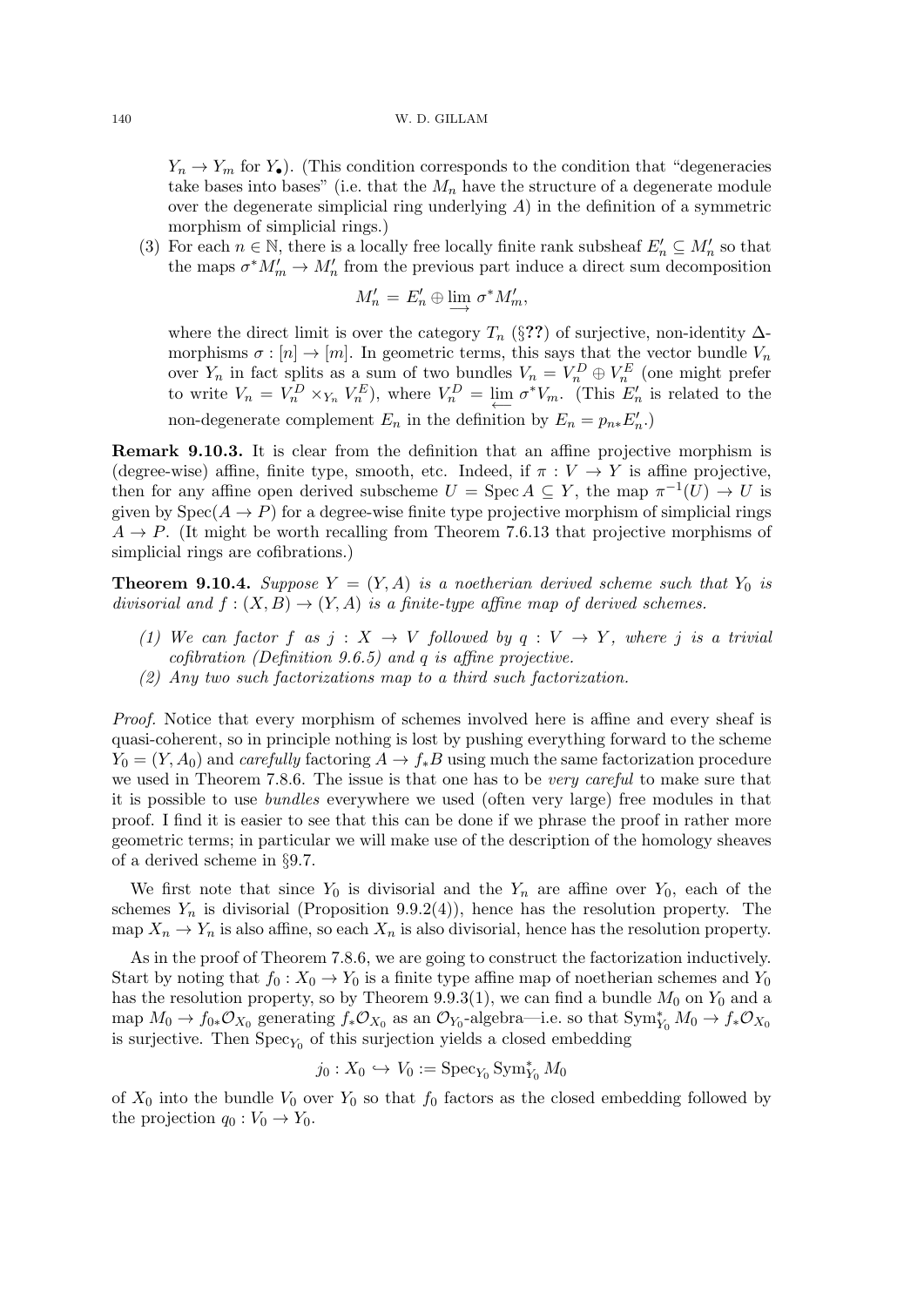$Y_n \to Y_m$ for $Y_\bullet$). (This condition corresponds to the condition that "degeneracies take bases into bases" (i.e. that the $M_n$ have the structure of a degenerate module over the degenerate simplicial ring underlying $A$) in the definition of a symmetric morphism of simplicial rings.)

(3) For each $n \in \mathbb{N}$, there is a locally free locally finite rank subsheaf $E'_n \subseteq M'_n$ so that the maps $\sigma^* M'_m \to M'_n$ from the previous part induce a direct sum decomposition

$$M'_n = E'_n \oplus \varinjlim \sigma^* M'_m,$$

where the direct limit is over the category $T_n$ (§??) of surjective, non-identity $\Delta$-morphisms $\sigma : [n] \to [m]$. In geometric terms, this says that the vector bundle $V_n$ over $Y_n$ in fact splits as a sum of two bundles $V_n = V_n^D \oplus V_n^E$ (one might prefer to write $V_n = V_n^D \times_{Y_n} V_n^E$), where $V_n^D = \varprojlim \sigma^* V_m$. (This $E'_n$ is related to the non-degenerate complement $E_n$ in the definition by $E_n = p_{n*} E'_n$.)

**Remark 9.10.3.** It is clear from the definition that an affine projective morphism is (degree-wise) affine, finite type, smooth, etc. Indeed, if $\pi : V \to Y$ is affine projective, then for any affine open derived subscheme $U = \operatorname{Spec} A \subseteq Y$, the map $\pi^{-1}(U) \to U$ is given by $\operatorname{Spec}(A \to P)$ for a degree-wise finite type projective morphism of simplicial rings $A \to P$. (It might be worth recalling from Theorem 7.6.13 that projective morphisms of simplicial rings are cofibrations.)

**Theorem 9.10.4.** *Suppose $Y = (Y, A)$ is a noetherian derived scheme such that $Y_0$ is divisorial and $f : (X, B) \to (Y, A)$ is a finite-type affine map of derived schemes.*

*(1) We can factor $f$ as $j : X \to V$ followed by $q : V \to Y$, where $j$ is a trivial cofibration (Definition 9.6.5) and $q$ is affine projective.*
*(2) Any two such factorizations map to a third such factorization.*

*Proof.* Notice that every morphism of schemes involved here is affine and every sheaf is quasi-coherent, so in principle nothing is lost by pushing everything forward to the scheme $Y_0 = (Y, A_0)$ and *carefully* factoring $A \to f_* B$ using much the same factorization procedure we used in Theorem 7.8.6. The issue is that one has to be *very careful* to make sure that it is possible to use *bundles* everywhere we used (often very large) free modules in that proof. I find it is easier to see that this can be done if we phrase the proof in rather more geometric terms; in particular we will make use of the description of the homology sheaves of a derived scheme in §9.7.

We first note that since $Y_0$ is divisorial and the $Y_n$ are affine over $Y_0$, each of the schemes $Y_n$ is divisorial (Proposition 9.9.2(4)), hence has the resolution property. The map $X_n \to Y_n$ is also affine, so each $X_n$ is also divisorial, hence has the resolution property.

As in the proof of Theorem 7.8.6, we are going to construct the factorization inductively. Start by noting that $f_0 : X_0 \to Y_0$ is a finite type affine map of noetherian schemes and $Y_0$ has the resolution property, so by Theorem 9.9.3(1), we can find a bundle $M_0$ on $Y_0$ and a map $M_0 \to f_{0*} \mathcal{O}_{X_0}$ generating $f_* \mathcal{O}_{X_0}$ as an $\mathcal{O}_{Y_0}$-algebra—i.e. so that $\operatorname{Sym}^*_{Y_0} M_0 \to f_* \mathcal{O}_{X_0}$ is surjective. Then $\operatorname{Spec}_{Y_0}$ of this surjection yields a closed embedding

$$j_0 : X_0 \hookrightarrow V_0 := \operatorname{Spec}_{Y_0} \operatorname{Sym}^*_{Y_0} M_0$$

of $X_0$ into the bundle $V_0$ over $Y_0$ so that $f_0$ factors as the closed embedding followed by the projection $q_0 : V_0 \to Y_0$.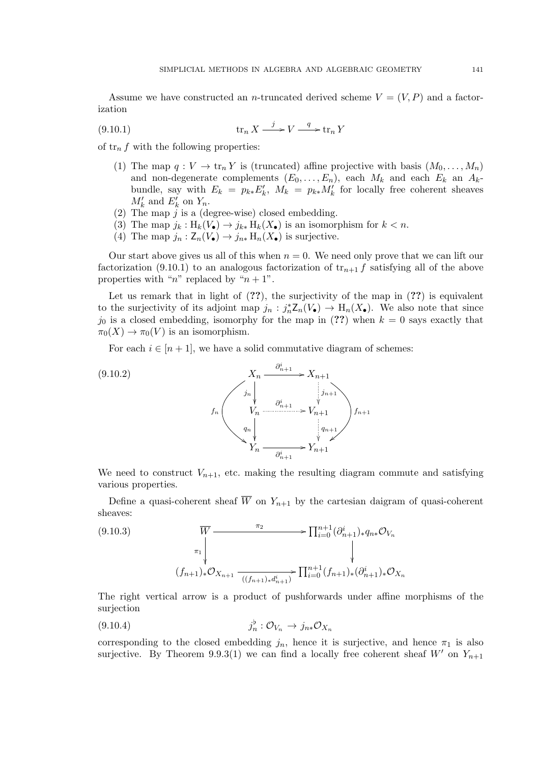Assume we have constructed an $n$-truncated derived scheme $V = (V, P)$ and a factorization

$$\operatorname{tr}_n X \xrightarrow{j} V \xrightarrow{q} \operatorname{tr}_n Y \tag{9.10.1}$$

of $\operatorname{tr}_n f$ with the following properties:

(1) The map $q : V \to \operatorname{tr}_n Y$ is (truncated) affine projective with basis $(M_0, \dots, M_n)$ and non-degenerate complements $(E_0, \dots, E_n)$, each $M_k$ and each $E_k$ an $A_k$-bundle, say with $E_k = p_{k*}E'_k$, $M_k = p_{k*}M'_k$ for locally free coherent sheaves $M'_k$ and $E'_k$ on $Y_n$.

(2) The map $j$ is a (degree-wise) closed embedding.

(3) The map $j_k : \mathrm{H}_k(V_\bullet) \to j_{k*}\,\mathrm{H}_k(X_\bullet)$ is an isomorphism for $k < n$.

(4) The map $j_n : \mathsf{Z}_n(V_\bullet) \to j_{n*}\,\mathrm{H}_n(X_\bullet)$ is surjective.

Our start above gives us all of this when $n = 0$. We need only prove that we can lift our factorization (9.10.1) to an analogous factorization of $\operatorname{tr}_{n+1} f$ satisfying all of the above properties with "$n$" replaced by "$n+1$".

Let us remark that in light of (**??**), the surjectivity of the map in (**??**) is equivalent to the surjectivity of its adjoint map $j_n : j_n^* \mathsf{Z}_n(V_\bullet) \to \mathrm{H}_n(X_\bullet)$. We also note that since $j_0$ is a closed embedding, isomorphy for the map in (**??**) when $k = 0$ says exactly that $\pi_0(X) \to \pi_0(V)$ is an isomorphism.

For each $i \in [n+1]$, we have a solid commutative diagram of schemes:

$$\begin{array}{ccc} X_n & \xrightarrow{\partial^i_{n+1}} & X_{n+1} \\ {\scriptstyle j_n}\downarrow & & \downarrow{\scriptstyle j_{n+1}} \\ V_n & \xrightarrow{\partial^i_{n+1}} & V_{n+1} \\ {\scriptstyle q_n}\downarrow & & \downarrow{\scriptstyle q_{n+1}} \\ Y_n & \xrightarrow{\partial^i_{n+1}} & Y_{n+1} \end{array} \tag{9.10.2}$$

(with $f_n : X_n \to Y_n$ and $f_{n+1} : X_{n+1} \to Y_{n+1}$ the outer curved arrows, and the maps into and out of $V_{n+1}$ dotted).

We need to construct $V_{n+1}$, etc. making the resulting diagram commute and satisfying various properties.

Define a quasi-coherent sheaf $\overline{W}$ on $Y_{n+1}$ by the cartesian daigram of quasi-coherent sheaves:

$$\begin{array}{ccc} \overline{W} & \xrightarrow{\pi_2} & \prod_{i=0}^{n+1} (\partial^i_{n+1})_* q_{n*} \mathcal{O}_{V_n} \\ {\scriptstyle \pi_1}\downarrow & & \downarrow \\ (f_{n+1})_* \mathcal{O}_{X_{n+1}} & \xrightarrow{((f_{n+1})_* d^i_{n+1})} & \prod_{i=0}^{n+1} (f_{n+1})_* (\partial^i_{n+1})_* \mathcal{O}_{X_n} \end{array} \tag{9.10.3}$$

The right vertical arrow is a product of pushforwards under affine morphisms of the surjection

$$j_n^\flat : \mathcal{O}_{V_n} \to j_{n*}\mathcal{O}_{X_n} \tag{9.10.4}$$

corresponding to the closed embedding $j_n$, hence it is surjective, and hence $\pi_1$ is also surjective. By Theorem 9.9.3(1) we can find a locally free coherent sheaf $W'$ on $Y_{n+1}$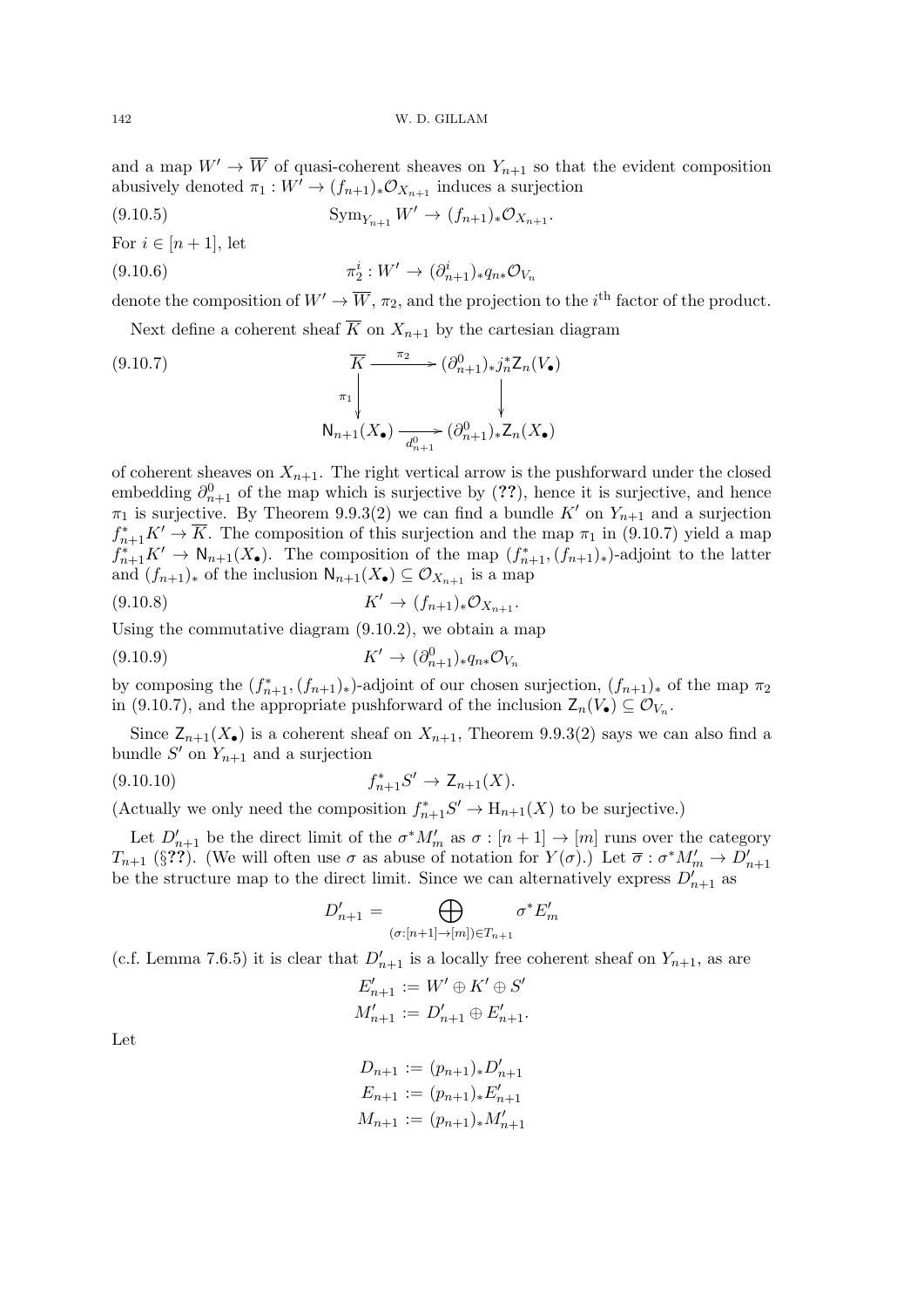and a map $W' \to \overline{W}$ of quasi-coherent sheaves on $Y_{n+1}$ so that the evident composition abusively denoted $\pi_1 : W' \to (f_{n+1})_* \mathcal{O}_{X_{n+1}}$ induces a surjection

$$\operatorname{Sym}_{Y_{n+1}} W' \to (f_{n+1})_* \mathcal{O}_{X_{n+1}}. \tag{9.10.5}$$

For $i \in [n+1]$, let

$$\pi_2^i : W' \to (\partial^i_{n+1})_* q_{n*} \mathcal{O}_{V_n} \tag{9.10.6}$$

denote the composition of $W' \to \overline{W}$, $\pi_2$, and the projection to the $i^{\text{th}}$ factor of the product.

Next define a coherent sheaf $\overline{K}$ on $X_{n+1}$ by the cartesian diagram

$$\begin{array}{ccc} \overline{K} & \xrightarrow{\pi_2} & (\partial^0_{n+1})_* j_n^* \mathsf{Z}_n(V_\bullet) \\ {\scriptstyle \pi_1} \downarrow & & \downarrow \\ \mathsf{N}_{n+1}(X_\bullet) & \xrightarrow[d^0_{n+1}]{} & (\partial^0_{n+1})_* \mathsf{Z}_n(X_\bullet) \end{array} \tag{9.10.7}$$

of coherent sheaves on $X_{n+1}$. The right vertical arrow is the pushforward under the closed embedding $\partial^0_{n+1}$ of the map which is surjective by (**??**), hence it is surjective, and hence $\pi_1$ is surjective. By Theorem 9.9.3(2) we can find a bundle $K'$ on $Y_{n+1}$ and a surjection $f^*_{n+1} K' \to \overline{K}$. The composition of this surjection and the map $\pi_1$ in (9.10.7) yield a map $f^*_{n+1} K' \to \mathsf{N}_{n+1}(X_\bullet)$. The composition of the map $(f^*_{n+1}, (f_{n+1})_*)$-adjoint to the latter and $(f_{n+1})_*$ of the inclusion $\mathsf{N}_{n+1}(X_\bullet) \subseteq \mathcal{O}_{X_{n+1}}$ is a map

$$K' \to (f_{n+1})_* \mathcal{O}_{X_{n+1}}. \tag{9.10.8}$$

Using the commutative diagram (9.10.2), we obtain a map

$$K' \to (\partial^0_{n+1})_* q_{n*} \mathcal{O}_{V_n} \tag{9.10.9}$$

by composing the $(f^*_{n+1}, (f_{n+1})_*)$-adjoint of our chosen surjection, $(f_{n+1})_*$ of the map $\pi_2$ in (9.10.7), and the appropriate pushforward of the inclusion $\mathsf{Z}_n(V_\bullet) \subseteq \mathcal{O}_{V_n}$.

Since $\mathsf{Z}_{n+1}(X_\bullet)$ is a coherent sheaf on $X_{n+1}$, Theorem 9.9.3(2) says we can also find a bundle $S'$ on $Y_{n+1}$ and a surjection

$$f^*_{n+1} S' \to \mathsf{Z}_{n+1}(X). \tag{9.10.10}$$

(Actually we only need the composition $f^*_{n+1} S' \to \mathrm{H}_{n+1}(X)$ to be surjective.)

Let $D'_{n+1}$ be the direct limit of the $\sigma^* M'_m$ as $\sigma : [n+1] \to [m]$ runs over the category $T_{n+1}$ (§**??**). (We will often use $\sigma$ as abuse of notation for $Y(\sigma)$.) Let $\overline{\sigma} : \sigma^* M'_m \to D'_{n+1}$ be the structure map to the direct limit. Since we can alternatively express $D'_{n+1}$ as

$$D'_{n+1} = \bigoplus_{(\sigma : [n+1] \to [m]) \in T_{n+1}} \sigma^* E'_m$$

(c.f. Lemma 7.6.5) it is clear that $D'_{n+1}$ is a locally free coherent sheaf on $Y_{n+1}$, as are

$$E'_{n+1} := W' \oplus K' \oplus S'$$
$$M'_{n+1} := D'_{n+1} \oplus E'_{n+1}.$$

Let

$$D_{n+1} := (p_{n+1})_* D'_{n+1}$$
$$E_{n+1} := (p_{n+1})_* E'_{n+1}$$
$$M_{n+1} := (p_{n+1})_* M'_{n+1}$$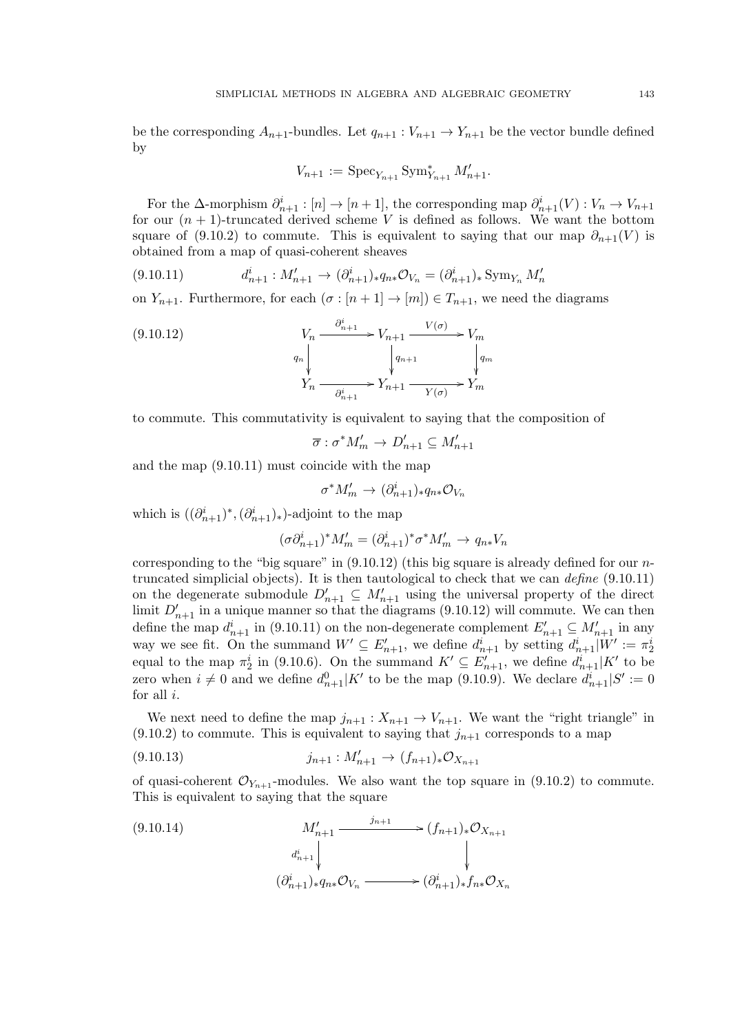be the corresponding $A_{n+1}$-bundles. Let $q_{n+1} : V_{n+1} \to Y_{n+1}$ be the vector bundle defined by

$$V_{n+1} := \operatorname{Spec}_{Y_{n+1}} \operatorname{Sym}^*_{Y_{n+1}} M'_{n+1}.$$

For the $\Delta$-morphism $\partial^i_{n+1} : [n] \to [n+1]$, the corresponding map $\partial^i_{n+1}(V) : V_n \to V_{n+1}$ for our $(n+1)$-truncated derived scheme $V$ is defined as follows. We want the bottom square of (9.10.2) to commute. This is equivalent to saying that our map $\partial_{n+1}(V)$ is obtained from a map of quasi-coherent sheaves

$$d^i_{n+1} : M'_{n+1} \to (\partial^i_{n+1})_* q_{n*} \mathcal{O}_{V_n} = (\partial^i_{n+1})_* \operatorname{Sym}_{Y_n} M'_n \tag{9.10.11}$$

on $Y_{n+1}$. Furthermore, for each $(\sigma : [n+1] \to [m]) \in T_{n+1}$, we need the diagrams

$$\begin{array}{ccccc} V_n & \xrightarrow{\partial^i_{n+1}} & V_{n+1} & \xrightarrow{V(\sigma)} & V_m \\ \downarrow{\scriptstyle q_n} & & \downarrow{\scriptstyle q_{n+1}} & & \downarrow{\scriptstyle q_m} \\ Y_n & \xrightarrow[\partial^i_{n+1}]{} & Y_{n+1} & \xrightarrow[Y(\sigma)]{} & Y_m \end{array} \tag{9.10.12}$$

to commute. This commutativity is equivalent to saying that the composition of

$$\overline{\sigma} : \sigma^* M'_m \to D'_{n+1} \subseteq M'_{n+1}$$

and the map (9.10.11) must coincide with the map

$$\sigma^* M'_m \to (\partial^i_{n+1})_* q_{n*} \mathcal{O}_{V_n}$$

which is $((\partial^i_{n+1})^*, (\partial^i_{n+1})_*)$-adjoint to the map

$$(\sigma \partial^i_{n+1})^* M'_m = (\partial^i_{n+1})^* \sigma^* M'_m \to q_{n*} V_n$$

corresponding to the "big square" in (9.10.12) (this big square is already defined for our $n$-truncated simplicial objects). It is then tautological to check that we can *define* (9.10.11) on the degenerate submodule $D'_{n+1} \subseteq M'_{n+1}$ using the universal property of the direct limit $D'_{n+1}$ in a unique manner so that the diagrams (9.10.12) will commute. We can then define the map $d^i_{n+1}$ in (9.10.11) on the non-degenerate complement $E'_{n+1} \subseteq M'_{n+1}$ in any way we see fit. On the summand $W' \subseteq E'_{n+1}$, we define $d^i_{n+1}$ by setting $d^i_{n+1}|W' := \pi^i_2$ equal to the map $\pi^i_2$ in (9.10.6). On the summand $K' \subseteq E'_{n+1}$, we define $d^i_{n+1}|K'$ to be zero when $i \neq 0$ and we define $d^0_{n+1}|K'$ to be the map (9.10.9). We declare $d^i_{n+1}|S' := 0$ for all $i$.

We next need to define the map $j_{n+1} : X_{n+1} \to V_{n+1}$. We want the "right triangle" in (9.10.2) to commute. This is equivalent to saying that $j_{n+1}$ corresponds to a map

$$j_{n+1} : M'_{n+1} \to (f_{n+1})_* \mathcal{O}_{X_{n+1}} \tag{9.10.13}$$

of quasi-coherent $\mathcal{O}_{Y_{n+1}}$-modules. We also want the top square in (9.10.2) to commute. This is equivalent to saying that the square

$$\begin{array}{ccc} M'_{n+1} & \xrightarrow{j_{n+1}} & (f_{n+1})_* \mathcal{O}_{X_{n+1}} \\ \downarrow{\scriptstyle d^i_{n+1}} & & \downarrow \\ (\partial^i_{n+1})_* q_{n*} \mathcal{O}_{V_n} & \longrightarrow & (\partial^i_{n+1})_* f_{n*} \mathcal{O}_{X_n} \end{array} \tag{9.10.14}$$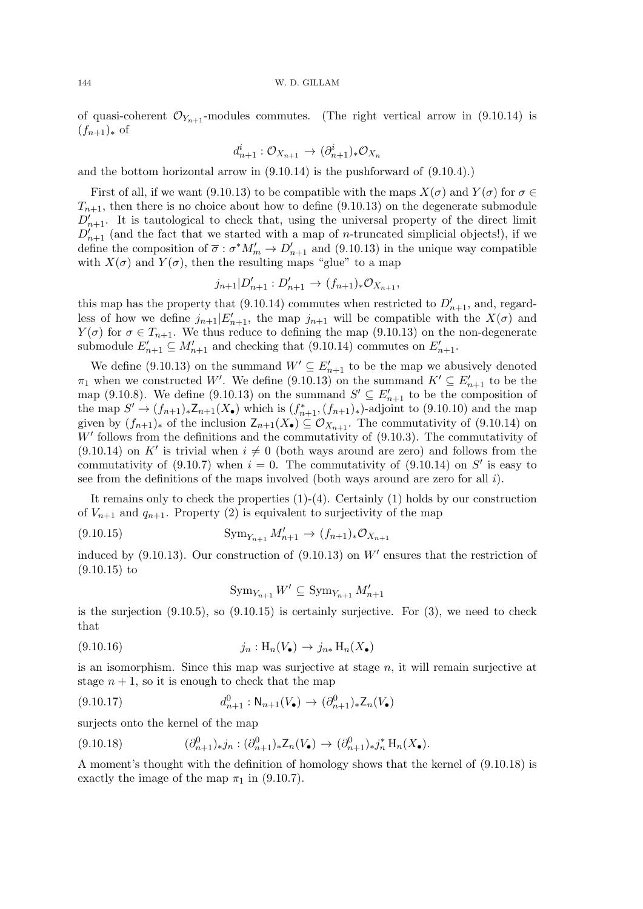of quasi-coherent $\mathcal{O}_{Y_{n+1}}$-modules commutes. (The right vertical arrow in (9.10.14) is $(f_{n+1})_*$ of

$$d^i_{n+1} : \mathcal{O}_{X_{n+1}} \to (\partial^i_{n+1})_* \mathcal{O}_{X_n}$$

and the bottom horizontal arrow in (9.10.14) is the pushforward of (9.10.4).)

First of all, if we want (9.10.13) to be compatible with the maps $X(\sigma)$ and $Y(\sigma)$ for $\sigma \in T_{n+1}$, then there is no choice about how to define (9.10.13) on the degenerate submodule $D'_{n+1}$. It is tautological to check that, using the universal property of the direct limit $D'_{n+1}$ (and the fact that we started with a map of $n$-truncated simplicial objects!), if we define the composition of $\overline{\sigma} : \sigma^* M'_m \to D'_{n+1}$ and (9.10.13) in the unique way compatible with $X(\sigma)$ and $Y(\sigma)$, then the resulting maps "glue" to a map

$$j_{n+1}|D'_{n+1} : D'_{n+1} \to (f_{n+1})_* \mathcal{O}_{X_{n+1}},$$

this map has the property that (9.10.14) commutes when restricted to $D'_{n+1}$, and, regardless of how we define $j_{n+1}|E'_{n+1}$, the map $j_{n+1}$ will be compatible with the $X(\sigma)$ and $Y(\sigma)$ for $\sigma \in T_{n+1}$. We thus reduce to defining the map (9.10.13) on the non-degenerate submodule $E'_{n+1} \subseteq M'_{n+1}$ and checking that (9.10.14) commutes on $E'_{n+1}$.

We define (9.10.13) on the summand $W' \subseteq E'_{n+1}$ to be the map we abusively denoted $\pi_1$ when we constructed $W'$. We define (9.10.13) on the summand $K' \subseteq E'_{n+1}$ to be the map (9.10.8). We define (9.10.13) on the summand $S' \subseteq E'_{n+1}$ to be the composition of the map $S' \to (f_{n+1})_* \mathsf{Z}_{n+1}(X_\bullet)$ which is $(f^*_{n+1}, (f_{n+1})_*)$-adjoint to (9.10.10) and the map given by $(f_{n+1})_*$ of the inclusion $\mathsf{Z}_{n+1}(X_\bullet) \subseteq \mathcal{O}_{X_{n+1}}$. The commutativity of (9.10.14) on $W'$ follows from the definitions and the commutativity of (9.10.3). The commutativity of (9.10.14) on $K'$ is trivial when $i \neq 0$ (both ways around are zero) and follows from the commutativity of (9.10.7) when $i = 0$. The commutativity of (9.10.14) on $S'$ is easy to see from the definitions of the maps involved (both ways around are zero for all $i$).

It remains only to check the properties (1)-(4). Certainly (1) holds by our construction of $V_{n+1}$ and $q_{n+1}$. Property (2) is equivalent to surjectivity of the map

$$\operatorname{Sym}_{Y_{n+1}} M'_{n+1} \to (f_{n+1})_* \mathcal{O}_{X_{n+1}} \tag{9.10.15}$$

induced by (9.10.13). Our construction of (9.10.13) on $W'$ ensures that the restriction of (9.10.15) to

$$\operatorname{Sym}_{Y_{n+1}} W' \subseteq \operatorname{Sym}_{Y_{n+1}} M'_{n+1}$$

is the surjection (9.10.5), so (9.10.15) is certainly surjective. For (3), we need to check that

$$j_n : \mathrm{H}_n(V_\bullet) \to j_{n*} \mathrm{H}_n(X_\bullet) \tag{9.10.16}$$

is an isomorphism. Since this map was surjective at stage $n$, it will remain surjective at stage $n+1$, so it is enough to check that the map

$$d^0_{n+1} : \mathsf{N}_{n+1}(V_\bullet) \to (\partial^0_{n+1})_* \mathsf{Z}_n(V_\bullet) \tag{9.10.17}$$

surjects onto the kernel of the map

$$(\partial^0_{n+1})_* j_n : (\partial^0_{n+1})_* \mathsf{Z}_n(V_\bullet) \to (\partial^0_{n+1})_* j^*_n \mathrm{H}_n(X_\bullet). \tag{9.10.18}$$

A moment's thought with the definition of homology shows that the kernel of (9.10.18) is exactly the image of the map $\pi_1$ in (9.10.7).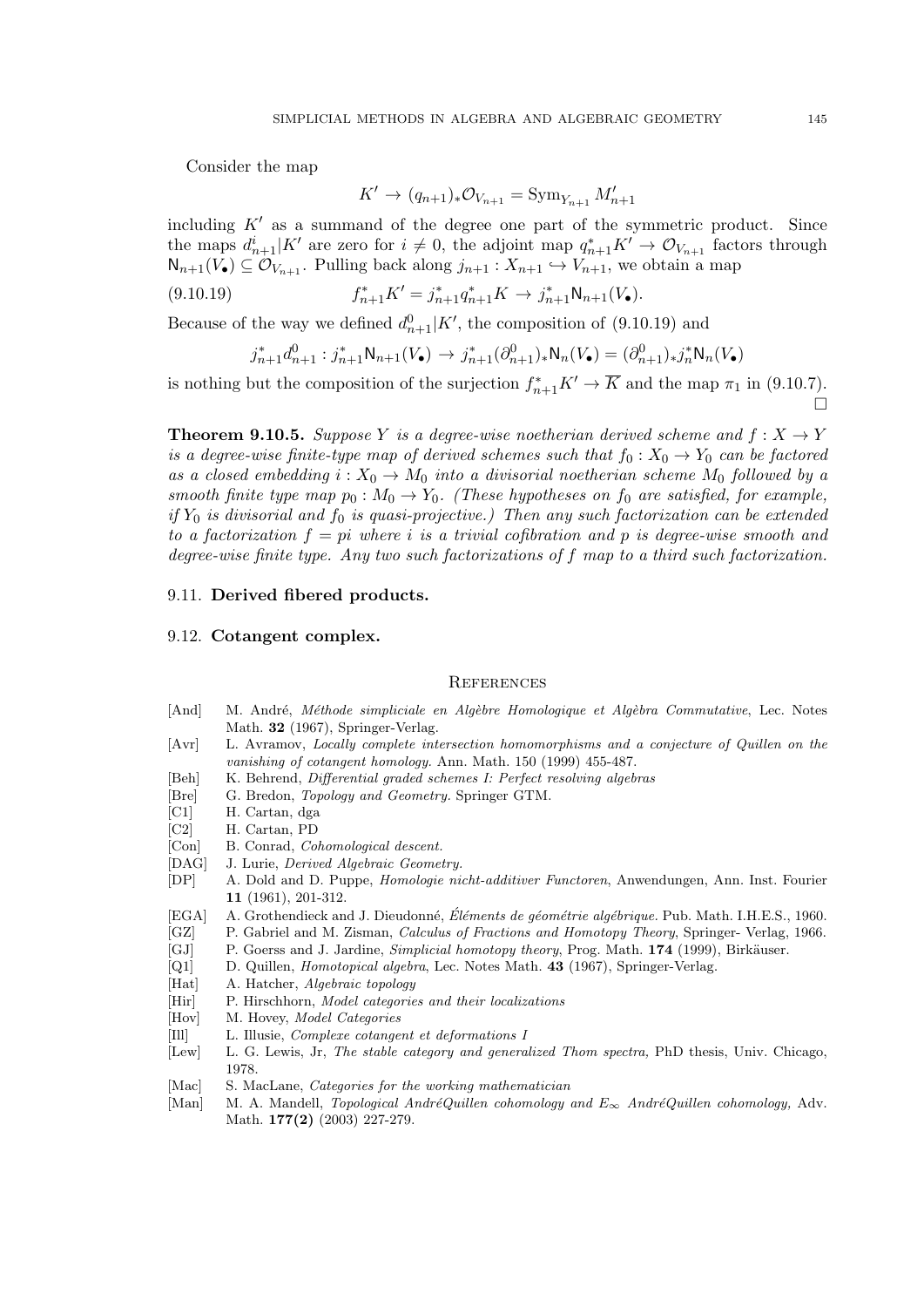Consider the map

$$K' \to (q_{n+1})_* \mathcal{O}_{V_{n+1}} = \mathrm{Sym}_{Y_{n+1}} M'_{n+1}$$

including $K'$ as a summand of the degree one part of the symmetric product. Since the maps $d^i_{n+1}|K'$ are zero for $i \neq 0$, the adjoint map $q^*_{n+1}K' \to \mathcal{O}_{V_{n+1}}$ factors through $\mathsf{N}_{n+1}(V_\bullet) \subseteq \mathcal{O}_{V_{n+1}}$. Pulling back along $j_{n+1} : X_{n+1} \hookrightarrow V_{n+1}$, we obtain a map

$$f^*_{n+1}K' = j^*_{n+1} q^*_{n+1} K \to j^*_{n+1}\mathsf{N}_{n+1}(V_\bullet). \tag{9.10.19}$$

Because of the way we defined $d^0_{n+1}|K'$, the composition of (9.10.19) and

$$j^*_{n+1} d^0_{n+1} : j^*_{n+1}\mathsf{N}_{n+1}(V_\bullet) \to j^*_{n+1}(\partial^0_{n+1})_*\mathsf{N}_n(V_\bullet) = (\partial^0_{n+1})_* j^*_n \mathsf{N}_n(V_\bullet)$$

is nothing but the composition of the surjection $f^*_{n+1}K' \to \overline{K}$ and the map $\pi_1$ in (9.10.7). □

**Theorem 9.10.5.** *Suppose $Y$ is a degree-wise noetherian derived scheme and $f : X \to Y$ is a degree-wise finite-type map of derived schemes such that $f_0 : X_0 \to Y_0$ can be factored as a closed embedding $i : X_0 \to M_0$ into a divisorial noetherian scheme $M_0$ followed by a smooth finite type map $p_0 : M_0 \to Y_0$. (These hypotheses on $f_0$ are satisfied, for example, if $Y_0$ is divisorial and $f_0$ is quasi-projective.) Then any such factorization can be extended to a factorization $f = pi$ where $i$ is a trivial cofibration and $p$ is degree-wise smooth and degree-wise finite type. Any two such factorizations of $f$ map to a third such factorization.*

### 9.11. **Derived fibered products.**

### 9.12. **Cotangent complex.**

## References

- [And] M. André, *Méthode simpliciale en Algèbre Homologique et Algèbra Commutative*, Lec. Notes Math. **32** (1967), Springer-Verlag.
- [Avr] L. Avramov, *Locally complete intersection homomorphisms and a conjecture of Quillen on the vanishing of cotangent homology.* Ann. Math. 150 (1999) 455-487.
- [Beh] K. Behrend, *Differential graded schemes I: Perfect resolving algebras*
- [Bre] G. Bredon, *Topology and Geometry.* Springer GTM.
- [C1] H. Cartan, dga
- [C2] H. Cartan, PD
- [Con] B. Conrad, *Cohomological descent.*
- [DAG] J. Lurie, *Derived Algebraic Geometry.*
- [DP] A. Dold and D. Puppe, *Homologie nicht-additiver Functoren*, Anwendungen, Ann. Inst. Fourier **11** (1961), 201-312.
- [EGA] A. Grothendieck and J. Dieudonné, *Éléments de géométrie algébrique.* Pub. Math. I.H.E.S., 1960.
- [GZ] P. Gabriel and M. Zisman, *Calculus of Fractions and Homotopy Theory*, Springer- Verlag, 1966.
- [GJ] P. Goerss and J. Jardine, *Simplicial homotopy theory*, Prog. Math. **174** (1999), Birkäuser.
- [Q1] D. Quillen, *Homotopical algebra*, Lec. Notes Math. **43** (1967), Springer-Verlag.
- [Hat] A. Hatcher, *Algebraic topology*
- [Hir] P. Hirschhorn, *Model categories and their localizations*
- [Hov] M. Hovey, *Model Categories*
- [Ill] L. Illusie, *Complexe cotangent et deformations I*
- [Lew] L. G. Lewis, Jr, *The stable category and generalized Thom spectra,* PhD thesis, Univ. Chicago, 1978.
- [Mac] S. MacLane, *Categories for the working mathematician*
- [Man] M. A. Mandell, *Topological AndréQuillen cohomology and $E_\infty$ AndréQuillen cohomology,* Adv. Math. **177(2)** (2003) 227-279.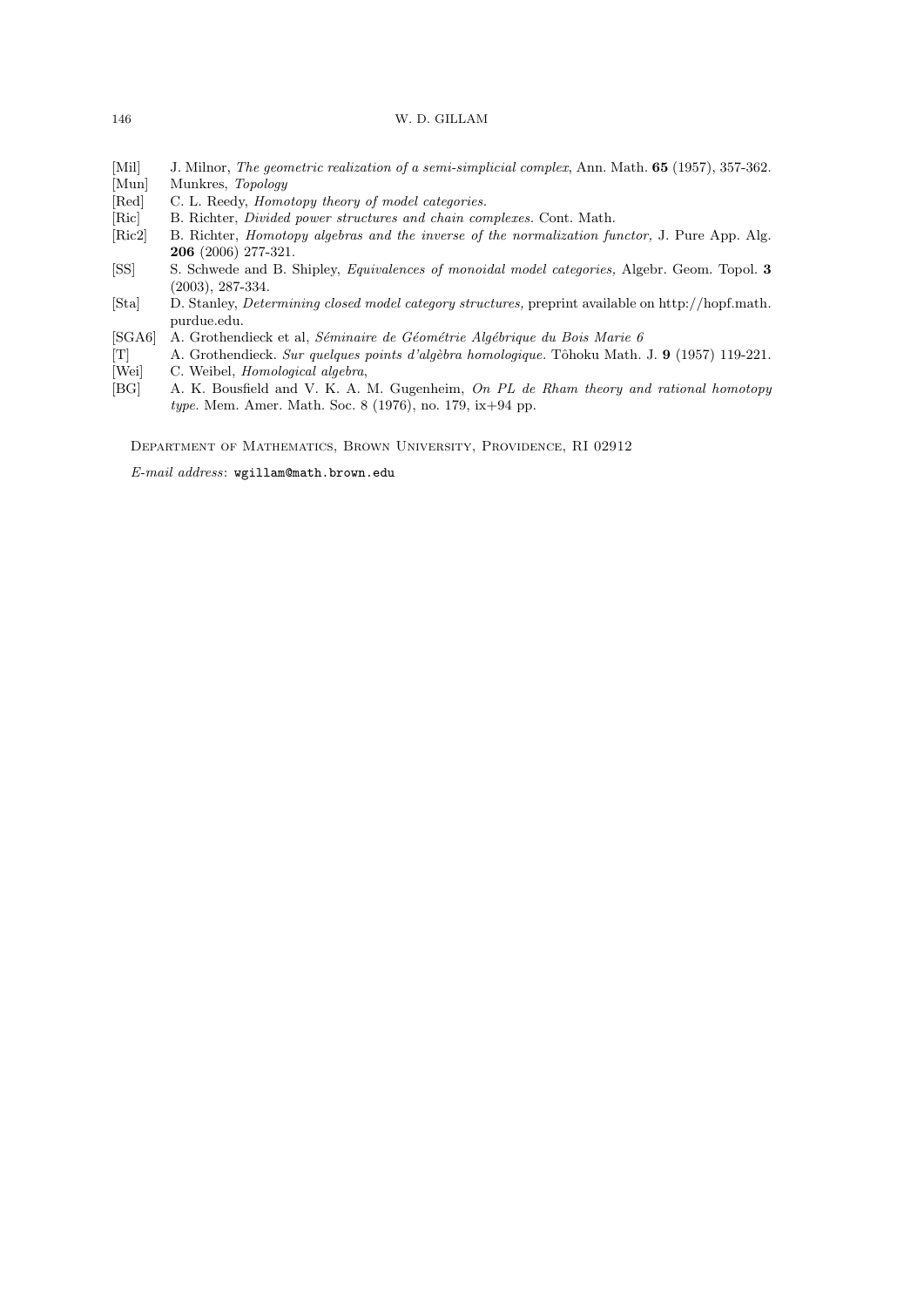- [Mil] J. Milnor, *The geometric realization of a semi-simplicial complex*, Ann. Math. **65** (1957), 357-362.
- [Mun] Munkres, *Topology*
- [Red] C. L. Reedy, *Homotopy theory of model categories.*
- [Ric] B. Richter, *Divided power structures and chain complexes.* Cont. Math.
- [Ric2] B. Richter, *Homotopy algebras and the inverse of the normalization functor,* J. Pure App. Alg. **206** (2006) 277-321.
- [SS] S. Schwede and B. Shipley, *Equivalences of monoidal model categories,* Algebr. Geom. Topol. **3** (2003), 287-334.
- [Sta] D. Stanley, *Determining closed model category structures,* preprint available on http://hopf.math.purdue.edu.
- [SGA6] A. Grothendieck et al, *Séminaire de Géométrie Algébrique du Bois Marie 6*
- [T] A. Grothendieck. *Sur quelques points d'algèbra homologique.* Tôhoku Math. J. **9** (1957) 119-221.
- [Wei] C. Weibel, *Homological algebra*,
- [BG] A. K. Bousfield and V. K. A. M. Gugenheim, *On PL de Rham theory and rational homotopy type.* Mem. Amer. Math. Soc. 8 (1976), no. 179, ix+94 pp.

Department of Mathematics, Brown University, Providence, RI 02912

*E-mail address*: `wgillam@math.brown.edu`